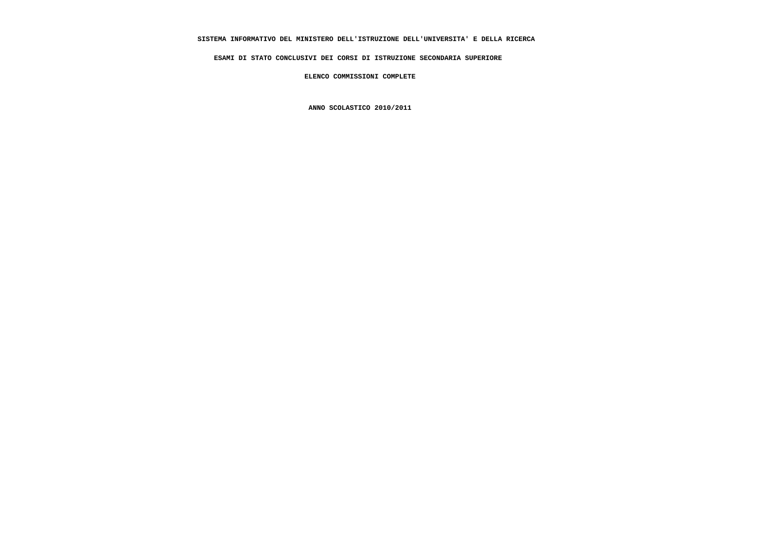**SISTEMA INFORMATIVO DEL MINISTERO DELL'ISTRUZIONE DELL'UNIVERSITA' E DELLA RICERCA**

**ESAMI DI STATO CONCLUSIVI DEI CORSI DI ISTRUZIONE SECONDARIA SUPERIORE**

**ELENCO COMMISSIONI COMPLETE**

**ANNO SCOLASTICO 2010/2011**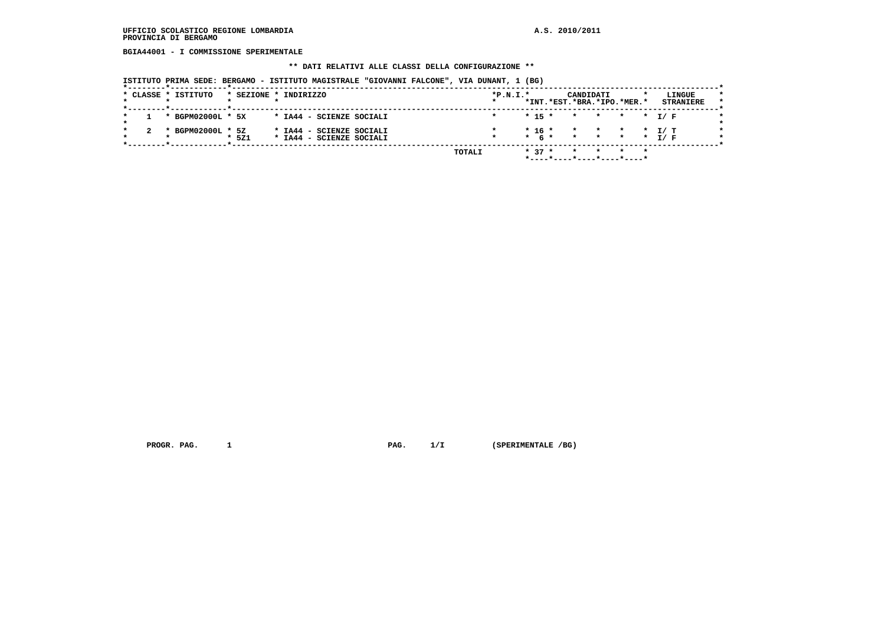**UFFICIO SCOLASTICO REGIONE LOMBARDIA** **A.S. 2010/2011**
**PROVINCIA DI BERGAMO**

**BGIA44001 - I COMMISSIONE SPERIMENTALE**

**\*\* DATI RELATIVI ALLE CLASSI DELLA CONFIGURAZIONE \*\***

**ISTITUTO PRIMA SEDE: BERGAMO - ISTITUTO MAGISTRALE "GIOVANNI FALCONE", VIA DUNANT, 1 (BG)**

| CLASSE | ISTITUTO | SEZIONE | INDIRIZZO | P.N.I. | CANDIDATI INT. | EST. | BRA. | IPO. | MER. | LINGUE STRANIERE |
|---|---|---|---|---|---|---|---|---|---|---|
| 1 | BGPM02000L | 5X | IA44 - SCIENZE SOCIALI | | 15 | | | | | I/ F |
| 2 | BGPM02000L | 5Z | IA44 - SCIENZE SOCIALI | | 16 | | | | | I/ T |
| | | 5Z1 | IA44 - SCIENZE SOCIALI | | 6 | | | | | I/ F |
| | | | TOTALI | | 37 | | | | | |

**PROGR. PAG. 1** **PAG. 1/I** **(SPERIMENTALE /BG)**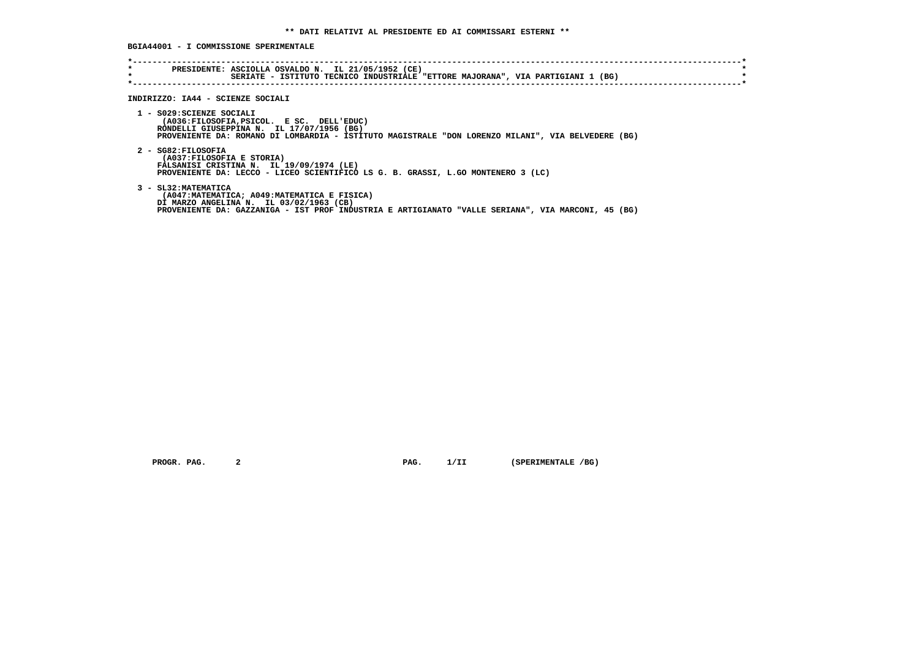## ** DATI RELATIVI AL PRESIDENTE ED AI COMMISSARI ESTERNI **

**BGIA44001 - I COMMISSIONE SPERIMENTALE**

**PRESIDENTE: ASCIOLLA OSVALDO N. IL 21/05/1952 (CE)**
**SERIATE - ISTITUTO TECNICO INDUSTRIALE "ETTORE MAJORANA", VIA PARTIGIANI 1 (BG)**

**INDIRIZZO: IA44 - SCIENZE SOCIALI**

1 - S029:SCIENZE SOCIALI
(A036:FILOSOFIA,PSICOL. E SC. DELL'EDUC)
RONDELLI GIUSEPPINA N. IL 17/07/1956 (BG)
PROVENIENTE DA: ROMANO DI LOMBARDIA - ISTITUTO MAGISTRALE "DON LORENZO MILANI", VIA BELVEDERE (BG)

2 - SG82:FILOSOFIA
(A037:FILOSOFIA E STORIA)
FALSANISI CRISTINA N. IL 19/09/1974 (LE)
PROVENIENTE DA: LECCO - LICEO SCIENTIFICO LS G. B. GRASSI, L.GO MONTENERO 3 (LC)

3 - SL32:MATEMATICA
(A047:MATEMATICA; A049:MATEMATICA E FISICA)
DI MARZO ANGELINA N. IL 03/02/1963 (CB)
PROVENIENTE DA: GAZZANIGA - IST PROF INDUSTRIA E ARTIGIANATO "VALLE SERIANA", VIA MARCONI, 45 (BG)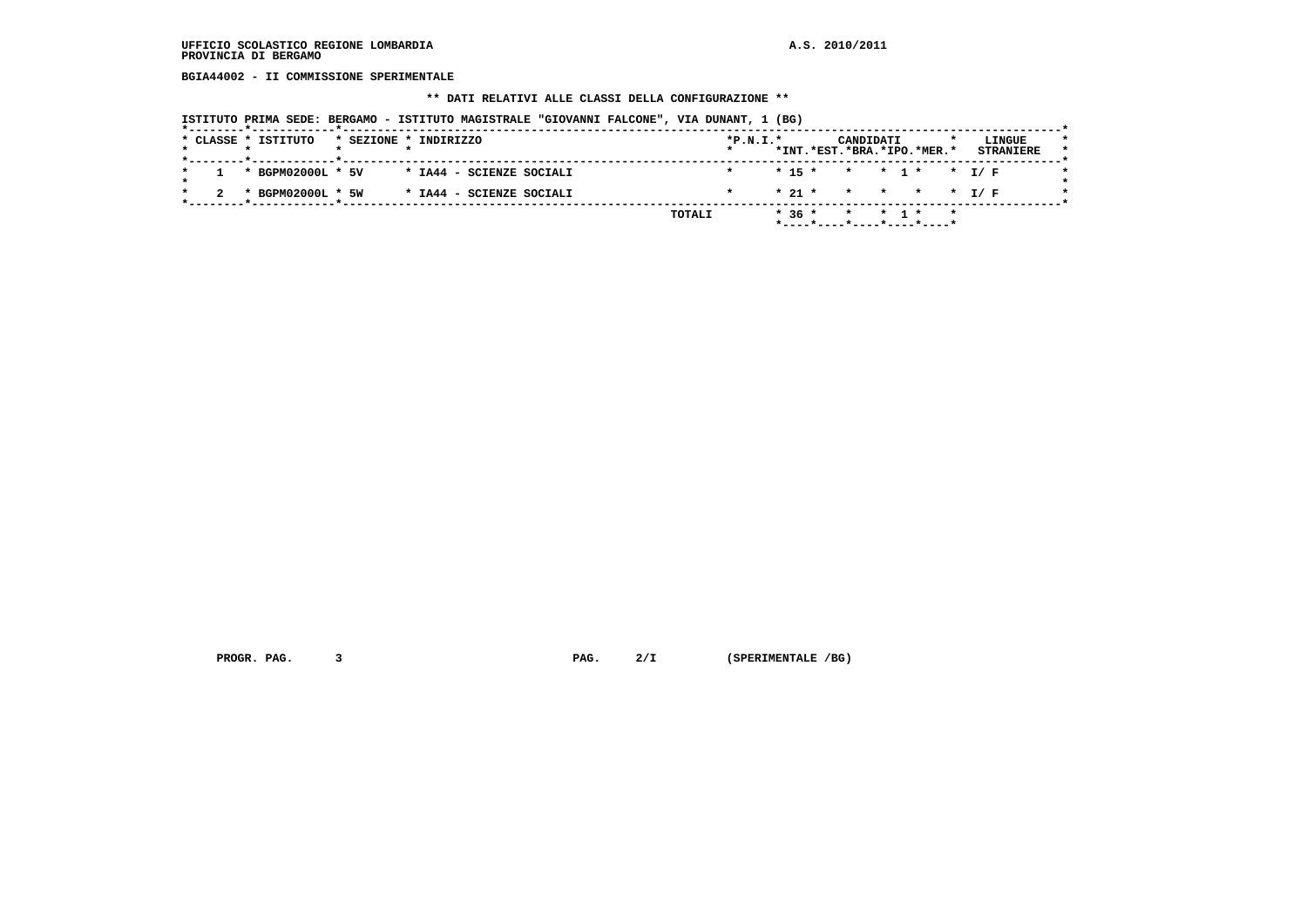UFFICIO SCOLASTICO REGIONE LOMBARDIA
PROVINCIA DI BERGAMO

A.S. 2010/2011

BGIA44002 - II COMMISSIONE SPERIMENTALE

** DATI RELATIVI ALLE CLASSI DELLA CONFIGURAZIONE **

ISTITUTO PRIMA SEDE: BERGAMO - ISTITUTO MAGISTRALE "GIOVANNI FALCONE", VIA DUNANT, 1 (BG)

| CLASSE | ISTITUTO | SEZIONE | INDIRIZZO | P.N.I. | CANDIDATI INT. | CANDIDATI EST. | CANDIDATI BRA. | CANDIDATI IPO. | CANDIDATI MER. | LINGUE STRANIERE |
|---|---|---|---|---|---|---|---|---|---|---|
| 1 | BGPM02000L | 5V | IA44 - SCIENZE SOCIALI | | 15 | | | 1 | | I/ F |
| 2 | BGPM02000L | 5W | IA44 - SCIENZE SOCIALI | | 21 | | | | | I/ F |
| | | | | TOTALI | 36 | | | 1 | | |

PROGR. PAG. 3 PAG. 2/I (SPERIMENTALE /BG)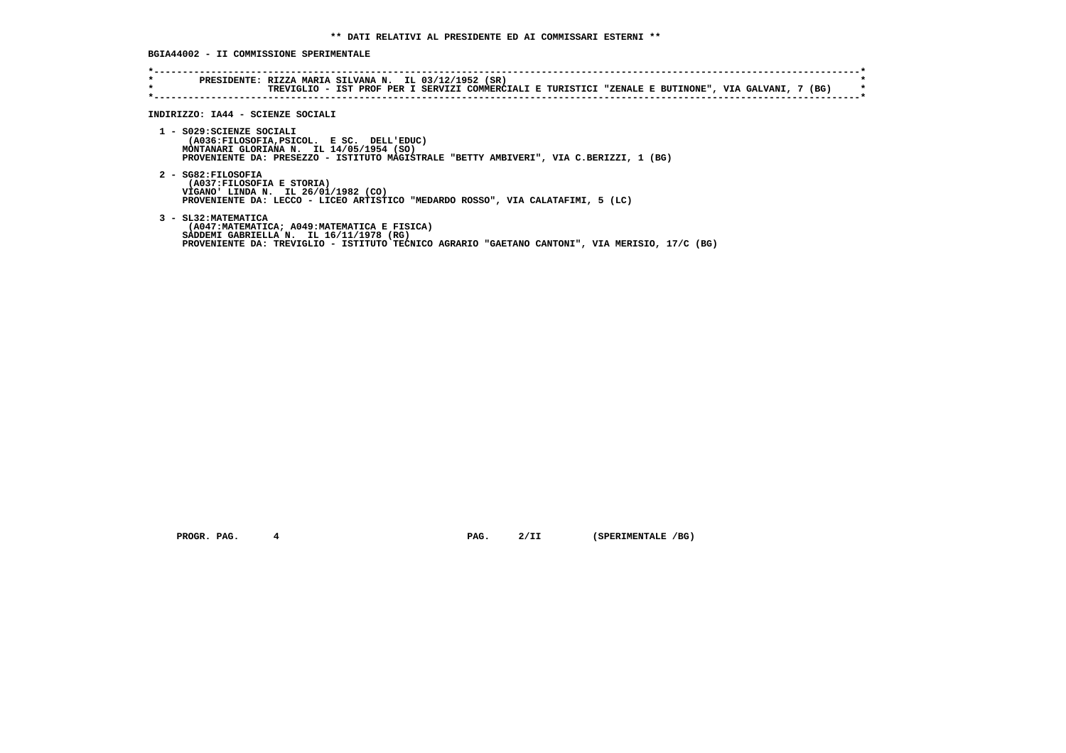**\*\* DATI RELATIVI AL PRESIDENTE ED AI COMMISSARI ESTERNI \*\***

**BGIA44002 - II COMMISSIONE SPERIMENTALE**

```
*----------------------------------------------------------------------------------------------------------------------*
*        PRESIDENTE: RIZZA MARIA SILVANA N.  IL 03/12/1952 (SR)                                                        *
*                    TREVIGLIO - IST PROF PER I SERVIZI COMMERCIALI E TURISTICI "ZENALE E BUTINONE", VIA GALVANI, 7 (BG) *
*----------------------------------------------------------------------------------------------------------------------*
```

**INDIRIZZO: IA44 - SCIENZE SOCIALI**

1 - S029:SCIENZE SOCIALI
(A036:FILOSOFIA,PSICOL. E SC. DELL'EDUC)
MONTANARI GLORIANA N. IL 14/05/1954 (SO)
PROVENIENTE DA: PRESEZZO - ISTITUTO MAGISTRALE "BETTY AMBIVERI", VIA C.BERIZZI, 1 (BG)

2 - SG82:FILOSOFIA
(A037:FILOSOFIA E STORIA)
VIGANO' LINDA N. IL 26/01/1982 (CO)
PROVENIENTE DA: LECCO - LICEO ARTISTICO "MEDARDO ROSSO", VIA CALATAFIMI, 5 (LC)

3 - SL32:MATEMATICA
(A047:MATEMATICA; A049:MATEMATICA E FISICA)
SADDEMI GABRIELLA N. IL 16/11/1978 (RG)
PROVENIENTE DA: TREVIGLIO - ISTITUTO TECNICO AGRARIO "GAETANO CANTONI", VIA MERISIO, 17/C (BG)

PROGR. PAG. 4 PAG. 2/II (SPERIMENTALE /BG)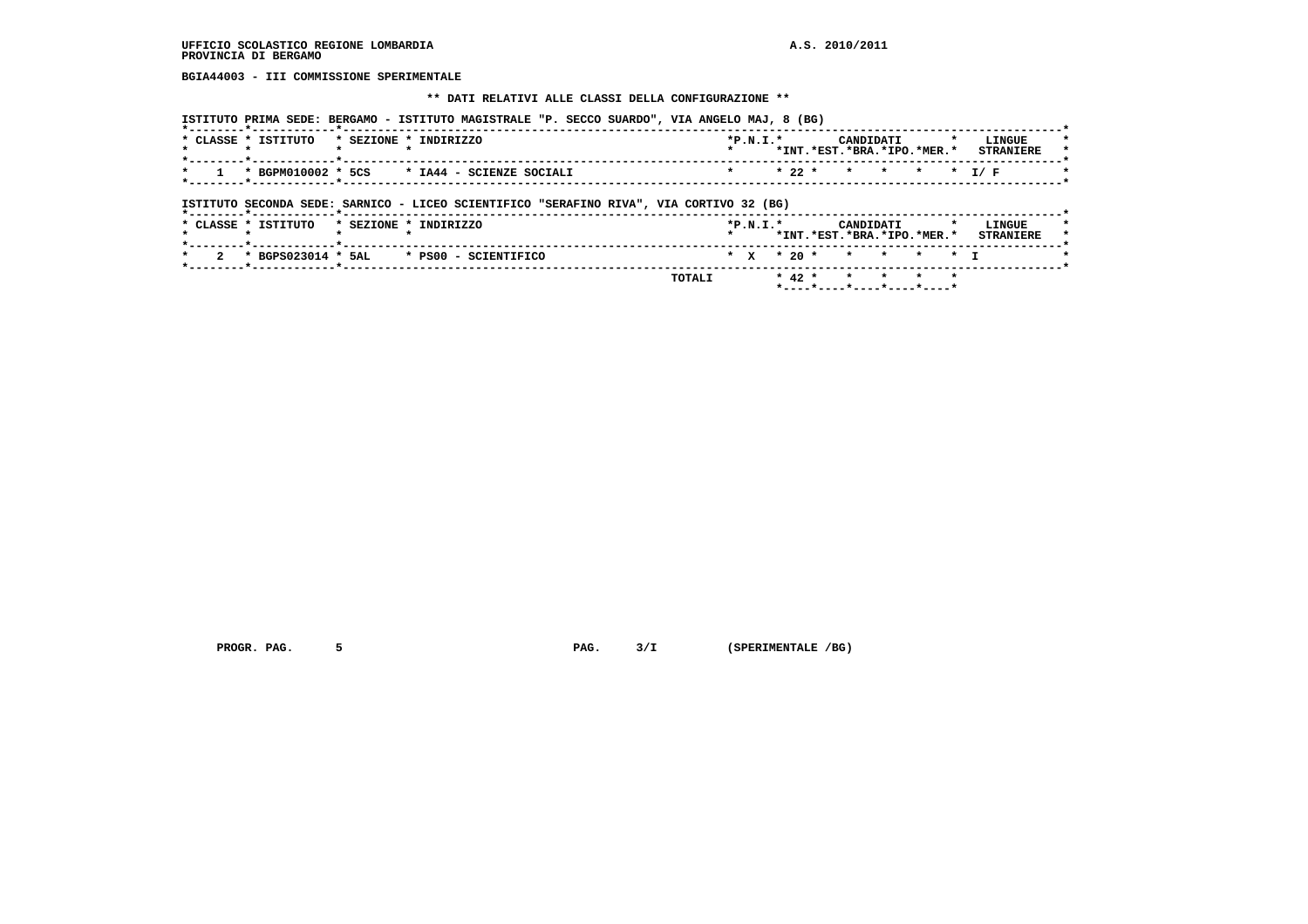UFFICIO SCOLASTICO REGIONE LOMBARDIA
PROVINCIA DI BERGAMO

A.S. 2010/2011

**BGIA44003 - III COMMISSIONE SPERIMENTALE**

**\*\* DATI RELATIVI ALLE CLASSI DELLA CONFIGURAZIONE \*\***

**ISTITUTO PRIMA SEDE: BERGAMO - ISTITUTO MAGISTRALE "P. SECCO SUARDO", VIA ANGELO MAJ, 8 (BG)**

| CLASSE | ISTITUTO | SEZIONE | INDIRIZZO | P.N.I. | CANDIDATI INT. | EST. | BRA. | IPO. | MER. | LINGUE STRANIERE |
|---|---|---|---|---|---|---|---|---|---|---|
| 1 | BGPM010002 | 5CS | IA44 - SCIENZE SOCIALI | | 22 | | | | | I/ F |

**ISTITUTO SECONDA SEDE: SARNICO - LICEO SCIENTIFICO "SERAFINO RIVA", VIA CORTIVO 32 (BG)**

| CLASSE | ISTITUTO | SEZIONE | INDIRIZZO | P.N.I. | CANDIDATI INT. | EST. | BRA. | IPO. | MER. | LINGUE STRANIERE |
|---|---|---|---|---|---|---|---|---|---|---|
| 2 | BGPS023014 | 5AL | PS00 - SCIENTIFICO | X | 20 | | | | | I |
| | | | TOTALI | | 42 | | | | | |

PROGR. PAG. 5 PAG. 3/I (SPERIMENTALE /BG)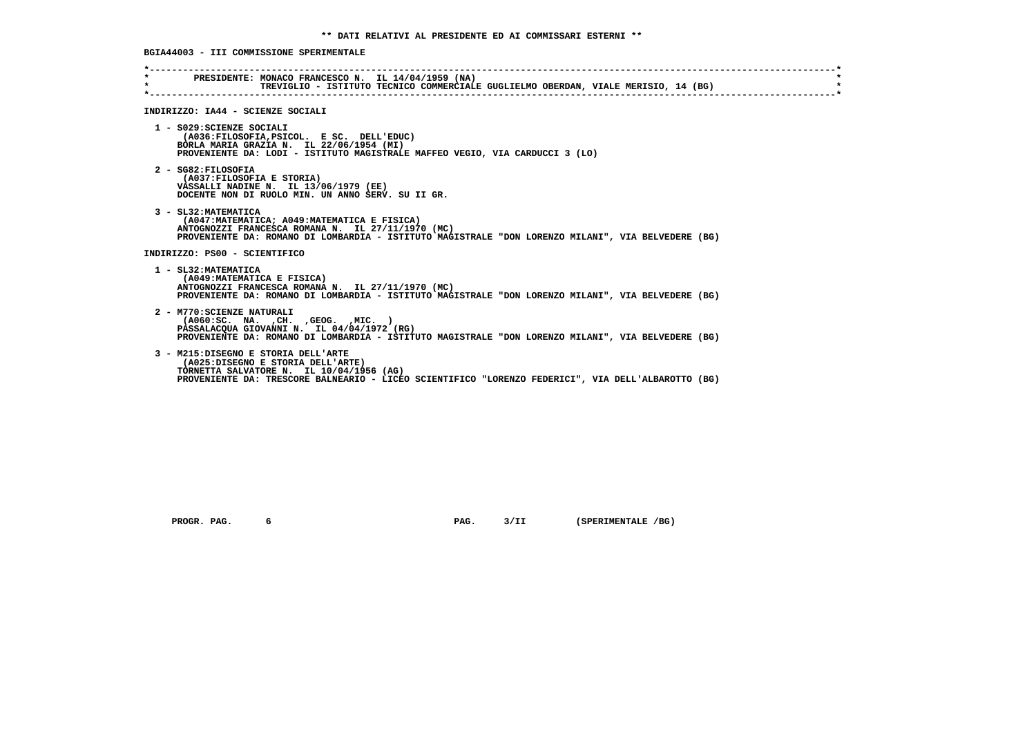**\*\* DATI RELATIVI AL PRESIDENTE ED AI COMMISSARI ESTERNI \*\***

**BGIA44003 - III COMMISSIONE SPERIMENTALE**

```
*----------------------------------------------------------------------------------------------------------------------*
*        PRESIDENTE: MONACO FRANCESCO N.  IL 14/04/1959 (NA)                                                           *
*                    TREVIGLIO - ISTITUTO TECNICO COMMERCIALE GUGLIELMO OBERDAN, VIALE MERISIO, 14 (BG)                *
*----------------------------------------------------------------------------------------------------------------------*
```

**INDIRIZZO: IA44 - SCIENZE SOCIALI**

1 - S029:SCIENZE SOCIALI
(A036:FILOSOFIA,PSICOL. E SC. DELL'EDUC)
BORLA MARIA GRAZIA N. IL 22/06/1954 (MI)
PROVENIENTE DA: LODI - ISTITUTO MAGISTRALE MAFFEO VEGIO, VIA CARDUCCI 3 (LO)

2 - SG82:FILOSOFIA
(A037:FILOSOFIA E STORIA)
VASSALLI NADINE N. IL 13/06/1979 (EE)
DOCENTE NON DI RUOLO MIN. UN ANNO SERV. SU II GR.

3 - SL32:MATEMATICA
(A047:MATEMATICA; A049:MATEMATICA E FISICA)
ANTOGNOZZI FRANCESCA ROMANA N. IL 27/11/1970 (MC)
PROVENIENTE DA: ROMANO DI LOMBARDIA - ISTITUTO MAGISTRALE "DON LORENZO MILANI", VIA BELVEDERE (BG)

**INDIRIZZO: PS00 - SCIENTIFICO**

1 - SL32:MATEMATICA
(A049:MATEMATICA E FISICA)
ANTOGNOZZI FRANCESCA ROMANA N. IL 27/11/1970 (MC)
PROVENIENTE DA: ROMANO DI LOMBARDIA - ISTITUTO MAGISTRALE "DON LORENZO MILANI", VIA BELVEDERE (BG)

2 - M770:SCIENZE NATURALI
(A060:SC. NA. ,CH. ,GEOG. ,MIC. )
PASSALACQUA GIOVANNI N. IL 04/04/1972 (RG)
PROVENIENTE DA: ROMANO DI LOMBARDIA - ISTITUTO MAGISTRALE "DON LORENZO MILANI", VIA BELVEDERE (BG)

3 - M215:DISEGNO E STORIA DELL'ARTE
(A025:DISEGNO E STORIA DELL'ARTE)
TORNETTA SALVATORE N. IL 10/04/1956 (AG)
PROVENIENTE DA: TRESCORE BALNEARIO - LICEO SCIENTIFICO "LORENZO FEDERICI", VIA DELL'ALBAROTTO (BG)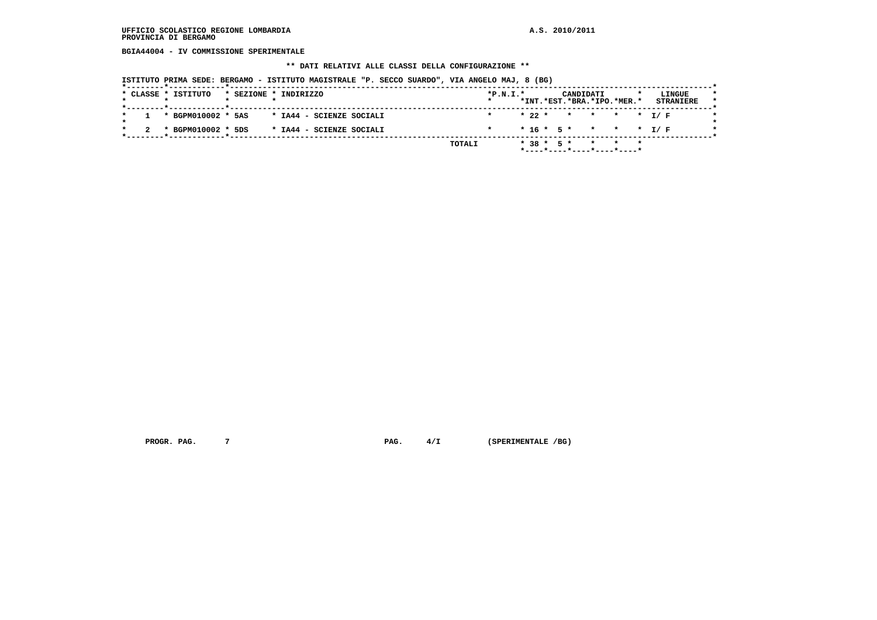UFFICIO SCOLASTICO REGIONE LOMBARDIA
PROVINCIA DI BERGAMO

A.S. 2010/2011

BGIA44004 - IV COMMISSIONE SPERIMENTALE

** DATI RELATIVI ALLE CLASSI DELLA CONFIGURAZIONE **

ISTITUTO PRIMA SEDE: BERGAMO - ISTITUTO MAGISTRALE "P. SECCO SUARDO", VIA ANGELO MAJ, 8 (BG)

| CLASSE | ISTITUTO | SEZIONE | INDIRIZZO | P.N.I. | CANDIDATI INT. | CANDIDATI EST. | CANDIDATI BRA. | CANDIDATI IPO. | CANDIDATI MER. | LINGUE STRANIERE |
|---|---|---|---|---|---|---|---|---|---|---|
| 1 | BGPM010002 | 5AS | IA44 - SCIENZE SOCIALI | | 22 | | | | | I/ F |
| 2 | BGPM010002 | 5DS | IA44 - SCIENZE SOCIALI | | 16 | 5 | | | | I/ F |
| | | | TOTALI | | 38 | 5 | | | | |

PROGR. PAG. 7 PAG. 4/I (SPERIMENTALE /BG)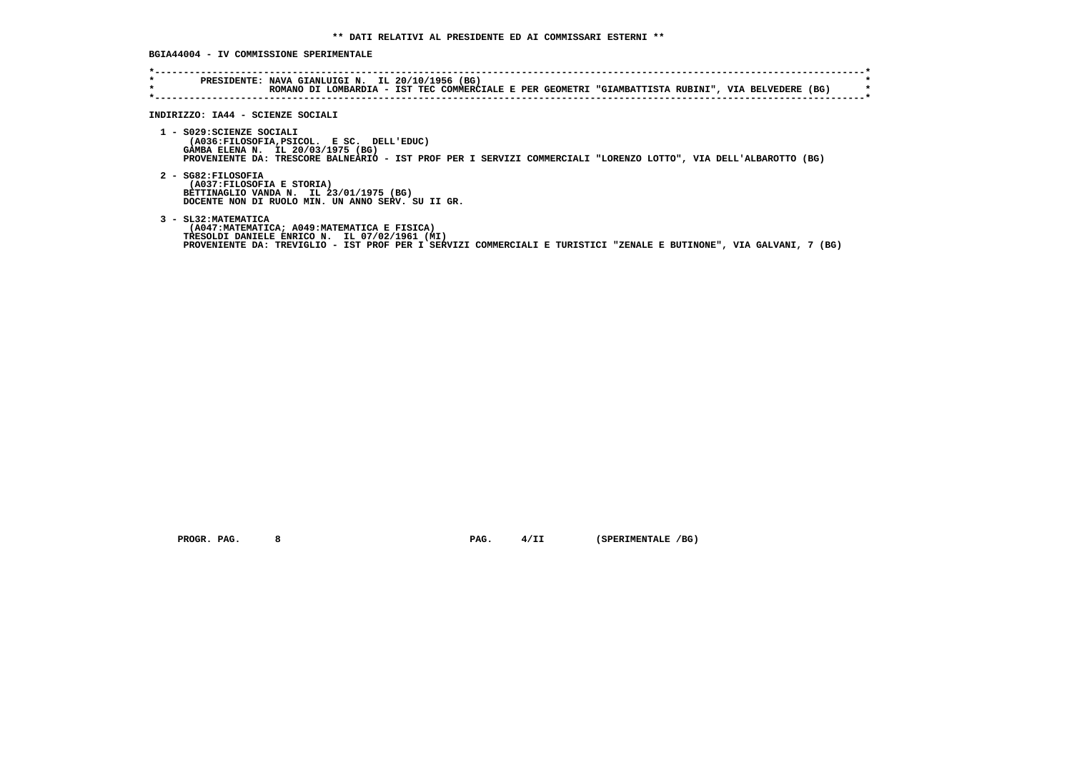**\*\* DATI RELATIVI AL PRESIDENTE ED AI COMMISSARI ESTERNI \*\***

**BGIA44004 - IV COMMISSIONE SPERIMENTALE**

```
*----------------------------------------------------------------------------------------------------------------------*
*        PRESIDENTE: NAVA GIANLUIGI N.  IL 20/10/1956 (BG)                                                             *
*                    ROMANO DI LOMBARDIA - IST TEC COMMERCIALE E PER GEOMETRI "GIAMBATTISTA RUBINI", VIA BELVEDERE (BG)   *
*----------------------------------------------------------------------------------------------------------------------*
```

**INDIRIZZO: IA44 - SCIENZE SOCIALI**

1 - S029:SCIENZE SOCIALI
 (A036:FILOSOFIA,PSICOL. E SC. DELL'EDUC)
 GAMBA ELENA N. IL 20/03/1975 (BG)
 PROVENIENTE DA: TRESCORE BALNEARIO - IST PROF PER I SERVIZI COMMERCIALI "LORENZO LOTTO", VIA DELL'ALBAROTTO (BG)

2 - SG82:FILOSOFIA
 (A037:FILOSOFIA E STORIA)
 BETTINAGLIO VANDA N. IL 23/01/1975 (BG)
 DOCENTE NON DI RUOLO MIN. UN ANNO SERV. SU II GR.

3 - SL32:MATEMATICA
 (A047:MATEMATICA; A049:MATEMATICA E FISICA)
 TRESOLDI DANIELE ENRICO N. IL 07/02/1961 (MI)
 PROVENIENTE DA: TREVIGLIO - IST PROF PER I SERVIZI COMMERCIALI E TURISTICI "ZENALE E BUTINONE", VIA GALVANI, 7 (BG)

PROGR. PAG. 8 PAG. 4/II (SPERIMENTALE /BG)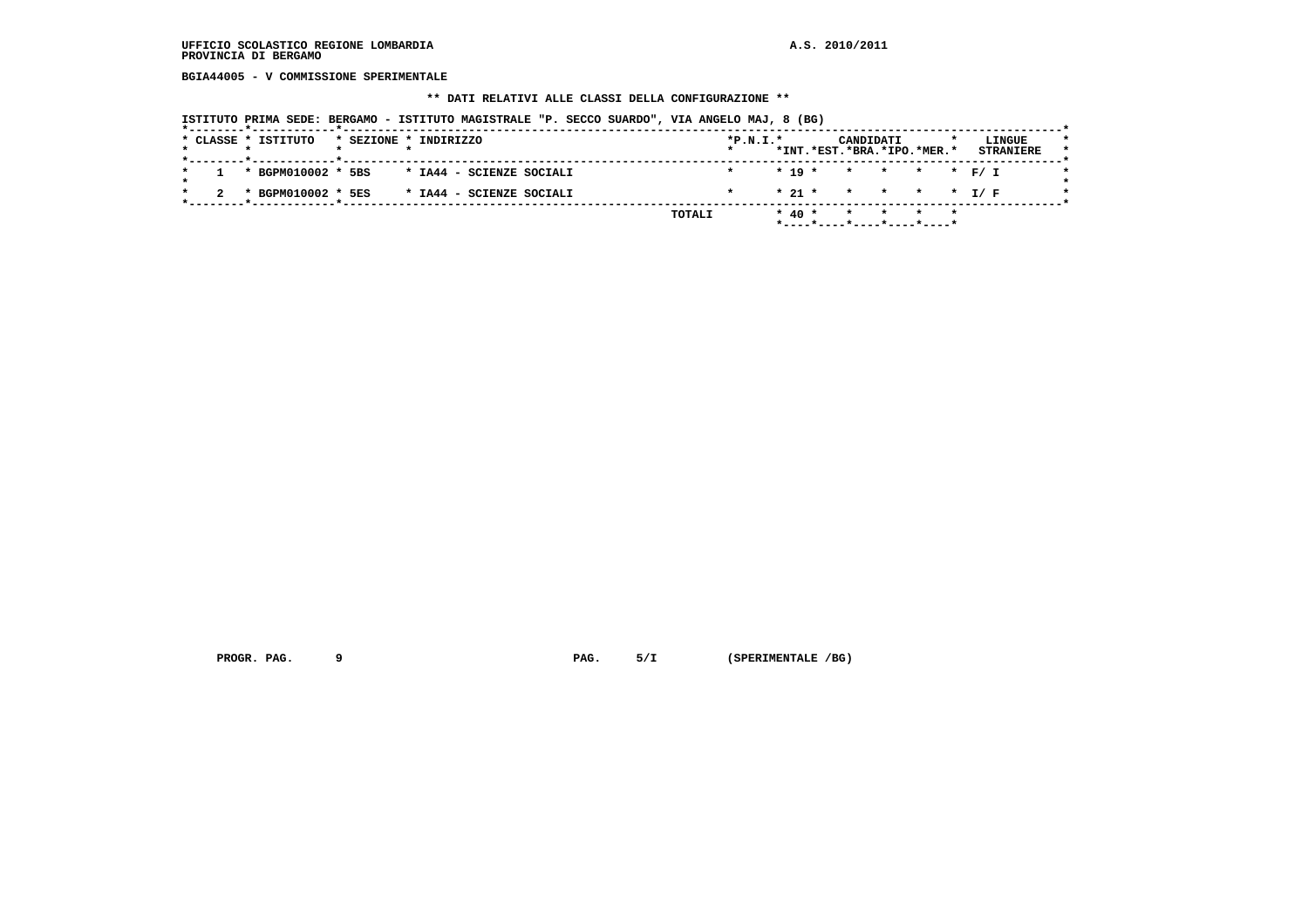UFFICIO SCOLASTICO REGIONE LOMBARDIA
PROVINCIA DI BERGAMO

A.S. 2010/2011

BGIA44005 - V COMMISSIONE SPERIMENTALE

** DATI RELATIVI ALLE CLASSI DELLA CONFIGURAZIONE **

ISTITUTO PRIMA SEDE: BERGAMO - ISTITUTO MAGISTRALE "P. SECCO SUARDO", VIA ANGELO MAJ, 8 (BG)

| CLASSE | ISTITUTO | SEZIONE | INDIRIZZO | P.N.I. | CANDIDATI INT. | CANDIDATI EST. | CANDIDATI BRA. | CANDIDATI IPO. | CANDIDATI MER. | LINGUE STRANIERE |
|---|---|---|---|---|---|---|---|---|---|---|
| 1 | BGPM010002 | 5BS | IA44 - SCIENZE SOCIALI | | 19 | | | | | F/ I |
| 2 | BGPM010002 | 5ES | IA44 - SCIENZE SOCIALI | | 21 | | | | | I/ F |
| | | | TOTALI | | 40 | | | | | |

PROGR. PAG. 9 PAG. 5/I (SPERIMENTALE /BG)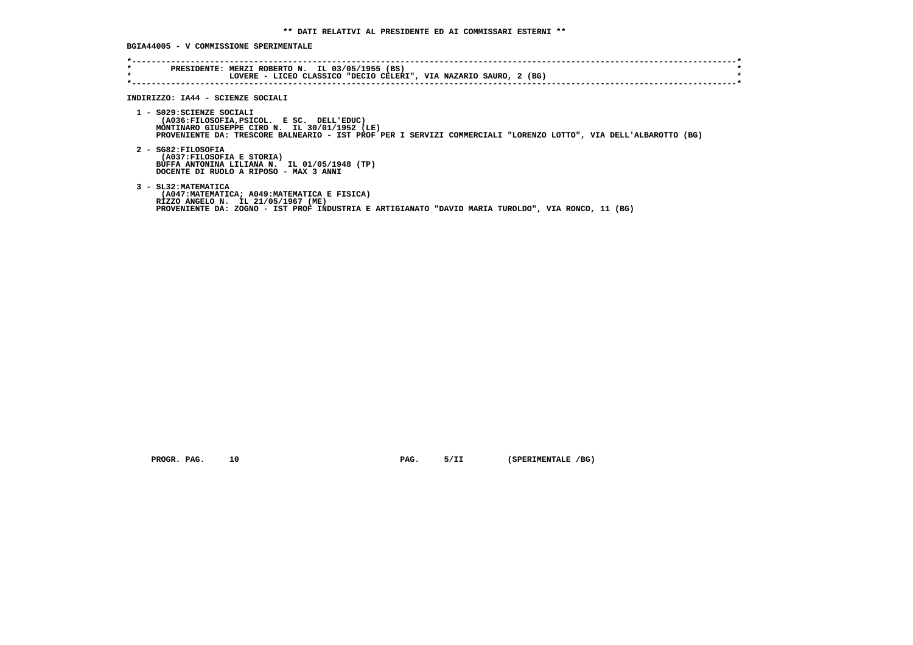**\*\* DATI RELATIVI AL PRESIDENTE ED AI COMMISSARI ESTERNI \*\***

**BGIA44005 - V COMMISSIONE SPERIMENTALE**

PRESIDENTE: MERZI ROBERTO N. IL 03/05/1955 (BS)
LOVERE - LICEO CLASSICO "DECIO CELERI", VIA NAZARIO SAURO, 2 (BG)

**INDIRIZZO: IA44 - SCIENZE SOCIALI**

1 - S029:SCIENZE SOCIALI
(A036:FILOSOFIA,PSICOL. E SC. DELL'EDUC)
MONTINARO GIUSEPPE CIRO N. IL 30/01/1952 (LE)
PROVENIENTE DA: TRESCORE BALNEARIO - IST PROF PER I SERVIZI COMMERCIALI "LORENZO LOTTO", VIA DELL'ALBAROTTO (BG)

2 - SG82:FILOSOFIA
(A037:FILOSOFIA E STORIA)
BUFFA ANTONINA LILIANA N. IL 01/05/1948 (TP)
DOCENTE DI RUOLO A RIPOSO - MAX 3 ANNI

3 - SL32:MATEMATICA
(A047:MATEMATICA; A049:MATEMATICA E FISICA)
RIZZO ANGELO N. IL 21/05/1967 (ME)
PROVENIENTE DA: ZOGNO - IST PROF INDUSTRIA E ARTIGIANATO "DAVID MARIA TUROLDO", VIA RONCO, 11 (BG)

PROGR. PAG. 10 PAG. 5/II (SPERIMENTALE /BG)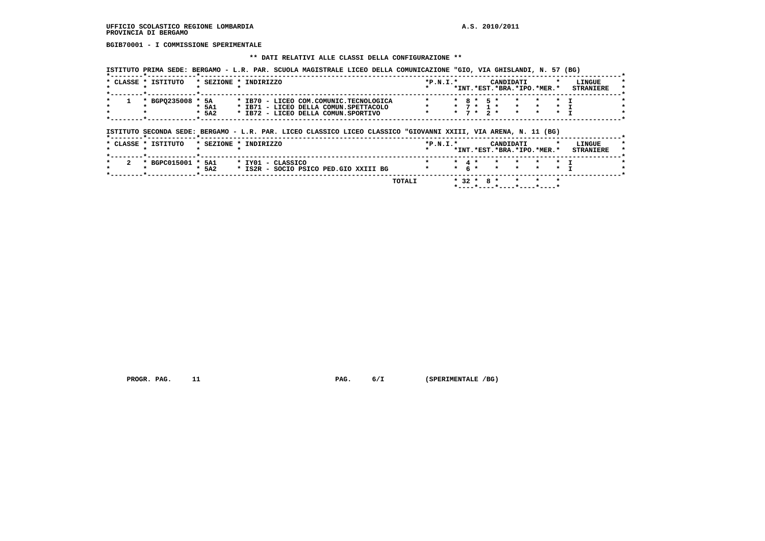UFFICIO SCOLASTICO REGIONE LOMBARDIA

PROVINCIA DI BERGAMO

A.S. 2010/2011

**BGIB70001 - I COMMISSIONE SPERIMENTALE**

**\*\* DATI RELATIVI ALLE CLASSI DELLA CONFIGURAZIONE \*\***

ISTITUTO PRIMA SEDE: BERGAMO - L.R. PAR. SCUOLA MAGISTRALE LICEO DELLA COMUNICAZIONE "GIO, VIA GHISLANDI, N. 57 (BG)

| CLASSE | ISTITUTO | SEZIONE | INDIRIZZO | P.N.I. | CANDIDATI INT. | CANDIDATI EST. | CANDIDATI BRA. | CANDIDATI IPO. | CANDIDATI MER. | LINGUE STRANIERE |
|---|---|---|---|---|---|---|---|---|---|---|
| 1 | BGPQ235008 | 5A | IB70 - LICEO COM.COMUNIC.TECNOLOGICA | | 8 | 5 | | | | I |
| | | 5A1 | IB71 - LICEO DELLA COMUN.SPETTACOLO | | 7 | 1 | | | | I |
| | | 5A2 | IB72 - LICEO DELLA COMUN.SPORTIVO | | 7 | 2 | | | | I |

ISTITUTO SECONDA SEDE: BERGAMO - L.R. PAR. LICEO CLASSICO LICEO CLASSICO "GIOVANNI XXIII, VIA ARENA, N. 11 (BG)

| CLASSE | ISTITUTO | SEZIONE | INDIRIZZO | P.N.I. | CANDIDATI INT. | CANDIDATI EST. | CANDIDATI BRA. | CANDIDATI IPO. | CANDIDATI MER. | LINGUE STRANIERE |
|---|---|---|---|---|---|---|---|---|---|---|
| 2 | BGPC015001 | 5A1 | IY01 - CLASSICO | | 4 | | | | | I |
| | | 5A2 | IS2R - SOCIO PSICO PED.GIO XXIII BG | | 6 | | | | | I |
| | | | TOTALI | | 32 | 8 | | | | |

PROGR. PAG. 11 PAG. 6/I (SPERIMENTALE /BG)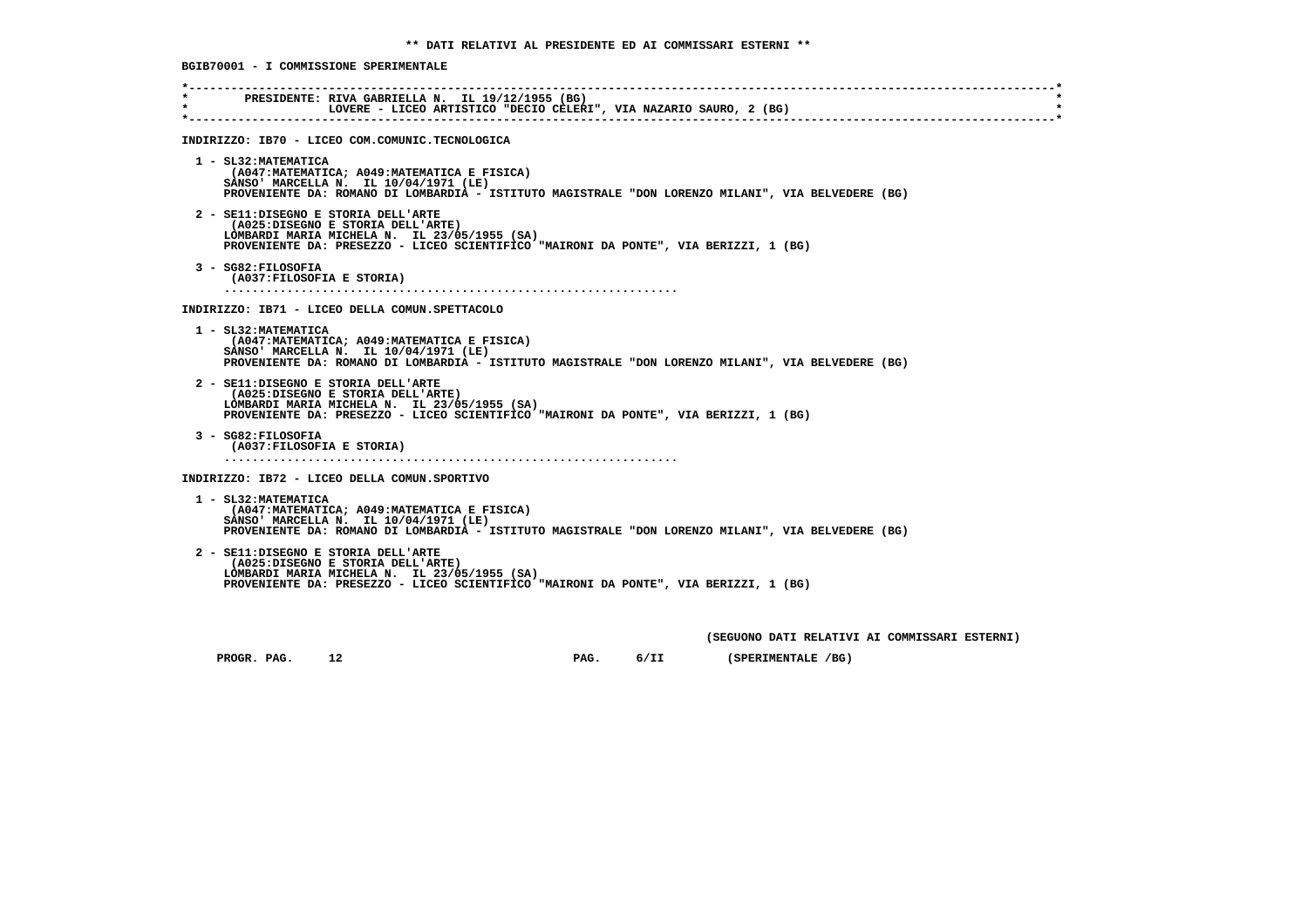** DATI RELATIVI AL PRESIDENTE ED AI COMMISSARI ESTERNI **

BGIB70001 - I COMMISSIONE SPERIMENTALE

PRESIDENTE: RIVA GABRIELLA N. IL 19/12/1955 (BG)
LOVERE - LICEO ARTISTICO "DECIO CELERI", VIA NAZARIO SAURO, 2 (BG)

INDIRIZZO: IB70 - LICEO COM.COMUNIC.TECNOLOGICA

1 - SL32:MATEMATICA
(A047:MATEMATICA; A049:MATEMATICA E FISICA)
SANSO' MARCELLA N. IL 10/04/1971 (LE)
PROVENIENTE DA: ROMANO DI LOMBARDIA - ISTITUTO MAGISTRALE "DON LORENZO MILANI", VIA BELVEDERE (BG)

2 - SE11:DISEGNO E STORIA DELL'ARTE
(A025:DISEGNO E STORIA DELL'ARTE)
LOMBARDI MARIA MICHELA N. IL 23/05/1955 (SA)
PROVENIENTE DA: PRESEZZO - LICEO SCIENTIFICO "MAIRONI DA PONTE", VIA BERIZZI, 1 (BG)

3 - SG82:FILOSOFIA
(A037:FILOSOFIA E STORIA)
.................................................................

INDIRIZZO: IB71 - LICEO DELLA COMUN.SPETTACOLO

1 - SL32:MATEMATICA
(A047:MATEMATICA; A049:MATEMATICA E FISICA)
SANSO' MARCELLA N. IL 10/04/1971 (LE)
PROVENIENTE DA: ROMANO DI LOMBARDIA - ISTITUTO MAGISTRALE "DON LORENZO MILANI", VIA BELVEDERE (BG)

2 - SE11:DISEGNO E STORIA DELL'ARTE
(A025:DISEGNO E STORIA DELL'ARTE)
LOMBARDI MARIA MICHELA N. IL 23/05/1955 (SA)
PROVENIENTE DA: PRESEZZO - LICEO SCIENTIFICO "MAIRONI DA PONTE", VIA BERIZZI, 1 (BG)

3 - SG82:FILOSOFIA
(A037:FILOSOFIA E STORIA)
.................................................................

INDIRIZZO: IB72 - LICEO DELLA COMUN.SPORTIVO

1 - SL32:MATEMATICA
(A047:MATEMATICA; A049:MATEMATICA E FISICA)
SANSO' MARCELLA N. IL 10/04/1971 (LE)
PROVENIENTE DA: ROMANO DI LOMBARDIA - ISTITUTO MAGISTRALE "DON LORENZO MILANI", VIA BELVEDERE (BG)

2 - SE11:DISEGNO E STORIA DELL'ARTE
(A025:DISEGNO E STORIA DELL'ARTE)
LOMBARDI MARIA MICHELA N. IL 23/05/1955 (SA)
PROVENIENTE DA: PRESEZZO - LICEO SCIENTIFICO "MAIRONI DA PONTE", VIA BERIZZI, 1 (BG)

(SEGUONO DATI RELATIVI AI COMMISSARI ESTERNI)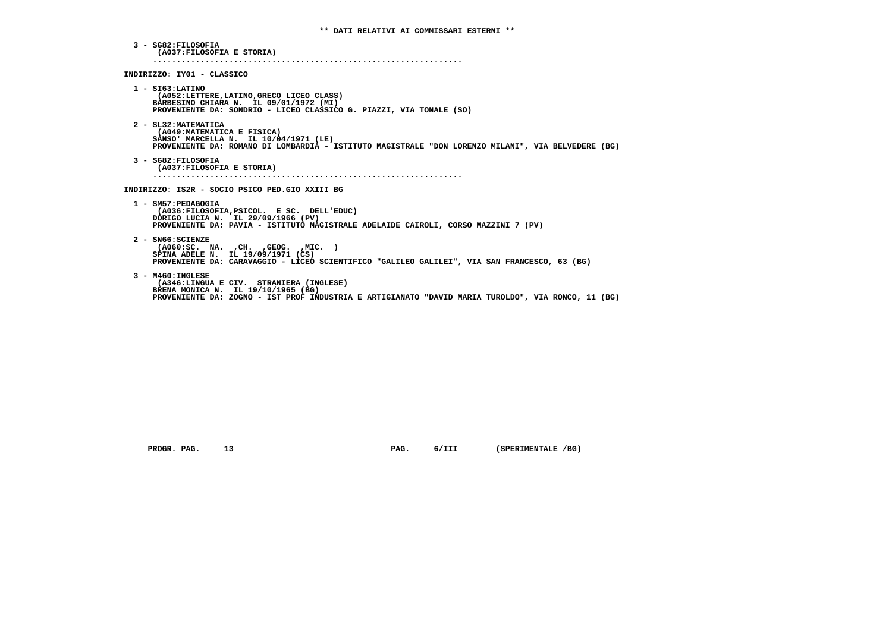**\*\* DATI RELATIVI AI COMMISSARI ESTERNI \*\***

3 - SG82:FILOSOFIA
(A037:FILOSOFIA E STORIA)
..................................................................

**INDIRIZZO: IY01 - CLASSICO**

1 - SI63:LATINO
(A052:LETTERE,LATINO,GRECO LICEO CLASS)
BARBESINO CHIARA N. IL 09/01/1972 (MI)
PROVENIENTE DA: SONDRIO - LICEO CLASSICO G. PIAZZI, VIA TONALE (SO)

2 - SL32:MATEMATICA
(A049:MATEMATICA E FISICA)
SANSO' MARCELLA N. IL 10/04/1971 (LE)
PROVENIENTE DA: ROMANO DI LOMBARDIA - ISTITUTO MAGISTRALE "DON LORENZO MILANI", VIA BELVEDERE (BG)

3 - SG82:FILOSOFIA
(A037:FILOSOFIA E STORIA)
..................................................................

**INDIRIZZO: IS2R - SOCIO PSICO PED.GIO XXIII BG**

1 - SM57:PEDAGOGIA
(A036:FILOSOFIA,PSICOL. E SC. DELL'EDUC)
DORIGO LUCIA N. IL 29/09/1966 (PV)
PROVENIENTE DA: PAVIA - ISTITUTO MAGISTRALE ADELAIDE CAIROLI, CORSO MAZZINI 7 (PV)

2 - SN66:SCIENZE
(A060:SC. NA. ,CH. ,GEOG. ,MIC. )
SPINA ADELE N. IL 19/09/1971 (CS)
PROVENIENTE DA: CARAVAGGIO - LICEO SCIENTIFICO "GALILEO GALILEI", VIA SAN FRANCESCO, 63 (BG)

3 - M460:INGLESE
(A346:LINGUA E CIV. STRANIERA (INGLESE)
BRENA MONICA N. IL 19/10/1965 (BG)
PROVENIENTE DA: ZOGNO - IST PROF INDUSTRIA E ARTIGIANATO "DAVID MARIA TUROLDO", VIA RONCO, 11 (BG)

PROGR. PAG. 13 PAG. 6/III (SPERIMENTALE /BG)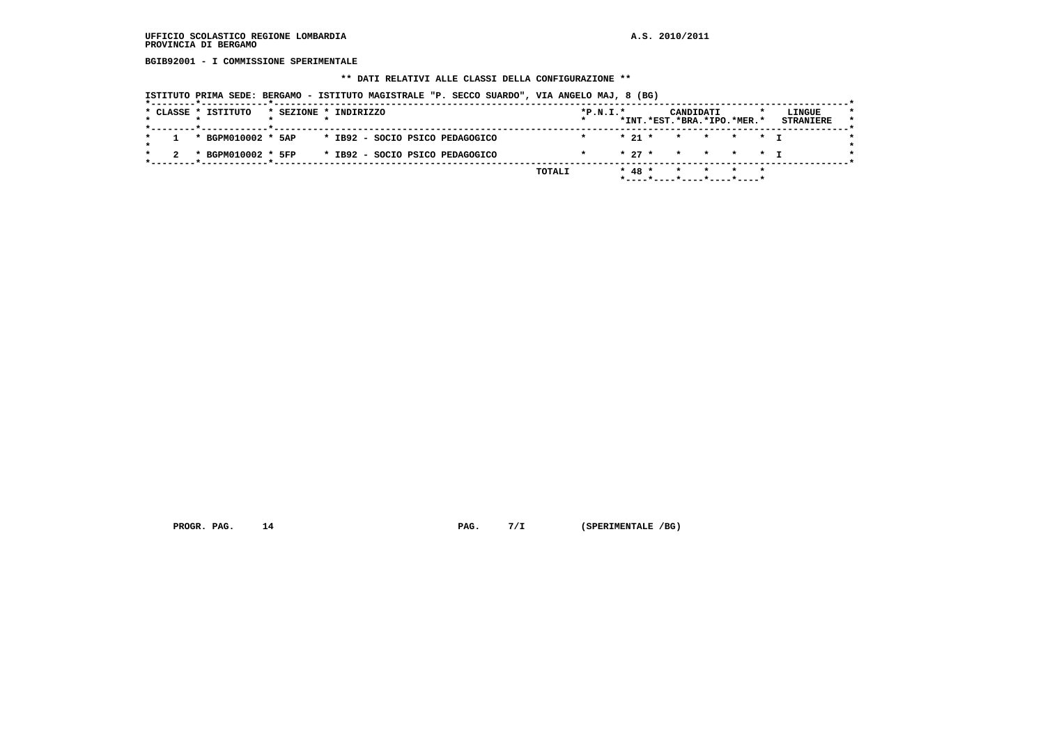UFFICIO SCOLASTICO REGIONE LOMBARDIA
PROVINCIA DI BERGAMO

A.S. 2010/2011

BGIB92001 - I COMMISSIONE SPERIMENTALE

** DATI RELATIVI ALLE CLASSI DELLA CONFIGURAZIONE **

ISTITUTO PRIMA SEDE: BERGAMO - ISTITUTO MAGISTRALE "P. SECCO SUARDO", VIA ANGELO MAJ, 8 (BG)

| CLASSE | ISTITUTO | SEZIONE | INDIRIZZO | P.N.I. | CANDIDATI INT. | CANDIDATI EST. | CANDIDATI BRA. | CANDIDATI IPO. | CANDIDATI MER. | LINGUE STRANIERE |
|---|---|---|---|---|---|---|---|---|---|---|
| 1 | BGPM010002 | 5AP | IB92 - SOCIO PSICO PEDAGOGICO | | 21 | | | | | I |
| 2 | BGPM010002 | 5FP | IB92 - SOCIO PSICO PEDAGOGICO | | 27 | | | | | I |
| | | | TOTALI | | 48 | | | | | |

PROGR. PAG. 14 PAG. 7/I (SPERIMENTALE /BG)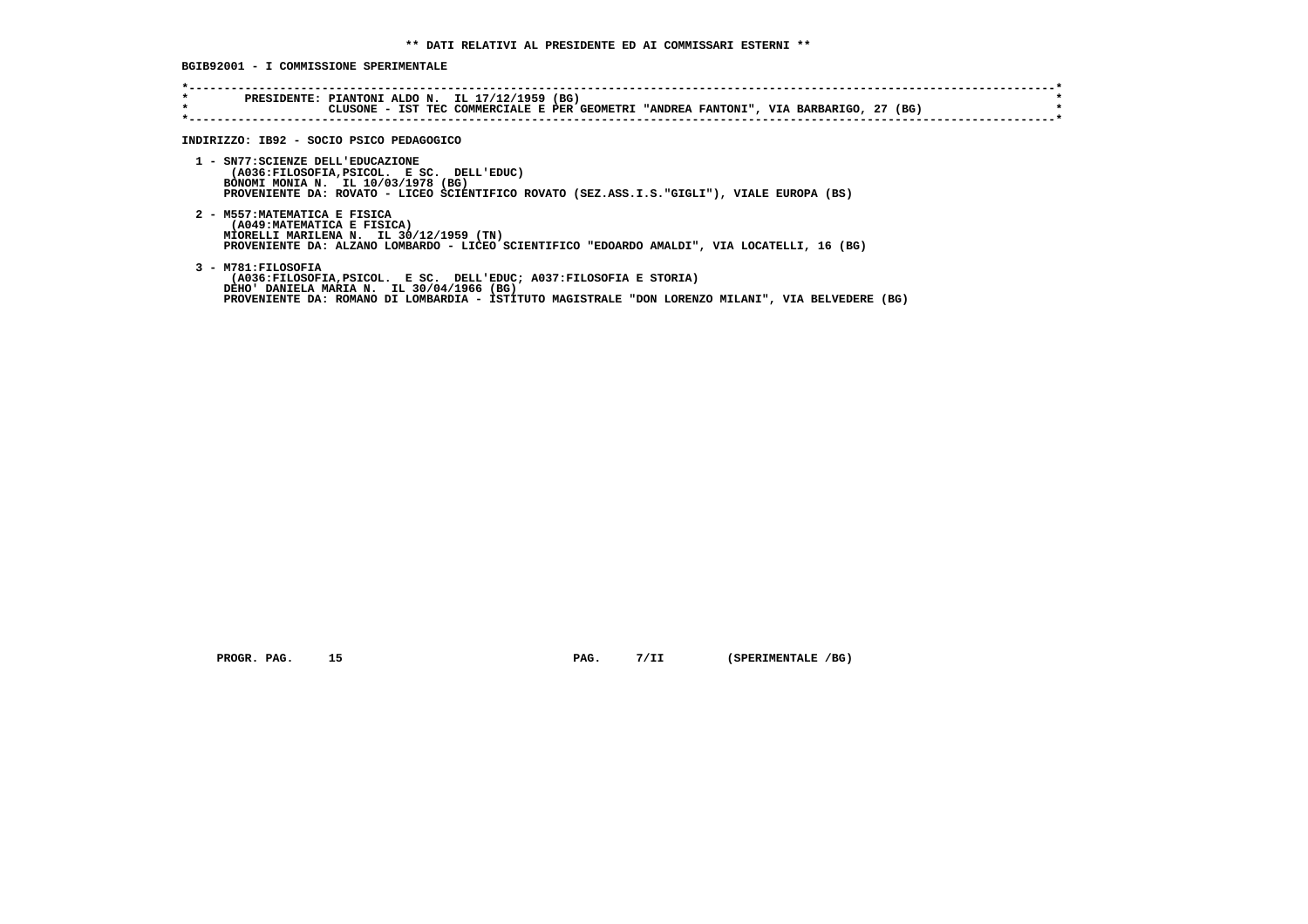**\*\* DATI RELATIVI AL PRESIDENTE ED AI COMMISSARI ESTERNI \*\***

**BGIB92001 - I COMMISSIONE SPERIMENTALE**

```
*----------------------------------------------------------------------------------------------------------------------------*
*        PRESIDENTE: PIANTONI ALDO N.  IL 17/12/1959 (BG)                                                                   *
*                    CLUSONE - IST TEC COMMERCIALE E PER GEOMETRI "ANDREA FANTONI", VIA BARBARIGO, 27 (BG)                  *
*----------------------------------------------------------------------------------------------------------------------------*
```

**INDIRIZZO: IB92 - SOCIO PSICO PEDAGOGICO**

1 - SN77:SCIENZE DELL'EDUCAZIONE
(A036:FILOSOFIA,PSICOL. E SC. DELL'EDUC)
BONOMI MONIA N. IL 10/03/1978 (BG)
PROVENIENTE DA: ROVATO - LICEO SCIENTIFICO ROVATO (SEZ.ASS.I.S."GIGLI"), VIALE EUROPA (BS)

2 - M557:MATEMATICA E FISICA
(A049:MATEMATICA E FISICA)
MIORELLI MARILENA N. IL 30/12/1959 (TN)
PROVENIENTE DA: ALZANO LOMBARDO - LICEO SCIENTIFICO "EDOARDO AMALDI", VIA LOCATELLI, 16 (BG)

3 - M781:FILOSOFIA
(A036:FILOSOFIA,PSICOL. E SC. DELL'EDUC; A037:FILOSOFIA E STORIA)
DEHO' DANIELA MARIA N. IL 30/04/1966 (BG)
PROVENIENTE DA: ROMANO DI LOMBARDIA - ISTITUTO MAGISTRALE "DON LORENZO MILANI", VIA BELVEDERE (BG)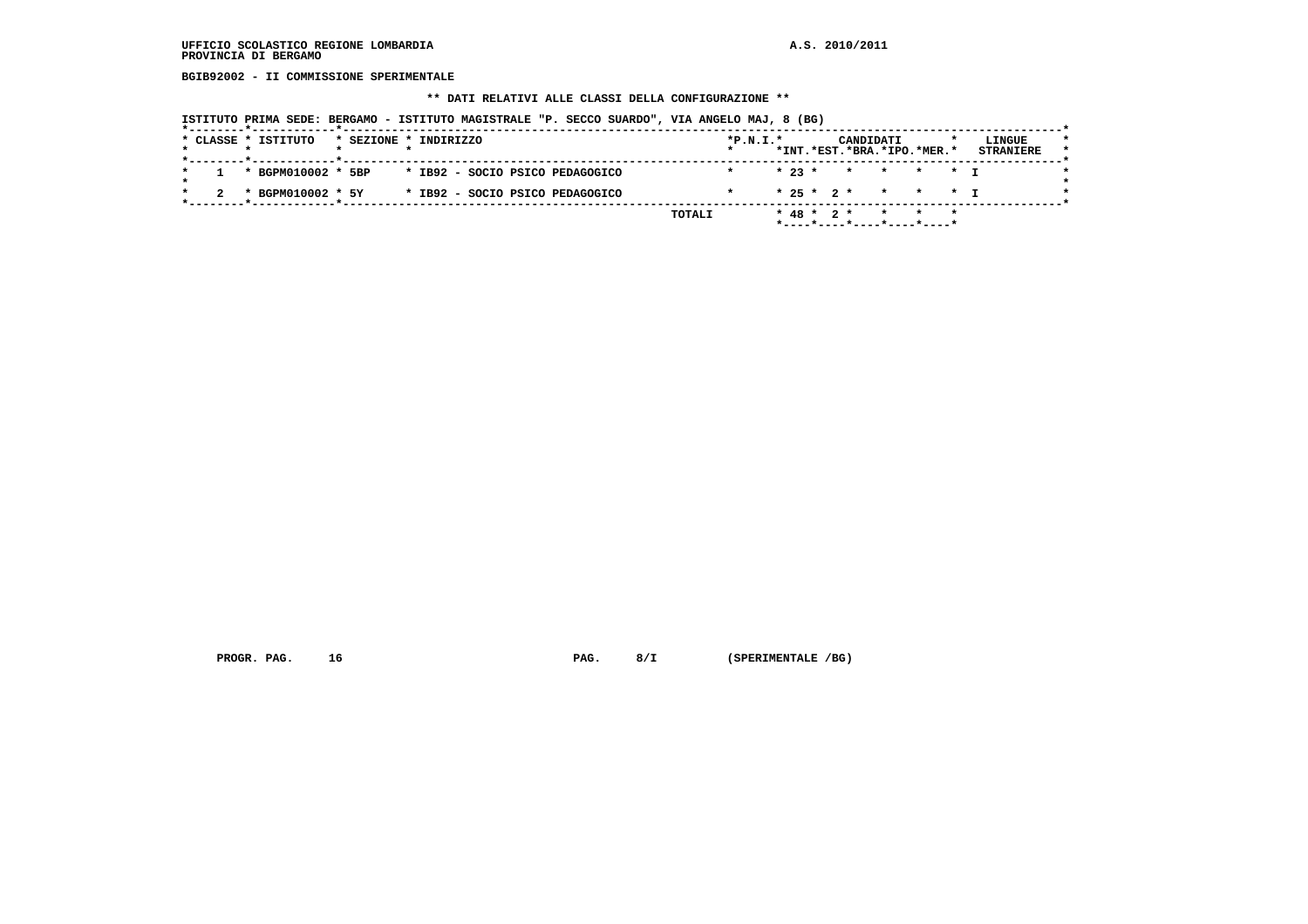**UFFICIO SCOLASTICO REGIONE LOMBARDIA** **A.S. 2010/2011**
**PROVINCIA DI BERGAMO**

**BGIB92002 - II COMMISSIONE SPERIMENTALE**

**\*\* DATI RELATIVI ALLE CLASSI DELLA CONFIGURAZIONE \*\***

**ISTITUTO PRIMA SEDE: BERGAMO - ISTITUTO MAGISTRALE "P. SECCO SUARDO", VIA ANGELO MAJ, 8 (BG)**

| CLASSE | ISTITUTO | SEZIONE | INDIRIZZO | P.N.I. | CANDIDATI INT. | CANDIDATI EST. | CANDIDATI BRA. | CANDIDATI IPO. | CANDIDATI MER. | LINGUE STRANIERE |
|---|---|---|---|---|---|---|---|---|---|---|
| 1 | BGPM010002 | 5BP | IB92 - SOCIO PSICO PEDAGOGICO | | 23 | | | | | I |
| 2 | BGPM010002 | 5Y | IB92 - SOCIO PSICO PEDAGOGICO | | 25 | 2 | | | | I |
| | | | TOTALI | | 48 | 2 | | | | |

**PROGR. PAG. 16** **PAG. 8/I (SPERIMENTALE /BG)**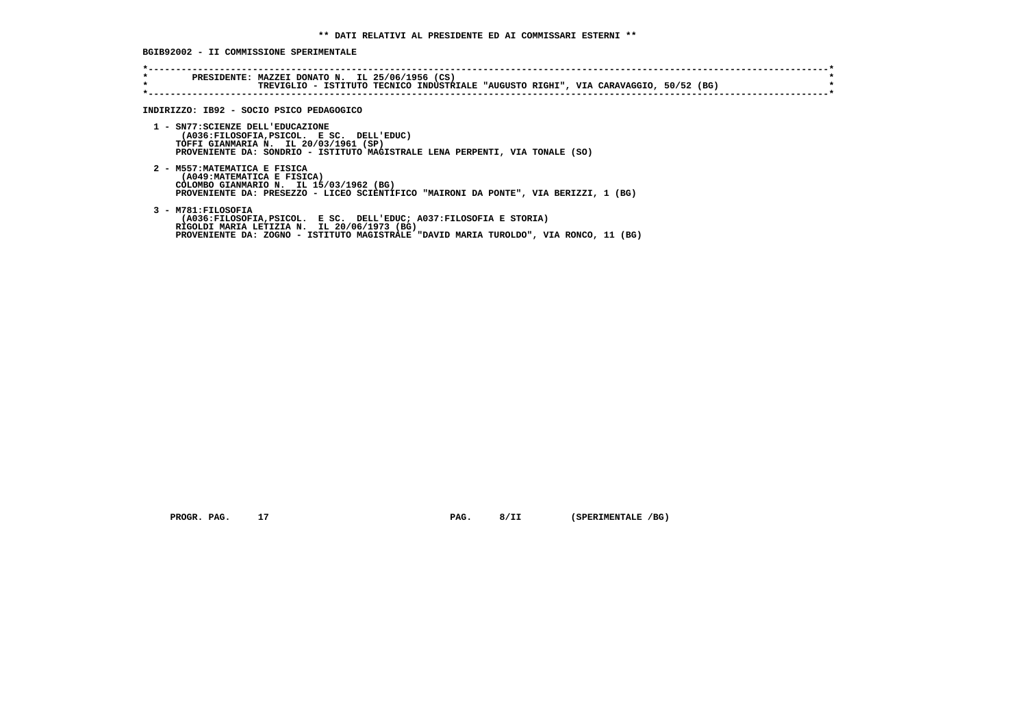**\*\* DATI RELATIVI AL PRESIDENTE ED AI COMMISSARI ESTERNI \*\***

**BGIB92002 - II COMMISSIONE SPERIMENTALE**

```
*----------------------------------------------------------------------------------------------------------------------*
*        PRESIDENTE: MAZZEI DONATO N.  IL 25/06/1956 (CS)                                                              *
*                    TREVIGLIO - ISTITUTO TECNICO INDUSTRIALE "AUGUSTO RIGHI", VIA CARAVAGGIO, 50/52 (BG)              *
*----------------------------------------------------------------------------------------------------------------------*
```

**INDIRIZZO: IB92 - SOCIO PSICO PEDAGOGICO**

1 - SN77:SCIENZE DELL'EDUCAZIONE
(A036:FILOSOFIA,PSICOL.  E SC.  DELL'EDUC)
TOFFI GIANMARIA N.  IL 20/03/1961 (SP)
PROVENIENTE DA: SONDRIO - ISTITUTO MAGISTRALE LENA PERPENTI, VIA TONALE (SO)

2 - M557:MATEMATICA E FISICA
(A049:MATEMATICA E FISICA)
COLOMBO GIANMARIO N.  IL 15/03/1962 (BG)
PROVENIENTE DA: PRESEZZO - LICEO SCIENTIFICO "MAIRONI DA PONTE", VIA BERIZZI, 1 (BG)

3 - M781:FILOSOFIA
(A036:FILOSOFIA,PSICOL.  E SC.  DELL'EDUC; A037:FILOSOFIA E STORIA)
RIGOLDI MARIA LETIZIA N.  IL 20/06/1973 (BG)
PROVENIENTE DA: ZOGNO - ISTITUTO MAGISTRALE "DAVID MARIA TUROLDO", VIA RONCO, 11 (BG)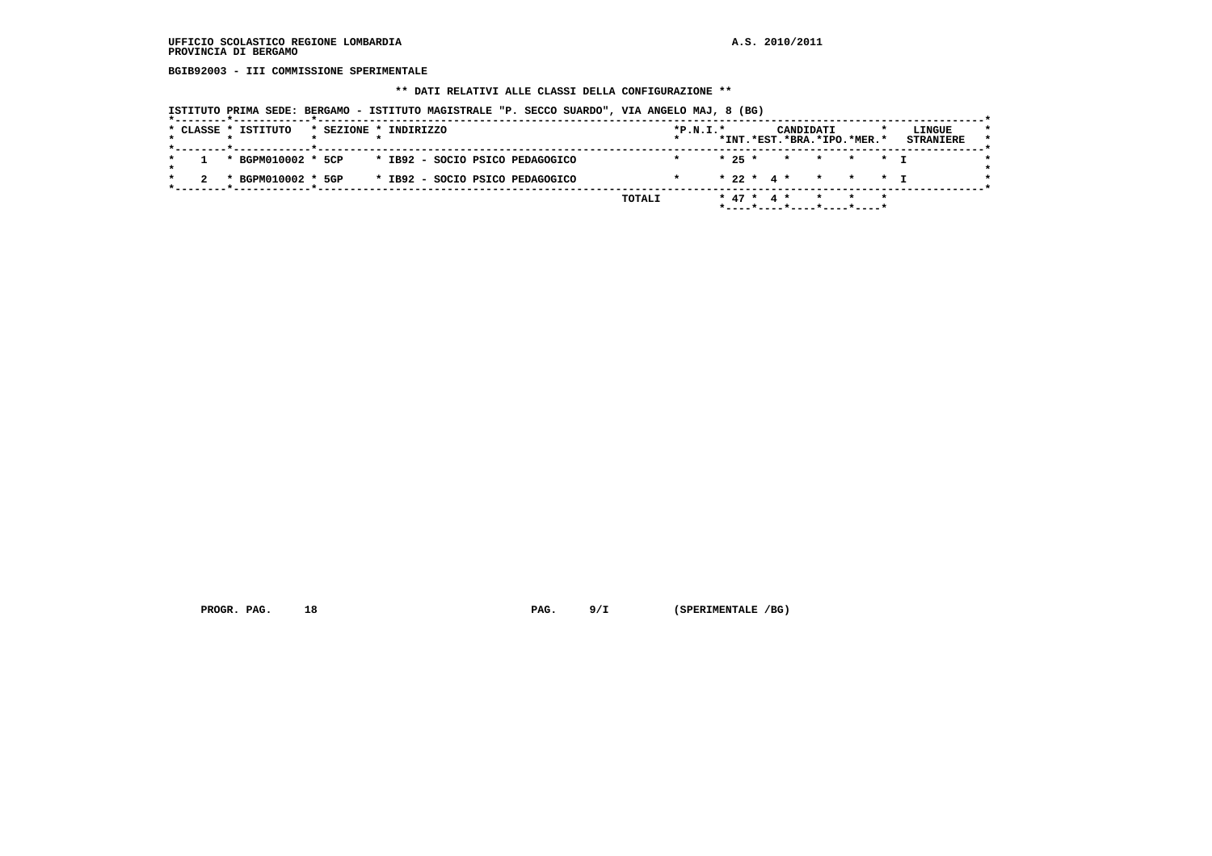UFFICIO SCOLASTICO REGIONE LOMBARDIA
PROVINCIA DI BERGAMO

A.S. 2010/2011

BGIB92003 - III COMMISSIONE SPERIMENTALE

** DATI RELATIVI ALLE CLASSI DELLA CONFIGURAZIONE **

ISTITUTO PRIMA SEDE: BERGAMO - ISTITUTO MAGISTRALE "P. SECCO SUARDO", VIA ANGELO MAJ, 8 (BG)

| CLASSE | ISTITUTO | SEZIONE | INDIRIZZO | P.N.I. | CANDIDATI INT. | CANDIDATI EST. | CANDIDATI BRA. | CANDIDATI IPO. | CANDIDATI MER. | LINGUE STRANIERE |
|---|---|---|---|---|---|---|---|---|---|---|
| 1 | BGPM010002 | 5CP | IB92 - SOCIO PSICO PEDAGOGICO | | 25 | | | | | I |
| 2 | BGPM010002 | 5GP | IB92 - SOCIO PSICO PEDAGOGICO | | 22 | 4 | | | | I |
| | | | TOTALI | | 47 | 4 | | | | |

PROGR. PAG. 18 PAG. 9/I (SPERIMENTALE /BG)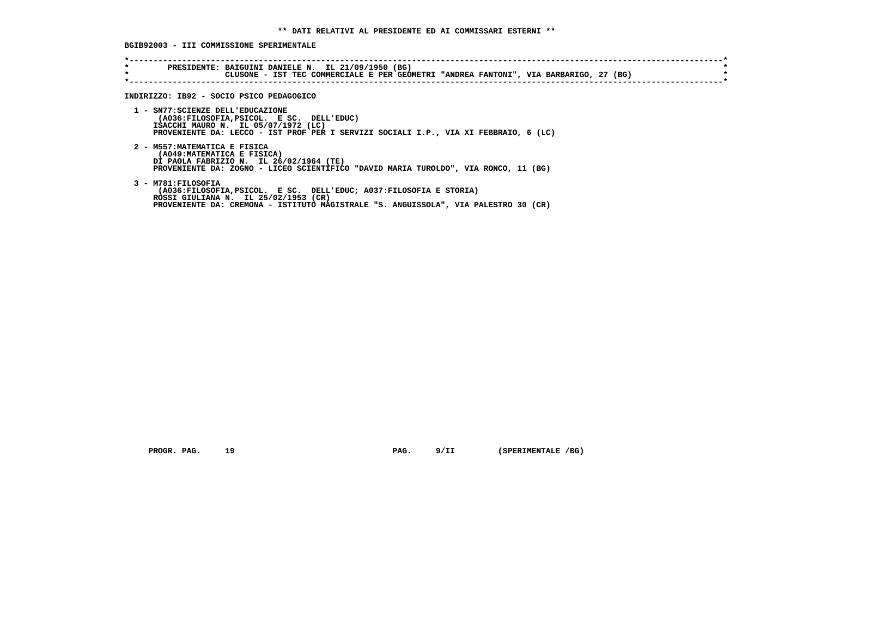**\*\* DATI RELATIVI AL PRESIDENTE ED AI COMMISSARI ESTERNI \*\***

**BGIB92003 - III COMMISSIONE SPERIMENTALE**

```
*----------------------------------------------------------------------------------------------------------------------------*
*        PRESIDENTE: BAIGUINI DANIELE N.  IL 21/09/1950 (BG)                                                                 *
*                    CLUSONE - IST TEC COMMERCIALE E PER GEOMETRI "ANDREA FANTONI", VIA BARBARIGO, 27 (BG)                   *
*----------------------------------------------------------------------------------------------------------------------------*
```

**INDIRIZZO: IB92 - SOCIO PSICO PEDAGOGICO**

1 - SN77:SCIENZE DELL'EDUCAZIONE
(A036:FILOSOFIA,PSICOL. E SC. DELL'EDUC)
ISACCHI MAURO N. IL 05/07/1972 (LC)
PROVENIENTE DA: LECCO - IST PROF PER I SERVIZI SOCIALI I.P., VIA XI FEBBRAIO, 6 (LC)

2 - M557:MATEMATICA E FISICA
(A049:MATEMATICA E FISICA)
DI PAOLA FABRIZIO N. IL 26/02/1964 (TE)
PROVENIENTE DA: ZOGNO - LICEO SCIENTIFICO "DAVID MARIA TUROLDO", VIA RONCO, 11 (BG)

3 - M781:FILOSOFIA
(A036:FILOSOFIA,PSICOL. E SC. DELL'EDUC; A037:FILOSOFIA E STORIA)
ROSSI GIULIANA N. IL 25/02/1953 (CR)
PROVENIENTE DA: CREMONA - ISTITUTO MAGISTRALE "S. ANGUISSOLA", VIA PALESTRO 30 (CR)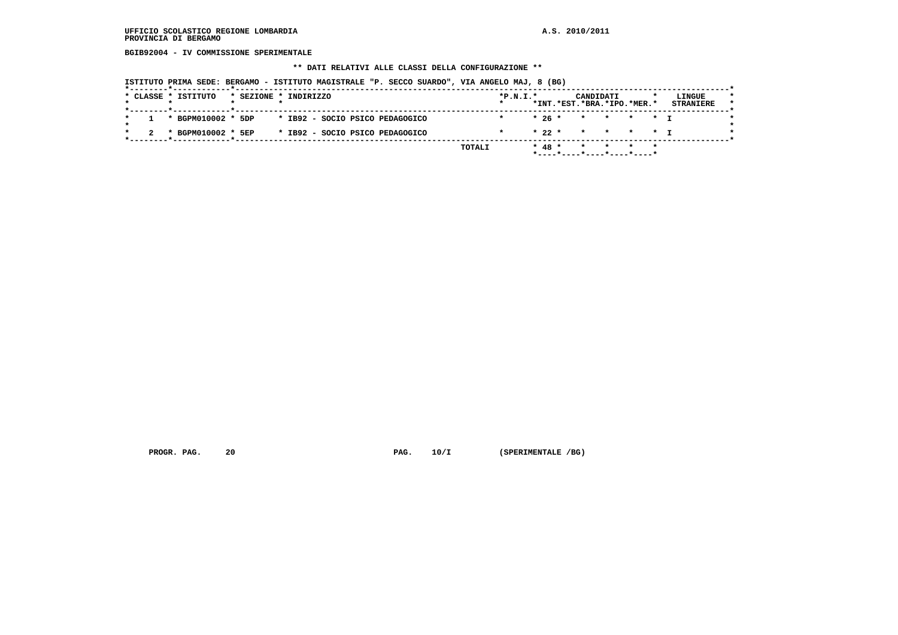UFFICIO SCOLASTICO REGIONE LOMBARDIA
PROVINCIA DI BERGAMO

A.S. 2010/2011

**BGIB92004 - IV COMMISSIONE SPERIMENTALE**

**\*\* DATI RELATIVI ALLE CLASSI DELLA CONFIGURAZIONE \*\***

ISTITUTO PRIMA SEDE: BERGAMO - ISTITUTO MAGISTRALE "P. SECCO SUARDO", VIA ANGELO MAJ, 8 (BG)

| CLASSE | ISTITUTO | SEZIONE | INDIRIZZO | P.N.I. | CANDIDATI INT. | CANDIDATI EST. | CANDIDATI BRA. | CANDIDATI IPO. | CANDIDATI MER. | LINGUE STRANIERE |
|---|---|---|---|---|---|---|---|---|---|---|
| 1 | BGPM010002 | 5DP | IB92 - SOCIO PSICO PEDAGOGICO | | 26 | | | | | I |
| 2 | BGPM010002 | 5EP | IB92 - SOCIO PSICO PEDAGOGICO | | 22 | | | | | I |
| | | | TOTALI | | 48 | | | | | |

PROGR. PAG. 20 PAG. 10/I (SPERIMENTALE /BG)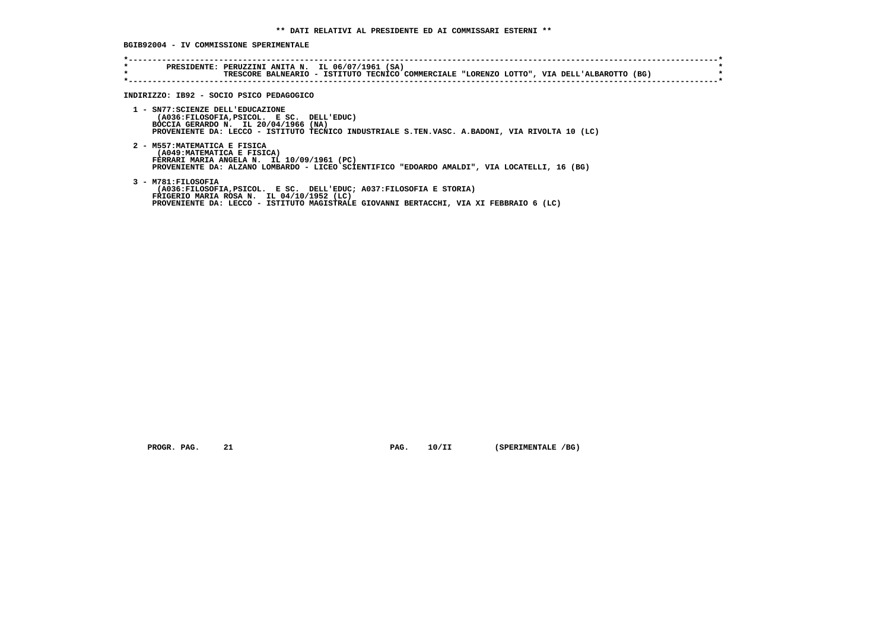** DATI RELATIVI AL PRESIDENTE ED AI COMMISSARI ESTERNI **

**BGIB92004 - IV COMMISSIONE SPERIMENTALE**

```
*----------------------------------------------------------------------------------------------------------------------------*
*        PRESIDENTE: PERUZZINI ANITA N.  IL 06/07/1961 (SA)                                                                  *
*                    TRESCORE BALNEARIO - ISTITUTO TECNICO COMMERCIALE "LORENZO LOTTO", VIA DELL'ALBAROTTO (BG)               *
*----------------------------------------------------------------------------------------------------------------------------*
```

**INDIRIZZO: IB92 - SOCIO PSICO PEDAGOGICO**

1 - SN77:SCIENZE DELL'EDUCAZIONE
(A036:FILOSOFIA,PSICOL. E SC. DELL'EDUC)
BOCCIA GERARDO N. IL 20/04/1966 (NA)
PROVENIENTE DA: LECCO - ISTITUTO TECNICO INDUSTRIALE S.TEN.VASC. A.BADONI, VIA RIVOLTA 10 (LC)

2 - M557:MATEMATICA E FISICA
(A049:MATEMATICA E FISICA)
FERRARI MARIA ANGELA N. IL 10/09/1961 (PC)
PROVENIENTE DA: ALZANO LOMBARDO - LICEO SCIENTIFICO "EDOARDO AMALDI", VIA LOCATELLI, 16 (BG)

3 - M781:FILOSOFIA
(A036:FILOSOFIA,PSICOL. E SC. DELL'EDUC; A037:FILOSOFIA E STORIA)
FRIGERIO MARIA ROSA N. IL 04/10/1952 (LC)
PROVENIENTE DA: LECCO - ISTITUTO MAGISTRALE GIOVANNI BERTACCHI, VIA XI FEBBRAIO 6 (LC)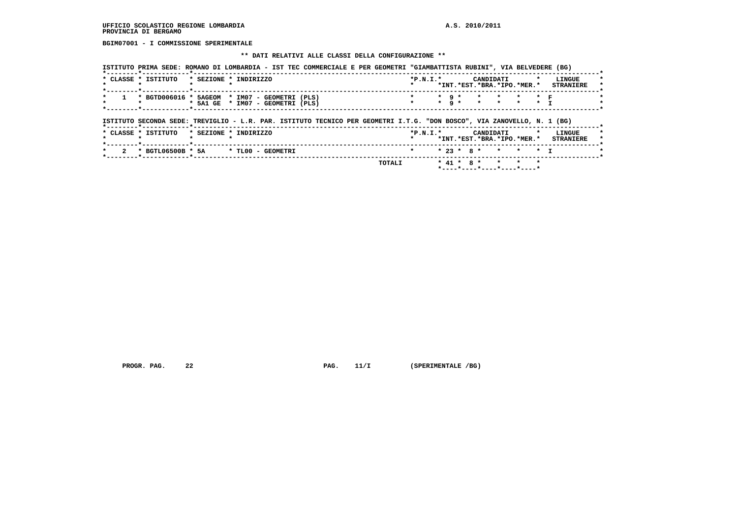UFFICIO SCOLASTICO REGIONE LOMBARDIA A.S. 2010/2011
PROVINCIA DI BERGAMO

**BGIM07001 - I COMMISSIONE SPERIMENTALE**

**\*\* DATI RELATIVI ALLE CLASSI DELLA CONFIGURAZIONE \*\***

ISTITUTO PRIMA SEDE: ROMANO DI LOMBARDIA - IST TEC COMMERCIALE E PER GEOMETRI "GIAMBATTISTA RUBINI", VIA BELVEDERE (BG)

| CLASSE | ISTITUTO | SEZIONE | INDIRIZZO | P.N.I. | CANDIDATI INT. | CANDIDATI EST. | CANDIDATI BRA. | CANDIDATI IPO. | CANDIDATI MER. | LINGUE STRANIERE |
|---|---|---|---|---|---|---|---|---|---|---|
| 1 | BGTD006016 | 5AGEOM | IM07 - GEOMETRI (PLS) | | 9 | | | | | F |
| | | 5A1 GE | IM07 - GEOMETRI (PLS) | | 9 | | | | | I |

ISTITUTO SECONDA SEDE: TREVIGLIO - L.R. PAR. ISTITUTO TECNICO PER GEOMETRI I.T.G. "DON BOSCO", VIA ZANOVELLO, N. 1 (BG)

| CLASSE | ISTITUTO | SEZIONE | INDIRIZZO | P.N.I. | CANDIDATI INT. | CANDIDATI EST. | CANDIDATI BRA. | CANDIDATI IPO. | CANDIDATI MER. | LINGUE STRANIERE |
|---|---|---|---|---|---|---|---|---|---|---|
| 2 | BGTL06500B | 5A | TL00 - GEOMETRI | | 23 | 8 | | | | I |
| | | | TOTALI | | 41 | 8 | | | | |

PROGR. PAG. 22 PAG. 11/I (SPERIMENTALE /BG)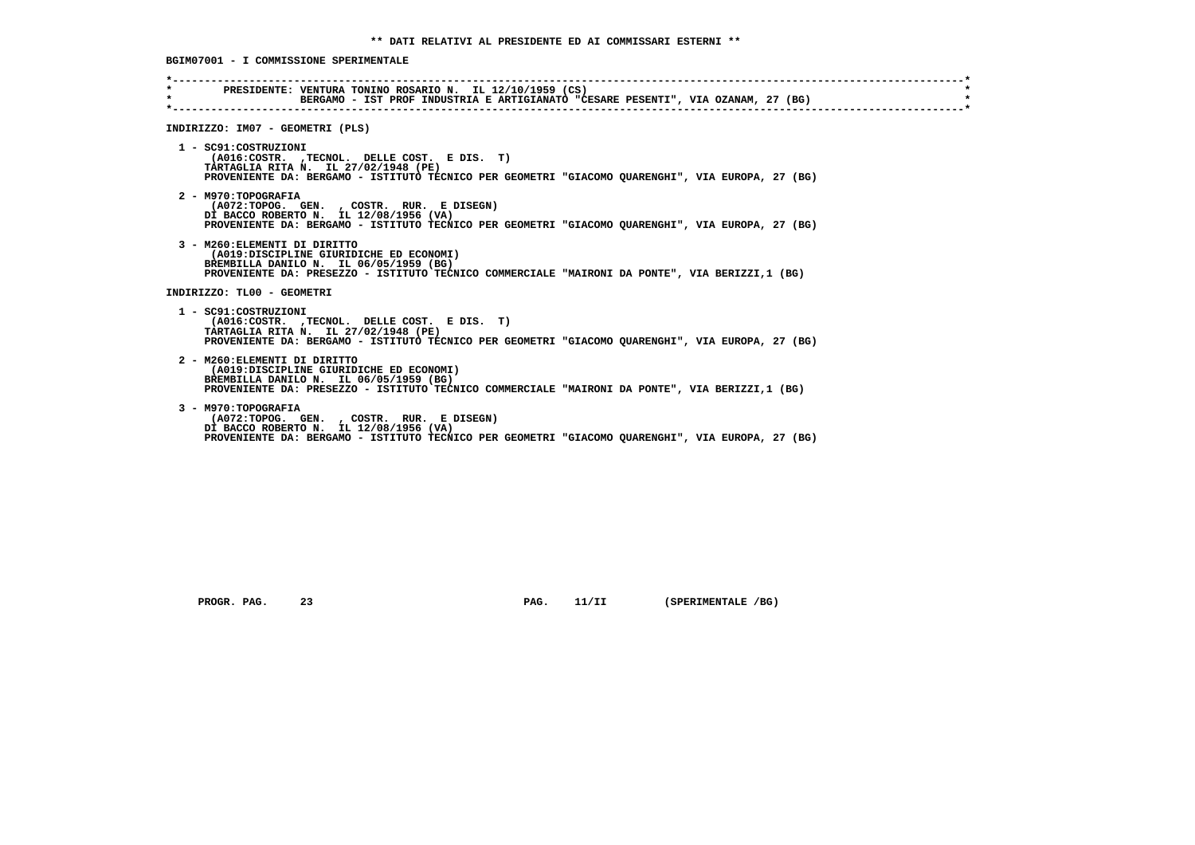** DATI RELATIVI AL PRESIDENTE ED AI COMMISSARI ESTERNI **

**BGIM07001 - I COMMISSIONE SPERIMENTALE**

```
*----------------------------------------------------------------------------------------------------------------------*
*        PRESIDENTE: VENTURA TONINO ROSARIO N.  IL 12/10/1959 (CS)                                                     *
*                    BERGAMO - IST PROF INDUSTRIA E ARTIGIANATO "CESARE PESENTI", VIA OZANAM, 27 (BG)                  *
*----------------------------------------------------------------------------------------------------------------------*
```

INDIRIZZO: IM07 - GEOMETRI (PLS)

1 - SC91:COSTRUZIONI
(A016:COSTR. ,TECNOL. DELLE COST. E DIS. T)
TARTAGLIA RITA N. IL 27/02/1948 (PE)
PROVENIENTE DA: BERGAMO - ISTITUTO TECNICO PER GEOMETRI "GIACOMO QUARENGHI", VIA EUROPA, 27 (BG)

2 - M970:TOPOGRAFIA
(A072:TOPOG. GEN. , COSTR. RUR. E DISEGN)
DI BACCO ROBERTO N. IL 12/08/1956 (VA)
PROVENIENTE DA: BERGAMO - ISTITUTO TECNICO PER GEOMETRI "GIACOMO QUARENGHI", VIA EUROPA, 27 (BG)

3 - M260:ELEMENTI DI DIRITTO
(A019:DISCIPLINE GIURIDICHE ED ECONOMI)
BREMBILLA DANILO N. IL 06/05/1959 (BG)
PROVENIENTE DA: PRESEZZO - ISTITUTO TECNICO COMMERCIALE "MAIRONI DA PONTE", VIA BERIZZI,1 (BG)

INDIRIZZO: TL00 - GEOMETRI

1 - SC91:COSTRUZIONI
(A016:COSTR. ,TECNOL. DELLE COST. E DIS. T)
TARTAGLIA RITA N. IL 27/02/1948 (PE)
PROVENIENTE DA: BERGAMO - ISTITUTO TECNICO PER GEOMETRI "GIACOMO QUARENGHI", VIA EUROPA, 27 (BG)

2 - M260:ELEMENTI DI DIRITTO
(A019:DISCIPLINE GIURIDICHE ED ECONOMI)
BREMBILLA DANILO N. IL 06/05/1959 (BG)
PROVENIENTE DA: PRESEZZO - ISTITUTO TECNICO COMMERCIALE "MAIRONI DA PONTE", VIA BERIZZI,1 (BG)

3 - M970:TOPOGRAFIA
(A072:TOPOG. GEN. , COSTR. RUR. E DISEGN)
DI BACCO ROBERTO N. IL 12/08/1956 (VA)
PROVENIENTE DA: BERGAMO - ISTITUTO TECNICO PER GEOMETRI "GIACOMO QUARENGHI", VIA EUROPA, 27 (BG)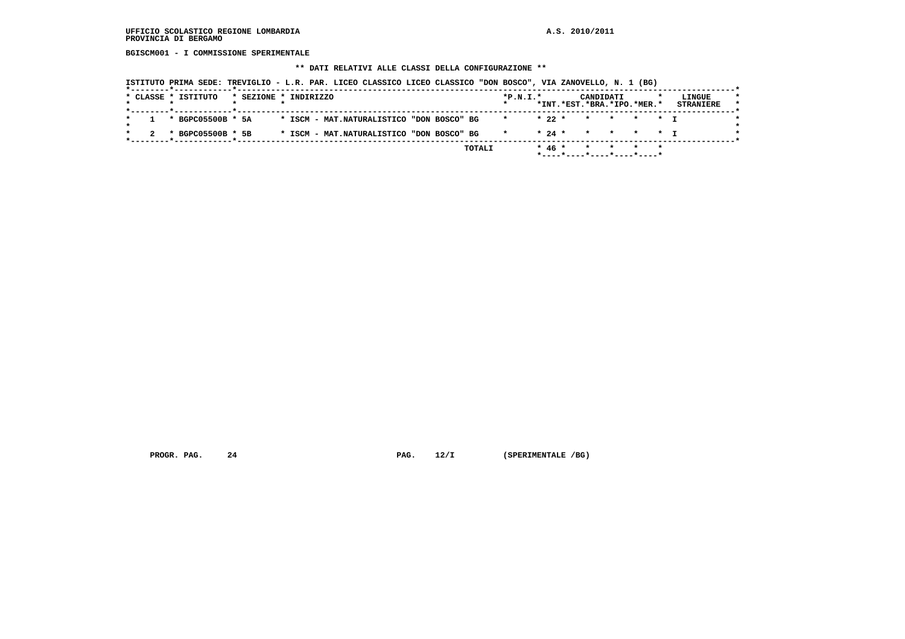UFFICIO SCOLASTICO REGIONE LOMBARDIA

PROVINCIA DI BERGAMO

A.S. 2010/2011

**BGISCM001 - I COMMISSIONE SPERIMENTALE**

**\*\* DATI RELATIVI ALLE CLASSI DELLA CONFIGURAZIONE \*\***

ISTITUTO PRIMA SEDE: TREVIGLIO - L.R. PAR. LICEO CLASSICO LICEO CLASSICO "DON BOSCO", VIA ZANOVELLO, N. 1 (BG)

| CLASSE | ISTITUTO | SEZIONE | INDIRIZZO | P.N.I. | CANDIDATI INT. | EST. | BRA. | IPO. | MER. | LINGUE STRANIERE |
|---|---|---|---|---|---|---|---|---|---|---|
| 1 | BGPC05500B | 5A | ISCM - MAT.NATURALISTICO "DON BOSCO" BG | | 22 | | | | | I |
| 2 | BGPC05500B | 5B | ISCM - MAT.NATURALISTICO "DON BOSCO" BG | | 24 | | | | | I |
| | | | TOTALI | | 46 | | | | | |

PROGR. PAG. 24 PAG. 12/I (SPERIMENTALE /BG)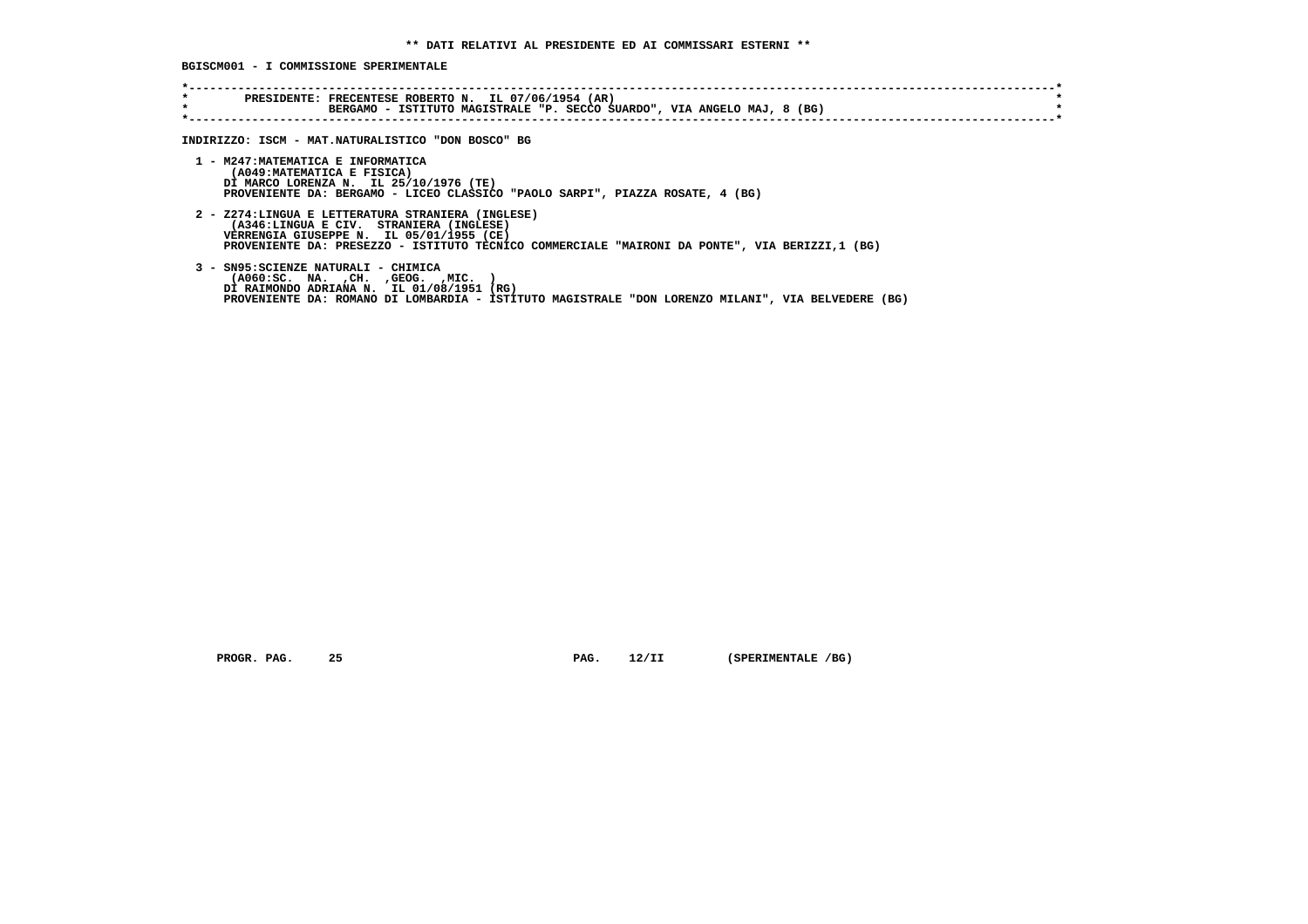**\*\* DATI RELATIVI AL PRESIDENTE ED AI COMMISSARI ESTERNI \*\***

**BGISCM001 - I COMMISSIONE SPERIMENTALE**

```
*----------------------------------------------------------------------------------------------------------------------------*
*        PRESIDENTE: FRECENTESE ROBERTO N.  IL 07/06/1954 (AR)                                                               *
*                    BERGAMO - ISTITUTO MAGISTRALE "P. SECCO SUARDO", VIA ANGELO MAJ, 8 (BG)                                 *
*----------------------------------------------------------------------------------------------------------------------------*
```

**INDIRIZZO: ISCM - MAT.NATURALISTICO "DON BOSCO" BG**

1 - M247:MATEMATICA E INFORMATICA
   (A049:MATEMATICA E FISICA)
   DI MARCO LORENZA N.  IL 25/10/1976 (TE)
   PROVENIENTE DA: BERGAMO - LICEO CLASSICO "PAOLO SARPI", PIAZZA ROSATE, 4 (BG)

2 - Z274:LINGUA E LETTERATURA STRANIERA (INGLESE)
   (A346:LINGUA E CIV.  STRANIERA (INGLESE)
   VERRENGIA GIUSEPPE N.  IL 05/01/1955 (CE)
   PROVENIENTE DA: PRESEZZO - ISTITUTO TECNICO COMMERCIALE "MAIRONI DA PONTE", VIA BERIZZI,1 (BG)

3 - SN95:SCIENZE NATURALI - CHIMICA
   (A060:SC.  NA.  ,CH.  ,GEOG.  ,MIC.  )
   DI RAIMONDO ADRIANA N.  IL 01/08/1951 (RG)
   PROVENIENTE DA: ROMANO DI LOMBARDIA - ISTITUTO MAGISTRALE "DON LORENZO MILANI", VIA BELVEDERE (BG)

PROGR. PAG.    25                    PAG.    12/II        (SPERIMENTALE /BG)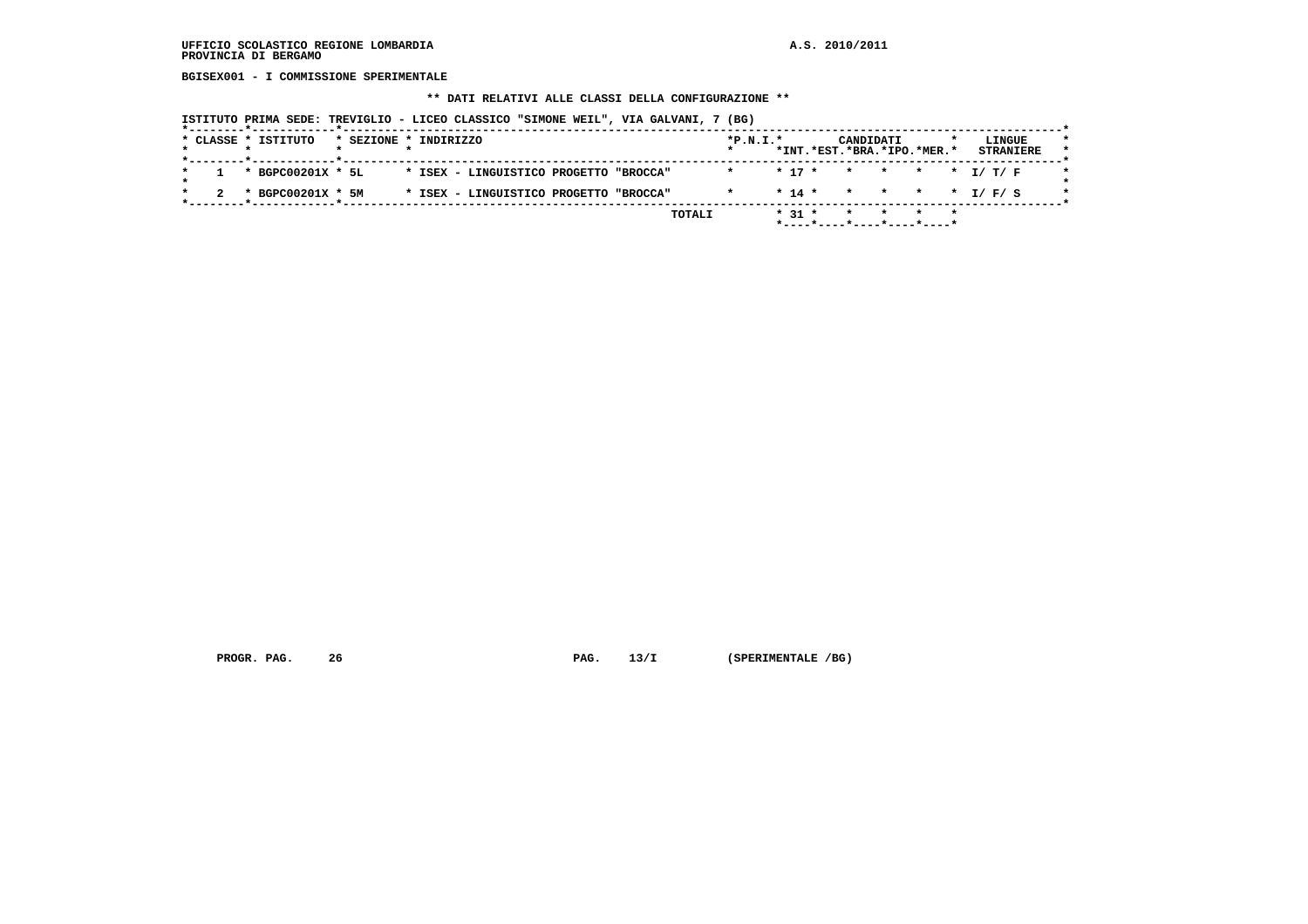**BGISEX001 - I COMMISSIONE SPERIMENTALE**

**\*\* DATI RELATIVI ALLE CLASSI DELLA CONFIGURAZIONE \*\***

**ISTITUTO PRIMA SEDE: TREVIGLIO - LICEO CLASSICO "SIMONE WEIL", VIA GALVANI, 7 (BG)**

| CLASSE | ISTITUTO | SEZIONE | INDIRIZZO | P.N.I. | CANDIDATI INT. | CANDIDATI EST. | CANDIDATI BRA. | CANDIDATI IPO. | CANDIDATI MER. | LINGUE STRANIERE |
|---|---|---|---|---|---|---|---|---|---|---|
| 1 | BGPC00201X | 5L | ISEX - LINGUISTICO PROGETTO "BROCCA" | | 17 | | | | | I/ T/ F |
| 2 | BGPC00201X | 5M | ISEX - LINGUISTICO PROGETTO "BROCCA" | | 14 | | | | | I/ F/ S |
| | | | TOTALI | | 31 | | | | | |

PROGR. PAG. 26 PAG. 13/I (SPERIMENTALE /BG)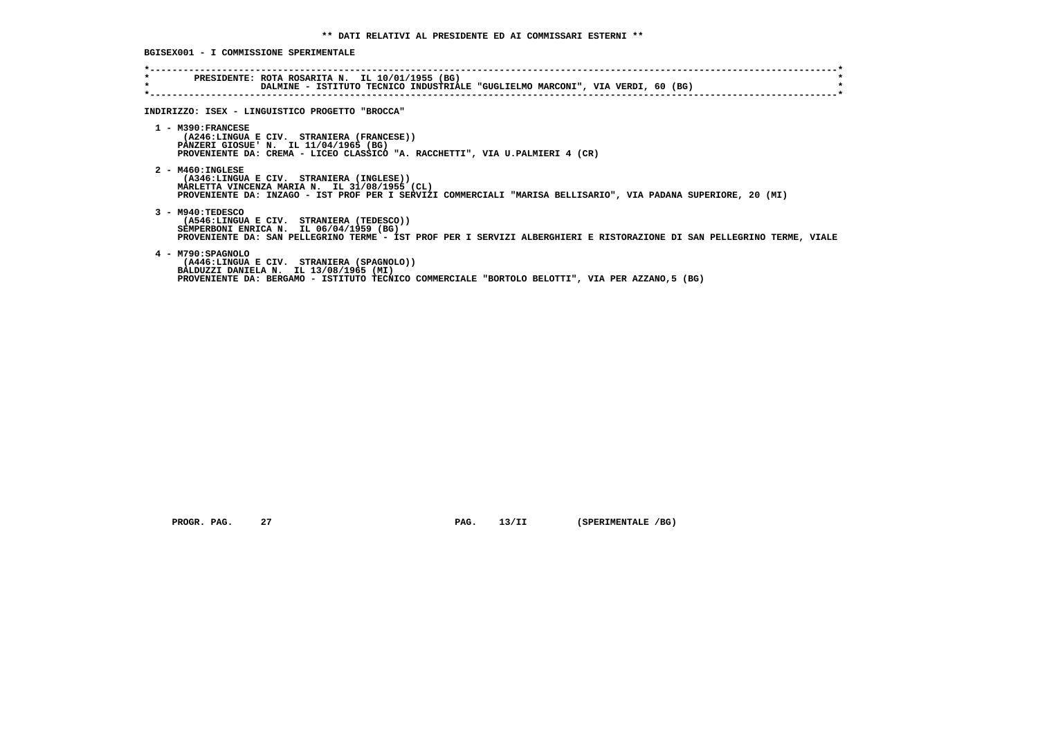## ** DATI RELATIVI AL PRESIDENTE ED AI COMMISSARI ESTERNI **

**BGISEX001 - I COMMISSIONE SPERIMENTALE**

```
*----------------------------------------------------------------------------------------------------------------------*
*        PRESIDENTE: ROTA ROSARITA N.  IL 10/01/1955 (BG)                                                              *
*                    DALMINE - ISTITUTO TECNICO INDUSTRIALE "GUGLIELMO MARCONI", VIA VERDI, 60 (BG)                    *
*----------------------------------------------------------------------------------------------------------------------*
```

**INDIRIZZO: ISEX - LINGUISTICO PROGETTO "BROCCA"**

1 - M390:FRANCESE
(A246:LINGUA E CIV.  STRANIERA (FRANCESE))
PANZERI GIOSUE' N.  IL 11/04/1965 (BG)
PROVENIENTE DA: CREMA - LICEO CLASSICO "A. RACCHETTI", VIA U.PALMIERI 4 (CR)

2 - M460:INGLESE
(A346:LINGUA E CIV.  STRANIERA (INGLESE))
MARLETTA VINCENZA MARIA N.  IL 31/08/1955 (CL)
PROVENIENTE DA: INZAGO - IST PROF PER I SERVIZI COMMERCIALI "MARISA BELLISARIO", VIA PADANA SUPERIORE, 20 (MI)

3 - M940:TEDESCO
(A546:LINGUA E CIV.  STRANIERA (TEDESCO))
SEMPERBONI ENRICA N.  IL 06/04/1959 (BG)
PROVENIENTE DA: SAN PELLEGRINO TERME - IST PROF PER I SERVIZI ALBERGHIERI E RISTORAZIONE DI SAN PELLEGRINO TERME, VIALE

4 - M790:SPAGNOLO
(A446:LINGUA E CIV.  STRANIERA (SPAGNOLO))
BALDUZZI DANIELA N.  IL 13/08/1965 (MI)
PROVENIENTE DA: BERGAMO - ISTITUTO TECNICO COMMERCIALE "BORTOLO BELOTTI", VIA PER AZZANO,5 (BG)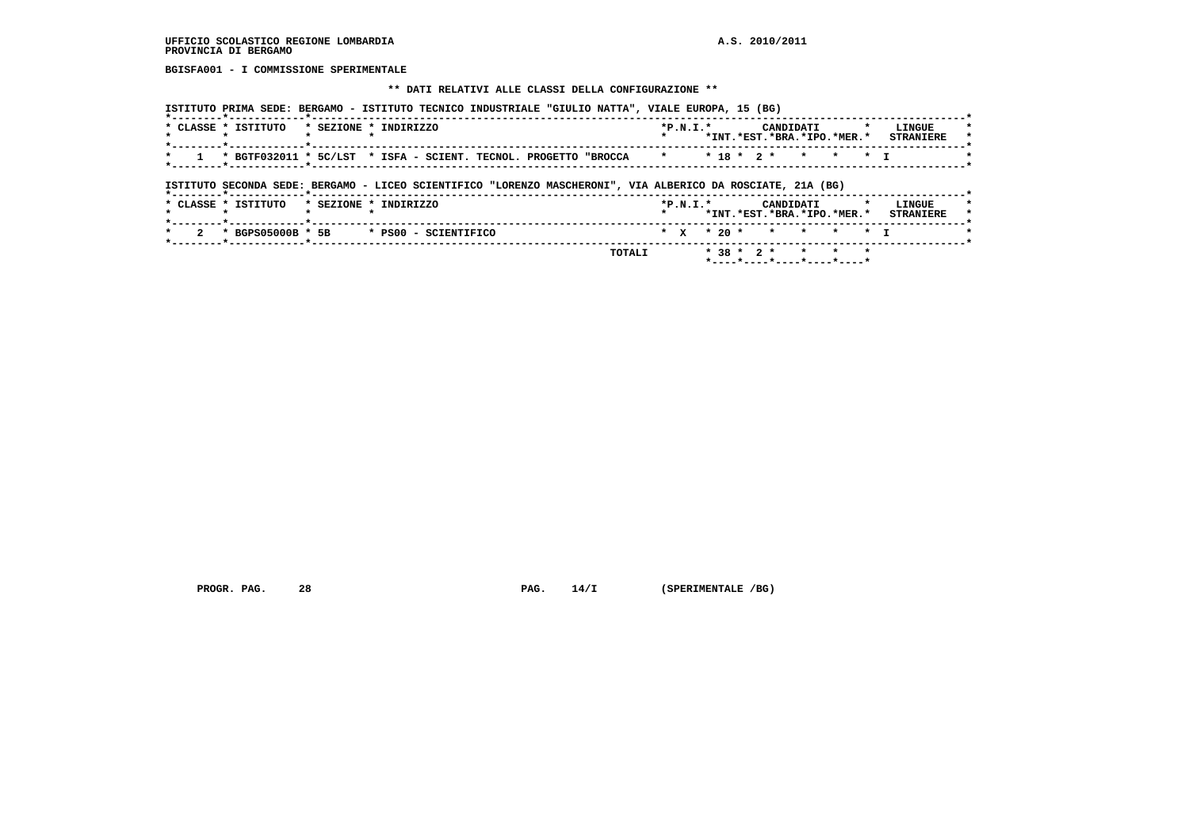UFFICIO SCOLASTICO REGIONE LOMBARDIA — A.S. 2010/2011
PROVINCIA DI BERGAMO

BGISFA001 - I COMMISSIONE SPERIMENTALE

** DATI RELATIVI ALLE CLASSI DELLA CONFIGURAZIONE **

ISTITUTO PRIMA SEDE: BERGAMO - ISTITUTO TECNICO INDUSTRIALE "GIULIO NATTA", VIALE EUROPA, 15 (BG)

| CLASSE | ISTITUTO | SEZIONE | INDIRIZZO | P.N.I. | CANDIDATI INT. | CANDIDATI EST. | CANDIDATI BRA. | CANDIDATI IPO. | CANDIDATI MER. | LINGUE STRANIERE |
|---|---|---|---|---|---|---|---|---|---|---|
| 1 | BGTF032011 | 5C/LST | ISFA - SCIENT. TECNOL. PROGETTO "BROCCA | | 18 | 2 | | | | I |

ISTITUTO SECONDA SEDE: BERGAMO - LICEO SCIENTIFICO "LORENZO MASCHERONI", VIA ALBERICO DA ROSCIATE, 21A (BG)

| CLASSE | ISTITUTO | SEZIONE | INDIRIZZO | P.N.I. | CANDIDATI INT. | CANDIDATI EST. | CANDIDATI BRA. | CANDIDATI IPO. | CANDIDATI MER. | LINGUE STRANIERE |
|---|---|---|---|---|---|---|---|---|---|---|
| 2 | BGPS05000B | 5B | PS00 - SCIENTIFICO | X | 20 | | | | | I |
| | | | TOTALI | | 38 | 2 | | | | |

PROGR. PAG. 28 — PAG. 14/I (SPERIMENTALE /BG)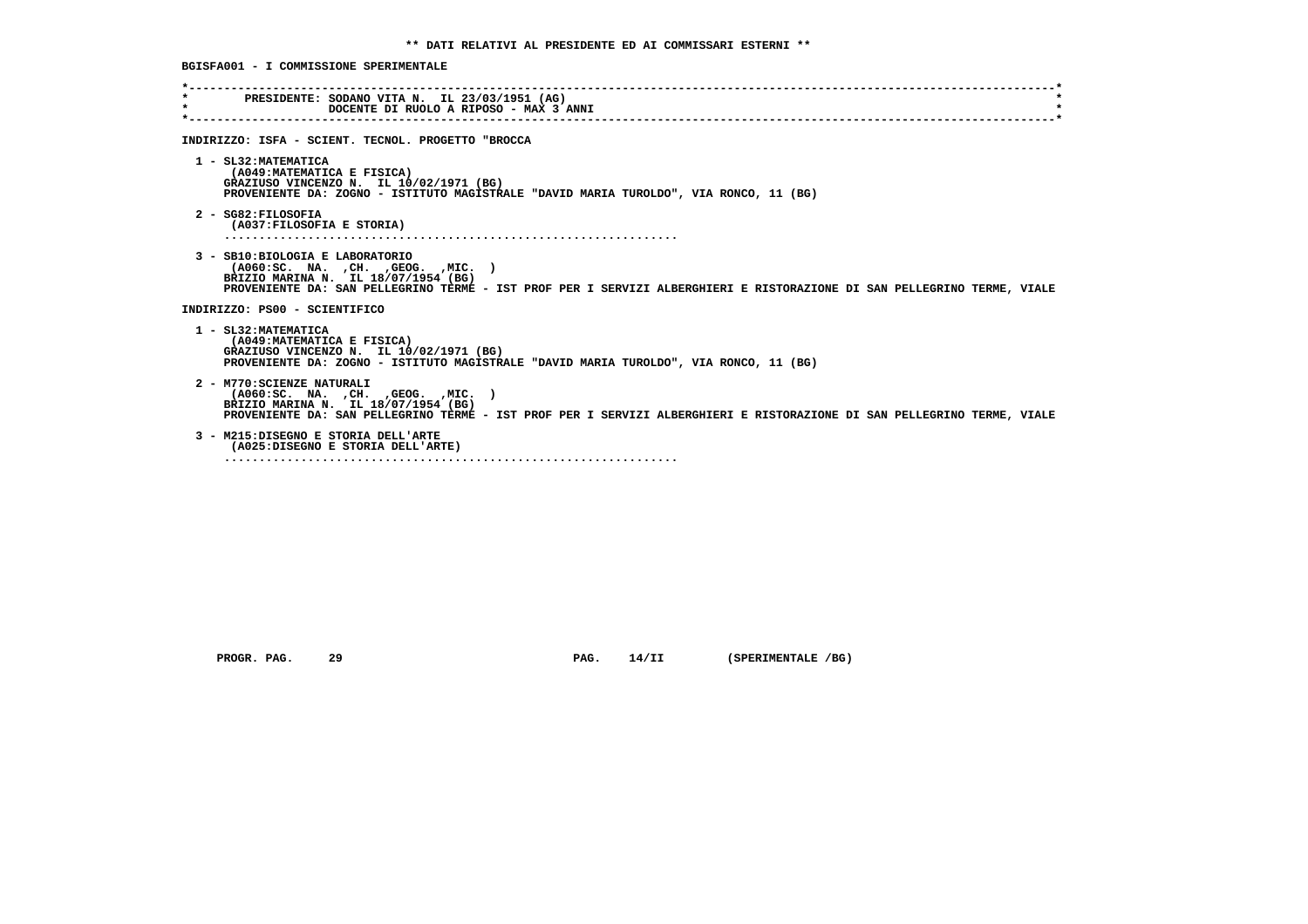** DATI RELATIVI AL PRESIDENTE ED AI COMMISSARI ESTERNI **

BGISFA001 - I COMMISSIONE SPERIMENTALE

```
*----------------------------------------------------------------------------------------------------------------------*
*        PRESIDENTE: SODANO VITA N.  IL 23/03/1951 (AG)                                                                *
*                    DOCENTE DI RUOLO A RIPOSO - MAX 3 ANNI                                                            *
*----------------------------------------------------------------------------------------------------------------------*
```

INDIRIZZO: ISFA - SCIENT. TECNOL. PROGETTO "BROCCA

1 - SL32:MATEMATICA
   (A049:MATEMATICA E FISICA)
   GRAZIUSO VINCENZO N. IL 10/02/1971 (BG)
   PROVENIENTE DA: ZOGNO - ISTITUTO MAGISTRALE "DAVID MARIA TUROLDO", VIA RONCO, 11 (BG)

2 - SG82:FILOSOFIA
   (A037:FILOSOFIA E STORIA)
   ..................................................................

3 - SB10:BIOLOGIA E LABORATORIO
   (A060:SC. NA. ,CH. ,GEOG. ,MIC. )
   BRIZIO MARINA N. IL 18/07/1954 (BG)
   PROVENIENTE DA: SAN PELLEGRINO TERME - IST PROF PER I SERVIZI ALBERGHIERI E RISTORAZIONE DI SAN PELLEGRINO TERME, VIALE

INDIRIZZO: PS00 - SCIENTIFICO

1 - SL32:MATEMATICA
   (A049:MATEMATICA E FISICA)
   GRAZIUSO VINCENZO N. IL 10/02/1971 (BG)
   PROVENIENTE DA: ZOGNO - ISTITUTO MAGISTRALE "DAVID MARIA TUROLDO", VIA RONCO, 11 (BG)

2 - M770:SCIENZE NATURALI
   (A060:SC. NA. ,CH. ,GEOG. ,MIC. )
   BRIZIO MARINA N. IL 18/07/1954 (BG)
   PROVENIENTE DA: SAN PELLEGRINO TERME - IST PROF PER I SERVIZI ALBERGHIERI E RISTORAZIONE DI SAN PELLEGRINO TERME, VIALE

3 - M215:DISEGNO E STORIA DELL'ARTE
   (A025:DISEGNO E STORIA DELL'ARTE)
   ..................................................................

PROGR. PAG. 29 PAG. 14/II (SPERIMENTALE /BG)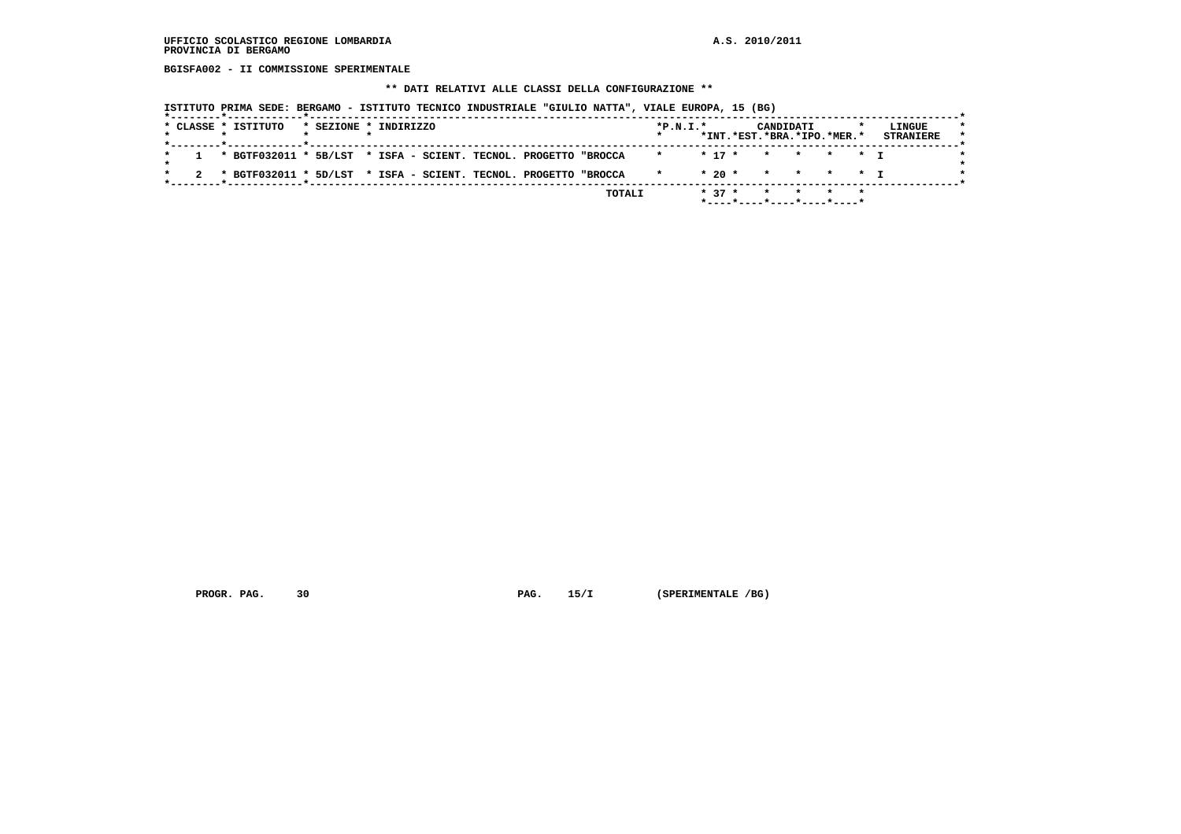UFFICIO SCOLASTICO REGIONE LOMBARDIA
PROVINCIA DI BERGAMO

A.S. 2010/2011

BGISFA002 - II COMMISSIONE SPERIMENTALE

**** DATI RELATIVI ALLE CLASSI DELLA CONFIGURAZIONE ****

ISTITUTO PRIMA SEDE: BERGAMO - ISTITUTO TECNICO INDUSTRIALE "GIULIO NATTA", VIALE EUROPA, 15 (BG)

| CLASSE | ISTITUTO | SEZIONE | INDIRIZZO | P.N.I. | CANDIDATI INT. | CANDIDATI EST. | CANDIDATI BRA. | CANDIDATI IPO. | CANDIDATI MER. | LINGUE STRANIERE |
|---|---|---|---|---|---|---|---|---|---|---|
| 1 | BGTF032011 | 5B/LST | ISFA - SCIENT. TECNOL. PROGETTO "BROCCA | | 17 | | | | | I |
| 2 | BGTF032011 | 5D/LST | ISFA - SCIENT. TECNOL. PROGETTO "BROCCA | | 20 | | | | | I |
| | | | TOTALI | | 37 | | | | | |

PROGR. PAG. 30 PAG. 15/I (SPERIMENTALE /BG)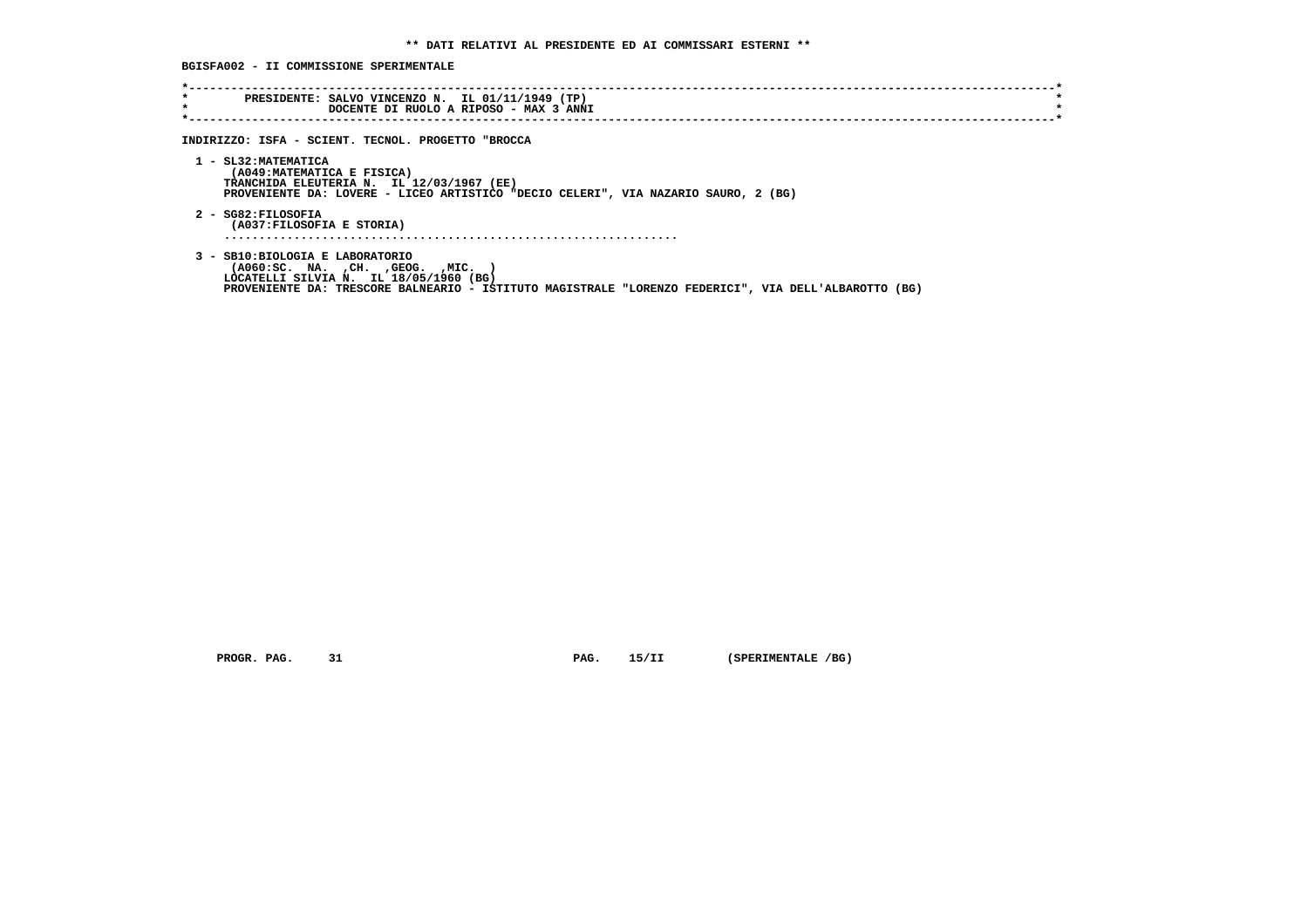** DATI RELATIVI AL PRESIDENTE ED AI COMMISSARI ESTERNI **

BGISFA002 - II COMMISSIONE SPERIMENTALE

```
*----------------------------------------------------------------------------------------------------------------------------*
*        PRESIDENTE: SALVO VINCENZO N.  IL 01/11/1949 (TP)                                                                   *
*                    DOCENTE DI RUOLO A RIPOSO - MAX 3 ANNI                                                                  *
*----------------------------------------------------------------------------------------------------------------------------*
```

INDIRIZZO: ISFA - SCIENT. TECNOL. PROGETTO "BROCCA

1 - SL32:MATEMATICA
   (A049:MATEMATICA E FISICA)
   TRANCHIDA ELEUTERIA N.  IL 12/03/1967 (EE)
   PROVENIENTE DA: LOVERE - LICEO ARTISTICO "DECIO CELERI", VIA NAZARIO SAURO, 2 (BG)

2 - SG82:FILOSOFIA
   (A037:FILOSOFIA E STORIA)
   ..................................................................

3 - SB10:BIOLOGIA E LABORATORIO
   (A060:SC.  NA.  ,CH.  ,GEOG.  ,MIC.  )
   LOCATELLI SILVIA N.  IL 18/05/1960 (BG)
   PROVENIENTE DA: TRESCORE BALNEARIO - ISTITUTO MAGISTRALE "LORENZO FEDERICI", VIA DELL'ALBAROTTO (BG)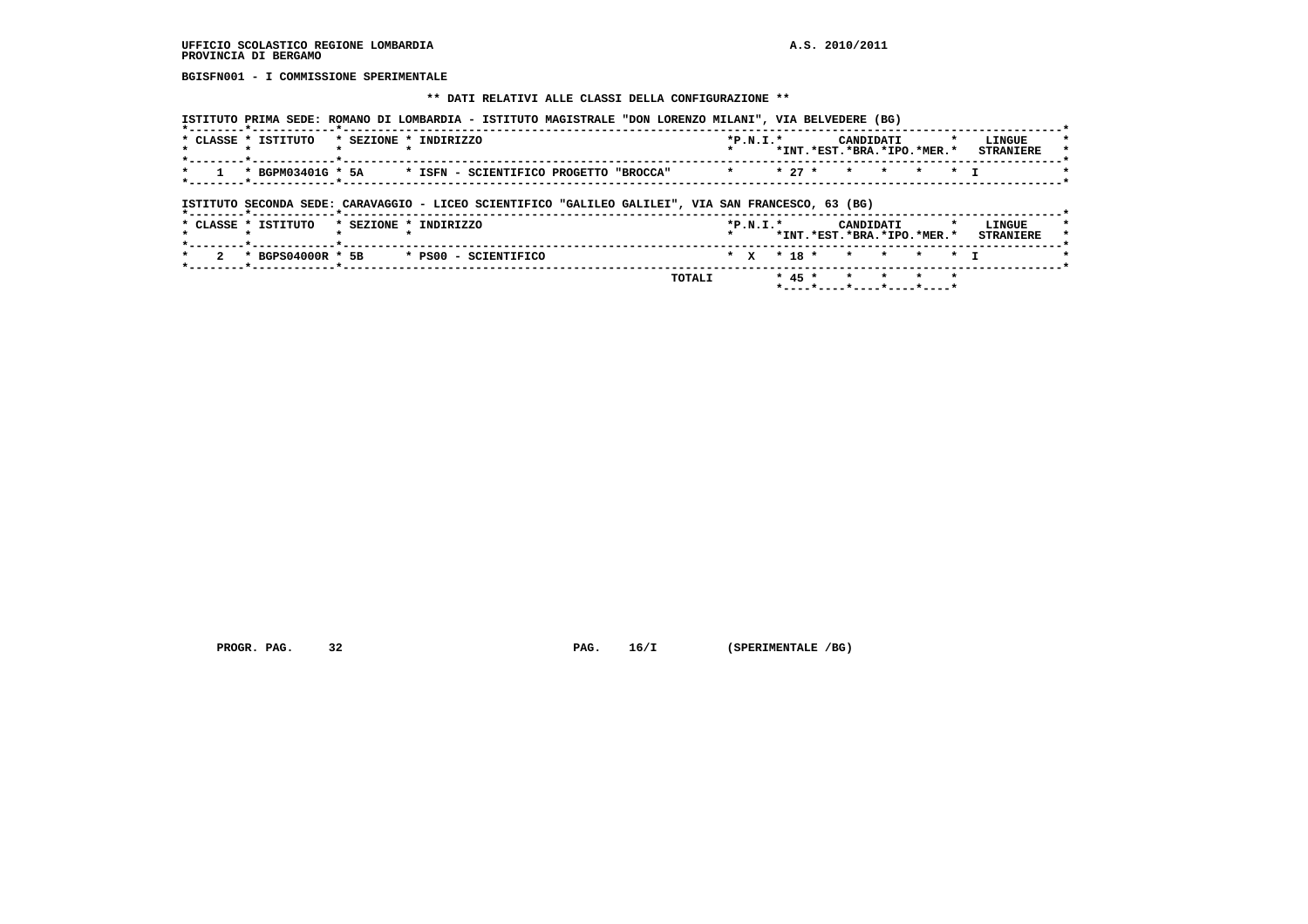UFFICIO SCOLASTICO REGIONE LOMBARDIA
PROVINCIA DI BERGAMO

A.S. 2010/2011

**BGISFN001 - I COMMISSIONE SPERIMENTALE**

**\*\* DATI RELATIVI ALLE CLASSI DELLA CONFIGURAZIONE \*\***

ISTITUTO PRIMA SEDE: ROMANO DI LOMBARDIA - ISTITUTO MAGISTRALE "DON LORENZO MILANI", VIA BELVEDERE (BG)

| CLASSE | ISTITUTO | SEZIONE | INDIRIZZO | P.N.I. | CANDIDATI INT. | CANDIDATI EST. | CANDIDATI BRA. | CANDIDATI IPO. | CANDIDATI MER. | LINGUE STRANIERE |
|---|---|---|---|---|---|---|---|---|---|---|
| 1 | BGPM03401G | 5A | ISFN - SCIENTIFICO PROGETTO "BROCCA" | | 27 | | | | | I |

ISTITUTO SECONDA SEDE: CARAVAGGIO - LICEO SCIENTIFICO "GALILEO GALILEI", VIA SAN FRANCESCO, 63 (BG)

| CLASSE | ISTITUTO | SEZIONE | INDIRIZZO | P.N.I. | CANDIDATI INT. | CANDIDATI EST. | CANDIDATI BRA. | CANDIDATI IPO. | CANDIDATI MER. | LINGUE STRANIERE |
|---|---|---|---|---|---|---|---|---|---|---|
| 2 | BGPS04000R | 5B | PS00 - SCIENTIFICO | X | 18 | | | | | I |
| | | | TOTALI | | 45 | | | | | |

PROGR. PAG. 32 PAG. 16/I (SPERIMENTALE /BG)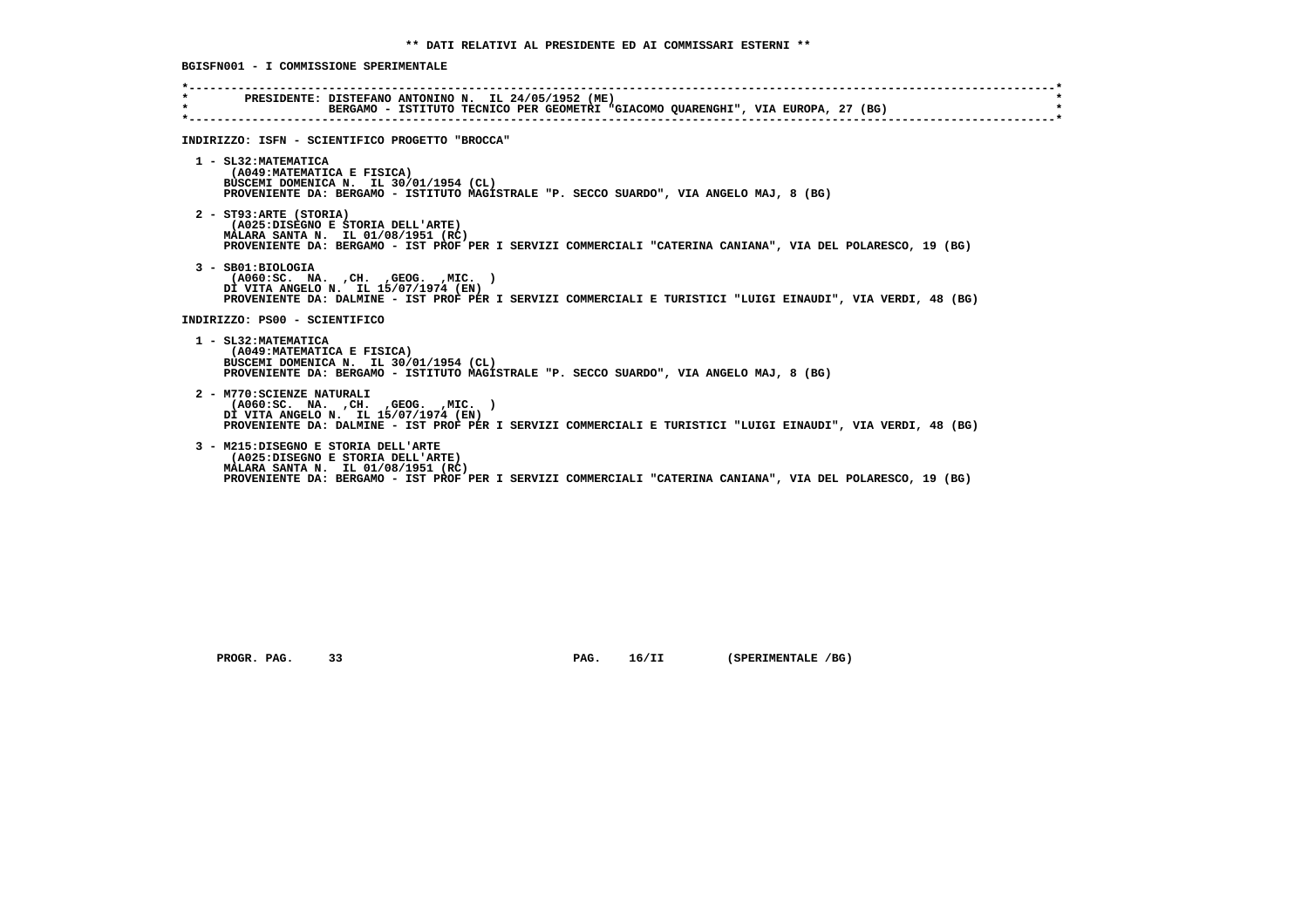**\*\* DATI RELATIVI AL PRESIDENTE ED AI COMMISSARI ESTERNI \*\***

**BGISFN001 - I COMMISSIONE SPERIMENTALE**

```
*----------------------------------------------------------------------------------------------------------------------*
*       PRESIDENTE: DISTEFANO ANTONINO N.  IL 24/05/1952 (ME)                                                          *
*                   BERGAMO - ISTITUTO TECNICO PER GEOMETRI "GIACOMO QUARENGHI", VIA EUROPA, 27 (BG)                   *
*----------------------------------------------------------------------------------------------------------------------*
```

**INDIRIZZO: ISFN - SCIENTIFICO PROGETTO "BROCCA"**

1 - SL32:MATEMATICA
(A049:MATEMATICA E FISICA)
BUSCEMI DOMENICA N. IL 30/01/1954 (CL)
PROVENIENTE DA: BERGAMO - ISTITUTO MAGISTRALE "P. SECCO SUARDO", VIA ANGELO MAJ, 8 (BG)

2 - ST93:ARTE (STORIA)
(A025:DISEGNO E STORIA DELL'ARTE)
MALARA SANTA N. IL 01/08/1951 (RC)
PROVENIENTE DA: BERGAMO - IST PROF PER I SERVIZI COMMERCIALI "CATERINA CANIANA", VIA DEL POLARESCO, 19 (BG)

3 - SB01:BIOLOGIA
(A060:SC. NA. ,CH. ,GEOG. ,MIC. )
DI VITA ANGELO N. IL 15/07/1974 (EN)
PROVENIENTE DA: DALMINE - IST PROF PER I SERVIZI COMMERCIALI E TURISTICI "LUIGI EINAUDI", VIA VERDI, 48 (BG)

**INDIRIZZO: PS00 - SCIENTIFICO**

1 - SL32:MATEMATICA
(A049:MATEMATICA E FISICA)
BUSCEMI DOMENICA N. IL 30/01/1954 (CL)
PROVENIENTE DA: BERGAMO - ISTITUTO MAGISTRALE "P. SECCO SUARDO", VIA ANGELO MAJ, 8 (BG)

2 - M770:SCIENZE NATURALI
(A060:SC. NA. ,CH. ,GEOG. ,MIC. )
DI VITA ANGELO N. IL 15/07/1974 (EN)
PROVENIENTE DA: DALMINE - IST PROF PER I SERVIZI COMMERCIALI E TURISTICI "LUIGI EINAUDI", VIA VERDI, 48 (BG)

3 - M215:DISEGNO E STORIA DELL'ARTE
(A025:DISEGNO E STORIA DELL'ARTE)
MALARA SANTA N. IL 01/08/1951 (RC)
PROVENIENTE DA: BERGAMO - IST PROF PER I SERVIZI COMMERCIALI "CATERINA CANIANA", VIA DEL POLARESCO, 19 (BG)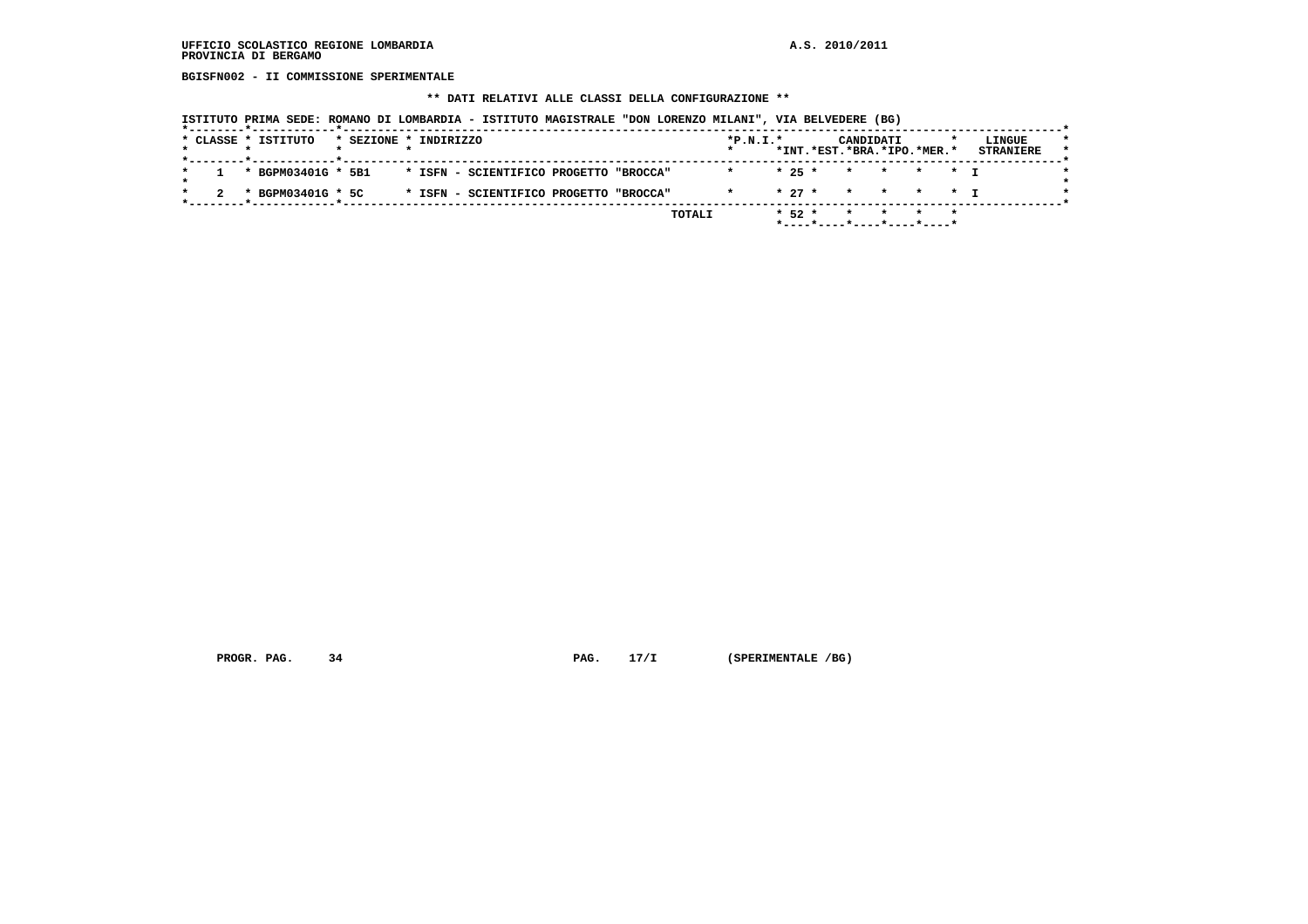UFFICIO SCOLASTICO REGIONE LOMBARDIA
PROVINCIA DI BERGAMO

A.S. 2010/2011

BGISFN002 - II COMMISSIONE SPERIMENTALE

** DATI RELATIVI ALLE CLASSI DELLA CONFIGURAZIONE **

ISTITUTO PRIMA SEDE: ROMANO DI LOMBARDIA - ISTITUTO MAGISTRALE "DON LORENZO MILANI", VIA BELVEDERE (BG)

| CLASSE | ISTITUTO | SEZIONE | INDIRIZZO | P.N.I. | CANDIDATI INT. | CANDIDATI EST. | CANDIDATI BRA. | CANDIDATI IPO. | CANDIDATI MER. | LINGUE STRANIERE |
|---|---|---|---|---|---|---|---|---|---|---|
| 1 | BGPM03401G | 5B1 | ISFN - SCIENTIFICO PROGETTO "BROCCA" | | 25 | | | | | I |
| 2 | BGPM03401G | 5C | ISFN - SCIENTIFICO PROGETTO "BROCCA" | | 27 | | | | | I |
| | | | TOTALI | | 52 | | | | | |

PROGR. PAG. 34 PAG. 17/I (SPERIMENTALE /BG)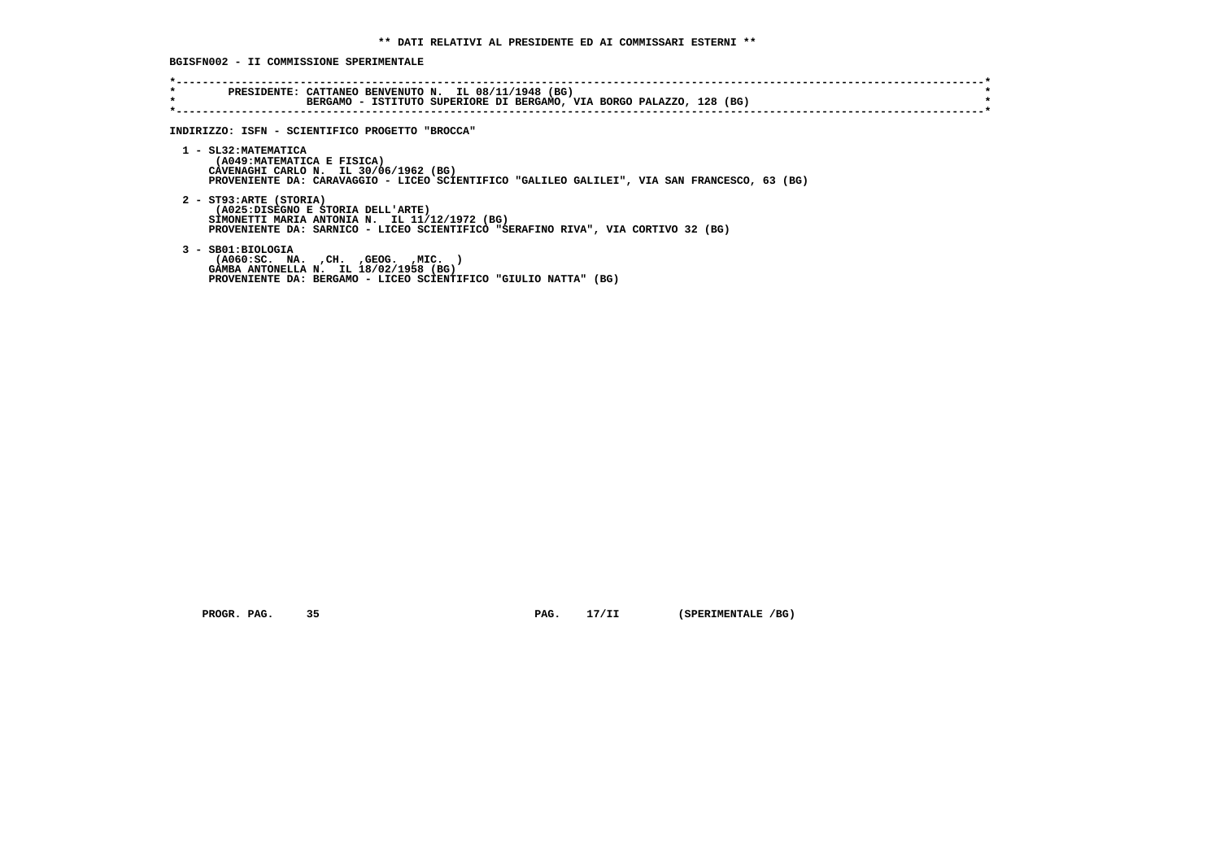**\*\* DATI RELATIVI AL PRESIDENTE ED AI COMMISSARI ESTERNI \*\***

**BGISFN002 - II COMMISSIONE SPERIMENTALE**

```
*----------------------------------------------------------------------------------------------------------------------------*
*        PRESIDENTE: CATTANEO BENVENUTO N.  IL 08/11/1948 (BG)                                                               *
*                    BERGAMO - ISTITUTO SUPERIORE DI BERGAMO, VIA BORGO PALAZZO, 128 (BG)                                    *
*----------------------------------------------------------------------------------------------------------------------------*
```

**INDIRIZZO: ISFN - SCIENTIFICO PROGETTO "BROCCA"**

1 - SL32:MATEMATICA
   (A049:MATEMATICA E FISICA)
   CAVENAGHI CARLO N.  IL 30/06/1962 (BG)
   PROVENIENTE DA: CARAVAGGIO - LICEO SCIENTIFICO "GALILEO GALILEI", VIA SAN FRANCESCO, 63 (BG)

2 - ST93:ARTE (STORIA)
   (A025:DISEGNO E STORIA DELL'ARTE)
   SIMONETTI MARIA ANTONIA N.  IL 11/12/1972 (BG)
   PROVENIENTE DA: SARNICO - LICEO SCIENTIFICO "SERAFINO RIVA", VIA CORTIVO 32 (BG)

3 - SB01:BIOLOGIA
   (A060:SC.  NA.  ,CH.  ,GEOG.  ,MIC.  )
   GAMBA ANTONELLA N.  IL 18/02/1958 (BG)
   PROVENIENTE DA: BERGAMO - LICEO SCIENTIFICO "GIULIO NATTA" (BG)

PROGR. PAG. 35 PAG. 17/II (SPERIMENTALE /BG)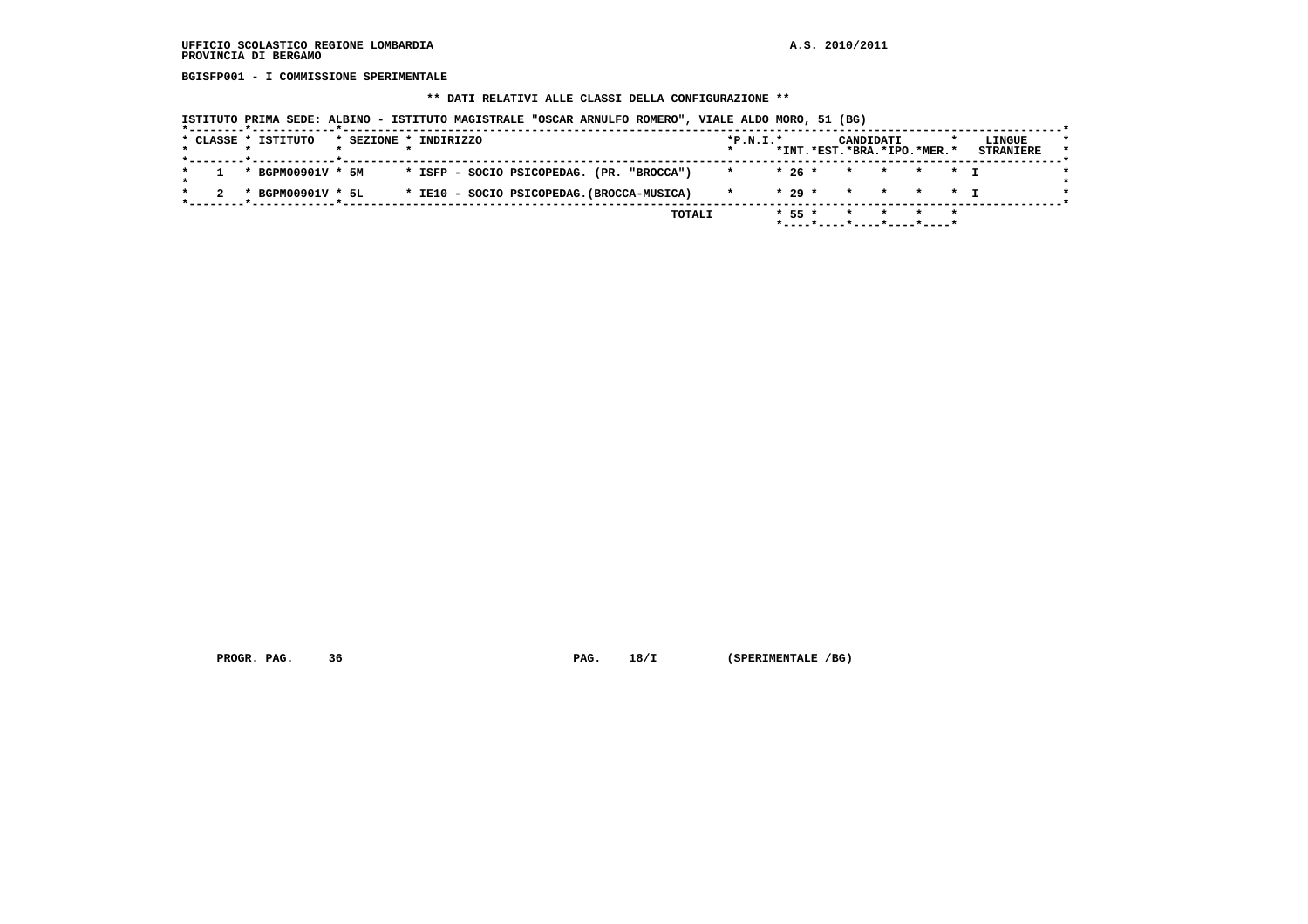UFFICIO SCOLASTICO REGIONE LOMBARDIA
PROVINCIA DI BERGAMO

A.S. 2010/2011

BGISFP001 - I COMMISSIONE SPERIMENTALE

** DATI RELATIVI ALLE CLASSI DELLA CONFIGURAZIONE **

ISTITUTO PRIMA SEDE: ALBINO - ISTITUTO MAGISTRALE "OSCAR ARNULFO ROMERO", VIALE ALDO MORO, 51 (BG)

| CLASSE | ISTITUTO | SEZIONE | INDIRIZZO | P.N.I. | CANDIDATI INT. | EST. | BRA. | IPO. | MER. | LINGUE STRANIERE |
|---|---|---|---|---|---|---|---|---|---|---|
| 1 | BGPM00901V | 5M | ISFP - SOCIO PSICOPEDAG. (PR. "BROCCA") | | 26 | | | | | I |
| 2 | BGPM00901V | 5L | IE10 - SOCIO PSICOPEDAG.(BROCCA-MUSICA) | | 29 | | | | | I |
| | | | TOTALI | | 55 | | | | | |

PROGR. PAG. 36 PAG. 18/I (SPERIMENTALE /BG)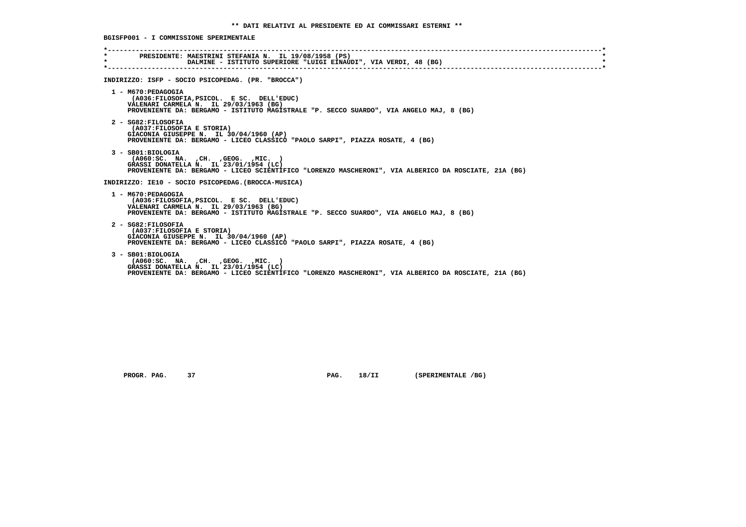**\*\* DATI RELATIVI AL PRESIDENTE ED AI COMMISSARI ESTERNI \*\***

**BGISFP001 - I COMMISSIONE SPERIMENTALE**

```
*----------------------------------------------------------------------------------------------------------------------*
*        PRESIDENTE: MAESTRINI STEFANIA N.  IL 19/08/1958 (PS)                                                         *
*                    DALMINE - ISTITUTO SUPERIORE "LUIGI EINAUDI", VIA VERDI, 48 (BG)                                  *
*----------------------------------------------------------------------------------------------------------------------*
```

**INDIRIZZO: ISFP - SOCIO PSICOPEDAG. (PR. "BROCCA")**

1 - M670:PEDAGOGIA
(A036:FILOSOFIA,PSICOL. E SC. DELL'EDUC)
VALENARI CARMELA N. IL 29/03/1963 (BG)
PROVENIENTE DA: BERGAMO - ISTITUTO MAGISTRALE "P. SECCO SUARDO", VIA ANGELO MAJ, 8 (BG)

2 - SG82:FILOSOFIA
(A037:FILOSOFIA E STORIA)
GIACONIA GIUSEPPE N. IL 30/04/1960 (AP)
PROVENIENTE DA: BERGAMO - LICEO CLASSICO "PAOLO SARPI", PIAZZA ROSATE, 4 (BG)

3 - SB01:BIOLOGIA
(A060:SC. NA. ,CH. ,GEOG. ,MIC. )
GRASSI DONATELLA N. IL 23/01/1954 (LC)
PROVENIENTE DA: BERGAMO - LICEO SCIENTIFICO "LORENZO MASCHERONI", VIA ALBERICO DA ROSCIATE, 21A (BG)

**INDIRIZZO: IE10 - SOCIO PSICOPEDAG.(BROCCA-MUSICA)**

1 - M670:PEDAGOGIA
(A036:FILOSOFIA,PSICOL. E SC. DELL'EDUC)
VALENARI CARMELA N. IL 29/03/1963 (BG)
PROVENIENTE DA: BERGAMO - ISTITUTO MAGISTRALE "P. SECCO SUARDO", VIA ANGELO MAJ, 8 (BG)

2 - SG82:FILOSOFIA
(A037:FILOSOFIA E STORIA)
GIACONIA GIUSEPPE N. IL 30/04/1960 (AP)
PROVENIENTE DA: BERGAMO - LICEO CLASSICO "PAOLO SARPI", PIAZZA ROSATE, 4 (BG)

3 - SB01:BIOLOGIA
(A060:SC. NA. ,CH. ,GEOG. ,MIC. )
GRASSI DONATELLA N. IL 23/01/1954 (LC)
PROVENIENTE DA: BERGAMO - LICEO SCIENTIFICO "LORENZO MASCHERONI", VIA ALBERICO DA ROSCIATE, 21A (BG)

PROGR. PAG. 37 PAG. 18/II (SPERIMENTALE /BG)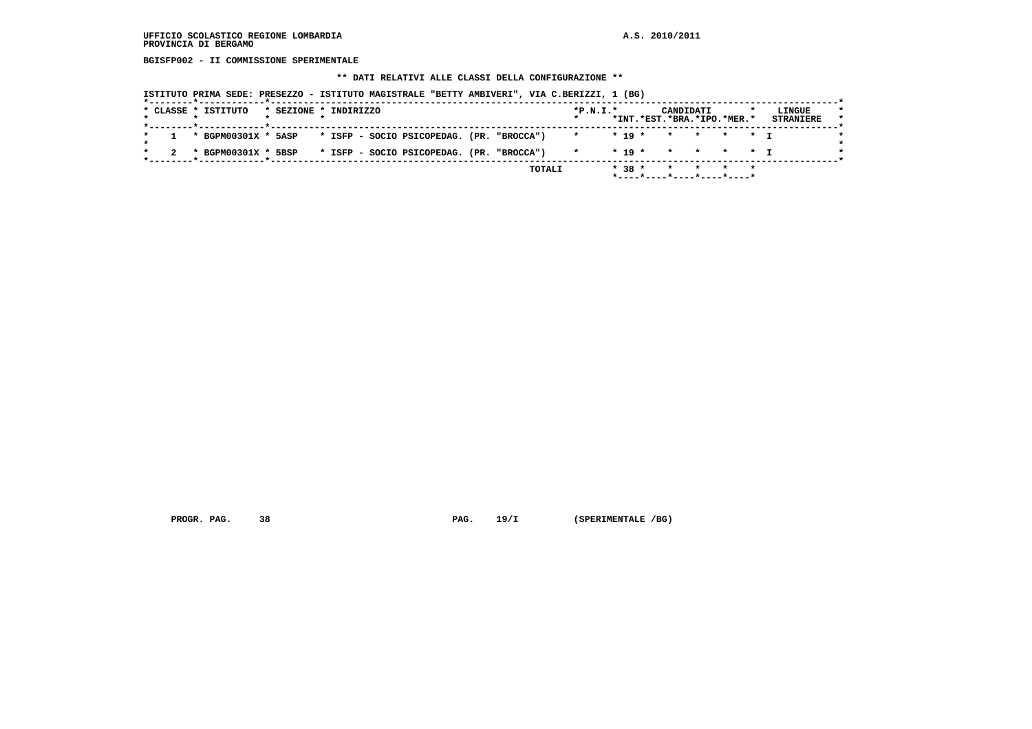UFFICIO SCOLASTICO REGIONE LOMBARDIA
PROVINCIA DI BERGAMO

A.S. 2010/2011

**BGISFP002 - II COMMISSIONE SPERIMENTALE**

**\*\* DATI RELATIVI ALLE CLASSI DELLA CONFIGURAZIONE \*\***

ISTITUTO PRIMA SEDE: PRESEZZO - ISTITUTO MAGISTRALE "BETTY AMBIVERI", VIA C.BERIZZI, 1 (BG)

| CLASSE | ISTITUTO | SEZIONE | INDIRIZZO | P.N.I. | CANDIDATI INT. | EST. | BRA. | IPO. | MER. | LINGUE STRANIERE |
|---|---|---|---|---|---|---|---|---|---|---|
| 1 | BGPM00301X | 5ASP | ISFP - SOCIO PSICOPEDAG. (PR. "BROCCA") | | 19 | | | | | I |
| 2 | BGPM00301X | 5BSP | ISFP - SOCIO PSICOPEDAG. (PR. "BROCCA") | | 19 | | | | | I |
| | | | TOTALI | | 38 | | | | | |

PROGR. PAG. 38 PAG. 19/I (SPERIMENTALE /BG)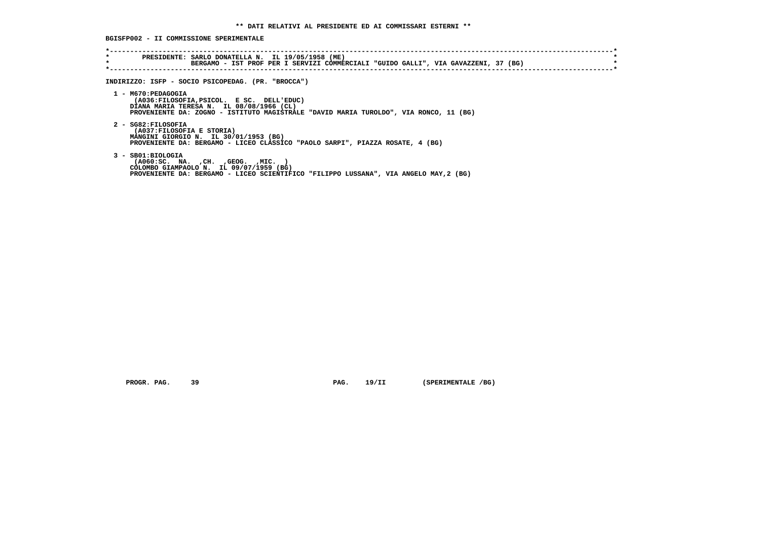** DATI RELATIVI AL PRESIDENTE ED AI COMMISSARI ESTERNI **

BGISFP002 - II COMMISSIONE SPERIMENTALE

```
*----------------------------------------------------------------------------------------------------------------------*
*        PRESIDENTE: SARLO DONATELLA N.  IL 19/05/1958 (ME)                                                             *
*                    BERGAMO - IST PROF PER I SERVIZI COMMERCIALI "GUIDO GALLI", VIA GAVAZZENI, 37 (BG)                 *
*----------------------------------------------------------------------------------------------------------------------*
```

INDIRIZZO: ISFP - SOCIO PSICOPEDAG. (PR. "BROCCA")

1 - M670:PEDAGOGIA
   (A036:FILOSOFIA,PSICOL. E SC. DELL'EDUC)
   DIANA MARIA TERESA N. IL 08/08/1966 (CL)
   PROVENIENTE DA: ZOGNO - ISTITUTO MAGISTRALE "DAVID MARIA TUROLDO", VIA RONCO, 11 (BG)

2 - SG82:FILOSOFIA
   (A037:FILOSOFIA E STORIA)
   MANGINI GIORGIO N. IL 30/01/1953 (BG)
   PROVENIENTE DA: BERGAMO - LICEO CLASSICO "PAOLO SARPI", PIAZZA ROSATE, 4 (BG)

3 - SB01:BIOLOGIA
   (A060:SC. NA. ,CH. ,GEOG. ,MIC. )
   COLOMBO GIAMPAOLO N. IL 09/07/1959 (BG)
   PROVENIENTE DA: BERGAMO - LICEO SCIENTIFICO "FILIPPO LUSSANA", VIA ANGELO MAY,2 (BG)

PROGR. PAG. 39 PAG. 19/II (SPERIMENTALE /BG)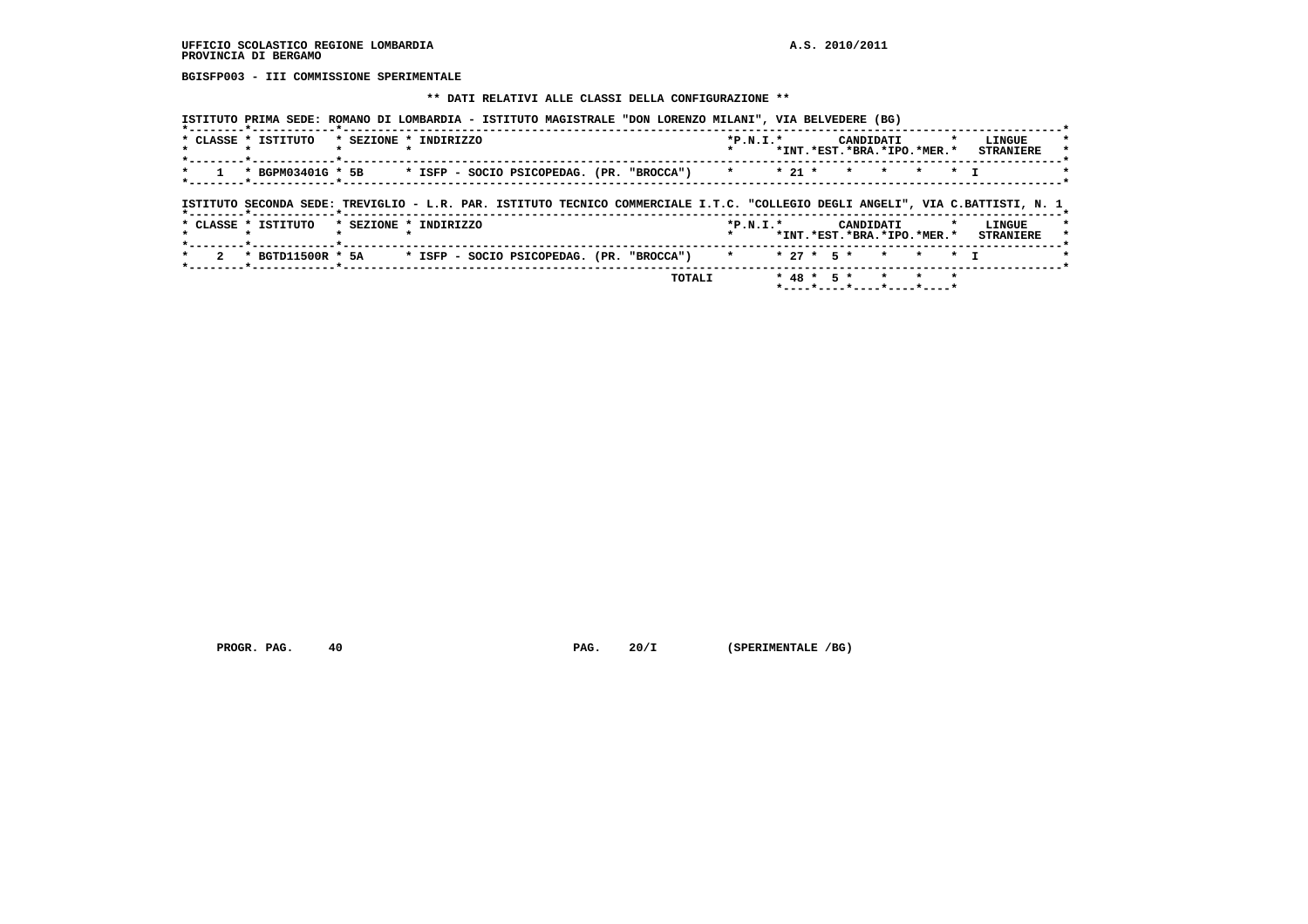UFFICIO SCOLASTICO REGIONE LOMBARDIA
PROVINCIA DI BERGAMO

A.S. 2010/2011

BGISFP003 - III COMMISSIONE SPERIMENTALE

** DATI RELATIVI ALLE CLASSI DELLA CONFIGURAZIONE **

ISTITUTO PRIMA SEDE: ROMANO DI LOMBARDIA - ISTITUTO MAGISTRALE "DON LORENZO MILANI", VIA BELVEDERE (BG)

| CLASSE | ISTITUTO | SEZIONE | INDIRIZZO | P.N.I. | CANDIDATI INT. | CANDIDATI EST. | CANDIDATI BRA. | CANDIDATI IPO. | CANDIDATI MER. | LINGUE STRANIERE |
|---|---|---|---|---|---|---|---|---|---|---|
| 1 | BGPM03401G | 5B | ISFP - SOCIO PSICOPEDAG. (PR. "BROCCA") | | 21 | | | | | I |

ISTITUTO SECONDA SEDE: TREVIGLIO - L.R. PAR. ISTITUTO TECNICO COMMERCIALE I.T.C. "COLLEGIO DEGLI ANGELI", VIA C.BATTISTI, N. 1

| CLASSE | ISTITUTO | SEZIONE | INDIRIZZO | P.N.I. | CANDIDATI INT. | CANDIDATI EST. | CANDIDATI BRA. | CANDIDATI IPO. | CANDIDATI MER. | LINGUE STRANIERE |
|---|---|---|---|---|---|---|---|---|---|---|
| 2 | BGTD11500R | 5A | ISFP - SOCIO PSICOPEDAG. (PR. "BROCCA") | | 27 | 5 | | | | I |
| | | | TOTALI | | 48 | 5 | | | | |

PROGR. PAG. 40 PAG. 20/I (SPERIMENTALE /BG)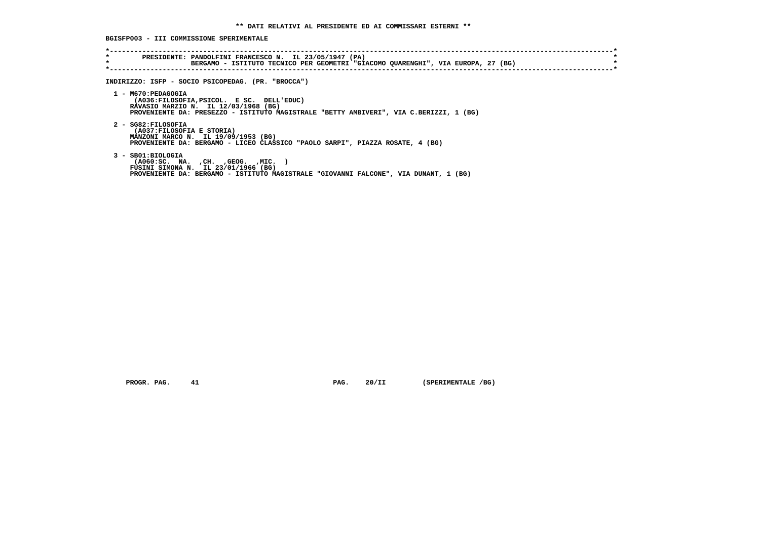**\*\* DATI RELATIVI AL PRESIDENTE ED AI COMMISSARI ESTERNI \*\***

**BGISFP003 - III COMMISSIONE SPERIMENTALE**

```
*----------------------------------------------------------------------------------------------------------------------------*
*        PRESIDENTE: PANDOLFINI FRANCESCO N.  IL 23/05/1947 (PA)                                                             *
*                    BERGAMO - ISTITUTO TECNICO PER GEOMETRI "GIACOMO QUARENGHI", VIA EUROPA, 27 (BG)                        *
*----------------------------------------------------------------------------------------------------------------------------*
```

**INDIRIZZO: ISFP - SOCIO PSICOPEDAG. (PR. "BROCCA")**

1 - M670:PEDAGOGIA
(A036:FILOSOFIA,PSICOL. E SC. DELL'EDUC)
RAVASIO MARZIO N. IL 12/03/1968 (BG)
PROVENIENTE DA: PRESEZZO - ISTITUTO MAGISTRALE "BETTY AMBIVERI", VIA C.BERIZZI, 1 (BG)

2 - SG82:FILOSOFIA
(A037:FILOSOFIA E STORIA)
MANZONI MARCO N. IL 19/09/1953 (BG)
PROVENIENTE DA: BERGAMO - LICEO CLASSICO "PAOLO SARPI", PIAZZA ROSATE, 4 (BG)

3 - SB01:BIOLOGIA
(A060:SC. NA. ,CH. ,GEOG. ,MIC. )
FUSINI SIMONA N. IL 23/01/1966 (BG)
PROVENIENTE DA: BERGAMO - ISTITUTO MAGISTRALE "GIOVANNI FALCONE", VIA DUNANT, 1 (BG)

PROGR. PAG. 41 PAG. 20/II (SPERIMENTALE /BG)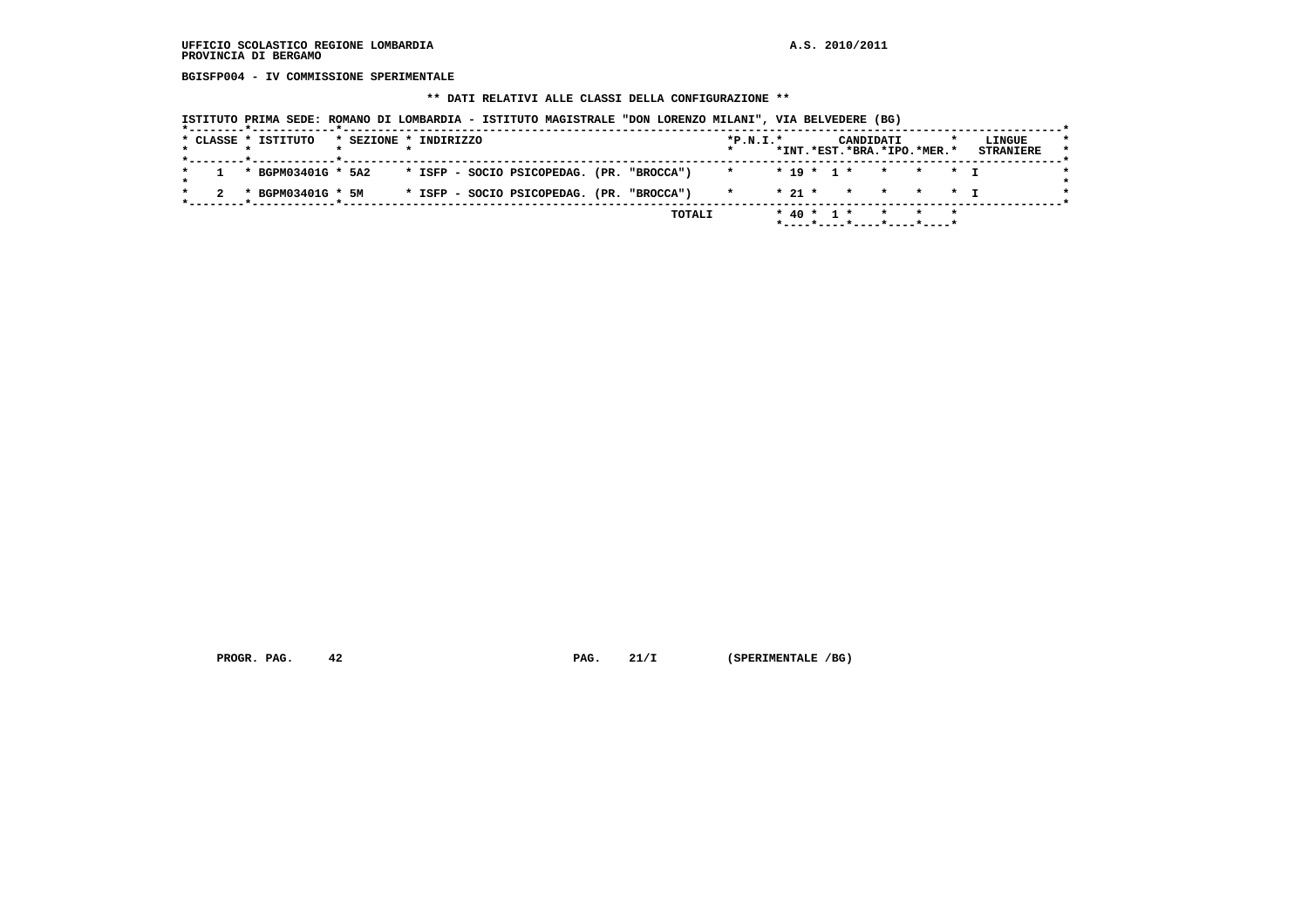UFFICIO SCOLASTICO REGIONE LOMBARDIA
PROVINCIA DI BERGAMO

A.S. 2010/2011

BGISFP004 - IV COMMISSIONE SPERIMENTALE

** DATI RELATIVI ALLE CLASSI DELLA CONFIGURAZIONE **

ISTITUTO PRIMA SEDE: ROMANO DI LOMBARDIA - ISTITUTO MAGISTRALE "DON LORENZO MILANI", VIA BELVEDERE (BG)

| CLASSE | ISTITUTO | SEZIONE | INDIRIZZO | P.N.I. | CANDIDATI INT. | CANDIDATI EST. | CANDIDATI BRA. | CANDIDATI IPO. | CANDIDATI MER. | LINGUE STRANIERE |
|---|---|---|---|---|---|---|---|---|---|---|
| 1 | BGPM03401G | 5A2 | ISFP - SOCIO PSICOPEDAG. (PR. "BROCCA") | | 19 | 1 | | | | I |
| 2 | BGPM03401G | 5M | ISFP - SOCIO PSICOPEDAG. (PR. "BROCCA") | | 21 | | | | | I |
| | | | TOTALI | | 40 | 1 | | | | |

PROGR. PAG. 42 PAG. 21/I (SPERIMENTALE /BG)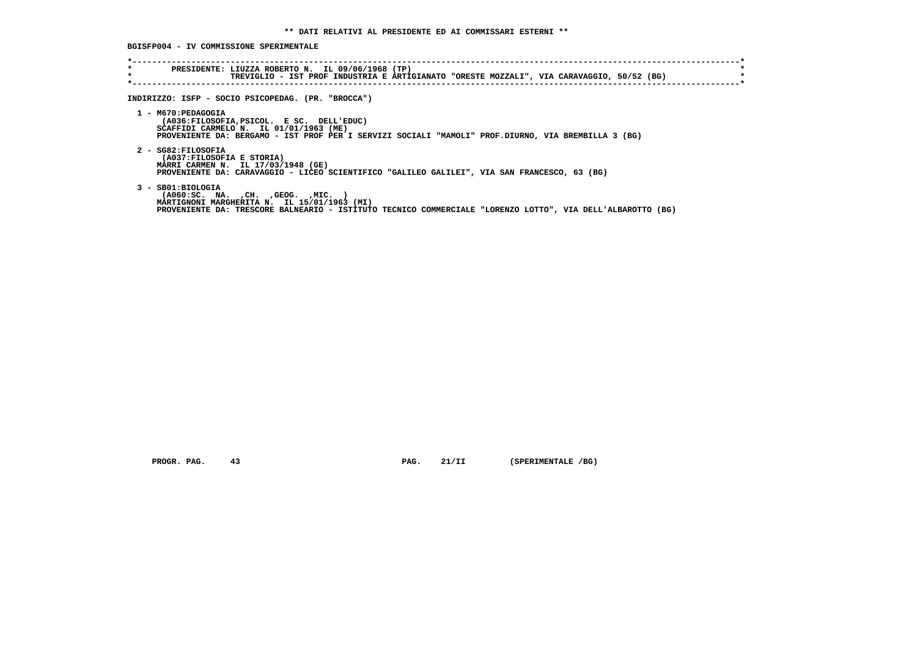**\*\* DATI RELATIVI AL PRESIDENTE ED AI COMMISSARI ESTERNI \*\***

**BGISFP004 - IV COMMISSIONE SPERIMENTALE**

```
*----------------------------------------------------------------------------------------------------------------------*
*        PRESIDENTE: LIUZZA ROBERTO N.  IL 09/06/1968 (TP)                                                             *
*                    TREVIGLIO - IST PROF INDUSTRIA E ARTIGIANATO "ORESTE MOZZALI", VIA CARAVAGGIO, 50/52 (BG)          *
*----------------------------------------------------------------------------------------------------------------------*
```

**INDIRIZZO: ISFP - SOCIO PSICOPEDAG. (PR. "BROCCA")**

1 - M670:PEDAGOGIA
(A036:FILOSOFIA,PSICOL. E SC. DELL'EDUC)
SCAFFIDI CARMELO N. IL 01/01/1963 (ME)
PROVENIENTE DA: BERGAMO - IST PROF PER I SERVIZI SOCIALI "MAMOLI" PROF.DIURNO, VIA BREMBILLA 3 (BG)

2 - SG82:FILOSOFIA
(A037:FILOSOFIA E STORIA)
MARRI CARMEN N. IL 17/03/1948 (GE)
PROVENIENTE DA: CARAVAGGIO - LICEO SCIENTIFICO "GALILEO GALILEI", VIA SAN FRANCESCO, 63 (BG)

3 - SB01:BIOLOGIA
(A060:SC. NA. ,CH. ,GEOG. ,MIC. )
MARTIGNONI MARGHERITA N. IL 15/01/1963 (MI)
PROVENIENTE DA: TRESCORE BALNEARIO - ISTITUTO TECNICO COMMERCIALE "LORENZO LOTTO", VIA DELL'ALBAROTTO (BG)

PROGR. PAG. 43 PAG. 21/II (SPERIMENTALE /BG)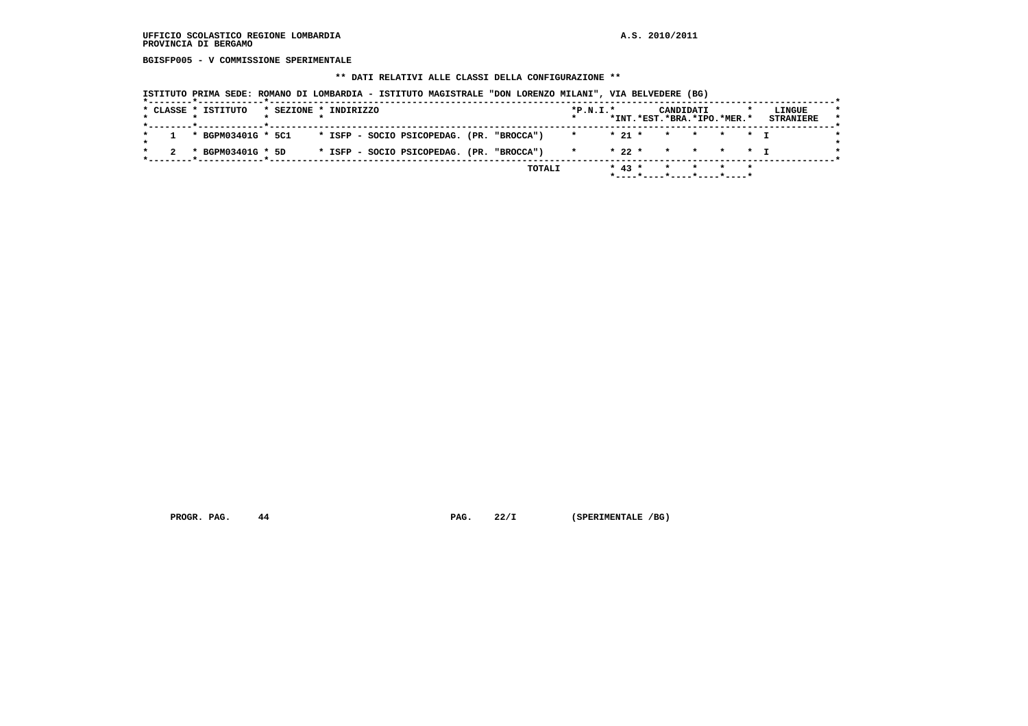UFFICIO SCOLASTICO REGIONE LOMBARDIA
PROVINCIA DI BERGAMO

A.S. 2010/2011

BGISFP005 - V COMMISSIONE SPERIMENTALE

** DATI RELATIVI ALLE CLASSI DELLA CONFIGURAZIONE **

ISTITUTO PRIMA SEDE: ROMANO DI LOMBARDIA - ISTITUTO MAGISTRALE "DON LORENZO MILANI", VIA BELVEDERE (BG)

| CLASSE | ISTITUTO | SEZIONE | INDIRIZZO | P.N.I. | CANDIDATI INT. | CANDIDATI EST. | CANDIDATI BRA. | CANDIDATI IPO. | CANDIDATI MER. | LINGUE STRANIERE |
|---|---|---|---|---|---|---|---|---|---|---|
| 1 | BGPM03401G | 5C1 | ISFP - SOCIO PSICOPEDAG. (PR. "BROCCA") | | 21 | | | | | I |
| 2 | BGPM03401G | 5D | ISFP - SOCIO PSICOPEDAG. (PR. "BROCCA") | | 22 | | | | | I |
| | | | TOTALI | | 43 | | | | | |

PROGR. PAG. 44    PAG. 22/I    (SPERIMENTALE /BG)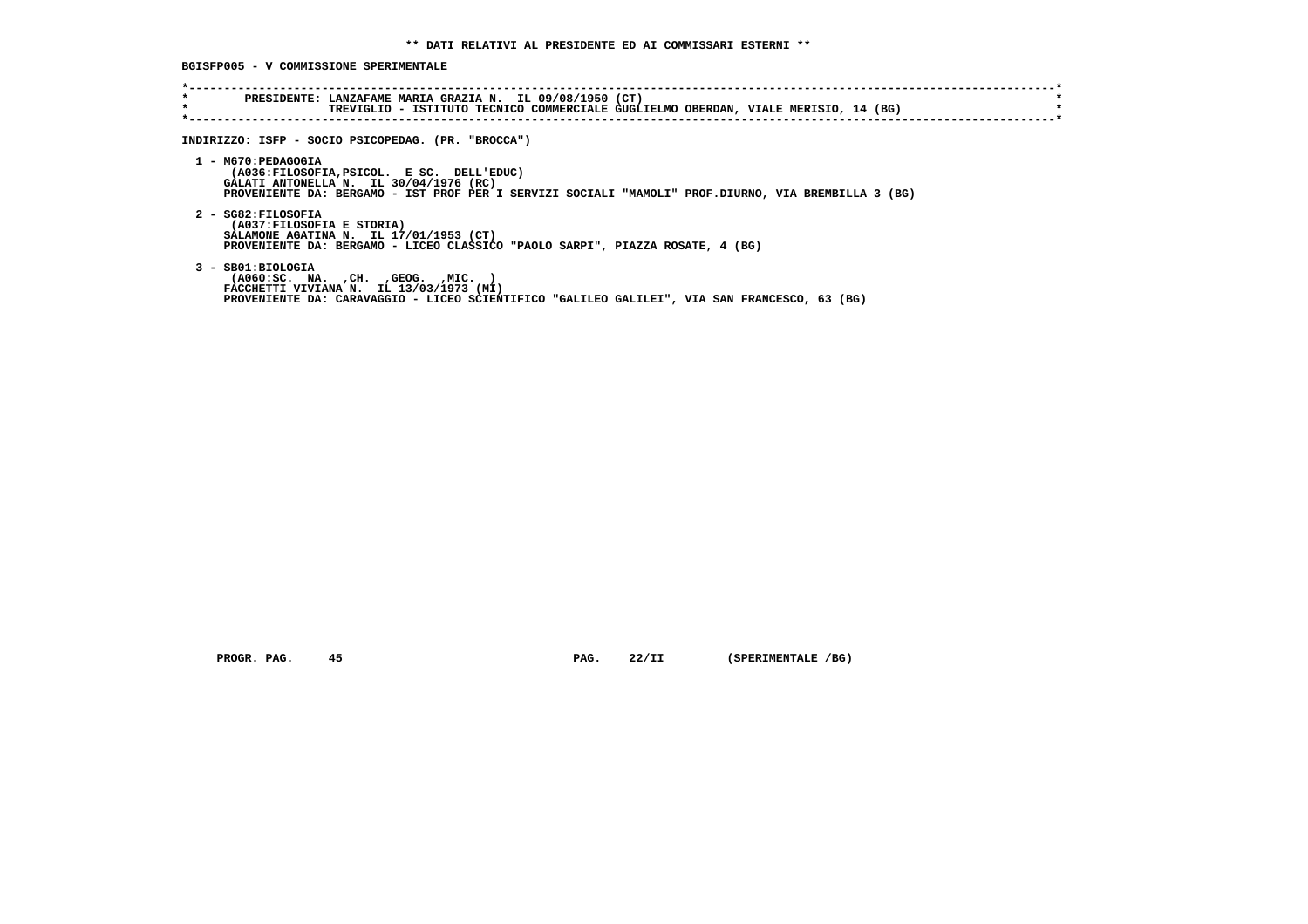**\*\* DATI RELATIVI AL PRESIDENTE ED AI COMMISSARI ESTERNI \*\***

**BGISFP005 - V COMMISSIONE SPERIMENTALE**

```
*----------------------------------------------------------------------------------------------------------------------*
*        PRESIDENTE: LANZAFAME MARIA GRAZIA N.  IL 09/08/1950 (CT)                                                     *
*                    TREVIGLIO - ISTITUTO TECNICO COMMERCIALE GUGLIELMO OBERDAN, VIALE MERISIO, 14 (BG)                 *
*----------------------------------------------------------------------------------------------------------------------*
```

**INDIRIZZO: ISFP - SOCIO PSICOPEDAG. (PR. "BROCCA")**

1 - M670:PEDAGOGIA
(A036:FILOSOFIA,PSICOL. E SC. DELL'EDUC)
GALATI ANTONELLA N. IL 30/04/1976 (RC)
PROVENIENTE DA: BERGAMO - IST PROF PER I SERVIZI SOCIALI "MAMOLI" PROF.DIURNO, VIA BREMBILLA 3 (BG)

2 - SG82:FILOSOFIA
(A037:FILOSOFIA E STORIA)
SALAMONE AGATINA N. IL 17/01/1953 (CT)
PROVENIENTE DA: BERGAMO - LICEO CLASSICO "PAOLO SARPI", PIAZZA ROSATE, 4 (BG)

3 - SB01:BIOLOGIA
(A060:SC. NA. ,CH. ,GEOG. ,MIC. )
FACCHETTI VIVIANA N. IL 13/03/1973 (MI)
PROVENIENTE DA: CARAVAGGIO - LICEO SCIENTIFICO "GALILEO GALILEI", VIA SAN FRANCESCO, 63 (BG)

PROGR. PAG. 45 PAG. 22/II (SPERIMENTALE /BG)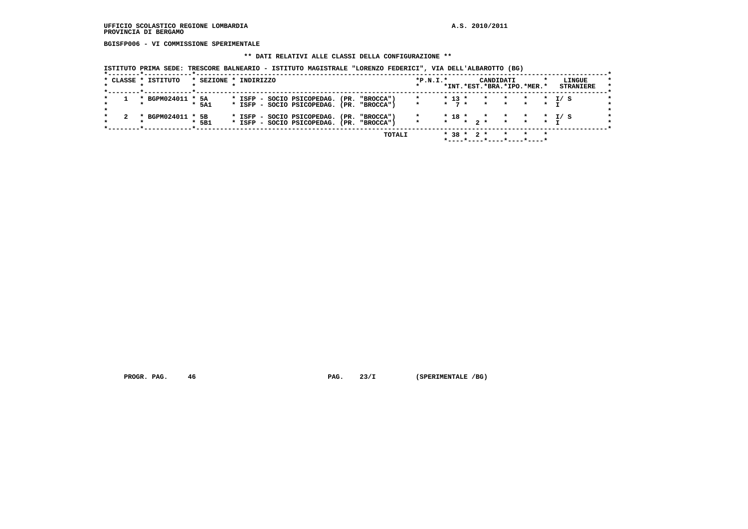UFFICIO SCOLASTICO REGIONE LOMBARDIA
PROVINCIA DI BERGAMO

A.S. 2010/2011

BGISFP006 - VI COMMISSIONE SPERIMENTALE

** DATI RELATIVI ALLE CLASSI DELLA CONFIGURAZIONE **

ISTITUTO PRIMA SEDE: TRESCORE BALNEARIO - ISTITUTO MAGISTRALE "LORENZO FEDERICI", VIA DELL'ALBAROTTO (BG)

| CLASSE | ISTITUTO | SEZIONE | INDIRIZZO | P.N.I. | CANDIDATI INT. | CANDIDATI EST. | CANDIDATI BRA. | CANDIDATI IPO. | CANDIDATI MER. | LINGUE STRANIERE |
|---|---|---|---|---|---|---|---|---|---|---|
| 1 | BGPM024011 | 5A | ISFP - SOCIO PSICOPEDAG. (PR. "BROCCA") | | 13 | | | | | I/ S |
| | | 5A1 | ISFP - SOCIO PSICOPEDAG. (PR. "BROCCA") | | 7 | | | | | I |
| 2 | BGPM024011 | 5B | ISFP - SOCIO PSICOPEDAG. (PR. "BROCCA") | | 18 | | | | | I/ S |
| | | 5B1 | ISFP - SOCIO PSICOPEDAG. (PR. "BROCCA") | | | 2 | | | | I |
| | | | TOTALI | | 38 | 2 | | | | |

PROGR. PAG. 46 PAG. 23/I (SPERIMENTALE /BG)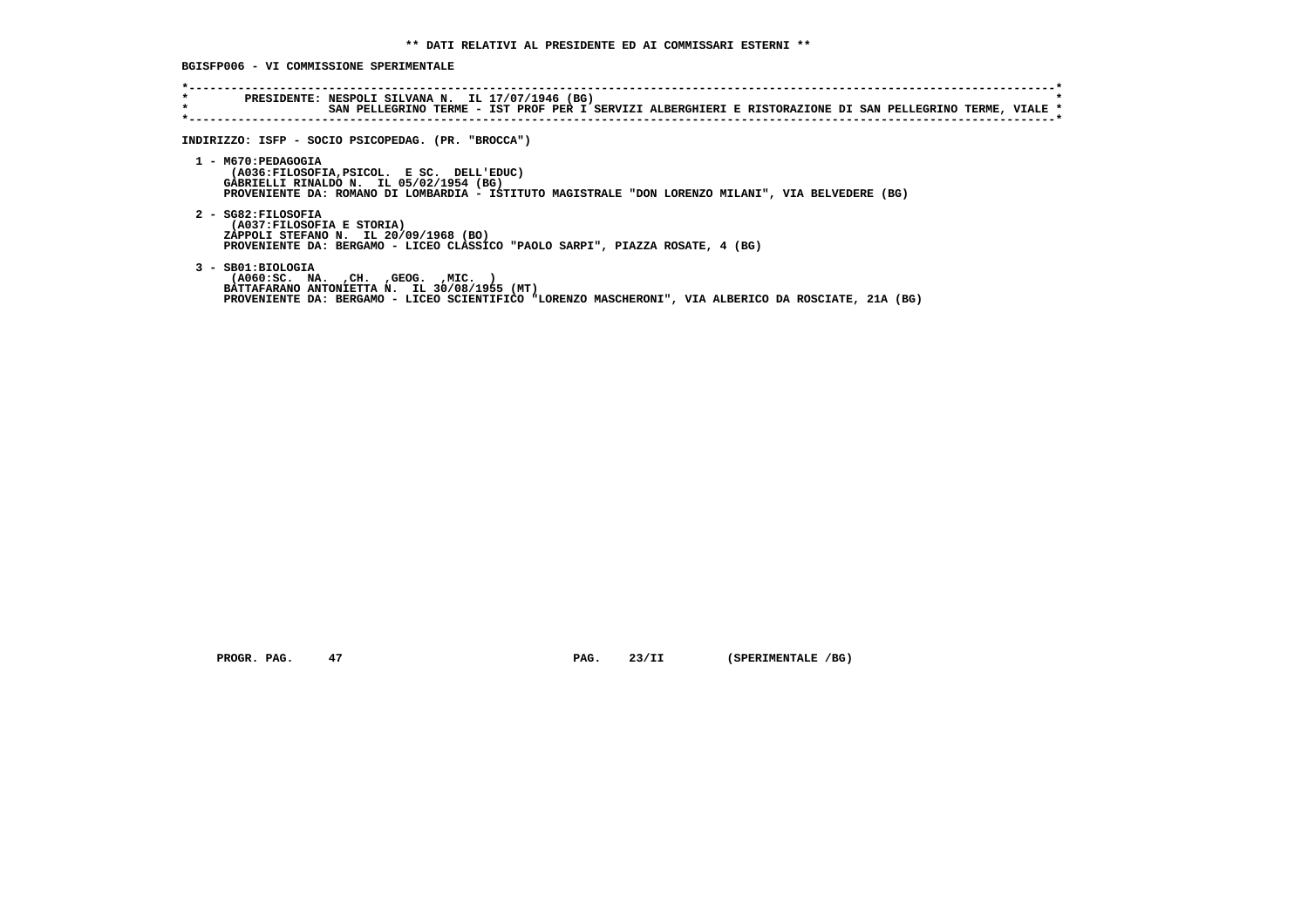## ** DATI RELATIVI AL PRESIDENTE ED AI COMMISSARI ESTERNI **

**BGISFP006 - VI COMMISSIONE SPERIMENTALE**

```
*----------------------------------------------------------------------------------------------------------------------------*
*        PRESIDENTE: NESPOLI SILVANA N.  IL 17/07/1946 (BG)                                                                  *
*                    SAN PELLEGRINO TERME - IST PROF PER I SERVIZI ALBERGHIERI E RISTORAZIONE DI SAN PELLEGRINO TERME, VIALE *
*----------------------------------------------------------------------------------------------------------------------------*
```

**INDIRIZZO: ISFP - SOCIO PSICOPEDAG. (PR. "BROCCA")**

1 - M670:PEDAGOGIA
(A036:FILOSOFIA,PSICOL.  E SC.  DELL'EDUC)
GABRIELLI RINALDO N.  IL 05/02/1954 (BG)
PROVENIENTE DA: ROMANO DI LOMBARDIA - ISTITUTO MAGISTRALE "DON LORENZO MILANI", VIA BELVEDERE (BG)

2 - SG82:FILOSOFIA
(A037:FILOSOFIA E STORIA)
ZAPPOLI STEFANO N.  IL 20/09/1968 (BO)
PROVENIENTE DA: BERGAMO - LICEO CLASSICO "PAOLO SARPI", PIAZZA ROSATE, 4 (BG)

3 - SB01:BIOLOGIA
(A060:SC.  NA.  ,CH.  ,GEOG.  ,MIC.  )
BATTAFARANO ANTONIETTA N.  IL 30/08/1955 (MT)
PROVENIENTE DA: BERGAMO - LICEO SCIENTIFICO "LORENZO MASCHERONI", VIA ALBERICO DA ROSCIATE, 21A (BG)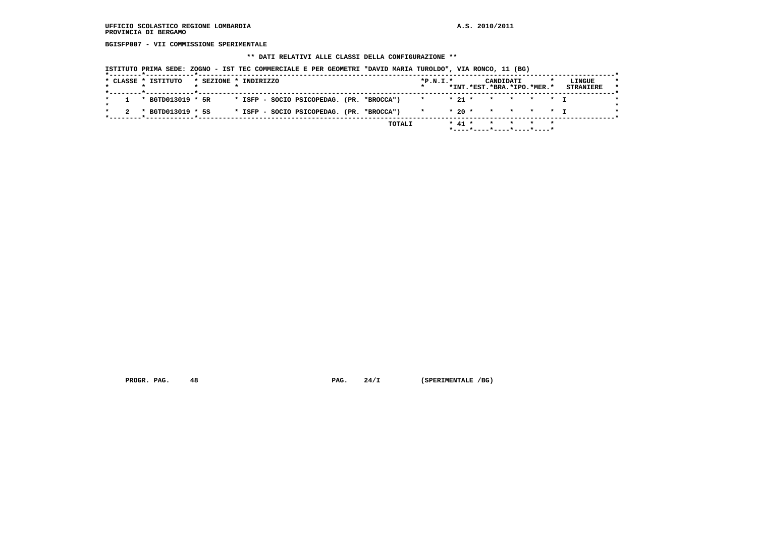UFFICIO SCOLASTICO REGIONE LOMBARDIA
PROVINCIA DI BERGAMO

A.S. 2010/2011

**BGISFP007 - VII COMMISSIONE SPERIMENTALE**

**\*\* DATI RELATIVI ALLE CLASSI DELLA CONFIGURAZIONE \*\***

**ISTITUTO PRIMA SEDE: ZOGNO - IST TEC COMMERCIALE E PER GEOMETRI "DAVID MARIA TUROLDO", VIA RONCO, 11 (BG)**

| CLASSE | ISTITUTO | SEZIONE | INDIRIZZO | P.N.I. | CANDIDATI INT. | CANDIDATI EST. | CANDIDATI BRA. | CANDIDATI IPO. | CANDIDATI MER. | LINGUE STRANIERE |
|---|---|---|---|---|---|---|---|---|---|---|
| 1 | BGTD013019 | 5R | ISFP - SOCIO PSICOPEDAG. (PR. "BROCCA") | | 21 | | | | | I |
| 2 | BGTD013019 | 5S | ISFP - SOCIO PSICOPEDAG. (PR. "BROCCA") | | 20 | | | | | I |
| | | | TOTALI | | 41 | | | | | |

PROGR. PAG. 48 PAG. 24/I (SPERIMENTALE /BG)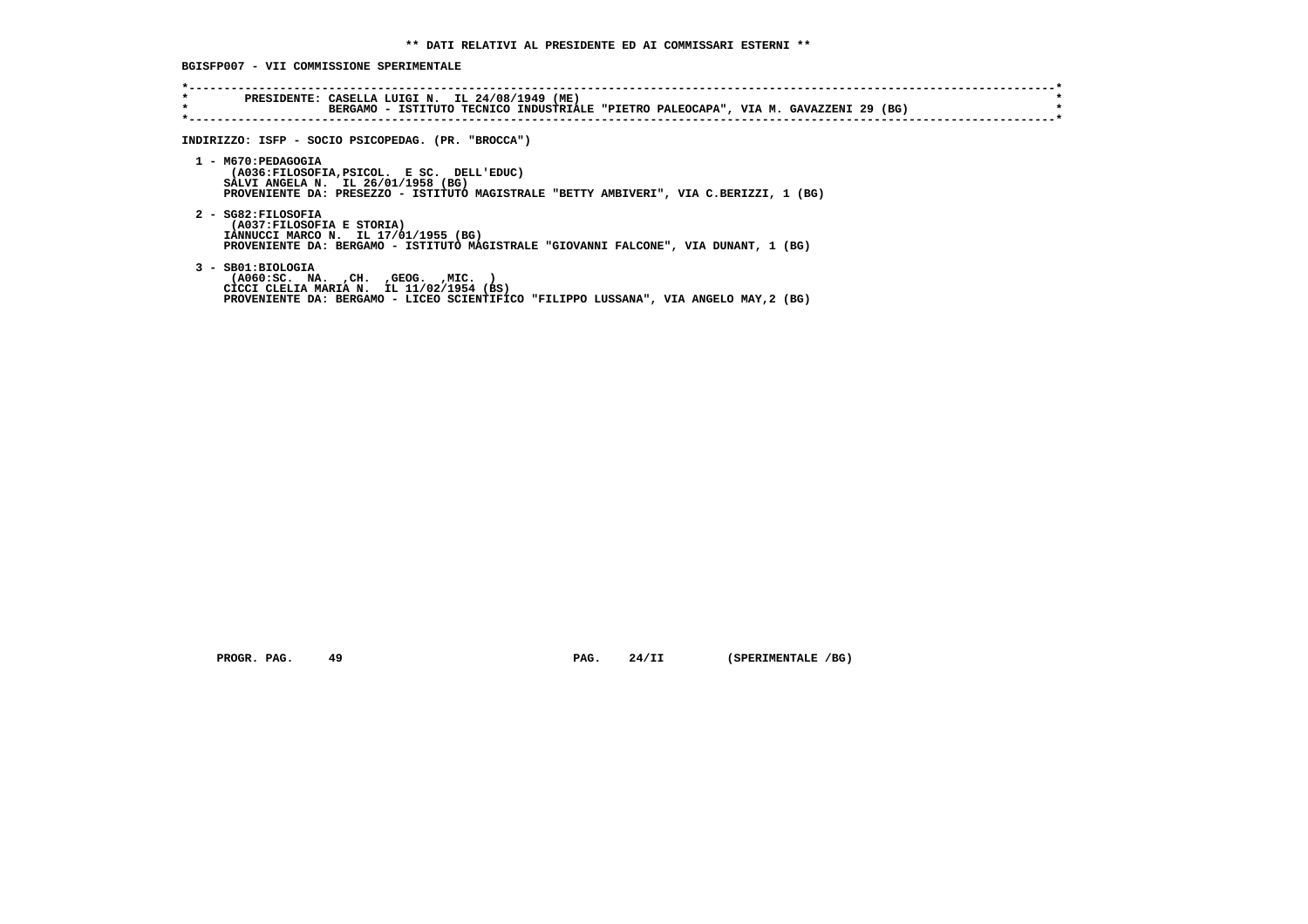**\*\* DATI RELATIVI AL PRESIDENTE ED AI COMMISSARI ESTERNI \*\***

**BGISFP007 - VII COMMISSIONE SPERIMENTALE**

```
*----------------------------------------------------------------------------------------------------------------------------*
*       PRESIDENTE: CASELLA LUIGI N.  IL 24/08/1949 (ME)                                                                     *
*                   BERGAMO - ISTITUTO TECNICO INDUSTRIALE "PIETRO PALEOCAPA", VIA M. GAVAZZENI 29 (BG)                      *
*----------------------------------------------------------------------------------------------------------------------------*
```

**INDIRIZZO: ISFP - SOCIO PSICOPEDAG. (PR. "BROCCA")**

```
  1 - M670:PEDAGOGIA
       (A036:FILOSOFIA,PSICOL.  E SC.  DELL'EDUC)
      SALVI ANGELA N.  IL 26/01/1958 (BG)
      PROVENIENTE DA: PRESEZZO - ISTITUTO MAGISTRALE "BETTY AMBIVERI", VIA C.BERIZZI, 1 (BG)

  2 - SG82:FILOSOFIA
       (A037:FILOSOFIA E STORIA)
      IANNUCCI MARCO N.  IL 17/01/1955 (BG)
      PROVENIENTE DA: BERGAMO - ISTITUTO MAGISTRALE "GIOVANNI FALCONE", VIA DUNANT, 1 (BG)

  3 - SB01:BIOLOGIA
       (A060:SC.  NA.  ,CH.  ,GEOG.  ,MIC.  )
      CICCI CLELIA MARIA N.  IL 11/02/1954 (BS)
      PROVENIENTE DA: BERGAMO - LICEO SCIENTIFICO "FILIPPO LUSSANA", VIA ANGELO MAY,2 (BG)
```

PROGR. PAG. 49 PAG. 24/II (SPERIMENTALE /BG)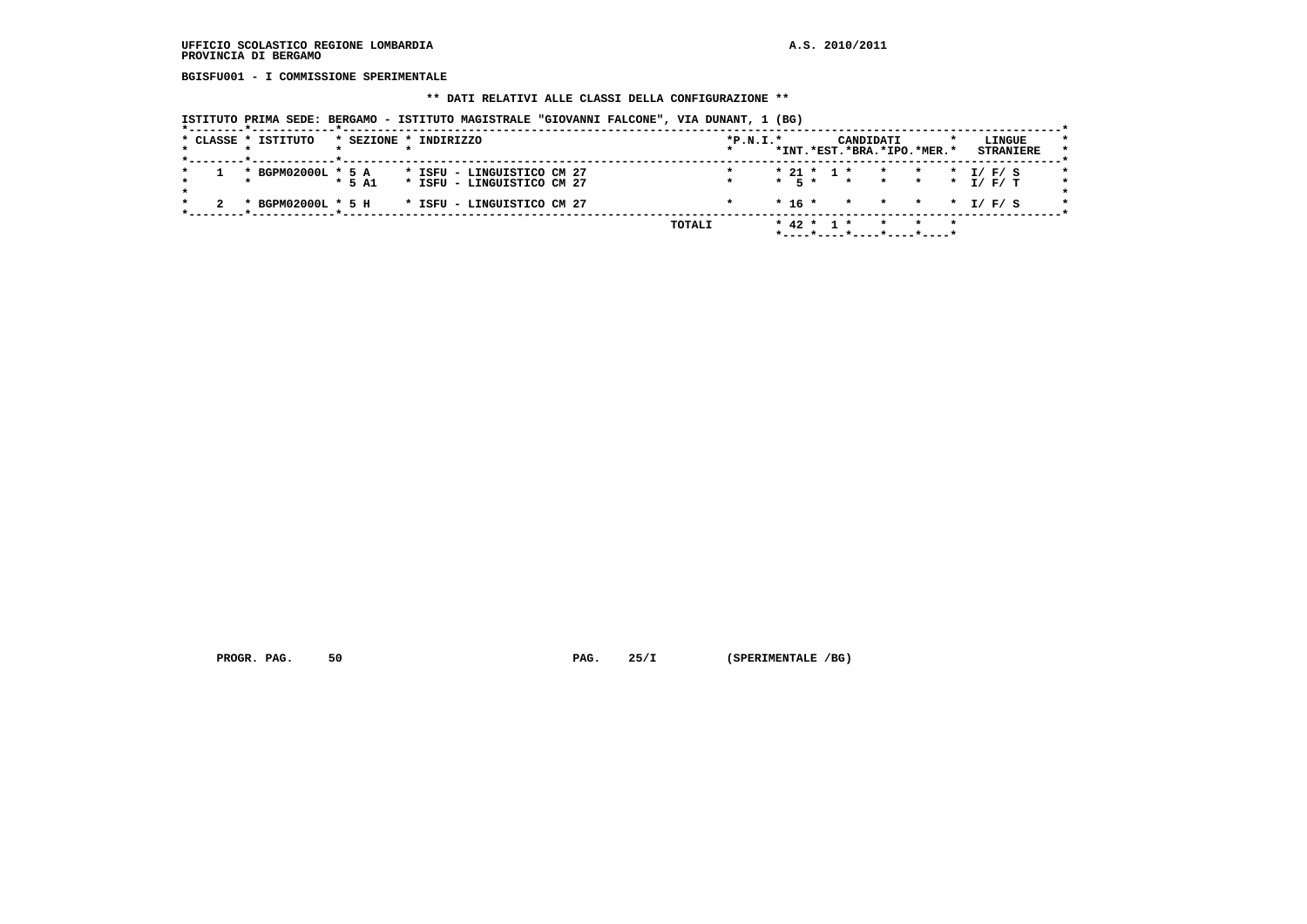UFFICIO SCOLASTICO REGIONE LOMBARDIA
PROVINCIA DI BERGAMO

A.S. 2010/2011

BGISFU001 - I COMMISSIONE SPERIMENTALE

** DATI RELATIVI ALLE CLASSI DELLA CONFIGURAZIONE **

ISTITUTO PRIMA SEDE: BERGAMO - ISTITUTO MAGISTRALE "GIOVANNI FALCONE", VIA DUNANT, 1 (BG)

| CLASSE | ISTITUTO | SEZIONE | INDIRIZZO | P.N.I. | CANDIDATI INT. | CANDIDATI EST. | CANDIDATI BRA. | CANDIDATI IPO. | CANDIDATI MER. | LINGUE STRANIERE |
|---|---|---|---|---|---|---|---|---|---|---|
| 1 | BGPM02000L | 5 A | ISFU - LINGUISTICO CM 27 | | 21 | 1 | | | | I/ F/ S |
| | | 5 A1 | ISFU - LINGUISTICO CM 27 | | 5 | | | | | I/ F/ T |
| 2 | BGPM02000L | 5 H | ISFU - LINGUISTICO CM 27 | | 16 | | | | | I/ F/ S |
| | | | TOTALI | | 42 | 1 | | | | |

PROGR. PAG. 50 PAG. 25/I (SPERIMENTALE /BG)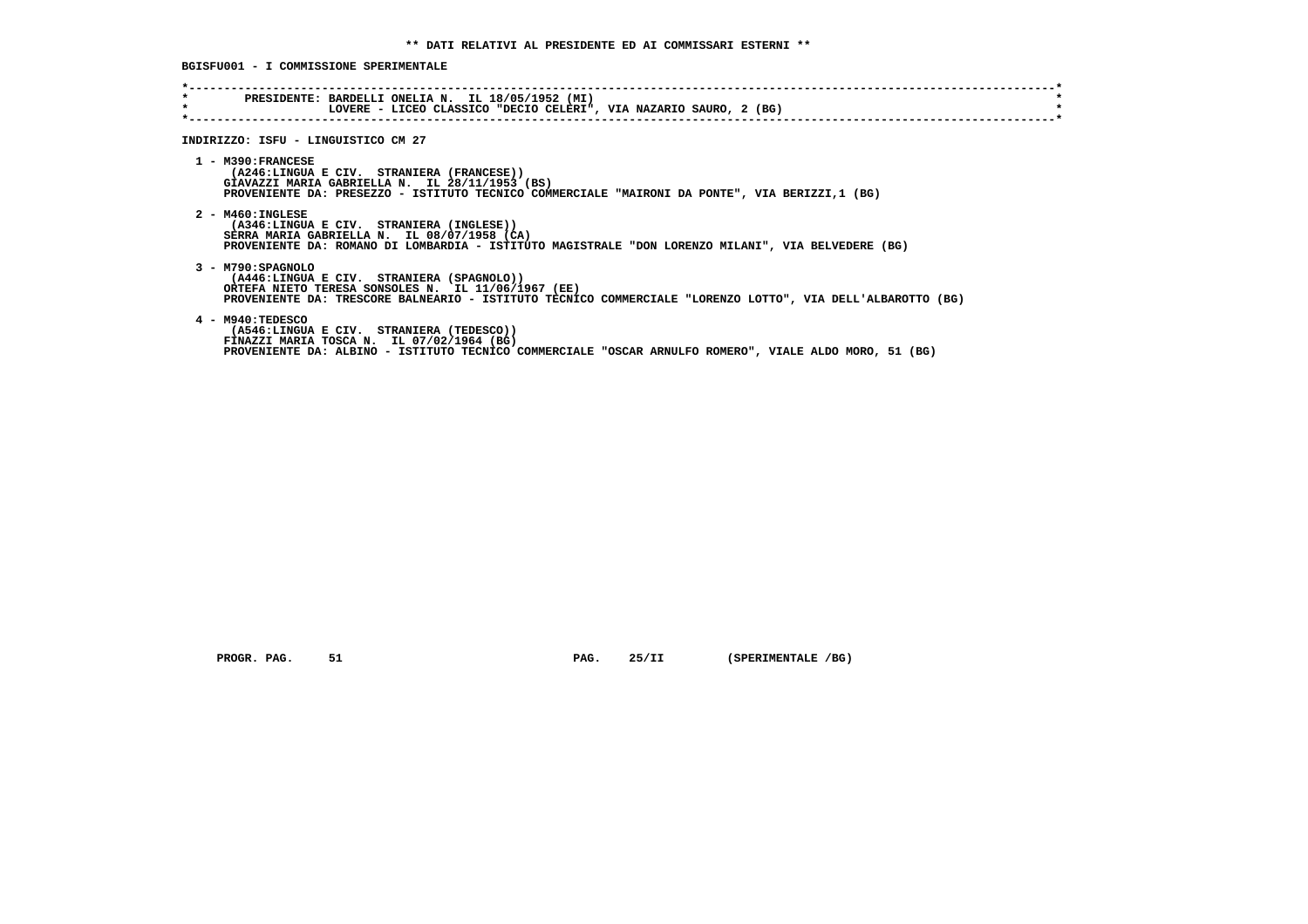## ** DATI RELATIVI AL PRESIDENTE ED AI COMMISSARI ESTERNI **

**BGISFU001 - I COMMISSIONE SPERIMENTALE**

PRESIDENTE: BARDELLI ONELIA N. IL 18/05/1952 (MI)
LOVERE - LICEO CLASSICO "DECIO CELERI", VIA NAZARIO SAURO, 2 (BG)

**INDIRIZZO: ISFU - LINGUISTICO CM 27**

1 - M390:FRANCESE
(A246:LINGUA E CIV. STRANIERA (FRANCESE))
GIAVAZZI MARIA GABRIELLA N. IL 28/11/1953 (BS)
PROVENIENTE DA: PRESEZZO - ISTITUTO TECNICO COMMERCIALE "MAIRONI DA PONTE", VIA BERIZZI,1 (BG)

2 - M460:INGLESE
(A346:LINGUA E CIV. STRANIERA (INGLESE))
SERRA MARIA GABRIELLA N. IL 08/07/1958 (CA)
PROVENIENTE DA: ROMANO DI LOMBARDIA - ISTITUTO MAGISTRALE "DON LORENZO MILANI", VIA BELVEDERE (BG)

3 - M790:SPAGNOLO
(A446:LINGUA E CIV. STRANIERA (SPAGNOLO))
ORTEFA NIETO TERESA SONSOLES N. IL 11/06/1967 (EE)
PROVENIENTE DA: TRESCORE BALNEARIO - ISTITUTO TECNICO COMMERCIALE "LORENZO LOTTO", VIA DELL'ALBAROTTO (BG)

4 - M940:TEDESCO
(A546:LINGUA E CIV. STRANIERA (TEDESCO))
FINAZZI MARIA TOSCA N. IL 07/02/1964 (BG)
PROVENIENTE DA: ALBINO - ISTITUTO TECNICO COMMERCIALE "OSCAR ARNULFO ROMERO", VIALE ALDO MORO, 51 (BG)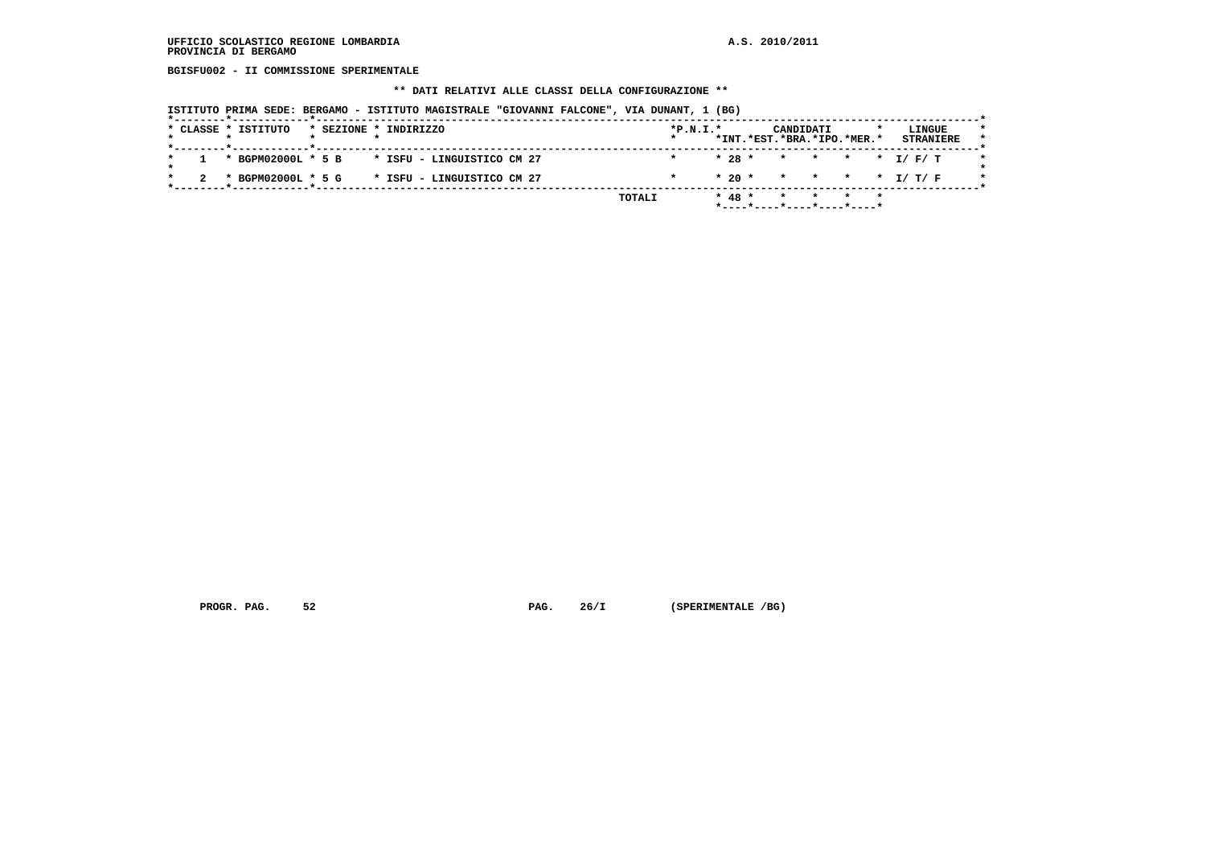UFFICIO SCOLASTICO REGIONE LOMBARDIA  A.S. 2010/2011
PROVINCIA DI BERGAMO

BGISFU002 - II COMMISSIONE SPERIMENTALE

** DATI RELATIVI ALLE CLASSI DELLA CONFIGURAZIONE **

ISTITUTO PRIMA SEDE: BERGAMO - ISTITUTO MAGISTRALE "GIOVANNI FALCONE", VIA DUNANT, 1 (BG)

| CLASSE | ISTITUTO | SEZIONE | INDIRIZZO | P.N.I. | CANDIDATI INT. | EST. | BRA. | IPO. | MER. | LINGUE STRANIERE |
|---|---|---|---|---|---|---|---|---|---|---|
| 1 | BGPM02000L | 5 B | ISFU - LINGUISTICO CM 27 | | 28 | | | | | I/ F/ T |
| 2 | BGPM02000L | 5 G | ISFU - LINGUISTICO CM 27 | | 20 | | | | | I/ T/ F |
| | | | TOTALI | | 48 | | | | | |

PROGR. PAG. 52  PAG. 26/I  (SPERIMENTALE /BG)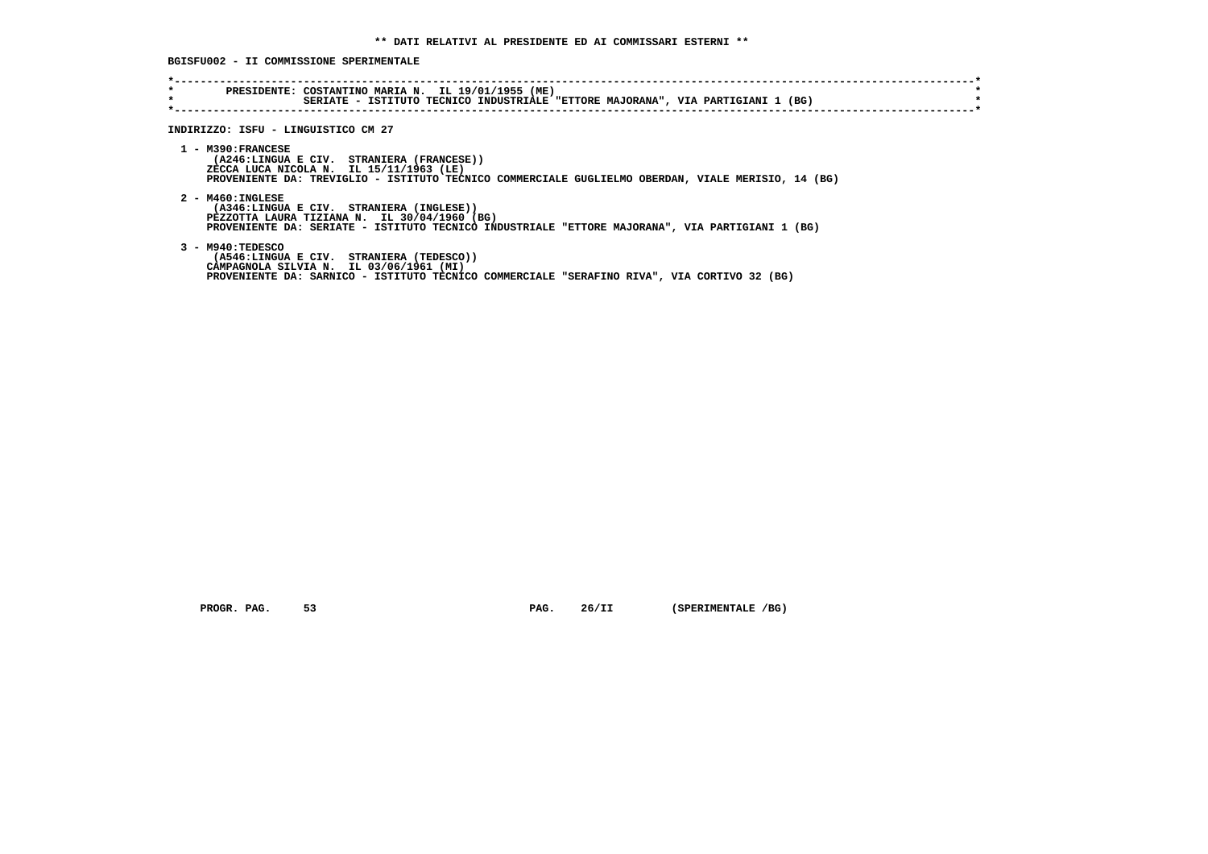**\*\* DATI RELATIVI AL PRESIDENTE ED AI COMMISSARI ESTERNI \*\***

**BGISFU002 - II COMMISSIONE SPERIMENTALE**

```
*----------------------------------------------------------------------------------------------------------------------------*
*        PRESIDENTE: COSTANTINO MARIA N.  IL 19/01/1955 (ME)                                                                 *
*                    SERIATE - ISTITUTO TECNICO INDUSTRIALE "ETTORE MAJORANA", VIA PARTIGIANI 1 (BG)                         *
*----------------------------------------------------------------------------------------------------------------------------*
```

**INDIRIZZO: ISFU - LINGUISTICO CM 27**

1 - M390:FRANCESE
(A246:LINGUA E CIV.  STRANIERA (FRANCESE))
ZECCA LUCA NICOLA N.  IL 15/11/1963 (LE)
PROVENIENTE DA: TREVIGLIO - ISTITUTO TECNICO COMMERCIALE GUGLIELMO OBERDAN, VIALE MERISIO, 14 (BG)

2 - M460:INGLESE
(A346:LINGUA E CIV.  STRANIERA (INGLESE))
PEZZOTTA LAURA TIZIANA N.  IL 30/04/1960 (BG)
PROVENIENTE DA: SERIATE - ISTITUTO TECNICO INDUSTRIALE "ETTORE MAJORANA", VIA PARTIGIANI 1 (BG)

3 - M940:TEDESCO
(A546:LINGUA E CIV.  STRANIERA (TEDESCO))
CAMPAGNOLA SILVIA N.  IL 03/06/1961 (MI)
PROVENIENTE DA: SARNICO - ISTITUTO TECNICO COMMERCIALE "SERAFINO RIVA", VIA CORTIVO 32 (BG)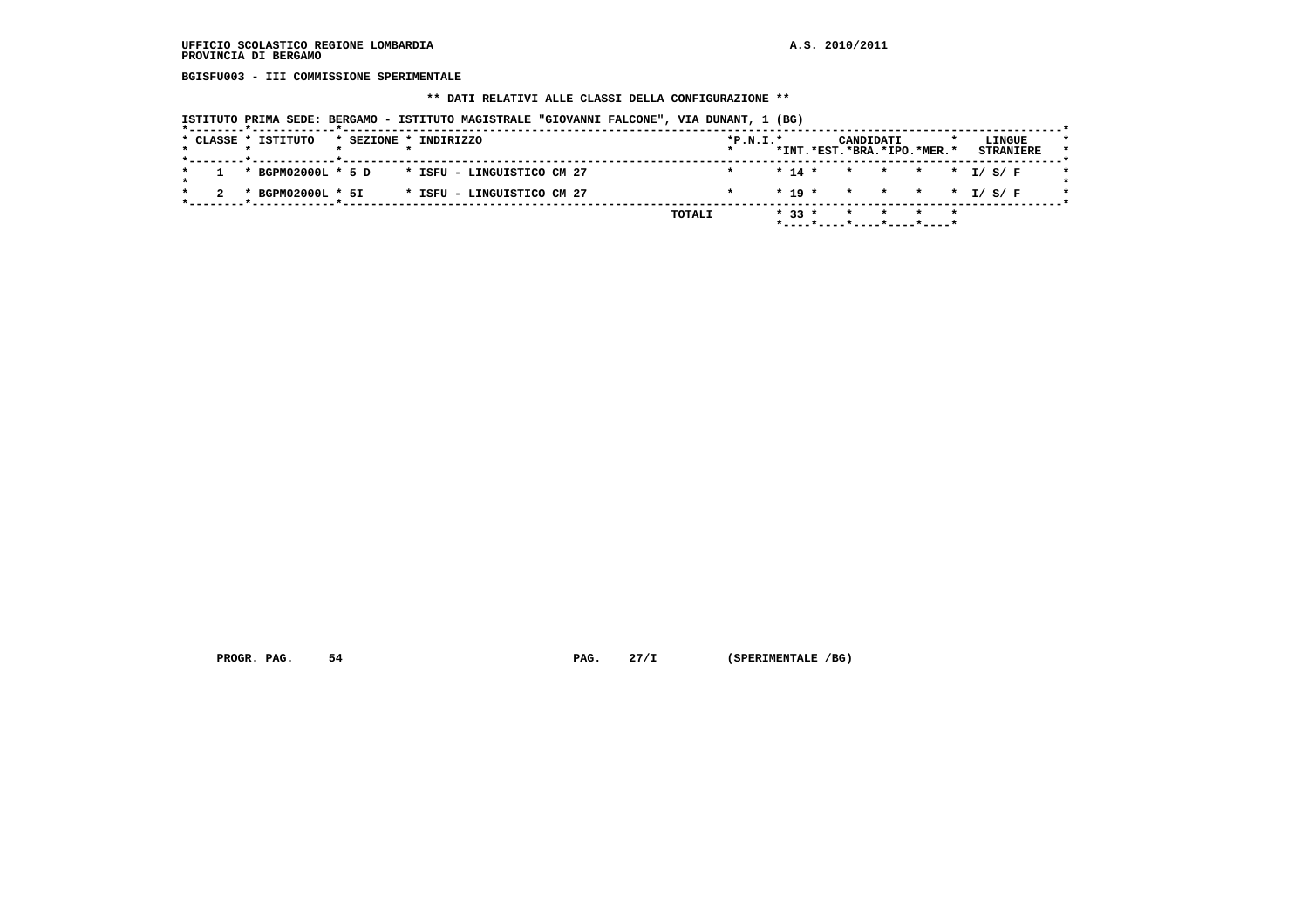**UFFICIO SCOLASTICO REGIONE LOMBARDIA** **A.S. 2010/2011**
**PROVINCIA DI BERGAMO**

**BGISFU003 - III COMMISSIONE SPERIMENTALE**

**\*\* DATI RELATIVI ALLE CLASSI DELLA CONFIGURAZIONE \*\***

**ISTITUTO PRIMA SEDE: BERGAMO - ISTITUTO MAGISTRALE "GIOVANNI FALCONE", VIA DUNANT, 1 (BG)**

| CLASSE | ISTITUTO | SEZIONE | INDIRIZZO | P.N.I. | CANDIDATI INT. | EST. | BRA. | IPO. | MER. | LINGUE STRANIERE |
|---|---|---|---|---|---|---|---|---|---|---|
| 1 | BGPM02000L | 5 D | ISFU - LINGUISTICO CM 27 | | 14 | | | | | I/ S/ F |
| 2 | BGPM02000L | 5I | ISFU - LINGUISTICO CM 27 | | 19 | | | | | I/ S/ F |
| | | | TOTALI | | 33 | | | | | |

PROGR. PAG. 54 PAG. 27/I (SPERIMENTALE /BG)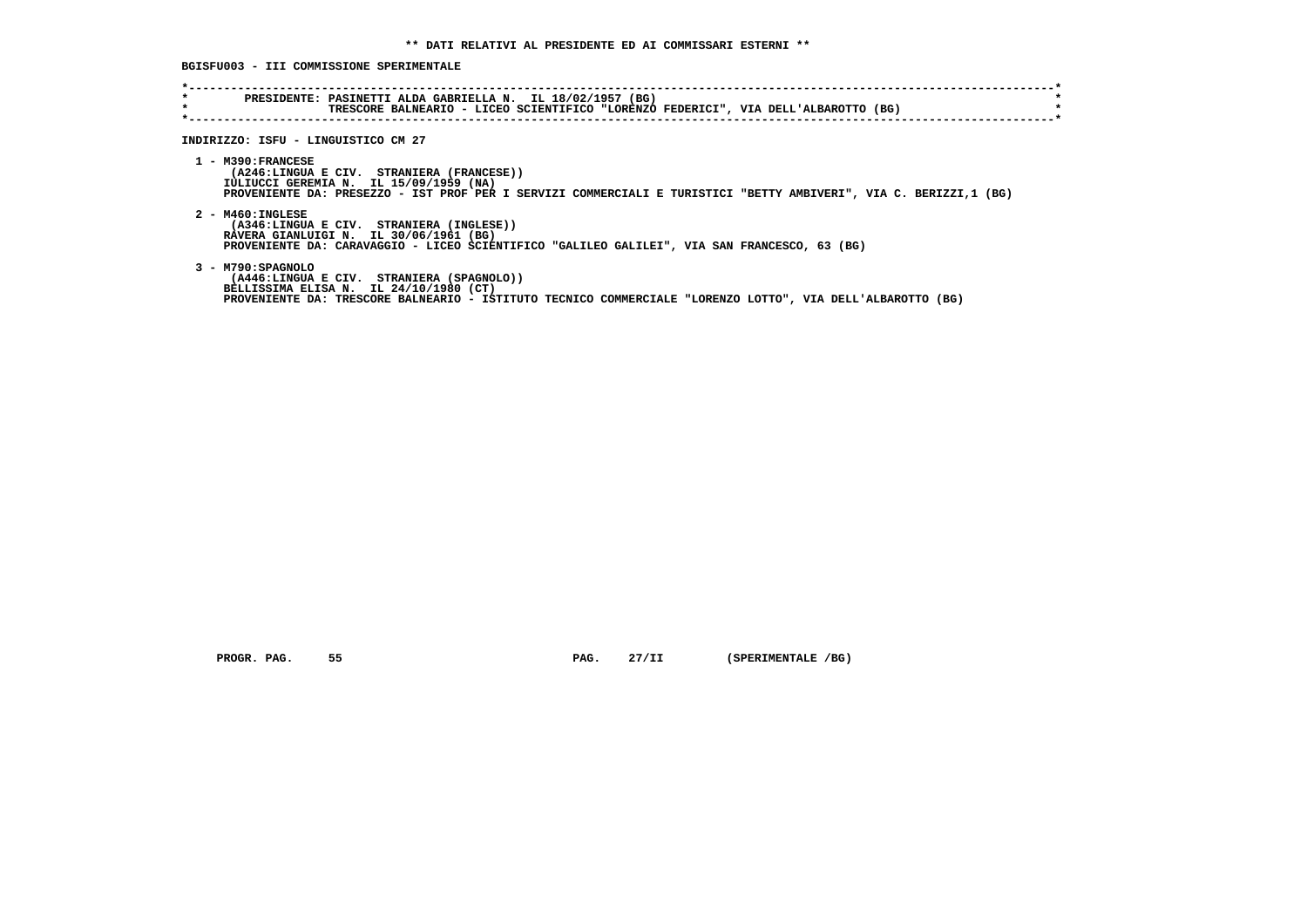**\*\* DATI RELATIVI AL PRESIDENTE ED AI COMMISSARI ESTERNI \*\***

**BGISFU003 - III COMMISSIONE SPERIMENTALE**

```
*----------------------------------------------------------------------------------------------------------------------*
*        PRESIDENTE: PASINETTI ALDA GABRIELLA N.  IL 18/02/1957 (BG)                                                   *
*                    TRESCORE BALNEARIO - LICEO SCIENTIFICO "LORENZO FEDERICI", VIA DELL'ALBAROTTO (BG)                *
*----------------------------------------------------------------------------------------------------------------------*
```

**INDIRIZZO: ISFU - LINGUISTICO CM 27**

1 - M390:FRANCESE
   (A246:LINGUA E CIV.  STRANIERA (FRANCESE))
   IULIUCCI GEREMIA N.  IL 15/09/1959 (NA)
   PROVENIENTE DA: PRESEZZO - IST PROF PER I SERVIZI COMMERCIALI E TURISTICI "BETTY AMBIVERI", VIA C. BERIZZI,1 (BG)

2 - M460:INGLESE
   (A346:LINGUA E CIV.  STRANIERA (INGLESE))
   RAVERA GIANLUIGI N.  IL 30/06/1961 (BG)
   PROVENIENTE DA: CARAVAGGIO - LICEO SCIENTIFICO "GALILEO GALILEI", VIA SAN FRANCESCO, 63 (BG)

3 - M790:SPAGNOLO
   (A446:LINGUA E CIV.  STRANIERA (SPAGNOLO))
   BELLISSIMA ELISA N.  IL 24/10/1980 (CT)
   PROVENIENTE DA: TRESCORE BALNEARIO - ISTITUTO TECNICO COMMERCIALE "LORENZO LOTTO", VIA DELL'ALBAROTTO (BG)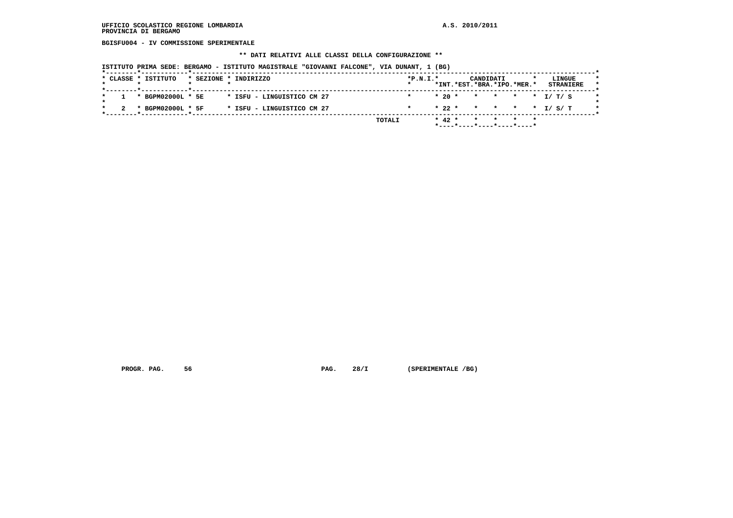UFFICIO SCOLASTICO REGIONE LOMBARDIA
PROVINCIA DI BERGAMO

A.S. 2010/2011

BGISFU004 - IV COMMISSIONE SPERIMENTALE

** DATI RELATIVI ALLE CLASSI DELLA CONFIGURAZIONE **

ISTITUTO PRIMA SEDE: BERGAMO - ISTITUTO MAGISTRALE "GIOVANNI FALCONE", VIA DUNANT, 1 (BG)

| CLASSE | ISTITUTO | SEZIONE | INDIRIZZO | P.N.I. | CANDIDATI INT. | EST. | BRA. | IPO. | MER. | LINGUE STRANIERE |
|---|---|---|---|---|---|---|---|---|---|---|
| 1 | BGPM02000L | 5E | ISFU - LINGUISTICO CM 27 | | 20 | | | | | I/ T/ S |
| 2 | BGPM02000L | 5F | ISFU - LINGUISTICO CM 27 | | 22 | | | | | I/ S/ T |
| | | | TOTALI | | 42 | | | | | |

PROGR. PAG. 56 PAG. 28/I (SPERIMENTALE /BG)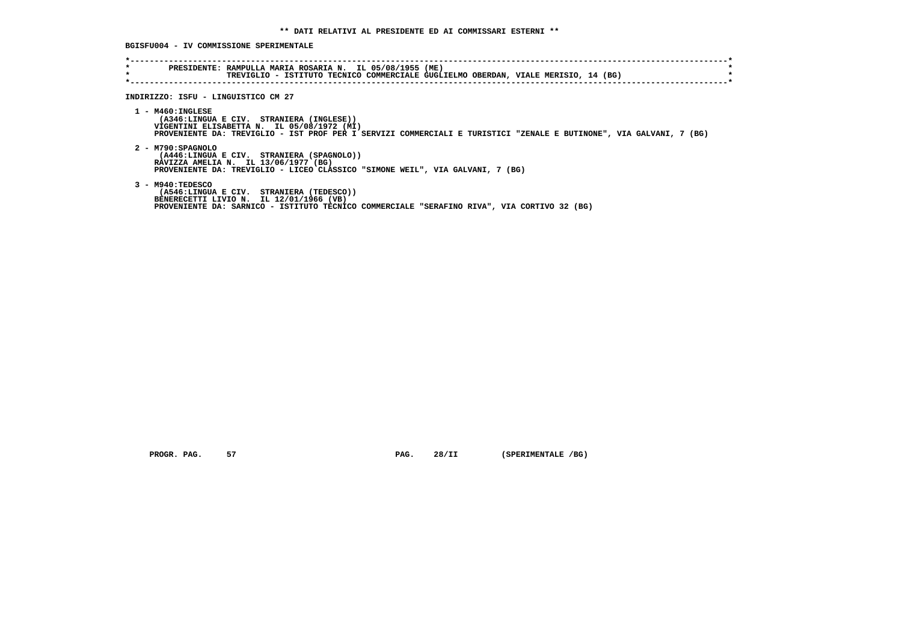**\*\* DATI RELATIVI AL PRESIDENTE ED AI COMMISSARI ESTERNI \*\***

**BGISFU004 - IV COMMISSIONE SPERIMENTALE**

```
*----------------------------------------------------------------------------------------------------------------------*
*        PRESIDENTE: RAMPULLA MARIA ROSARIA N.  IL 05/08/1955 (ME)                                                     *
*                    TREVIGLIO - ISTITUTO TECNICO COMMERCIALE GUGLIELMO OBERDAN, VIALE MERISIO, 14 (BG)                *
*----------------------------------------------------------------------------------------------------------------------*
```

**INDIRIZZO: ISFU - LINGUISTICO CM 27**

1 - M460:INGLESE
(A346:LINGUA E CIV.  STRANIERA (INGLESE))
VIGENTINI ELISABETTA N.  IL 05/08/1972 (MI)
PROVENIENTE DA: TREVIGLIO - IST PROF PER I SERVIZI COMMERCIALI E TURISTICI "ZENALE E BUTINONE", VIA GALVANI, 7 (BG)

2 - M790:SPAGNOLO
(A446:LINGUA E CIV.  STRANIERA (SPAGNOLO))
RAVIZZA AMELIA N.  IL 13/06/1977 (BG)
PROVENIENTE DA: TREVIGLIO - LICEO CLASSICO "SIMONE WEIL", VIA GALVANI, 7 (BG)

3 - M940:TEDESCO
(A546:LINGUA E CIV.  STRANIERA (TEDESCO))
BENERECETTI LIVIO N.  IL 12/01/1966 (VB)
PROVENIENTE DA: SARNICO - ISTITUTO TECNICO COMMERCIALE "SERAFINO RIVA", VIA CORTIVO 32 (BG)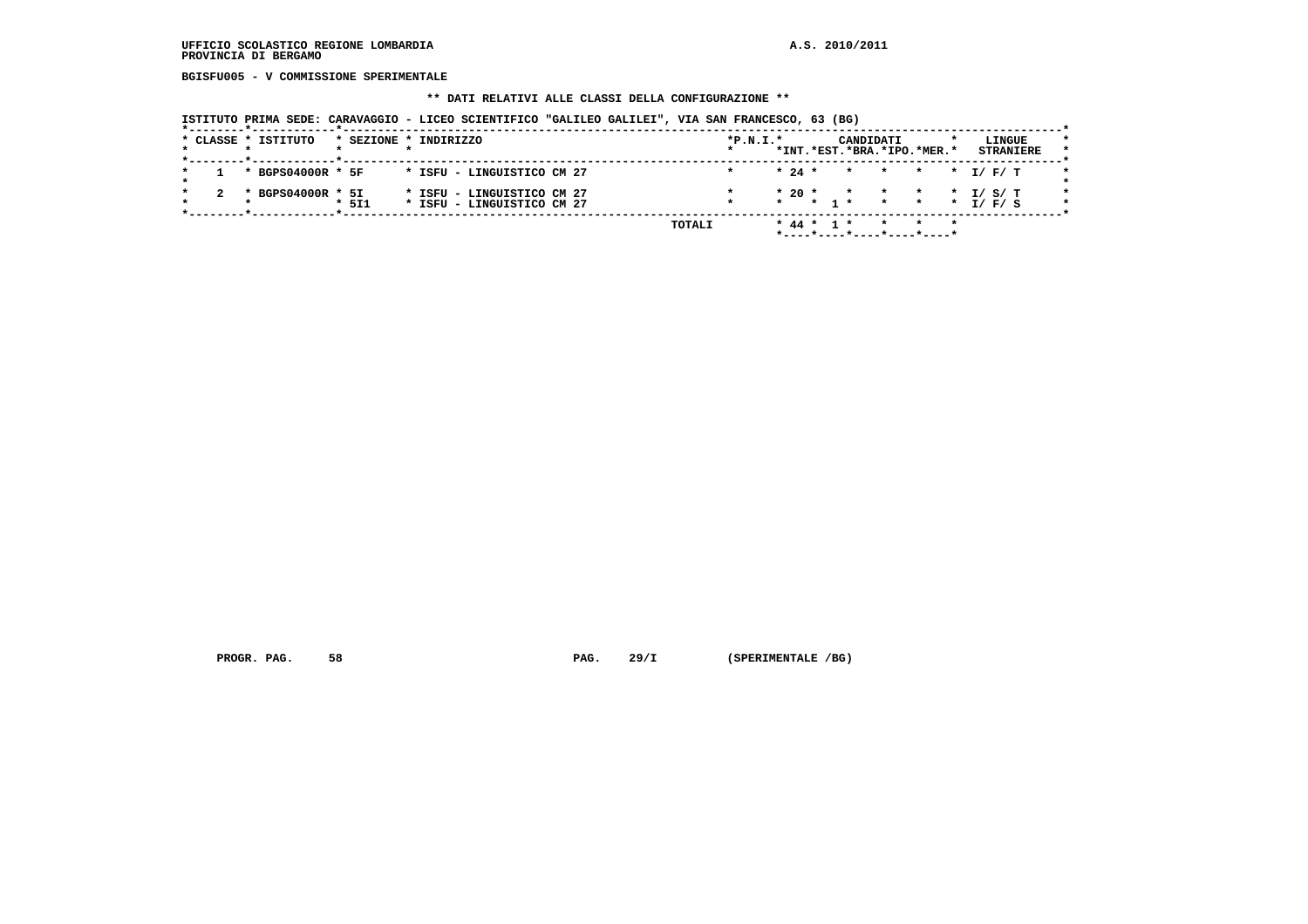UFFICIO SCOLASTICO REGIONE LOMBARDIA A.S. 2010/2011
PROVINCIA DI BERGAMO

**BGISFU005 - V COMMISSIONE SPERIMENTALE**

**\*\* DATI RELATIVI ALLE CLASSI DELLA CONFIGURAZIONE \*\***

ISTITUTO PRIMA SEDE: CARAVAGGIO - LICEO SCIENTIFICO "GALILEO GALILEI", VIA SAN FRANCESCO, 63 (BG)

| CLASSE | ISTITUTO | SEZIONE | INDIRIZZO | P.N.I. | CANDIDATI INT. | CANDIDATI EST. | CANDIDATI BRA. | CANDIDATI IPO. | CANDIDATI MER. | LINGUE STRANIERE |
|---|---|---|---|---|---|---|---|---|---|---|
| 1 | BGPS04000R | 5F | ISFU - LINGUISTICO CM 27 | | 24 | | | | | I/ F/ T |
| 2 | BGPS04000R | 5I | ISFU - LINGUISTICO CM 27 | | 20 | | | | | I/ S/ T |
| | | 5I1 | ISFU - LINGUISTICO CM 27 | | | 1 | | | | I/ F/ S |
| | | | TOTALI | | 44 | 1 | | | | |

PROGR. PAG. 58 PAG. 29/I (SPERIMENTALE /BG)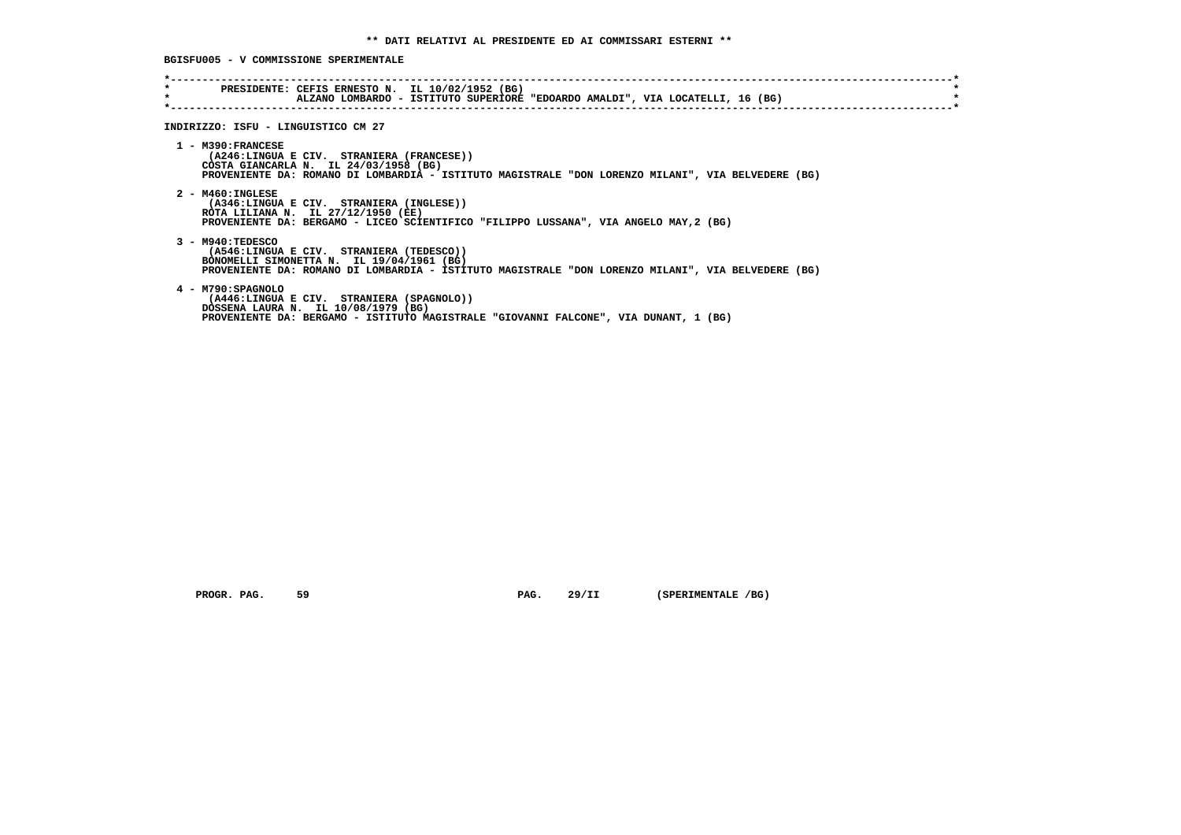**\*\* DATI RELATIVI AL PRESIDENTE ED AI COMMISSARI ESTERNI \*\***

**BGISFU005 - V COMMISSIONE SPERIMENTALE**

```
*----------------------------------------------------------------------------------------------------------------------*
*        PRESIDENTE: CEFIS ERNESTO N.  IL 10/02/1952 (BG)                                                              *
*                    ALZANO LOMBARDO - ISTITUTO SUPERIORE "EDOARDO AMALDI", VIA LOCATELLI, 16 (BG)                     *
*----------------------------------------------------------------------------------------------------------------------*
```

**INDIRIZZO: ISFU - LINGUISTICO CM 27**

1 - M390:FRANCESE
(A246:LINGUA E CIV.  STRANIERA (FRANCESE))
COSTA GIANCARLA N.  IL 24/03/1958 (BG)
PROVENIENTE DA: ROMANO DI LOMBARDIA - ISTITUTO MAGISTRALE "DON LORENZO MILANI", VIA BELVEDERE (BG)

2 - M460:INGLESE
(A346:LINGUA E CIV.  STRANIERA (INGLESE))
ROTA LILIANA N.  IL 27/12/1950 (EE)
PROVENIENTE DA: BERGAMO - LICEO SCIENTIFICO "FILIPPO LUSSANA", VIA ANGELO MAY,2 (BG)

3 - M940:TEDESCO
(A546:LINGUA E CIV.  STRANIERA (TEDESCO))
BONOMELLI SIMONETTA N.  IL 19/04/1961 (BG)
PROVENIENTE DA: ROMANO DI LOMBARDIA - ISTITUTO MAGISTRALE "DON LORENZO MILANI", VIA BELVEDERE (BG)

4 - M790:SPAGNOLO
(A446:LINGUA E CIV.  STRANIERA (SPAGNOLO))
DOSSENA LAURA N.  IL 10/08/1979 (BG)
PROVENIENTE DA: BERGAMO - ISTITUTO MAGISTRALE "GIOVANNI FALCONE", VIA DUNANT, 1 (BG)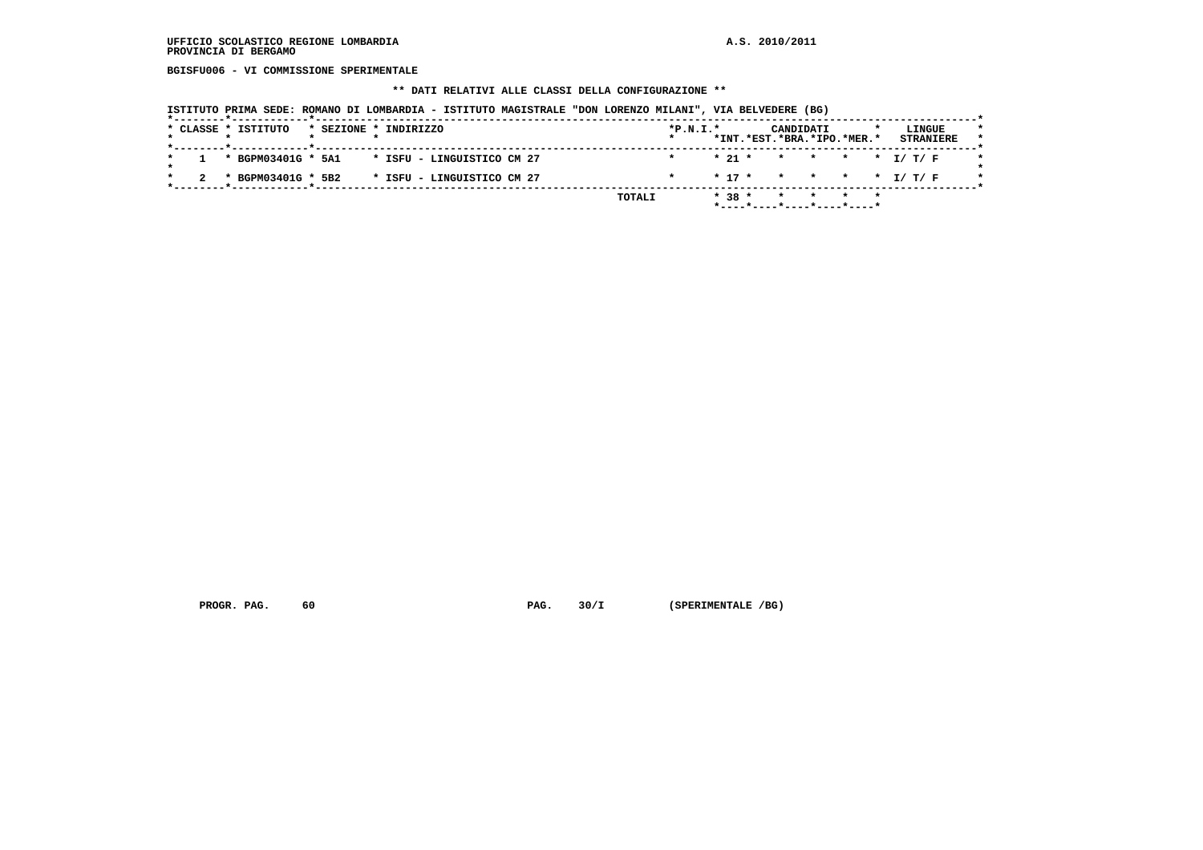UFFICIO SCOLASTICO REGIONE LOMBARDIA
PROVINCIA DI BERGAMO

A.S. 2010/2011

BGISFU006 - VI COMMISSIONE SPERIMENTALE

** DATI RELATIVI ALLE CLASSI DELLA CONFIGURAZIONE **

ISTITUTO PRIMA SEDE: ROMANO DI LOMBARDIA - ISTITUTO MAGISTRALE "DON LORENZO MILANI", VIA BELVEDERE (BG)

| CLASSE | ISTITUTO | SEZIONE | INDIRIZZO | P.N.I. | CANDIDATI INT. | EST. | BRA. | IPO. | MER. | LINGUE STRANIERE |
|---|---|---|---|---|---|---|---|---|---|---|
| 1 | BGPM03401G | 5A1 | ISFU - LINGUISTICO CM 27 | | 21 | | | | | I/ T/ F |
| 2 | BGPM03401G | 5B2 | ISFU - LINGUISTICO CM 27 | | 17 | | | | | I/ T/ F |
| | | | TOTALI | | 38 | | | | | |

PROGR. PAG. 60 PAG. 30/I (SPERIMENTALE /BG)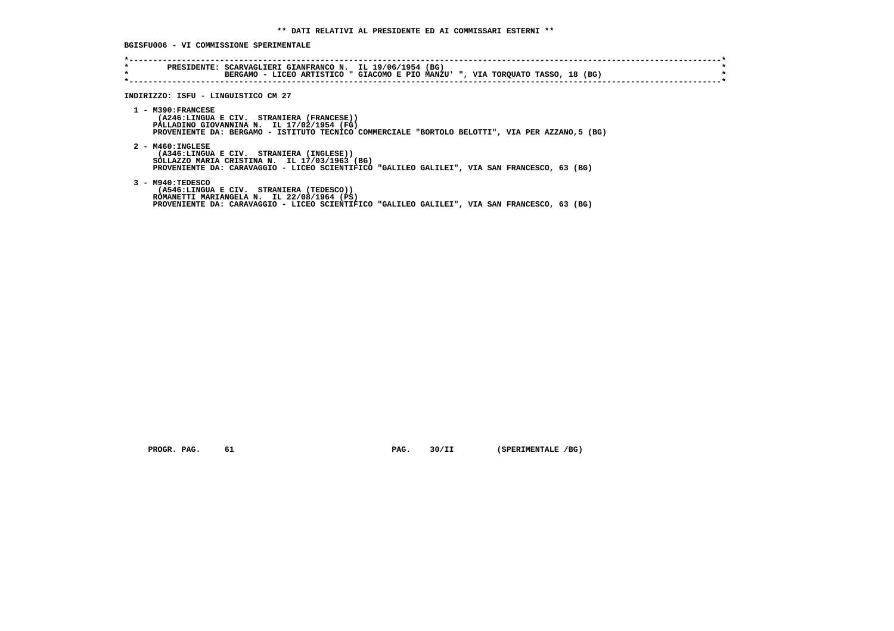**\*\* DATI RELATIVI AL PRESIDENTE ED AI COMMISSARI ESTERNI \*\***

**BGISFU006 - VI COMMISSIONE SPERIMENTALE**

```
*----------------------------------------------------------------------------------------------------------------------*
*        PRESIDENTE: SCARVAGLIERI GIANFRANCO N.  IL 19/06/1954 (BG)                                                    *
*                    BERGAMO - LICEO ARTISTICO " GIACOMO E PIO MANZU' ", VIA TORQUATO TASSO, 18 (BG)                   *
*----------------------------------------------------------------------------------------------------------------------*
```

**INDIRIZZO: ISFU - LINGUISTICO CM 27**

**1 - M390:FRANCESE**
(A246:LINGUA E CIV.  STRANIERA (FRANCESE))
PALLADINO GIOVANNINA N.  IL 17/02/1954 (FG)
PROVENIENTE DA: BERGAMO - ISTITUTO TECNICO COMMERCIALE "BORTOLO BELOTTI", VIA PER AZZANO,5 (BG)

**2 - M460:INGLESE**
(A346:LINGUA E CIV.  STRANIERA (INGLESE))
SOLLAZZO MARIA CRISTINA N.  IL 17/03/1963 (BG)
PROVENIENTE DA: CARAVAGGIO - LICEO SCIENTIFICO "GALILEO GALILEI", VIA SAN FRANCESCO, 63 (BG)

**3 - M940:TEDESCO**
(A546:LINGUA E CIV.  STRANIERA (TEDESCO))
ROMANETTI MARIANGELA N.  IL 22/08/1964 (PS)
PROVENIENTE DA: CARAVAGGIO - LICEO SCIENTIFICO "GALILEO GALILEI", VIA SAN FRANCESCO, 63 (BG)

PROGR. PAG. 61    PAG. 30/II    (SPERIMENTALE /BG)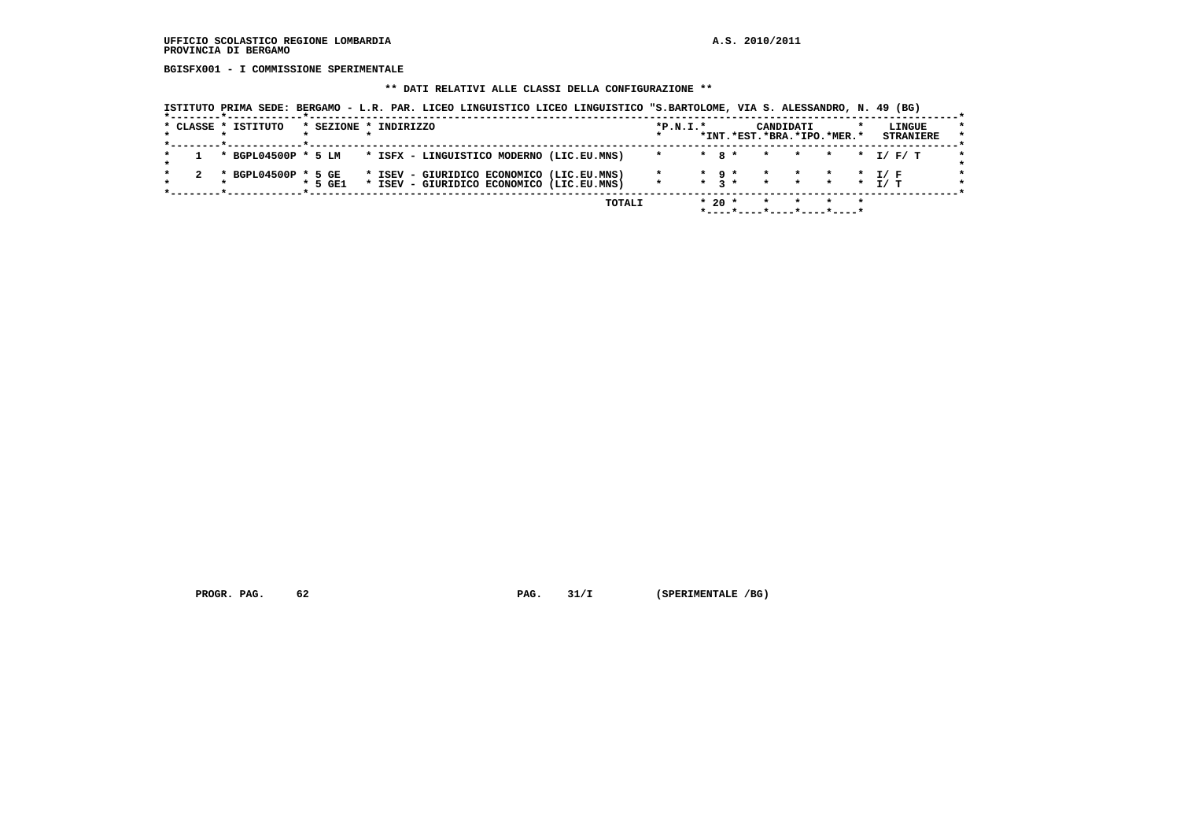UFFICIO SCOLASTICO REGIONE LOMBARDIA
PROVINCIA DI BERGAMO

A.S. 2010/2011

**BGISFX001 - I COMMISSIONE SPERIMENTALE**

**\*\* DATI RELATIVI ALLE CLASSI DELLA CONFIGURAZIONE \*\***

ISTITUTO PRIMA SEDE: BERGAMO - L.R. PAR. LICEO LINGUISTICO LICEO LINGUISTICO "S.BARTOLOME, VIA S. ALESSANDRO, N. 49 (BG)

| CLASSE | ISTITUTO | SEZIONE | INDIRIZZO | P.N.I. | CANDIDATI INT. | EST. | BRA. | IPO. | MER. | LINGUE STRANIERE |
|---|---|---|---|---|---|---|---|---|---|---|
| 1 | BGPL04500P | 5 LM | ISFX - LINGUISTICO MODERNO (LIC.EU.MNS) | | 8 | | | | | I/ F/ T |
| 2 | BGPL04500P | 5 GE | ISEV - GIURIDICO ECONOMICO (LIC.EU.MNS) | | 9 | | | | | I/ F |
| | | 5 GE1 | ISEV - GIURIDICO ECONOMICO (LIC.EU.MNS) | | 3 | | | | | I/ T |
| | | | TOTALI | | 20 | | | | | |

PROGR. PAG. 62 PAG. 31/I (SPERIMENTALE /BG)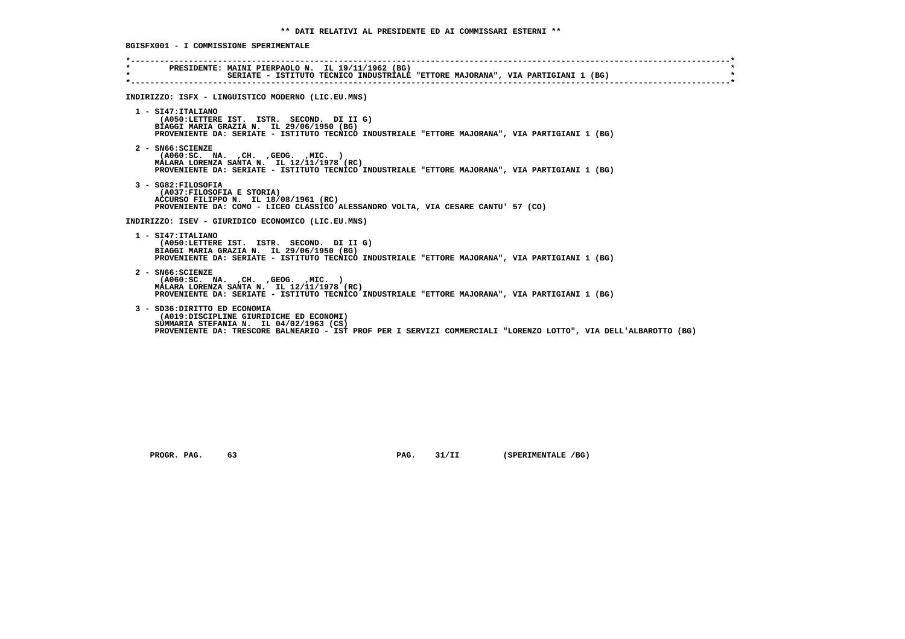**\*\* DATI RELATIVI AL PRESIDENTE ED AI COMMISSARI ESTERNI \*\***

**BGISFX001 - I COMMISSIONE SPERIMENTALE**

```
*----------------------------------------------------------------------------------------------------------------------*
*        PRESIDENTE: MAINI PIERPAOLO N.  IL 19/11/1962 (BG)                                                            *
*                    SERIATE - ISTITUTO TECNICO INDUSTRIALE "ETTORE MAJORANA", VIA PARTIGIANI 1 (BG)                    *
*----------------------------------------------------------------------------------------------------------------------*
```

**INDIRIZZO: ISFX - LINGUISTICO MODERNO (LIC.EU.MNS)**

1 - SI47:ITALIANO
(A050:LETTERE IST. ISTR. SECOND. DI II G)
BIAGGI MARIA GRAZIA N. IL 29/06/1950 (BG)
PROVENIENTE DA: SERIATE - ISTITUTO TECNICO INDUSTRIALE "ETTORE MAJORANA", VIA PARTIGIANI 1 (BG)

2 - SN66:SCIENZE
(A060:SC. NA. ,CH. ,GEOG. ,MIC. )
MALARA LORENZA SANTA N. IL 12/11/1978 (RC)
PROVENIENTE DA: SERIATE - ISTITUTO TECNICO INDUSTRIALE "ETTORE MAJORANA", VIA PARTIGIANI 1 (BG)

3 - SG82:FILOSOFIA
(A037:FILOSOFIA E STORIA)
ACCURSO FILIPPO N. IL 18/08/1961 (RC)
PROVENIENTE DA: COMO - LICEO CLASSICO ALESSANDRO VOLTA, VIA CESARE CANTU' 57 (CO)

**INDIRIZZO: ISEV - GIURIDICO ECONOMICO (LIC.EU.MNS)**

1 - SI47:ITALIANO
(A050:LETTERE IST. ISTR. SECOND. DI II G)
BIAGGI MARIA GRAZIA N. IL 29/06/1950 (BG)
PROVENIENTE DA: SERIATE - ISTITUTO TECNICO INDUSTRIALE "ETTORE MAJORANA", VIA PARTIGIANI 1 (BG)

2 - SN66:SCIENZE
(A060:SC. NA. ,CH. ,GEOG. ,MIC. )
MALARA LORENZA SANTA N. IL 12/11/1978 (RC)
PROVENIENTE DA: SERIATE - ISTITUTO TECNICO INDUSTRIALE "ETTORE MAJORANA", VIA PARTIGIANI 1 (BG)

3 - SD36:DIRITTO ED ECONOMIA
(A019:DISCIPLINE GIURIDICHE ED ECONOMI)
SUMMARIA STEFANIA N. IL 04/02/1963 (CS)
PROVENIENTE DA: TRESCORE BALNEARIO - IST PROF PER I SERVIZI COMMERCIALI "LORENZO LOTTO", VIA DELL'ALBAROTTO (BG)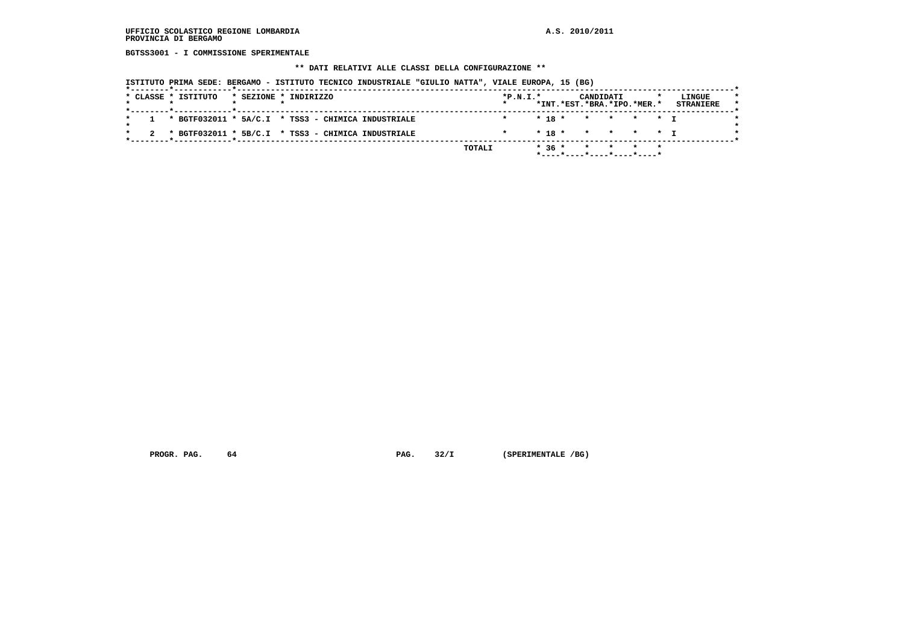UFFICIO SCOLASTICO REGIONE LOMBARDIA
PROVINCIA DI BERGAMO

A.S. 2010/2011

BGTSS3001 - I COMMISSIONE SPERIMENTALE

** DATI RELATIVI ALLE CLASSI DELLA CONFIGURAZIONE **

ISTITUTO PRIMA SEDE: BERGAMO - ISTITUTO TECNICO INDUSTRIALE "GIULIO NATTA", VIALE EUROPA, 15 (BG)

| CLASSE | ISTITUTO | SEZIONE | INDIRIZZO | P.N.I. | CANDIDATI INT. | CANDIDATI EST. | CANDIDATI BRA. | CANDIDATI IPO. | CANDIDATI MER. | LINGUE STRANIERE |
|---|---|---|---|---|---|---|---|---|---|---|
| 1 | BGTF032011 | 5A/C.I | TSS3 - CHIMICA INDUSTRIALE | | 18 | | | | | I |
| 2 | BGTF032011 | 5B/C.I | TSS3 - CHIMICA INDUSTRIALE | | 18 | | | | | I |
| | | | TOTALI | | 36 | | | | | |

PROGR. PAG. 64 PAG. 32/I (SPERIMENTALE /BG)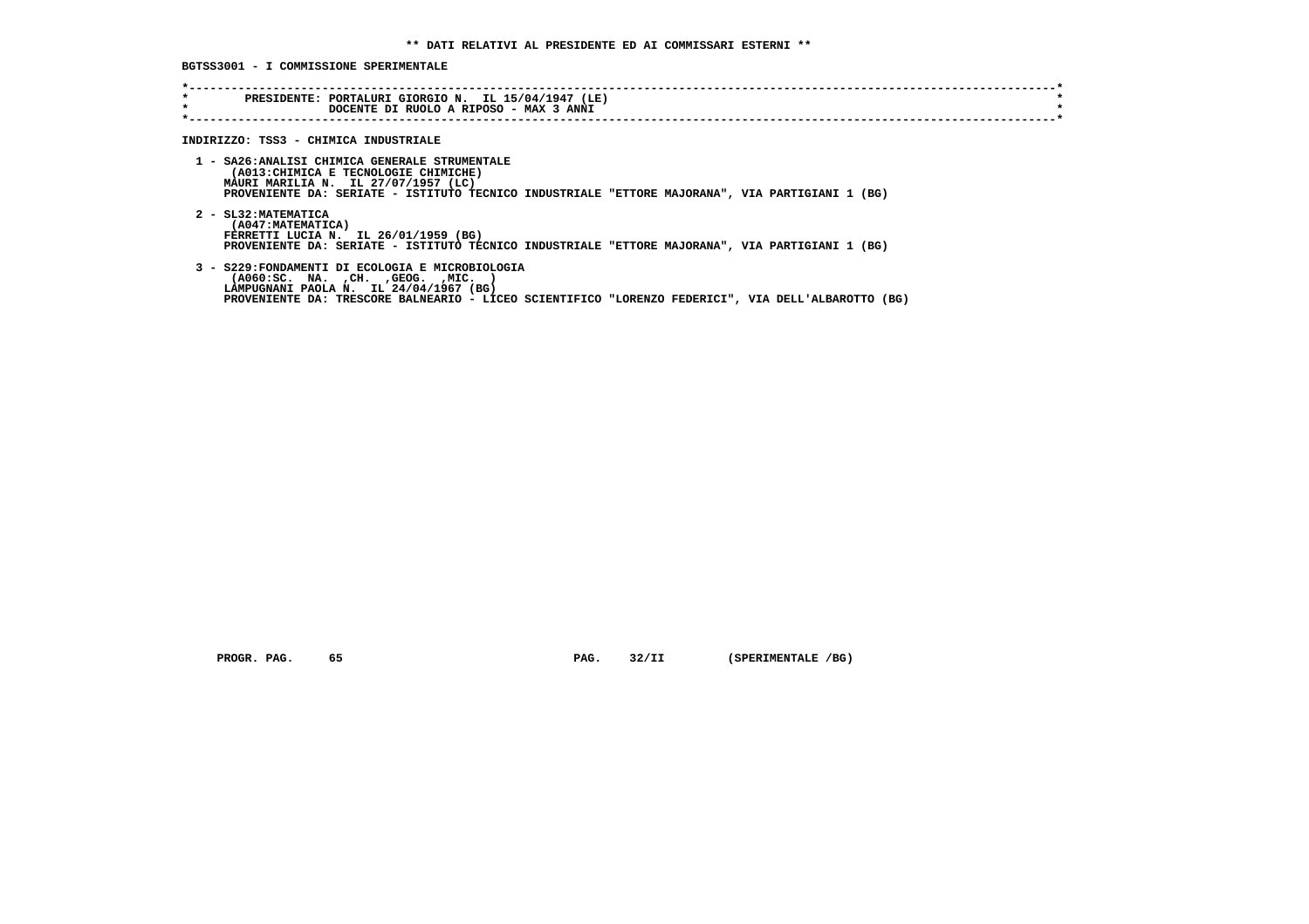**\*\* DATI RELATIVI AL PRESIDENTE ED AI COMMISSARI ESTERNI \*\***

**BGTSS3001 - I COMMISSIONE SPERIMENTALE**

```
*----------------------------------------------------------------------------------------------------------------------*
*        PRESIDENTE: PORTALURI GIORGIO N.  IL 15/04/1947 (LE)                                                          *
*                    DOCENTE DI RUOLO A RIPOSO - MAX 3 ANNI                                                            *
*----------------------------------------------------------------------------------------------------------------------*
```

**INDIRIZZO: TSS3 - CHIMICA INDUSTRIALE**

1 - SA26:ANALISI CHIMICA GENERALE STRUMENTALE
(A013:CHIMICA E TECNOLOGIE CHIMICHE)
MAURI MARILIA N. IL 27/07/1957 (LC)
PROVENIENTE DA: SERIATE - ISTITUTO TECNICO INDUSTRIALE "ETTORE MAJORANA", VIA PARTIGIANI 1 (BG)

2 - SL32:MATEMATICA
(A047:MATEMATICA)
FERRETTI LUCIA N. IL 26/01/1959 (BG)
PROVENIENTE DA: SERIATE - ISTITUTO TECNICO INDUSTRIALE "ETTORE MAJORANA", VIA PARTIGIANI 1 (BG)

3 - S229:FONDAMENTI DI ECOLOGIA E MICROBIOLOGIA
(A060:SC. NA. ,CH. ,GEOG. ,MIC. )
LAMPUGNANI PAOLA N. IL 24/04/1967 (BG)
PROVENIENTE DA: TRESCORE BALNEARIO - LICEO SCIENTIFICO "LORENZO FEDERICI", VIA DELL'ALBAROTTO (BG)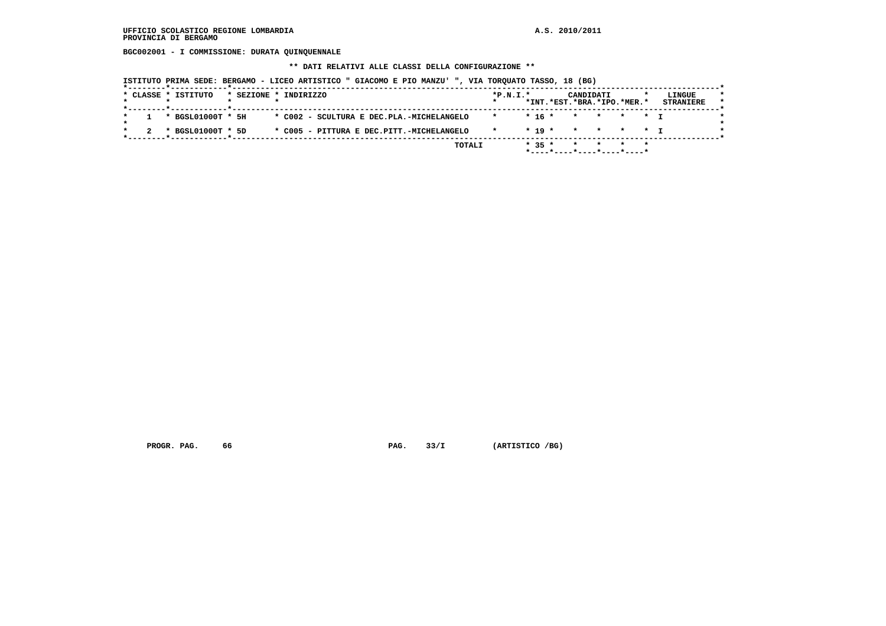UFFICIO SCOLASTICO REGIONE LOMBARDIA
PROVINCIA DI BERGAMO

A.S. 2010/2011

**BGC002001 - I COMMISSIONE: DURATA QUINQUENNALE**

**\*\* DATI RELATIVI ALLE CLASSI DELLA CONFIGURAZIONE \*\***

ISTITUTO PRIMA SEDE: BERGAMO - LICEO ARTISTICO " GIACOMO E PIO MANZU' ", VIA TORQUATO TASSO, 18 (BG)

| CLASSE | ISTITUTO | SEZIONE | INDIRIZZO | P.N.I. | CANDIDATI INT. | EST. | BRA. | IPO. | MER. | LINGUE STRANIERE |
|---|---|---|---|---|---|---|---|---|---|---|
| 1 | BGSL01000T | 5H | C002 - SCULTURA E DEC.PLA.-MICHELANGELO | | 16 | | | | | I |
| 2 | BGSL01000T | 5D | C005 - PITTURA E DEC.PITT.-MICHELANGELO | | 19 | | | | | I |
| | | | TOTALI | | 35 | | | | | |

PROGR. PAG. 66 PAG. 33/I (ARTISTICO /BG)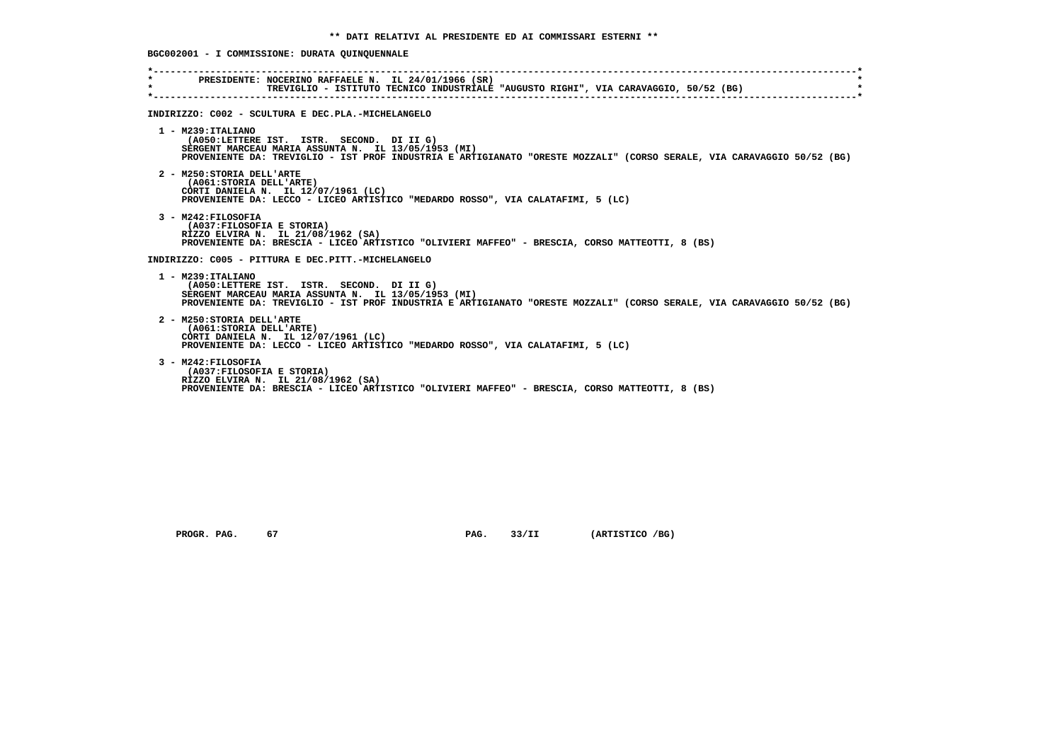** DATI RELATIVI AL PRESIDENTE ED AI COMMISSARI ESTERNI **

BGC002001 - I COMMISSIONE: DURATA QUINQUENNALE

```
*----------------------------------------------------------------------------------------------------------------------------*
*        PRESIDENTE: NOCERINO RAFFAELE N.  IL 24/01/1966 (SR)                                                                 *
*                    TREVIGLIO - ISTITUTO TECNICO INDUSTRIALE "AUGUSTO RIGHI", VIA CARAVAGGIO, 50/52 (BG)                     *
*----------------------------------------------------------------------------------------------------------------------------*
```

INDIRIZZO: C002 - SCULTURA E DEC.PLA.-MICHELANGELO

1 - M239:ITALIANO
(A050:LETTERE IST. ISTR. SECOND. DI II G)
SERGENT MARCEAU MARIA ASSUNTA N. IL 13/05/1953 (MI)
PROVENIENTE DA: TREVIGLIO - IST PROF INDUSTRIA E ARTIGIANATO "ORESTE MOZZALI" (CORSO SERALE, VIA CARAVAGGIO 50/52 (BG)

2 - M250:STORIA DELL'ARTE
(A061:STORIA DELL'ARTE)
CORTI DANIELA N. IL 12/07/1961 (LC)
PROVENIENTE DA: LECCO - LICEO ARTISTICO "MEDARDO ROSSO", VIA CALATAFIMI, 5 (LC)

3 - M242:FILOSOFIA
(A037:FILOSOFIA E STORIA)
RIZZO ELVIRA N. IL 21/08/1962 (SA)
PROVENIENTE DA: BRESCIA - LICEO ARTISTICO "OLIVIERI MAFFEO" - BRESCIA, CORSO MATTEOTTI, 8 (BS)

INDIRIZZO: C005 - PITTURA E DEC.PITT.-MICHELANGELO

1 - M239:ITALIANO
(A050:LETTERE IST. ISTR. SECOND. DI II G)
SERGENT MARCEAU MARIA ASSUNTA N. IL 13/05/1953 (MI)
PROVENIENTE DA: TREVIGLIO - IST PROF INDUSTRIA E ARTIGIANATO "ORESTE MOZZALI" (CORSO SERALE, VIA CARAVAGGIO 50/52 (BG)

2 - M250:STORIA DELL'ARTE
(A061:STORIA DELL'ARTE)
CORTI DANIELA N. IL 12/07/1961 (LC)
PROVENIENTE DA: LECCO - LICEO ARTISTICO "MEDARDO ROSSO", VIA CALATAFIMI, 5 (LC)

3 - M242:FILOSOFIA
(A037:FILOSOFIA E STORIA)
RIZZO ELVIRA N. IL 21/08/1962 (SA)
PROVENIENTE DA: BRESCIA - LICEO ARTISTICO "OLIVIERI MAFFEO" - BRESCIA, CORSO MATTEOTTI, 8 (BS)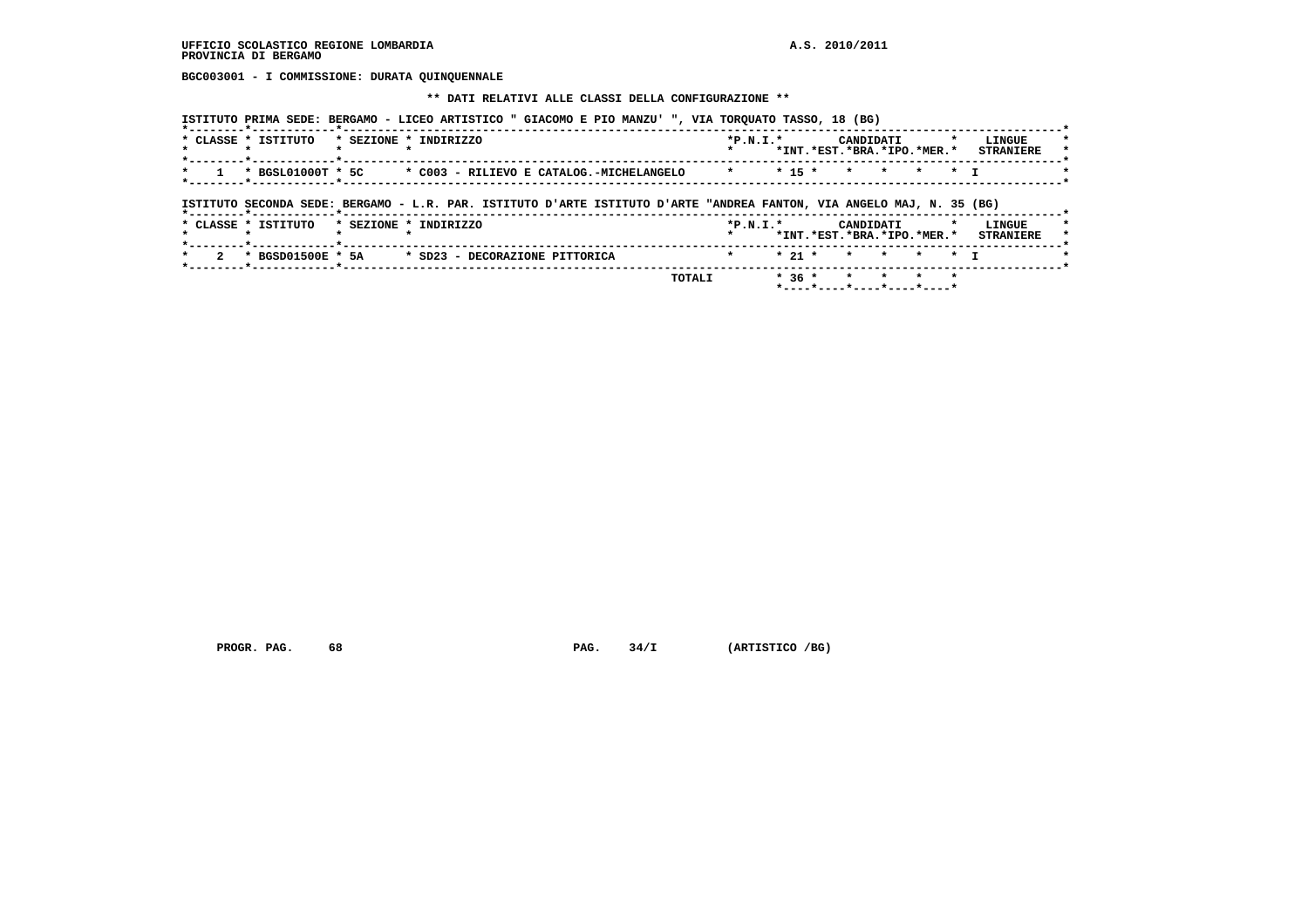UFFICIO SCOLASTICO REGIONE LOMBARDIA
PROVINCIA DI BERGAMO

A.S. 2010/2011

**BGC003001 - I COMMISSIONE: DURATA QUINQUENNALE**

**\*\* DATI RELATIVI ALLE CLASSI DELLA CONFIGURAZIONE \*\***

ISTITUTO PRIMA SEDE: BERGAMO - LICEO ARTISTICO " GIACOMO E PIO MANZU' ", VIA TORQUATO TASSO, 18 (BG)

| CLASSE | ISTITUTO | SEZIONE | INDIRIZZO | P.N.I. | CANDIDATI INT. | EST. | BRA. | IPO. | MER. | LINGUE STRANIERE |
|---|---|---|---|---|---|---|---|---|---|---|
| 1 | BGSL01000T | 5C | C003 - RILIEVO E CATALOG.-MICHELANGELO | | 15 | | | | | I |

ISTITUTO SECONDA SEDE: BERGAMO - L.R. PAR. ISTITUTO D'ARTE ISTITUTO D'ARTE "ANDREA FANTON, VIA ANGELO MAJ, N. 35 (BG)

| CLASSE | ISTITUTO | SEZIONE | INDIRIZZO | P.N.I. | CANDIDATI INT. | EST. | BRA. | IPO. | MER. | LINGUE STRANIERE |
|---|---|---|---|---|---|---|---|---|---|---|
| 2 | BGSD01500E | 5A | SD23 - DECORAZIONE PITTORICA | | 21 | | | | | I |
| | | | TOTALI | | 36 | | | | | |

PROGR. PAG. 68 PAG. 34/I (ARTISTICO /BG)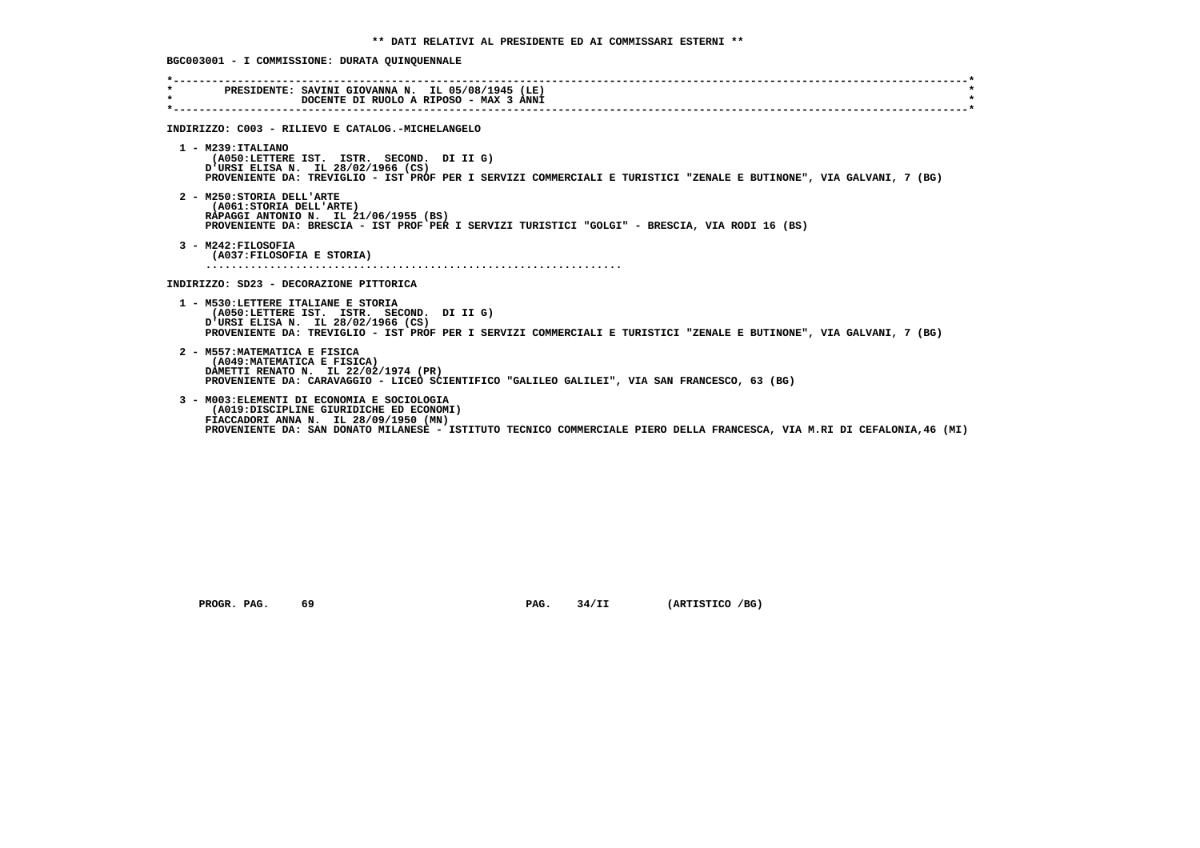** DATI RELATIVI AL PRESIDENTE ED AI COMMISSARI ESTERNI **

BGC003001 - I COMMISSIONE: DURATA QUINQUENNALE

PRESIDENTE: SAVINI GIOVANNA N. IL 05/08/1945 (LE)
DOCENTE DI RUOLO A RIPOSO - MAX 3 ANNI

INDIRIZZO: C003 - RILIEVO E CATALOG.-MICHELANGELO

1 - M239:ITALIANO
(A050:LETTERE IST. ISTR. SECOND. DI II G)
D'URSI ELISA N. IL 28/02/1966 (CS)
PROVENIENTE DA: TREVIGLIO - IST PROF PER I SERVIZI COMMERCIALI E TURISTICI "ZENALE E BUTINONE", VIA GALVANI, 7 (BG)

2 - M250:STORIA DELL'ARTE
(A061:STORIA DELL'ARTE)
RAPAGGI ANTONIO N. IL 21/06/1955 (BS)
PROVENIENTE DA: BRESCIA - IST PROF PER I SERVIZI TURISTICI "GOLGI" - BRESCIA, VIA RODI 16 (BS)

3 - M242:FILOSOFIA
(A037:FILOSOFIA E STORIA)
.................................................................

INDIRIZZO: SD23 - DECORAZIONE PITTORICA

1 - M530:LETTERE ITALIANE E STORIA
(A050:LETTERE IST. ISTR. SECOND. DI II G)
D'URSI ELISA N. IL 28/02/1966 (CS)
PROVENIENTE DA: TREVIGLIO - IST PROF PER I SERVIZI COMMERCIALI E TURISTICI "ZENALE E BUTINONE", VIA GALVANI, 7 (BG)

2 - M557:MATEMATICA E FISICA
(A049:MATEMATICA E FISICA)
DAMETTI RENATO N. IL 22/02/1974 (PR)
PROVENIENTE DA: CARAVAGGIO - LICEO SCIENTIFICO "GALILEO GALILEI", VIA SAN FRANCESCO, 63 (BG)

3 - M003:ELEMENTI DI ECONOMIA E SOCIOLOGIA
(A019:DISCIPLINE GIURIDICHE ED ECONOMI)
FIACCADORI ANNA N. IL 28/09/1950 (MN)
PROVENIENTE DA: SAN DONATO MILANESE - ISTITUTO TECNICO COMMERCIALE PIERO DELLA FRANCESCA, VIA M.RI DI CEFALONIA,46 (MI)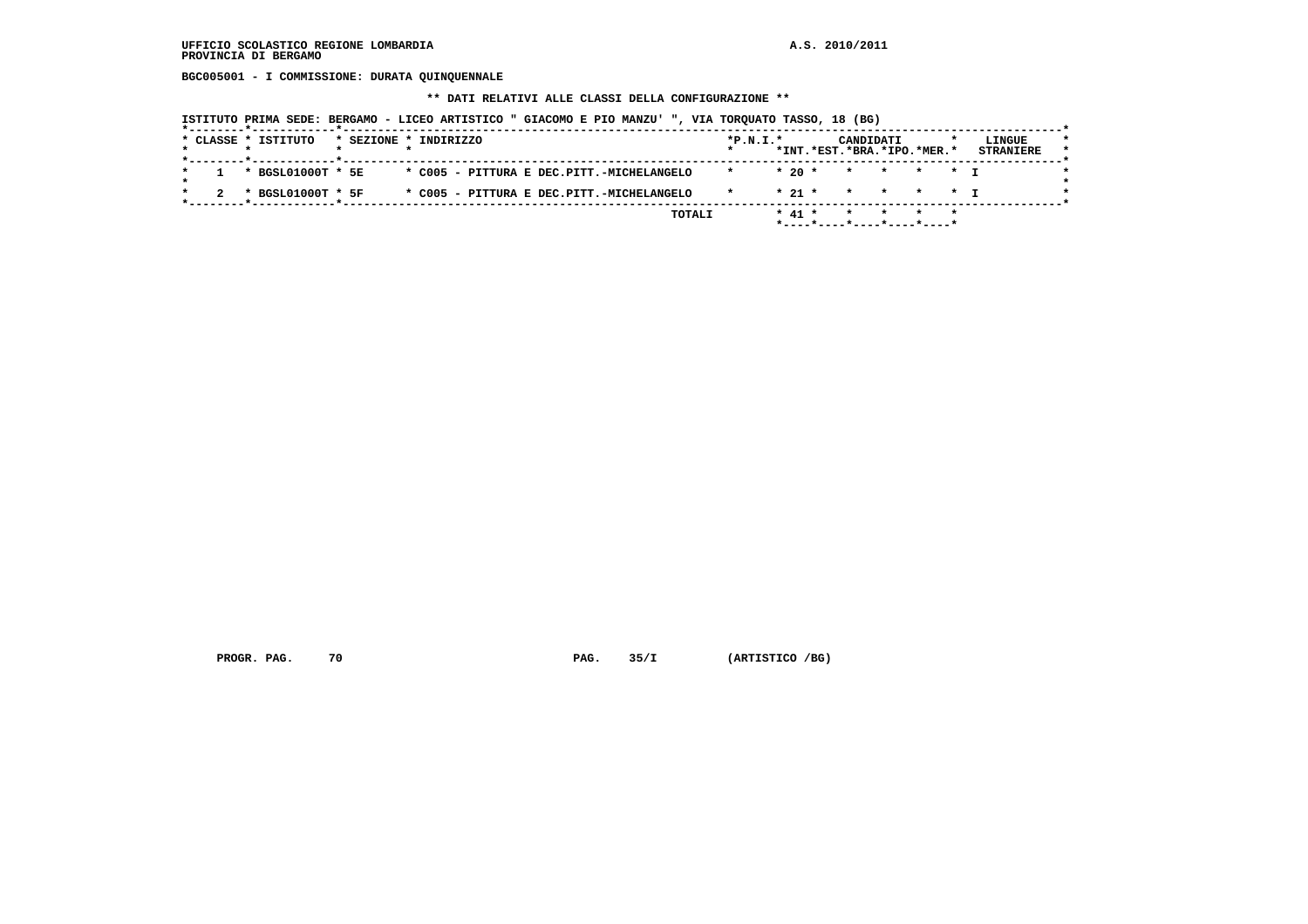**UFFICIO SCOLASTICO REGIONE LOMBARDIA** **A.S. 2010/2011**
**PROVINCIA DI BERGAMO**

**BGC005001 - I COMMISSIONE: DURATA QUINQUENNALE**

**\*\* DATI RELATIVI ALLE CLASSI DELLA CONFIGURAZIONE \*\***

**ISTITUTO PRIMA SEDE: BERGAMO - LICEO ARTISTICO " GIACOMO E PIO MANZU' ", VIA TORQUATO TASSO, 18 (BG)**

| CLASSE | ISTITUTO | SEZIONE | INDIRIZZO | P.N.I. | CANDIDATI INT. | CANDIDATI EST. | CANDIDATI BRA. | CANDIDATI IPO. | CANDIDATI MER. | LINGUE STRANIERE |
|---|---|---|---|---|---|---|---|---|---|---|
| 1 | BGSL01000T | 5E | C005 - PITTURA E DEC.PITT.-MICHELANGELO | | 20 | | | | | I |
| 2 | BGSL01000T | 5F | C005 - PITTURA E DEC.PITT.-MICHELANGELO | | 21 | | | | | I |
| | | | TOTALI | | 41 | | | | | |

**PROGR. PAG. 70** **PAG. 35/I** **(ARTISTICO /BG)**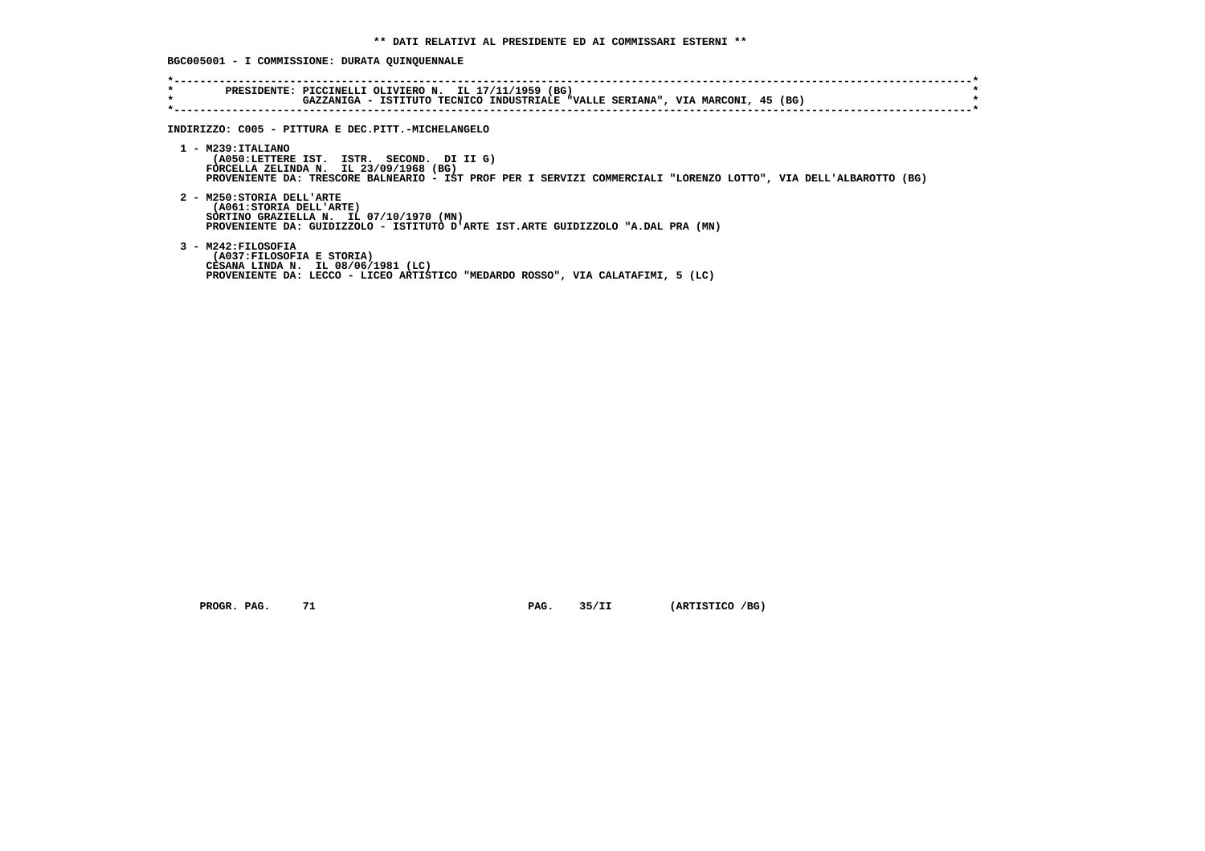**\*\* DATI RELATIVI AL PRESIDENTE ED AI COMMISSARI ESTERNI \*\***

**BGC005001 - I COMMISSIONE: DURATA QUINQUENNALE**

```
*----------------------------------------------------------------------------------------------------------------------------*
*        PRESIDENTE: PICCINELLI OLIVIERO N.  IL 17/11/1959 (BG)                                                               *
*                    GAZZANIGA - ISTITUTO TECNICO INDUSTRIALE "VALLE SERIANA", VIA MARCONI, 45 (BG)                           *
*----------------------------------------------------------------------------------------------------------------------------*
```

**INDIRIZZO: C005 - PITTURA E DEC.PITT.-MICHELANGELO**

1 - M239:ITALIANO
(A050:LETTERE IST. ISTR. SECOND. DI II G)
FORCELLA ZELINDA N. IL 23/09/1968 (BG)
PROVENIENTE DA: TRESCORE BALNEARIO - IST PROF PER I SERVIZI COMMERCIALI "LORENZO LOTTO", VIA DELL'ALBAROTTO (BG)

2 - M250:STORIA DELL'ARTE
(A061:STORIA DELL'ARTE)
SORTINO GRAZIELLA N. IL 07/10/1970 (MN)
PROVENIENTE DA: GUIDIZZOLO - ISTITUTO D'ARTE IST.ARTE GUIDIZZOLO "A.DAL PRA (MN)

3 - M242:FILOSOFIA
(A037:FILOSOFIA E STORIA)
CESANA LINDA N. IL 08/06/1981 (LC)
PROVENIENTE DA: LECCO - LICEO ARTISTICO "MEDARDO ROSSO", VIA CALATAFIMI, 5 (LC)

PROGR. PAG. 71 PAG. 35/II (ARTISTICO /BG)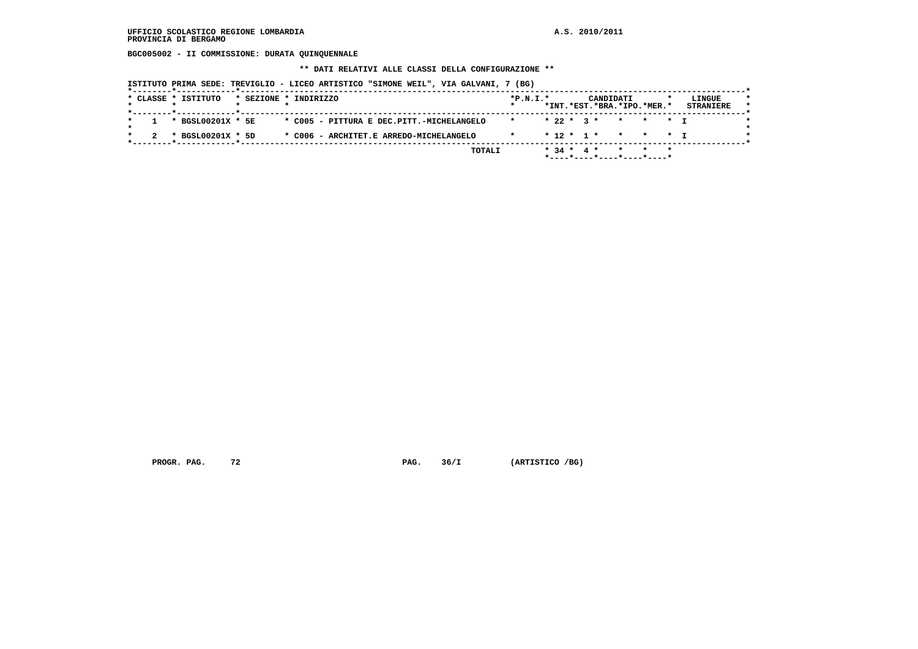UFFICIO SCOLASTICO REGIONE LOMBARDIA
PROVINCIA DI BERGAMO

A.S. 2010/2011

**BGC005002 - II COMMISSIONE: DURATA QUINQUENNALE**

**\*\* DATI RELATIVI ALLE CLASSI DELLA CONFIGURAZIONE \*\***

ISTITUTO PRIMA SEDE: TREVIGLIO - LICEO ARTISTICO "SIMONE WEIL", VIA GALVANI, 7 (BG)

| CLASSE | ISTITUTO | SEZIONE | INDIRIZZO | P.N.I. | CANDIDATI INT. | CANDIDATI EST. | CANDIDATI BRA. | CANDIDATI IPO. | CANDIDATI MER. | LINGUE STRANIERE |
|---|---|---|---|---|---|---|---|---|---|---|
| 1 | BGSL00201X | 5E | C005 - PITTURA E DEC.PITT.-MICHELANGELO | | 22 | 3 | | | | I |
| 2 | BGSL00201X | 5D | C006 - ARCHITET.E ARREDO-MICHELANGELO | | 12 | 1 | | | | I |
| | | | TOTALI | | 34 | 4 | | | | |

PROGR. PAG. 72 PAG. 36/I (ARTISTICO /BG)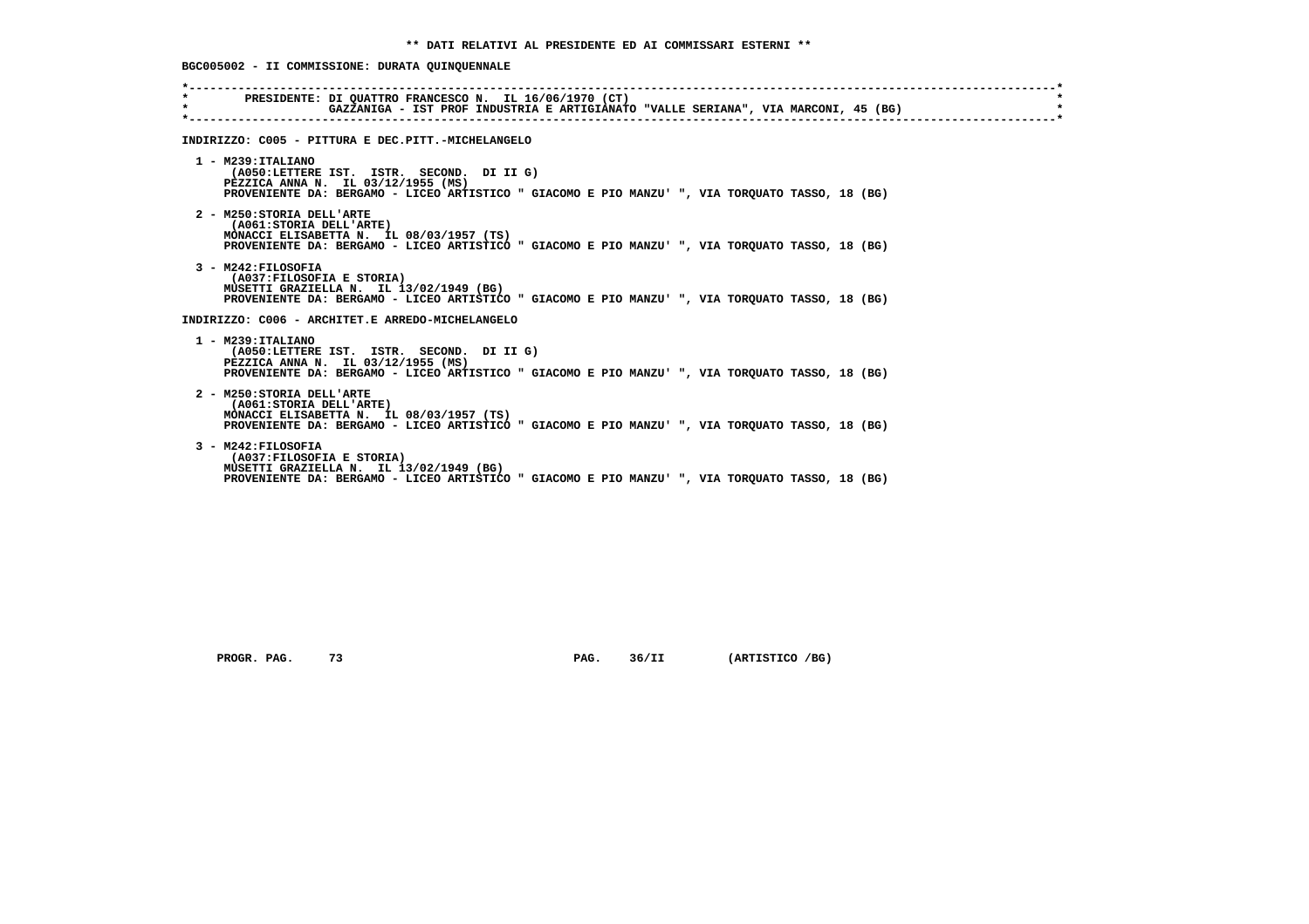## ** DATI RELATIVI AL PRESIDENTE ED AI COMMISSARI ESTERNI **

**BGC005002 - II COMMISSIONE: DURATA QUINQUENNALE**

```
*----------------------------------------------------------------------------------------------------------------------*
*        PRESIDENTE: DI QUATTRO FRANCESCO N.  IL 16/06/1970 (CT)                                                       *
*                    GAZZANIGA - IST PROF INDUSTRIA E ARTIGIANATO "VALLE SERIANA", VIA MARCONI, 45 (BG)                *
*----------------------------------------------------------------------------------------------------------------------*
```

**INDIRIZZO: C005 - PITTURA E DEC.PITT.-MICHELANGELO**

1 - M239:ITALIANO
   (A050:LETTERE IST. ISTR. SECOND. DI II G)
   PEZZICA ANNA N. IL 03/12/1955 (MS)
   PROVENIENTE DA: BERGAMO - LICEO ARTISTICO " GIACOMO E PIO MANZU' ", VIA TORQUATO TASSO, 18 (BG)

2 - M250:STORIA DELL'ARTE
   (A061:STORIA DELL'ARTE)
   MONACCI ELISABETTA N. IL 08/03/1957 (TS)
   PROVENIENTE DA: BERGAMO - LICEO ARTISTICO " GIACOMO E PIO MANZU' ", VIA TORQUATO TASSO, 18 (BG)

3 - M242:FILOSOFIA
   (A037:FILOSOFIA E STORIA)
   MUSETTI GRAZIELLA N. IL 13/02/1949 (BG)
   PROVENIENTE DA: BERGAMO - LICEO ARTISTICO " GIACOMO E PIO MANZU' ", VIA TORQUATO TASSO, 18 (BG)

**INDIRIZZO: C006 - ARCHITET.E ARREDO-MICHELANGELO**

1 - M239:ITALIANO
   (A050:LETTERE IST. ISTR. SECOND. DI II G)
   PEZZICA ANNA N. IL 03/12/1955 (MS)
   PROVENIENTE DA: BERGAMO - LICEO ARTISTICO " GIACOMO E PIO MANZU' ", VIA TORQUATO TASSO, 18 (BG)

2 - M250:STORIA DELL'ARTE
   (A061:STORIA DELL'ARTE)
   MONACCI ELISABETTA N. IL 08/03/1957 (TS)
   PROVENIENTE DA: BERGAMO - LICEO ARTISTICO " GIACOMO E PIO MANZU' ", VIA TORQUATO TASSO, 18 (BG)

3 - M242:FILOSOFIA
   (A037:FILOSOFIA E STORIA)
   MUSETTI GRAZIELLA N. IL 13/02/1949 (BG)
   PROVENIENTE DA: BERGAMO - LICEO ARTISTICO " GIACOMO E PIO MANZU' ", VIA TORQUATO TASSO, 18 (BG)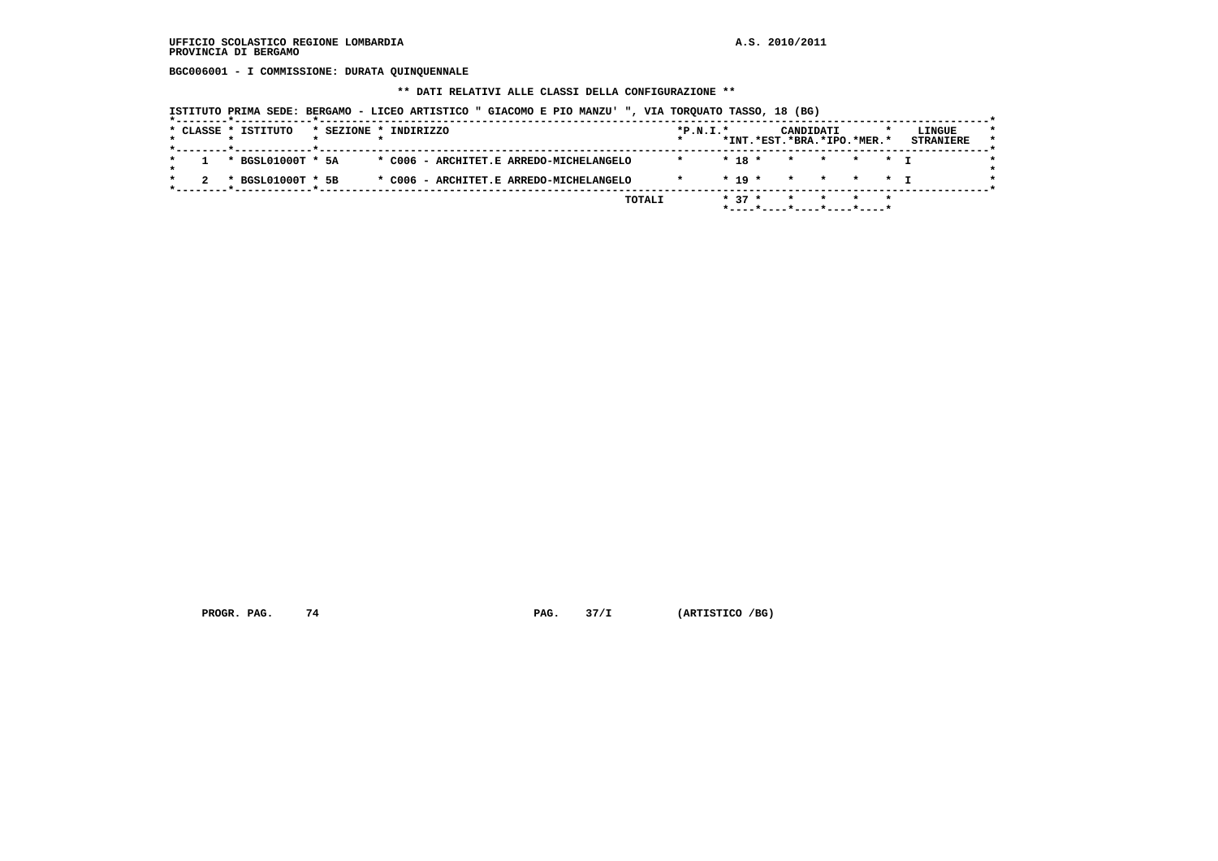UFFICIO SCOLASTICO REGIONE LOMBARDIA
PROVINCIA DI BERGAMO

A.S. 2010/2011

**BGC006001 - I COMMISSIONE: DURATA QUINQUENNALE**

**\*\* DATI RELATIVI ALLE CLASSI DELLA CONFIGURAZIONE \*\***

ISTITUTO PRIMA SEDE: BERGAMO - LICEO ARTISTICO " GIACOMO E PIO MANZU' ", VIA TORQUATO TASSO, 18 (BG)

| CLASSE | ISTITUTO | SEZIONE | INDIRIZZO | P.N.I. | CANDIDATI INT. | EST. | BRA. | IPO. | MER. | LINGUE STRANIERE |
|---|---|---|---|---|---|---|---|---|---|---|
| 1 | BGSL01000T | 5A | C006 - ARCHITET.E ARREDO-MICHELANGELO | | 18 | | | | | I |
| 2 | BGSL01000T | 5B | C006 - ARCHITET.E ARREDO-MICHELANGELO | | 19 | | | | | I |
| | | | TOTALI | | 37 | | | | | |

PROGR. PAG. 74 PAG. 37/I (ARTISTICO /BG)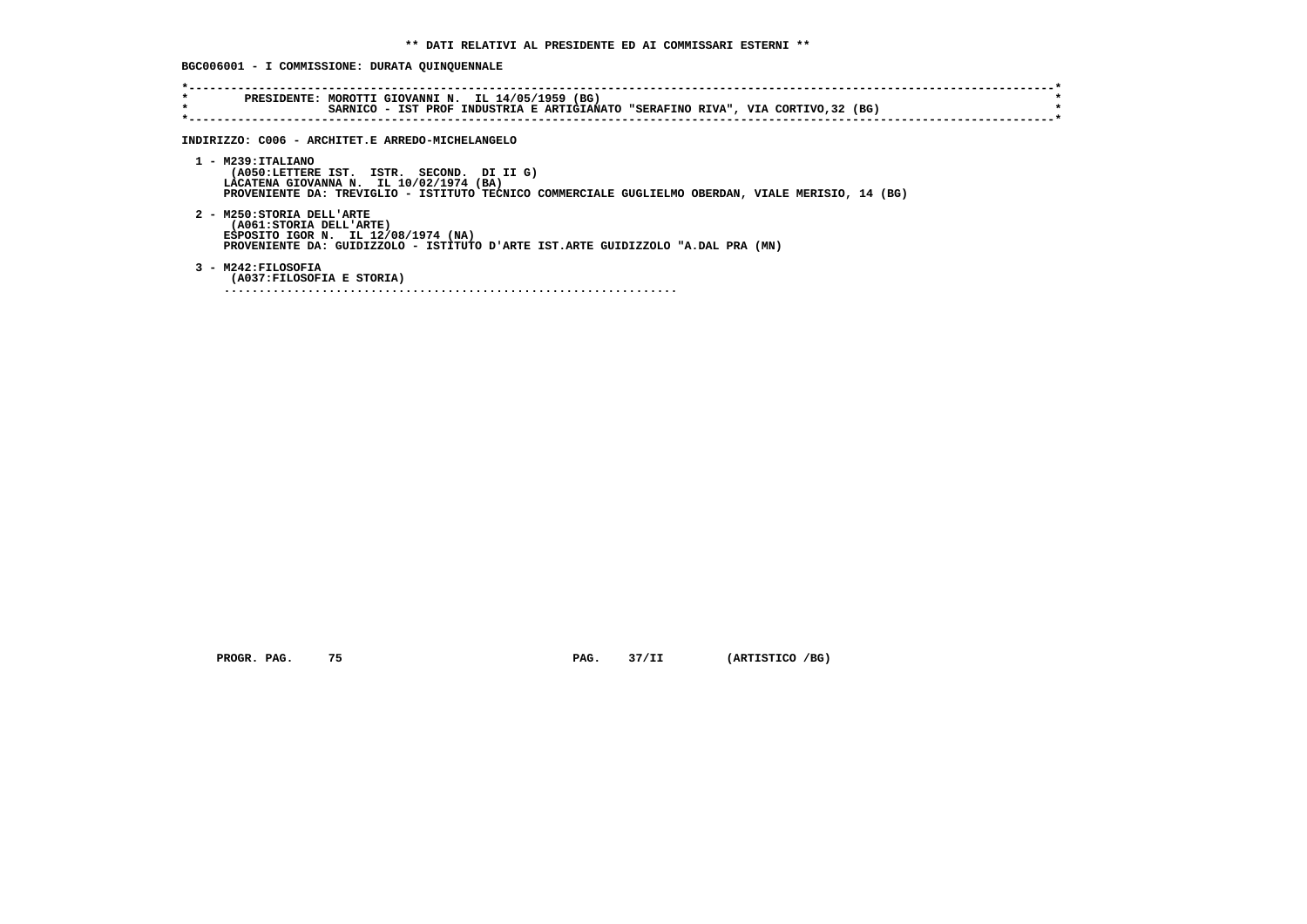**\*\* DATI RELATIVI AL PRESIDENTE ED AI COMMISSARI ESTERNI \*\***

**BGC006001 - I COMMISSIONE: DURATA QUINQUENNALE**

```
*-----------------------------------------------------------------------------------------------------------------------*
*        PRESIDENTE: MOROTTI GIOVANNI N.  IL 14/05/1959 (BG)                                                            *
*                    SARNICO - IST PROF INDUSTRIA E ARTIGIANATO "SERAFINO RIVA", VIA CORTIVO,32 (BG)                    *
*-----------------------------------------------------------------------------------------------------------------------*
```

**INDIRIZZO: C006 - ARCHITET.E ARREDO-MICHELANGELO**

1 - M239:ITALIANO
  (A050:LETTERE IST.  ISTR.  SECOND.  DI II G)
  LACATENA GIOVANNA N.  IL 10/02/1974 (BA)
  PROVENIENTE DA: TREVIGLIO - ISTITUTO TECNICO COMMERCIALE GUGLIELMO OBERDAN, VIALE MERISIO, 14 (BG)

2 - M250:STORIA DELL'ARTE
  (A061:STORIA DELL'ARTE)
  ESPOSITO IGOR N.  IL 12/08/1974 (NA)
  PROVENIENTE DA: GUIDIZZOLO - ISTITUTO D'ARTE IST.ARTE GUIDIZZOLO "A.DAL PRA (MN)

3 - M242:FILOSOFIA
  (A037:FILOSOFIA E STORIA)
  .................................................................

PROGR. PAG. 75 PAG. 37/II (ARTISTICO /BG)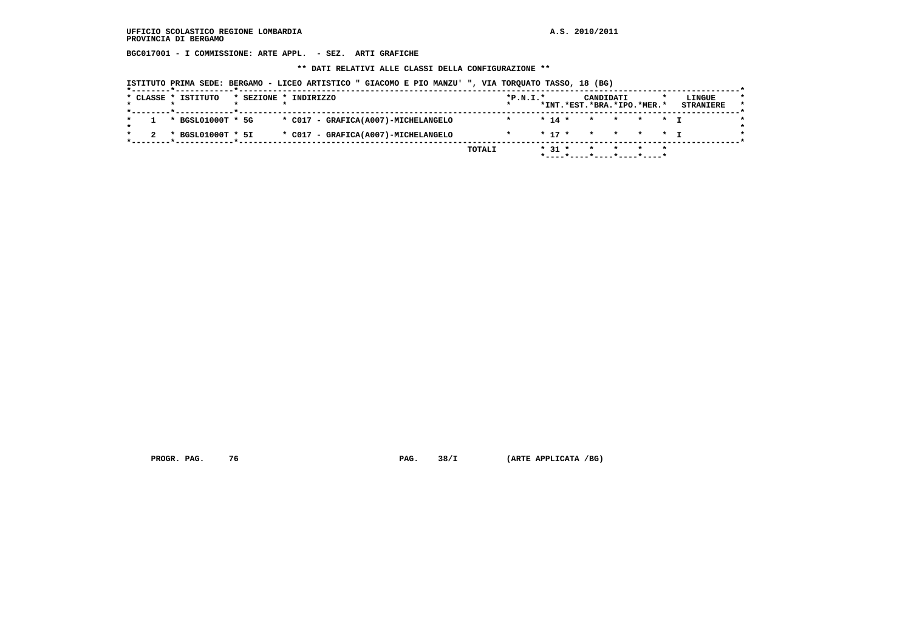**UFFICIO SCOLASTICO REGIONE LOMBARDIA** — **A.S. 2010/2011**
**PROVINCIA DI BERGAMO**

**BGC017001 - I COMMISSIONE: ARTE APPL. - SEZ. ARTI GRAFICHE**

**\*\* DATI RELATIVI ALLE CLASSI DELLA CONFIGURAZIONE \*\***

**ISTITUTO PRIMA SEDE: BERGAMO - LICEO ARTISTICO " GIACOMO E PIO MANZU' ", VIA TORQUATO TASSO, 18 (BG)**

| CLASSE | ISTITUTO | SEZIONE | INDIRIZZO | P.N.I. | CANDIDATI INT. | EST. | BRA. | IPO. | MER. | LINGUE STRANIERE |
|---|---|---|---|---|---|---|---|---|---|---|
| 1 | BGSL01000T | 5G | C017 - GRAFICA(A007)-MICHELANGELO | | 14 | | | | | I |
| 2 | BGSL01000T | 5I | C017 - GRAFICA(A007)-MICHELANGELO | | 17 | | | | | I |
| | | | TOTALI | | 31 | | | | | |

PROGR. PAG. 76 PAG. 38/I (ARTE APPLICATA /BG)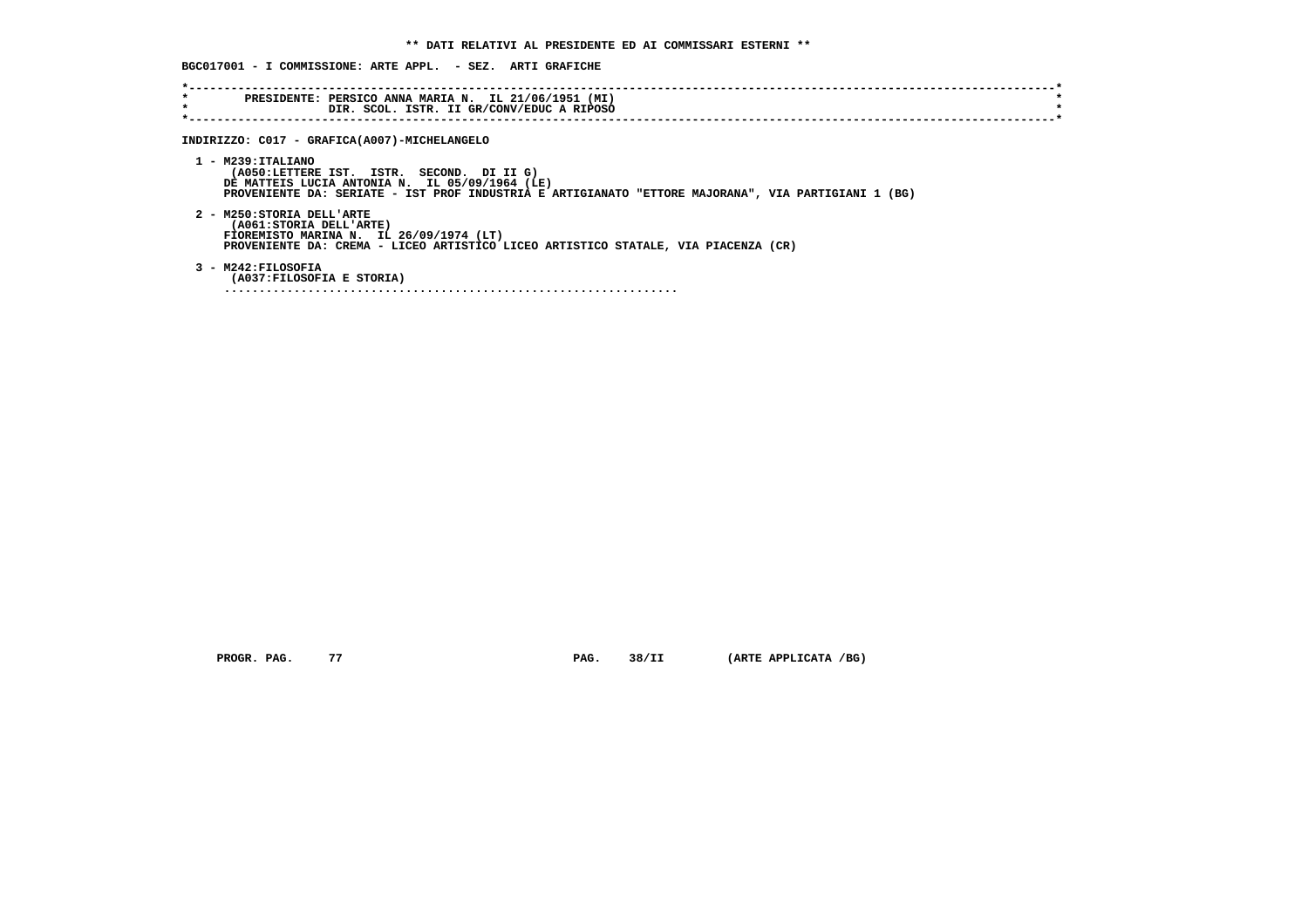**\*\* DATI RELATIVI AL PRESIDENTE ED AI COMMISSARI ESTERNI \*\***

**BGC017001 - I COMMISSIONE: ARTE APPL. - SEZ. ARTI GRAFICHE**

```
*----------------------------------------------------------------------------------------------------------------------*
*        PRESIDENTE: PERSICO ANNA MARIA N.  IL 21/06/1951 (MI)                                                         *
*                    DIR. SCOL. ISTR. II GR/CONV/EDUC A RIPOSO                                                         *
*----------------------------------------------------------------------------------------------------------------------*
```

**INDIRIZZO: C017 - GRAFICA(A007)-MICHELANGELO**

1 - M239:ITALIANO
   (A050:LETTERE IST. ISTR. SECOND. DI II G)
   DE MATTEIS LUCIA ANTONIA N. IL 05/09/1964 (LE)
   PROVENIENTE DA: SERIATE - IST PROF INDUSTRIA E ARTIGIANATO "ETTORE MAJORANA", VIA PARTIGIANI 1 (BG)

2 - M250:STORIA DELL'ARTE
   (A061:STORIA DELL'ARTE)
   FIOREMISTO MARINA N. IL 26/09/1974 (LT)
   PROVENIENTE DA: CREMA - LICEO ARTISTICO LICEO ARTISTICO STATALE, VIA PIACENZA (CR)

3 - M242:FILOSOFIA
   (A037:FILOSOFIA E STORIA)
   ...................................................................

PROGR. PAG. 77 PAG. 38/II (ARTE APPLICATA /BG)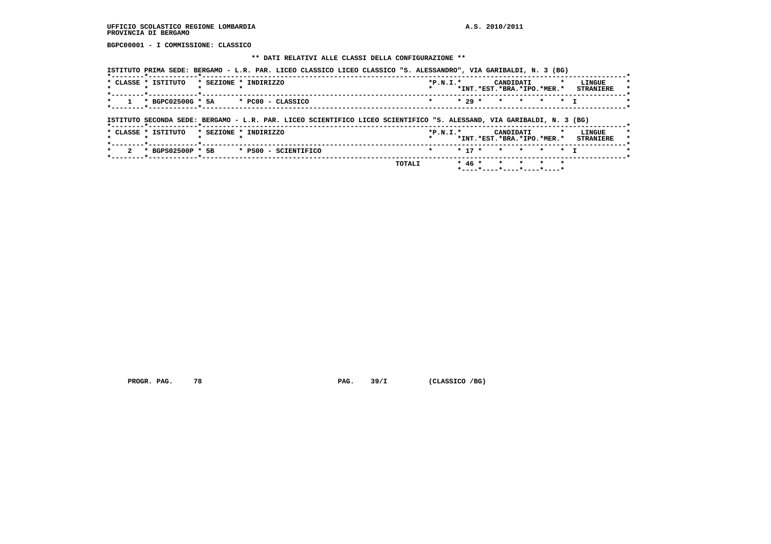UFFICIO SCOLASTICO REGIONE LOMBARDIA A.S. 2010/2011
PROVINCIA DI BERGAMO

**BGPC00001 - I COMMISSIONE: CLASSICO**

**\*\* DATI RELATIVI ALLE CLASSI DELLA CONFIGURAZIONE \*\***

ISTITUTO PRIMA SEDE: BERGAMO - L.R. PAR. LICEO CLASSICO LICEO CLASSICO "S. ALESSANDRO", VIA GARIBALDI, N. 3 (BG)

| CLASSE | ISTITUTO | SEZIONE | INDIRIZZO | P.N.I. | CANDIDATI INT. | CANDIDATI EST. | CANDIDATI BRA. | CANDIDATI IPO. | CANDIDATI MER. | LINGUE STRANIERE |
|---|---|---|---|---|---|---|---|---|---|---|
| 1 | BGPC02500G | 5A | PC00 - CLASSICO | | 29 | | | | | I |

ISTITUTO SECONDA SEDE: BERGAMO - L.R. PAR. LICEO SCIENTIFICO LICEO SCIENTIFICO "S. ALESSAND, VIA GARIBALDI, N. 3 (BG)

| CLASSE | ISTITUTO | SEZIONE | INDIRIZZO | P.N.I. | CANDIDATI INT. | CANDIDATI EST. | CANDIDATI BRA. | CANDIDATI IPO. | CANDIDATI MER. | LINGUE STRANIERE |
|---|---|---|---|---|---|---|---|---|---|---|
| 2 | BGPS02500P | 5B | PS00 - SCIENTIFICO | | 17 | | | | | I |
| | | | TOTALI | | 46 | | | | | |

PROGR. PAG. 78 PAG. 39/I (CLASSICO /BG)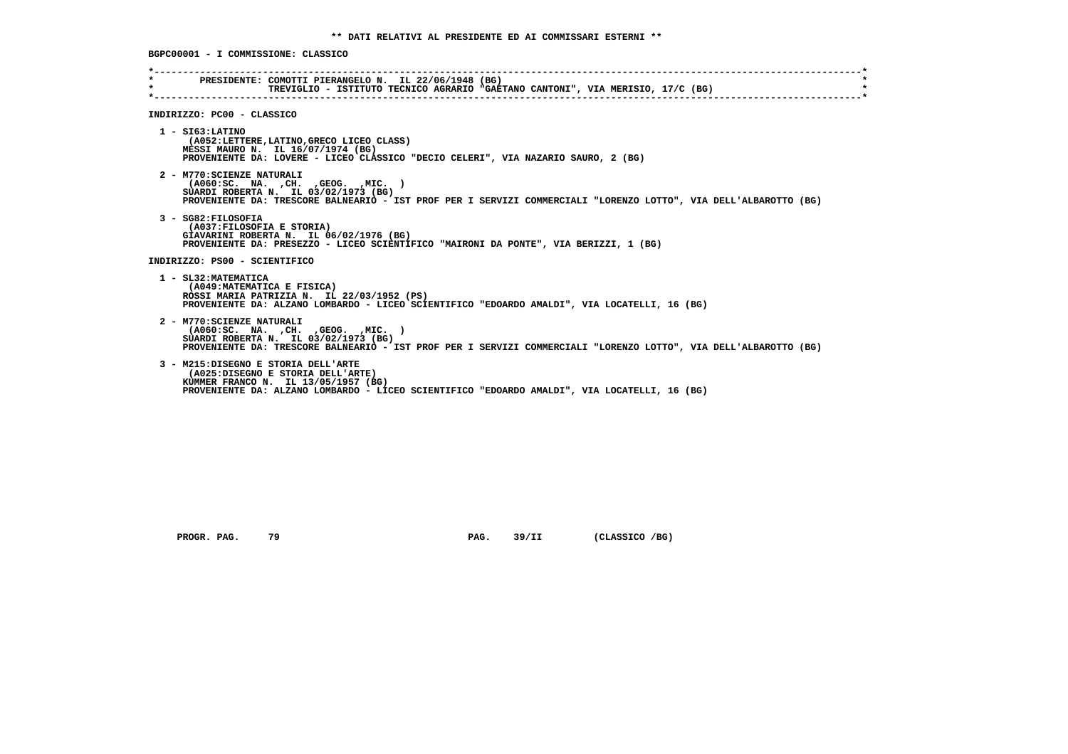**\*\* DATI RELATIVI AL PRESIDENTE ED AI COMMISSARI ESTERNI \*\***

**BGPC00001 - I COMMISSIONE: CLASSICO**

```
*----------------------------------------------------------------------------------------------------------------------------*
*       PRESIDENTE: COMOTTI PIERANGELO N.  IL 22/06/1948 (BG)                                                                *
*                   TREVIGLIO - ISTITUTO TECNICO AGRARIO "GAETANO CANTONI", VIA MERISIO, 17/C (BG)                          *
*----------------------------------------------------------------------------------------------------------------------------*
```

**INDIRIZZO: PC00 - CLASSICO**

1 - SI63:LATINO
(A052:LETTERE,LATINO,GRECO LICEO CLASS)
MESSI MAURO N.  IL 16/07/1974 (BG)
PROVENIENTE DA: LOVERE - LICEO CLASSICO "DECIO CELERI", VIA NAZARIO SAURO, 2 (BG)

2 - M770:SCIENZE NATURALI
(A060:SC.  NA.  ,CH.  ,GEOG.  ,MIC.  )
SUARDI ROBERTA N.  IL 03/02/1973 (BG)
PROVENIENTE DA: TRESCORE BALNEARIO - IST PROF PER I SERVIZI COMMERCIALI "LORENZO LOTTO", VIA DELL'ALBAROTTO (BG)

3 - SG82:FILOSOFIA
(A037:FILOSOFIA E STORIA)
GIAVARINI ROBERTA N.  IL 06/02/1976 (BG)
PROVENIENTE DA: PRESEZZO - LICEO SCIENTIFICO "MAIRONI DA PONTE", VIA BERIZZI, 1 (BG)

**INDIRIZZO: PS00 - SCIENTIFICO**

1 - SL32:MATEMATICA
(A049:MATEMATICA E FISICA)
ROSSI MARIA PATRIZIA N.  IL 22/03/1952 (PS)
PROVENIENTE DA: ALZANO LOMBARDO - LICEO SCIENTIFICO "EDOARDO AMALDI", VIA LOCATELLI, 16 (BG)

2 - M770:SCIENZE NATURALI
(A060:SC.  NA.  ,CH.  ,GEOG.  ,MIC.  )
SUARDI ROBERTA N.  IL 03/02/1973 (BG)
PROVENIENTE DA: TRESCORE BALNEARIO - IST PROF PER I SERVIZI COMMERCIALI "LORENZO LOTTO", VIA DELL'ALBAROTTO (BG)

3 - M215:DISEGNO E STORIA DELL'ARTE
(A025:DISEGNO E STORIA DELL'ARTE)
KUMMER FRANCO N.  IL 13/05/1957 (BG)
PROVENIENTE DA: ALZANO LOMBARDO - LICEO SCIENTIFICO "EDOARDO AMALDI", VIA LOCATELLI, 16 (BG)

PROGR. PAG.   79                    PAG.   39/II        (CLASSICO /BG)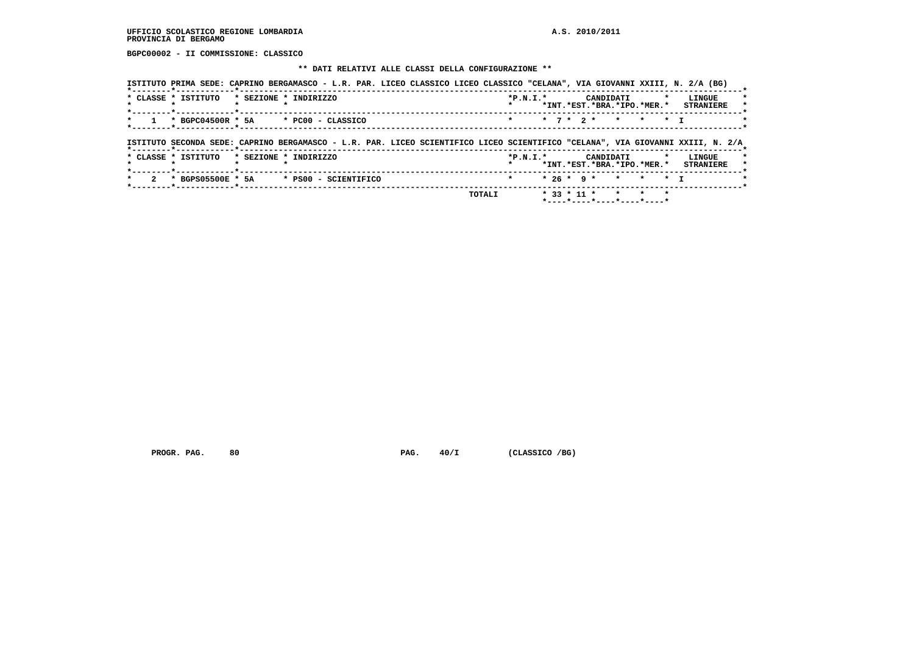UFFICIO SCOLASTICO REGIONE LOMBARDIA A.S. 2010/2011
PROVINCIA DI BERGAMO

**BGPC00002 - II COMMISSIONE: CLASSICO**

**\*\* DATI RELATIVI ALLE CLASSI DELLA CONFIGURAZIONE \*\***

ISTITUTO PRIMA SEDE: CAPRINO BERGAMASCO - L.R. PAR. LICEO CLASSICO LICEO CLASSICO "CELANA", VIA GIOVANNI XXIII, N. 2/A (BG)

| CLASSE | ISTITUTO | SEZIONE | INDIRIZZO | P.N.I. | CANDIDATI INT. | CANDIDATI EST. | CANDIDATI BRA. | CANDIDATI IPO. | CANDIDATI MER. | LINGUE STRANIERE |
|---|---|---|---|---|---|---|---|---|---|---|
| 1 | BGPC04500R | 5A | PC00 - CLASSICO | | 7 | 2 | | | | I |

ISTITUTO SECONDA SEDE: CAPRINO BERGAMASCO - L.R. PAR. LICEO SCIENTIFICO LICEO SCIENTIFICO "CELANA", VIA GIOVANNI XXIII, N. 2/A

| CLASSE | ISTITUTO | SEZIONE | INDIRIZZO | P.N.I. | CANDIDATI INT. | CANDIDATI EST. | CANDIDATI BRA. | CANDIDATI IPO. | CANDIDATI MER. | LINGUE STRANIERE |
|---|---|---|---|---|---|---|---|---|---|---|
| 2 | BGPS05500E | 5A | PS00 - SCIENTIFICO | | 26 | 9 | | | | I |
| | | | TOTALI | | 33 | 11 | | | | |

PROGR. PAG. 80 PAG. 40/I (CLASSICO /BG)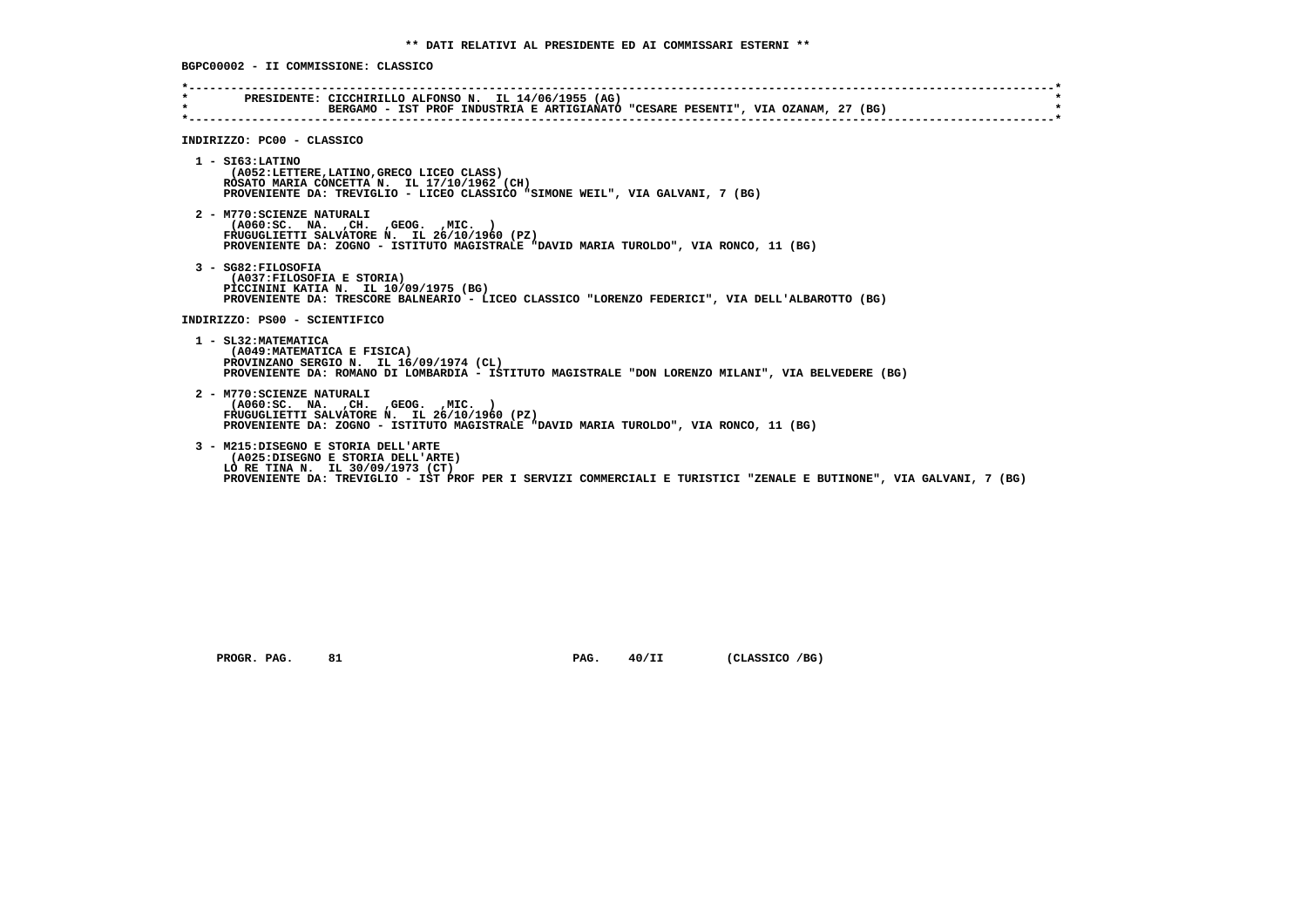**\*\* DATI RELATIVI AL PRESIDENTE ED AI COMMISSARI ESTERNI \*\***

**BGPC00002 - II COMMISSIONE: CLASSICO**

```
*----------------------------------------------------------------------------------------------------------------------------*
*       PRESIDENTE: CICCHIRILLO ALFONSO N.  IL 14/06/1955 (AG)                                                               *
*                   BERGAMO - IST PROF INDUSTRIA E ARTIGIANATO "CESARE PESENTI", VIA OZANAM, 27 (BG)                         *
*----------------------------------------------------------------------------------------------------------------------------*
```

**INDIRIZZO: PC00 - CLASSICO**

1 - SI63:LATINO
(A052:LETTERE,LATINO,GRECO LICEO CLASS)
ROSATO MARIA CONCETTA N.  IL 17/10/1962 (CH)
PROVENIENTE DA: TREVIGLIO - LICEO CLASSICO "SIMONE WEIL", VIA GALVANI, 7 (BG)

2 - M770:SCIENZE NATURALI
(A060:SC.  NA.  ,CH.  ,GEOG.  ,MIC.  )
FRUGUGLIETTI SALVATORE N.  IL 26/10/1960 (PZ)
PROVENIENTE DA: ZOGNO - ISTITUTO MAGISTRALE "DAVID MARIA TUROLDO", VIA RONCO, 11 (BG)

3 - SG82:FILOSOFIA
(A037:FILOSOFIA E STORIA)
PICCININI KATIA N.  IL 10/09/1975 (BG)
PROVENIENTE DA: TRESCORE BALNEARIO - LICEO CLASSICO "LORENZO FEDERICI", VIA DELL'ALBAROTTO (BG)

**INDIRIZZO: PS00 - SCIENTIFICO**

1 - SL32:MATEMATICA
(A049:MATEMATICA E FISICA)
PROVINZANO SERGIO N.  IL 16/09/1974 (CL)
PROVENIENTE DA: ROMANO DI LOMBARDIA - ISTITUTO MAGISTRALE "DON LORENZO MILANI", VIA BELVEDERE (BG)

2 - M770:SCIENZE NATURALI
(A060:SC.  NA.  ,CH.  ,GEOG.  ,MIC.  )
FRUGUGLIETTI SALVATORE N.  IL 26/10/1960 (PZ)
PROVENIENTE DA: ZOGNO - ISTITUTO MAGISTRALE "DAVID MARIA TUROLDO", VIA RONCO, 11 (BG)

3 - M215:DISEGNO E STORIA DELL'ARTE
(A025:DISEGNO E STORIA DELL'ARTE)
LO RE TINA N.  IL 30/09/1973 (CT)
PROVENIENTE DA: TREVIGLIO - IST PROF PER I SERVIZI COMMERCIALI E TURISTICI "ZENALE E BUTINONE", VIA GALVANI, 7 (BG)

PROGR. PAG.     81                    PAG.    40/II        (CLASSICO /BG)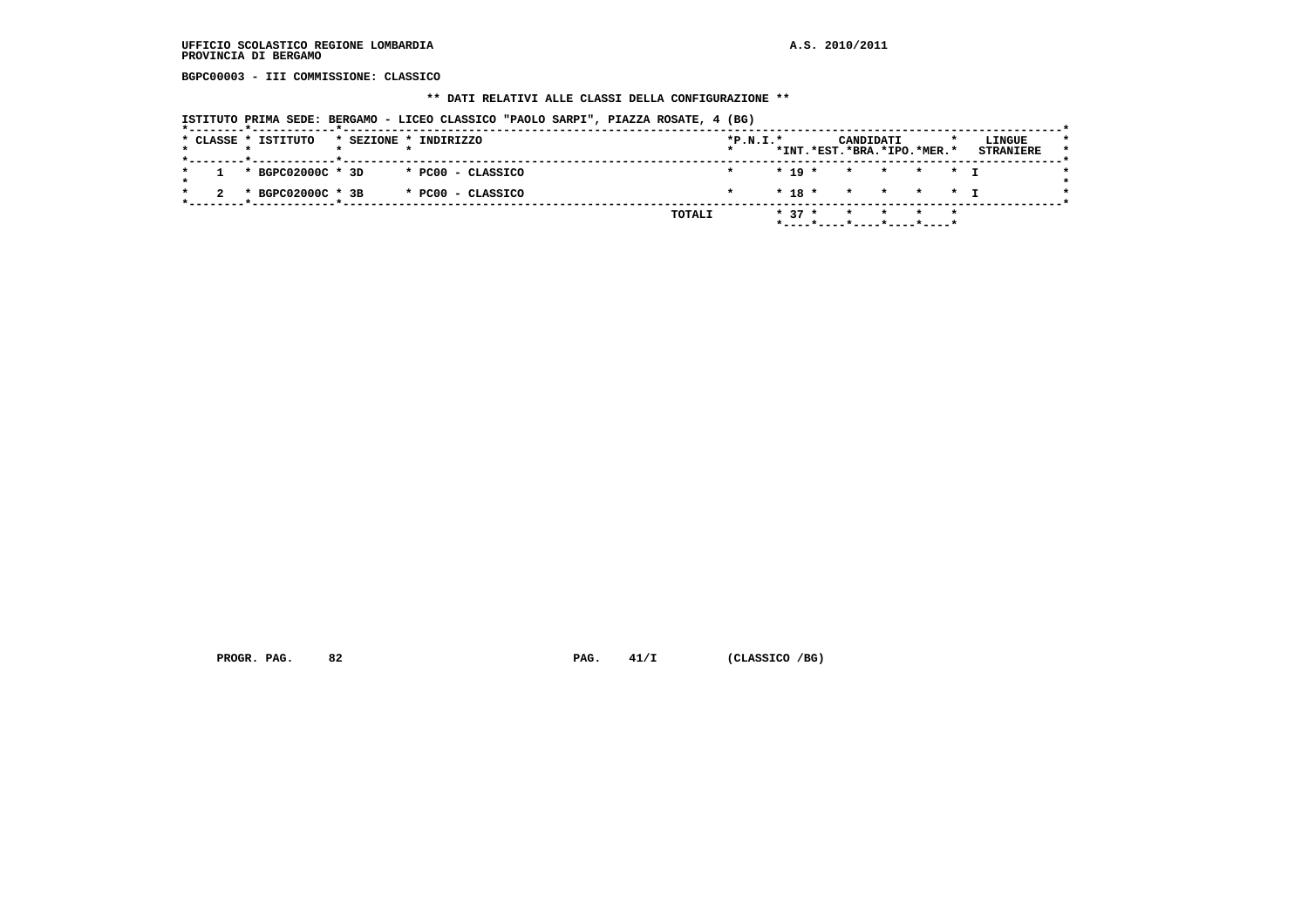UFFICIO SCOLASTICO REGIONE LOMBARDIA
PROVINCIA DI BERGAMO

A.S. 2010/2011

**BGPC00003 - III COMMISSIONE: CLASSICO**

**\*\* DATI RELATIVI ALLE CLASSI DELLA CONFIGURAZIONE \*\***

ISTITUTO PRIMA SEDE: BERGAMO - LICEO CLASSICO "PAOLO SARPI", PIAZZA ROSATE, 4 (BG)

| CLASSE | ISTITUTO | SEZIONE | INDIRIZZO | P.N.I. | CANDIDATI INT. | CANDIDATI EST. | CANDIDATI BRA. | CANDIDATI IPO. | CANDIDATI MER. | LINGUE STRANIERE |
|---|---|---|---|---|---|---|---|---|---|---|
| 1 | BGPC02000C | 3D | PC00 - CLASSICO | | 19 | | | | | I |
| 2 | BGPC02000C | 3B | PC00 - CLASSICO | | 18 | | | | | I |
| | | | TOTALI | | 37 | | | | | |

PROGR. PAG. 82 PAG. 41/I (CLASSICO /BG)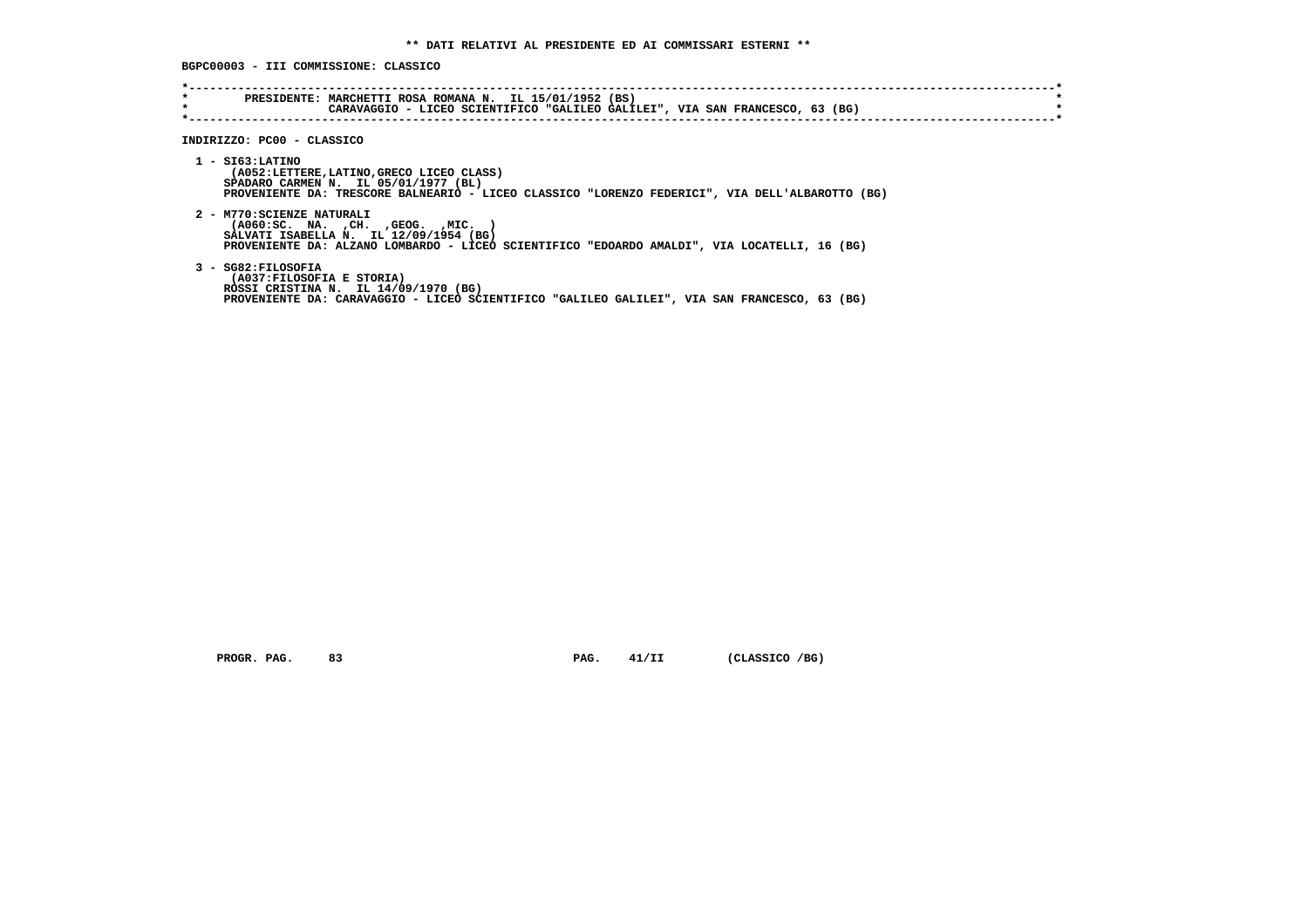**\*\* DATI RELATIVI AL PRESIDENTE ED AI COMMISSARI ESTERNI \*\***

**BGPC00003 - III COMMISSIONE: CLASSICO**

```
*----------------------------------------------------------------------------------------------------------------------------*
*       PRESIDENTE: MARCHETTI ROSA ROMANA N.  IL 15/01/1952 (BS)                                                             *
*                   CARAVAGGIO - LICEO SCIENTIFICO "GALILEO GALILEI", VIA SAN FRANCESCO, 63 (BG)                             *
*----------------------------------------------------------------------------------------------------------------------------*
```

**INDIRIZZO: PC00 - CLASSICO**

1 - SI63:LATINO
 (A052:LETTERE,LATINO,GRECO LICEO CLASS)
 SPADARO CARMEN N. IL 05/01/1977 (BL)
 PROVENIENTE DA: TRESCORE BALNEARIO - LICEO CLASSICO "LORENZO FEDERICI", VIA DELL'ALBAROTTO (BG)

2 - M770:SCIENZE NATURALI
 (A060:SC. NA. ,CH. ,GEOG. ,MIC. )
 SALVATI ISABELLA N. IL 12/09/1954 (BG)
 PROVENIENTE DA: ALZANO LOMBARDO - LICEO SCIENTIFICO "EDOARDO AMALDI", VIA LOCATELLI, 16 (BG)

3 - SG82:FILOSOFIA
 (A037:FILOSOFIA E STORIA)
 ROSSI CRISTINA N. IL 14/09/1970 (BG)
 PROVENIENTE DA: CARAVAGGIO - LICEO SCIENTIFICO "GALILEO GALILEI", VIA SAN FRANCESCO, 63 (BG)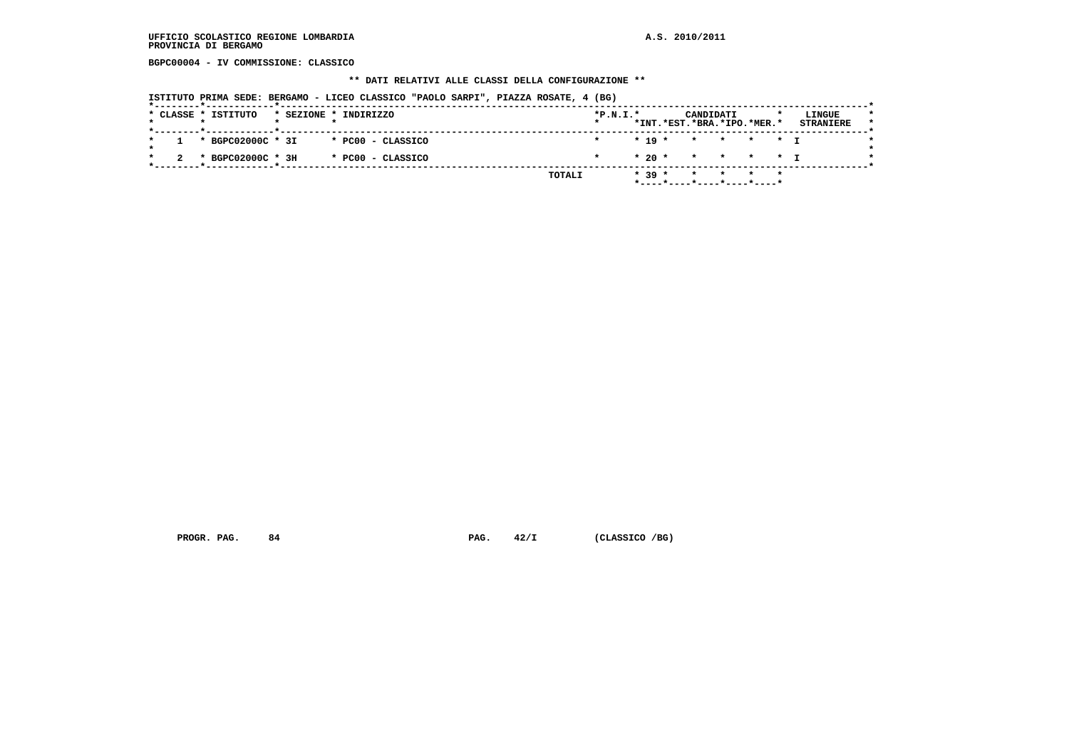UFFICIO SCOLASTICO REGIONE LOMBARDIA
PROVINCIA DI BERGAMO

A.S. 2010/2011

**BGPC00004 - IV COMMISSIONE: CLASSICO**

**\*\* DATI RELATIVI ALLE CLASSI DELLA CONFIGURAZIONE \*\***

**ISTITUTO PRIMA SEDE: BERGAMO - LICEO CLASSICO "PAOLO SARPI", PIAZZA ROSATE, 4 (BG)**

| CLASSE | ISTITUTO | SEZIONE | INDIRIZZO | P.N.I. | CANDIDATI INT. | CANDIDATI EST. | CANDIDATI BRA. | CANDIDATI IPO. | CANDIDATI MER. | LINGUE STRANIERE |
|---|---|---|---|---|---|---|---|---|---|---|
| 1 | BGPC02000C | 3I | PC00 - CLASSICO | | 19 | | | | | I |
| 2 | BGPC02000C | 3H | PC00 - CLASSICO | | 20 | | | | | I |
| | | | TOTALI | | 39 | | | | | |

PROGR. PAG. 84 PAG. 42/I (CLASSICO /BG)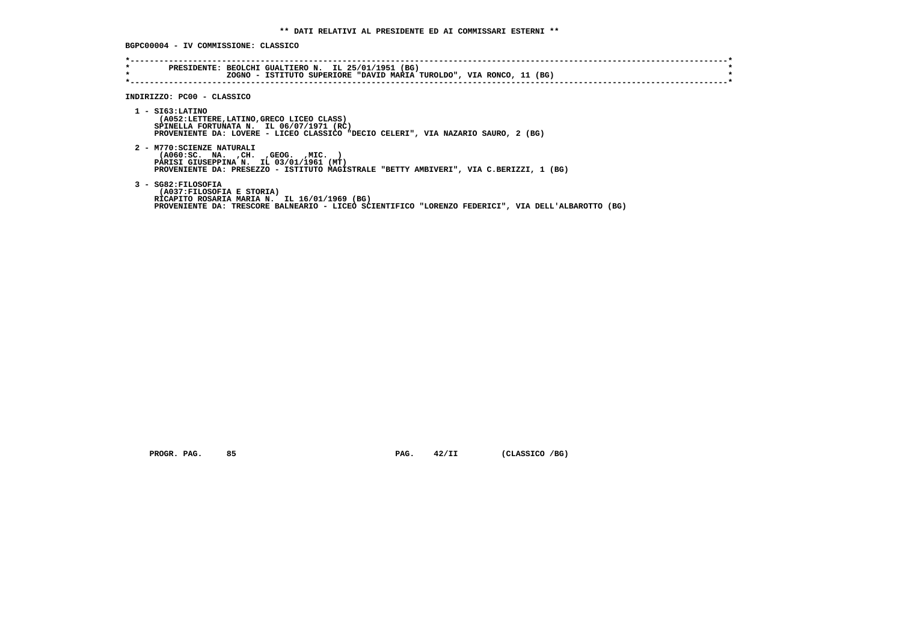** DATI RELATIVI AL PRESIDENTE ED AI COMMISSARI ESTERNI **

**BGPC00004 - IV COMMISSIONE: CLASSICO**

```
*----------------------------------------------------------------------------------------------------------------------------*
*        PRESIDENTE: BEOLCHI GUALTIERO N.  IL 25/01/1951 (BG)                                                                *
*                    ZOGNO - ISTITUTO SUPERIORE "DAVID MARIA TUROLDO", VIA RONCO, 11 (BG)                                    *
*----------------------------------------------------------------------------------------------------------------------------*
```

**INDIRIZZO: PC00 - CLASSICO**

1 - SI63:LATINO
(A052:LETTERE,LATINO,GRECO LICEO CLASS)
SPINELLA FORTUNATA N.  IL 06/07/1971 (RC)
PROVENIENTE DA: LOVERE - LICEO CLASSICO "DECIO CELERI", VIA NAZARIO SAURO, 2 (BG)

2 - M770:SCIENZE NATURALI
(A060:SC.  NA.  ,CH.  ,GEOG.  ,MIC.  )
PARISI GIUSEPPINA N.  IL 03/01/1961 (MT)
PROVENIENTE DA: PRESEZZO - ISTITUTO MAGISTRALE "BETTY AMBIVERI", VIA C.BERIZZI, 1 (BG)

3 - SG82:FILOSOFIA
(A037:FILOSOFIA E STORIA)
RICAPITO ROSARIA MARIA N.  IL 16/01/1969 (BG)
PROVENIENTE DA: TRESCORE BALNEARIO - LICEO SCIENTIFICO "LORENZO FEDERICI", VIA DELL'ALBAROTTO (BG)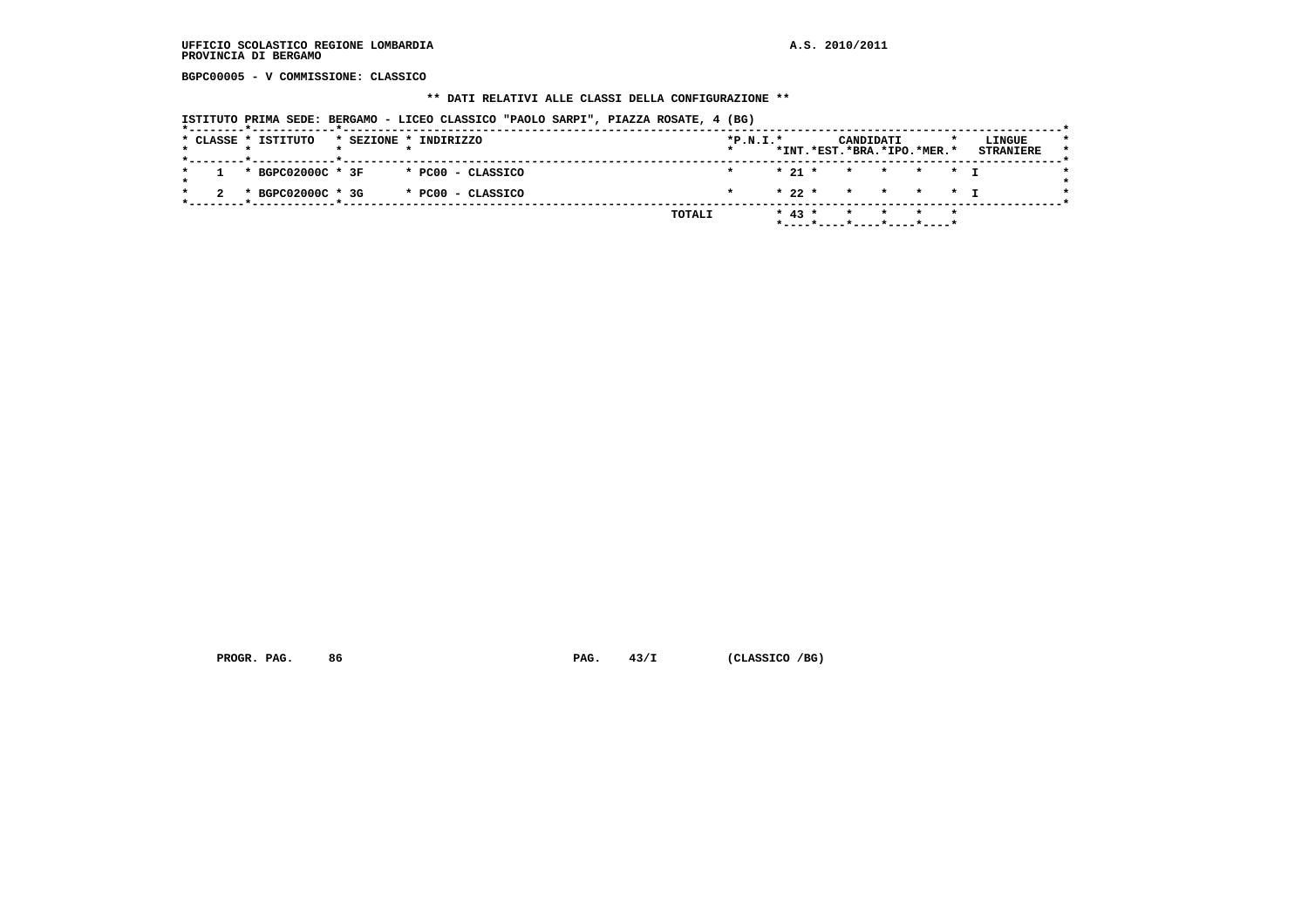UFFICIO SCOLASTICO REGIONE LOMBARDIA
PROVINCIA DI BERGAMO

A.S. 2010/2011

**BGPC00005 - V COMMISSIONE: CLASSICO**

**\*\* DATI RELATIVI ALLE CLASSI DELLA CONFIGURAZIONE \*\***

ISTITUTO PRIMA SEDE: BERGAMO - LICEO CLASSICO "PAOLO SARPI", PIAZZA ROSATE, 4 (BG)

| CLASSE | ISTITUTO | SEZIONE | INDIRIZZO | P.N.I. | CANDIDATI INT. | CANDIDATI EST. | CANDIDATI BRA. | CANDIDATI IPO. | CANDIDATI MER. | LINGUE STRANIERE |
|---|---|---|---|---|---|---|---|---|---|---|
| 1 | BGPC02000C | 3F | PC00 - CLASSICO | | 21 | | | | | I |
| 2 | BGPC02000C | 3G | PC00 - CLASSICO | | 22 | | | | | I |
| | | | TOTALI | | 43 | | | | | |

PROGR. PAG. 86 PAG. 43/I (CLASSICO /BG)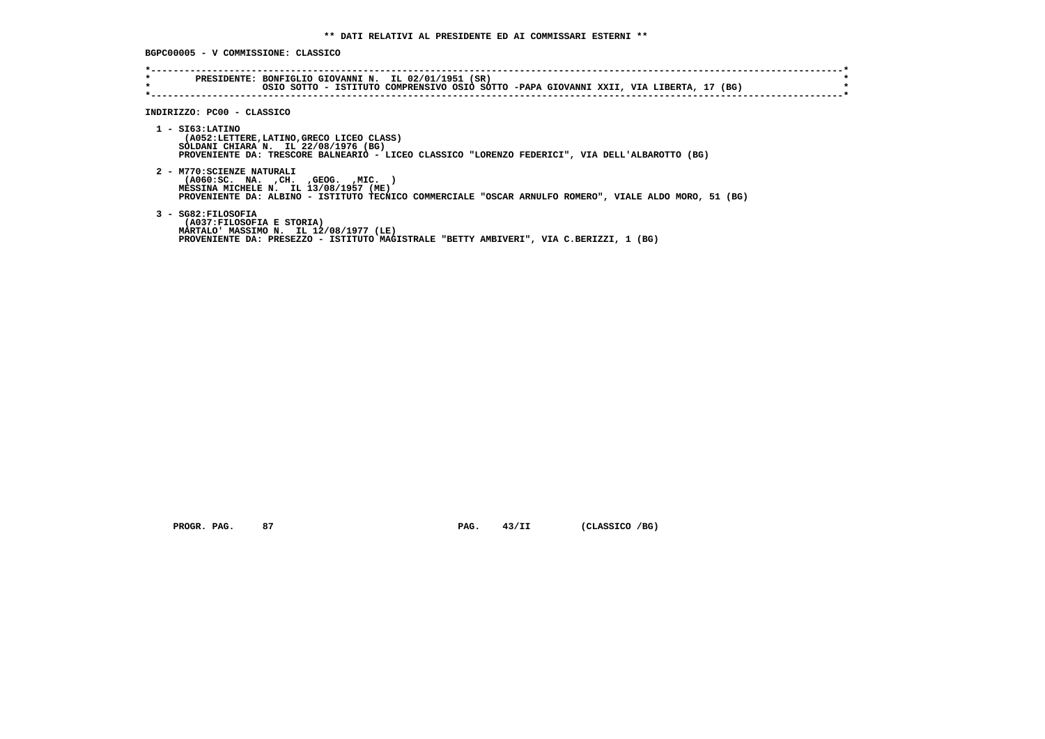**\*\* DATI RELATIVI AL PRESIDENTE ED AI COMMISSARI ESTERNI \*\***

**BGPC00005 - V COMMISSIONE: CLASSICO**

```
*----------------------------------------------------------------------------------------------------------------------*
*        PRESIDENTE: BONFIGLIO GIOVANNI N.  IL 02/01/1951 (SR)                                                         *
*                    OSIO SOTTO - ISTITUTO COMPRENSIVO OSIO SOTTO -PAPA GIOVANNI XXII, VIA LIBERTA, 17 (BG)             *
*----------------------------------------------------------------------------------------------------------------------*
```

**INDIRIZZO: PC00 - CLASSICO**

1 - SI63:LATINO
(A052:LETTERE,LATINO,GRECO LICEO CLASS)
SOLDANI CHIARA N. IL 22/08/1976 (BG)
PROVENIENTE DA: TRESCORE BALNEARIO - LICEO CLASSICO "LORENZO FEDERICI", VIA DELL'ALBAROTTO (BG)

2 - M770:SCIENZE NATURALI
(A060:SC. NA. ,CH. ,GEOG. ,MIC. )
MESSINA MICHELE N. IL 13/08/1957 (ME)
PROVENIENTE DA: ALBINO - ISTITUTO TECNICO COMMERCIALE "OSCAR ARNULFO ROMERO", VIALE ALDO MORO, 51 (BG)

3 - SG82:FILOSOFIA
(A037:FILOSOFIA E STORIA)
MARTALO' MASSIMO N. IL 12/08/1977 (LE)
PROVENIENTE DA: PRESEZZO - ISTITUTO MAGISTRALE "BETTY AMBIVERI", VIA C.BERIZZI, 1 (BG)

PROGR. PAG. 87 PAG. 43/II (CLASSICO /BG)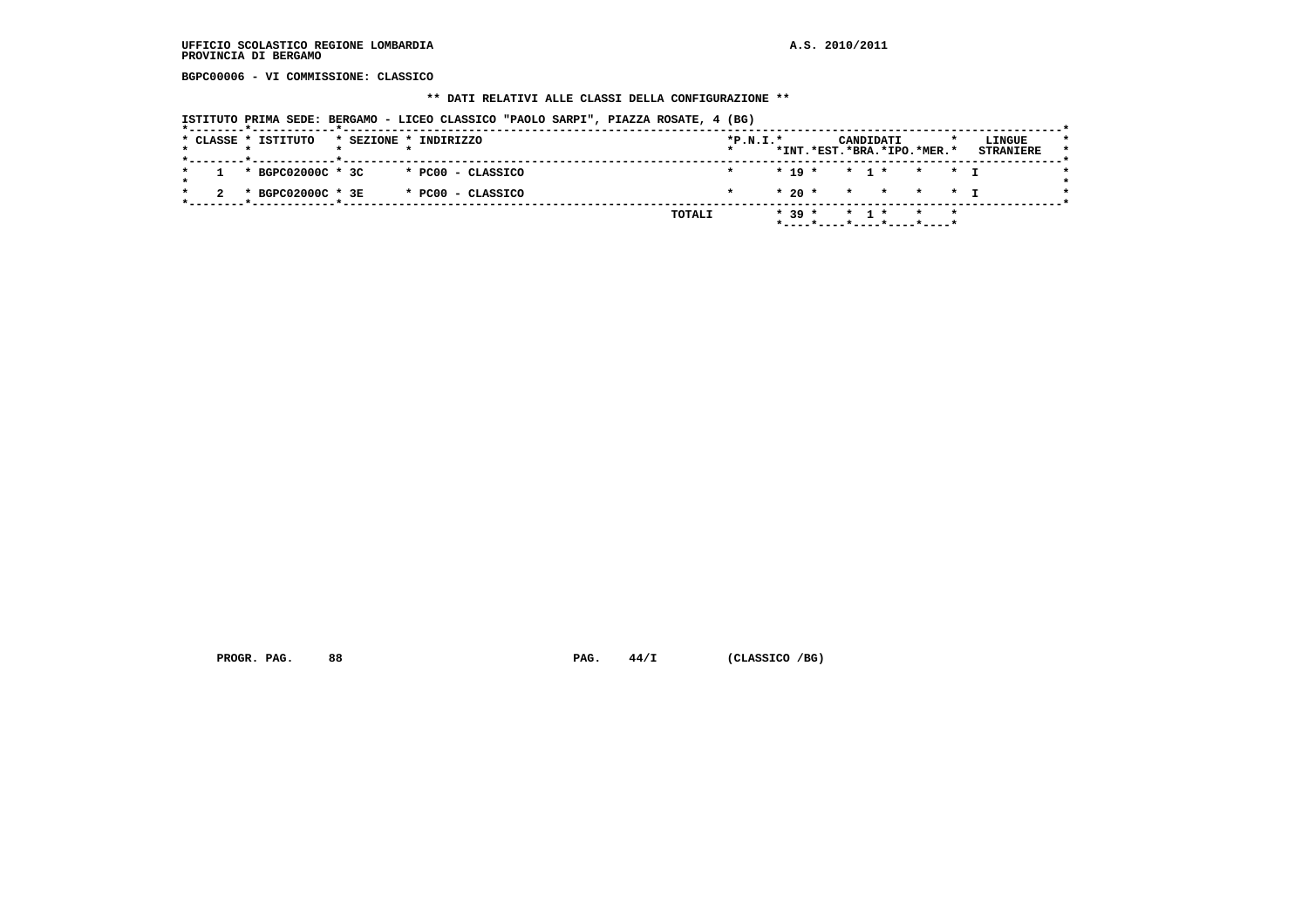UFFICIO SCOLASTICO REGIONE LOMBARDIA
PROVINCIA DI BERGAMO

A.S. 2010/2011

BGPC00006 - VI COMMISSIONE: CLASSICO

** DATI RELATIVI ALLE CLASSI DELLA CONFIGURAZIONE **

ISTITUTO PRIMA SEDE: BERGAMO - LICEO CLASSICO "PAOLO SARPI", PIAZZA ROSATE, 4 (BG)

| CLASSE | ISTITUTO | SEZIONE | INDIRIZZO | P.N.I. | CANDIDATI INT. | CANDIDATI EST. | CANDIDATI BRA. | CANDIDATI IPO. | CANDIDATI MER. | LINGUE STRANIERE |
|---|---|---|---|---|---|---|---|---|---|---|
| 1 | BGPC02000C | 3C | PC00 - CLASSICO | | 19 | | 1 | | | I |
| 2 | BGPC02000C | 3E | PC00 - CLASSICO | | 20 | | | | | I |
| | | | TOTALI | | 39 | | 1 | | | |

PROGR. PAG. 88 PAG. 44/I (CLASSICO /BG)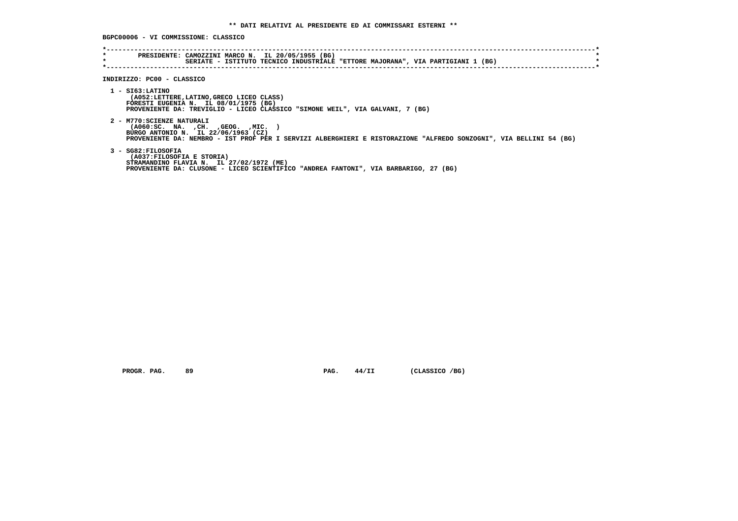**\*\* DATI RELATIVI AL PRESIDENTE ED AI COMMISSARI ESTERNI \*\***

**BGPC00006 - VI COMMISSIONE: CLASSICO**

```
*----------------------------------------------------------------------------------------------------------------------------*
*        PRESIDENTE: CAMOZZINI MARCO N.  IL 20/05/1955 (BG)                                                                  *
*                    SERIATE - ISTITUTO TECNICO INDUSTRIALE "ETTORE MAJORANA", VIA PARTIGIANI 1 (BG)                         *
*----------------------------------------------------------------------------------------------------------------------------*
```

**INDIRIZZO: PC00 - CLASSICO**

1 - SI63:LATINO
(A052:LETTERE,LATINO,GRECO LICEO CLASS)
FORESTI EUGENIA N. IL 08/01/1975 (BG)
PROVENIENTE DA: TREVIGLIO - LICEO CLASSICO "SIMONE WEIL", VIA GALVANI, 7 (BG)

2 - M770:SCIENZE NATURALI
(A060:SC. NA. ,CH. ,GEOG. ,MIC. )
BURGO ANTONIO N. IL 22/06/1963 (CZ)
PROVENIENTE DA: NEMBRO - IST PROF PER I SERVIZI ALBERGHIERI E RISTORAZIONE "ALFREDO SONZOGNI", VIA BELLINI 54 (BG)

3 - SG82:FILOSOFIA
(A037:FILOSOFIA E STORIA)
STRAMANDINO FLAVIA N. IL 27/02/1972 (ME)
PROVENIENTE DA: CLUSONE - LICEO SCIENTIFICO "ANDREA FANTONI", VIA BARBARIGO, 27 (BG)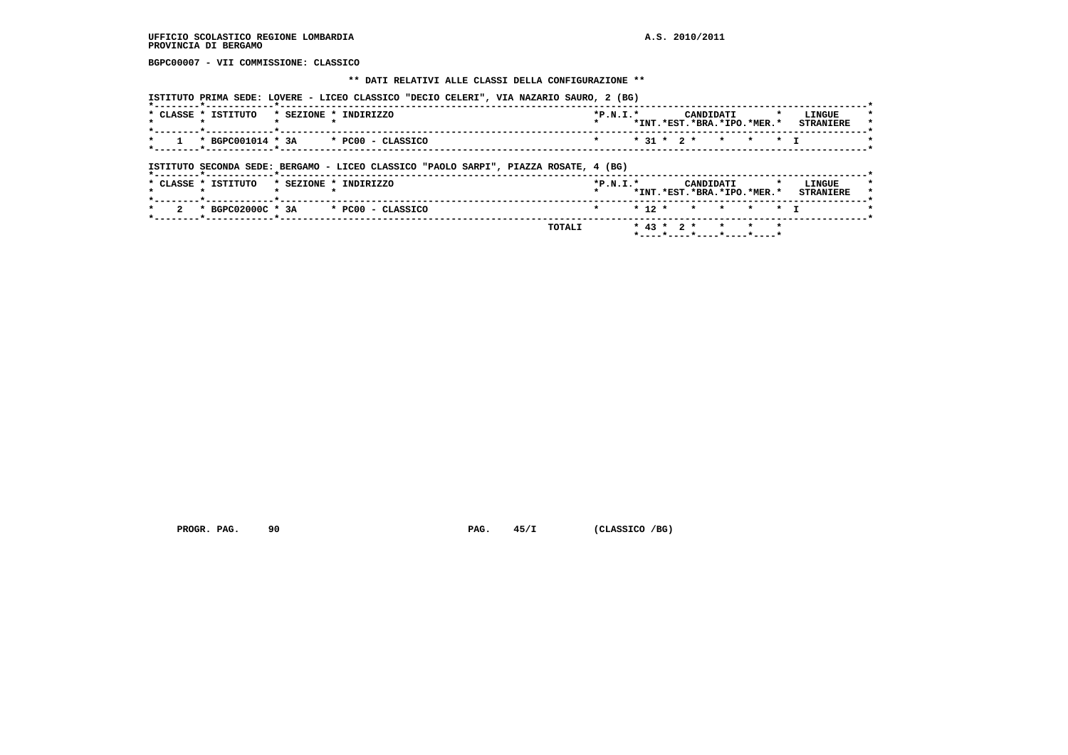UFFICIO SCOLASTICO REGIONE LOMBARDIA

PROVINCIA DI BERGAMO

A.S. 2010/2011

**BGPC00007 - VII COMMISSIONE: CLASSICO**

**\*\* DATI RELATIVI ALLE CLASSI DELLA CONFIGURAZIONE \*\***

ISTITUTO PRIMA SEDE: LOVERE - LICEO CLASSICO "DECIO CELERI", VIA NAZARIO SAURO, 2 (BG)

| CLASSE | ISTITUTO | SEZIONE | INDIRIZZO | P.N.I. | CANDIDATI INT. | CANDIDATI EST. | CANDIDATI BRA. | CANDIDATI IPO. | CANDIDATI MER. | LINGUE STRANIERE |
|---|---|---|---|---|---|---|---|---|---|---|
| 1 | BGPC001014 | 3A | PC00 - CLASSICO | | 31 | 2 | | | | I |

ISTITUTO SECONDA SEDE: BERGAMO - LICEO CLASSICO "PAOLO SARPI", PIAZZA ROSATE, 4 (BG)

| CLASSE | ISTITUTO | SEZIONE | INDIRIZZO | P.N.I. | CANDIDATI INT. | CANDIDATI EST. | CANDIDATI BRA. | CANDIDATI IPO. | CANDIDATI MER. | LINGUE STRANIERE |
|---|---|---|---|---|---|---|---|---|---|---|
| 2 | BGPC02000C | 3A | PC00 - CLASSICO | | 12 | | | | | I |
| | | | TOTALI | | 43 | 2 | | | | |

PROGR. PAG. 90 PAG. 45/I (CLASSICO /BG)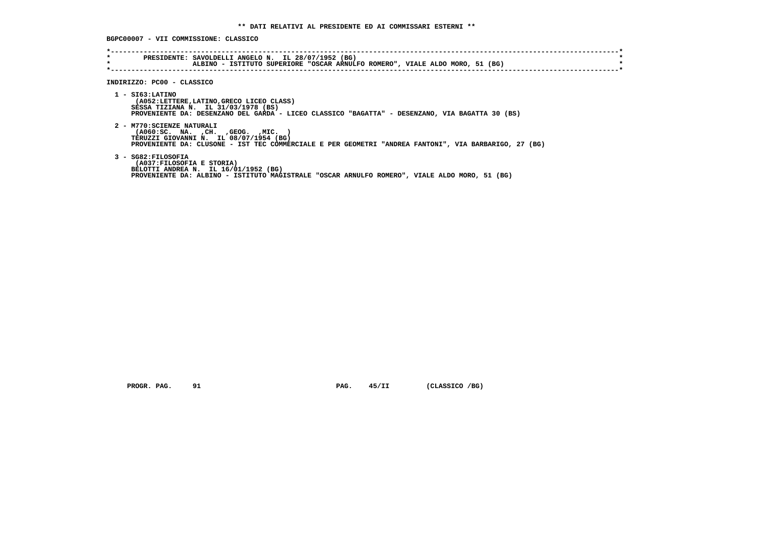**\*\* DATI RELATIVI AL PRESIDENTE ED AI COMMISSARI ESTERNI \*\***

**BGPC00007 - VII COMMISSIONE: CLASSICO**

```
*----------------------------------------------------------------------------------------------------------------------*
*       PRESIDENTE: SAVOLDELLI ANGELO N.  IL 28/07/1952 (BG)                                                            *
*                   ALBINO - ISTITUTO SUPERIORE "OSCAR ARNULFO ROMERO", VIALE ALDO MORO, 51 (BG)                       *
*----------------------------------------------------------------------------------------------------------------------*
```

**INDIRIZZO: PC00 - CLASSICO**

1 - SI63:LATINO
(A052:LETTERE,LATINO,GRECO LICEO CLASS)
SESSA TIZIANA N. IL 31/03/1978 (BS)
PROVENIENTE DA: DESENZANO DEL GARDA - LICEO CLASSICO "BAGATTA" - DESENZANO, VIA BAGATTA 30 (BS)

2 - M770:SCIENZE NATURALI
(A060:SC. NA. ,CH. ,GEOG. ,MIC. )
TERUZZI GIOVANNI N. IL 08/07/1954 (BG)
PROVENIENTE DA: CLUSONE - IST TEC COMMERCIALE E PER GEOMETRI "ANDREA FANTONI", VIA BARBARIGO, 27 (BG)

3 - SG82:FILOSOFIA
(A037:FILOSOFIA E STORIA)
BELOTTI ANDREA N. IL 16/01/1952 (BG)
PROVENIENTE DA: ALBINO - ISTITUTO MAGISTRALE "OSCAR ARNULFO ROMERO", VIALE ALDO MORO, 51 (BG)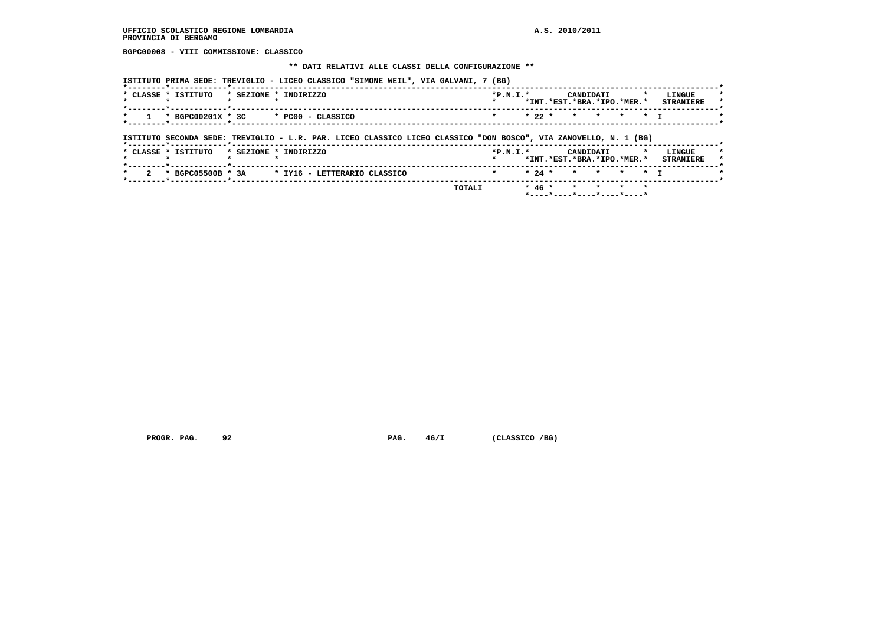**BGPC00008 - VIII COMMISSIONE: CLASSICO**

**\*\* DATI RELATIVI ALLE CLASSI DELLA CONFIGURAZIONE \*\***

**ISTITUTO PRIMA SEDE: TREVIGLIO - LICEO CLASSICO "SIMONE WEIL", VIA GALVANI, 7 (BG)**

| CLASSE | ISTITUTO | SEZIONE | INDIRIZZO | P.N.I. | CANDIDATI INT. | CANDIDATI EST. | CANDIDATI BRA. | CANDIDATI IPO. | CANDIDATI MER. | LINGUE STRANIERE |
|---|---|---|---|---|---|---|---|---|---|---|
| 1 | BGPC00201X | 3C | PC00 - CLASSICO | | 22 | | | | | I |

**ISTITUTO SECONDA SEDE: TREVIGLIO - L.R. PAR. LICEO CLASSICO LICEO CLASSICO "DON BOSCO", VIA ZANOVELLO, N. 1 (BG)**

| CLASSE | ISTITUTO | SEZIONE | INDIRIZZO | P.N.I. | CANDIDATI INT. | CANDIDATI EST. | CANDIDATI BRA. | CANDIDATI IPO. | CANDIDATI MER. | LINGUE STRANIERE |
|---|---|---|---|---|---|---|---|---|---|---|
| 2 | BGPC05500B | 3A | IY16 - LETTERARIO CLASSICO | | 24 | | | | | I |
| | | | TOTALI | | 46 | | | | | |

PROGR. PAG. 92 PAG. 46/I (CLASSICO /BG)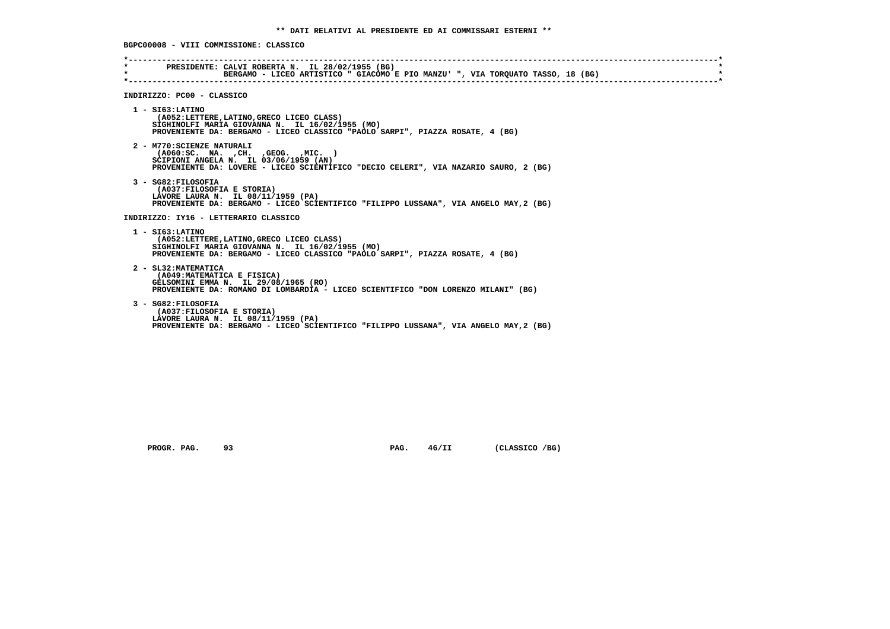** DATI RELATIVI AL PRESIDENTE ED AI COMMISSARI ESTERNI **

BGPC00008 - VIII COMMISSIONE: CLASSICO

```
*----------------------------------------------------------------------------------------------------------------------*
*        PRESIDENTE: CALVI ROBERTA N.  IL 28/02/1955 (BG)                                                              *
*                    BERGAMO - LICEO ARTISTICO " GIACOMO E PIO MANZU' ", VIA TORQUATO TASSO, 18 (BG)                   *
*----------------------------------------------------------------------------------------------------------------------*
```

INDIRIZZO: PC00 - CLASSICO

1 - SI63:LATINO
   (A052:LETTERE,LATINO,GRECO LICEO CLASS)
   SIGHINOLFI MARIA GIOVANNA N.  IL 16/02/1955 (MO)
   PROVENIENTE DA: BERGAMO - LICEO CLASSICO "PAOLO SARPI", PIAZZA ROSATE, 4 (BG)

2 - M770:SCIENZE NATURALI
   (A060:SC.  NA.  ,CH.  ,GEOG.  ,MIC.  )
   SCIPIONI ANGELA N.  IL 03/06/1959 (AN)
   PROVENIENTE DA: LOVERE - LICEO SCIENTIFICO "DECIO CELERI", VIA NAZARIO SAURO, 2 (BG)

3 - SG82:FILOSOFIA
   (A037:FILOSOFIA E STORIA)
   LAVORE LAURA N.  IL 08/11/1959 (PA)
   PROVENIENTE DA: BERGAMO - LICEO SCIENTIFICO "FILIPPO LUSSANA", VIA ANGELO MAY,2 (BG)

INDIRIZZO: IY16 - LETTERARIO CLASSICO

1 - SI63:LATINO
   (A052:LETTERE,LATINO,GRECO LICEO CLASS)
   SIGHINOLFI MARIA GIOVANNA N.  IL 16/02/1955 (MO)
   PROVENIENTE DA: BERGAMO - LICEO CLASSICO "PAOLO SARPI", PIAZZA ROSATE, 4 (BG)

2 - SL32:MATEMATICA
   (A049:MATEMATICA E FISICA)
   GELSOMINI EMMA N.  IL 29/08/1965 (RO)
   PROVENIENTE DA: ROMANO DI LOMBARDIA - LICEO SCIENTIFICO "DON LORENZO MILANI" (BG)

3 - SG82:FILOSOFIA
   (A037:FILOSOFIA E STORIA)
   LAVORE LAURA N.  IL 08/11/1959 (PA)
   PROVENIENTE DA: BERGAMO - LICEO SCIENTIFICO "FILIPPO LUSSANA", VIA ANGELO MAY,2 (BG)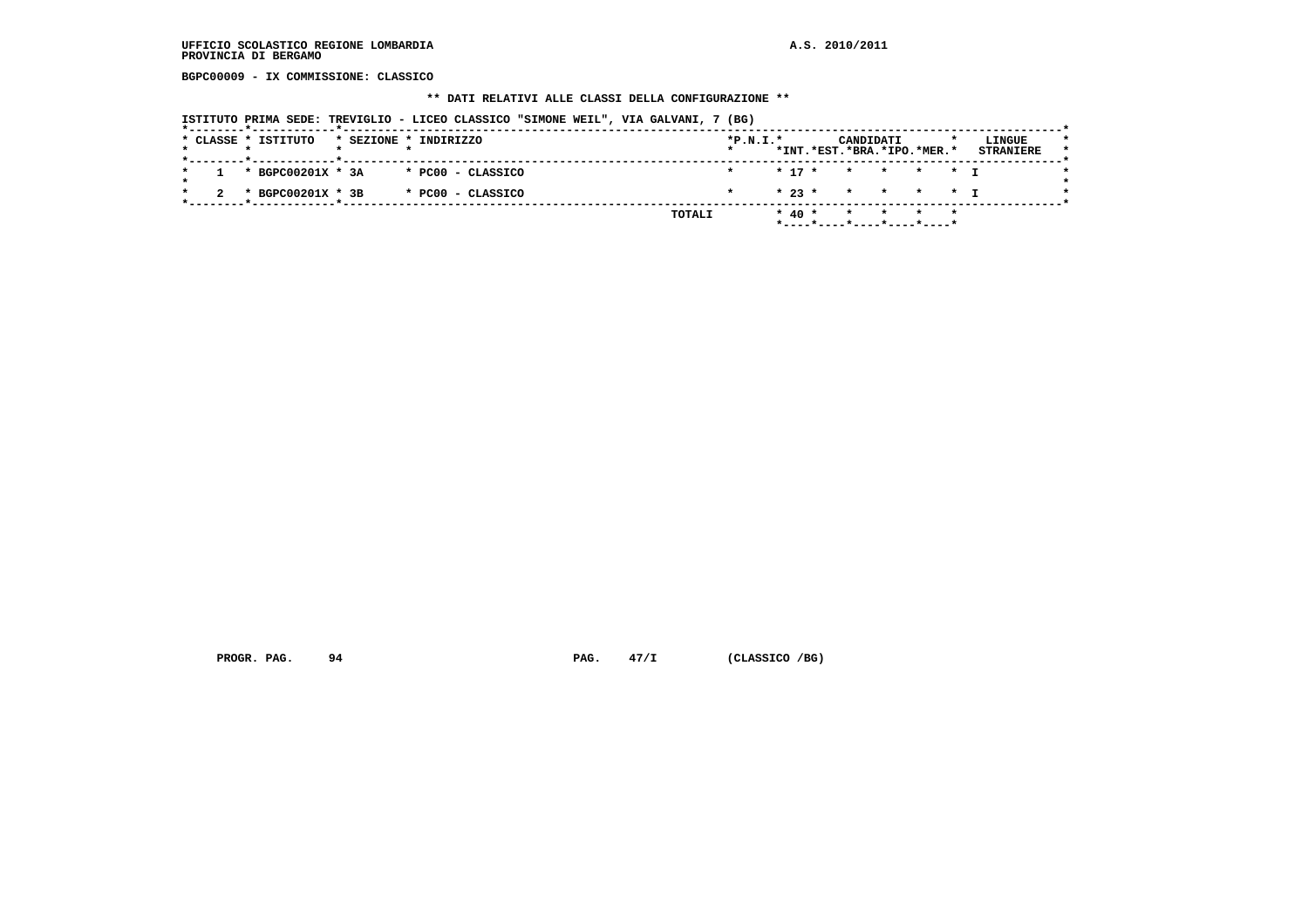**BGPC00009 - IX COMMISSIONE: CLASSICO**

**\*\* DATI RELATIVI ALLE CLASSI DELLA CONFIGURAZIONE \*\***

**ISTITUTO PRIMA SEDE: TREVIGLIO - LICEO CLASSICO "SIMONE WEIL", VIA GALVANI, 7 (BG)**

| CLASSE | ISTITUTO | SEZIONE | INDIRIZZO | P.N.I. | CANDIDATI INT. | CANDIDATI EST. | CANDIDATI BRA. | CANDIDATI IPO. | CANDIDATI MER. | LINGUE STRANIERE |
|---|---|---|---|---|---|---|---|---|---|---|
| 1 | BGPC00201X | 3A | PC00 - CLASSICO | | 17 | | | | | I |
| 2 | BGPC00201X | 3B | PC00 - CLASSICO | | 23 | | | | | I |
| | | | TOTALI | | 40 | | | | | |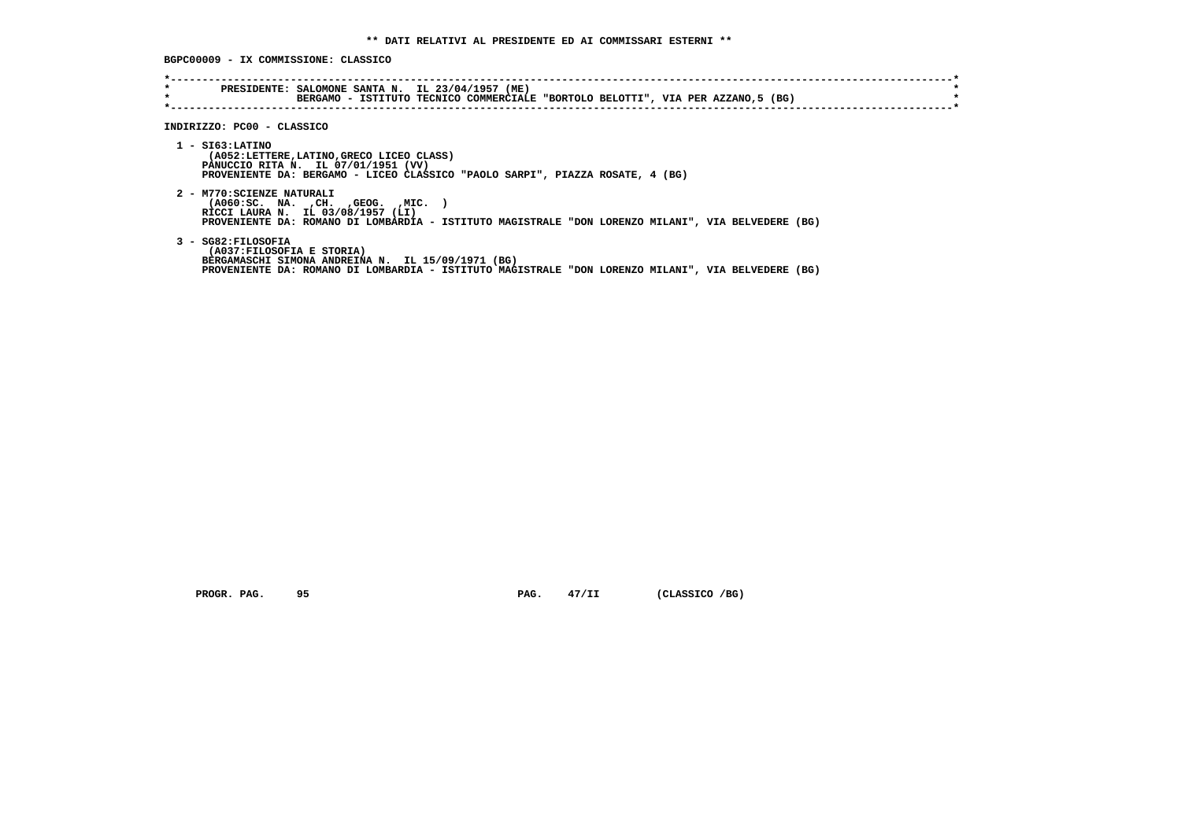** DATI RELATIVI AL PRESIDENTE ED AI COMMISSARI ESTERNI **

BGPC00009 - IX COMMISSIONE: CLASSICO

PRESIDENTE: SALOMONE SANTA N. IL 23/04/1957 (ME)
BERGAMO - ISTITUTO TECNICO COMMERCIALE "BORTOLO BELOTTI", VIA PER AZZANO,5 (BG)

INDIRIZZO: PC00 - CLASSICO

1 - SI63:LATINO
(A052:LETTERE,LATINO,GRECO LICEO CLASS)
PANUCCIO RITA N. IL 07/01/1951 (VV)
PROVENIENTE DA: BERGAMO - LICEO CLASSICO "PAOLO SARPI", PIAZZA ROSATE, 4 (BG)

2 - M770:SCIENZE NATURALI
(A060:SC. NA. ,CH. ,GEOG. ,MIC. )
RICCI LAURA N. IL 03/08/1957 (LI)
PROVENIENTE DA: ROMANO DI LOMBARDIA - ISTITUTO MAGISTRALE "DON LORENZO MILANI", VIA BELVEDERE (BG)

3 - SG82:FILOSOFIA
(A037:FILOSOFIA E STORIA)
BERGAMASCHI SIMONA ANDREINA N. IL 15/09/1971 (BG)
PROVENIENTE DA: ROMANO DI LOMBARDIA - ISTITUTO MAGISTRALE "DON LORENZO MILANI", VIA BELVEDERE (BG)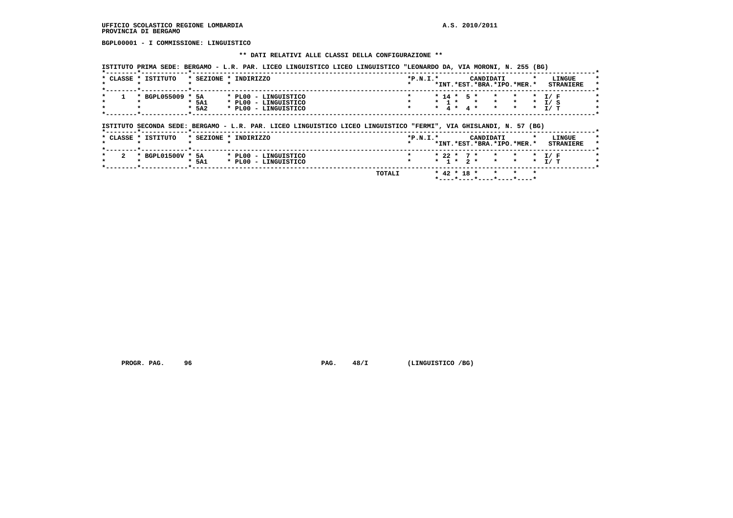UFFICIO SCOLASTICO REGIONE LOMBARDIA

PROVINCIA DI BERGAMO

A.S. 2010/2011

**BGPL00001 - I COMMISSIONE: LINGUISTICO**

## ** DATI RELATIVI ALLE CLASSI DELLA CONFIGURAZIONE **

ISTITUTO PRIMA SEDE: BERGAMO - L.R. PAR. LICEO LINGUISTICO LICEO LINGUISTICO "LEONARDO DA, VIA MORONI, N. 255 (BG)

| CLASSE | ISTITUTO | SEZIONE | INDIRIZZO | P.N.I. | CANDIDATI INT. | EST. | BRA. | IPO. | MER. | LINGUE STRANIERE |
|---|---|---|---|---|---|---|---|---|---|---|
| 1 | BGPL055009 | 5A | PL00 - LINGUISTICO | | 14 | 5 | | | | I/ F |
| | | 5A1 | PL00 - LINGUISTICO | | 1 | | | | | I/ S |
| | | 5A2 | PL00 - LINGUISTICO | | 4 | 4 | | | | I/ T |

ISTITUTO SECONDA SEDE: BERGAMO - L.R. PAR. LICEO LINGUISTICO LICEO LINGUISTICO "FERMI", VIA GHISLANDI, N. 57 (BG)

| CLASSE | ISTITUTO | SEZIONE | INDIRIZZO | P.N.I. | CANDIDATI INT. | EST. | BRA. | IPO. | MER. | LINGUE STRANIERE |
|---|---|---|---|---|---|---|---|---|---|---|
| 2 | BGPL01500V | 5A | PL00 - LINGUISTICO | | 22 | 7 | | | | I/ F |
| | | 5A1 | PL00 - LINGUISTICO | | 1 | 2 | | | | I/ T |
| | | | TOTALI | | 42 | 18 | | | | |

PROGR. PAG. 96 PAG. 48/I (LINGUISTICO /BG)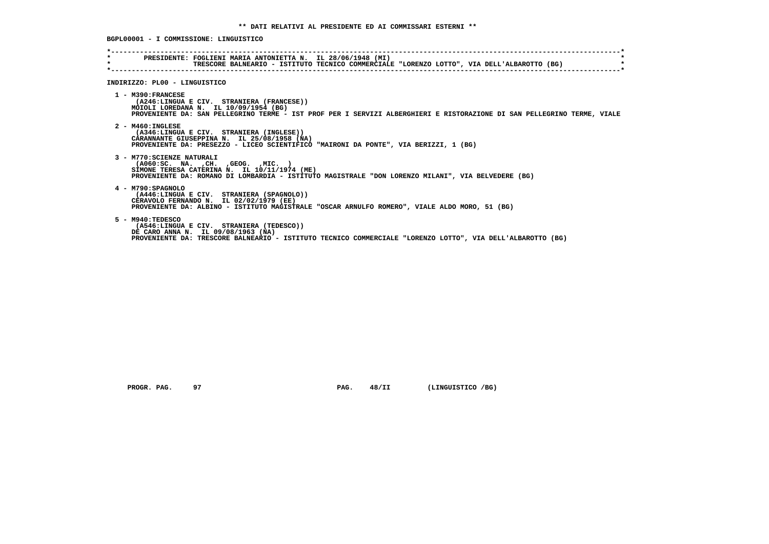**\*\* DATI RELATIVI AL PRESIDENTE ED AI COMMISSARI ESTERNI \*\***

**BGPL00001 - I COMMISSIONE: LINGUISTICO**

```
*----------------------------------------------------------------------------------------------------------------------*
*        PRESIDENTE: FOGLIENI MARIA ANTONIETTA N.  IL 28/06/1948 (MI)                                                  *
*                    TRESCORE BALNEARIO - ISTITUTO TECNICO COMMERCIALE "LORENZO LOTTO", VIA DELL'ALBAROTTO (BG)         *
*----------------------------------------------------------------------------------------------------------------------*
```

**INDIRIZZO: PL00 - LINGUISTICO**

1 - M390:FRANCESE
(A246:LINGUA E CIV.  STRANIERA (FRANCESE))
MOIOLI LOREDANA N.  IL 10/09/1954 (BG)
PROVENIENTE DA: SAN PELLEGRINO TERME - IST PROF PER I SERVIZI ALBERGHIERI E RISTORAZIONE DI SAN PELLEGRINO TERME, VIALE

2 - M460:INGLESE
(A346:LINGUA E CIV.  STRANIERA (INGLESE))
CARANNANTE GIUSEPPINA N.  IL 25/08/1958 (NA)
PROVENIENTE DA: PRESEZZO - LICEO SCIENTIFICO "MAIRONI DA PONTE", VIA BERIZZI, 1 (BG)

3 - M770:SCIENZE NATURALI
(A060:SC.  NA.  ,CH.  ,GEOG.  ,MIC.  )
SIMONE TERESA CATERINA N.  IL 10/11/1974 (ME)
PROVENIENTE DA: ROMANO DI LOMBARDIA - ISTITUTO MAGISTRALE "DON LORENZO MILANI", VIA BELVEDERE (BG)

4 - M790:SPAGNOLO
(A446:LINGUA E CIV.  STRANIERA (SPAGNOLO))
CERAVOLO FERNANDO N.  IL 02/02/1979 (EE)
PROVENIENTE DA: ALBINO - ISTITUTO MAGISTRALE "OSCAR ARNULFO ROMERO", VIALE ALDO MORO, 51 (BG)

5 - M940:TEDESCO
(A546:LINGUA E CIV.  STRANIERA (TEDESCO))
DE CARO ANNA N.  IL 09/08/1963 (NA)
PROVENIENTE DA: TRESCORE BALNEARIO - ISTITUTO TECNICO COMMERCIALE "LORENZO LOTTO", VIA DELL'ALBAROTTO (BG)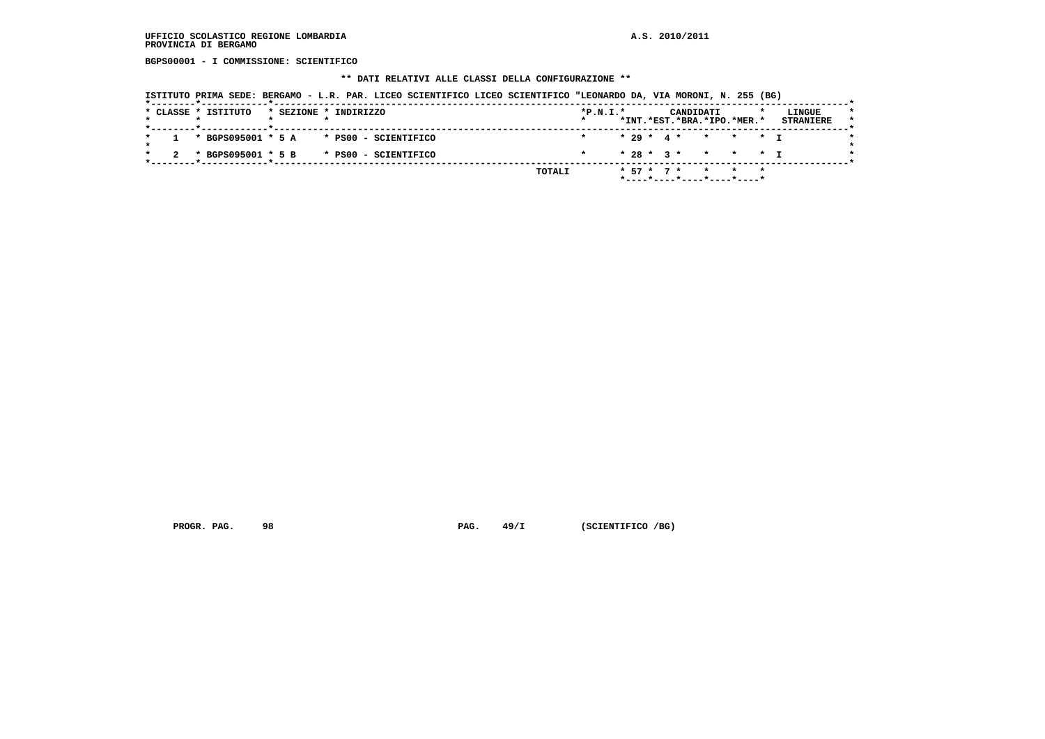**UFFICIO SCOLASTICO REGIONE LOMBARDIA** **A.S. 2010/2011**
**PROVINCIA DI BERGAMO**

**BGPS00001 - I COMMISSIONE: SCIENTIFICO**

**\*\* DATI RELATIVI ALLE CLASSI DELLA CONFIGURAZIONE \*\***

**ISTITUTO PRIMA SEDE: BERGAMO - L.R. PAR. LICEO SCIENTIFICO LICEO SCIENTIFICO "LEONARDO DA, VIA MORONI, N. 255 (BG)**

| CLASSE | ISTITUTO | SEZIONE | INDIRIZZO | P.N.I. | CANDIDATI INT. | CANDIDATI EST. | CANDIDATI BRA. | CANDIDATI IPO. | CANDIDATI MER. | LINGUE STRANIERE |
|---|---|---|---|---|---|---|---|---|---|---|
| 1 | BGPS095001 | 5 A | PS00 - SCIENTIFICO | | 29 | 4 | | | | I |
| 2 | BGPS095001 | 5 B | PS00 - SCIENTIFICO | | 28 | 3 | | | | I |
| | | | TOTALI | | 57 | 7 | | | | |

**PROGR. PAG. 98** **PAG. 49/I** **(SCIENTIFICO /BG)**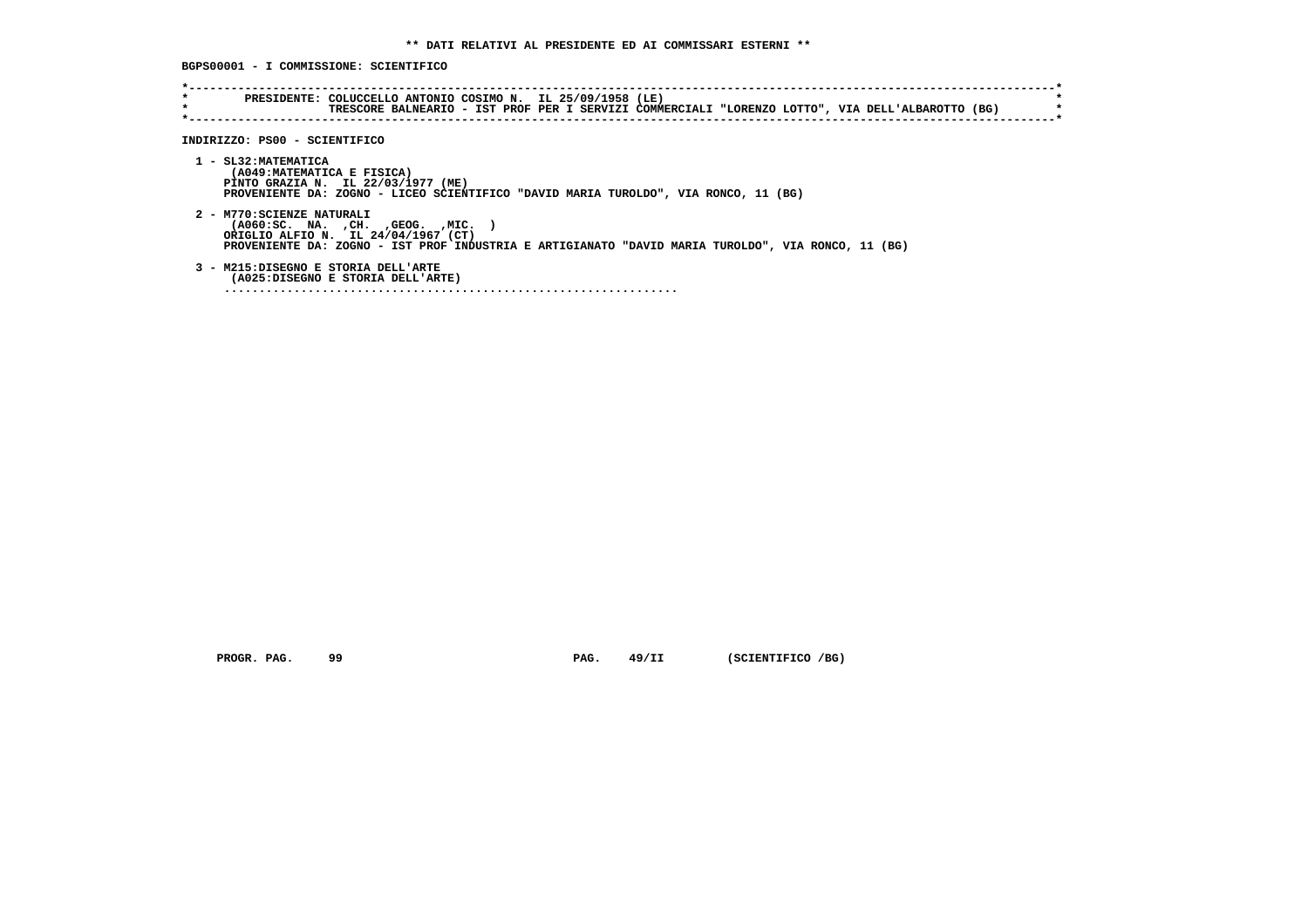**\*\* DATI RELATIVI AL PRESIDENTE ED AI COMMISSARI ESTERNI \*\***

**BGPS00001 - I COMMISSIONE: SCIENTIFICO**

```
*----------------------------------------------------------------------------------------------------------------------*
*        PRESIDENTE: COLUCCELLO ANTONIO COSIMO N.  IL 25/09/1958 (LE)                                                  *
*                    TRESCORE BALNEARIO - IST PROF PER I SERVIZI COMMERCIALI "LORENZO LOTTO", VIA DELL'ALBAROTTO (BG)  *
*----------------------------------------------------------------------------------------------------------------------*
```

**INDIRIZZO: PS00 - SCIENTIFICO**

1 - SL32:MATEMATICA
(A049:MATEMATICA E FISICA)
PINTO GRAZIA N. IL 22/03/1977 (ME)
PROVENIENTE DA: ZOGNO - LICEO SCIENTIFICO "DAVID MARIA TUROLDO", VIA RONCO, 11 (BG)

2 - M770:SCIENZE NATURALI
(A060:SC. NA. ,CH. ,GEOG. ,MIC. )
ORIGLIO ALFIO N. IL 24/04/1967 (CT)
PROVENIENTE DA: ZOGNO - IST PROF INDUSTRIA E ARTIGIANATO "DAVID MARIA TUROLDO", VIA RONCO, 11 (BG)

3 - M215:DISEGNO E STORIA DELL'ARTE
(A025:DISEGNO E STORIA DELL'ARTE)
..................................................................

PROGR. PAG. 99 PAG. 49/II (SCIENTIFICO /BG)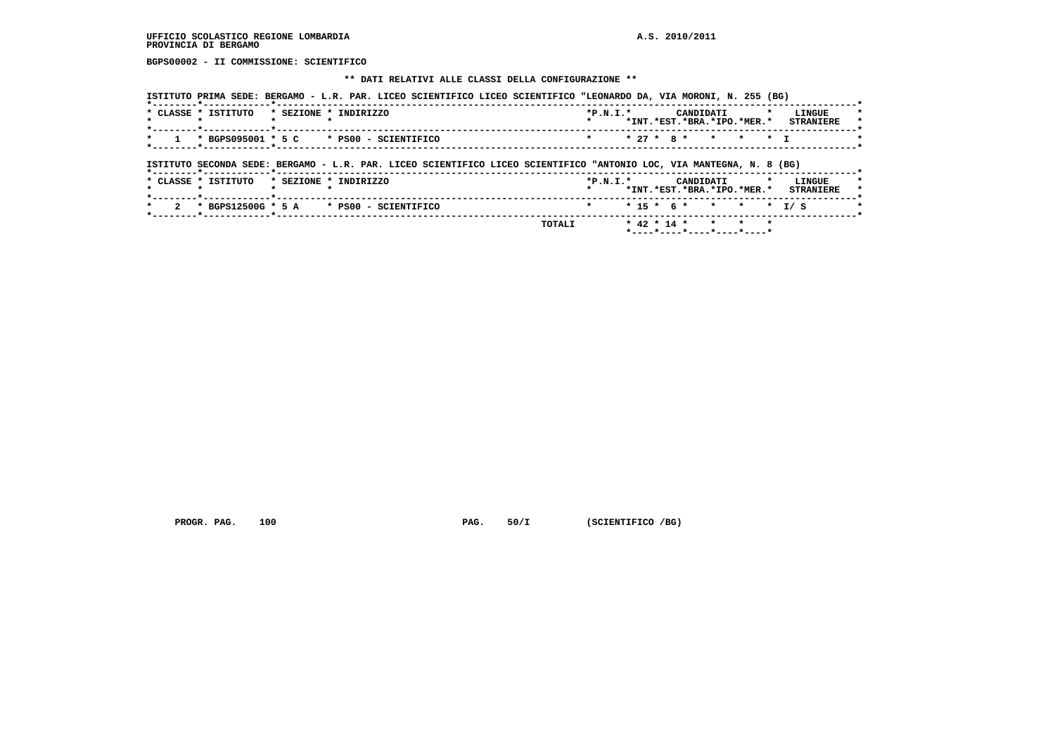UFFICIO SCOLASTICO REGIONE LOMBARDIA
PROVINCIA DI BERGAMO

A.S. 2010/2011

**BGPS00002 - II COMMISSIONE: SCIENTIFICO**

**\*\* DATI RELATIVI ALLE CLASSI DELLA CONFIGURAZIONE \*\***

ISTITUTO PRIMA SEDE: BERGAMO - L.R. PAR. LICEO SCIENTIFICO LICEO SCIENTIFICO "LEONARDO DA, VIA MORONI, N. 255 (BG)

| CLASSE | ISTITUTO | SEZIONE | INDIRIZZO | P.N.I. | CANDIDATI INT. | CANDIDATI EST. | CANDIDATI BRA. | CANDIDATI IPO. | CANDIDATI MER. | LINGUE STRANIERE |
|---|---|---|---|---|---|---|---|---|---|---|
| 1 | BGPS095001 | 5 C | PS00 - SCIENTIFICO | | 27 | 8 | | | | I |

ISTITUTO SECONDA SEDE: BERGAMO - L.R. PAR. LICEO SCIENTIFICO LICEO SCIENTIFICO "ANTONIO LOC, VIA MANTEGNA, N. 8 (BG)

| CLASSE | ISTITUTO | SEZIONE | INDIRIZZO | P.N.I. | CANDIDATI INT. | CANDIDATI EST. | CANDIDATI BRA. | CANDIDATI IPO. | CANDIDATI MER. | LINGUE STRANIERE |
|---|---|---|---|---|---|---|---|---|---|---|
| 2 | BGPS12500G | 5 A | PS00 - SCIENTIFICO | | 15 | 6 | | | | I/ S |
| | | | TOTALI | | 42 | 14 | | | | |

PROGR. PAG. 100 PAG. 50/I (SCIENTIFICO /BG)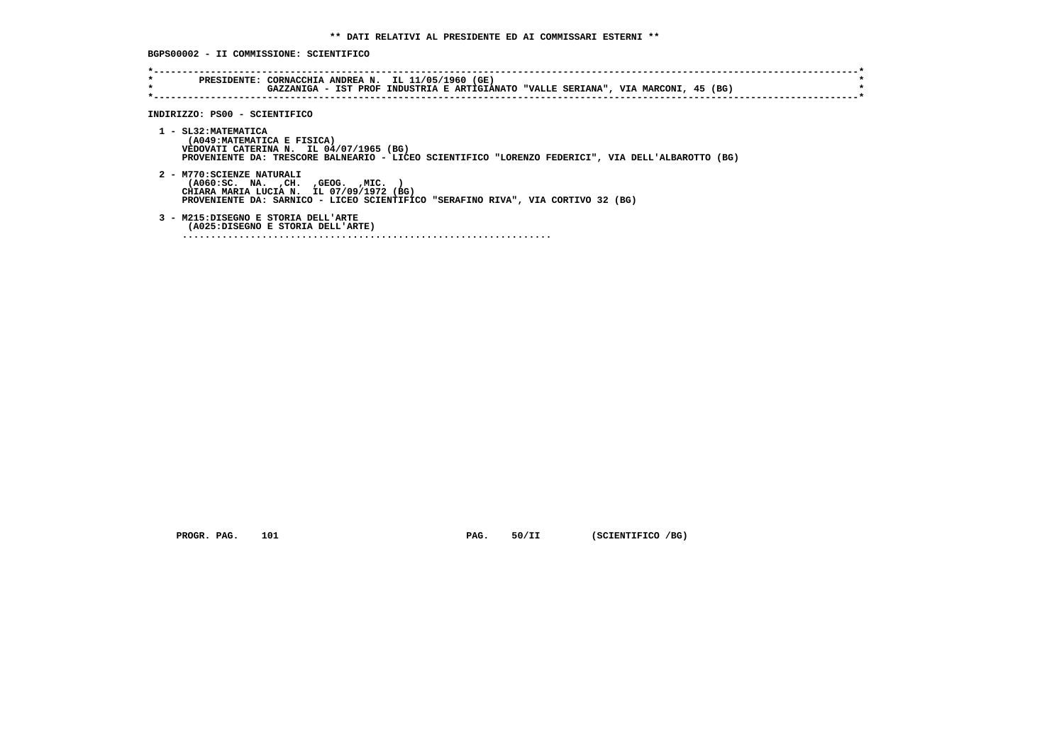**\*\* DATI RELATIVI AL PRESIDENTE ED AI COMMISSARI ESTERNI \*\***

**BGPS00002 - II COMMISSIONE: SCIENTIFICO**

```
*----------------------------------------------------------------------------------------------------------------------------*
*        PRESIDENTE: CORNACCHIA ANDREA N.  IL 11/05/1960 (GE)                                                                *
*                    GAZZANIGA - IST PROF INDUSTRIA E ARTIGIANATO "VALLE SERIANA", VIA MARCONI, 45 (BG)                      *
*----------------------------------------------------------------------------------------------------------------------------*
```

**INDIRIZZO: PS00 - SCIENTIFICO**

```
  1 - SL32:MATEMATICA
       (A049:MATEMATICA E FISICA)
      VEDOVATI CATERINA N.  IL 04/07/1965 (BG)
      PROVENIENTE DA: TRESCORE BALNEARIO - LICEO SCIENTIFICO "LORENZO FEDERICI", VIA DELL'ALBAROTTO (BG)

  2 - M770:SCIENZE NATURALI
       (A060:SC.  NA.  ,CH.  ,GEOG.  ,MIC.  )
      CHIARA MARIA LUCIA N.  IL 07/09/1972 (BG)
      PROVENIENTE DA: SARNICO - LICEO SCIENTIFICO "SERAFINO RIVA", VIA CORTIVO 32 (BG)

  3 - M215:DISEGNO E STORIA DELL'ARTE
       (A025:DISEGNO E STORIA DELL'ARTE)
      .................................................................
```

PROGR. PAG. 101 PAG. 50/II (SCIENTIFICO /BG)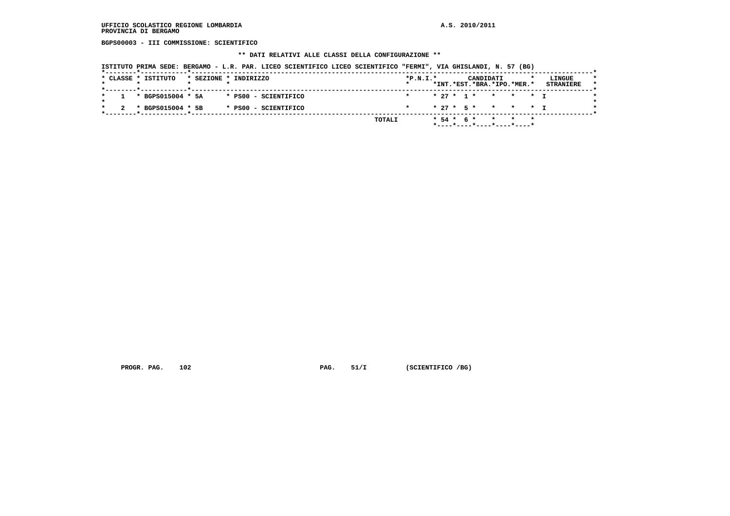UFFICIO SCOLASTICO REGIONE LOMBARDIA
PROVINCIA DI BERGAMO

A.S. 2010/2011

**BGPS00003 - III COMMISSIONE: SCIENTIFICO**

**\*\* DATI RELATIVI ALLE CLASSI DELLA CONFIGURAZIONE \*\***

ISTITUTO PRIMA SEDE: BERGAMO - L.R. PAR. LICEO SCIENTIFICO LICEO SCIENTIFICO "FERMI", VIA GHISLANDI, N. 57 (BG)

| CLASSE | ISTITUTO | SEZIONE | INDIRIZZO | P.N.I. | CANDIDATI INT. | EST. | BRA. | IPO. | MER. | LINGUE STRANIERE |
|---|---|---|---|---|---|---|---|---|---|---|
| 1 | BGPS015004 | 5A | PS00 - SCIENTIFICO | | 27 | 1 | | | | I |
| 2 | BGPS015004 | 5B | PS00 - SCIENTIFICO | | 27 | 5 | | | | I |
| | | | | TOTALI | 54 | 6 | | | | |

PROGR. PAG. 102 PAG. 51/I (SCIENTIFICO /BG)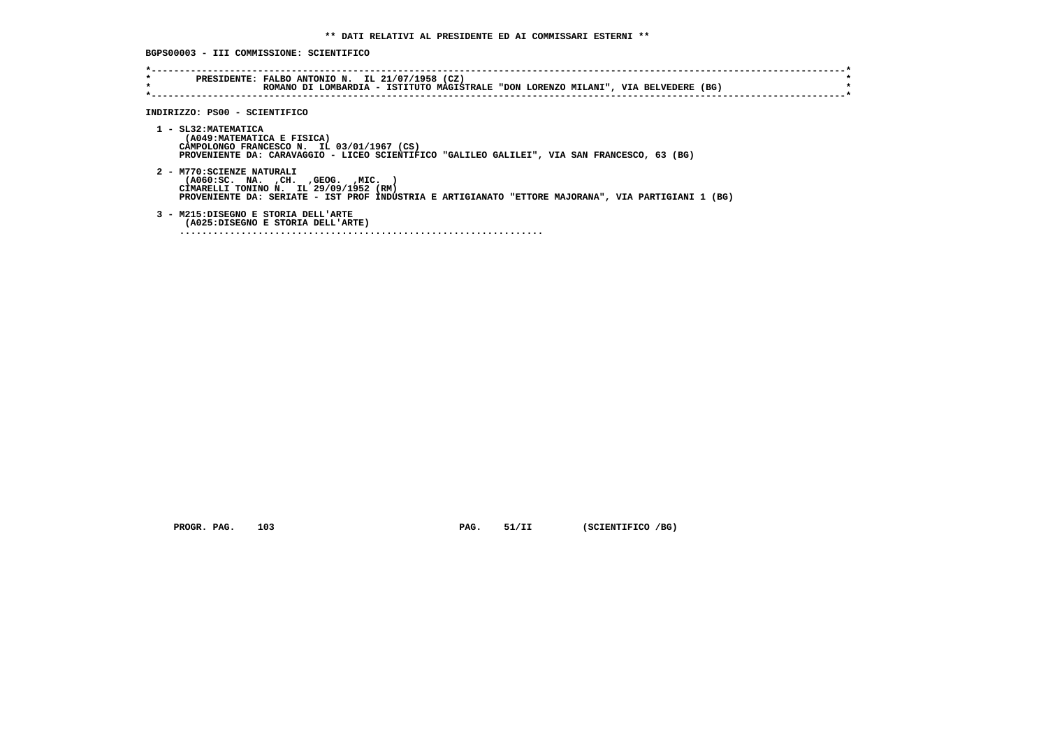**\*\* DATI RELATIVI AL PRESIDENTE ED AI COMMISSARI ESTERNI \*\***

**BGPS00003 - III COMMISSIONE: SCIENTIFICO**

```
*----------------------------------------------------------------------------------------------------------------------*
*        PRESIDENTE: FALBO ANTONIO N.  IL 21/07/1958 (CZ)                                                              *
*                    ROMANO DI LOMBARDIA - ISTITUTO MAGISTRALE "DON LORENZO MILANI", VIA BELVEDERE (BG)                *
*----------------------------------------------------------------------------------------------------------------------*
```

**INDIRIZZO: PS00 - SCIENTIFICO**

```
1 - SL32:MATEMATICA
     (A049:MATEMATICA E FISICA)
    CAMPOLONGO FRANCESCO N.  IL 03/01/1967 (CS)
    PROVENIENTE DA: CARAVAGGIO - LICEO SCIENTIFICO "GALILEO GALILEI", VIA SAN FRANCESCO, 63 (BG)

2 - M770:SCIENZE NATURALI
     (A060:SC.  NA.  ,CH.  ,GEOG.  ,MIC.  )
    CIMARELLI TONINO N.  IL 29/09/1952 (RM)
    PROVENIENTE DA: SERIATE - IST PROF INDUSTRIA E ARTIGIANATO "ETTORE MAJORANA", VIA PARTIGIANI 1 (BG)

3 - M215:DISEGNO E STORIA DELL'ARTE
     (A025:DISEGNO E STORIA DELL'ARTE)
    ..................................................................
```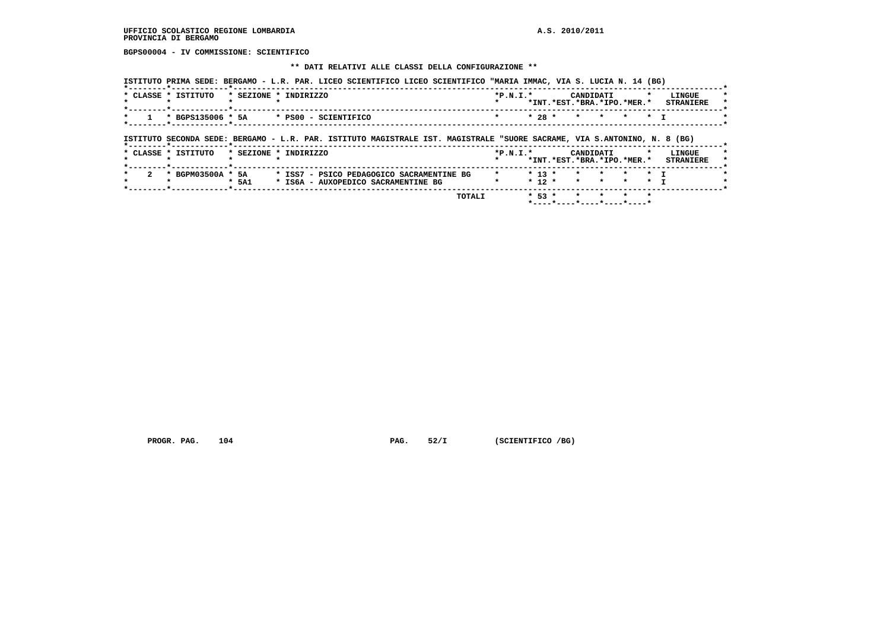UFFICIO SCOLASTICO REGIONE LOMBARDIA
PROVINCIA DI BERGAMO

A.S. 2010/2011

**BGPS00004 - IV COMMISSIONE: SCIENTIFICO**

**\*\* DATI RELATIVI ALLE CLASSI DELLA CONFIGURAZIONE \*\***

ISTITUTO PRIMA SEDE: BERGAMO - L.R. PAR. LICEO SCIENTIFICO LICEO SCIENTIFICO "MARIA IMMAC, VIA S. LUCIA N. 14 (BG)

| CLASSE | ISTITUTO | SEZIONE | INDIRIZZO | P.N.I. | CANDIDATI INT. | EST. | BRA. | IPO. | MER. | LINGUE STRANIERE |
|---|---|---|---|---|---|---|---|---|---|---|
| 1 | BGPS135006 | 5A | PS00 - SCIENTIFICO | | 28 | | | | | I |

ISTITUTO SECONDA SEDE: BERGAMO - L.R. PAR. ISTITUTO MAGISTRALE IST. MAGISTRALE "SUORE SACRAME, VIA S.ANTONINO, N. 8 (BG)

| CLASSE | ISTITUTO | SEZIONE | INDIRIZZO | P.N.I. | CANDIDATI INT. | EST. | BRA. | IPO. | MER. | LINGUE STRANIERE |
|---|---|---|---|---|---|---|---|---|---|---|
| 2 | BGPM03500A | 5A | ISS7 - PSICO PEDAGOGICO SACRAMENTINE BG | | 13 | | | | | I |
| | | 5A1 | IS6A - AUXOPEDICO SACRAMENTINE BG | | 12 | | | | | I |
| | | | TOTALI | | 53 | | | | | |

PROGR. PAG. 104 PAG. 52/I (SCIENTIFICO /BG)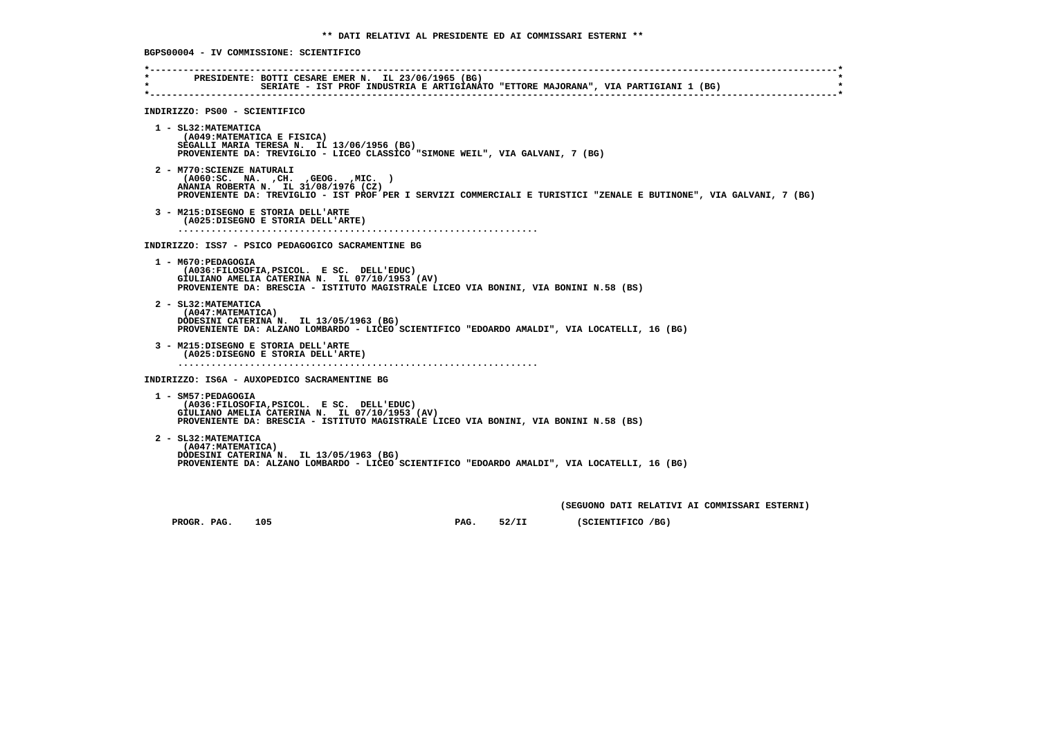** DATI RELATIVI AL PRESIDENTE ED AI COMMISSARI ESTERNI **

**BGPS00004 - IV COMMISSIONE: SCIENTIFICO**

```
*----------------------------------------------------------------------------------------------------------------------------*
*       PRESIDENTE: BOTTI CESARE EMER N.  IL 23/06/1965 (BG)                                                                 *
*                   SERIATE - IST PROF INDUSTRIA E ARTIGIANATO "ETTORE MAJORANA", VIA PARTIGIANI 1 (BG)                      *
*----------------------------------------------------------------------------------------------------------------------------*
```

INDIRIZZO: PS00 - SCIENTIFICO

1 - SL32:MATEMATICA
(A049:MATEMATICA E FISICA)
SEGALLI MARIA TERESA N. IL 13/06/1956 (BG)
PROVENIENTE DA: TREVIGLIO - LICEO CLASSICO "SIMONE WEIL", VIA GALVANI, 7 (BG)

2 - M770:SCIENZE NATURALI
(A060:SC. NA. ,CH. ,GEOG. ,MIC. )
ANANIA ROBERTA N. IL 31/08/1976 (CZ)
PROVENIENTE DA: TREVIGLIO - IST PROF PER I SERVIZI COMMERCIALI E TURISTICI "ZENALE E BUTINONE", VIA GALVANI, 7 (BG)

3 - M215:DISEGNO E STORIA DELL'ARTE
(A025:DISEGNO E STORIA DELL'ARTE)
..................................................................

INDIRIZZO: ISS7 - PSICO PEDAGOGICO SACRAMENTINE BG

1 - M670:PEDAGOGIA
(A036:FILOSOFIA,PSICOL. E SC. DELL'EDUC)
GIULIANO AMELIA CATERINA N. IL 07/10/1953 (AV)
PROVENIENTE DA: BRESCIA - ISTITUTO MAGISTRALE LICEO VIA BONINI, VIA BONINI N.58 (BS)

2 - SL32:MATEMATICA
(A047:MATEMATICA)
DODESINI CATERINA N. IL 13/05/1963 (BG)
PROVENIENTE DA: ALZANO LOMBARDO - LICEO SCIENTIFICO "EDOARDO AMALDI", VIA LOCATELLI, 16 (BG)

3 - M215:DISEGNO E STORIA DELL'ARTE
(A025:DISEGNO E STORIA DELL'ARTE)
..................................................................

INDIRIZZO: IS6A - AUXOPEDICO SACRAMENTINE BG

1 - SM57:PEDAGOGIA
(A036:FILOSOFIA,PSICOL. E SC. DELL'EDUC)
GIULIANO AMELIA CATERINA N. IL 07/10/1953 (AV)
PROVENIENTE DA: BRESCIA - ISTITUTO MAGISTRALE LICEO VIA BONINI, VIA BONINI N.58 (BS)

2 - SL32:MATEMATICA
(A047:MATEMATICA)
DODESINI CATERINA N. IL 13/05/1963 (BG)
PROVENIENTE DA: ALZANO LOMBARDO - LICEO SCIENTIFICO "EDOARDO AMALDI", VIA LOCATELLI, 16 (BG)

(SEGUONO DATI RELATIVI AI COMMISSARI ESTERNI)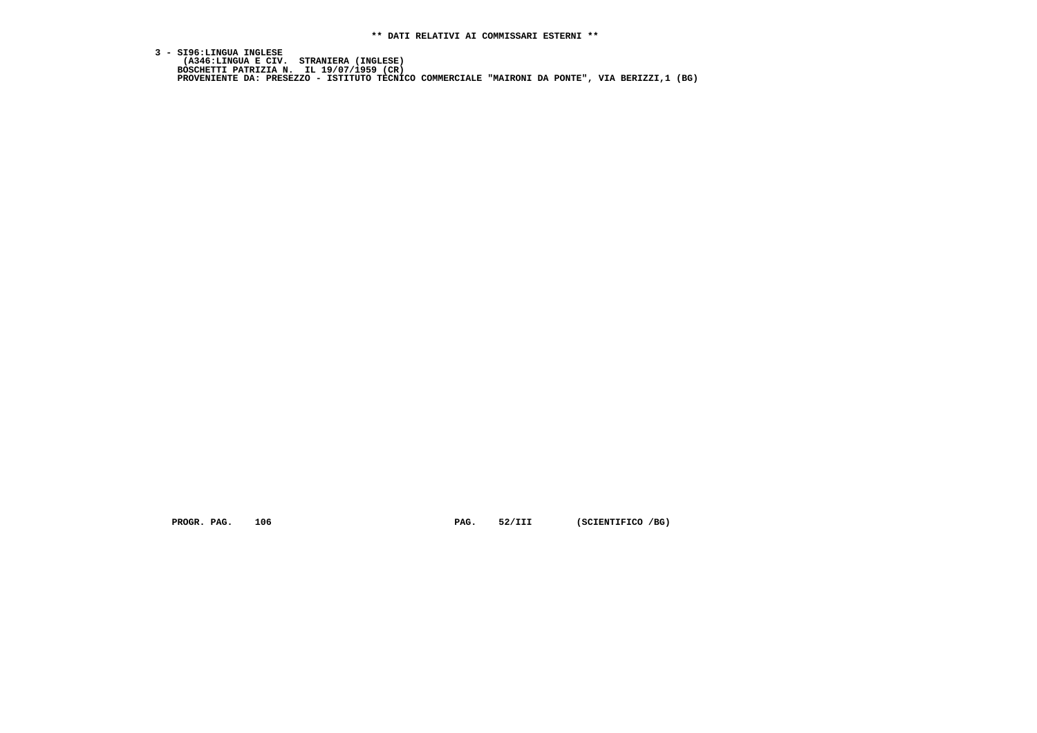**\*\* DATI RELATIVI AI COMMISSARI ESTERNI \*\***

**3 - SI96:LINGUA INGLESE**
**(A346:LINGUA E CIV. STRANIERA (INGLESE)**
**BOSCHETTI PATRIZIA N. IL 19/07/1959 (CR)**
**PROVENIENTE DA: PRESEZZO - ISTITUTO TECNICO COMMERCIALE "MAIRONI DA PONTE", VIA BERIZZI,1 (BG)**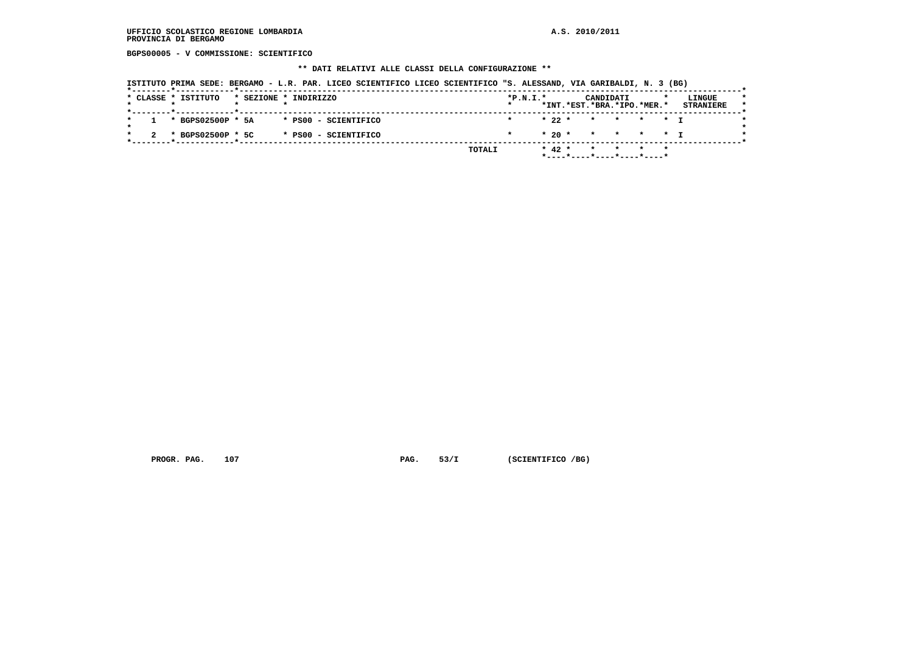UFFICIO SCOLASTICO REGIONE LOMBARDIA
PROVINCIA DI BERGAMO

A.S. 2010/2011

BGPS00005 - V COMMISSIONE: SCIENTIFICO

** DATI RELATIVI ALLE CLASSI DELLA CONFIGURAZIONE **

ISTITUTO PRIMA SEDE: BERGAMO - L.R. PAR. LICEO SCIENTIFICO LICEO SCIENTIFICO "S. ALESSAND, VIA GARIBALDI, N. 3 (BG)

| CLASSE | ISTITUTO | SEZIONE | INDIRIZZO | P.N.I. | CANDIDATI INT. | EST. | BRA. | IPO. | MER. | LINGUE STRANIERE |
|---|---|---|---|---|---|---|---|---|---|---|
| 1 | BGPS02500P | 5A | PS00 - SCIENTIFICO | | 22 | | | | | I |
| 2 | BGPS02500P | 5C | PS00 - SCIENTIFICO | | 20 | | | | | I |
| | | | TOTALI | | 42 | | | | | |

PROGR. PAG. 107     PAG. 53/I     (SCIENTIFICO /BG)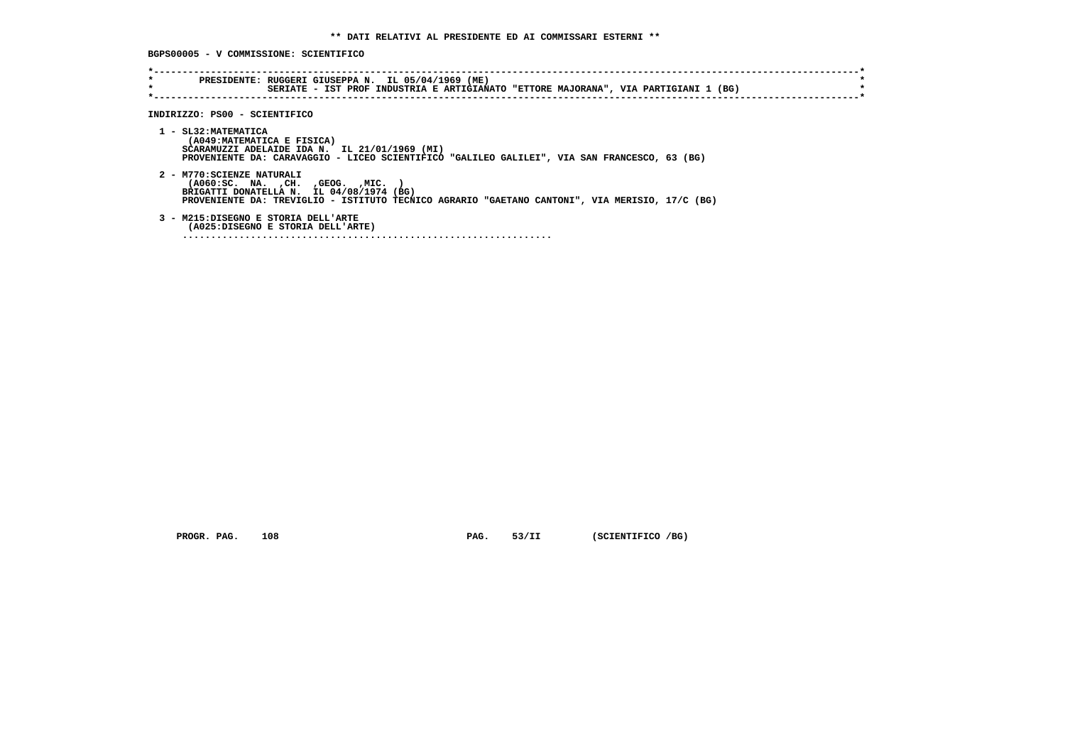**\*\* DATI RELATIVI AL PRESIDENTE ED AI COMMISSARI ESTERNI \*\***

**BGPS00005 - V COMMISSIONE: SCIENTIFICO**

```
*----------------------------------------------------------------------------------------------------------------------*
*        PRESIDENTE: RUGGERI GIUSEPPA N.  IL 05/04/1969 (ME)                                                            *
*                    SERIATE - IST PROF INDUSTRIA E ARTIGIANATO "ETTORE MAJORANA", VIA PARTIGIANI 1 (BG)                *
*----------------------------------------------------------------------------------------------------------------------*
```

**INDIRIZZO: PS00 - SCIENTIFICO**

**1 - SL32:MATEMATICA**
(A049:MATEMATICA E FISICA)
SCARAMUZZI ADELAIDE IDA N.  IL 21/01/1969 (MI)
PROVENIENTE DA: CARAVAGGIO - LICEO SCIENTIFICO "GALILEO GALILEI", VIA SAN FRANCESCO, 63 (BG)

**2 - M770:SCIENZE NATURALI**
(A060:SC.  NA.  ,CH.  ,GEOG.  ,MIC.  )
BRIGATTI DONATELLA N.  IL 04/08/1974 (BG)
PROVENIENTE DA: TREVIGLIO - ISTITUTO TECNICO AGRARIO "GAETANO CANTONI", VIA MERISIO, 17/C (BG)

**3 - M215:DISEGNO E STORIA DELL'ARTE**
(A025:DISEGNO E STORIA DELL'ARTE)
.................................................................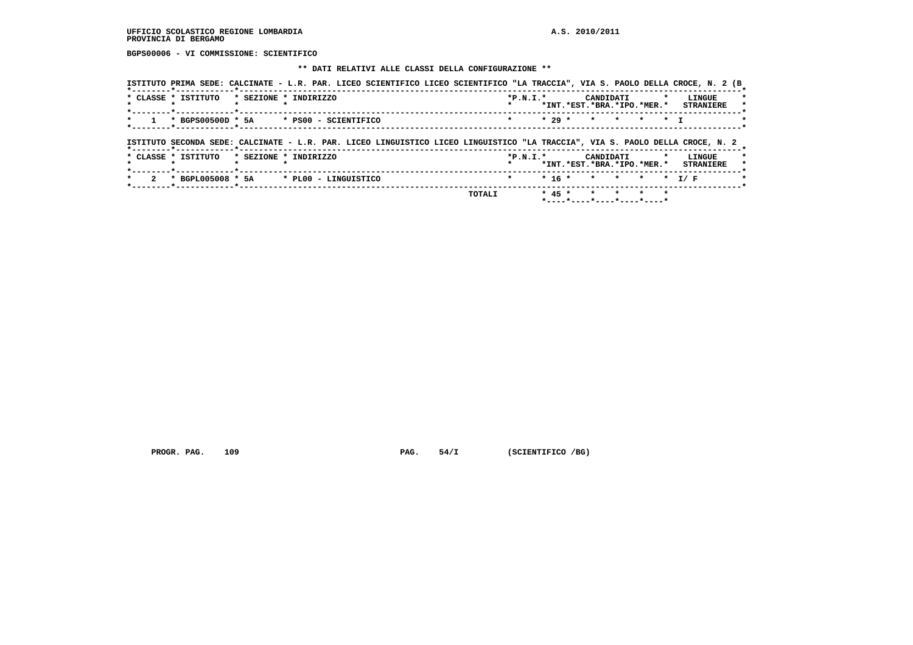UFFICIO SCOLASTICO REGIONE LOMBARDIA
PROVINCIA DI BERGAMO

A.S. 2010/2011

**BGPS00006 - VI COMMISSIONE: SCIENTIFICO**

**\*\* DATI RELATIVI ALLE CLASSI DELLA CONFIGURAZIONE \*\***

ISTITUTO PRIMA SEDE: CALCINATE - L.R. PAR. LICEO SCIENTIFICO LICEO SCIENTIFICO "LA TRACCIA", VIA S. PAOLO DELLA CROCE, N. 2 (B

| CLASSE | ISTITUTO | SEZIONE | INDIRIZZO | P.N.I. | CANDIDATI INT. | CANDIDATI EST. | CANDIDATI BRA. | CANDIDATI IPO. | CANDIDATI MER. | LINGUE STRANIERE |
|---|---|---|---|---|---|---|---|---|---|---|
| 1 | BGPS00500D | 5A | PS00 - SCIENTIFICO | | 29 | | | | | I |

ISTITUTO SECONDA SEDE: CALCINATE - L.R. PAR. LICEO LINGUISTICO LICEO LINGUISTICO "LA TRACCIA", VIA S. PAOLO DELLA CROCE, N. 2

| CLASSE | ISTITUTO | SEZIONE | INDIRIZZO | P.N.I. | CANDIDATI INT. | CANDIDATI EST. | CANDIDATI BRA. | CANDIDATI IPO. | CANDIDATI MER. | LINGUE STRANIERE |
|---|---|---|---|---|---|---|---|---|---|---|
| 2 | BGPL005008 | 5A | PL00 - LINGUISTICO | | 16 | | | | | I/ F |
| | | | TOTALI | | 45 | | | | | |

PROGR. PAG. 109 PAG. 54/I (SCIENTIFICO /BG)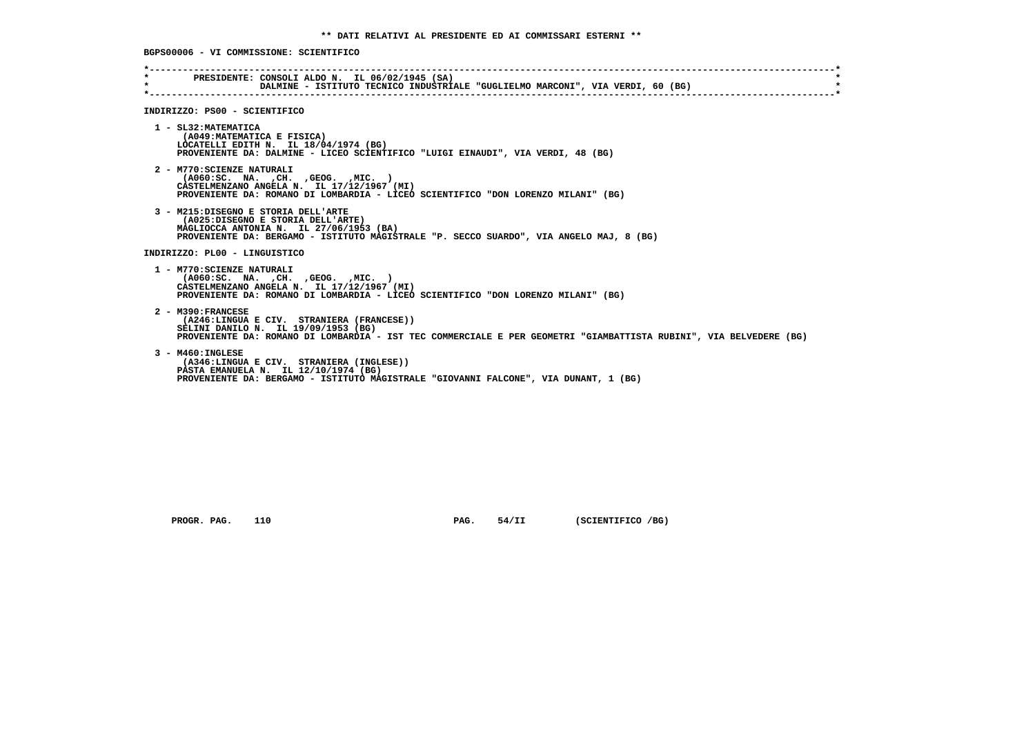**\*\* DATI RELATIVI AL PRESIDENTE ED AI COMMISSARI ESTERNI \*\***

**BGPS00006 - VI COMMISSIONE: SCIENTIFICO**

```
*----------------------------------------------------------------------------------------------------------------------------*
*        PRESIDENTE: CONSOLI ALDO N.  IL 06/02/1945 (SA)                                                                     *
*                    DALMINE - ISTITUTO TECNICO INDUSTRIALE "GUGLIELMO MARCONI", VIA VERDI, 60 (BG)                          *
*----------------------------------------------------------------------------------------------------------------------------*
```

**INDIRIZZO: PS00 - SCIENTIFICO**

1 - SL32:MATEMATICA
   (A049:MATEMATICA E FISICA)
   LOCATELLI EDITH N.  IL 18/04/1974 (BG)
   PROVENIENTE DA: DALMINE - LICEO SCIENTIFICO "LUIGI EINAUDI", VIA VERDI, 48 (BG)

2 - M770:SCIENZE NATURALI
   (A060:SC.  NA.  ,CH.  ,GEOG.  ,MIC.  )
   CASTELMENZANO ANGELA N.  IL 17/12/1967 (MI)
   PROVENIENTE DA: ROMANO DI LOMBARDIA - LICEO SCIENTIFICO "DON LORENZO MILANI" (BG)

3 - M215:DISEGNO E STORIA DELL'ARTE
   (A025:DISEGNO E STORIA DELL'ARTE)
   MAGLIOCCA ANTONIA N.  IL 27/06/1953 (BA)
   PROVENIENTE DA: BERGAMO - ISTITUTO MAGISTRALE "P. SECCO SUARDO", VIA ANGELO MAJ, 8 (BG)

**INDIRIZZO: PL00 - LINGUISTICO**

1 - M770:SCIENZE NATURALI
   (A060:SC.  NA.  ,CH.  ,GEOG.  ,MIC.  )
   CASTELMENZANO ANGELA N.  IL 17/12/1967 (MI)
   PROVENIENTE DA: ROMANO DI LOMBARDIA - LICEO SCIENTIFICO "DON LORENZO MILANI" (BG)

2 - M390:FRANCESE
   (A246:LINGUA E CIV.  STRANIERA (FRANCESE))
   SELINI DANILO N.  IL 19/09/1953 (BG)
   PROVENIENTE DA: ROMANO DI LOMBARDIA - IST TEC COMMERCIALE E PER GEOMETRI "GIAMBATTISTA RUBINI", VIA BELVEDERE (BG)

3 - M460:INGLESE
   (A346:LINGUA E CIV.  STRANIERA (INGLESE))
   PASTA EMANUELA N.  IL 12/10/1974 (BG)
   PROVENIENTE DA: BERGAMO - ISTITUTO MAGISTRALE "GIOVANNI FALCONE", VIA DUNANT, 1 (BG)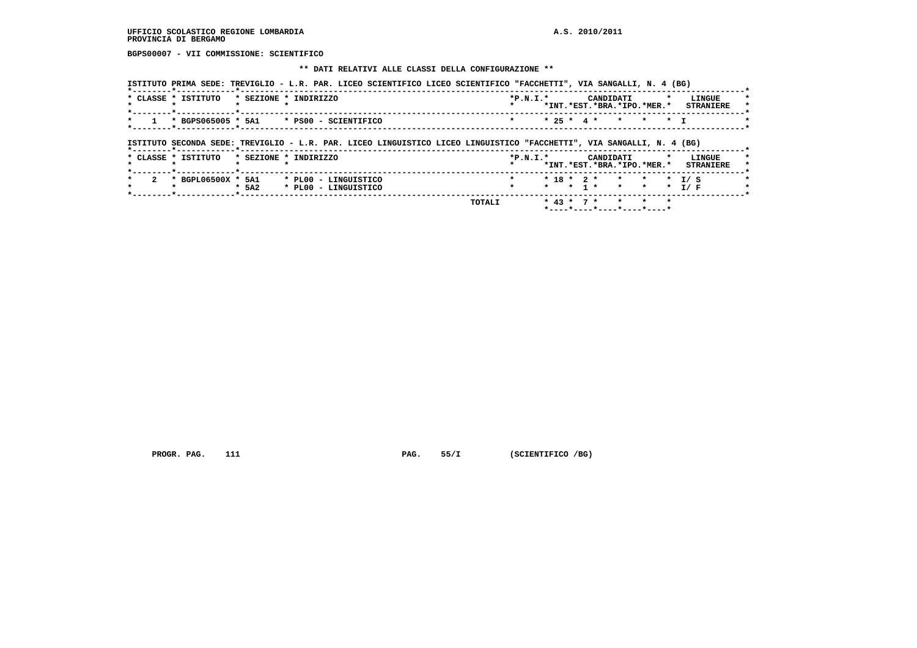UFFICIO SCOLASTICO REGIONE LOMBARDIA A.S. 2010/2011
PROVINCIA DI BERGAMO

**BGPS00007 - VII COMMISSIONE: SCIENTIFICO**

**\*\* DATI RELATIVI ALLE CLASSI DELLA CONFIGURAZIONE \*\***

ISTITUTO PRIMA SEDE: TREVIGLIO - L.R. PAR. LICEO SCIENTIFICO LICEO SCIENTIFICO "FACCHETTI", VIA SANGALLI, N. 4 (BG)

| CLASSE | ISTITUTO | SEZIONE | INDIRIZZO | P.N.I. | CANDIDATI INT. | CANDIDATI EST. | CANDIDATI BRA. | CANDIDATI IPO. | CANDIDATI MER. | LINGUE STRANIERE |
|---|---|---|---|---|---|---|---|---|---|---|
| 1 | BGPS065005 | 5A1 | PS00 - SCIENTIFICO | | 25 | 4 | | | | I |

ISTITUTO SECONDA SEDE: TREVIGLIO - L.R. PAR. LICEO LINGUISTICO LICEO LINGUISTICO "FACCHETTI", VIA SANGALLI, N. 4 (BG)

| CLASSE | ISTITUTO | SEZIONE | INDIRIZZO | P.N.I. | CANDIDATI INT. | CANDIDATI EST. | CANDIDATI BRA. | CANDIDATI IPO. | CANDIDATI MER. | LINGUE STRANIERE |
|---|---|---|---|---|---|---|---|---|---|---|
| 2 | BGPL06500X | 5A1 | PL00 - LINGUISTICO | | 18 | 2 | | | | I/ S |
| | | 5A2 | PL00 - LINGUISTICO | | | 1 | | | | I/ F |
| | | | TOTALI | | 43 | 7 | | | | |

PROGR. PAG. 111 PAG. 55/I (SCIENTIFICO /BG)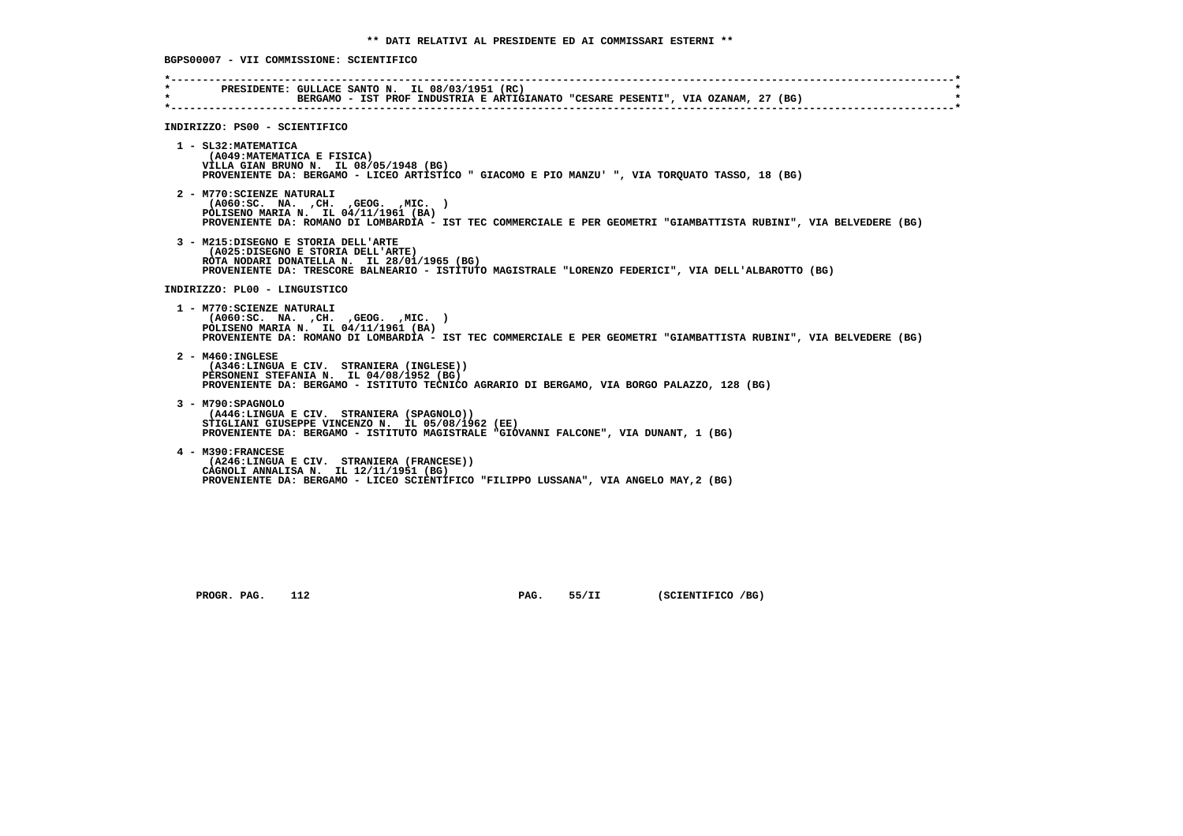**\*\* DATI RELATIVI AL PRESIDENTE ED AI COMMISSARI ESTERNI \*\***

**BGPS00007 - VII COMMISSIONE: SCIENTIFICO**

```
*----------------------------------------------------------------------------------------------------------------------*
*        PRESIDENTE: GULLACE SANTO N.  IL 08/03/1951 (RC)                                                              *
*                    BERGAMO - IST PROF INDUSTRIA E ARTIGIANATO "CESARE PESENTI", VIA OZANAM, 27 (BG)                  *
*----------------------------------------------------------------------------------------------------------------------*
```

**INDIRIZZO: PS00 - SCIENTIFICO**

1 - SL32:MATEMATICA
   (A049:MATEMATICA E FISICA)
   VILLA GIAN BRUNO N.  IL 08/05/1948 (BG)
   PROVENIENTE DA: BERGAMO - LICEO ARTISTICO " GIACOMO E PIO MANZU' ", VIA TORQUATO TASSO, 18 (BG)

2 - M770:SCIENZE NATURALI
   (A060:SC.  NA.  ,CH.  ,GEOG.  ,MIC.  )
   POLISENO MARIA N.  IL 04/11/1961 (BA)
   PROVENIENTE DA: ROMANO DI LOMBARDIA - IST TEC COMMERCIALE E PER GEOMETRI "GIAMBATTISTA RUBINI", VIA BELVEDERE (BG)

3 - M215:DISEGNO E STORIA DELL'ARTE
   (A025:DISEGNO E STORIA DELL'ARTE)
   ROTA NODARI DONATELLA N.  IL 28/01/1965 (BG)
   PROVENIENTE DA: TRESCORE BALNEARIO - ISTITUTO MAGISTRALE "LORENZO FEDERICI", VIA DELL'ALBAROTTO (BG)

**INDIRIZZO: PL00 - LINGUISTICO**

1 - M770:SCIENZE NATURALI
   (A060:SC.  NA.  ,CH.  ,GEOG.  ,MIC.  )
   POLISENO MARIA N.  IL 04/11/1961 (BA)
   PROVENIENTE DA: ROMANO DI LOMBARDIA - IST TEC COMMERCIALE E PER GEOMETRI "GIAMBATTISTA RUBINI", VIA BELVEDERE (BG)

2 - M460:INGLESE
   (A346:LINGUA E CIV.  STRANIERA (INGLESE))
   PERSONENI STEFANIA N.  IL 04/08/1952 (BG)
   PROVENIENTE DA: BERGAMO - ISTITUTO TECNICO AGRARIO DI BERGAMO, VIA BORGO PALAZZO, 128 (BG)

3 - M790:SPAGNOLO
   (A446:LINGUA E CIV.  STRANIERA (SPAGNOLO))
   STIGLIANI GIUSEPPE VINCENZO N.  IL 05/08/1962 (EE)
   PROVENIENTE DA: BERGAMO - ISTITUTO MAGISTRALE "GIOVANNI FALCONE", VIA DUNANT, 1 (BG)

4 - M390:FRANCESE
   (A246:LINGUA E CIV.  STRANIERA (FRANCESE))
   CAGNOLI ANNALISA N.  IL 12/11/1951 (BG)
   PROVENIENTE DA: BERGAMO - LICEO SCIENTIFICO "FILIPPO LUSSANA", VIA ANGELO MAY,2 (BG)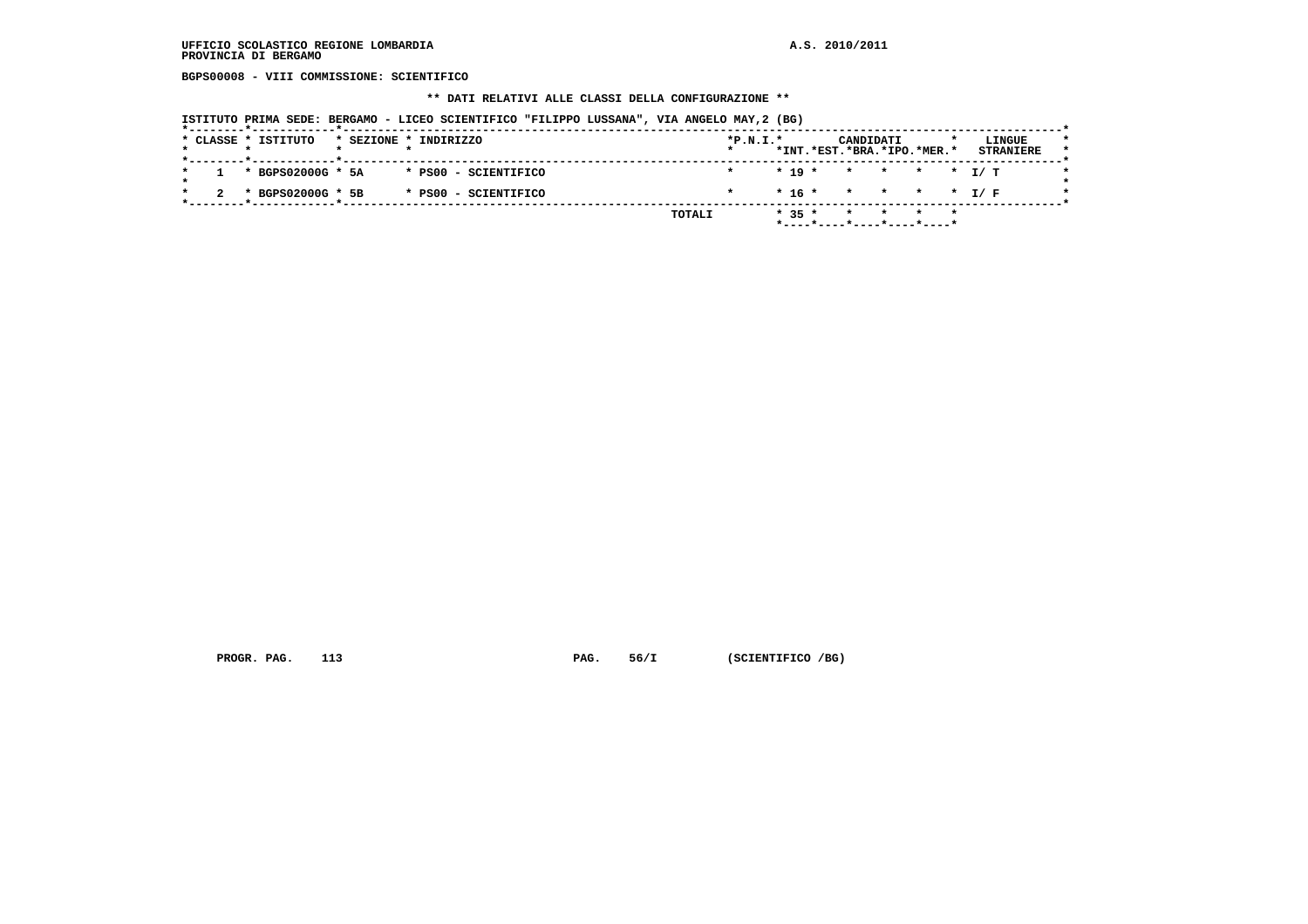UFFICIO SCOLASTICO REGIONE LOMBARDIA
PROVINCIA DI BERGAMO

A.S. 2010/2011

**BGPS00008 - VIII COMMISSIONE: SCIENTIFICO**

**\*\* DATI RELATIVI ALLE CLASSI DELLA CONFIGURAZIONE \*\***

ISTITUTO PRIMA SEDE: BERGAMO - LICEO SCIENTIFICO "FILIPPO LUSSANA", VIA ANGELO MAY,2 (BG)

| CLASSE | ISTITUTO | SEZIONE | INDIRIZZO | P.N.I. | CANDIDATI INT. | CANDIDATI EST. | CANDIDATI BRA. | CANDIDATI IPO. | CANDIDATI MER. | LINGUE STRANIERE |
|---|---|---|---|---|---|---|---|---|---|---|
| 1 | BGPS02000G | 5A | PS00 - SCIENTIFICO | | 19 | | | | | I/ T |
| 2 | BGPS02000G | 5B | PS00 - SCIENTIFICO | | 16 | | | | | I/ F |
| | | | TOTALI | | 35 | | | | | |

PROGR. PAG. 113    PAG. 56/I    (SCIENTIFICO /BG)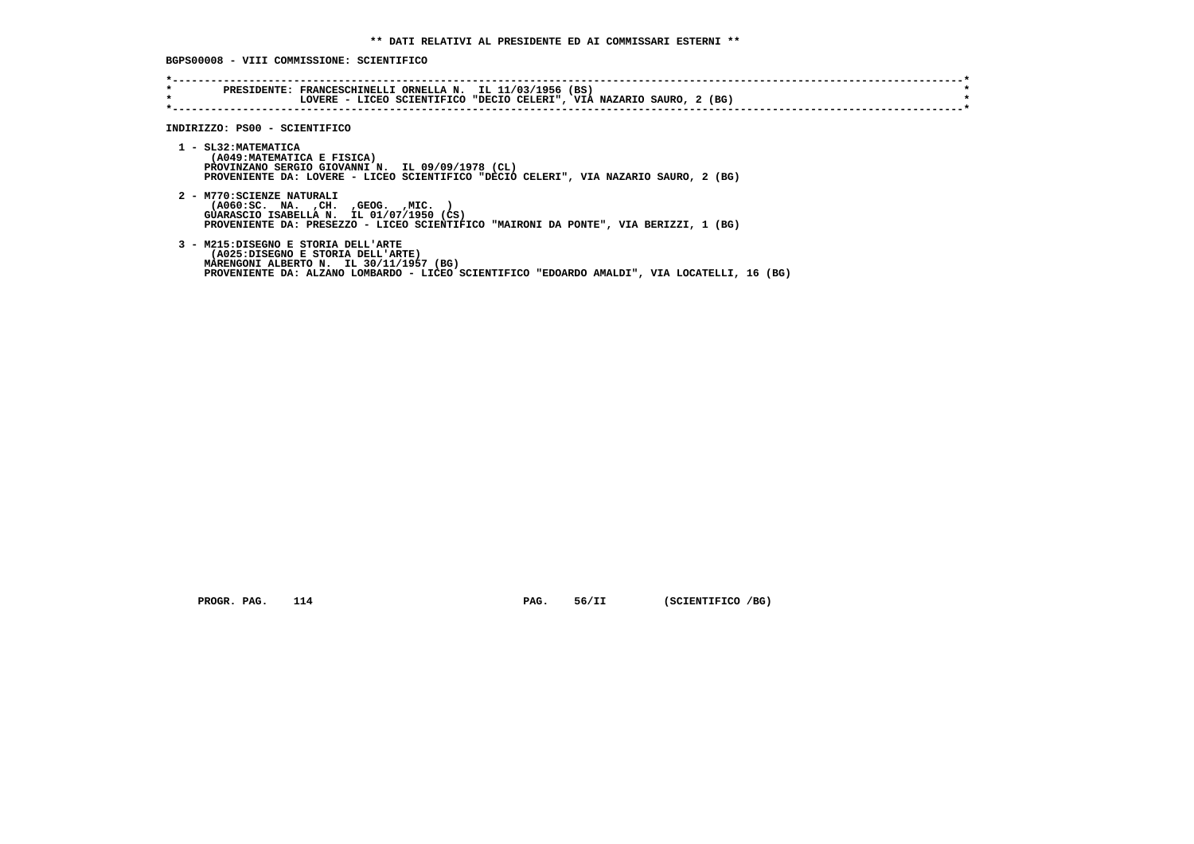** DATI RELATIVI AL PRESIDENTE ED AI COMMISSARI ESTERNI **

**BGPS00008 - VIII COMMISSIONE: SCIENTIFICO**

```
*----------------------------------------------------------------------------------------------------------------------------*
*        PRESIDENTE: FRANCESCHINELLI ORNELLA N.  IL 11/03/1956 (BS)                                                          *
*                    LOVERE - LICEO SCIENTIFICO "DECIO CELERI", VIA NAZARIO SAURO, 2 (BG)                                    *
*----------------------------------------------------------------------------------------------------------------------------*
```

**INDIRIZZO: PS00 - SCIENTIFICO**

1 - SL32:MATEMATICA
 (A049:MATEMATICA E FISICA)
 PROVINZANO SERGIO GIOVANNI N. IL 09/09/1978 (CL)
 PROVENIENTE DA: LOVERE - LICEO SCIENTIFICO "DECIO CELERI", VIA NAZARIO SAURO, 2 (BG)

2 - M770:SCIENZE NATURALI
 (A060:SC. NA. ,CH. ,GEOG. ,MIC. )
 GUARASCIO ISABELLA N. IL 01/07/1950 (CS)
 PROVENIENTE DA: PRESEZZO - LICEO SCIENTIFICO "MAIRONI DA PONTE", VIA BERIZZI, 1 (BG)

3 - M215:DISEGNO E STORIA DELL'ARTE
 (A025:DISEGNO E STORIA DELL'ARTE)
 MARENGONI ALBERTO N. IL 30/11/1957 (BG)
 PROVENIENTE DA: ALZANO LOMBARDO - LICEO SCIENTIFICO "EDOARDO AMALDI", VIA LOCATELLI, 16 (BG)

PROGR. PAG. 114 PAG. 56/II (SCIENTIFICO /BG)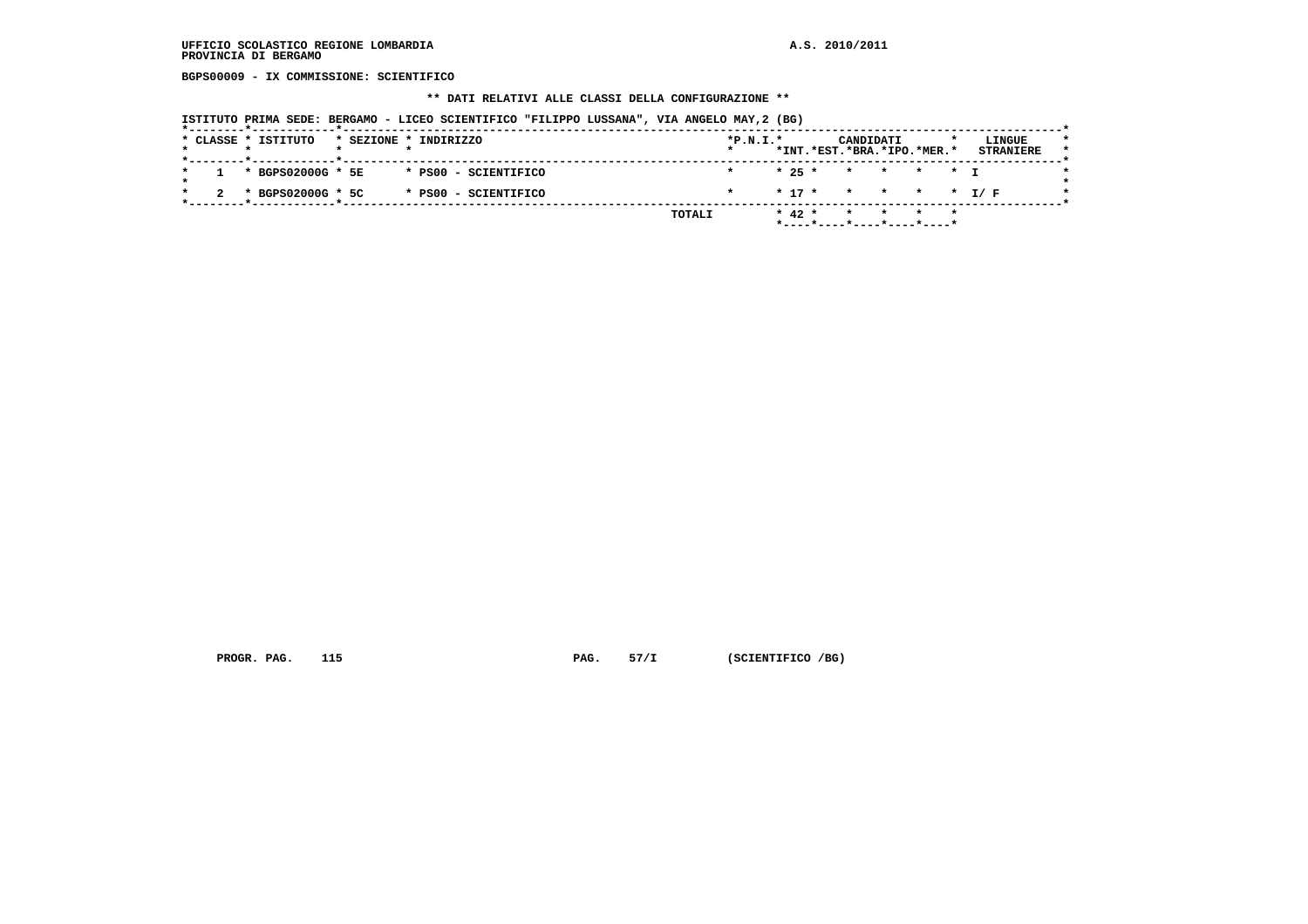UFFICIO SCOLASTICO REGIONE LOMBARDIA
PROVINCIA DI BERGAMO

A.S. 2010/2011

**BGPS00009 - IX COMMISSIONE: SCIENTIFICO**

**\*\* DATI RELATIVI ALLE CLASSI DELLA CONFIGURAZIONE \*\***

ISTITUTO PRIMA SEDE: BERGAMO - LICEO SCIENTIFICO "FILIPPO LUSSANA", VIA ANGELO MAY,2 (BG)

| CLASSE | ISTITUTO | SEZIONE | INDIRIZZO | P.N.I. | CANDIDATI INT. | CANDIDATI EST. | CANDIDATI BRA. | CANDIDATI IPO. | CANDIDATI MER. | LINGUE STRANIERE |
|---|---|---|---|---|---|---|---|---|---|---|
| 1 | BGPS02000G | 5E | PS00 - SCIENTIFICO | | 25 | | | | | I |
| 2 | BGPS02000G | 5C | PS00 - SCIENTIFICO | | 17 | | | | | I/ F |
| | | | TOTALI | | 42 | | | | | |

PROGR. PAG. 115    PAG. 57/I    (SCIENTIFICO /BG)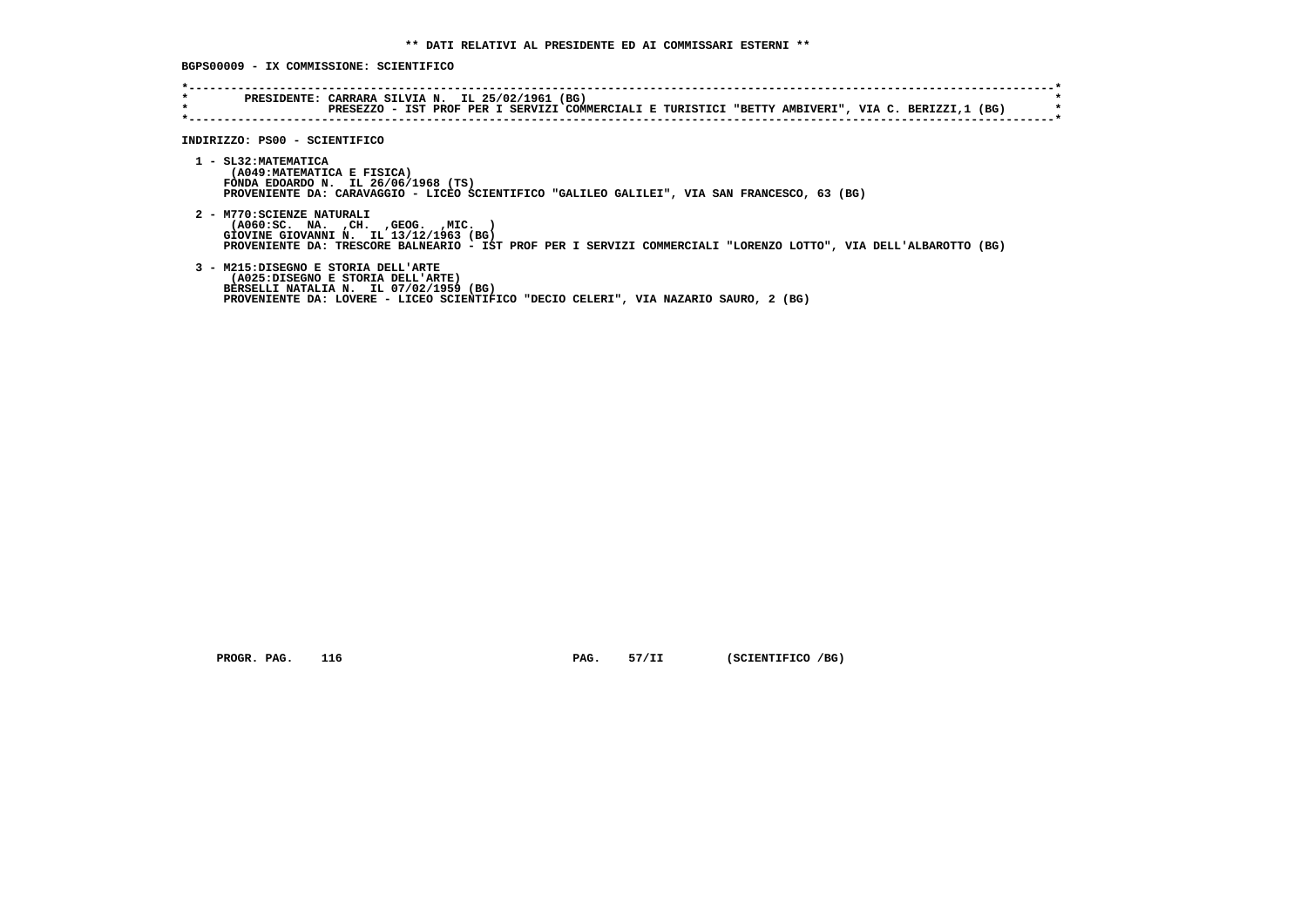** DATI RELATIVI AL PRESIDENTE ED AI COMMISSARI ESTERNI **

BGPS00009 - IX COMMISSIONE: SCIENTIFICO

```
*----------------------------------------------------------------------------------------------------------------------*
*        PRESIDENTE: CARRARA SILVIA N.  IL 25/02/1961 (BG)                                                             *
*                    PRESEZZO - IST PROF PER I SERVIZI COMMERCIALI E TURISTICI "BETTY AMBIVERI", VIA C. BERIZZI,1 (BG)  *
*----------------------------------------------------------------------------------------------------------------------*
```

INDIRIZZO: PS00 - SCIENTIFICO

1 - SL32:MATEMATICA
   (A049:MATEMATICA E FISICA)
   FONDA EDOARDO N.  IL 26/06/1968 (TS)
   PROVENIENTE DA: CARAVAGGIO - LICEO SCIENTIFICO "GALILEO GALILEI", VIA SAN FRANCESCO, 63 (BG)

2 - M770:SCIENZE NATURALI
   (A060:SC.  NA.  ,CH.  ,GEOG.  ,MIC.  )
   GIOVINE GIOVANNI N.  IL 13/12/1963 (BG)
   PROVENIENTE DA: TRESCORE BALNEARIO - IST PROF PER I SERVIZI COMMERCIALI "LORENZO LOTTO", VIA DELL'ALBAROTTO (BG)

3 - M215:DISEGNO E STORIA DELL'ARTE
   (A025:DISEGNO E STORIA DELL'ARTE)
   BERSELLI NATALIA N.  IL 07/02/1959 (BG)
   PROVENIENTE DA: LOVERE - LICEO SCIENTIFICO "DECIO CELERI", VIA NAZARIO SAURO, 2 (BG)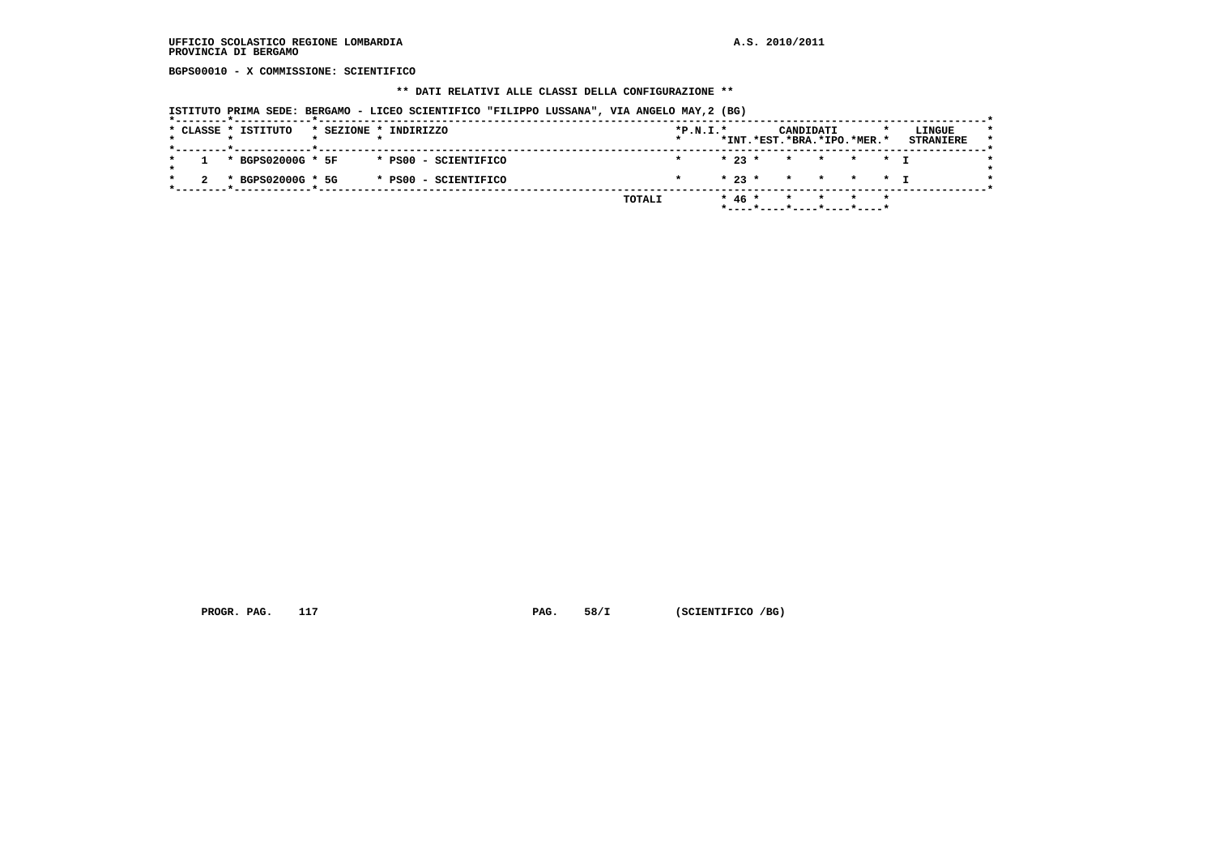UFFICIO SCOLASTICO REGIONE LOMBARDIA
PROVINCIA DI BERGAMO

A.S. 2010/2011

**BGPS00010 - X COMMISSIONE: SCIENTIFICO**

**\*\* DATI RELATIVI ALLE CLASSI DELLA CONFIGURAZIONE \*\***

**ISTITUTO PRIMA SEDE: BERGAMO - LICEO SCIENTIFICO "FILIPPO LUSSANA", VIA ANGELO MAY,2 (BG)**

| CLASSE | ISTITUTO | SEZIONE | INDIRIZZO | P.N.I. | CANDIDATI INT. | CANDIDATI EST. | CANDIDATI BRA. | CANDIDATI IPO. | CANDIDATI MER. | LINGUE STRANIERE |
|---|---|---|---|---|---|---|---|---|---|---|
| 1 | BGPS02000G | 5F | PS00 - SCIENTIFICO | | 23 | | | | | I |
| 2 | BGPS02000G | 5G | PS00 - SCIENTIFICO | | 23 | | | | | I |
| | | | TOTALI | | 46 | | | | | |

PROGR. PAG. 117 PAG. 58/I (SCIENTIFICO /BG)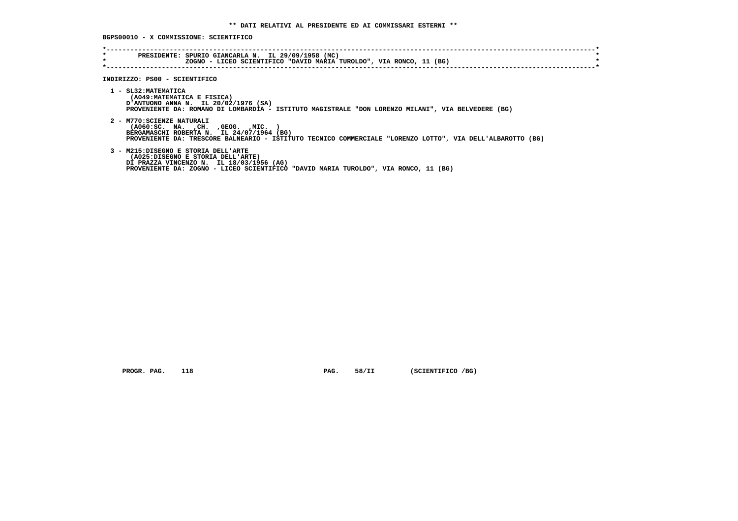**\*\* DATI RELATIVI AL PRESIDENTE ED AI COMMISSARI ESTERNI \*\***

**BGPS00010 - X COMMISSIONE: SCIENTIFICO**

```
*----------------------------------------------------------------------------------------------------------------------*
*        PRESIDENTE: SPURIO GIANCARLA N.  IL 29/09/1958 (MC)                                                           *
*                    ZOGNO - LICEO SCIENTIFICO "DAVID MARIA TUROLDO", VIA RONCO, 11 (BG)                               *
*----------------------------------------------------------------------------------------------------------------------*
```

**INDIRIZZO: PS00 - SCIENTIFICO**

1 - SL32:MATEMATICA
(A049:MATEMATICA E FISICA)
D'ANTUONO ANNA N. IL 20/02/1976 (SA)
PROVENIENTE DA: ROMANO DI LOMBARDIA - ISTITUTO MAGISTRALE "DON LORENZO MILANI", VIA BELVEDERE (BG)

2 - M770:SCIENZE NATURALI
(A060:SC. NA. ,CH. ,GEOG. ,MIC. )
BERGAMASCHI ROBERTA N. IL 24/07/1964 (BG)
PROVENIENTE DA: TRESCORE BALNEARIO - ISTITUTO TECNICO COMMERCIALE "LORENZO LOTTO", VIA DELL'ALBAROTTO (BG)

3 - M215:DISEGNO E STORIA DELL'ARTE
(A025:DISEGNO E STORIA DELL'ARTE)
DI PRAZZA VINCENZO N. IL 18/03/1956 (AG)
PROVENIENTE DA: ZOGNO - LICEO SCIENTIFICO "DAVID MARIA TUROLDO", VIA RONCO, 11 (BG)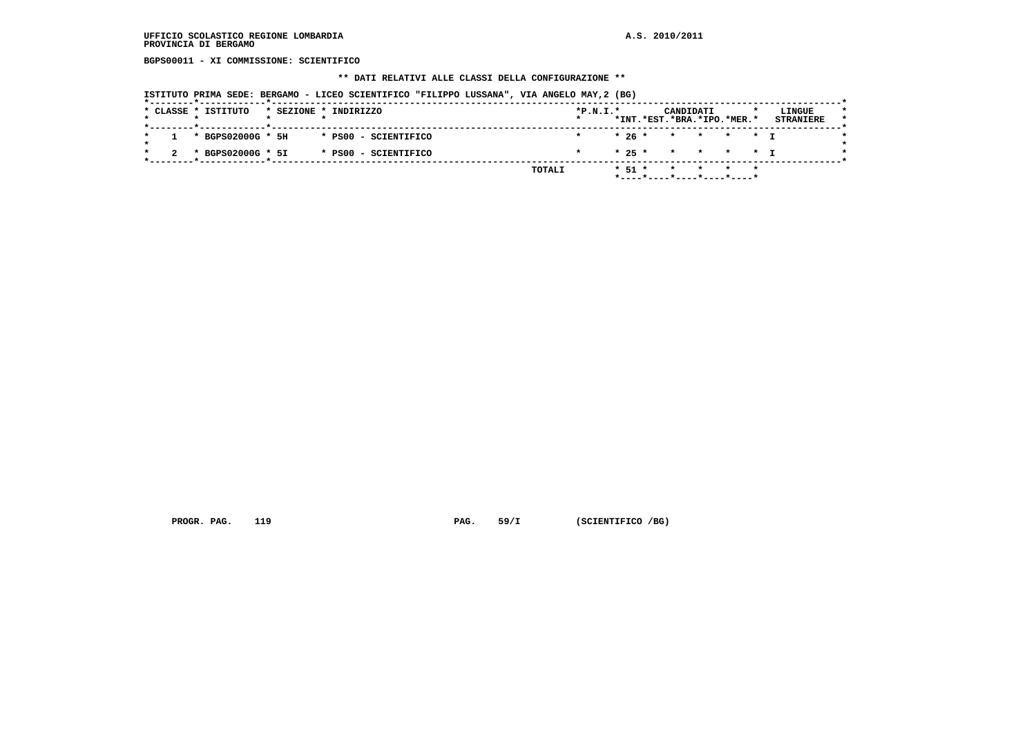UFFICIO SCOLASTICO REGIONE LOMBARDIA
PROVINCIA DI BERGAMO

A.S. 2010/2011

BGPS00011 - XI COMMISSIONE: SCIENTIFICO

** DATI RELATIVI ALLE CLASSI DELLA CONFIGURAZIONE **

ISTITUTO PRIMA SEDE: BERGAMO - LICEO SCIENTIFICO "FILIPPO LUSSANA", VIA ANGELO MAY,2 (BG)

| CLASSE | ISTITUTO | SEZIONE | INDIRIZZO | P.N.I. | CANDIDATI INT. | CANDIDATI EST. | CANDIDATI BRA. | CANDIDATI IPO. | CANDIDATI MER. | LINGUE STRANIERE |
|---|---|---|---|---|---|---|---|---|---|---|
| 1 | BGPS02000G | 5H | PS00 - SCIENTIFICO | | 26 | | | | | I |
| 2 | BGPS02000G | 5I | PS00 - SCIENTIFICO | | 25 | | | | | I |
| | | | TOTALI | | 51 | | | | | |

PROGR. PAG. 119 PAG. 59/I (SCIENTIFICO /BG)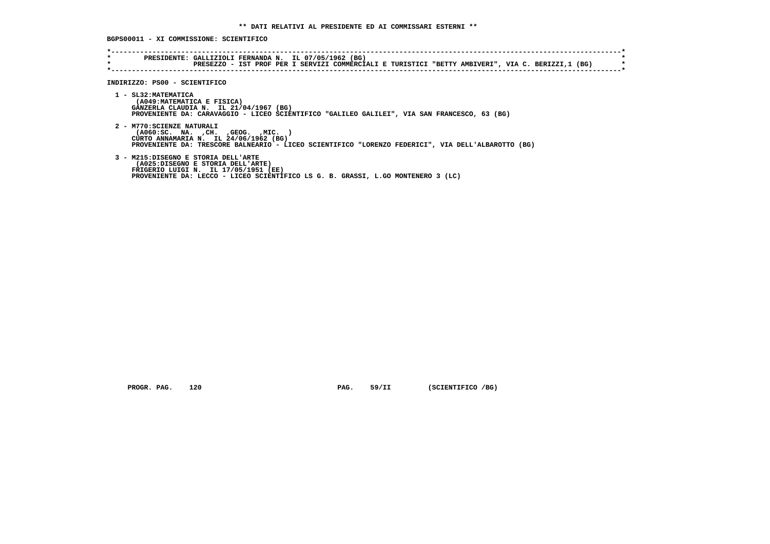**\*\* DATI RELATIVI AL PRESIDENTE ED AI COMMISSARI ESTERNI \*\***

**BGPS00011 - XI COMMISSIONE: SCIENTIFICO**

```
*----------------------------------------------------------------------------------------------------------------------*
*        PRESIDENTE: GALLIZIOLI FERNANDA N.  IL 07/05/1962 (BG)                                                         *
*                    PRESEZZO - IST PROF PER I SERVIZI COMMERCIALI E TURISTICI "BETTY AMBIVERI", VIA C. BERIZZI,1 (BG)  *
*----------------------------------------------------------------------------------------------------------------------*
```

**INDIRIZZO: PS00 - SCIENTIFICO**

1 - SL32:MATEMATICA
(A049:MATEMATICA E FISICA)
GANZERLA CLAUDIA N. IL 21/04/1967 (BG)
PROVENIENTE DA: CARAVAGGIO - LICEO SCIENTIFICO "GALILEO GALILEI", VIA SAN FRANCESCO, 63 (BG)

2 - M770:SCIENZE NATURALI
(A060:SC. NA. ,CH. ,GEOG. ,MIC. )
CURTO ANNAMARIA N. IL 24/06/1962 (BG)
PROVENIENTE DA: TRESCORE BALNEARIO - LICEO SCIENTIFICO "LORENZO FEDERICI", VIA DELL'ALBAROTTO (BG)

3 - M215:DISEGNO E STORIA DELL'ARTE
(A025:DISEGNO E STORIA DELL'ARTE)
FRIGERIO LUIGI N. IL 17/05/1951 (EE)
PROVENIENTE DA: LECCO - LICEO SCIENTIFICO LS G. B. GRASSI, L.GO MONTENERO 3 (LC)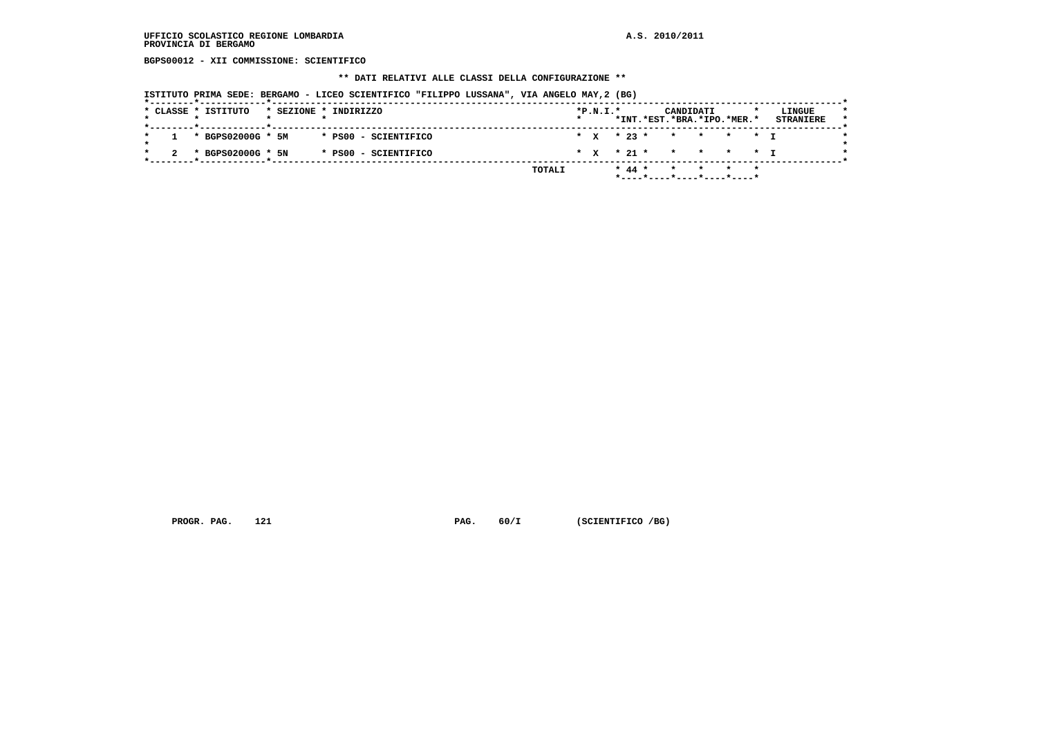UFFICIO SCOLASTICO REGIONE LOMBARDIA
PROVINCIA DI BERGAMO

A.S. 2010/2011

**BGPS00012 - XII COMMISSIONE: SCIENTIFICO**

**\*\* DATI RELATIVI ALLE CLASSI DELLA CONFIGURAZIONE \*\***

ISTITUTO PRIMA SEDE: BERGAMO - LICEO SCIENTIFICO "FILIPPO LUSSANA", VIA ANGELO MAY,2 (BG)

| CLASSE | ISTITUTO | SEZIONE | INDIRIZZO | P.N.I. | CANDIDATI INT. | CANDIDATI EST. | CANDIDATI BRA. | CANDIDATI IPO. | CANDIDATI MER. | LINGUE STRANIERE |
|---|---|---|---|---|---|---|---|---|---|---|
| 1 | BGPS02000G | 5M | PS00 - SCIENTIFICO | X | 23 | | | | | I |
| 2 | BGPS02000G | 5N | PS00 - SCIENTIFICO | X | 21 | | | | | I |
| | | | TOTALI | | 44 | | | | | |

PROGR. PAG. 121 PAG. 60/I (SCIENTIFICO /BG)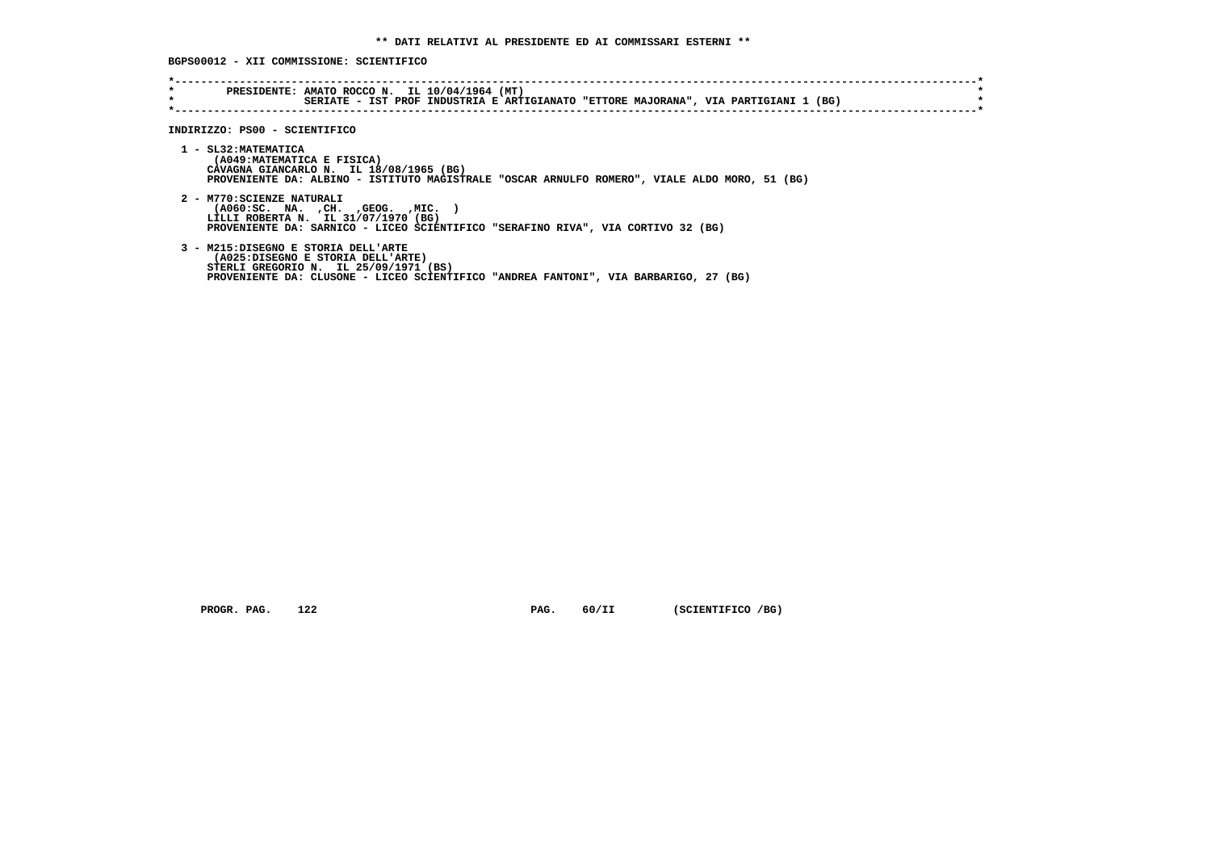**\*\* DATI RELATIVI AL PRESIDENTE ED AI COMMISSARI ESTERNI \*\***

**BGPS00012 - XII COMMISSIONE: SCIENTIFICO**

```
*----------------------------------------------------------------------------------------------------------------------*
*       PRESIDENTE: AMATO ROCCO N.  IL 10/04/1964 (MT)                                                                 *
*                   SERIATE - IST PROF INDUSTRIA E ARTIGIANATO "ETTORE MAJORANA", VIA PARTIGIANI 1 (BG)                *
*----------------------------------------------------------------------------------------------------------------------*
```

**INDIRIZZO: PS00 - SCIENTIFICO**

1 - SL32:MATEMATICA
    (A049:MATEMATICA E FISICA)
    CAVAGNA GIANCARLO N.  IL 18/08/1965 (BG)
    PROVENIENTE DA: ALBINO - ISTITUTO MAGISTRALE "OSCAR ARNULFO ROMERO", VIALE ALDO MORO, 51 (BG)

2 - M770:SCIENZE NATURALI
    (A060:SC.  NA.  ,CH.  ,GEOG.  ,MIC.  )
    LILLI ROBERTA N.  IL 31/07/1970 (BG)
    PROVENIENTE DA: SARNICO - LICEO SCIENTIFICO "SERAFINO RIVA", VIA CORTIVO 32 (BG)

3 - M215:DISEGNO E STORIA DELL'ARTE
    (A025:DISEGNO E STORIA DELL'ARTE)
    STERLI GREGORIO N.  IL 25/09/1971 (BS)
    PROVENIENTE DA: CLUSONE - LICEO SCIENTIFICO "ANDREA FANTONI", VIA BARBARIGO, 27 (BG)

PROGR. PAG.    122                    PAG.    60/II        (SCIENTIFICO /BG)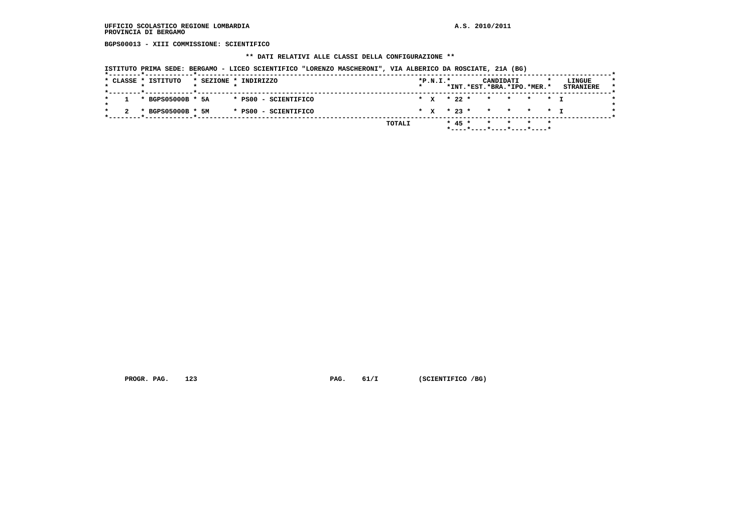UFFICIO SCOLASTICO REGIONE LOMBARDIA
PROVINCIA DI BERGAMO

A.S. 2010/2011

**BGPS00013 - XIII COMMISSIONE: SCIENTIFICO**

**\*\* DATI RELATIVI ALLE CLASSI DELLA CONFIGURAZIONE \*\***

ISTITUTO PRIMA SEDE: BERGAMO - LICEO SCIENTIFICO "LORENZO MASCHERONI", VIA ALBERICO DA ROSCIATE, 21A (BG)

| CLASSE | ISTITUTO | SEZIONE | INDIRIZZO | P.N.I. | CANDIDATI INT. | EST. | BRA. | IPO. | MER. | LINGUE STRANIERE |
|---|---|---|---|---|---|---|---|---|---|---|
| 1 | BGPS05000B | 5A | PS00 - SCIENTIFICO | X | 22 | | | | | I |
| 2 | BGPS05000B | 5M | PS00 - SCIENTIFICO | X | 23 | | | | | I |
| | | | TOTALI | | 45 | | | | | |

PROGR. PAG. 123 PAG. 61/I (SCIENTIFICO /BG)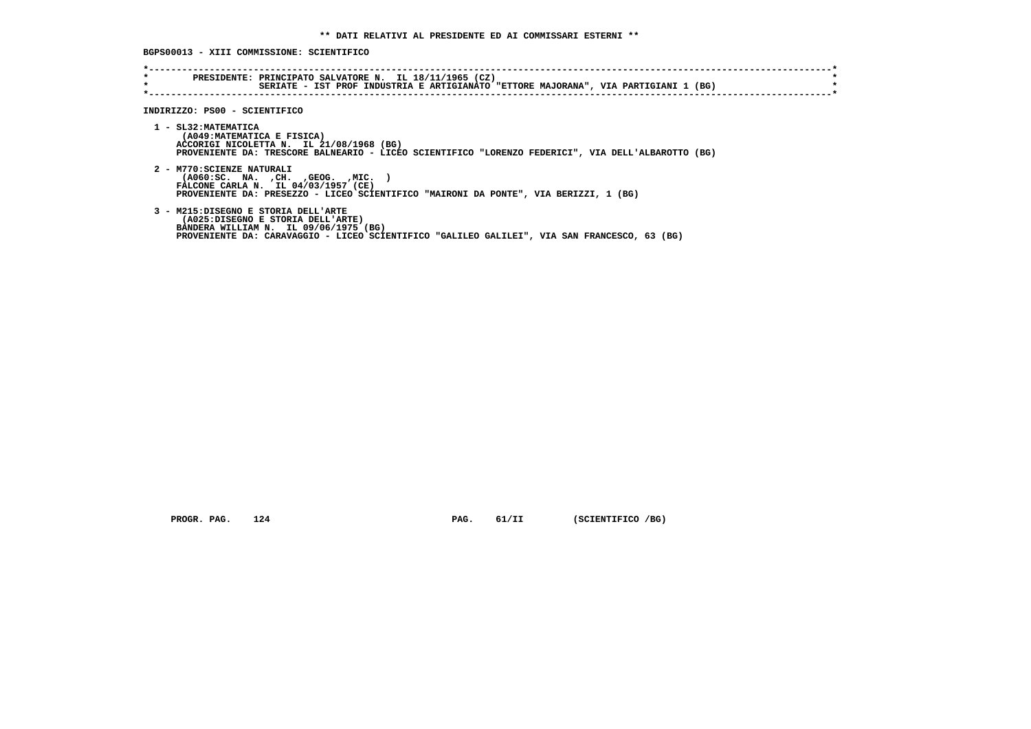**\*\* DATI RELATIVI AL PRESIDENTE ED AI COMMISSARI ESTERNI \*\***

**BGPS00013 - XIII COMMISSIONE: SCIENTIFICO**

```
*----------------------------------------------------------------------------------------------------------------------*
*        PRESIDENTE: PRINCIPATO SALVATORE N.  IL 18/11/1965 (CZ)                                                       *
*                    SERIATE - IST PROF INDUSTRIA E ARTIGIANATO "ETTORE MAJORANA", VIA PARTIGIANI 1 (BG)               *
*----------------------------------------------------------------------------------------------------------------------*
```

**INDIRIZZO: PS00 - SCIENTIFICO**

1 - SL32:MATEMATICA
    (A049:MATEMATICA E FISICA)
    ACCORIGI NICOLETTA N.  IL 21/08/1968 (BG)
    PROVENIENTE DA: TRESCORE BALNEARIO - LICEO SCIENTIFICO "LORENZO FEDERICI", VIA DELL'ALBAROTTO (BG)

2 - M770:SCIENZE NATURALI
    (A060:SC.  NA.  ,CH.  ,GEOG.  ,MIC.  )
    FALCONE CARLA N.  IL 04/03/1957 (CE)
    PROVENIENTE DA: PRESEZZO - LICEO SCIENTIFICO "MAIRONI DA PONTE", VIA BERIZZI, 1 (BG)

3 - M215:DISEGNO E STORIA DELL'ARTE
    (A025:DISEGNO E STORIA DELL'ARTE)
    BANDERA WILLIAM N.  IL 09/06/1975 (BG)
    PROVENIENTE DA: CARAVAGGIO - LICEO SCIENTIFICO "GALILEO GALILEI", VIA SAN FRANCESCO, 63 (BG)

PROGR. PAG. 124          PAG. 61/II          (SCIENTIFICO /BG)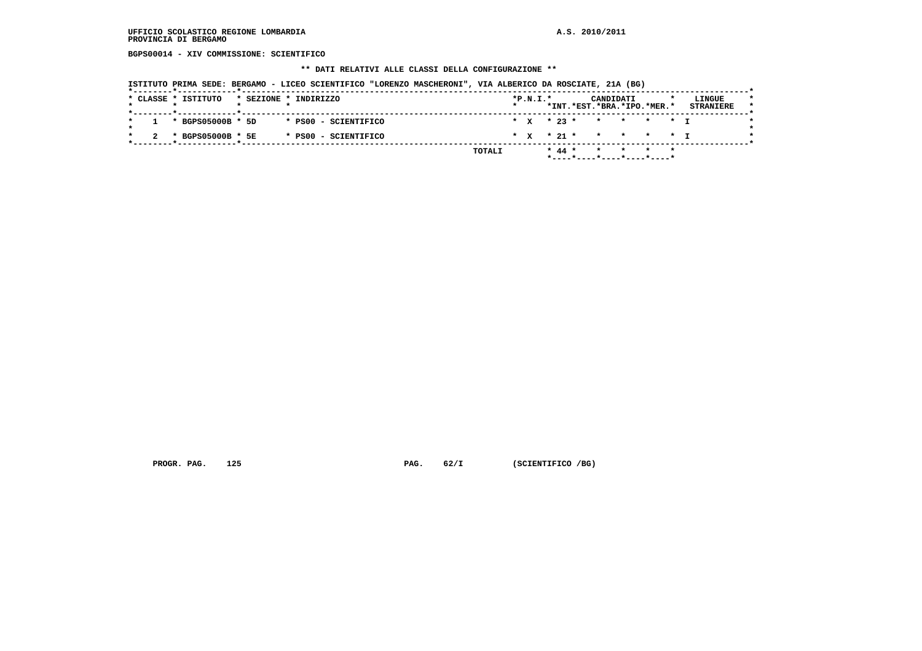UFFICIO SCOLASTICO REGIONE LOMBARDIA
PROVINCIA DI BERGAMO

A.S. 2010/2011

**BGPS00014 - XIV COMMISSIONE: SCIENTIFICO**

**\*\* DATI RELATIVI ALLE CLASSI DELLA CONFIGURAZIONE \*\***

ISTITUTO PRIMA SEDE: BERGAMO - LICEO SCIENTIFICO "LORENZO MASCHERONI", VIA ALBERICO DA ROSCIATE, 21A (BG)

| CLASSE | ISTITUTO | SEZIONE | INDIRIZZO | P.N.I. | CANDIDATI INT. | CANDIDATI EST. | CANDIDATI BRA. | CANDIDATI IPO. | CANDIDATI MER. | LINGUE STRANIERE |
|---|---|---|---|---|---|---|---|---|---|---|
| 1 | BGPS05000B | 5D | PS00 - SCIENTIFICO | X | 23 | | | | | I |
| 2 | BGPS05000B | 5E | PS00 - SCIENTIFICO | X | 21 | | | | | I |
| | | | TOTALI | | 44 | | | | | |

PROGR. PAG. 125 PAG. 62/I (SCIENTIFICO /BG)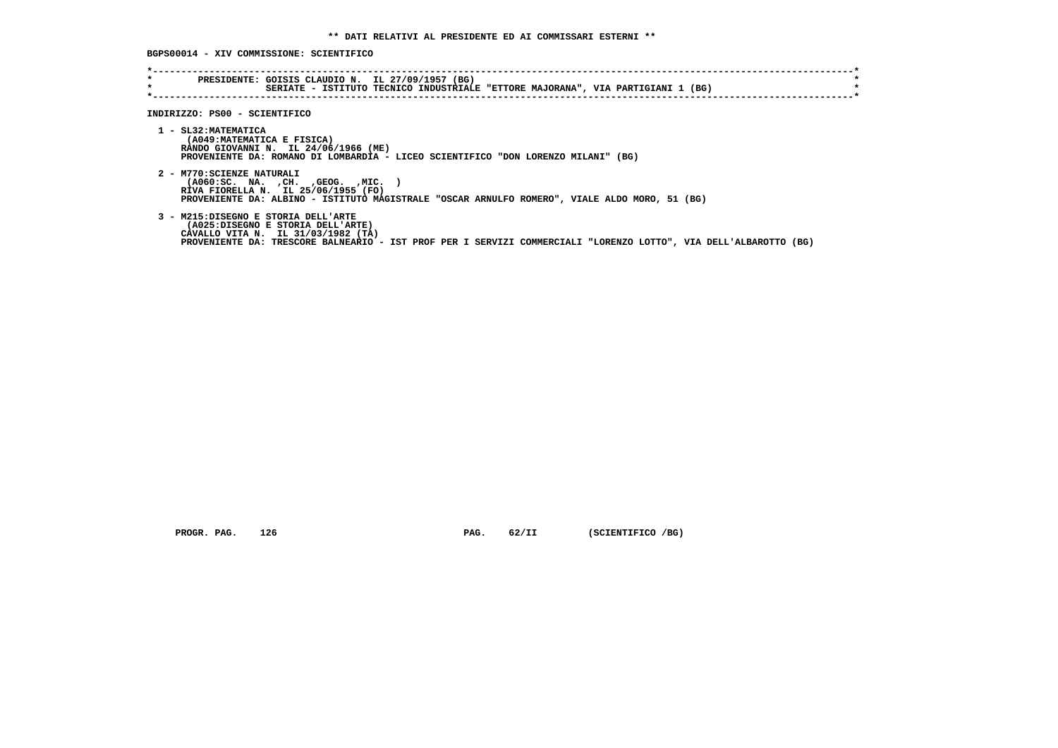**\*\* DATI RELATIVI AL PRESIDENTE ED AI COMMISSARI ESTERNI \*\***

**BGPS00014 - XIV COMMISSIONE: SCIENTIFICO**

```
*----------------------------------------------------------------------------------------------------------------------*
*        PRESIDENTE: GOISIS CLAUDIO N.  IL 27/09/1957 (BG)                                                             *
*                    SERIATE - ISTITUTO TECNICO INDUSTRIALE "ETTORE MAJORANA", VIA PARTIGIANI 1 (BG)                   *
*----------------------------------------------------------------------------------------------------------------------*
```

**INDIRIZZO: PS00 - SCIENTIFICO**

1 - SL32:MATEMATICA
(A049:MATEMATICA E FISICA)
RANDO GIOVANNI N.  IL 24/06/1966 (ME)
PROVENIENTE DA: ROMANO DI LOMBARDIA - LICEO SCIENTIFICO "DON LORENZO MILANI" (BG)

2 - M770:SCIENZE NATURALI
(A060:SC.  NA.  ,CH.  ,GEOG.  ,MIC.  )
RIVA FIORELLA N.  IL 25/06/1955 (FO)
PROVENIENTE DA: ALBINO - ISTITUTO MAGISTRALE "OSCAR ARNULFO ROMERO", VIALE ALDO MORO, 51 (BG)

3 - M215:DISEGNO E STORIA DELL'ARTE
(A025:DISEGNO E STORIA DELL'ARTE)
CAVALLO VITA N.  IL 31/03/1982 (TA)
PROVENIENTE DA: TRESCORE BALNEARIO - IST PROF PER I SERVIZI COMMERCIALI "LORENZO LOTTO", VIA DELL'ALBAROTTO (BG)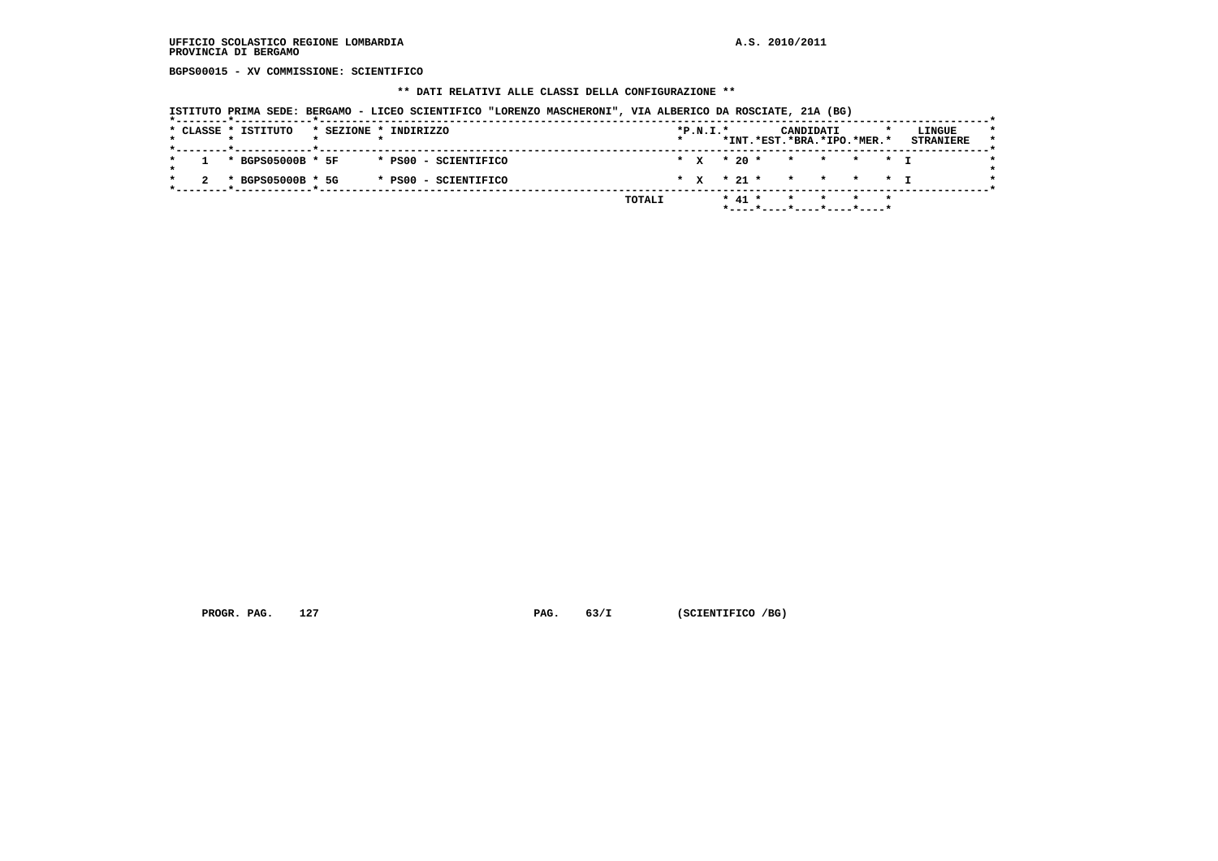UFFICIO SCOLASTICO REGIONE LOMBARDIA
PROVINCIA DI BERGAMO

A.S. 2010/2011

**BGPS00015 - XV COMMISSIONE: SCIENTIFICO**

**\*\* DATI RELATIVI ALLE CLASSI DELLA CONFIGURAZIONE \*\***

ISTITUTO PRIMA SEDE: BERGAMO - LICEO SCIENTIFICO "LORENZO MASCHERONI", VIA ALBERICO DA ROSCIATE, 21A (BG)

| CLASSE | ISTITUTO | SEZIONE | INDIRIZZO | P.N.I. | CANDIDATI INT. | EST. | BRA. | IPO. | MER. | LINGUE STRANIERE |
|---|---|---|---|---|---|---|---|---|---|---|
| 1 | BGPS05000B | 5F | PS00 - SCIENTIFICO | X | 20 | | | | | I |
| 2 | BGPS05000B | 5G | PS00 - SCIENTIFICO | X | 21 | | | | | I |
| | | | TOTALI | | 41 | | | | | |

PROGR. PAG. 127 PAG. 63/I (SCIENTIFICO /BG)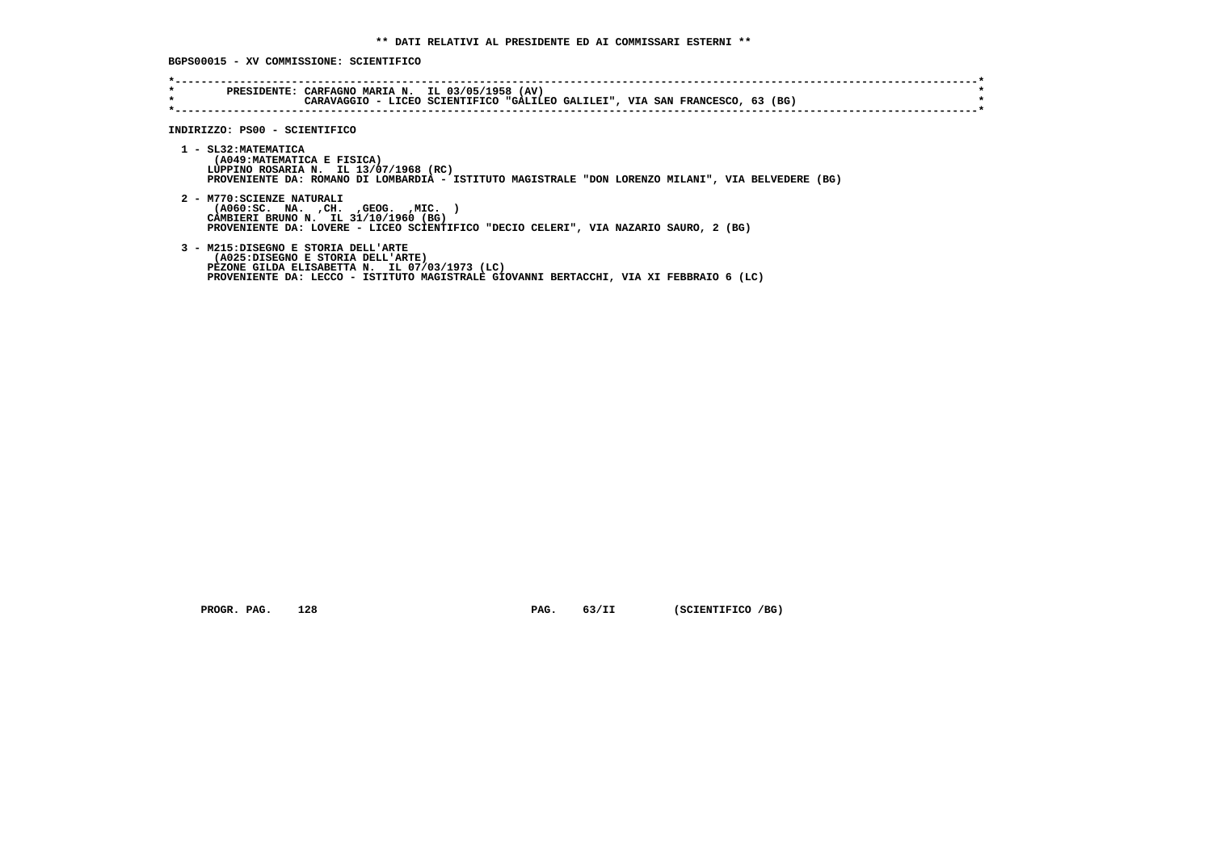** DATI RELATIVI AL PRESIDENTE ED AI COMMISSARI ESTERNI **

BGPS00015 - XV COMMISSIONE: SCIENTIFICO

```
*----------------------------------------------------------------------------------------------------------------------*
*        PRESIDENTE: CARFAGNO MARIA N.  IL 03/05/1958 (AV)                                                             *
*                    CARAVAGGIO - LICEO SCIENTIFICO "GALILEO GALILEI", VIA SAN FRANCESCO, 63 (BG)                      *
*----------------------------------------------------------------------------------------------------------------------*
```

INDIRIZZO: PS00 - SCIENTIFICO

1 - SL32:MATEMATICA
   (A049:MATEMATICA E FISICA)
   LUPPINO ROSARIA N.  IL 13/07/1968 (RC)
   PROVENIENTE DA: ROMANO DI LOMBARDIA - ISTITUTO MAGISTRALE "DON LORENZO MILANI", VIA BELVEDERE (BG)

2 - M770:SCIENZE NATURALI
   (A060:SC.  NA.  ,CH.  ,GEOG.  ,MIC.  )
   CAMBIERI BRUNO N.  IL 31/10/1960 (BG)
   PROVENIENTE DA: LOVERE - LICEO SCIENTIFICO "DECIO CELERI", VIA NAZARIO SAURO, 2 (BG)

3 - M215:DISEGNO E STORIA DELL'ARTE
   (A025:DISEGNO E STORIA DELL'ARTE)
   PEZONE GILDA ELISABETTA N.  IL 07/03/1973 (LC)
   PROVENIENTE DA: LECCO - ISTITUTO MAGISTRALE GIOVANNI BERTACCHI, VIA XI FEBBRAIO 6 (LC)

PROGR. PAG. 128　　　PAG. 63/II　　　(SCIENTIFICO /BG)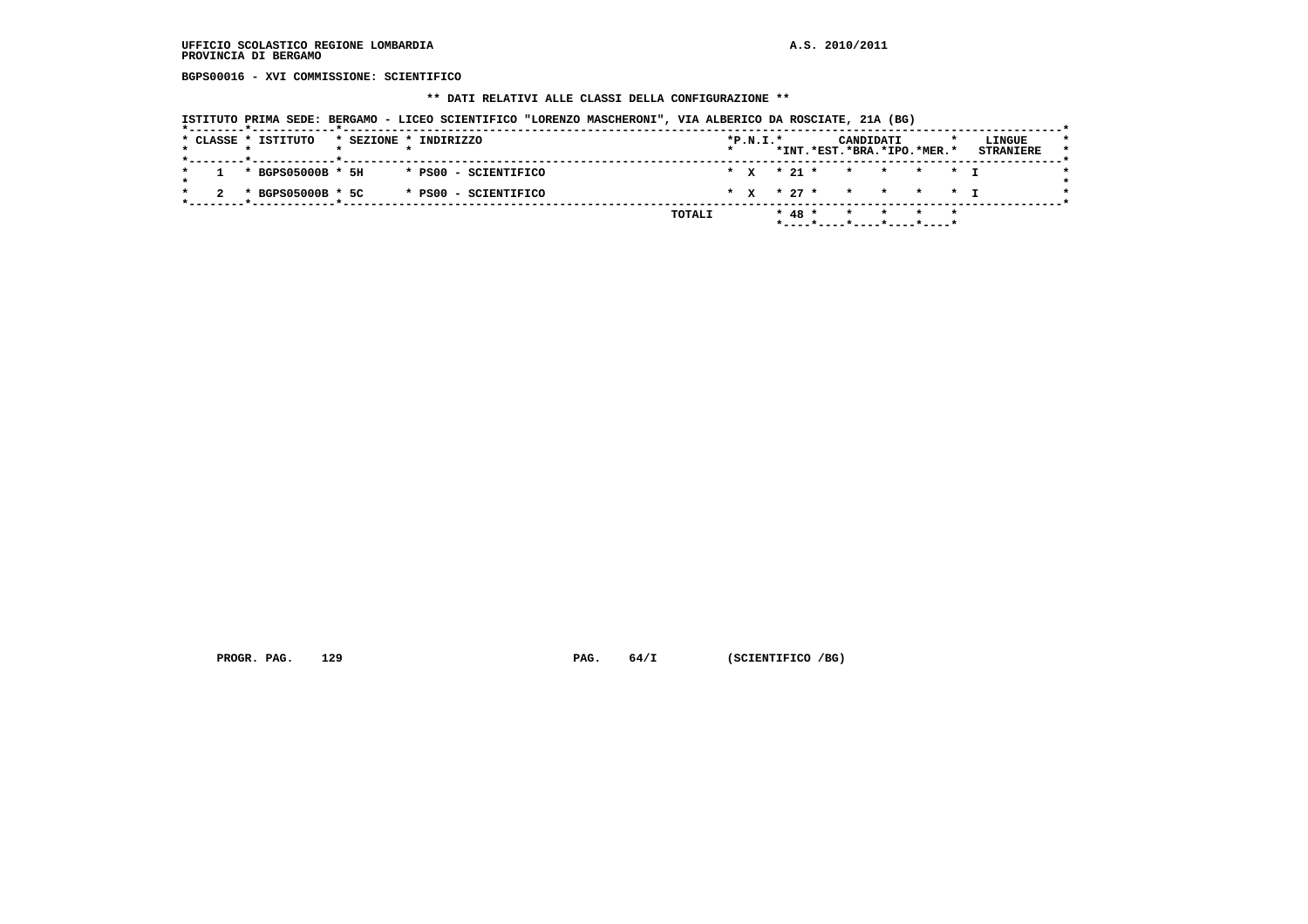UFFICIO SCOLASTICO REGIONE LOMBARDIA
PROVINCIA DI BERGAMO

A.S. 2010/2011

**BGPS00016 - XVI COMMISSIONE: SCIENTIFICO**

**\*\* DATI RELATIVI ALLE CLASSI DELLA CONFIGURAZIONE \*\***

ISTITUTO PRIMA SEDE: BERGAMO - LICEO SCIENTIFICO "LORENZO MASCHERONI", VIA ALBERICO DA ROSCIATE, 21A (BG)

| CLASSE | ISTITUTO | SEZIONE | INDIRIZZO | P.N.I. | CANDIDATI INT. | CANDIDATI EST. | CANDIDATI BRA. | CANDIDATI IPO. | CANDIDATI MER. | LINGUE STRANIERE |
|---|---|---|---|---|---|---|---|---|---|---|
| 1 | BGPS05000B | 5H | PS00 - SCIENTIFICO | X | 21 | | | | | I |
| 2 | BGPS05000B | 5C | PS00 - SCIENTIFICO | X | 27 | | | | | I |
| | | | TOTALI | | 48 | | | | | |

PROGR. PAG. 129 PAG. 64/I (SCIENTIFICO /BG)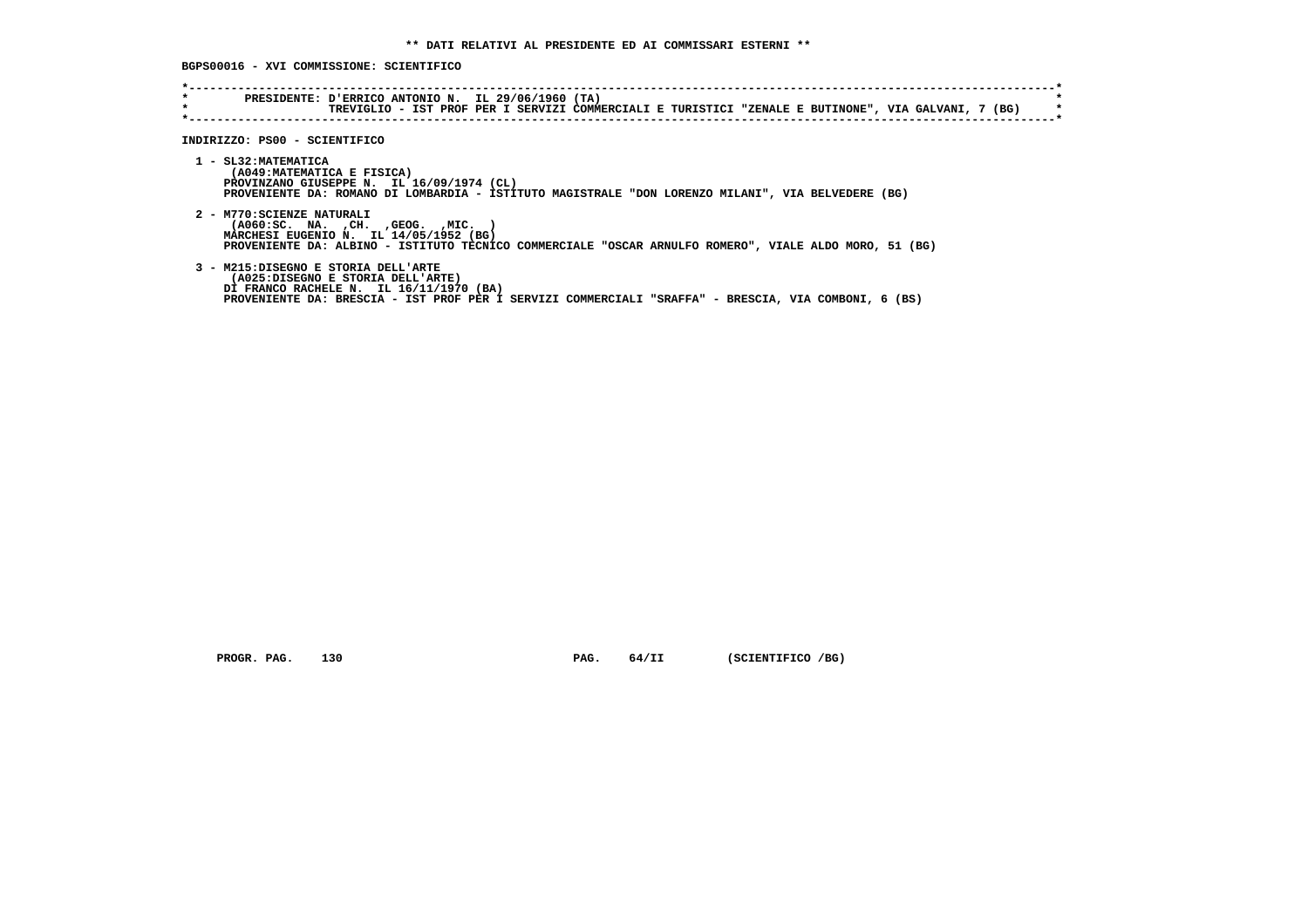**\*\* DATI RELATIVI AL PRESIDENTE ED AI COMMISSARI ESTERNI \*\***

**BGPS00016 - XVI COMMISSIONE: SCIENTIFICO**

```
*-----------------------------------------------------------------------------------------------------------------------*
*       PRESIDENTE: D'ERRICO ANTONIO N.  IL 29/06/1960 (TA)                                                              *
*                   TREVIGLIO - IST PROF PER I SERVIZI COMMERCIALI E TURISTICI "ZENALE E BUTINONE", VIA GALVANI, 7 (BG)  *
*-----------------------------------------------------------------------------------------------------------------------*
```

**INDIRIZZO: PS00 - SCIENTIFICO**

1 - SL32:MATEMATICA
(A049:MATEMATICA E FISICA)
PROVINZANO GIUSEPPE N. IL 16/09/1974 (CL)
PROVENIENTE DA: ROMANO DI LOMBARDIA - ISTITUTO MAGISTRALE "DON LORENZO MILANI", VIA BELVEDERE (BG)

2 - M770:SCIENZE NATURALI
(A060:SC. NA. ,CH. ,GEOG. ,MIC. )
MARCHESI EUGENIO N. IL 14/05/1952 (BG)
PROVENIENTE DA: ALBINO - ISTITUTO TECNICO COMMERCIALE "OSCAR ARNULFO ROMERO", VIALE ALDO MORO, 51 (BG)

3 - M215:DISEGNO E STORIA DELL'ARTE
(A025:DISEGNO E STORIA DELL'ARTE)
DI FRANCO RACHELE N. IL 16/11/1970 (BA)
PROVENIENTE DA: BRESCIA - IST PROF PER I SERVIZI COMMERCIALI "SRAFFA" - BRESCIA, VIA COMBONI, 6 (BS)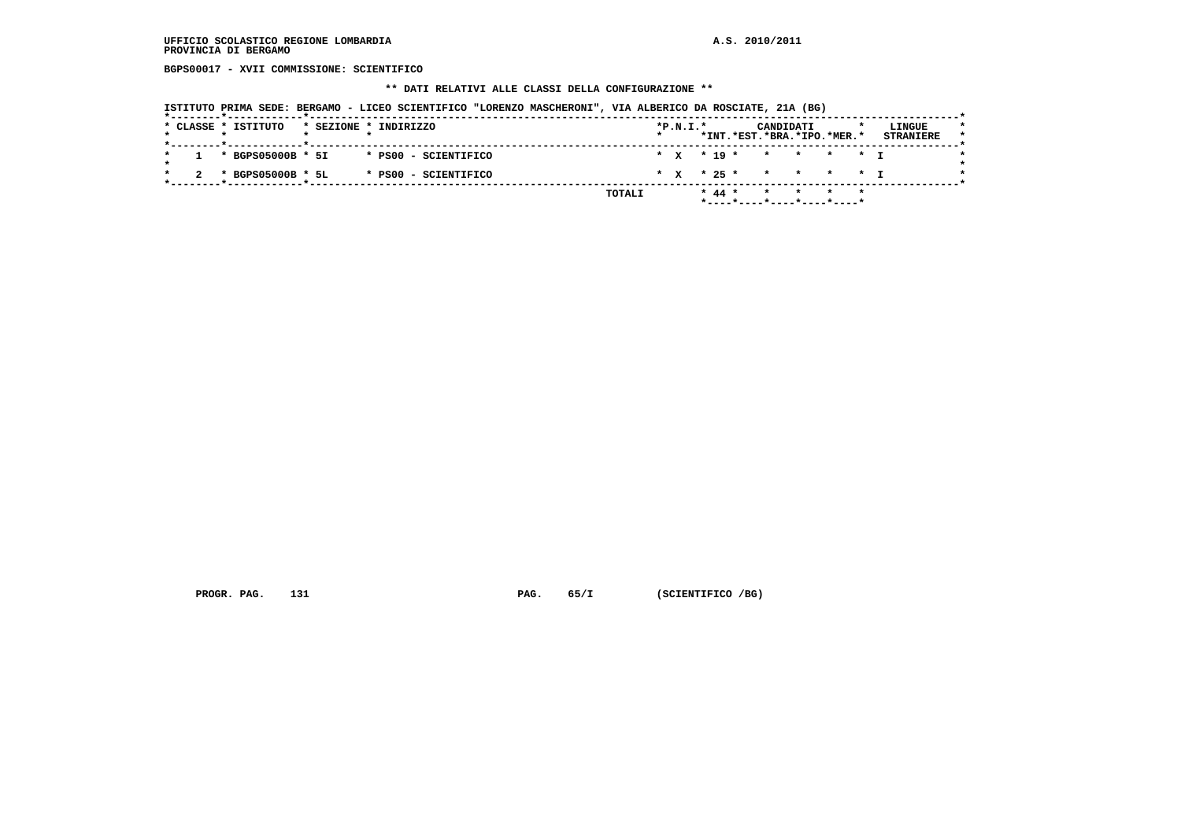UFFICIO SCOLASTICO REGIONE LOMBARDIA
PROVINCIA DI BERGAMO

A.S. 2010/2011

BGPS00017 - XVII COMMISSIONE: SCIENTIFICO

** DATI RELATIVI ALLE CLASSI DELLA CONFIGURAZIONE **

ISTITUTO PRIMA SEDE: BERGAMO - LICEO SCIENTIFICO "LORENZO MASCHERONI", VIA ALBERICO DA ROSCIATE, 21A (BG)

| CLASSE | ISTITUTO | SEZIONE | INDIRIZZO | P.N.I. | CANDIDATI INT. | EST. | BRA. | IPO. | MER. | LINGUE STRANIERE |
|---|---|---|---|---|---|---|---|---|---|---|
| 1 | BGPS05000B | 5I | PS00 - SCIENTIFICO | X | 19 | | | | | I |
| 2 | BGPS05000B | 5L | PS00 - SCIENTIFICO | X | 25 | | | | | I |
| | | | TOTALI | | 44 | | | | | |

PROGR. PAG. 131 PAG. 65/I (SCIENTIFICO /BG)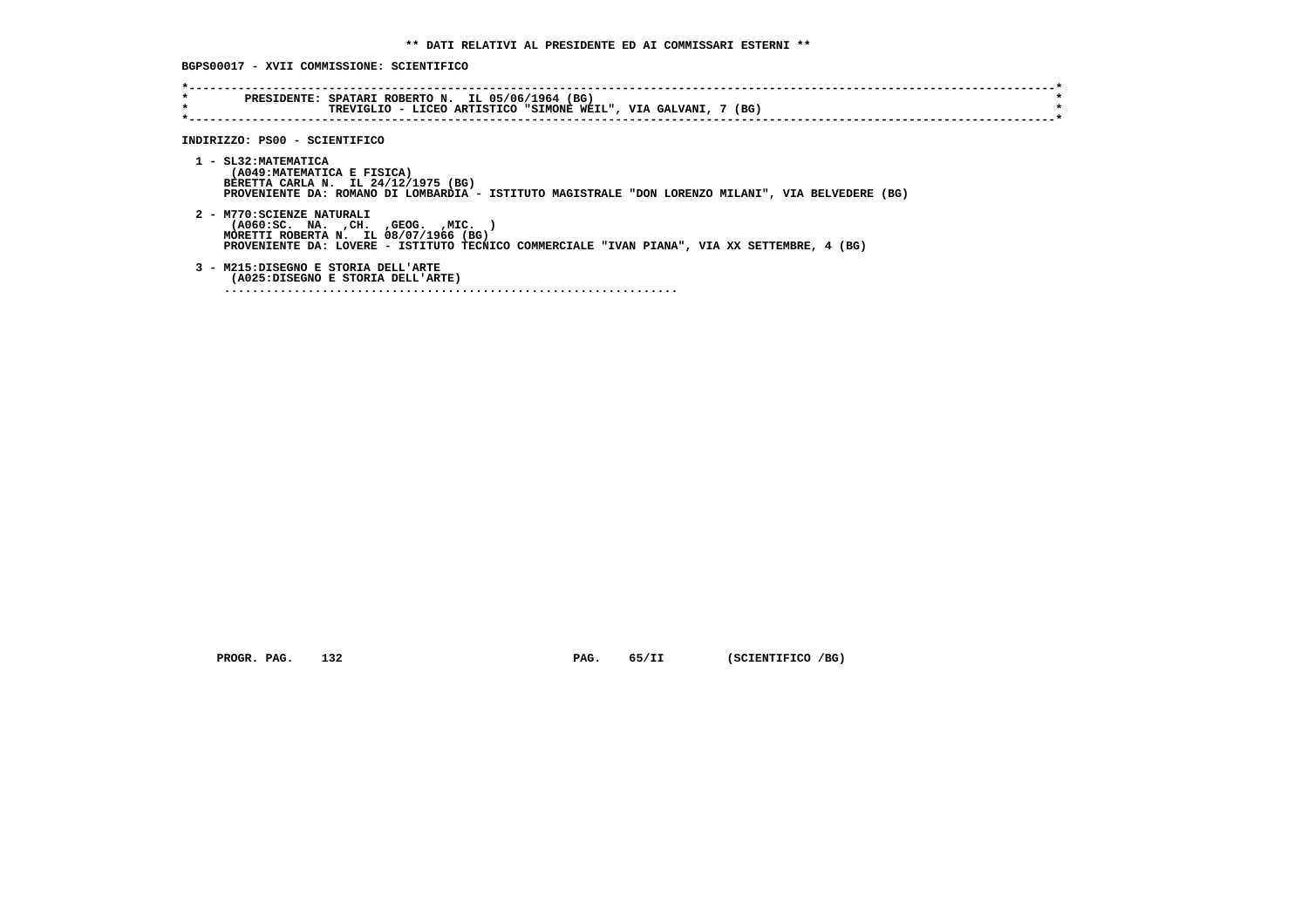**\*\* DATI RELATIVI AL PRESIDENTE ED AI COMMISSARI ESTERNI \*\***

**BGPS00017 - XVII COMMISSIONE: SCIENTIFICO**

```
*----------------------------------------------------------------------------------------------------------------------------*
*        PRESIDENTE: SPATARI ROBERTO N.  IL 05/06/1964 (BG)                                                                  *
*                    TREVIGLIO - LICEO ARTISTICO "SIMONE WEIL", VIA GALVANI, 7 (BG)                                           *
*----------------------------------------------------------------------------------------------------------------------------*
```

**INDIRIZZO: PS00 - SCIENTIFICO**

1 - SL32:MATEMATICA
   (A049:MATEMATICA E FISICA)
   BERETTA CARLA N.  IL 24/12/1975 (BG)
   PROVENIENTE DA: ROMANO DI LOMBARDIA - ISTITUTO MAGISTRALE "DON LORENZO MILANI", VIA BELVEDERE (BG)

2 - M770:SCIENZE NATURALI
   (A060:SC.  NA.  ,CH.  ,GEOG.  ,MIC.  )
   MORETTI ROBERTA N.  IL 08/07/1966 (BG)
   PROVENIENTE DA: LOVERE - ISTITUTO TECNICO COMMERCIALE "IVAN PIANA", VIA XX SETTEMBRE, 4 (BG)

3 - M215:DISEGNO E STORIA DELL'ARTE
   (A025:DISEGNO E STORIA DELL'ARTE)
   .................................................................

PROGR. PAG. 132 PAG. 65/II (SCIENTIFICO /BG)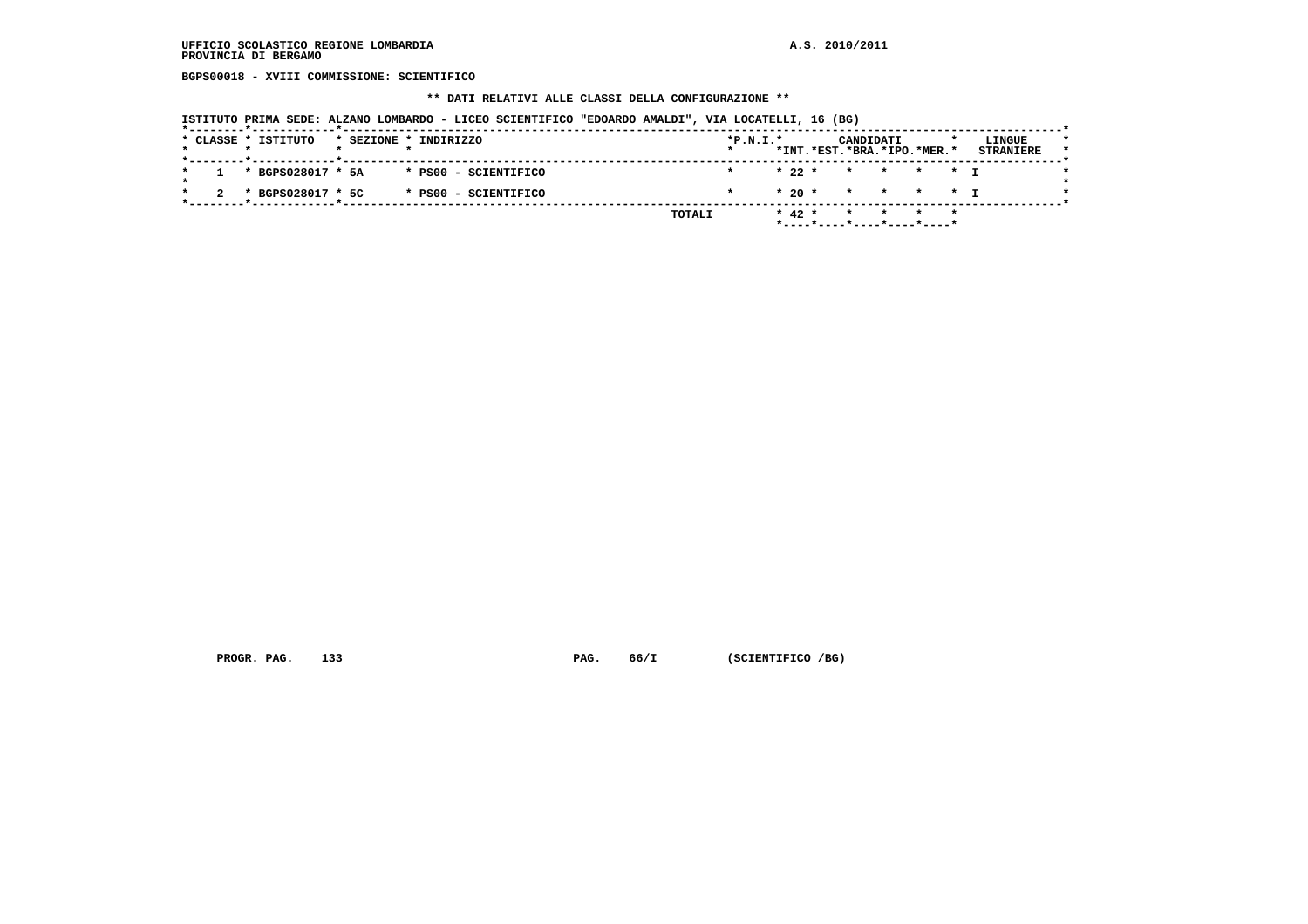UFFICIO SCOLASTICO REGIONE LOMBARDIA
PROVINCIA DI BERGAMO

A.S. 2010/2011

**BGPS00018 - XVIII COMMISSIONE: SCIENTIFICO**

**\*\* DATI RELATIVI ALLE CLASSI DELLA CONFIGURAZIONE \*\***

ISTITUTO PRIMA SEDE: ALZANO LOMBARDO - LICEO SCIENTIFICO "EDOARDO AMALDI", VIA LOCATELLI, 16 (BG)

| CLASSE | ISTITUTO | SEZIONE | INDIRIZZO | P.N.I. | CANDIDATI INT. | CANDIDATI EST. | CANDIDATI BRA. | CANDIDATI IPO. | CANDIDATI MER. | LINGUE STRANIERE |
|---|---|---|---|---|---|---|---|---|---|---|
| 1 | BGPS028017 | 5A | PS00 - SCIENTIFICO | | 22 | | | | | I |
| 2 | BGPS028017 | 5C | PS00 - SCIENTIFICO | | 20 | | | | | I |
| | | | TOTALI | | 42 | | | | | |

PROGR. PAG. 133 PAG. 66/I (SCIENTIFICO /BG)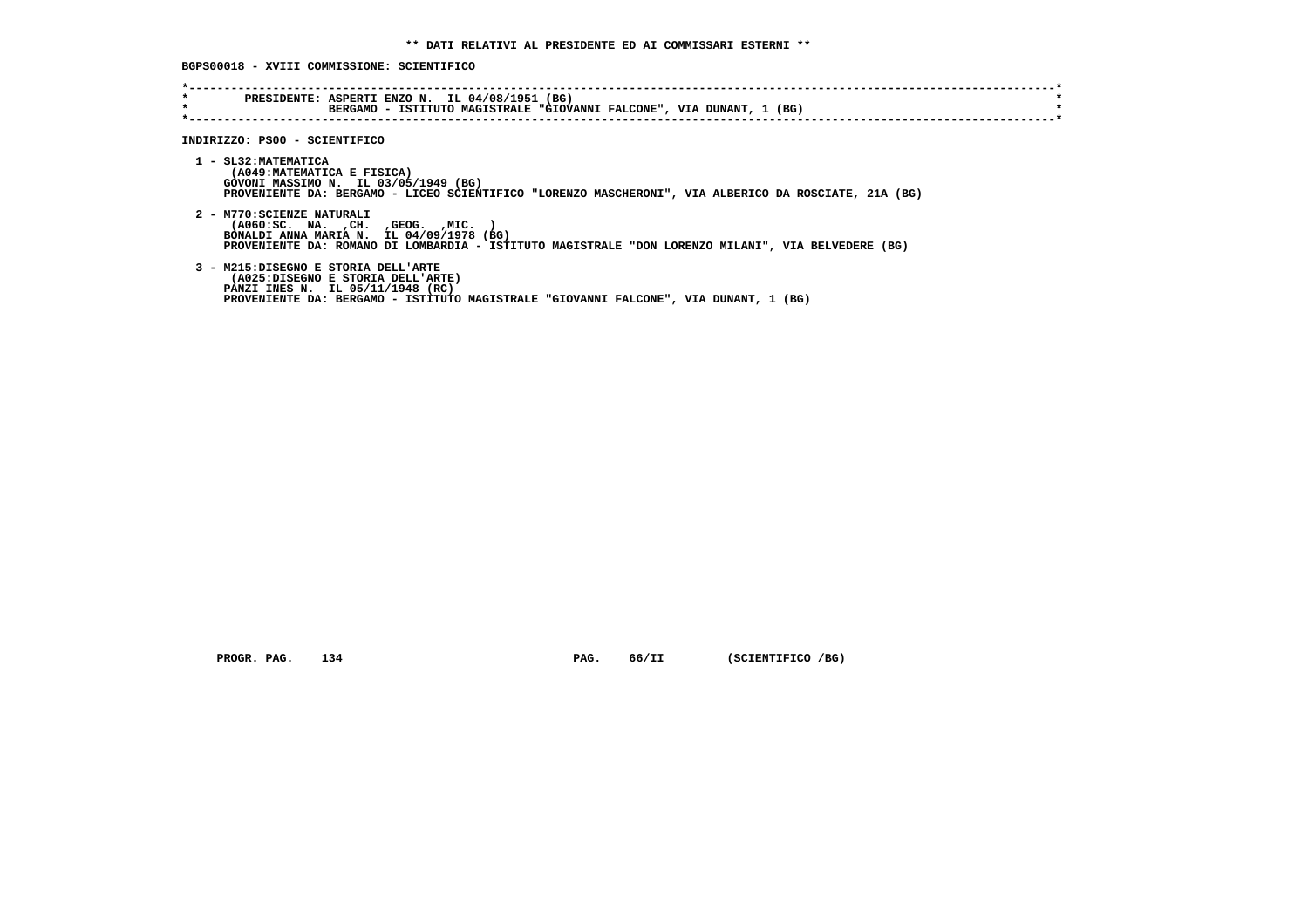**\*\* DATI RELATIVI AL PRESIDENTE ED AI COMMISSARI ESTERNI \*\***

**BGPS00018 - XVIII COMMISSIONE: SCIENTIFICO**

```
*----------------------------------------------------------------------------------------------------------------------------*
*        PRESIDENTE: ASPERTI ENZO N.  IL 04/08/1951 (BG)                                                                     *
*                    BERGAMO - ISTITUTO MAGISTRALE "GIOVANNI FALCONE", VIA DUNANT, 1 (BG)                                    *
*----------------------------------------------------------------------------------------------------------------------------*
```

**INDIRIZZO: PS00 - SCIENTIFICO**

1 - SL32:MATEMATICA
(A049:MATEMATICA E FISICA)
GOVONI MASSIMO N. IL 03/05/1949 (BG)
PROVENIENTE DA: BERGAMO - LICEO SCIENTIFICO "LORENZO MASCHERONI", VIA ALBERICO DA ROSCIATE, 21A (BG)

2 - M770:SCIENZE NATURALI
(A060:SC. NA. ,CH. ,GEOG. ,MIC. )
BONALDI ANNA MARIA N. IL 04/09/1978 (BG)
PROVENIENTE DA: ROMANO DI LOMBARDIA - ISTITUTO MAGISTRALE "DON LORENZO MILANI", VIA BELVEDERE (BG)

3 - M215:DISEGNO E STORIA DELL'ARTE
(A025:DISEGNO E STORIA DELL'ARTE)
PANZI INES N. IL 05/11/1948 (RC)
PROVENIENTE DA: BERGAMO - ISTITUTO MAGISTRALE "GIOVANNI FALCONE", VIA DUNANT, 1 (BG)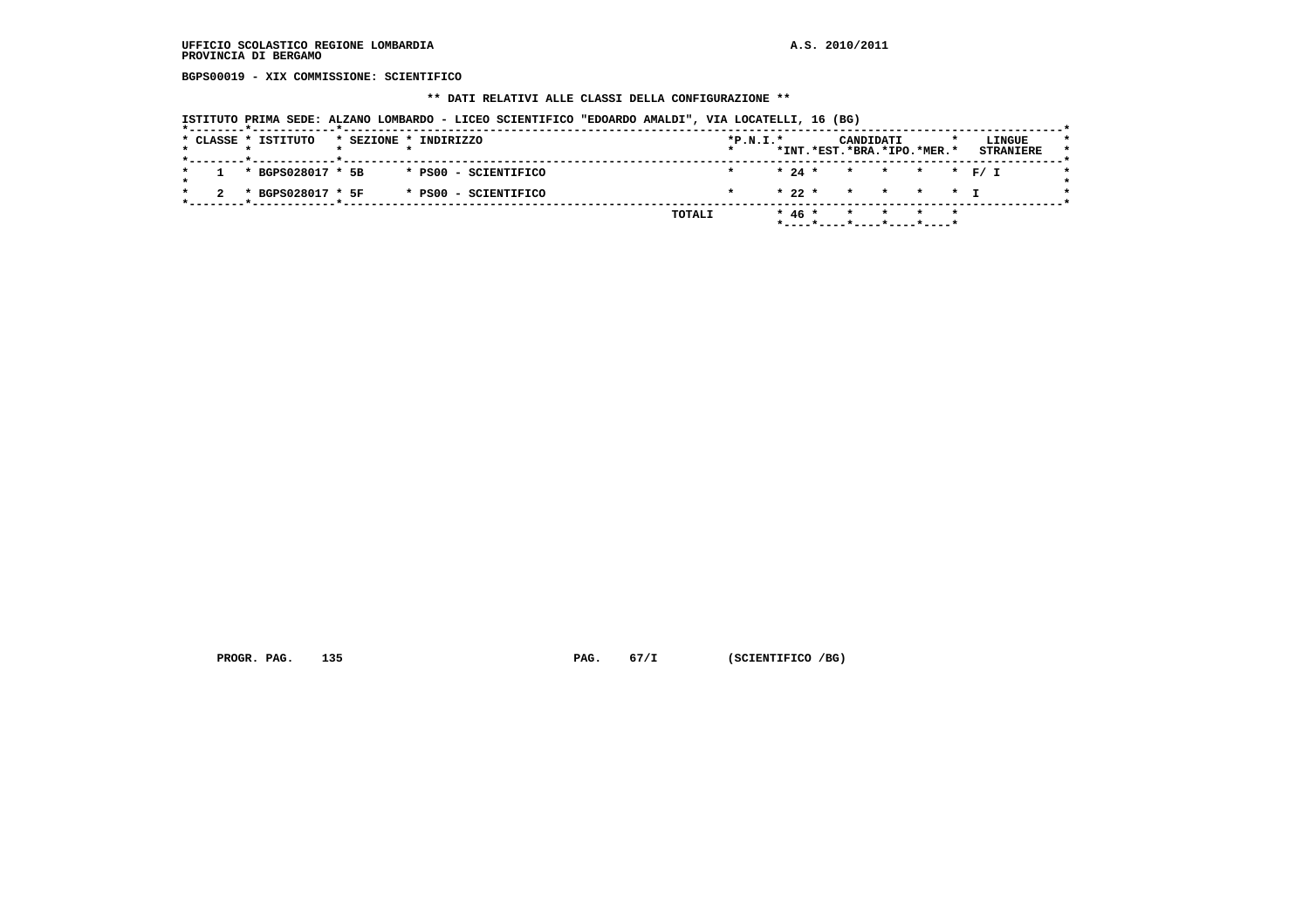UFFICIO SCOLASTICO REGIONE LOMBARDIA
PROVINCIA DI BERGAMO

A.S. 2010/2011

BGPS00019 - XIX COMMISSIONE: SCIENTIFICO

** DATI RELATIVI ALLE CLASSI DELLA CONFIGURAZIONE **

ISTITUTO PRIMA SEDE: ALZANO LOMBARDO - LICEO SCIENTIFICO "EDOARDO AMALDI", VIA LOCATELLI, 16 (BG)

| CLASSE | ISTITUTO | SEZIONE | INDIRIZZO | P.N.I. | CANDIDATI INT. | CANDIDATI EST. | CANDIDATI BRA. | CANDIDATI IPO. | CANDIDATI MER. | LINGUE STRANIERE |
|---|---|---|---|---|---|---|---|---|---|---|
| 1 | BGPS028017 | 5B | PS00 - SCIENTIFICO | | 24 | | | | | F/ I |
| 2 | BGPS028017 | 5F | PS00 - SCIENTIFICO | | 22 | | | | | I |
| | | | TOTALI | | 46 | | | | | |

PROGR. PAG. 135 PAG. 67/I (SCIENTIFICO /BG)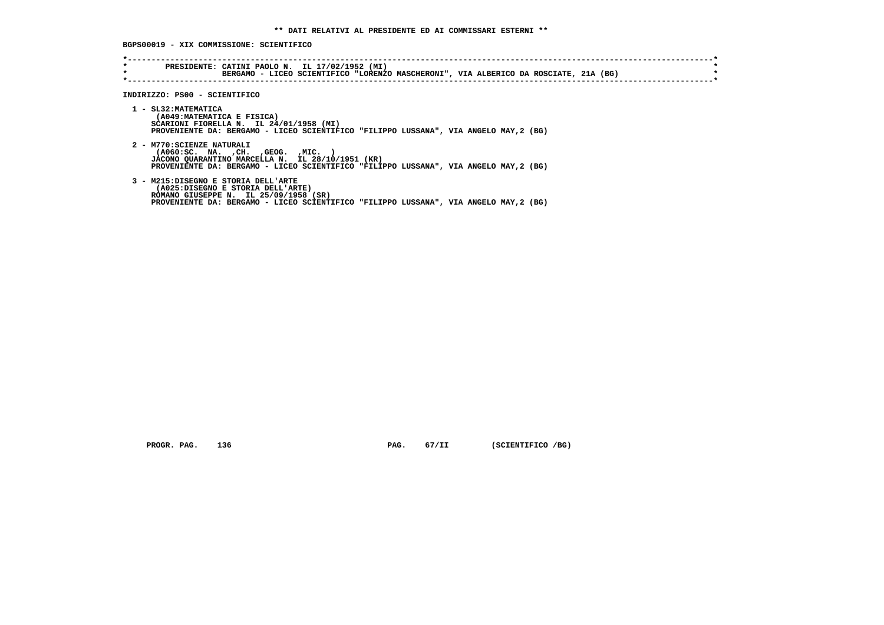## ** DATI RELATIVI AL PRESIDENTE ED AI COMMISSARI ESTERNI **

**BGPS00019 - XIX COMMISSIONE: SCIENTIFICO**

**PRESIDENTE: CATINI PAOLO N. IL 17/02/1952 (MI)**
**BERGAMO - LICEO SCIENTIFICO "LORENZO MASCHERONI", VIA ALBERICO DA ROSCIATE, 21A (BG)**

**INDIRIZZO: PS00 - SCIENTIFICO**

1 - SL32:MATEMATICA
(A049:MATEMATICA E FISICA)
SCARIONI FIORELLA N. IL 24/01/1958 (MI)
PROVENIENTE DA: BERGAMO - LICEO SCIENTIFICO "FILIPPO LUSSANA", VIA ANGELO MAY,2 (BG)

2 - M770:SCIENZE NATURALI
(A060:SC. NA. ,CH. ,GEOG. ,MIC. )
JACONO QUARANTINO MARCELLA N. IL 28/10/1951 (KR)
PROVENIENTE DA: BERGAMO - LICEO SCIENTIFICO "FILIPPO LUSSANA", VIA ANGELO MAY,2 (BG)

3 - M215:DISEGNO E STORIA DELL'ARTE
(A025:DISEGNO E STORIA DELL'ARTE)
ROMANO GIUSEPPE N. IL 25/09/1958 (SR)
PROVENIENTE DA: BERGAMO - LICEO SCIENTIFICO "FILIPPO LUSSANA", VIA ANGELO MAY,2 (BG)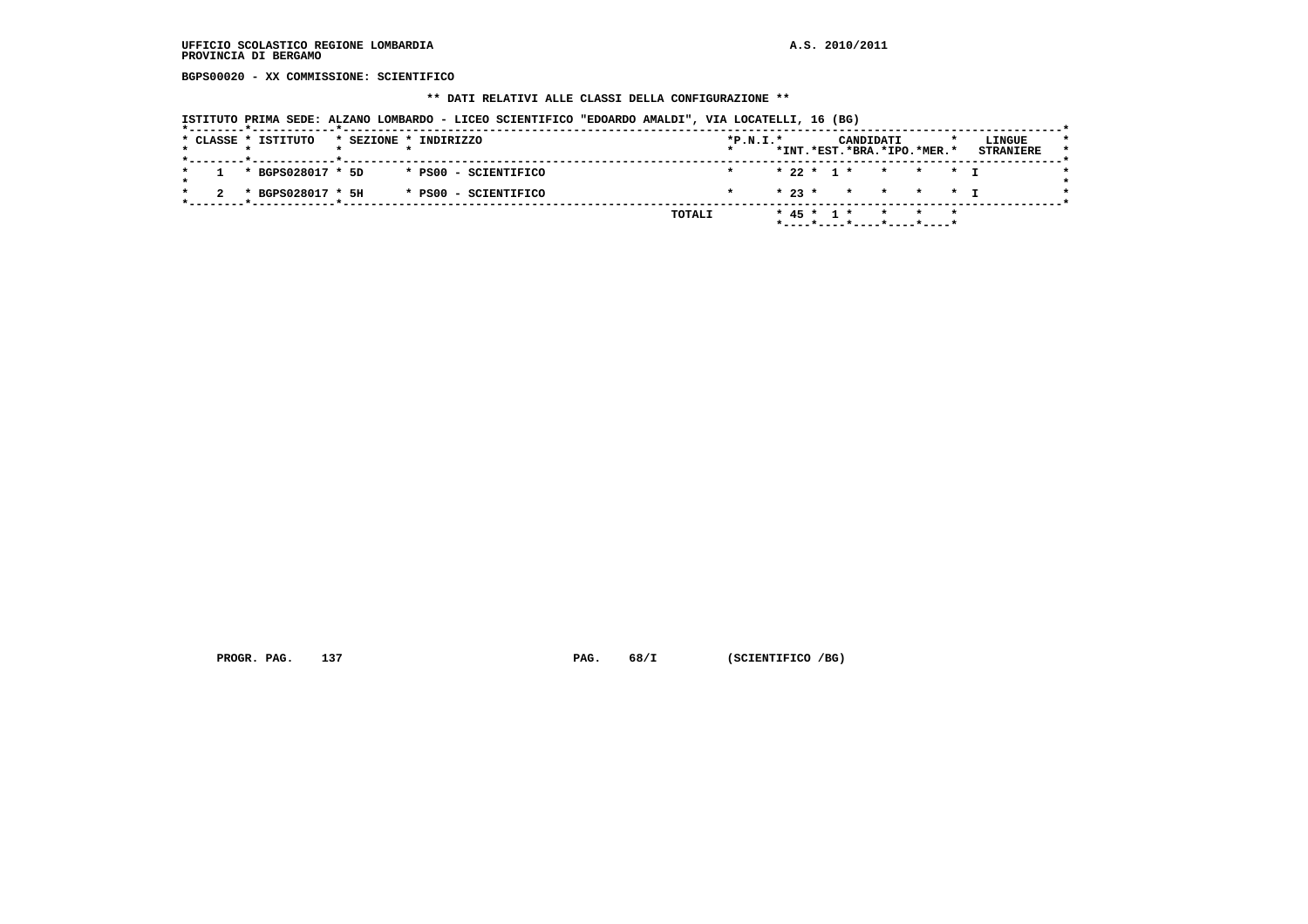UFFICIO SCOLASTICO REGIONE LOMBARDIA
PROVINCIA DI BERGAMO

A.S. 2010/2011

BGPS00020 - XX COMMISSIONE: SCIENTIFICO

** DATI RELATIVI ALLE CLASSI DELLA CONFIGURAZIONE **

ISTITUTO PRIMA SEDE: ALZANO LOMBARDO - LICEO SCIENTIFICO "EDOARDO AMALDI", VIA LOCATELLI, 16 (BG)

| CLASSE | ISTITUTO | SEZIONE | INDIRIZZO | P.N.I. | CANDIDATI INT. | CANDIDATI EST. | CANDIDATI BRA. | CANDIDATI IPO. | CANDIDATI MER. | LINGUE STRANIERE |
|---|---|---|---|---|---|---|---|---|---|---|
| 1 | BGPS028017 | 5D | PS00 - SCIENTIFICO | | 22 | 1 | | | | I |
| 2 | BGPS028017 | 5H | PS00 - SCIENTIFICO | | 23 | | | | | I |
| | | | TOTALI | | 45 | 1 | | | | |

PROGR. PAG. 137 PAG. 68/I (SCIENTIFICO /BG)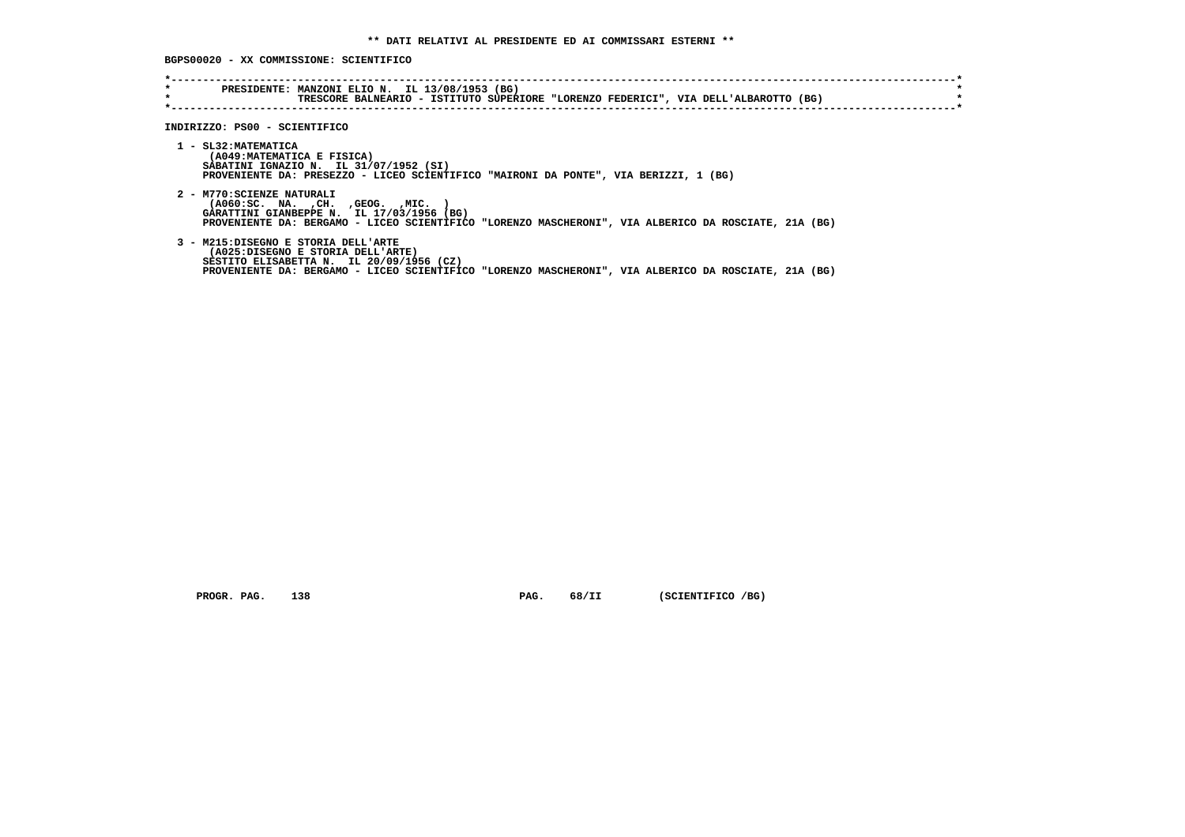** DATI RELATIVI AL PRESIDENTE ED AI COMMISSARI ESTERNI **

BGPS00020 - XX COMMISSIONE: SCIENTIFICO

PRESIDENTE: MANZONI ELIO N. IL 13/08/1953 (BG)
TRESCORE BALNEARIO - ISTITUTO SUPERIORE "LORENZO FEDERICI", VIA DELL'ALBAROTTO (BG)

INDIRIZZO: PS00 - SCIENTIFICO

1 - SL32:MATEMATICA
(A049:MATEMATICA E FISICA)
SABATINI IGNAZIO N. IL 31/07/1952 (SI)
PROVENIENTE DA: PRESEZZO - LICEO SCIENTIFICO "MAIRONI DA PONTE", VIA BERIZZI, 1 (BG)

2 - M770:SCIENZE NATURALI
(A060:SC. NA. ,CH. ,GEOG. ,MIC. )
GARATTINI GIANBEPPE N. IL 17/03/1956 (BG)
PROVENIENTE DA: BERGAMO - LICEO SCIENTIFICO "LORENZO MASCHERONI", VIA ALBERICO DA ROSCIATE, 21A (BG)

3 - M215:DISEGNO E STORIA DELL'ARTE
(A025:DISEGNO E STORIA DELL'ARTE)
SESTITO ELISABETTA N. IL 20/09/1956 (CZ)
PROVENIENTE DA: BERGAMO - LICEO SCIENTIFICO "LORENZO MASCHERONI", VIA ALBERICO DA ROSCIATE, 21A (BG)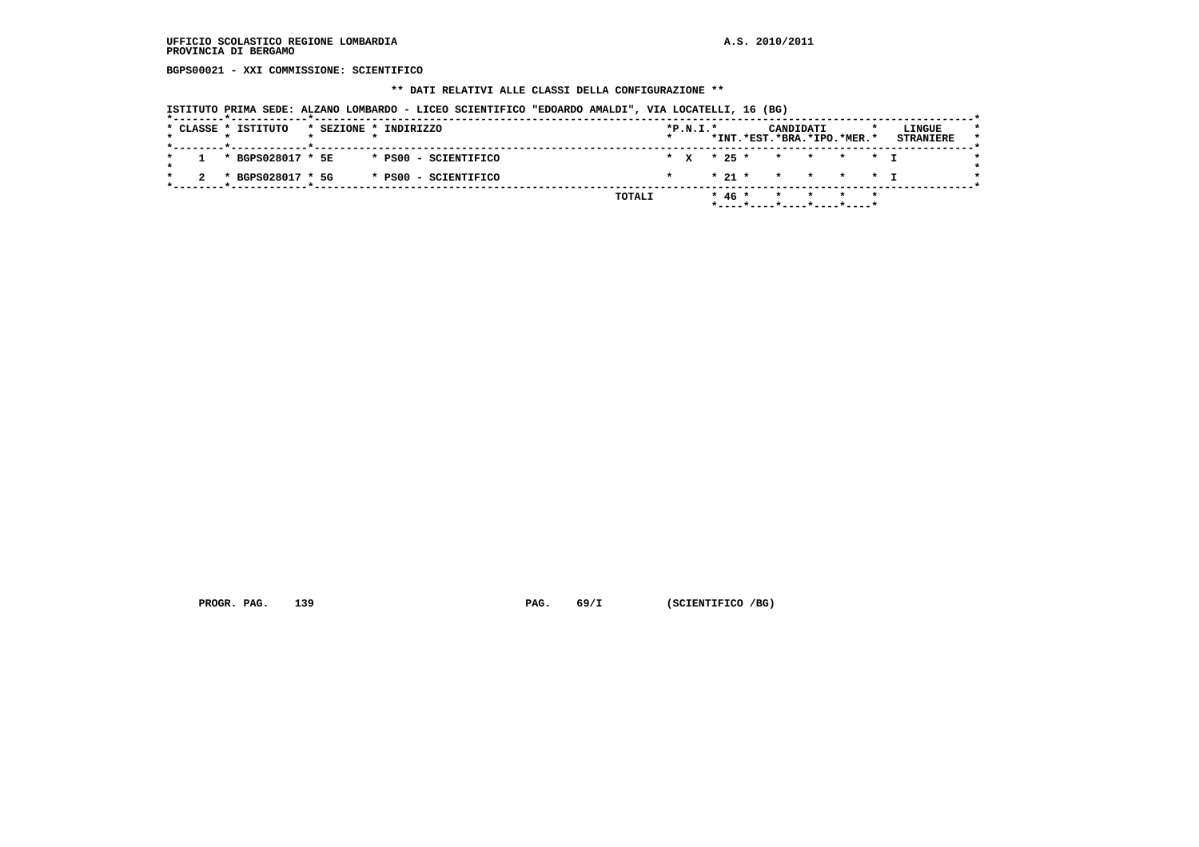UFFICIO SCOLASTICO REGIONE LOMBARDIA
PROVINCIA DI BERGAMO

A.S. 2010/2011

**BGPS00021 - XXI COMMISSIONE: SCIENTIFICO**

**\*\* DATI RELATIVI ALLE CLASSI DELLA CONFIGURAZIONE \*\***

ISTITUTO PRIMA SEDE: ALZANO LOMBARDO - LICEO SCIENTIFICO "EDOARDO AMALDI", VIA LOCATELLI, 16 (BG)

| CLASSE | ISTITUTO | SEZIONE | INDIRIZZO | P.N.I. | CANDIDATI INT. | EST. | BRA. | IPO. | MER. | LINGUE STRANIERE |
|---|---|---|---|---|---|---|---|---|---|---|
| 1 | BGPS028017 | 5E | PS00 - SCIENTIFICO | X | 25 | | | | | I |
| 2 | BGPS028017 | 5G | PS00 - SCIENTIFICO | | 21 | | | | | I |
| | | | TOTALI | | 46 | | | | | |

PROGR. PAG. 139 PAG. 69/I (SCIENTIFICO /BG)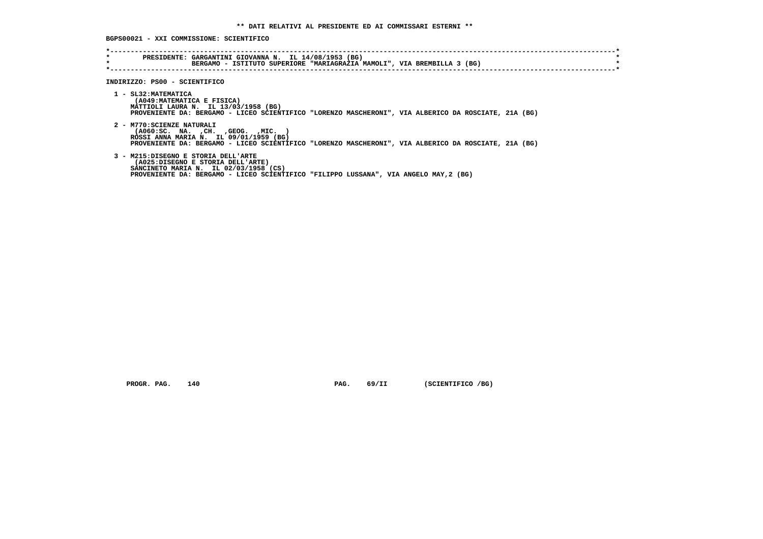** DATI RELATIVI AL PRESIDENTE ED AI COMMISSARI ESTERNI **

BGPS00021 - XXI COMMISSIONE: SCIENTIFICO

PRESIDENTE: GARGANTINI GIOVANNA N. IL 14/08/1953 (BG)
BERGAMO - ISTITUTO SUPERIORE "MARIAGRAZIA MAMOLI", VIA BREMBILLA 3 (BG)

INDIRIZZO: PS00 - SCIENTIFICO

1 - SL32:MATEMATICA
(A049:MATEMATICA E FISICA)
MATTIOLI LAURA N. IL 13/03/1958 (BG)
PROVENIENTE DA: BERGAMO - LICEO SCIENTIFICO "LORENZO MASCHERONI", VIA ALBERICO DA ROSCIATE, 21A (BG)

2 - M770:SCIENZE NATURALI
(A060:SC. NA. ,CH. ,GEOG. ,MIC. )
ROSSI ANNA MARIA N. IL 09/01/1959 (BG)
PROVENIENTE DA: BERGAMO - LICEO SCIENTIFICO "LORENZO MASCHERONI", VIA ALBERICO DA ROSCIATE, 21A (BG)

3 - M215:DISEGNO E STORIA DELL'ARTE
(A025:DISEGNO E STORIA DELL'ARTE)
SANCINETO MARIA N. IL 02/03/1958 (CS)
PROVENIENTE DA: BERGAMO - LICEO SCIENTIFICO "FILIPPO LUSSANA", VIA ANGELO MAY,2 (BG)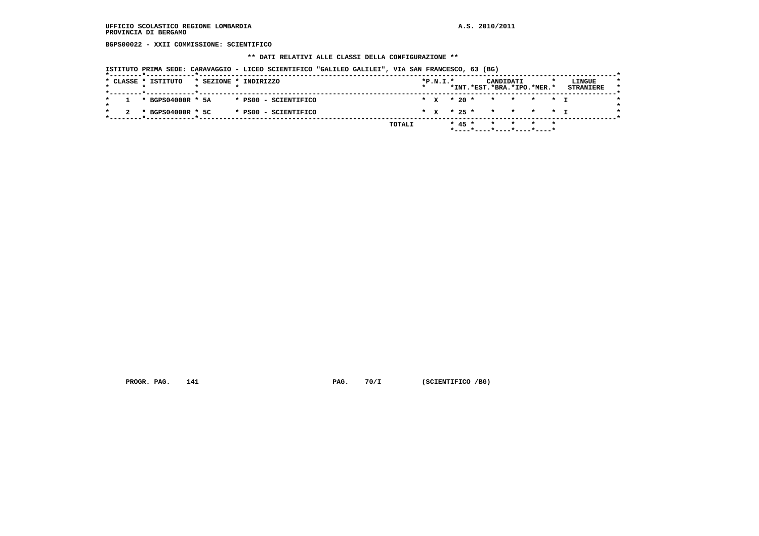UFFICIO SCOLASTICO REGIONE LOMBARDIA

PROVINCIA DI BERGAMO

A.S. 2010/2011

**BGPS00022 - XXII COMMISSIONE: SCIENTIFICO**

**\*\* DATI RELATIVI ALLE CLASSI DELLA CONFIGURAZIONE \*\***

ISTITUTO PRIMA SEDE: CARAVAGGIO - LICEO SCIENTIFICO "GALILEO GALILEI", VIA SAN FRANCESCO, 63 (BG)

| CLASSE | ISTITUTO | SEZIONE | INDIRIZZO | P.N.I. | CANDIDATI INT. | EST. | BRA. | IPO. | MER. | LINGUE STRANIERE |
|---|---|---|---|---|---|---|---|---|---|---|
| 1 | BGPS04000R | 5A | PS00 - SCIENTIFICO | X | 20 | | | | | I |
| 2 | BGPS04000R | 5C | PS00 - SCIENTIFICO | X | 25 | | | | | I |
| | | | TOTALI | | 45 | | | | | |

PROGR. PAG. 141 PAG. 70/I (SCIENTIFICO /BG)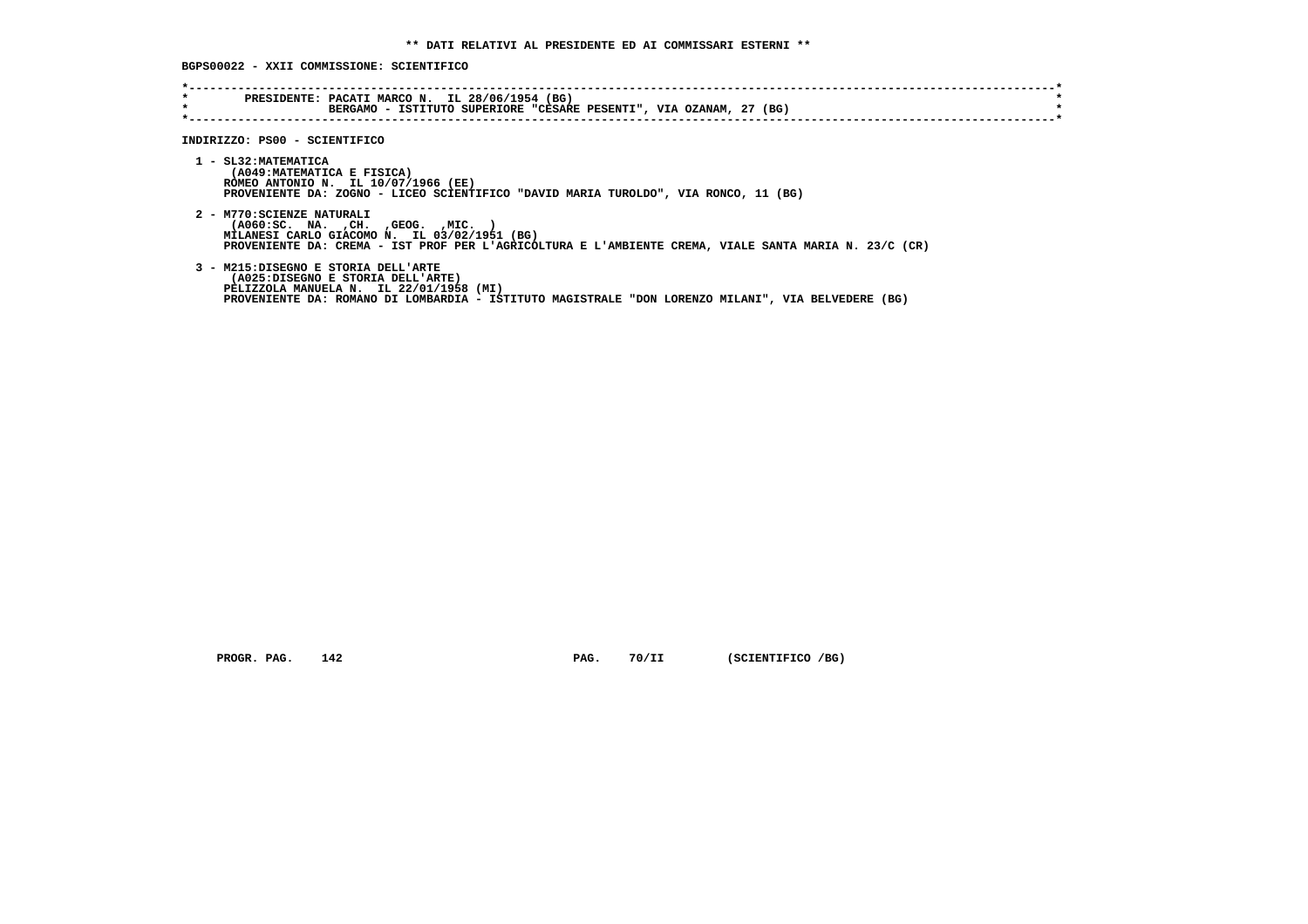**\*\* DATI RELATIVI AL PRESIDENTE ED AI COMMISSARI ESTERNI \*\***

**BGPS00022 - XXII COMMISSIONE: SCIENTIFICO**

```
*----------------------------------------------------------------------------------------------------------------------------*
*        PRESIDENTE: PACATI MARCO N.  IL 28/06/1954 (BG)                                                                     *
*                    BERGAMO - ISTITUTO SUPERIORE "CESARE PESENTI", VIA OZANAM, 27 (BG)                                      *
*----------------------------------------------------------------------------------------------------------------------------*
```

**INDIRIZZO: PS00 - SCIENTIFICO**

1 - SL32:MATEMATICA
   (A049:MATEMATICA E FISICA)
   ROMEO ANTONIO N.  IL 10/07/1966 (EE)
   PROVENIENTE DA: ZOGNO - LICEO SCIENTIFICO "DAVID MARIA TUROLDO", VIA RONCO, 11 (BG)

2 - M770:SCIENZE NATURALI
   (A060:SC.  NA.  ,CH.  ,GEOG.  ,MIC.  )
   MILANESI CARLO GIACOMO N.  IL 03/02/1951 (BG)
   PROVENIENTE DA: CREMA - IST PROF PER L'AGRICOLTURA E L'AMBIENTE CREMA, VIALE SANTA MARIA N. 23/C (CR)

3 - M215:DISEGNO E STORIA DELL'ARTE
   (A025:DISEGNO E STORIA DELL'ARTE)
   PELIZZOLA MANUELA N.  IL 22/01/1958 (MI)
   PROVENIENTE DA: ROMANO DI LOMBARDIA - ISTITUTO MAGISTRALE "DON LORENZO MILANI", VIA BELVEDERE (BG)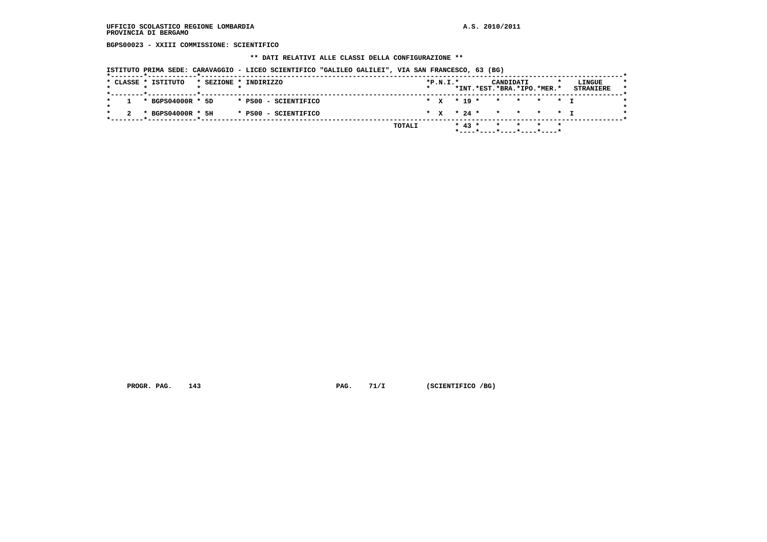UFFICIO SCOLASTICO REGIONE LOMBARDIA
PROVINCIA DI BERGAMO

A.S. 2010/2011

BGPS00023 - XXIII COMMISSIONE: SCIENTIFICO

** DATI RELATIVI ALLE CLASSI DELLA CONFIGURAZIONE **

ISTITUTO PRIMA SEDE: CARAVAGGIO - LICEO SCIENTIFICO "GALILEO GALILEI", VIA SAN FRANCESCO, 63 (BG)

| CLASSE | ISTITUTO | SEZIONE | INDIRIZZO | P.N.I. | CANDIDATI INT. | CANDIDATI EST. | CANDIDATI BRA. | CANDIDATI IPO. | CANDIDATI MER. | LINGUE STRANIERE |
|---|---|---|---|---|---|---|---|---|---|---|
| 1 | BGPS04000R | 5D | PS00 - SCIENTIFICO | X | 19 | | | | | I |
| 2 | BGPS04000R | 5H | PS00 - SCIENTIFICO | X | 24 | | | | | I |
| | | | TOTALI | | 43 | | | | | |

PROGR. PAG. 143 PAG. 71/I (SCIENTIFICO /BG)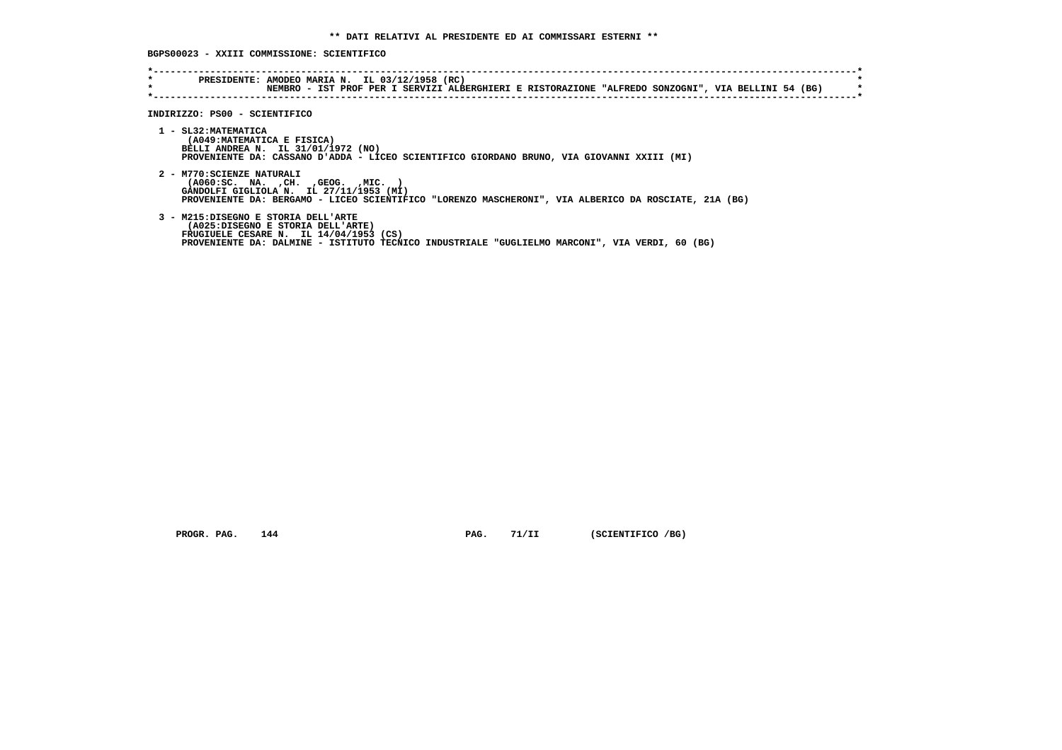**\*\* DATI RELATIVI AL PRESIDENTE ED AI COMMISSARI ESTERNI \*\***

**BGPS00023 - XXIII COMMISSIONE: SCIENTIFICO**

```
*----------------------------------------------------------------------------------------------------------------------*
*        PRESIDENTE: AMODEO MARIA N.  IL 03/12/1958 (RC)                                                               *
*                    NEMBRO - IST PROF PER I SERVIZI ALBERGHIERI E RISTORAZIONE "ALFREDO SONZOGNI", VIA BELLINI 54 (BG) *
*----------------------------------------------------------------------------------------------------------------------*
```

**INDIRIZZO: PS00 - SCIENTIFICO**

1 - SL32:MATEMATICA
   (A049:MATEMATICA E FISICA)
   BELLI ANDREA N.  IL 31/01/1972 (NO)
   PROVENIENTE DA: CASSANO D'ADDA - LICEO SCIENTIFICO GIORDANO BRUNO, VIA GIOVANNI XXIII (MI)

2 - M770:SCIENZE NATURALI
   (A060:SC.  NA.  ,CH.  ,GEOG.  ,MIC.  )
   GANDOLFI GIGLIOLA N.  IL 27/11/1953 (MI)
   PROVENIENTE DA: BERGAMO - LICEO SCIENTIFICO "LORENZO MASCHERONI", VIA ALBERICO DA ROSCIATE, 21A (BG)

3 - M215:DISEGNO E STORIA DELL'ARTE
   (A025:DISEGNO E STORIA DELL'ARTE)
   FRUGIUELE CESARE N.  IL 14/04/1953 (CS)
   PROVENIENTE DA: DALMINE - ISTITUTO TECNICO INDUSTRIALE "GUGLIELMO MARCONI", VIA VERDI, 60 (BG)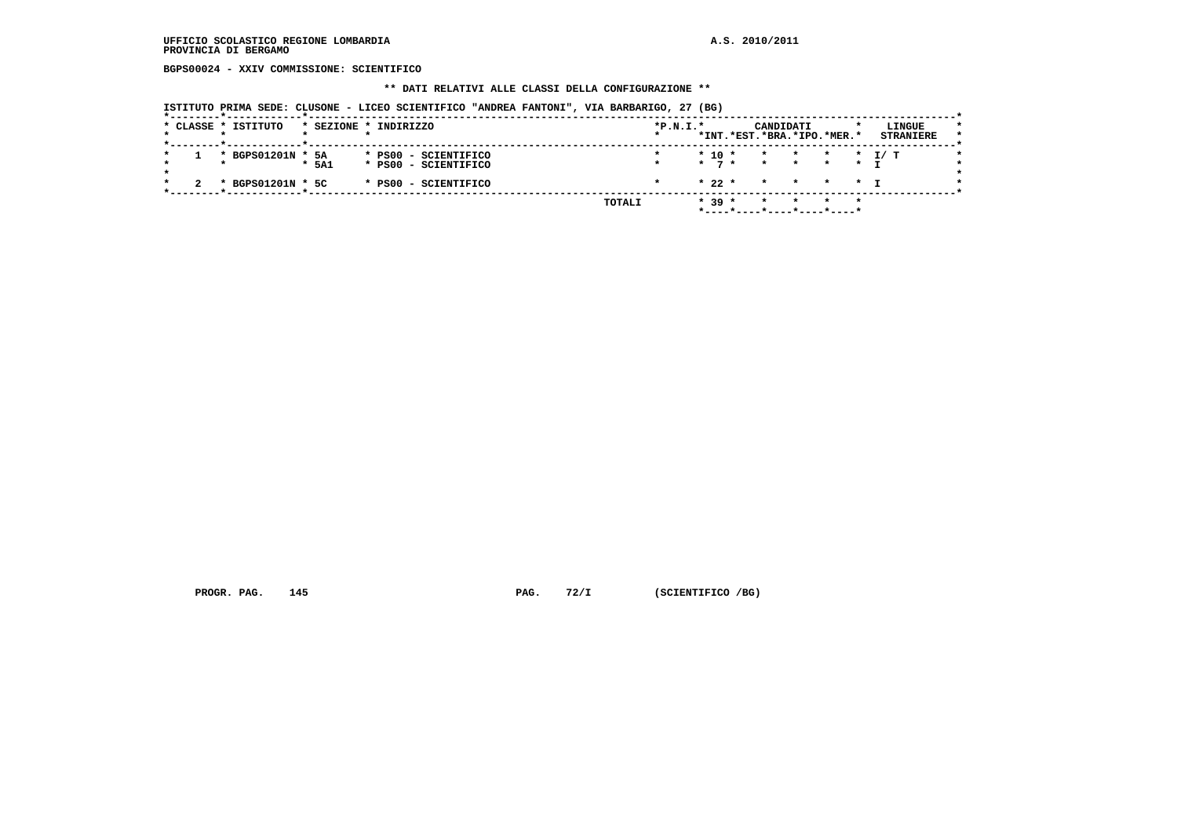UFFICIO SCOLASTICO REGIONE LOMBARDIA
PROVINCIA DI BERGAMO

A.S. 2010/2011

BGPS00024 - XXIV COMMISSIONE: SCIENTIFICO

** DATI RELATIVI ALLE CLASSI DELLA CONFIGURAZIONE **

ISTITUTO PRIMA SEDE: CLUSONE - LICEO SCIENTIFICO "ANDREA FANTONI", VIA BARBARIGO, 27 (BG)

| CLASSE | ISTITUTO | SEZIONE | INDIRIZZO | P.N.I. | CANDIDATI INT. | EST. | BRA. | IPO. | MER. | LINGUE STRANIERE |
|---|---|---|---|---|---|---|---|---|---|---|
| 1 | BGPS01201N | 5A | PS00 - SCIENTIFICO | | 10 | | | | | I/ T |
| | | 5A1 | PS00 - SCIENTIFICO | | 7 | | | | | I |
| 2 | BGPS01201N | 5C | PS00 - SCIENTIFICO | | 22 | | | | | I |
| | | | TOTALI | | 39 | | | | | |

PROGR. PAG. 145 PAG. 72/I (SCIENTIFICO /BG)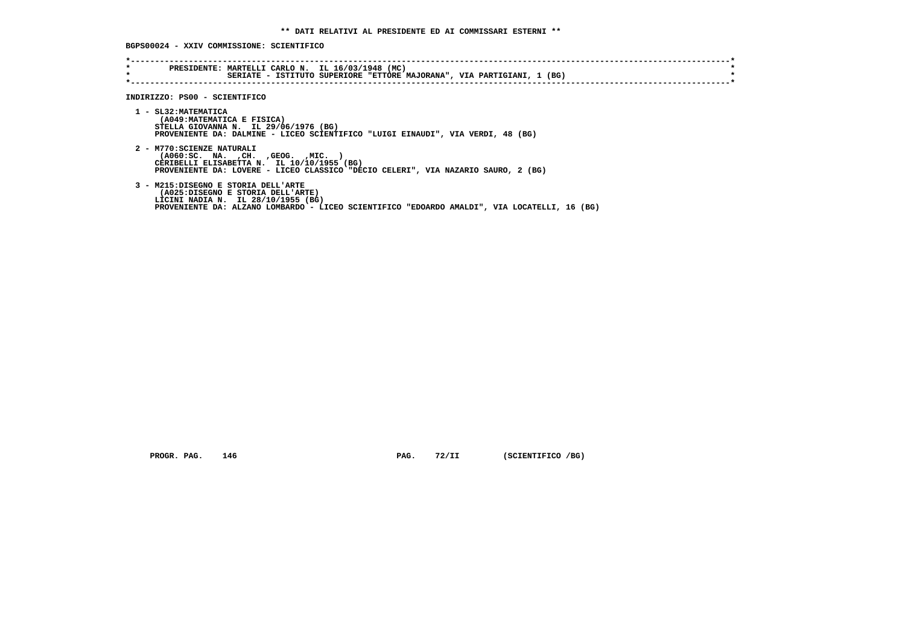**\*\* DATI RELATIVI AL PRESIDENTE ED AI COMMISSARI ESTERNI \*\***

**BGPS00024 - XXIV COMMISSIONE: SCIENTIFICO**

```
*----------------------------------------------------------------------------------------------------------------------------*
*        PRESIDENTE: MARTELLI CARLO N.  IL 16/03/1948 (MC)                                                                   *
*                    SERIATE - ISTITUTO SUPERIORE "ETTORE MAJORANA", VIA PARTIGIANI, 1 (BG)                                  *
*----------------------------------------------------------------------------------------------------------------------------*
```

**INDIRIZZO: PS00 - SCIENTIFICO**

1 - SL32:MATEMATICA
(A049:MATEMATICA E FISICA)
STELLA GIOVANNA N.  IL 29/06/1976 (BG)
PROVENIENTE DA: DALMINE - LICEO SCIENTIFICO "LUIGI EINAUDI", VIA VERDI, 48 (BG)

2 - M770:SCIENZE NATURALI
(A060:SC.  NA.  ,CH.  ,GEOG.  ,MIC.  )
CERIBELLI ELISABETTA N.  IL 10/10/1955 (BG)
PROVENIENTE DA: LOVERE - LICEO CLASSICO "DECIO CELERI", VIA NAZARIO SAURO, 2 (BG)

3 - M215:DISEGNO E STORIA DELL'ARTE
(A025:DISEGNO E STORIA DELL'ARTE)
LICINI NADIA N.  IL 28/10/1955 (BG)
PROVENIENTE DA: ALZANO LOMBARDO - LICEO SCIENTIFICO "EDOARDO AMALDI", VIA LOCATELLI, 16 (BG)

PROGR. PAG.  146                    PAG.  72/II        (SCIENTIFICO /BG)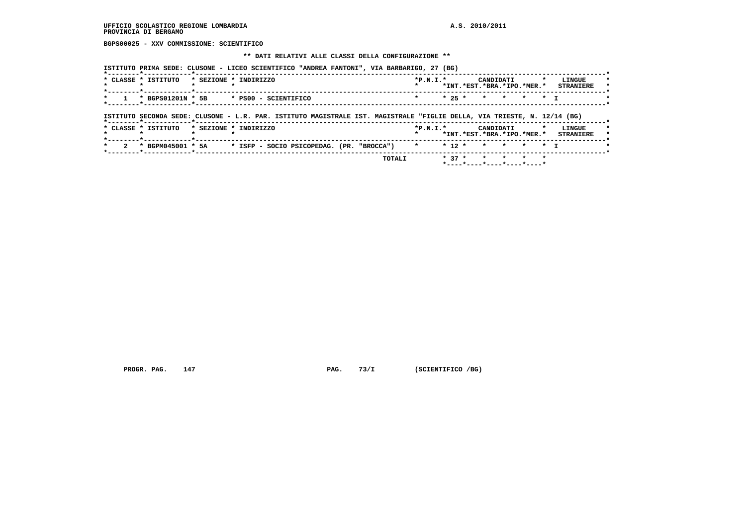UFFICIO SCOLASTICO REGIONE LOMBARDIA A.S. 2010/2011
PROVINCIA DI BERGAMO

**BGPS00025 - XXV COMMISSIONE: SCIENTIFICO**

**\*\* DATI RELATIVI ALLE CLASSI DELLA CONFIGURAZIONE \*\***

ISTITUTO PRIMA SEDE: CLUSONE - LICEO SCIENTIFICO "ANDREA FANTONI", VIA BARBARIGO, 27 (BG)

| CLASSE | ISTITUTO | SEZIONE | INDIRIZZO | P.N.I. | CANDIDATI INT. | CANDIDATI EST. | CANDIDATI BRA. | CANDIDATI IPO. | CANDIDATI MER. | LINGUE STRANIERE |
|---|---|---|---|---|---|---|---|---|---|---|
| 1 | BGPS01201N | 5B | PS00 - SCIENTIFICO | | 25 | | | | | I |

ISTITUTO SECONDA SEDE: CLUSONE - L.R. PAR. ISTITUTO MAGISTRALE IST. MAGISTRALE "FIGLIE DELLA, VIA TRIESTE, N. 12/14 (BG)

| CLASSE | ISTITUTO | SEZIONE | INDIRIZZO | P.N.I. | CANDIDATI INT. | CANDIDATI EST. | CANDIDATI BRA. | CANDIDATI IPO. | CANDIDATI MER. | LINGUE STRANIERE |
|---|---|---|---|---|---|---|---|---|---|---|
| 2 | BGPM045001 | 5A | ISFP - SOCIO PSICOPEDAG. (PR. "BROCCA") | | 12 | | | | | I |
| | | | TOTALI | | 37 | | | | | |

PROGR. PAG. 147 PAG. 73/I (SCIENTIFICO /BG)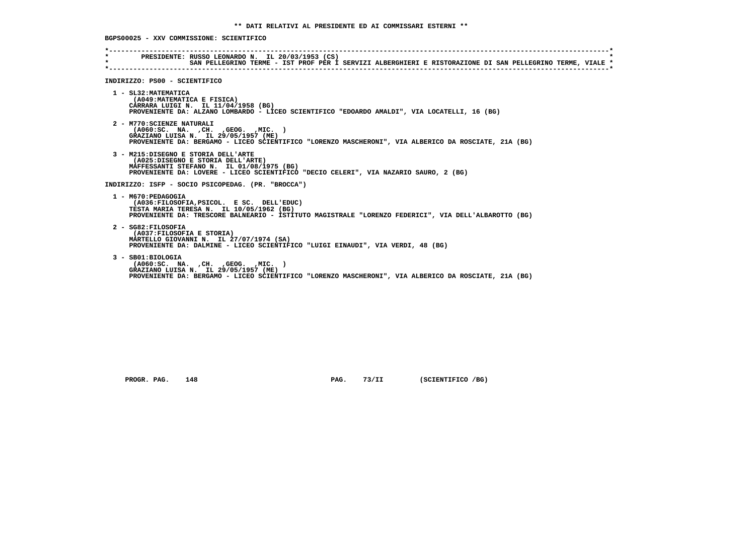**\*\* DATI RELATIVI AL PRESIDENTE ED AI COMMISSARI ESTERNI \*\***

**BGPS00025 - XXV COMMISSIONE: SCIENTIFICO**

```
*----------------------------------------------------------------------------------------------------------------------*
*        PRESIDENTE: RUSSO LEONARDO N.  IL 20/03/1953 (CS)                                                             *
*                    SAN PELLEGRINO TERME - IST PROF PER I SERVIZI ALBERGHIERI E RISTORAZIONE DI SAN PELLEGRINO TERME, VIALE *
*----------------------------------------------------------------------------------------------------------------------*
```

**INDIRIZZO: PS00 - SCIENTIFICO**

1 - SL32:MATEMATICA
(A049:MATEMATICA E FISICA)
CARRARA LUIGI N. IL 11/04/1958 (BG)
PROVENIENTE DA: ALZANO LOMBARDO - LICEO SCIENTIFICO "EDOARDO AMALDI", VIA LOCATELLI, 16 (BG)

2 - M770:SCIENZE NATURALI
(A060:SC. NA. ,CH. ,GEOG. ,MIC. )
GRAZIANO LUISA N. IL 29/05/1957 (ME)
PROVENIENTE DA: BERGAMO - LICEO SCIENTIFICO "LORENZO MASCHERONI", VIA ALBERICO DA ROSCIATE, 21A (BG)

3 - M215:DISEGNO E STORIA DELL'ARTE
(A025:DISEGNO E STORIA DELL'ARTE)
MAFFESSANTI STEFANO N. IL 01/08/1975 (BG)
PROVENIENTE DA: LOVERE - LICEO SCIENTIFICO "DECIO CELERI", VIA NAZARIO SAURO, 2 (BG)

**INDIRIZZO: ISFP - SOCIO PSICOPEDAG. (PR. "BROCCA")**

1 - M670:PEDAGOGIA
(A036:FILOSOFIA,PSICOL. E SC. DELL'EDUC)
TESTA MARIA TERESA N. IL 10/05/1962 (BG)
PROVENIENTE DA: TRESCORE BALNEARIO - ISTITUTO MAGISTRALE "LORENZO FEDERICI", VIA DELL'ALBAROTTO (BG)

2 - SG82:FILOSOFIA
(A037:FILOSOFIA E STORIA)
MARTELLO GIOVANNI N. IL 27/07/1974 (SA)
PROVENIENTE DA: DALMINE - LICEO SCIENTIFICO "LUIGI EINAUDI", VIA VERDI, 48 (BG)

3 - SB01:BIOLOGIA
(A060:SC. NA. ,CH. ,GEOG. ,MIC. )
GRAZIANO LUISA N. IL 29/05/1957 (ME)
PROVENIENTE DA: BERGAMO - LICEO SCIENTIFICO "LORENZO MASCHERONI", VIA ALBERICO DA ROSCIATE, 21A (BG)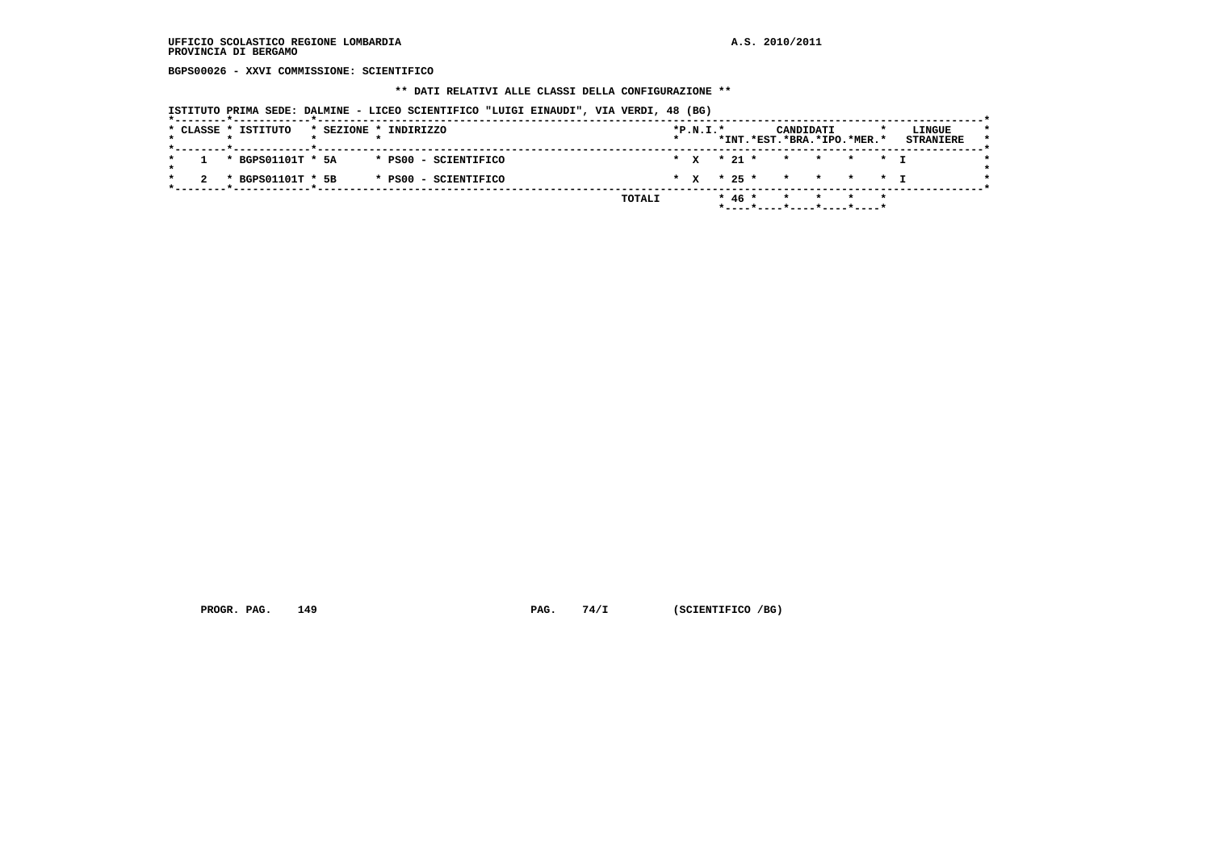**UFFICIO SCOLASTICO REGIONE LOMBARDIA** **A.S. 2010/2011**
**PROVINCIA DI BERGAMO**

**BGPS00026 - XXVI COMMISSIONE: SCIENTIFICO**

**\*\* DATI RELATIVI ALLE CLASSI DELLA CONFIGURAZIONE \*\***

**ISTITUTO PRIMA SEDE: DALMINE - LICEO SCIENTIFICO "LUIGI EINAUDI", VIA VERDI, 48 (BG)**

| CLASSE | ISTITUTO | SEZIONE | INDIRIZZO | P.N.I. | CANDIDATI INT. | EST. | BRA. | IPO. | MER. | LINGUE STRANIERE |
|---|---|---|---|---|---|---|---|---|---|---|
| 1 | BGPS01101T | 5A | PS00 - SCIENTIFICO | X | 21 | | | | | I |
| 2 | BGPS01101T | 5B | PS00 - SCIENTIFICO | X | 25 | | | | | I |
| | | | TOTALI | | 46 | | | | | |

**PROGR. PAG. 149** **PAG. 74/I** **(SCIENTIFICO /BG)**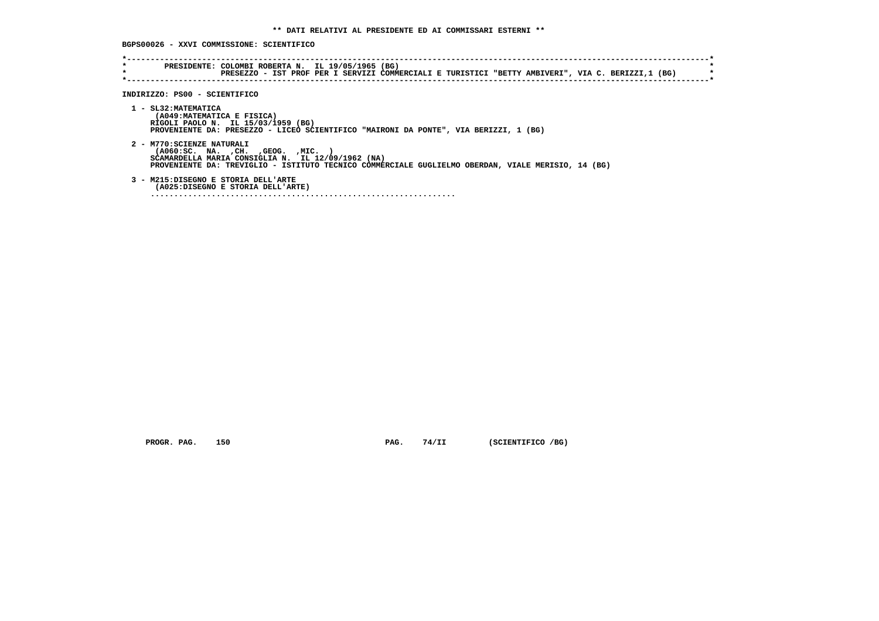** DATI RELATIVI AL PRESIDENTE ED AI COMMISSARI ESTERNI **

BGPS00026 - XXVI COMMISSIONE: SCIENTIFICO

```
*----------------------------------------------------------------------------------------------------------------------*
*        PRESIDENTE: COLOMBI ROBERTA N.  IL 19/05/1965 (BG)                                                            *
*                    PRESEZZO - IST PROF PER I SERVIZI COMMERCIALI E TURISTICI "BETTY AMBIVERI", VIA C. BERIZZI,1 (BG)  *
*----------------------------------------------------------------------------------------------------------------------*
```

INDIRIZZO: PS00 - SCIENTIFICO

1 - SL32:MATEMATICA
   (A049:MATEMATICA E FISICA)
   RIGOLI PAOLO N.  IL 15/03/1959 (BG)
   PROVENIENTE DA: PRESEZZO - LICEO SCIENTIFICO "MAIRONI DA PONTE", VIA BERIZZI, 1 (BG)

2 - M770:SCIENZE NATURALI
   (A060:SC.  NA.  ,CH.  ,GEOG.  ,MIC.  )
   SCAMARDELLA MARIA CONSIGLIA N.  IL 12/09/1962 (NA)
   PROVENIENTE DA: TREVIGLIO - ISTITUTO TECNICO COMMERCIALE GUGLIELMO OBERDAN, VIALE MERISIO, 14 (BG)

3 - M215:DISEGNO E STORIA DELL'ARTE
   (A025:DISEGNO E STORIA DELL'ARTE)
   ..................................................................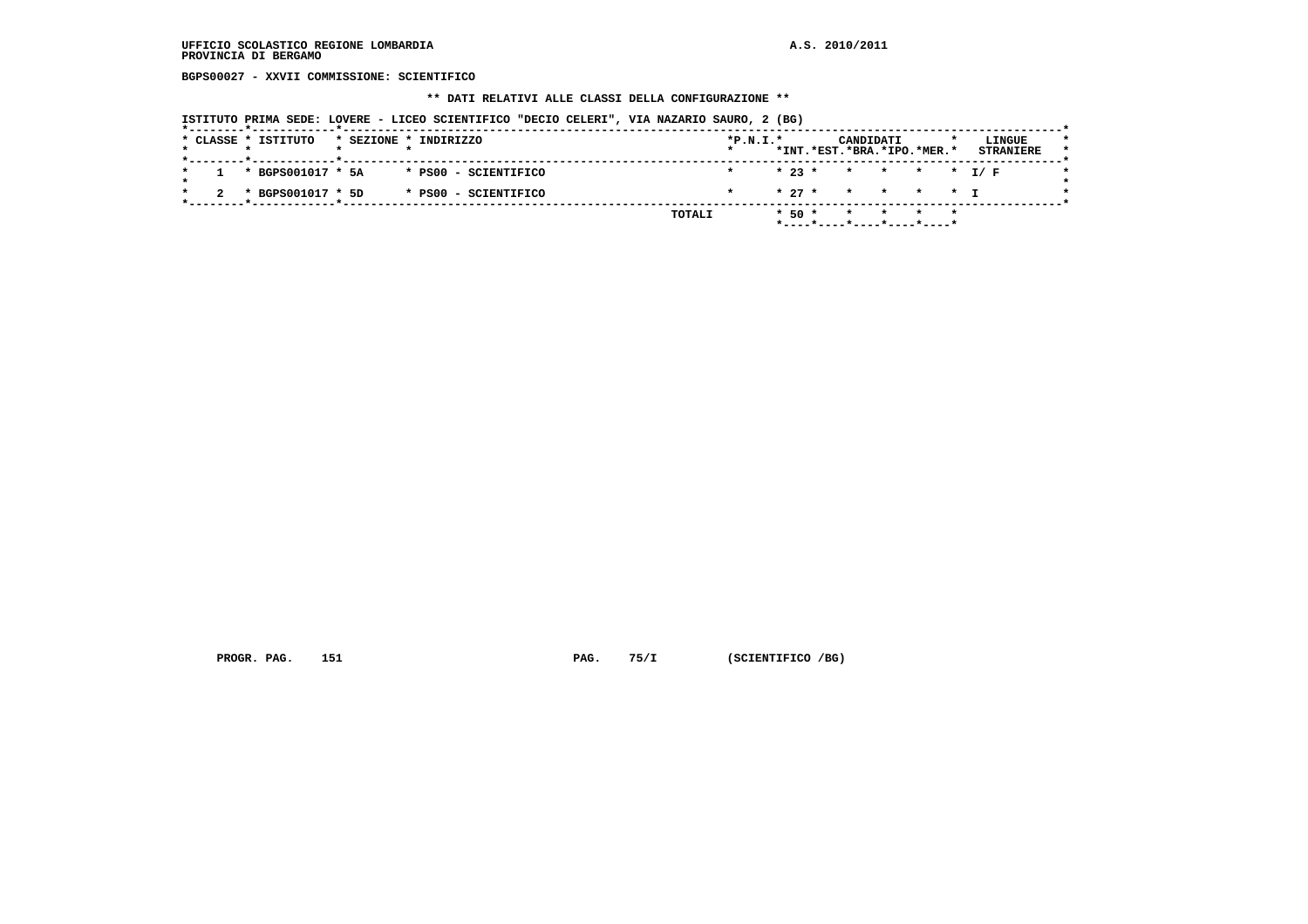**UFFICIO SCOLASTICO REGIONE LOMBARDIA** **A.S. 2010/2011**
**PROVINCIA DI BERGAMO**

**BGPS00027 - XXVII COMMISSIONE: SCIENTIFICO**

**\*\* DATI RELATIVI ALLE CLASSI DELLA CONFIGURAZIONE \*\***

**ISTITUTO PRIMA SEDE: LOVERE - LICEO SCIENTIFICO "DECIO CELERI", VIA NAZARIO SAURO, 2 (BG)**

| CLASSE | ISTITUTO | SEZIONE | INDIRIZZO | P.N.I. | CANDIDATI INT. | EST. | BRA. | IPO. | MER. | LINGUE STRANIERE |
|---|---|---|---|---|---|---|---|---|---|---|
| 1 | BGPS001017 | 5A | PS00 - SCIENTIFICO | | 23 | | | | | I/ F |
| 2 | BGPS001017 | 5D | PS00 - SCIENTIFICO | | 27 | | | | | I |
| | | | TOTALI | | 50 | | | | | |

**PROGR. PAG. 151** **PAG. 75/I** **(SCIENTIFICO /BG)**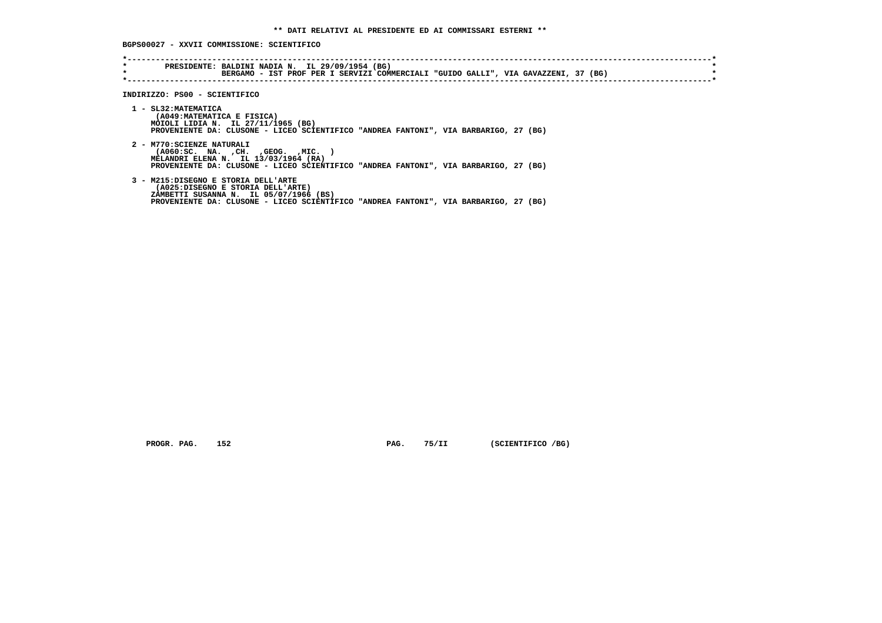**\*\* DATI RELATIVI AL PRESIDENTE ED AI COMMISSARI ESTERNI \*\***

**BGPS00027 - XXVII COMMISSIONE: SCIENTIFICO**

```
*----------------------------------------------------------------------------------------------------------------------*
*        PRESIDENTE: BALDINI NADIA N.  IL 29/09/1954 (BG)                                                              *
*                    BERGAMO - IST PROF PER I SERVIZI COMMERCIALI "GUIDO GALLI", VIA GAVAZZENI, 37 (BG)                *
*----------------------------------------------------------------------------------------------------------------------*
```

**INDIRIZZO: PS00 - SCIENTIFICO**

1 - SL32:MATEMATICA
(A049:MATEMATICA E FISICA)
MOIOLI LIDIA N. IL 27/11/1965 (BG)
PROVENIENTE DA: CLUSONE - LICEO SCIENTIFICO "ANDREA FANTONI", VIA BARBARIGO, 27 (BG)

2 - M770:SCIENZE NATURALI
(A060:SC. NA. ,CH. ,GEOG. ,MIC. )
MELANDRI ELENA N. IL 13/03/1964 (RA)
PROVENIENTE DA: CLUSONE - LICEO SCIENTIFICO "ANDREA FANTONI", VIA BARBARIGO, 27 (BG)

3 - M215:DISEGNO E STORIA DELL'ARTE
(A025:DISEGNO E STORIA DELL'ARTE)
ZAMBETTI SUSANNA N. IL 05/07/1966 (BS)
PROVENIENTE DA: CLUSONE - LICEO SCIENTIFICO "ANDREA FANTONI", VIA BARBARIGO, 27 (BG)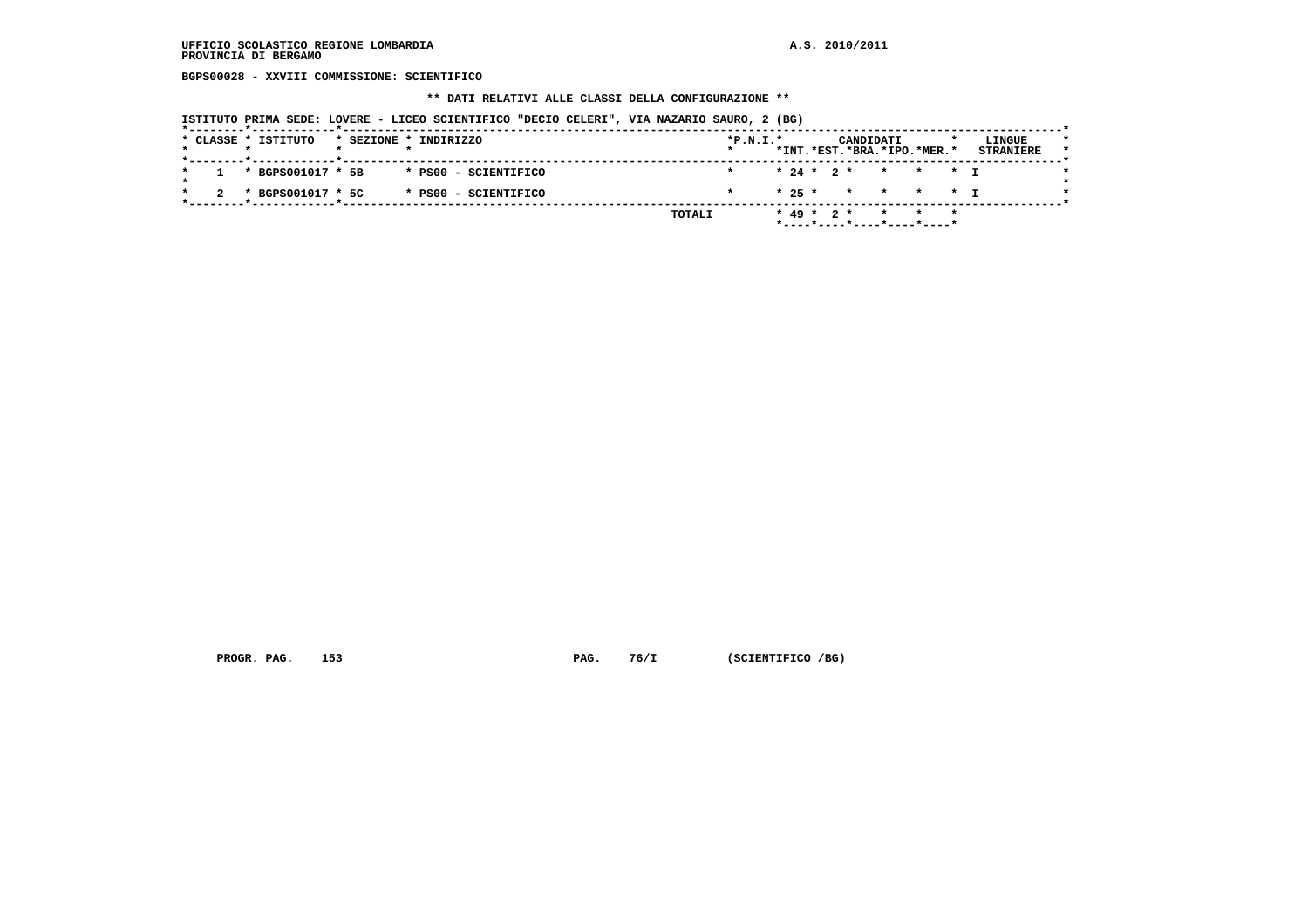UFFICIO SCOLASTICO REGIONE LOMBARDIA
PROVINCIA DI BERGAMO

A.S. 2010/2011

**BGPS00028 - XXVIII COMMISSIONE: SCIENTIFICO**

**\*\* DATI RELATIVI ALLE CLASSI DELLA CONFIGURAZIONE \*\***

ISTITUTO PRIMA SEDE: LOVERE - LICEO SCIENTIFICO "DECIO CELERI", VIA NAZARIO SAURO, 2 (BG)

| CLASSE | ISTITUTO | SEZIONE | INDIRIZZO | P.N.I. | CANDIDATI INT. | CANDIDATI EST. | CANDIDATI BRA. | CANDIDATI IPO. | CANDIDATI MER. | LINGUE STRANIERE |
|---|---|---|---|---|---|---|---|---|---|---|
| 1 | BGPS001017 | 5B | PS00 - SCIENTIFICO | | 24 | 2 | | | | I |
| 2 | BGPS001017 | 5C | PS00 - SCIENTIFICO | | 25 | | | | | I |
| | | | TOTALI | | 49 | 2 | | | | |

PROGR. PAG. 153 PAG. 76/I (SCIENTIFICO /BG)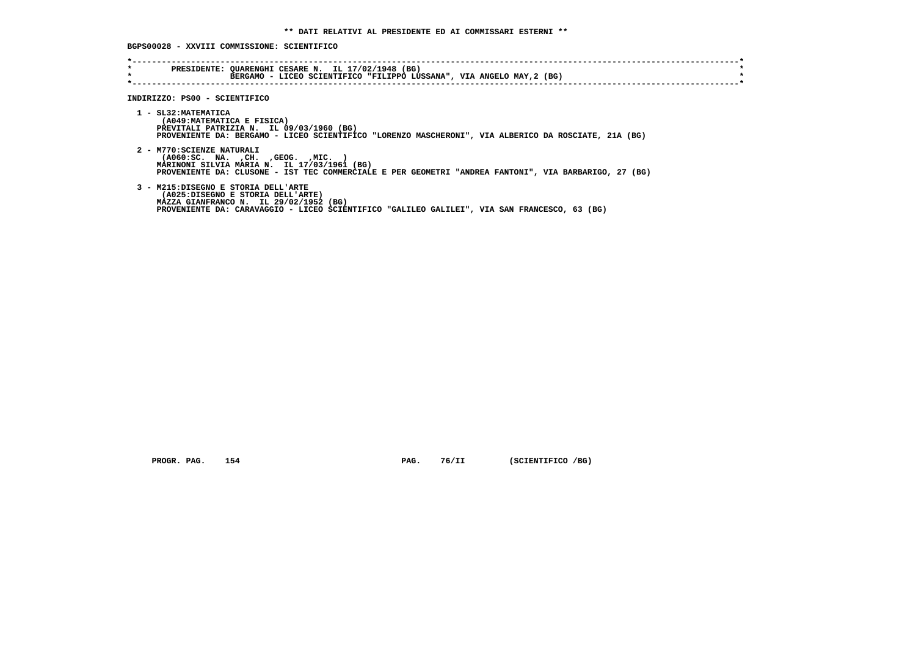**\*\* DATI RELATIVI AL PRESIDENTE ED AI COMMISSARI ESTERNI \*\***

**BGPS00028 - XXVIII COMMISSIONE: SCIENTIFICO**

```
*----------------------------------------------------------------------------------------------------------------------*
*        PRESIDENTE: QUARENGHI CESARE N.  IL 17/02/1948 (BG)                                                           *
*                    BERGAMO - LICEO SCIENTIFICO "FILIPPO LUSSANA", VIA ANGELO MAY,2 (BG)                              *
*----------------------------------------------------------------------------------------------------------------------*
```

**INDIRIZZO: PS00 - SCIENTIFICO**

1 - SL32:MATEMATICA
  (A049:MATEMATICA E FISICA)
  PREVITALI PATRIZIA N.  IL 09/03/1960 (BG)
  PROVENIENTE DA: BERGAMO - LICEO SCIENTIFICO "LORENZO MASCHERONI", VIA ALBERICO DA ROSCIATE, 21A (BG)

2 - M770:SCIENZE NATURALI
  (A060:SC.  NA.  ,CH.  ,GEOG.  ,MIC.  )
  MARINONI SILVIA MARIA N.  IL 17/03/1961 (BG)
  PROVENIENTE DA: CLUSONE - IST TEC COMMERCIALE E PER GEOMETRI "ANDREA FANTONI", VIA BARBARIGO, 27 (BG)

3 - M215:DISEGNO E STORIA DELL'ARTE
  (A025:DISEGNO E STORIA DELL'ARTE)
  MAZZA GIANFRANCO N.  IL 29/02/1952 (BG)
  PROVENIENTE DA: CARAVAGGIO - LICEO SCIENTIFICO "GALILEO GALILEI", VIA SAN FRANCESCO, 63 (BG)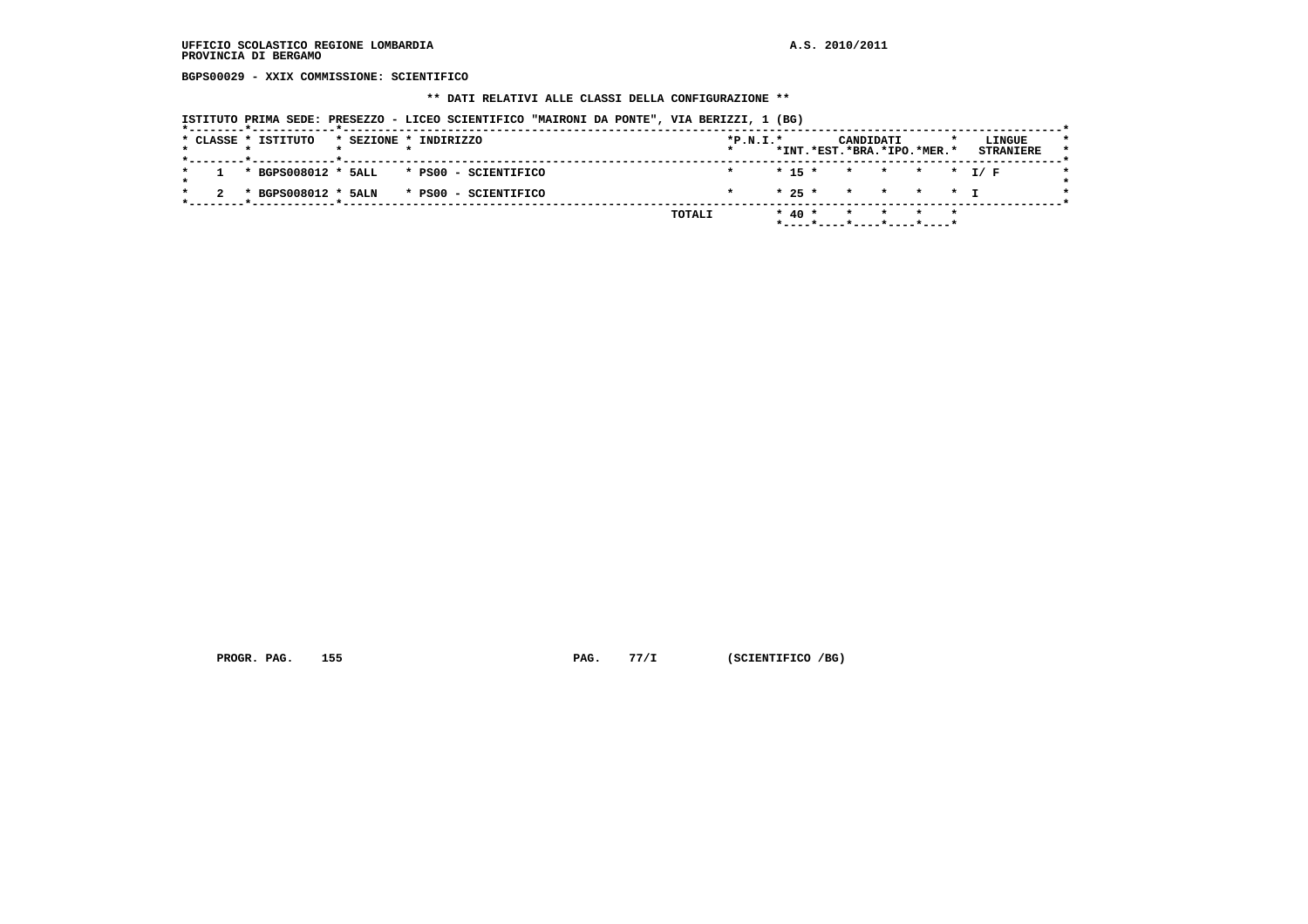UFFICIO SCOLASTICO REGIONE LOMBARDIA
PROVINCIA DI BERGAMO

A.S. 2010/2011

BGPS00029 - XXIX COMMISSIONE: SCIENTIFICO

**\*\* DATI RELATIVI ALLE CLASSI DELLA CONFIGURAZIONE \*\***

ISTITUTO PRIMA SEDE: PRESEZZO - LICEO SCIENTIFICO "MAIRONI DA PONTE", VIA BERIZZI, 1 (BG)

| CLASSE | ISTITUTO | SEZIONE | INDIRIZZO | P.N.I. | CANDIDATI INT. | CANDIDATI EST. | CANDIDATI BRA. | CANDIDATI IPO. | CANDIDATI MER. | LINGUE STRANIERE |
|---|---|---|---|---|---|---|---|---|---|---|
| 1 | BGPS008012 | 5ALL | PS00 - SCIENTIFICO | | 15 | | | | | I/ F |
| 2 | BGPS008012 | 5ALN | PS00 - SCIENTIFICO | | 25 | | | | | I |
| | | | TOTALI | | 40 | | | | | |

PROGR. PAG. 155 PAG. 77/I (SCIENTIFICO /BG)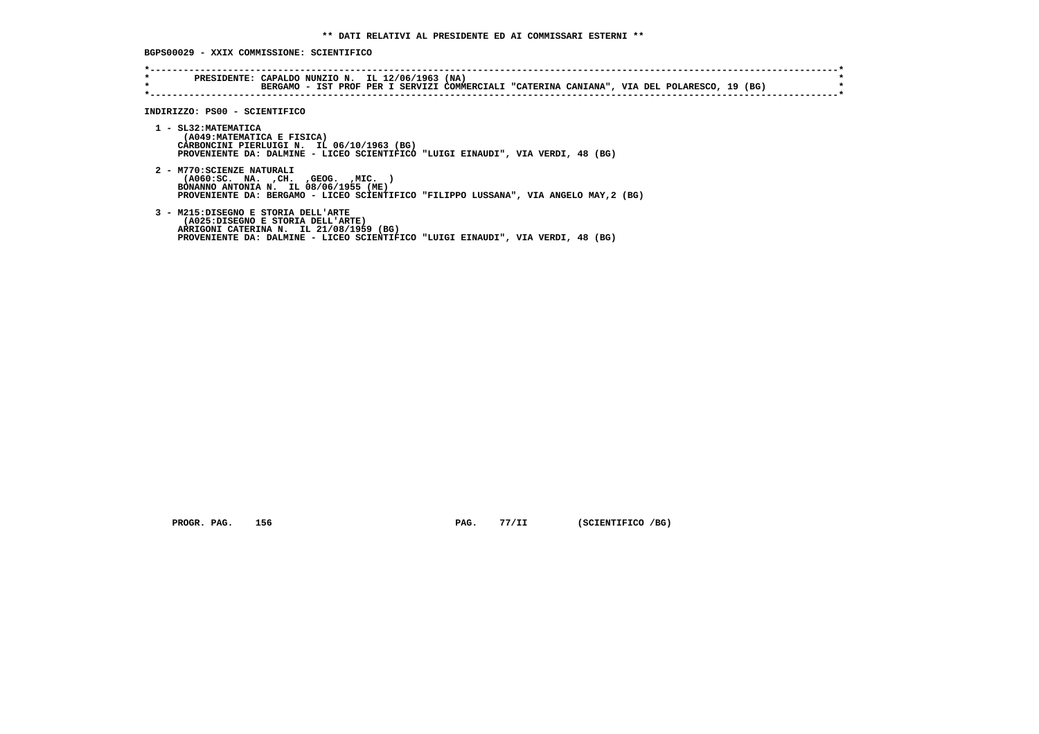**\*\* DATI RELATIVI AL PRESIDENTE ED AI COMMISSARI ESTERNI \*\***

**BGPS00029 - XXIX COMMISSIONE: SCIENTIFICO**

```
*-------------------------------------------------------------------------------------------------------------------*
*        PRESIDENTE: CAPALDO NUNZIO N.  IL 12/06/1963 (NA)                                                          *
*                    BERGAMO - IST PROF PER I SERVIZI COMMERCIALI "CATERINA CANIANA", VIA DEL POLARESCO, 19 (BG)    *
*-------------------------------------------------------------------------------------------------------------------*
```

**INDIRIZZO: PS00 - SCIENTIFICO**

1 - SL32:MATEMATICA
(A049:MATEMATICA E FISICA)
CARBONCINI PIERLUIGI N. IL 06/10/1963 (BG)
PROVENIENTE DA: DALMINE - LICEO SCIENTIFICO "LUIGI EINAUDI", VIA VERDI, 48 (BG)

2 - M770:SCIENZE NATURALI
(A060:SC. NA. ,CH. ,GEOG. ,MIC. )
BONANNO ANTONIA N. IL 08/06/1955 (ME)
PROVENIENTE DA: BERGAMO - LICEO SCIENTIFICO "FILIPPO LUSSANA", VIA ANGELO MAY,2 (BG)

3 - M215:DISEGNO E STORIA DELL'ARTE
(A025:DISEGNO E STORIA DELL'ARTE)
ARRIGONI CATERINA N. IL 21/08/1959 (BG)
PROVENIENTE DA: DALMINE - LICEO SCIENTIFICO "LUIGI EINAUDI", VIA VERDI, 48 (BG)

PROGR. PAG. 156 PAG. 77/II (SCIENTIFICO /BG)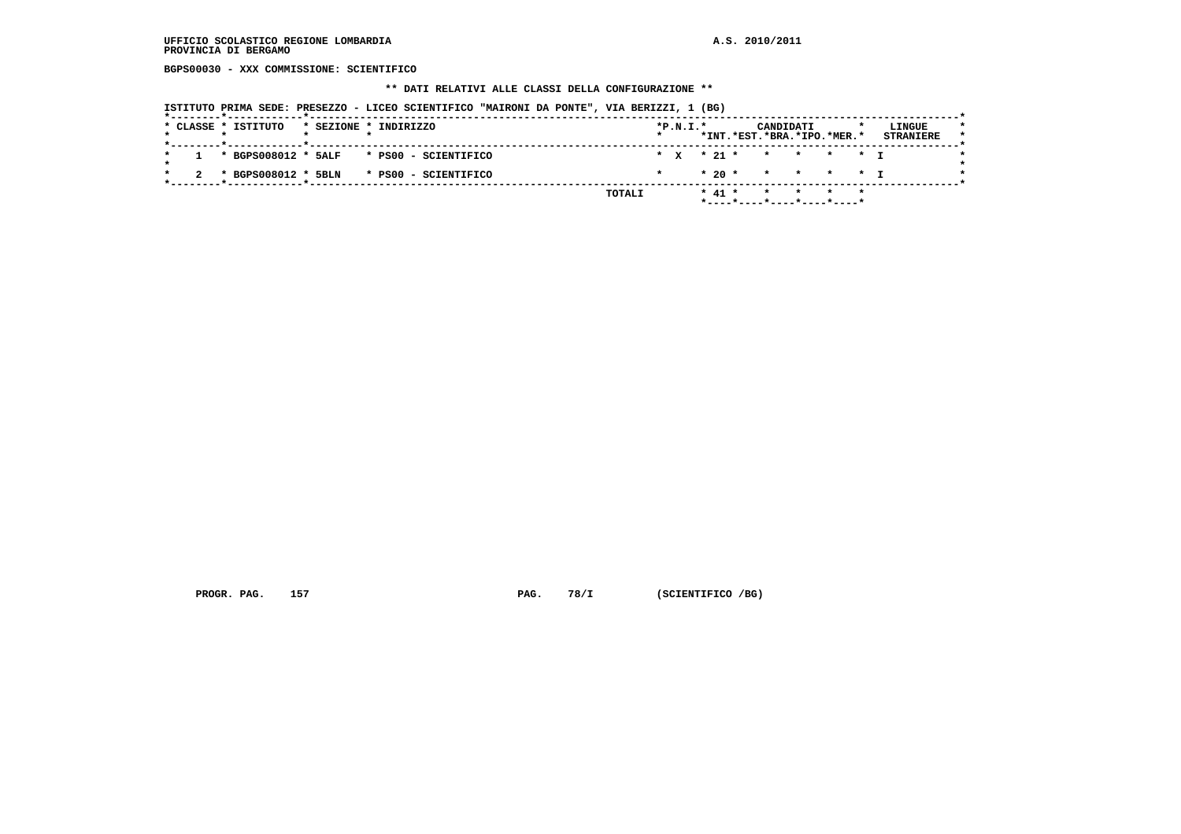BGPS00030 - XXX COMMISSIONE: SCIENTIFICO

** DATI RELATIVI ALLE CLASSI DELLA CONFIGURAZIONE **

ISTITUTO PRIMA SEDE: PRESEZZO - LICEO SCIENTIFICO "MAIRONI DA PONTE", VIA BERIZZI, 1 (BG)

| CLASSE | ISTITUTO | SEZIONE | INDIRIZZO | P.N.I. | CANDIDATI INT. | CANDIDATI EST. | CANDIDATI BRA. | CANDIDATI IPO. | CANDIDATI MER. | LINGUE STRANIERE |
|---|---|---|---|---|---|---|---|---|---|---|
| 1 | BGPS008012 | 5ALF | PS00 - SCIENTIFICO | X | 21 | | | | | I |
| 2 | BGPS008012 | 5BLN | PS00 - SCIENTIFICO | | 20 | | | | | I |
| | | | TOTALI | | 41 | | | | | |

PROGR. PAG. 157 PAG. 78/I (SCIENTIFICO /BG)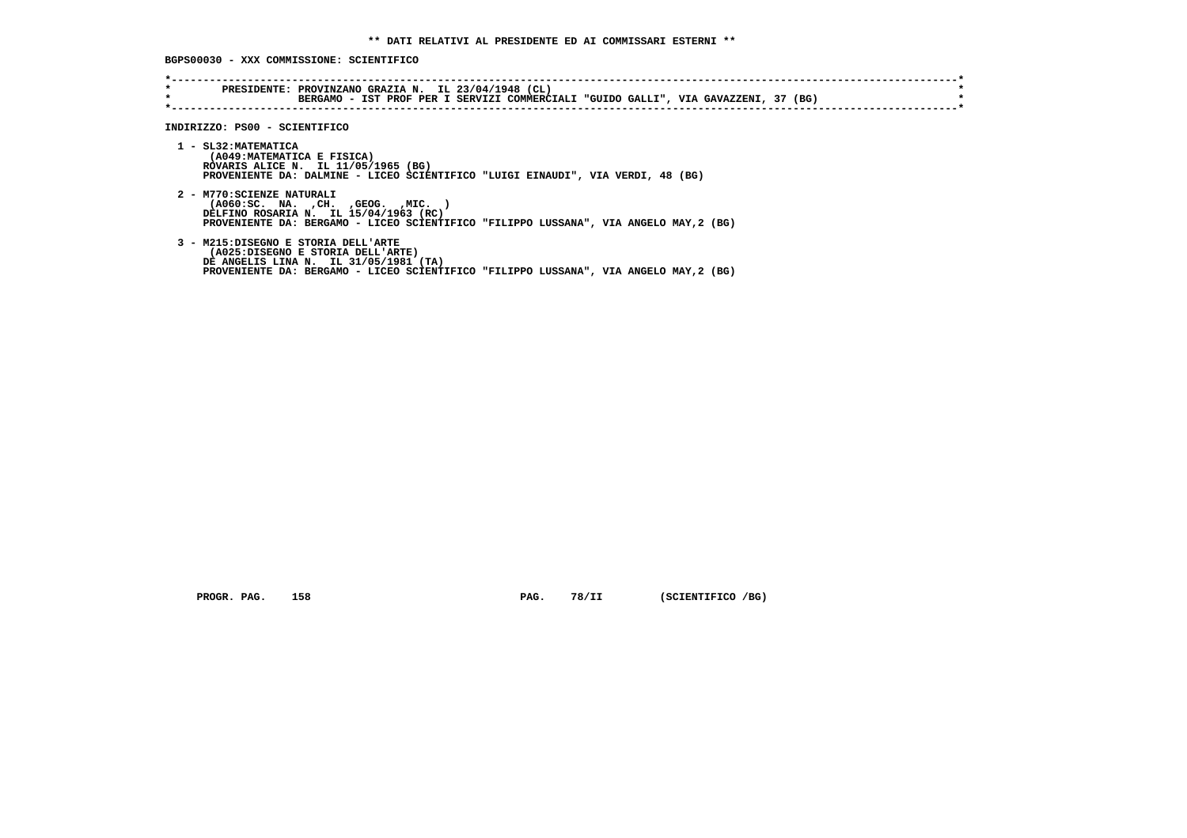**\*\* DATI RELATIVI AL PRESIDENTE ED AI COMMISSARI ESTERNI \*\***

**BGPS00030 - XXX COMMISSIONE: SCIENTIFICO**

```
*----------------------------------------------------------------------------------------------------------------------*
*       PRESIDENTE: PROVINZANO GRAZIA N.  IL 23/04/1948 (CL)                                                           *
*                   BERGAMO - IST PROF PER I SERVIZI COMMERCIALI "GUIDO GALLI", VIA GAVAZZENI, 37 (BG)                 *
*----------------------------------------------------------------------------------------------------------------------*
```

**INDIRIZZO: PS00 - SCIENTIFICO**

1 - SL32:MATEMATICA
(A049:MATEMATICA E FISICA)
ROVARIS ALICE N.  IL 11/05/1965 (BG)
PROVENIENTE DA: DALMINE - LICEO SCIENTIFICO "LUIGI EINAUDI", VIA VERDI, 48 (BG)

2 - M770:SCIENZE NATURALI
(A060:SC.  NA.  ,CH.  ,GEOG.  ,MIC.  )
DELFINO ROSARIA N.  IL 15/04/1963 (RC)
PROVENIENTE DA: BERGAMO - LICEO SCIENTIFICO "FILIPPO LUSSANA", VIA ANGELO MAY,2 (BG)

3 - M215:DISEGNO E STORIA DELL'ARTE
(A025:DISEGNO E STORIA DELL'ARTE)
DE ANGELIS LINA N.  IL 31/05/1981 (TA)
PROVENIENTE DA: BERGAMO - LICEO SCIENTIFICO "FILIPPO LUSSANA", VIA ANGELO MAY,2 (BG)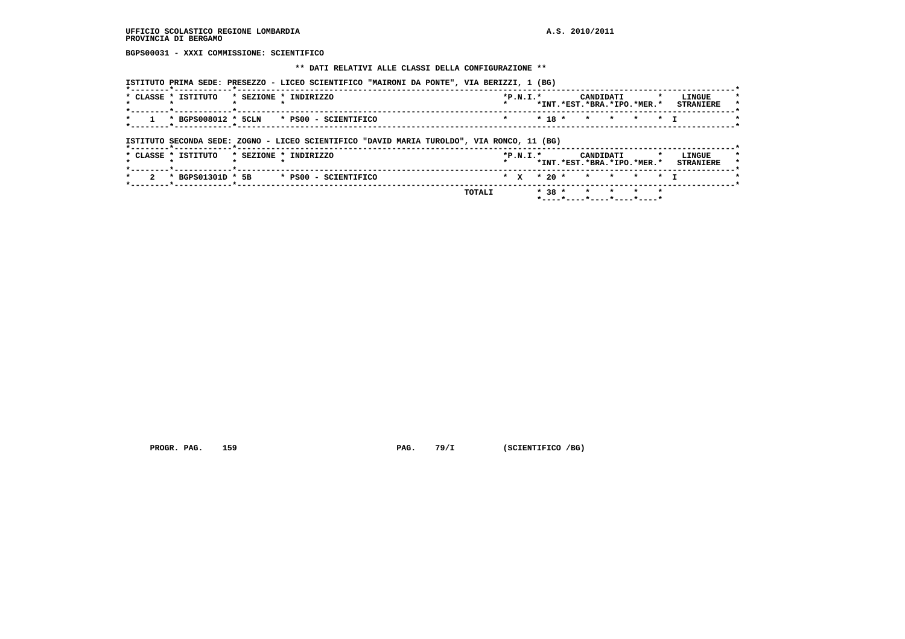UFFICIO SCOLASTICO REGIONE LOMBARDIA
PROVINCIA DI BERGAMO

A.S. 2010/2011

**BGPS00031 - XXXI COMMISSIONE: SCIENTIFICO**

**\*\* DATI RELATIVI ALLE CLASSI DELLA CONFIGURAZIONE \*\***

ISTITUTO PRIMA SEDE: PRESEZZO - LICEO SCIENTIFICO "MAIRONI DA PONTE", VIA BERIZZI, 1 (BG)

| CLASSE | ISTITUTO | SEZIONE | INDIRIZZO | P.N.I. | CANDIDATI INT. | EST. | BRA. | IPO. | MER. | LINGUE STRANIERE |
|---|---|---|---|---|---|---|---|---|---|---|
| 1 | BGPS008012 | 5CLN | PS00 - SCIENTIFICO | | 18 | | | | | I |

ISTITUTO SECONDA SEDE: ZOGNO - LICEO SCIENTIFICO "DAVID MARIA TUROLDO", VIA RONCO, 11 (BG)

| CLASSE | ISTITUTO | SEZIONE | INDIRIZZO | P.N.I. | CANDIDATI INT. | EST. | BRA. | IPO. | MER. | LINGUE STRANIERE |
|---|---|---|---|---|---|---|---|---|---|---|
| 2 | BGPS01301D | 5B | PS00 - SCIENTIFICO | X | 20 | | | | | I |
| | | | TOTALI | | 38 | | | | | |

PROGR. PAG. 159 PAG. 79/I (SCIENTIFICO /BG)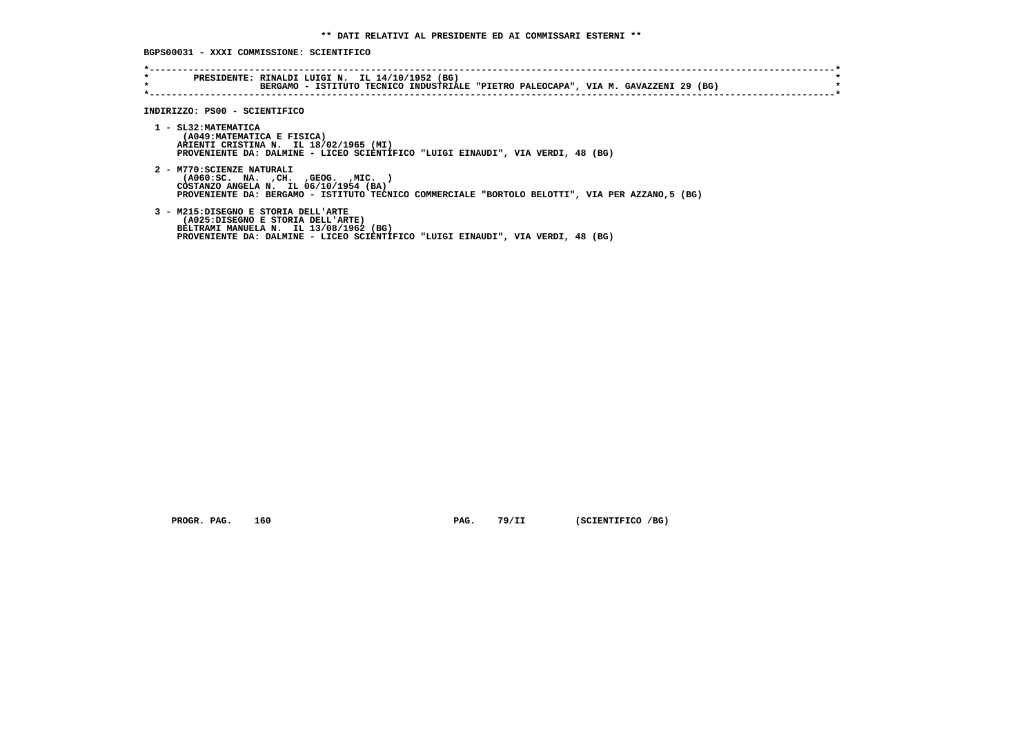**\*\* DATI RELATIVI AL PRESIDENTE ED AI COMMISSARI ESTERNI \*\***

**BGPS00031 - XXXI COMMISSIONE: SCIENTIFICO**

```
*----------------------------------------------------------------------------------------------------------------------*
*        PRESIDENTE: RINALDI LUIGI N.  IL 14/10/1952 (BG)                                                              *
*                    BERGAMO - ISTITUTO TECNICO INDUSTRIALE "PIETRO PALEOCAPA", VIA M. GAVAZZENI 29 (BG)              *
*----------------------------------------------------------------------------------------------------------------------*
```

**INDIRIZZO: PS00 - SCIENTIFICO**

1 - SL32:MATEMATICA
    (A049:MATEMATICA E FISICA)
    ARIENTI CRISTINA N.  IL 18/02/1965 (MI)
    PROVENIENTE DA: DALMINE - LICEO SCIENTIFICO "LUIGI EINAUDI", VIA VERDI, 48 (BG)

2 - M770:SCIENZE NATURALI
    (A060:SC. NA. ,CH. ,GEOG. ,MIC. )
    COSTANZO ANGELA N.  IL 06/10/1954 (BA)
    PROVENIENTE DA: BERGAMO - ISTITUTO TECNICO COMMERCIALE "BORTOLO BELOTTI", VIA PER AZZANO,5 (BG)

3 - M215:DISEGNO E STORIA DELL'ARTE
    (A025:DISEGNO E STORIA DELL'ARTE)
    BELTRAMI MANUELA N.  IL 13/08/1962 (BG)
    PROVENIENTE DA: DALMINE - LICEO SCIENTIFICO "LUIGI EINAUDI", VIA VERDI, 48 (BG)

PROGR. PAG. 160 PAG. 79/II (SCIENTIFICO /BG)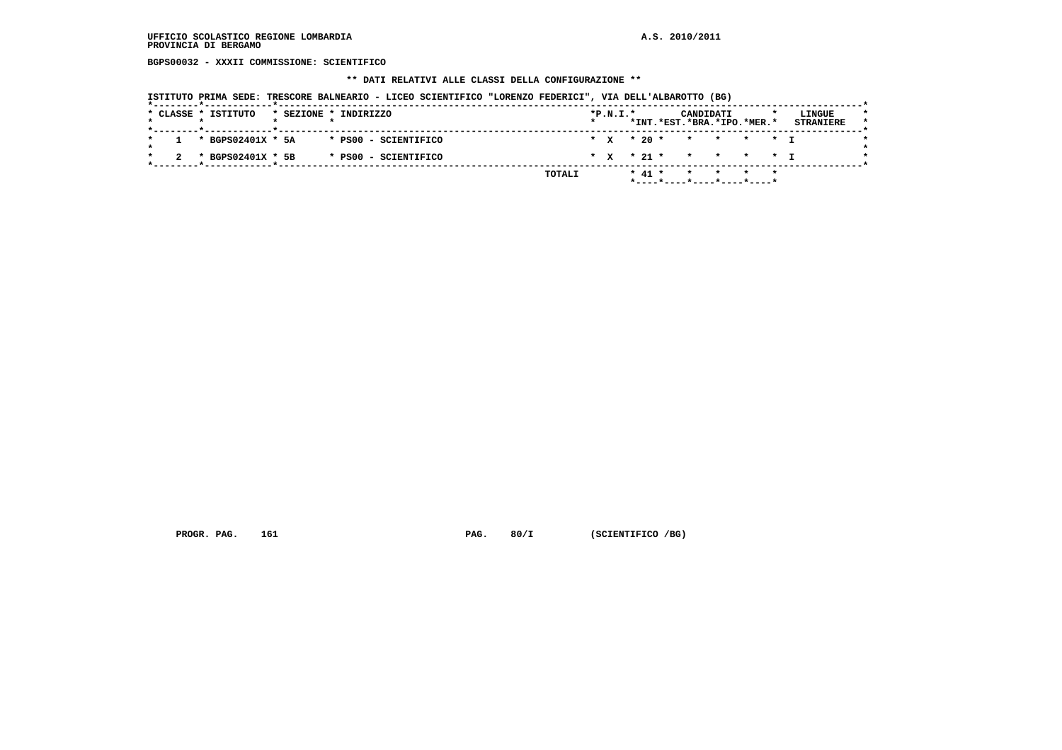UFFICIO SCOLASTICO REGIONE LOMBARDIA
PROVINCIA DI BERGAMO

A.S. 2010/2011

**BGPS00032 - XXXII COMMISSIONE: SCIENTIFICO**

**\*\* DATI RELATIVI ALLE CLASSI DELLA CONFIGURAZIONE \*\***

ISTITUTO PRIMA SEDE: TRESCORE BALNEARIO - LICEO SCIENTIFICO "LORENZO FEDERICI", VIA DELL'ALBAROTTO (BG)

| CLASSE | ISTITUTO | SEZIONE | INDIRIZZO | P.N.I. | CANDIDATI INT. | CANDIDATI EST. | CANDIDATI BRA. | CANDIDATI IPO. | CANDIDATI MER. | LINGUE STRANIERE |
|---|---|---|---|---|---|---|---|---|---|---|
| 1 | BGPS02401X | 5A | PS00 - SCIENTIFICO | X | 20 | | | | | I |
| 2 | BGPS02401X | 5B | PS00 - SCIENTIFICO | X | 21 | | | | | I |
| | | | TOTALI | | 41 | | | | | |

PROGR. PAG. 161 PAG. 80/I (SCIENTIFICO /BG)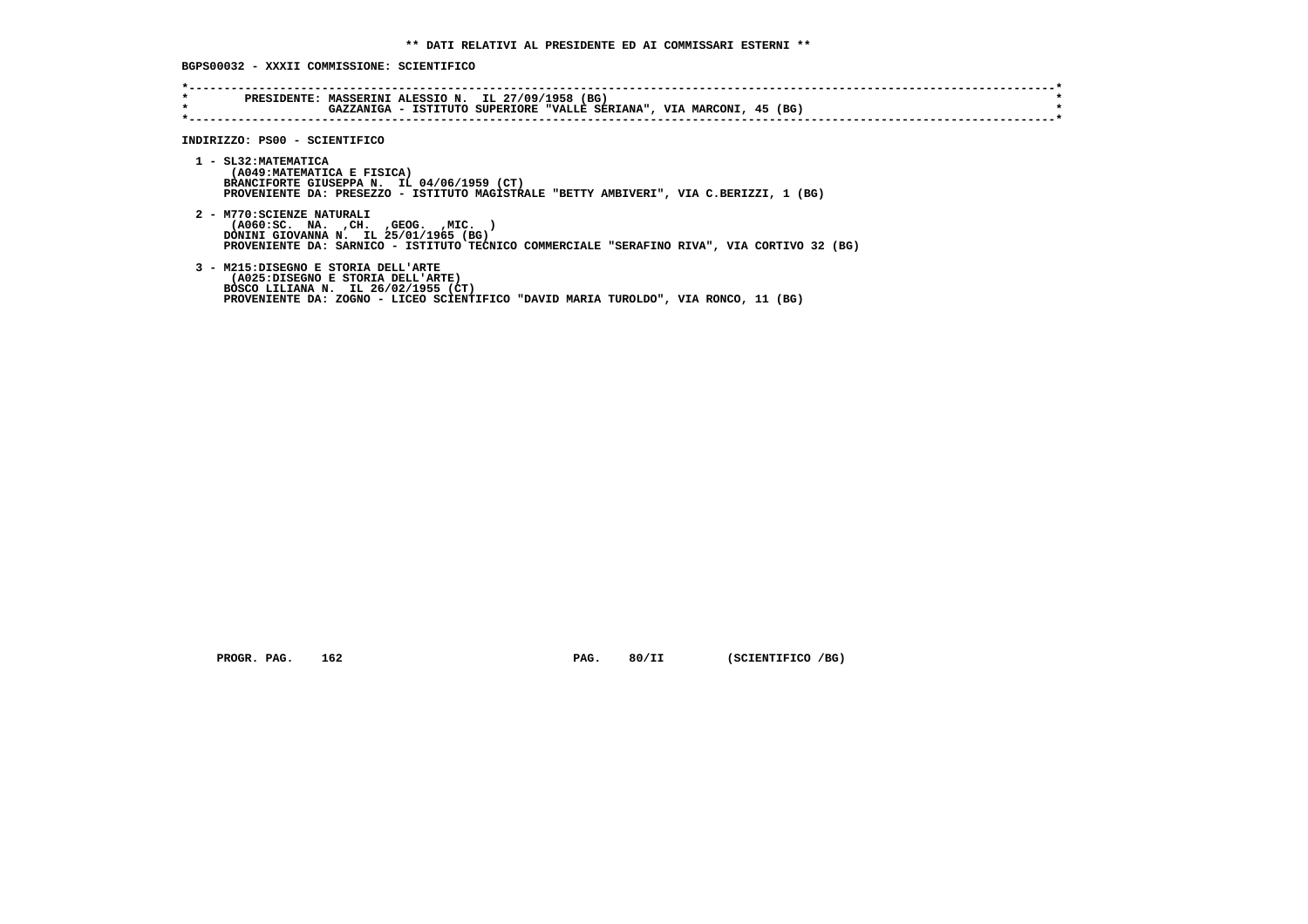**\*\* DATI RELATIVI AL PRESIDENTE ED AI COMMISSARI ESTERNI \*\***

**BGPS00032 - XXXII COMMISSIONE: SCIENTIFICO**

```
*----------------------------------------------------------------------------------------------------------------------------*
*        PRESIDENTE: MASSERINI ALESSIO N.  IL 27/09/1958 (BG)                                                                *
*                    GAZZANIGA - ISTITUTO SUPERIORE "VALLE SERIANA", VIA MARCONI, 45 (BG)                                    *
*----------------------------------------------------------------------------------------------------------------------------*
```

**INDIRIZZO: PS00 - SCIENTIFICO**

1 - SL32:MATEMATICA
   (A049:MATEMATICA E FISICA)
   BRANCIFORTE GIUSEPPA N.  IL 04/06/1959 (CT)
   PROVENIENTE DA: PRESEZZO - ISTITUTO MAGISTRALE "BETTY AMBIVERI", VIA C.BERIZZI, 1 (BG)

2 - M770:SCIENZE NATURALI
   (A060:SC.  NA.  ,CH.  ,GEOG.  ,MIC.  )
   DONINI GIOVANNA N.  IL 25/01/1965 (BG)
   PROVENIENTE DA: SARNICO - ISTITUTO TECNICO COMMERCIALE "SERAFINO RIVA", VIA CORTIVO 32 (BG)

3 - M215:DISEGNO E STORIA DELL'ARTE
   (A025:DISEGNO E STORIA DELL'ARTE)
   BOSCO LILIANA N.  IL 26/02/1955 (CT)
   PROVENIENTE DA: ZOGNO - LICEO SCIENTIFICO "DAVID MARIA TUROLDO", VIA RONCO, 11 (BG)

PROGR. PAG.   162                    PAG.   80/II        (SCIENTIFICO /BG)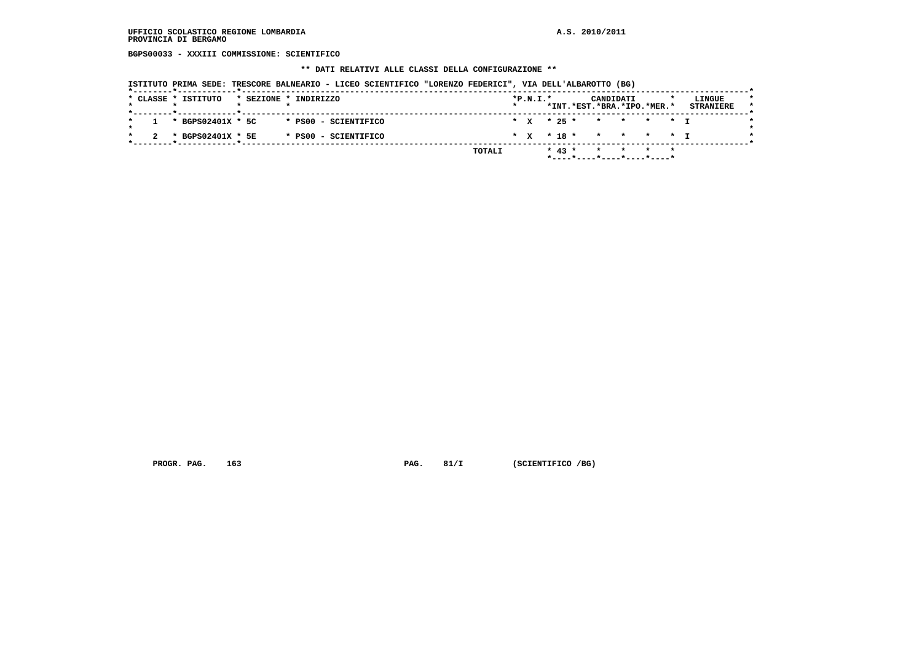UFFICIO SCOLASTICO REGIONE LOMBARDIA

PROVINCIA DI BERGAMO

A.S. 2010/2011

**BGPS00033 - XXXIII COMMISSIONE: SCIENTIFICO**

**\*\* DATI RELATIVI ALLE CLASSI DELLA CONFIGURAZIONE \*\***

ISTITUTO PRIMA SEDE: TRESCORE BALNEARIO - LICEO SCIENTIFICO "LORENZO FEDERICI", VIA DELL'ALBAROTTO (BG)

| CLASSE | ISTITUTO | SEZIONE | INDIRIZZO | P.N.I. | CANDIDATI INT. | EST. | BRA. | IPO. | MER. | LINGUE STRANIERE |
|---|---|---|---|---|---|---|---|---|---|---|
| 1 | BGPS02401X | 5C | PS00 - SCIENTIFICO | X | 25 | | | | | I |
| 2 | BGPS02401X | 5E | PS00 - SCIENTIFICO | X | 18 | | | | | I |
| | | | TOTALI | | 43 | | | | | |

PROGR. PAG. 163 PAG. 81/I (SCIENTIFICO /BG)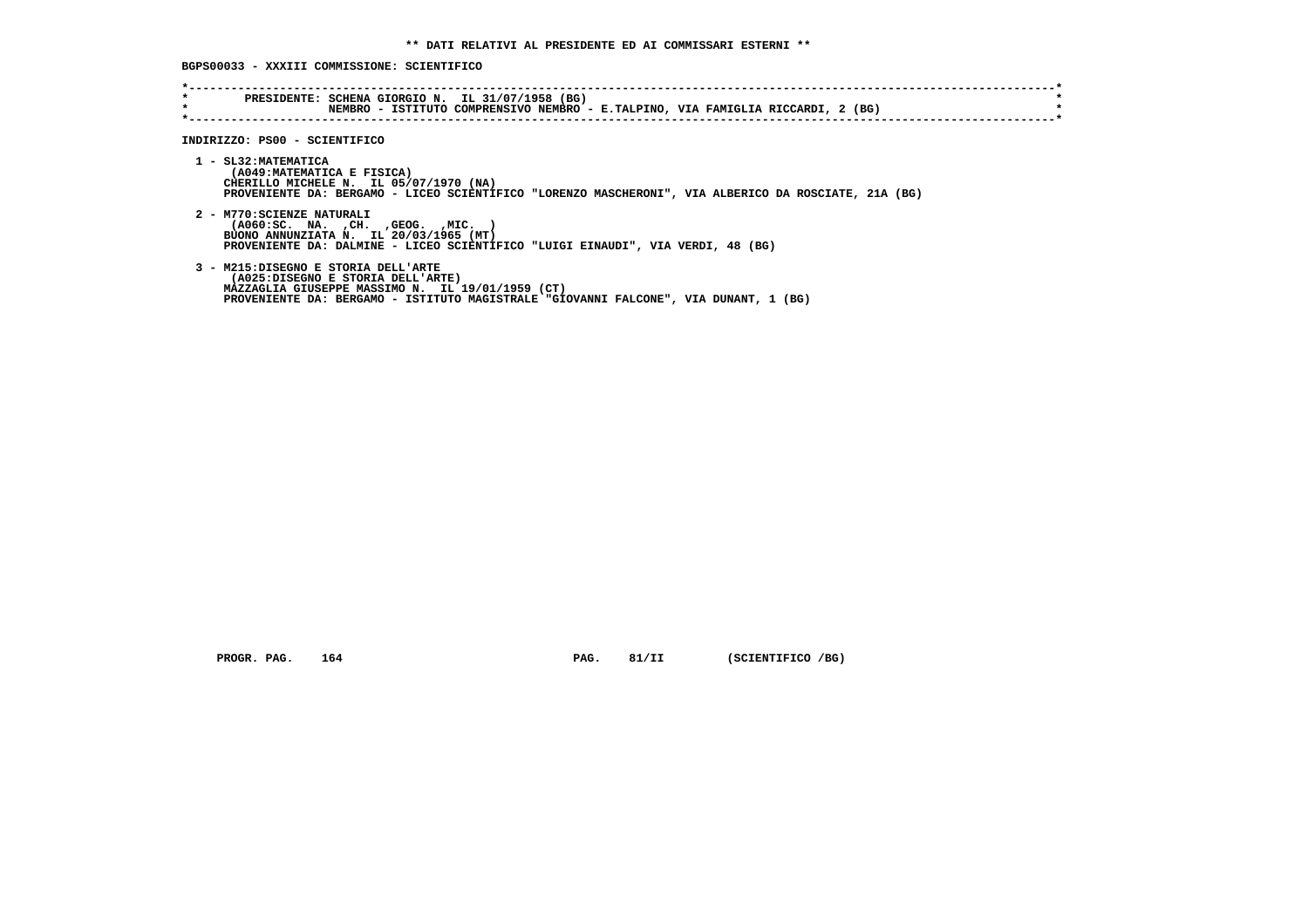**\*\* DATI RELATIVI AL PRESIDENTE ED AI COMMISSARI ESTERNI \*\***

**BGPS00033 - XXXIII COMMISSIONE: SCIENTIFICO**

```
*----------------------------------------------------------------------------------------------------------------------*
*        PRESIDENTE: SCHENA GIORGIO N.  IL 31/07/1958 (BG)                                                              *
*                    NEMBRO - ISTITUTO COMPRENSIVO NEMBRO - E.TALPINO, VIA FAMIGLIA RICCARDI, 2 (BG)                    *
*----------------------------------------------------------------------------------------------------------------------*
```

**INDIRIZZO: PS00 - SCIENTIFICO**

1 - SL32:MATEMATICA
(A049:MATEMATICA E FISICA)
CHERILLO MICHELE N. IL 05/07/1970 (NA)
PROVENIENTE DA: BERGAMO - LICEO SCIENTIFICO "LORENZO MASCHERONI", VIA ALBERICO DA ROSCIATE, 21A (BG)

2 - M770:SCIENZE NATURALI
(A060:SC. NA. ,CH. ,GEOG. ,MIC. )
BUONO ANNUNZIATA N. IL 20/03/1965 (MT)
PROVENIENTE DA: DALMINE - LICEO SCIENTIFICO "LUIGI EINAUDI", VIA VERDI, 48 (BG)

3 - M215:DISEGNO E STORIA DELL'ARTE
(A025:DISEGNO E STORIA DELL'ARTE)
MAZZAGLIA GIUSEPPE MASSIMO N. IL 19/01/1959 (CT)
PROVENIENTE DA: BERGAMO - ISTITUTO MAGISTRALE "GIOVANNI FALCONE", VIA DUNANT, 1 (BG)

PROGR. PAG. 164 PAG. 81/II (SCIENTIFICO /BG)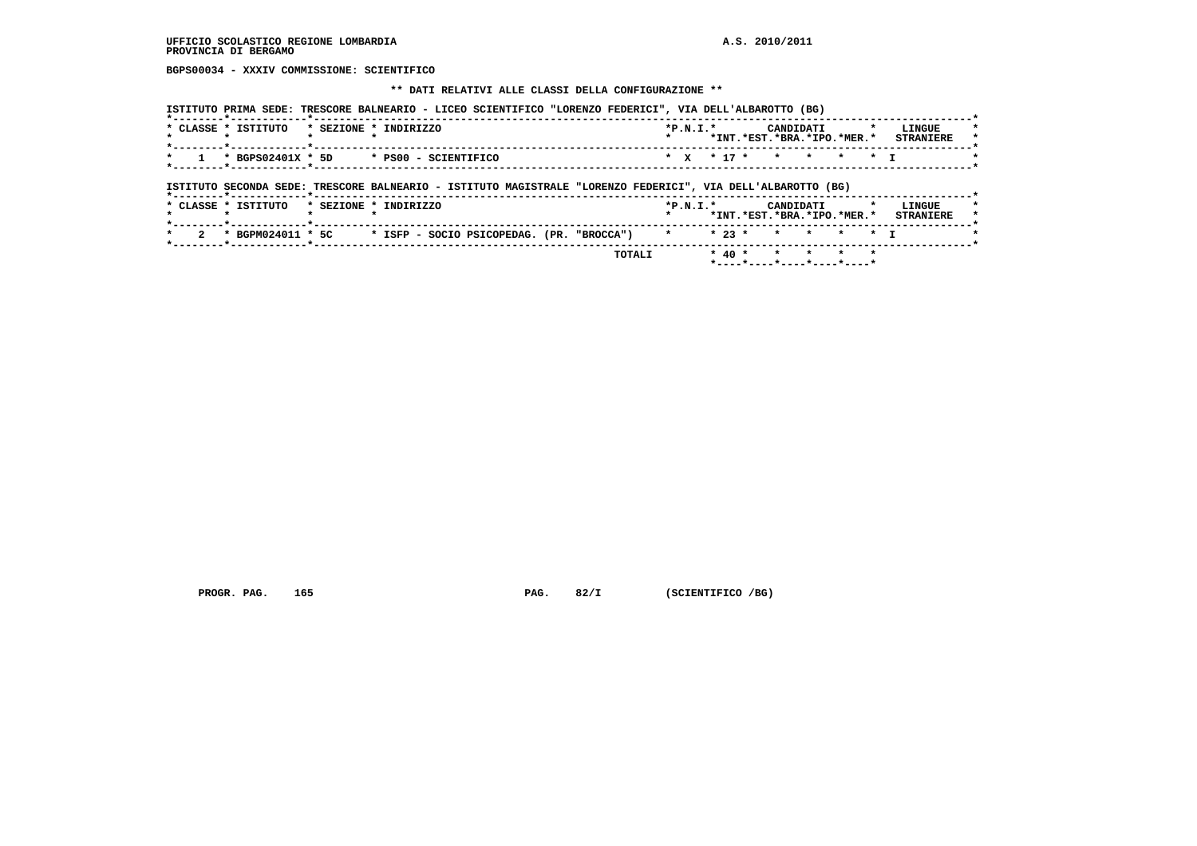UFFICIO SCOLASTICO REGIONE LOMBARDIA
PROVINCIA DI BERGAMO

A.S. 2010/2011

BGPS00034 - XXXIV COMMISSIONE: SCIENTIFICO

** DATI RELATIVI ALLE CLASSI DELLA CONFIGURAZIONE **

ISTITUTO PRIMA SEDE: TRESCORE BALNEARIO - LICEO SCIENTIFICO "LORENZO FEDERICI", VIA DELL'ALBAROTTO (BG)

| CLASSE | ISTITUTO | SEZIONE | INDIRIZZO | P.N.I. | CANDIDATI INT. | EST. | BRA. | IPO. | MER. | LINGUE STRANIERE |
|---|---|---|---|---|---|---|---|---|---|---|
| 1 | BGPS02401X | 5D | PS00 - SCIENTIFICO | X | 17 | | | | | I |

ISTITUTO SECONDA SEDE: TRESCORE BALNEARIO - ISTITUTO MAGISTRALE "LORENZO FEDERICI", VIA DELL'ALBAROTTO (BG)

| CLASSE | ISTITUTO | SEZIONE | INDIRIZZO | P.N.I. | CANDIDATI INT. | EST. | BRA. | IPO. | MER. | LINGUE STRANIERE |
|---|---|---|---|---|---|---|---|---|---|---|
| 2 | BGPM024011 | 5C | ISFP - SOCIO PSICOPEDAG. (PR. "BROCCA") | | 23 | | | | | I |
| | | | TOTALI | | 40 | | | | | |

PROGR. PAG. 165 PAG. 82/I (SCIENTIFICO /BG)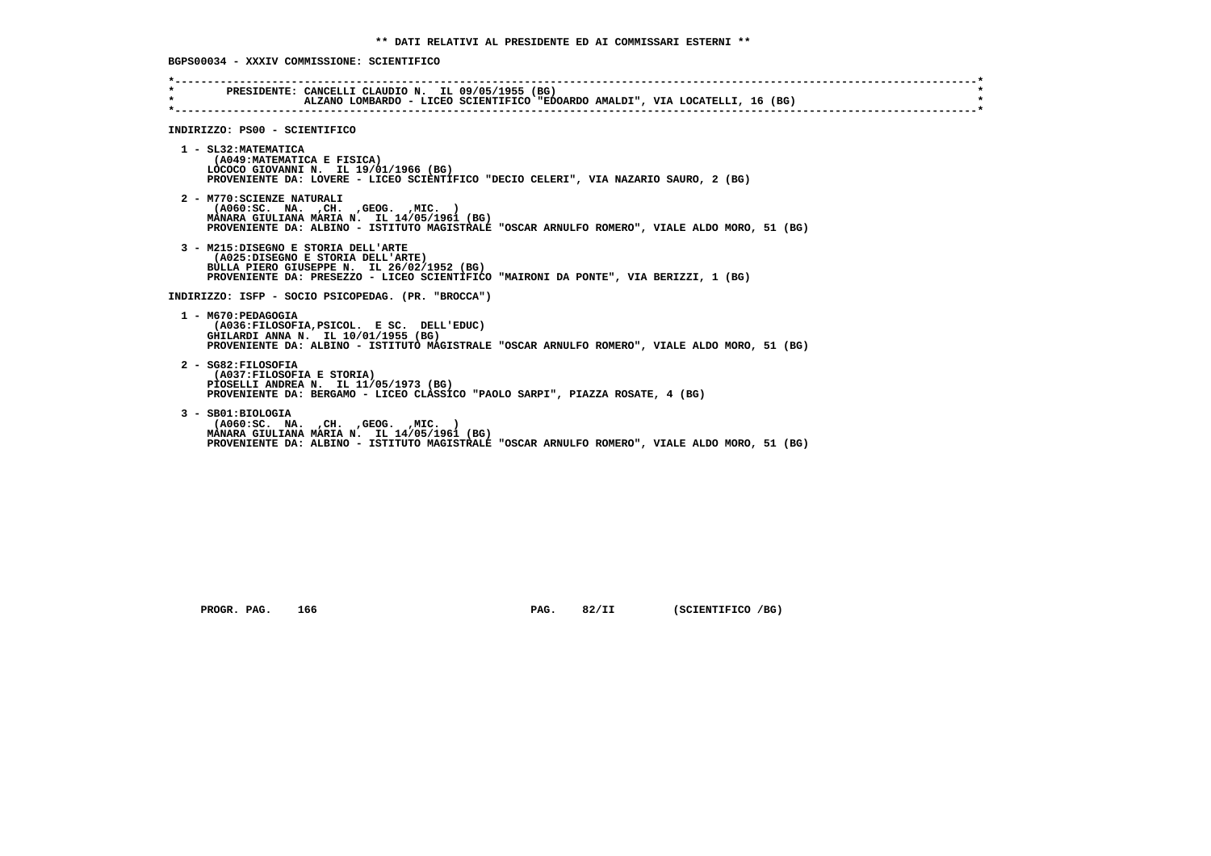**\*\* DATI RELATIVI AL PRESIDENTE ED AI COMMISSARI ESTERNI \*\***

**BGPS00034 - XXXIV COMMISSIONE: SCIENTIFICO**

```
*----------------------------------------------------------------------------------------------------------------------*
*        PRESIDENTE: CANCELLI CLAUDIO N.  IL 09/05/1955 (BG)                                                           *
*                    ALZANO LOMBARDO - LICEO SCIENTIFICO "EDOARDO AMALDI", VIA LOCATELLI, 16 (BG)                      *
*----------------------------------------------------------------------------------------------------------------------*
```

**INDIRIZZO: PS00 - SCIENTIFICO**

1 - SL32:MATEMATICA
(A049:MATEMATICA E FISICA)
LOCOCO GIOVANNI N. IL 19/01/1966 (BG)
PROVENIENTE DA: LOVERE - LICEO SCIENTIFICO "DECIO CELERI", VIA NAZARIO SAURO, 2 (BG)

2 - M770:SCIENZE NATURALI
(A060:SC. NA. ,CH. ,GEOG. ,MIC. )
MANARA GIULIANA MARIA N. IL 14/05/1961 (BG)
PROVENIENTE DA: ALBINO - ISTITUTO MAGISTRALE "OSCAR ARNULFO ROMERO", VIALE ALDO MORO, 51 (BG)

3 - M215:DISEGNO E STORIA DELL'ARTE
(A025:DISEGNO E STORIA DELL'ARTE)
BULLA PIERO GIUSEPPE N. IL 26/02/1952 (BG)
PROVENIENTE DA: PRESEZZO - LICEO SCIENTIFICO "MAIRONI DA PONTE", VIA BERIZZI, 1 (BG)

**INDIRIZZO: ISFP - SOCIO PSICOPEDAG. (PR. "BROCCA")**

1 - M670:PEDAGOGIA
(A036:FILOSOFIA,PSICOL. E SC. DELL'EDUC)
GHILARDI ANNA N. IL 10/01/1955 (BG)
PROVENIENTE DA: ALBINO - ISTITUTO MAGISTRALE "OSCAR ARNULFO ROMERO", VIALE ALDO MORO, 51 (BG)

2 - SG82:FILOSOFIA
(A037:FILOSOFIA E STORIA)
PIOSELLI ANDREA N. IL 11/05/1973 (BG)
PROVENIENTE DA: BERGAMO - LICEO CLASSICO "PAOLO SARPI", PIAZZA ROSATE, 4 (BG)

3 - SB01:BIOLOGIA
(A060:SC. NA. ,CH. ,GEOG. ,MIC. )
MANARA GIULIANA MARIA N. IL 14/05/1961 (BG)
PROVENIENTE DA: ALBINO - ISTITUTO MAGISTRALE "OSCAR ARNULFO ROMERO", VIALE ALDO MORO, 51 (BG)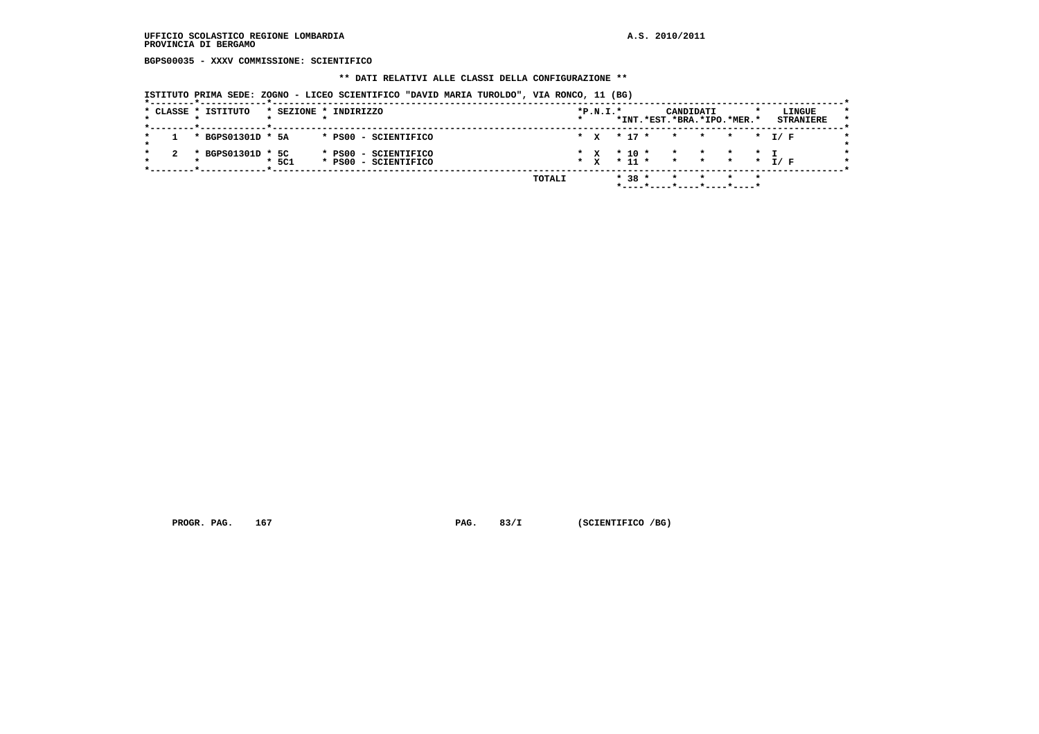UFFICIO SCOLASTICO REGIONE LOMBARDIA
PROVINCIA DI BERGAMO

A.S. 2010/2011

BGPS00035 - XXXV COMMISSIONE: SCIENTIFICO

** DATI RELATIVI ALLE CLASSI DELLA CONFIGURAZIONE **

ISTITUTO PRIMA SEDE: ZOGNO - LICEO SCIENTIFICO "DAVID MARIA TUROLDO", VIA RONCO, 11 (BG)

| CLASSE | ISTITUTO | SEZIONE | INDIRIZZO | P.N.I. | CANDIDATI INT. | EST. | BRA. | IPO. | MER. | LINGUE STRANIERE |
|---|---|---|---|---|---|---|---|---|---|---|
| 1 | BGPS01301D | 5A | PS00 - SCIENTIFICO | X | 17 | | | | | I/ F |
| 2 | BGPS01301D | 5C | PS00 - SCIENTIFICO | X | 10 | | | | | I |
| | | 5C1 | PS00 - SCIENTIFICO | X | 11 | | | | | I/ F |
| | | | TOTALI | | 38 | | | | | |

PROGR. PAG. 167 PAG. 83/I (SCIENTIFICO /BG)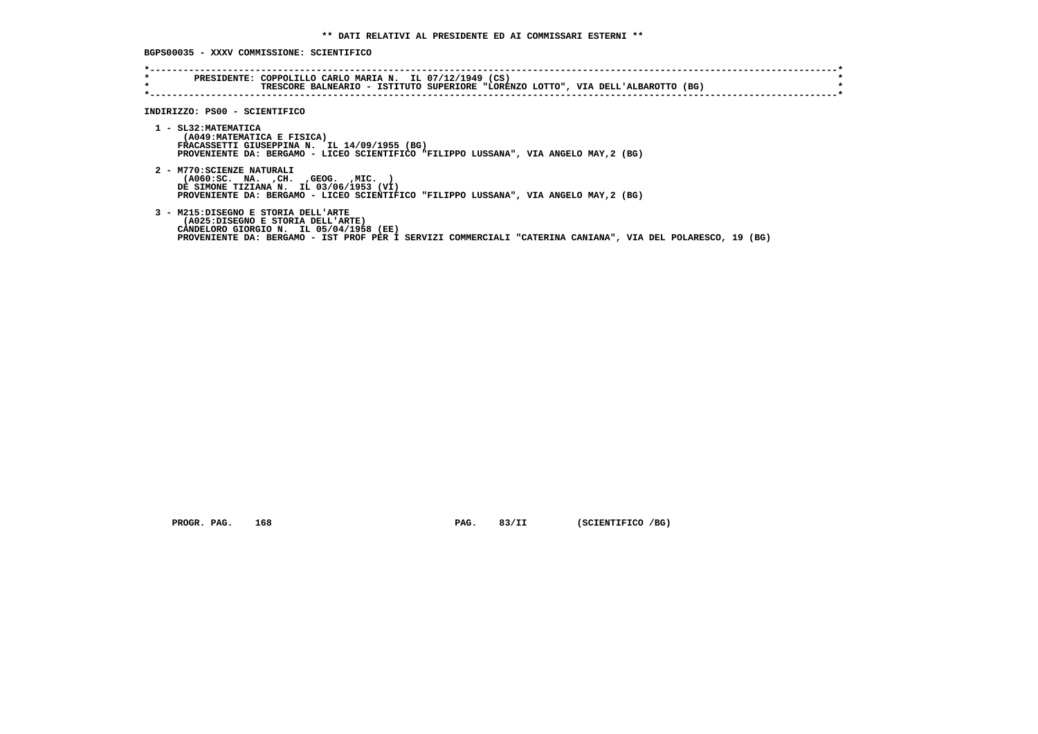**\*\* DATI RELATIVI AL PRESIDENTE ED AI COMMISSARI ESTERNI \*\***

**BGPS00035 - XXXV COMMISSIONE: SCIENTIFICO**

```
*----------------------------------------------------------------------------------------------------------------------*
*        PRESIDENTE: COPPOLILLO CARLO MARIA N.  IL 07/12/1949 (CS)                                                     *
*                    TRESCORE BALNEARIO - ISTITUTO SUPERIORE "LORENZO LOTTO", VIA DELL'ALBAROTTO (BG)                  *
*----------------------------------------------------------------------------------------------------------------------*
```

**INDIRIZZO: PS00 - SCIENTIFICO**

1 - SL32:MATEMATICA
   (A049:MATEMATICA E FISICA)
   FRACASSETTI GIUSEPPINA N.  IL 14/09/1955 (BG)
   PROVENIENTE DA: BERGAMO - LICEO SCIENTIFICO "FILIPPO LUSSANA", VIA ANGELO MAY,2 (BG)

2 - M770:SCIENZE NATURALI
   (A060:SC.  NA.  ,CH.  ,GEOG.  ,MIC.  )
   DE SIMONE TIZIANA N.  IL 03/06/1953 (VI)
   PROVENIENTE DA: BERGAMO - LICEO SCIENTIFICO "FILIPPO LUSSANA", VIA ANGELO MAY,2 (BG)

3 - M215:DISEGNO E STORIA DELL'ARTE
   (A025:DISEGNO E STORIA DELL'ARTE)
   CANDELORO GIORGIO N.  IL 05/04/1958 (EE)
   PROVENIENTE DA: BERGAMO - IST PROF PER I SERVIZI COMMERCIALI "CATERINA CANIANA", VIA DEL POLARESCO, 19 (BG)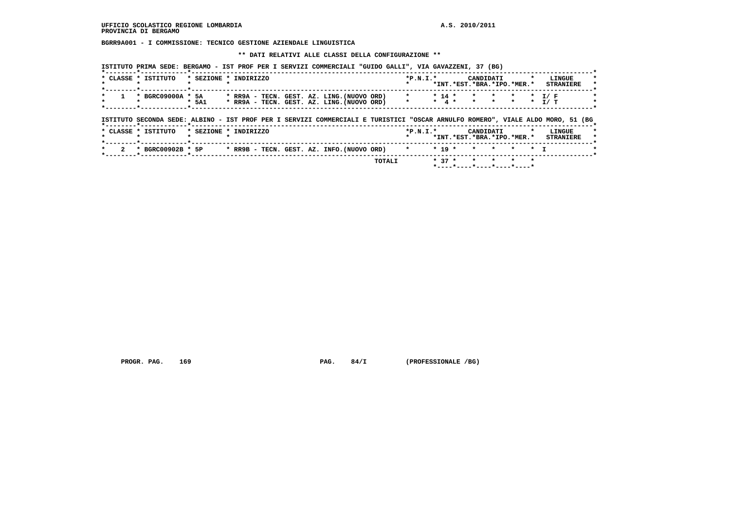UFFICIO SCOLASTICO REGIONE LOMBARDIA A.S. 2010/2011
PROVINCIA DI BERGAMO

**BGRR9A001 - I COMMISSIONE: TECNICO GESTIONE AZIENDALE LINGUISTICA**

**\*\* DATI RELATIVI ALLE CLASSI DELLA CONFIGURAZIONE \*\***

ISTITUTO PRIMA SEDE: BERGAMO - IST PROF PER I SERVIZI COMMERCIALI "GUIDO GALLI", VIA GAVAZZENI, 37 (BG)

| CLASSE | ISTITUTO | SEZIONE | INDIRIZZO | P.N.I. | CANDIDATI INT. | EST. | BRA. | IPO. | MER. | LINGUE STRANIERE |
|---|---|---|---|---|---|---|---|---|---|---|
| 1 | BGRC09000A | 5A | RR9A - TECN. GEST. AZ. LING.(NUOVO ORD) | | 14 | | | | | I/ F |
| | | 5A1 | RR9A - TECN. GEST. AZ. LING.(NUOVO ORD) | | 4 | | | | | I/ T |

ISTITUTO SECONDA SEDE: ALBINO - IST PROF PER I SERVIZI COMMERCIALI E TURISTICI "OSCAR ARNULFO ROMERO", VIALE ALDO MORO, 51 (BG

| CLASSE | ISTITUTO | SEZIONE | INDIRIZZO | P.N.I. | CANDIDATI INT. | EST. | BRA. | IPO. | MER. | LINGUE STRANIERE |
|---|---|---|---|---|---|---|---|---|---|---|
| 2 | BGRC00902B | 5P | RR9B - TECN. GEST. AZ. INFO.(NUOVO ORD) | | 19 | | | | | I |
| | | | TOTALI | | 37 | | | | | |

PROGR. PAG. 169 PAG. 84/I (PROFESSIONALE /BG)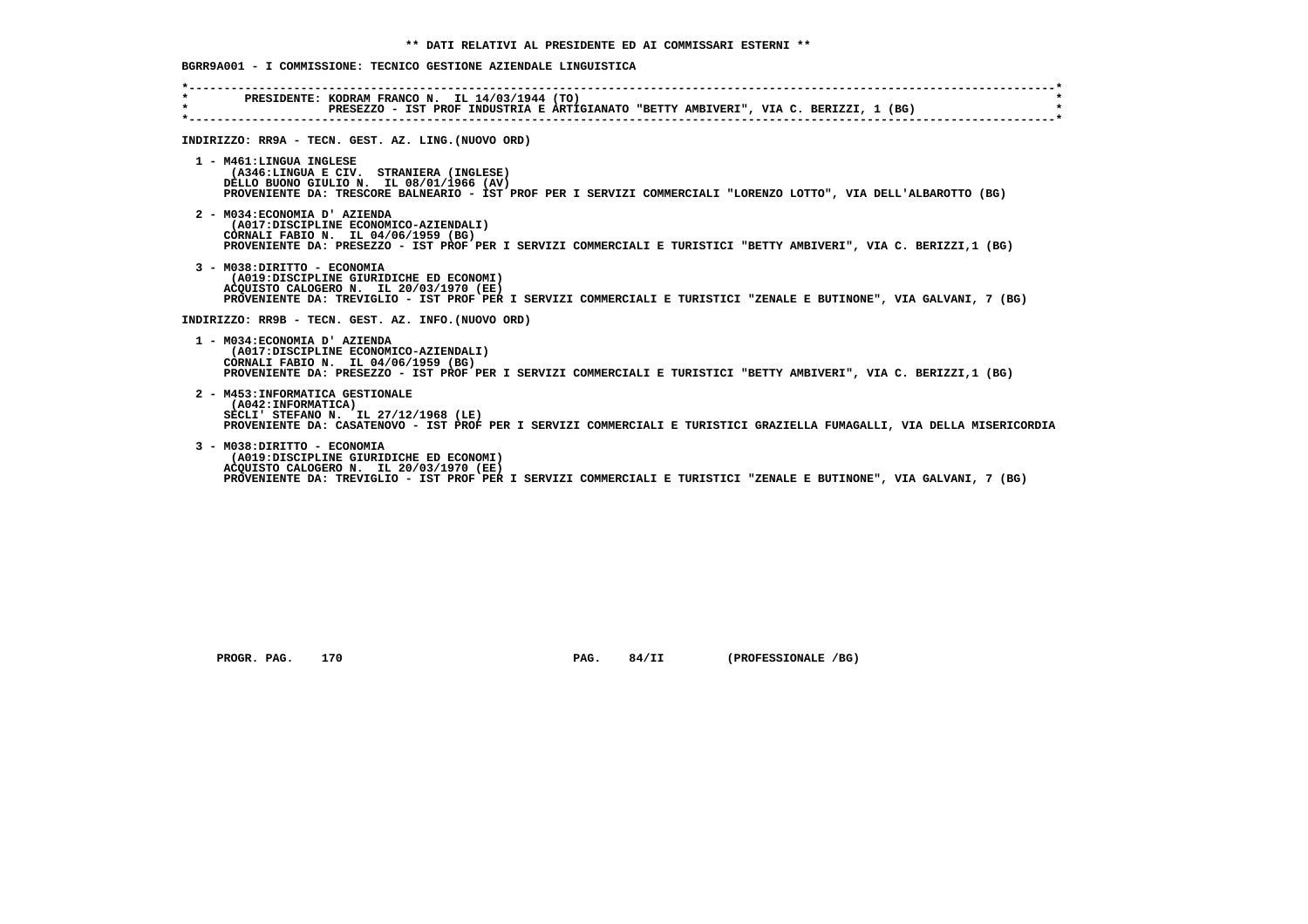** DATI RELATIVI AL PRESIDENTE ED AI COMMISSARI ESTERNI **

**BGRR9A001 - I COMMISSIONE: TECNICO GESTIONE AZIENDALE LINGUISTICA**

PRESIDENTE: KODRAM FRANCO N. IL 14/03/1944 (TO)
PRESEZZO - IST PROF INDUSTRIA E ARTIGIANATO "BETTY AMBIVERI", VIA C. BERIZZI, 1 (BG)

INDIRIZZO: RR9A - TECN. GEST. AZ. LING.(NUOVO ORD)

1 - M461:LINGUA INGLESE
(A346:LINGUA E CIV. STRANIERA (INGLESE)
DELLO BUONO GIULIO N. IL 08/01/1966 (AV)
PROVENIENTE DA: TRESCORE BALNEARIO - IST PROF PER I SERVIZI COMMERCIALI "LORENZO LOTTO", VIA DELL'ALBAROTTO (BG)

2 - M034:ECONOMIA D' AZIENDA
(A017:DISCIPLINE ECONOMICO-AZIENDALI)
CORNALI FABIO N. IL 04/06/1959 (BG)
PROVENIENTE DA: PRESEZZO - IST PROF PER I SERVIZI COMMERCIALI E TURISTICI "BETTY AMBIVERI", VIA C. BERIZZI,1 (BG)

3 - M038:DIRITTO - ECONOMIA
(A019:DISCIPLINE GIURIDICHE ED ECONOMI)
ACQUISTO CALOGERO N. IL 20/03/1970 (EE)
PROVENIENTE DA: TREVIGLIO - IST PROF PER I SERVIZI COMMERCIALI E TURISTICI "ZENALE E BUTINONE", VIA GALVANI, 7 (BG)

INDIRIZZO: RR9B - TECN. GEST. AZ. INFO.(NUOVO ORD)

1 - M034:ECONOMIA D' AZIENDA
(A017:DISCIPLINE ECONOMICO-AZIENDALI)
CORNALI FABIO N. IL 04/06/1959 (BG)
PROVENIENTE DA: PRESEZZO - IST PROF PER I SERVIZI COMMERCIALI E TURISTICI "BETTY AMBIVERI", VIA C. BERIZZI,1 (BG)

2 - M453:INFORMATICA GESTIONALE
(A042:INFORMATICA)
SECLI' STEFANO N. IL 27/12/1968 (LE)
PROVENIENTE DA: CASATENOVO - IST PROF PER I SERVIZI COMMERCIALI E TURISTICI GRAZIELLA FUMAGALLI, VIA DELLA MISERICORDIA

3 - M038:DIRITTO - ECONOMIA
(A019:DISCIPLINE GIURIDICHE ED ECONOMI)
ACQUISTO CALOGERO N. IL 20/03/1970 (EE)
PROVENIENTE DA: TREVIGLIO - IST PROF PER I SERVIZI COMMERCIALI E TURISTICI "ZENALE E BUTINONE", VIA GALVANI, 7 (BG)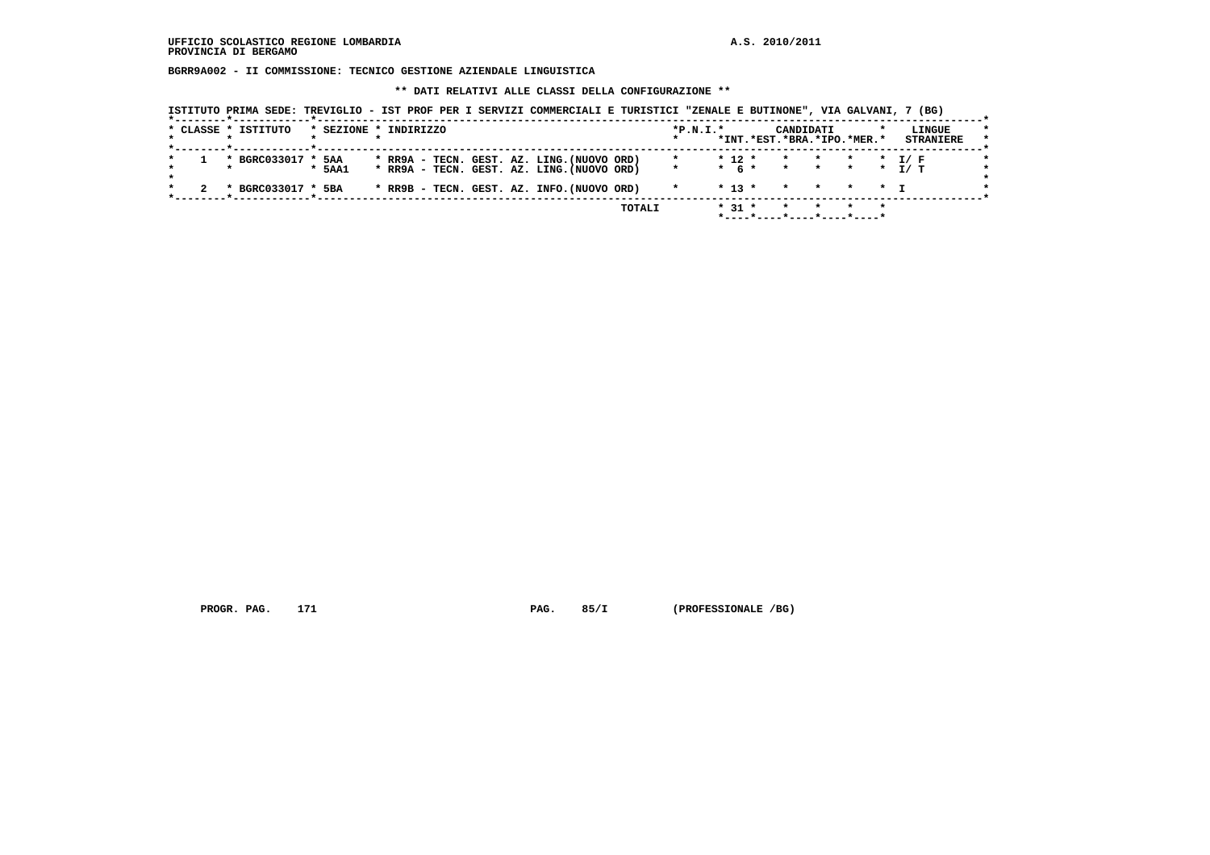UFFICIO SCOLASTICO REGIONE LOMBARDIA
PROVINCIA DI BERGAMO

A.S. 2010/2011

**BGRR9A002 - II COMMISSIONE: TECNICO GESTIONE AZIENDALE LINGUISTICA**

**\*\* DATI RELATIVI ALLE CLASSI DELLA CONFIGURAZIONE \*\***

ISTITUTO PRIMA SEDE: TREVIGLIO - IST PROF PER I SERVIZI COMMERCIALI E TURISTICI "ZENALE E BUTINONE", VIA GALVANI, 7 (BG)

| CLASSE | ISTITUTO | SEZIONE | INDIRIZZO | P.N.I. | CANDIDATI INT. | EST. | BRA. | IPO. | MER. | LINGUE STRANIERE |
|---|---|---|---|---|---|---|---|---|---|---|
| 1 | BGRC033017 | 5AA | RR9A - TECN. GEST. AZ. LING.(NUOVO ORD) | | 12 | | | | | I/ F |
| | | 5AA1 | RR9A - TECN. GEST. AZ. LING.(NUOVO ORD) | | 6 | | | | | I/ T |
| 2 | BGRC033017 | 5BA | RR9B - TECN. GEST. AZ. INFO.(NUOVO ORD) | | 13 | | | | | I |
| | | | TOTALI | | 31 | | | | | |

PROGR. PAG. 171 PAG. 85/I (PROFESSIONALE /BG)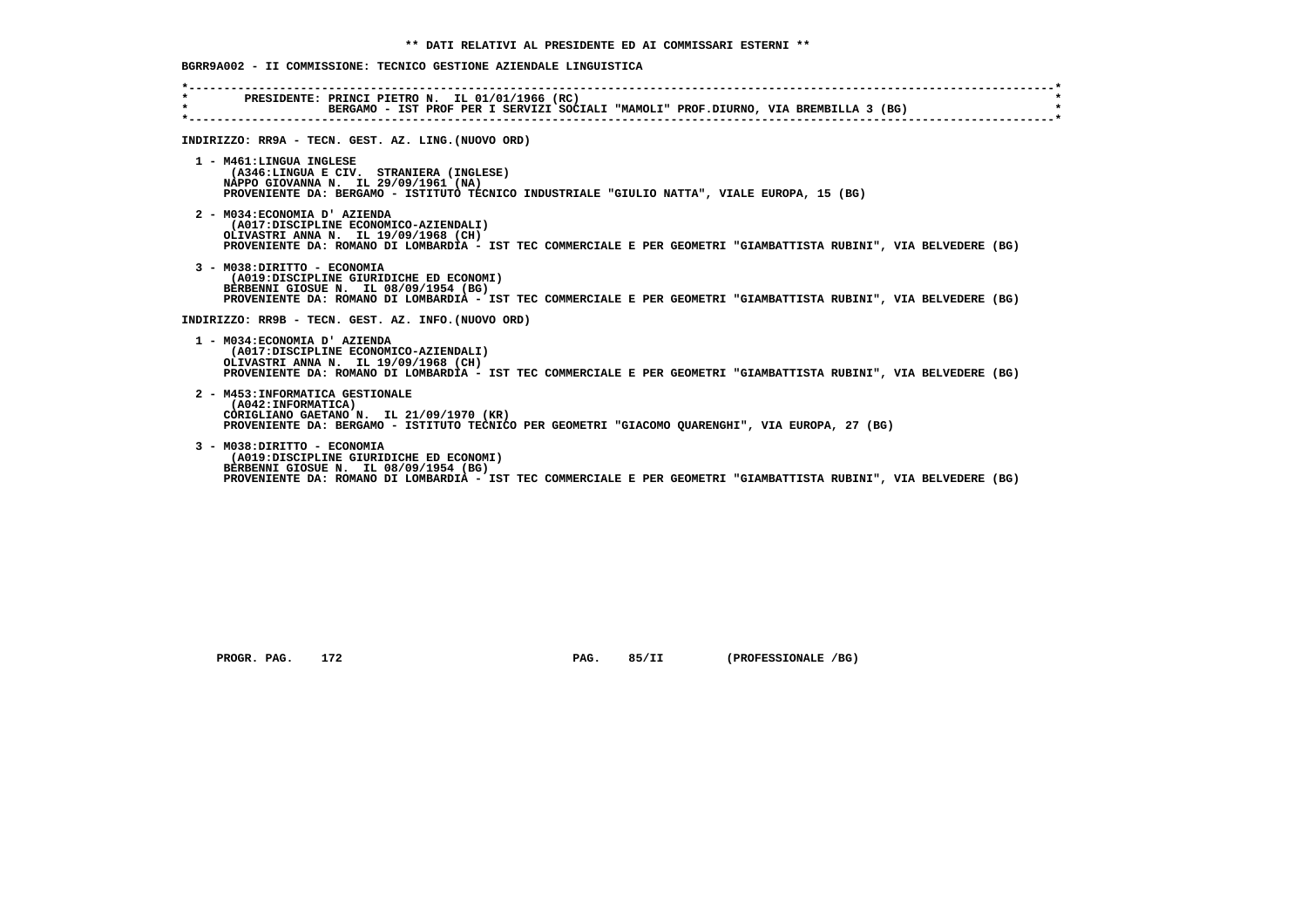**\*\* DATI RELATIVI AL PRESIDENTE ED AI COMMISSARI ESTERNI \*\***

**BGRR9A002 - II COMMISSIONE: TECNICO GESTIONE AZIENDALE LINGUISTICA**

```
*----------------------------------------------------------------------------------------------------------------------------*
*        PRESIDENTE: PRINCI PIETRO N.  IL 01/01/1966 (RC)                                                                    *
*                    BERGAMO - IST PROF PER I SERVIZI SOCIALI "MAMOLI" PROF.DIURNO, VIA BREMBILLA 3 (BG)                     *
*----------------------------------------------------------------------------------------------------------------------------*
```

INDIRIZZO: RR9A - TECN. GEST. AZ. LING.(NUOVO ORD)

1 - M461:LINGUA INGLESE
   (A346:LINGUA E CIV.  STRANIERA (INGLESE)
   NAPPO GIOVANNA N.  IL 29/09/1961 (NA)
   PROVENIENTE DA: BERGAMO - ISTITUTO TECNICO INDUSTRIALE "GIULIO NATTA", VIALE EUROPA, 15 (BG)

2 - M034:ECONOMIA D' AZIENDA
   (A017:DISCIPLINE ECONOMICO-AZIENDALI)
   OLIVASTRI ANNA N.  IL 19/09/1968 (CH)
   PROVENIENTE DA: ROMANO DI LOMBARDIA - IST TEC COMMERCIALE E PER GEOMETRI "GIAMBATTISTA RUBINI", VIA BELVEDERE (BG)

3 - M038:DIRITTO - ECONOMIA
   (A019:DISCIPLINE GIURIDICHE ED ECONOMI)
   BERBENNI GIOSUE N.  IL 08/09/1954 (BG)
   PROVENIENTE DA: ROMANO DI LOMBARDIA - IST TEC COMMERCIALE E PER GEOMETRI "GIAMBATTISTA RUBINI", VIA BELVEDERE (BG)

INDIRIZZO: RR9B - TECN. GEST. AZ. INFO.(NUOVO ORD)

1 - M034:ECONOMIA D' AZIENDA
   (A017:DISCIPLINE ECONOMICO-AZIENDALI)
   OLIVASTRI ANNA N.  IL 19/09/1968 (CH)
   PROVENIENTE DA: ROMANO DI LOMBARDIA - IST TEC COMMERCIALE E PER GEOMETRI "GIAMBATTISTA RUBINI", VIA BELVEDERE (BG)

2 - M453:INFORMATICA GESTIONALE
   (A042:INFORMATICA)
   CORIGLIANO GAETANO N.  IL 21/09/1970 (KR)
   PROVENIENTE DA: BERGAMO - ISTITUTO TECNICO PER GEOMETRI "GIACOMO QUARENGHI", VIA EUROPA, 27 (BG)

3 - M038:DIRITTO - ECONOMIA
   (A019:DISCIPLINE GIURIDICHE ED ECONOMI)
   BERBENNI GIOSUE N.  IL 08/09/1954 (BG)
   PROVENIENTE DA: ROMANO DI LOMBARDIA - IST TEC COMMERCIALE E PER GEOMETRI "GIAMBATTISTA RUBINI", VIA BELVEDERE (BG)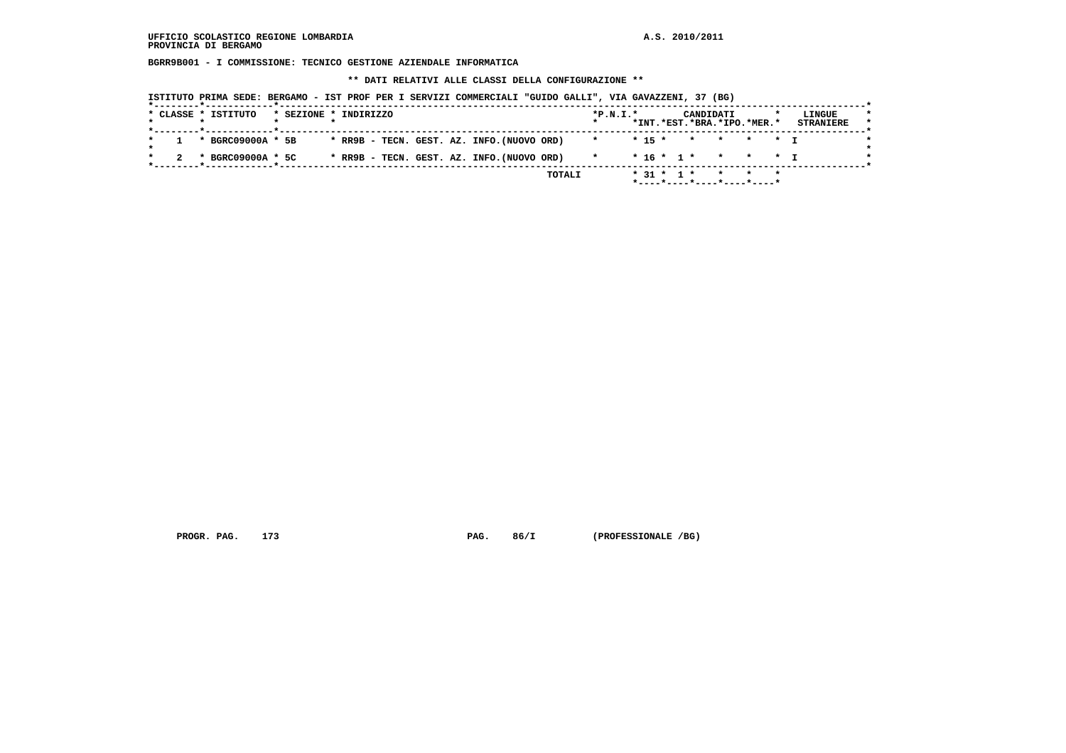UFFICIO SCOLASTICO REGIONE LOMBARDIA

PROVINCIA DI BERGAMO

A.S. 2010/2011

**BGRR9B001 - I COMMISSIONE: TECNICO GESTIONE AZIENDALE INFORMATICA**

**\*\* DATI RELATIVI ALLE CLASSI DELLA CONFIGURAZIONE \*\***

**ISTITUTO PRIMA SEDE: BERGAMO - IST PROF PER I SERVIZI COMMERCIALI "GUIDO GALLI", VIA GAVAZZENI, 37 (BG)**

| CLASSE | ISTITUTO | SEZIONE | INDIRIZZO | P.N.I. | CANDIDATI INT. | CANDIDATI EST. | CANDIDATI BRA. | CANDIDATI IPO. | CANDIDATI MER. | LINGUE STRANIERE |
|---|---|---|---|---|---|---|---|---|---|---|
| 1 | BGRC09000A | 5B | RR9B - TECN. GEST. AZ. INFO.(NUOVO ORD) | | 15 | | | | | I |
| 2 | BGRC09000A | 5C | RR9B - TECN. GEST. AZ. INFO.(NUOVO ORD) | | 16 | 1 | | | | I |
| | | | TOTALI | | 31 | 1 | | | | |

PROGR. PAG. 173 PAG. 86/I (PROFESSIONALE /BG)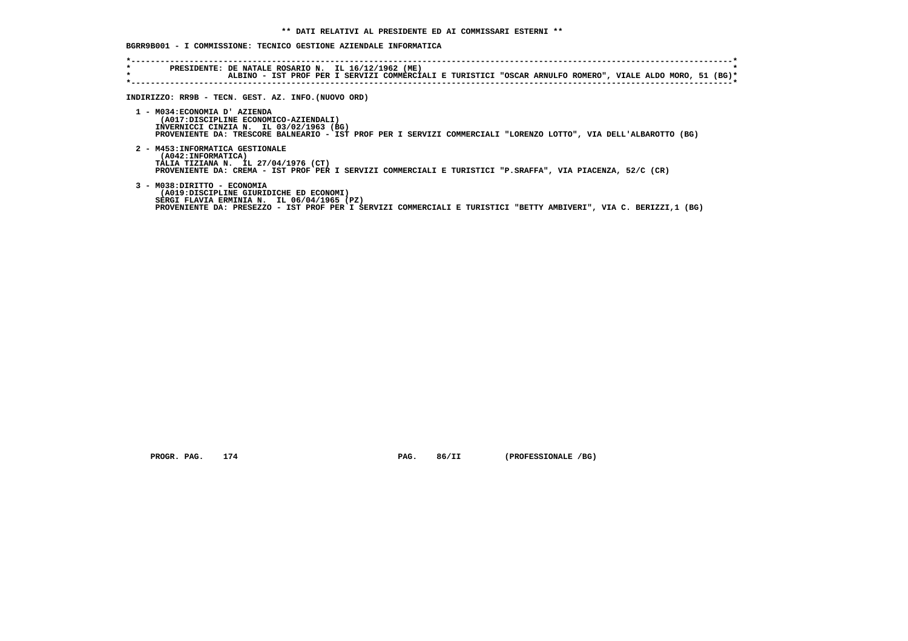**\*\* DATI RELATIVI AL PRESIDENTE ED AI COMMISSARI ESTERNI \*\***

**BGRR9B001 - I COMMISSIONE: TECNICO GESTIONE AZIENDALE INFORMATICA**

```
*----------------------------------------------------------------------------------------------------------------------*
*        PRESIDENTE: DE NATALE ROSARIO N.  IL 16/12/1962 (ME)                                                          *
*                    ALBINO - IST PROF PER I SERVIZI COMMERCIALI E TURISTICI "OSCAR ARNULFO ROMERO", VIALE ALDO MORO, 51 (BG)*
*----------------------------------------------------------------------------------------------------------------------*
```

**INDIRIZZO: RR9B - TECN. GEST. AZ. INFO.(NUOVO ORD)**

1 - M034:ECONOMIA D' AZIENDA
(A017:DISCIPLINE ECONOMICO-AZIENDALI)
INVERNICCI CINZIA N.  IL 03/02/1963 (BG)
PROVENIENTE DA: TRESCORE BALNEARIO - IST PROF PER I SERVIZI COMMERCIALI "LORENZO LOTTO", VIA DELL'ALBAROTTO (BG)

2 - M453:INFORMATICA GESTIONALE
(A042:INFORMATICA)
TALIA TIZIANA N.  IL 27/04/1976 (CT)
PROVENIENTE DA: CREMA - IST PROF PER I SERVIZI COMMERCIALI E TURISTICI "P.SRAFFA", VIA PIACENZA, 52/C (CR)

3 - M038:DIRITTO - ECONOMIA
(A019:DISCIPLINE GIURIDICHE ED ECONOMI)
SERGI FLAVIA ERMINIA N.  IL 06/04/1965 (PZ)
PROVENIENTE DA: PRESEZZO - IST PROF PER I SERVIZI COMMERCIALI E TURISTICI "BETTY AMBIVERI", VIA C. BERIZZI,1 (BG)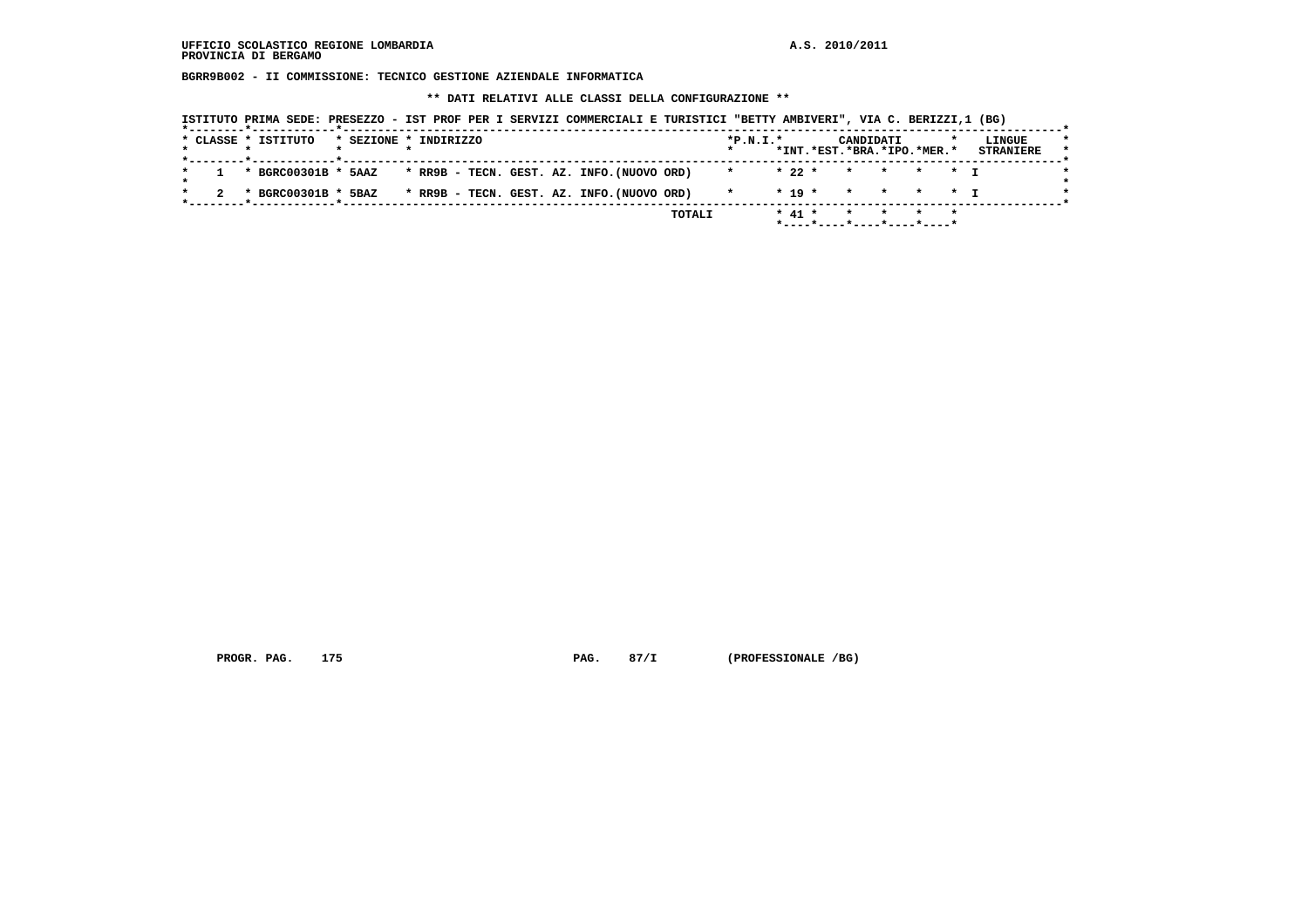UFFICIO SCOLASTICO REGIONE LOMBARDIA
PROVINCIA DI BERGAMO

A.S. 2010/2011

**BGRR9B002 - II COMMISSIONE: TECNICO GESTIONE AZIENDALE INFORMATICA**

**\*\* DATI RELATIVI ALLE CLASSI DELLA CONFIGURAZIONE \*\***

ISTITUTO PRIMA SEDE: PRESEZZO - IST PROF PER I SERVIZI COMMERCIALI E TURISTICI "BETTY AMBIVERI", VIA C. BERIZZI,1 (BG)

| CLASSE | ISTITUTO | SEZIONE | INDIRIZZO | P.N.I. | CANDIDATI INT. | EST. | BRA. | IPO. | MER. | LINGUE STRANIERE |
|---|---|---|---|---|---|---|---|---|---|---|
| 1 | BGRC00301B | 5AAZ | RR9B - TECN. GEST. AZ. INFO.(NUOVO ORD) | | 22 | | | | | I |
| 2 | BGRC00301B | 5BAZ | RR9B - TECN. GEST. AZ. INFO.(NUOVO ORD) | | 19 | | | | | I |
| | | | TOTALI | | 41 | | | | | |

PROGR. PAG. 175 PAG. 87/I (PROFESSIONALE /BG)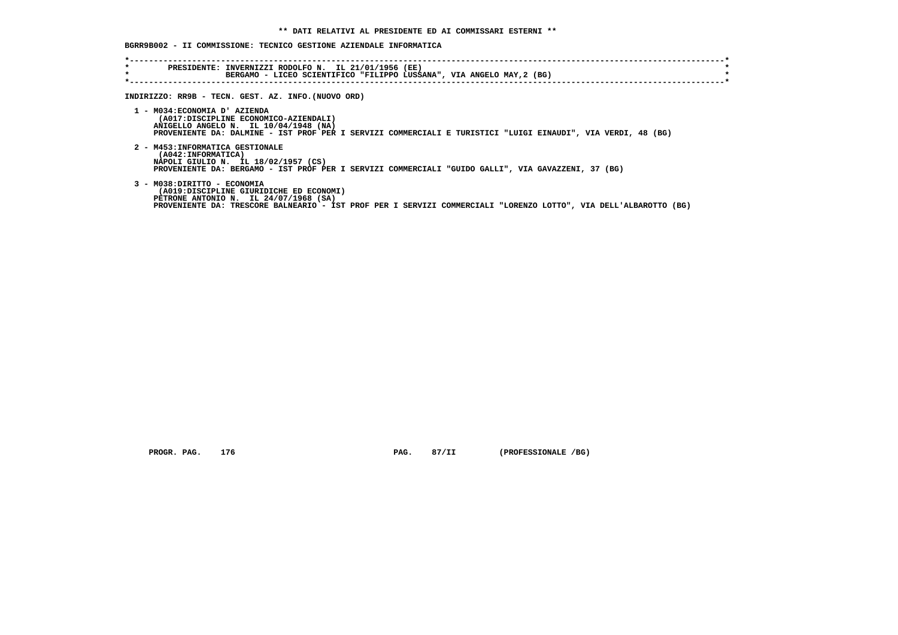**\*\* DATI RELATIVI AL PRESIDENTE ED AI COMMISSARI ESTERNI \*\***

**BGRR9B002 - II COMMISSIONE: TECNICO GESTIONE AZIENDALE INFORMATICA**

PRESIDENTE: INVERNIZZI RODOLFO N. IL 21/01/1956 (EE)
BERGAMO - LICEO SCIENTIFICO "FILIPPO LUSSANA", VIA ANGELO MAY,2 (BG)

INDIRIZZO: RR9B - TECN. GEST. AZ. INFO.(NUOVO ORD)

1 - M034:ECONOMIA D' AZIENDA
(A017:DISCIPLINE ECONOMICO-AZIENDALI)
ANIGELLO ANGELO N. IL 10/04/1948 (NA)
PROVENIENTE DA: DALMINE - IST PROF PER I SERVIZI COMMERCIALI E TURISTICI "LUIGI EINAUDI", VIA VERDI, 48 (BG)

2 - M453:INFORMATICA GESTIONALE
(A042:INFORMATICA)
NAPOLI GIULIO N. IL 18/02/1957 (CS)
PROVENIENTE DA: BERGAMO - IST PROF PER I SERVIZI COMMERCIALI "GUIDO GALLI", VIA GAVAZZENI, 37 (BG)

3 - M038:DIRITTO - ECONOMIA
(A019:DISCIPLINE GIURIDICHE ED ECONOMI)
PETRONE ANTONIO N. IL 24/07/1968 (SA)
PROVENIENTE DA: TRESCORE BALNEARIO - IST PROF PER I SERVIZI COMMERCIALI "LORENZO LOTTO", VIA DELL'ALBAROTTO (BG)

PROGR. PAG. 176 PAG. 87/II (PROFESSIONALE /BG)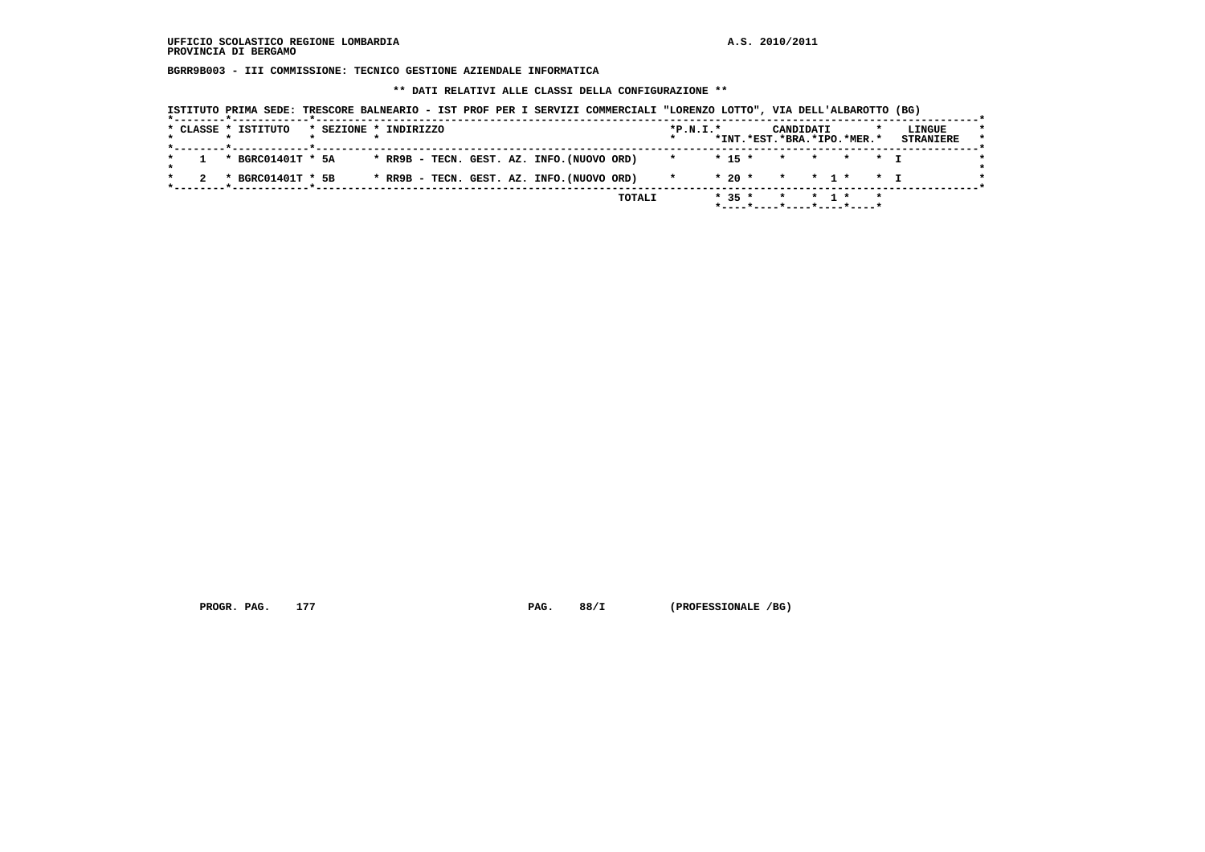UFFICIO SCOLASTICO REGIONE LOMBARDIA
PROVINCIA DI BERGAMO

A.S. 2010/2011

**BGRR9B003 - III COMMISSIONE: TECNICO GESTIONE AZIENDALE INFORMATICA**

**\*\* DATI RELATIVI ALLE CLASSI DELLA CONFIGURAZIONE \*\***

ISTITUTO PRIMA SEDE: TRESCORE BALNEARIO - IST PROF PER I SERVIZI COMMERCIALI "LORENZO LOTTO", VIA DELL'ALBAROTTO (BG)

| CLASSE | ISTITUTO | SEZIONE | INDIRIZZO | P.N.I. | CANDIDATI INT. | CANDIDATI EST. | CANDIDATI BRA. | CANDIDATI IPO. | CANDIDATI MER. | LINGUE STRANIERE |
|---|---|---|---|---|---|---|---|---|---|---|
| 1 | BGRC01401T | 5A | RR9B - TECN. GEST. AZ. INFO.(NUOVO ORD) | | 15 | | | | | I |
| 2 | BGRC01401T | 5B | RR9B - TECN. GEST. AZ. INFO.(NUOVO ORD) | | 20 | | | 1 | | I |
| | | | TOTALI | | 35 | | | 1 | | |

PROGR. PAG. 177 PAG. 88/I (PROFESSIONALE /BG)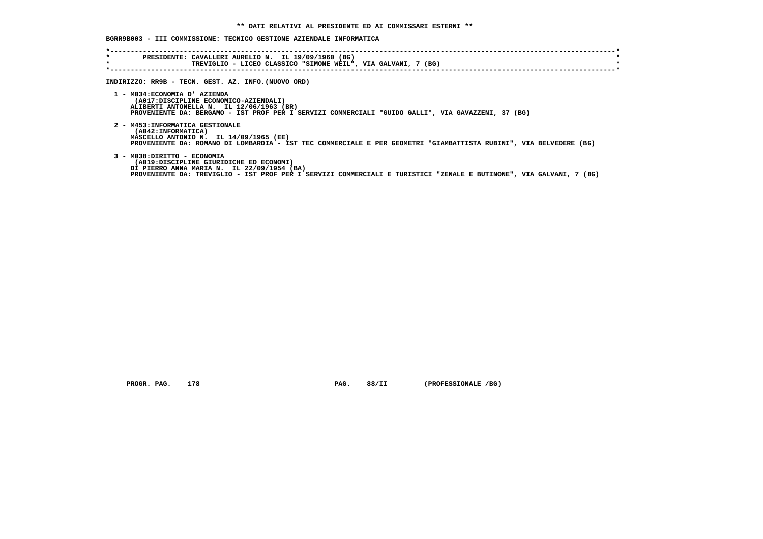**\*\* DATI RELATIVI AL PRESIDENTE ED AI COMMISSARI ESTERNI \*\***

**BGRR9B003 - III COMMISSIONE: TECNICO GESTIONE AZIENDALE INFORMATICA**

```
*----------------------------------------------------------------------------------------------------------------------------*
*       PRESIDENTE: CAVALLERI AURELIO N.  IL 19/09/1960 (BG)                                                                 *
*                   TREVIGLIO - LICEO CLASSICO "SIMONE WEIL", VIA GALVANI, 7 (BG)                                            *
*----------------------------------------------------------------------------------------------------------------------------*
```

**INDIRIZZO: RR9B - TECN. GEST. AZ. INFO.(NUOVO ORD)**

1 - M034:ECONOMIA D' AZIENDA
(A017:DISCIPLINE ECONOMICO-AZIENDALI)
ALIBERTI ANTONELLA N. IL 12/06/1963 (BR)
PROVENIENTE DA: BERGAMO - IST PROF PER I SERVIZI COMMERCIALI "GUIDO GALLI", VIA GAVAZZENI, 37 (BG)

2 - M453:INFORMATICA GESTIONALE
(A042:INFORMATICA)
MASCELLO ANTONIO N. IL 14/09/1965 (EE)
PROVENIENTE DA: ROMANO DI LOMBARDIA - IST TEC COMMERCIALE E PER GEOMETRI "GIAMBATTISTA RUBINI", VIA BELVEDERE (BG)

3 - M038:DIRITTO - ECONOMIA
(A019:DISCIPLINE GIURIDICHE ED ECONOMI)
DI PIERRO ANNA MARIA N. IL 22/09/1954 (BA)
PROVENIENTE DA: TREVIGLIO - IST PROF PER I SERVIZI COMMERCIALI E TURISTICI "ZENALE E BUTINONE", VIA GALVANI, 7 (BG)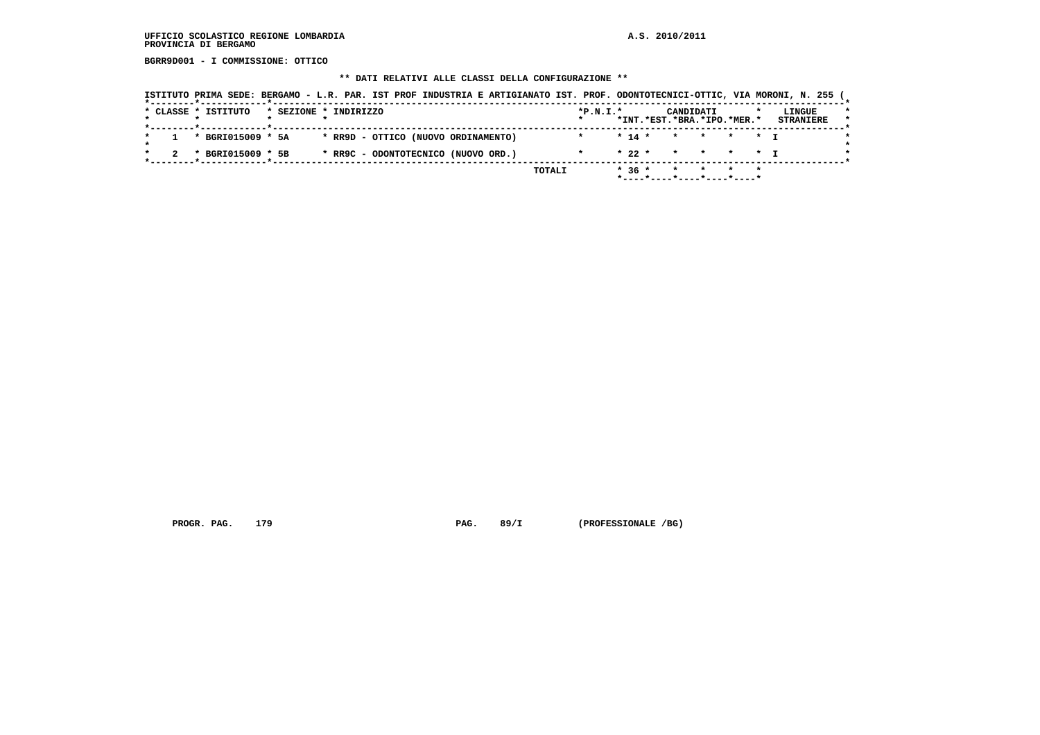UFFICIO SCOLASTICO REGIONE LOMBARDIA A.S. 2010/2011
PROVINCIA DI BERGAMO

**BGRR9D001 - I COMMISSIONE: OTTICO**

** DATI RELATIVI ALLE CLASSI DELLA CONFIGURAZIONE **

ISTITUTO PRIMA SEDE: BERGAMO - L.R. PAR. IST PROF INDUSTRIA E ARTIGIANATO IST. PROF. ODONTOTECNICI-OTTIC, VIA MORONI, N. 255 (

| CLASSE | ISTITUTO | SEZIONE | INDIRIZZO | P.N.I. | CANDIDATI INT. | EST. | BRA. | IPO. | MER. | LINGUE STRANIERE |
|---|---|---|---|---|---|---|---|---|---|---|
| 1 | BGRI015009 | 5A | RR9D - OTTICO (NUOVO ORDINAMENTO) | | 14 | | | | | I |
| 2 | BGRI015009 | 5B | RR9C - ODONTOTECNICO (NUOVO ORD.) | | 22 | | | | | I |
| | | | TOTALI | | 36 | | | | | |

PROGR. PAG. 179 PAG. 89/I (PROFESSIONALE /BG)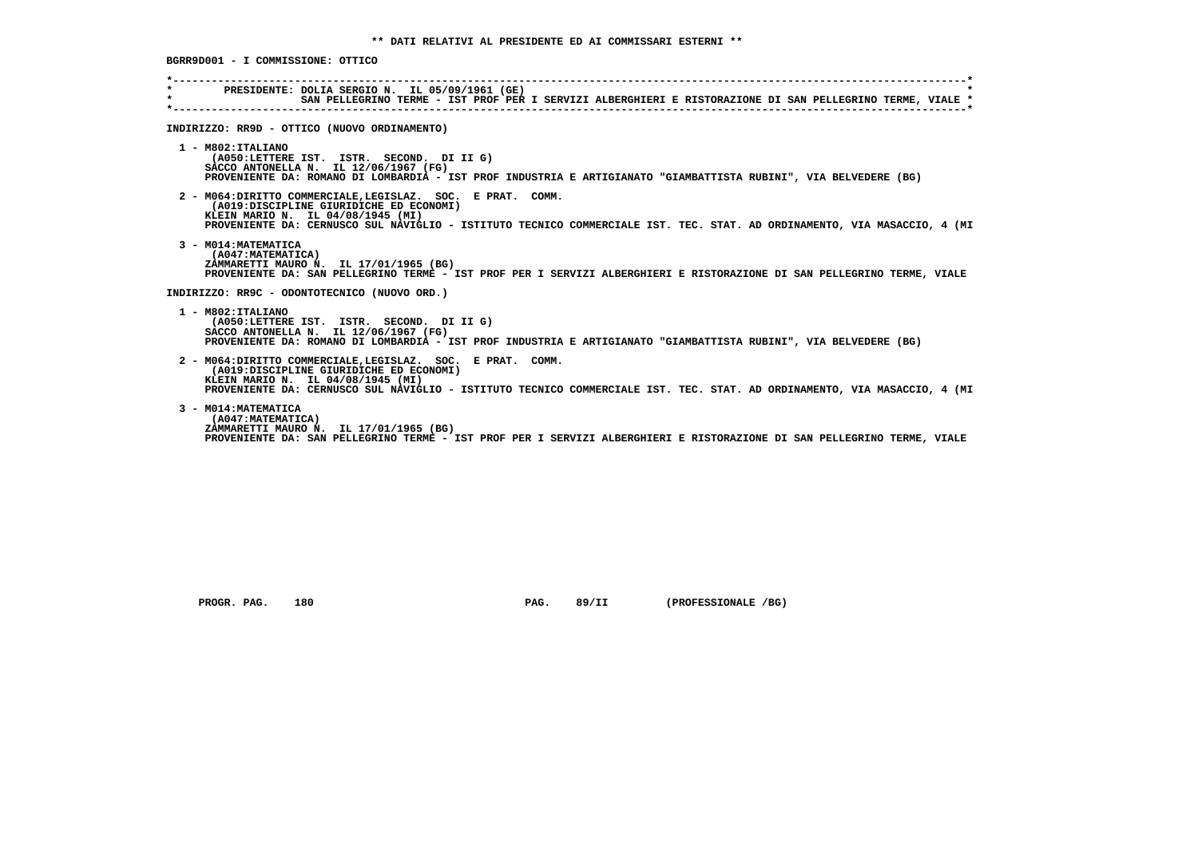** DATI RELATIVI AL PRESIDENTE ED AI COMMISSARI ESTERNI **

BGRR9D001 - I COMMISSIONE: OTTICO

PRESIDENTE: DOLIA SERGIO N. IL 05/09/1961 (GE)
SAN PELLEGRINO TERME - IST PROF PER I SERVIZI ALBERGHIERI E RISTORAZIONE DI SAN PELLEGRINO TERME, VIALE

INDIRIZZO: RR9D - OTTICO (NUOVO ORDINAMENTO)

1 - M802:ITALIANO
(A050:LETTERE IST. ISTR. SECOND. DI II G)
SACCO ANTONELLA N. IL 12/06/1967 (FG)
PROVENIENTE DA: ROMANO DI LOMBARDIA - IST PROF INDUSTRIA E ARTIGIANATO "GIAMBATTISTA RUBINI", VIA BELVEDERE (BG)

2 - M064:DIRITTO COMMERCIALE,LEGISLAZ. SOC. E PRAT. COMM.
(A019:DISCIPLINE GIURIDICHE ED ECONOMI)
KLEIN MARIO N. IL 04/08/1945 (MI)
PROVENIENTE DA: CERNUSCO SUL NAVIGLIO - ISTITUTO TECNICO COMMERCIALE IST. TEC. STAT. AD ORDINAMENTO, VIA MASACCIO, 4 (MI

3 - M014:MATEMATICA
(A047:MATEMATICA)
ZAMMARETTI MAURO N. IL 17/01/1965 (BG)
PROVENIENTE DA: SAN PELLEGRINO TERME - IST PROF PER I SERVIZI ALBERGHIERI E RISTORAZIONE DI SAN PELLEGRINO TERME, VIALE

INDIRIZZO: RR9C - ODONTOTECNICO (NUOVO ORD.)

1 - M802:ITALIANO
(A050:LETTERE IST. ISTR. SECOND. DI II G)
SACCO ANTONELLA N. IL 12/06/1967 (FG)
PROVENIENTE DA: ROMANO DI LOMBARDIA - IST PROF INDUSTRIA E ARTIGIANATO "GIAMBATTISTA RUBINI", VIA BELVEDERE (BG)

2 - M064:DIRITTO COMMERCIALE,LEGISLAZ. SOC. E PRAT. COMM.
(A019:DISCIPLINE GIURIDICHE ED ECONOMI)
KLEIN MARIO N. IL 04/08/1945 (MI)
PROVENIENTE DA: CERNUSCO SUL NAVIGLIO - ISTITUTO TECNICO COMMERCIALE IST. TEC. STAT. AD ORDINAMENTO, VIA MASACCIO, 4 (MI

3 - M014:MATEMATICA
(A047:MATEMATICA)
ZAMMARETTI MAURO N. IL 17/01/1965 (BG)
PROVENIENTE DA: SAN PELLEGRINO TERME - IST PROF PER I SERVIZI ALBERGHIERI E RISTORAZIONE DI SAN PELLEGRINO TERME, VIALE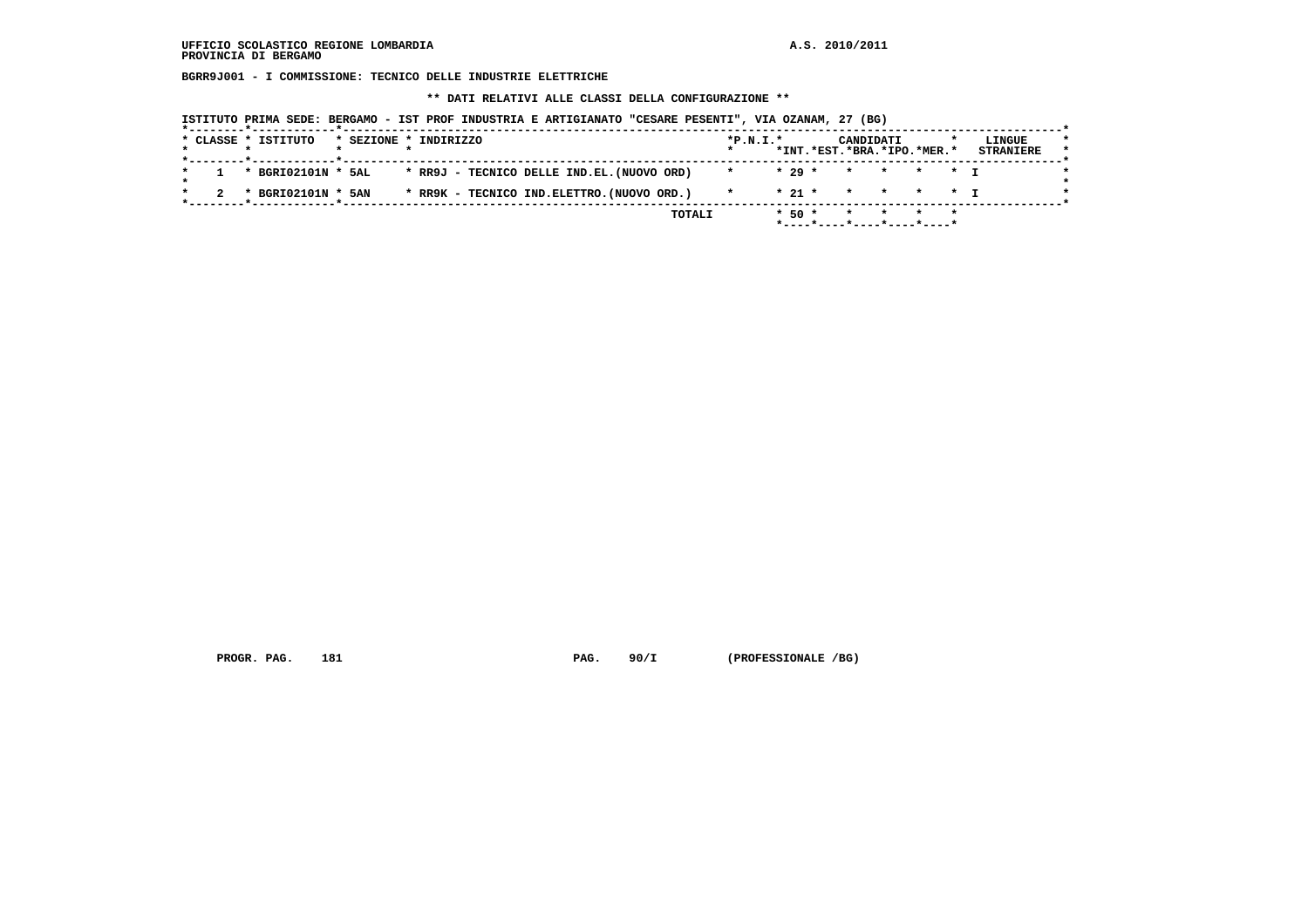**BGRR9J001 - I COMMISSIONE: TECNICO DELLE INDUSTRIE ELETTRICHE**

**\*\* DATI RELATIVI ALLE CLASSI DELLA CONFIGURAZIONE \*\***

**ISTITUTO PRIMA SEDE: BERGAMO - IST PROF INDUSTRIA E ARTIGIANATO "CESARE PESENTI", VIA OZANAM, 27 (BG)**

| CLASSE | ISTITUTO | SEZIONE | INDIRIZZO | P.N.I. | CANDIDATI INT. | CANDIDATI EST. | CANDIDATI BRA. | CANDIDATI IPO. | CANDIDATI MER. | LINGUE STRANIERE |
|---|---|---|---|---|---|---|---|---|---|---|
| 1 | BGRI02101N | 5AL | RR9J - TECNICO DELLE IND.EL.(NUOVO ORD) | | 29 | | | | | I |
| 2 | BGRI02101N | 5AN | RR9K - TECNICO IND.ELETTRO.(NUOVO ORD.) | | 21 | | | | | I |
| | | | TOTALI | | 50 | | | | | |

PROGR. PAG. 181 PAG. 90/I (PROFESSIONALE /BG)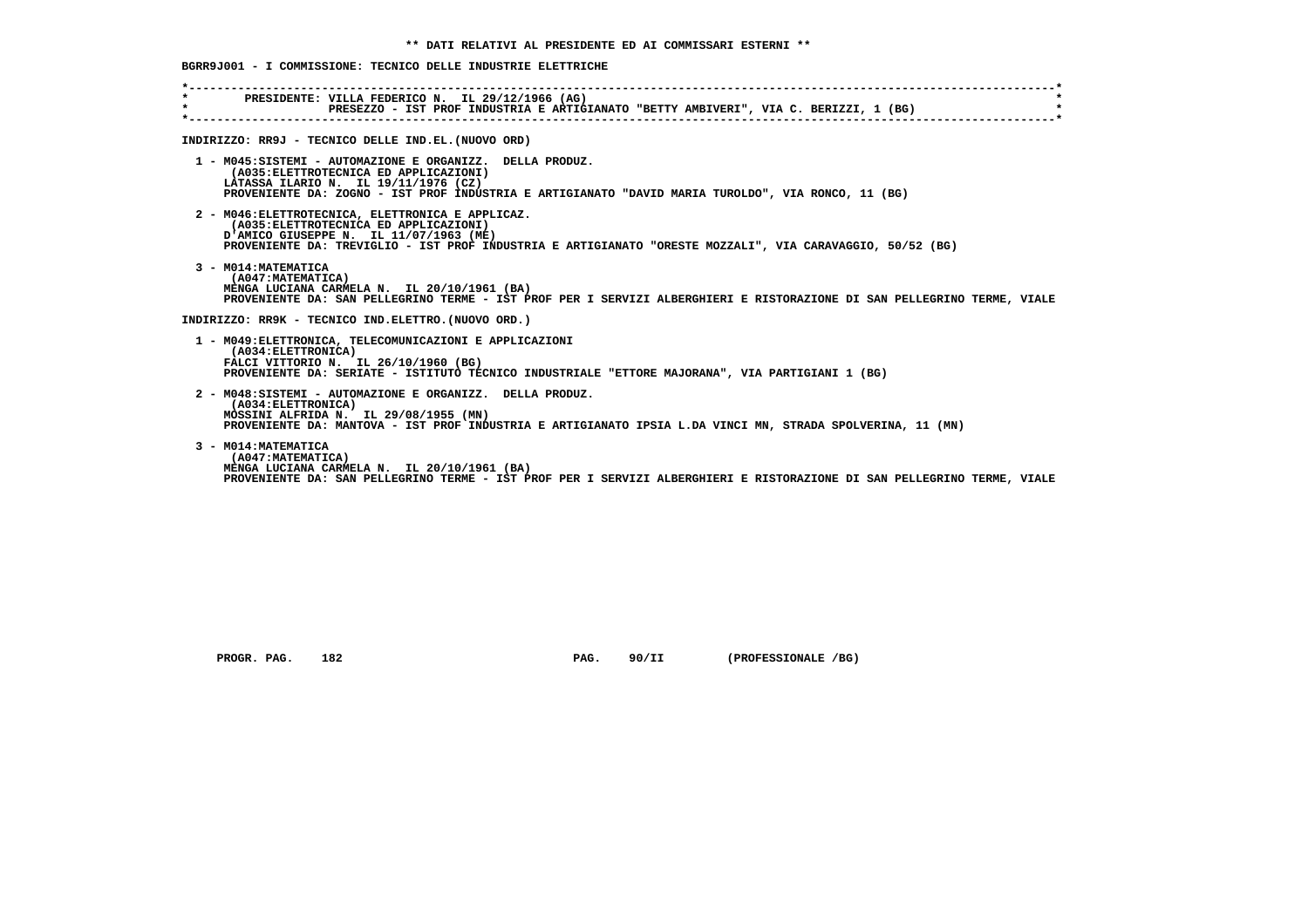**\*\* DATI RELATIVI AL PRESIDENTE ED AI COMMISSARI ESTERNI \*\***

**BGRR9J001 - I COMMISSIONE: TECNICO DELLE INDUSTRIE ELETTRICHE**

```
*----------------------------------------------------------------------------------------------------------------------------*
*       PRESIDENTE: VILLA FEDERICO N.  IL 29/12/1966 (AG)                                                                    *
*                   PRESEZZO - IST PROF INDUSTRIA E ARTIGIANATO "BETTY AMBIVERI", VIA C. BERIZZI, 1 (BG)                     *
*----------------------------------------------------------------------------------------------------------------------------*
```

INDIRIZZO: RR9J - TECNICO DELLE IND.EL.(NUOVO ORD)

1 - M045:SISTEMI - AUTOMAZIONE E ORGANIZZ. DELLA PRODUZ.
    (A035:ELETTROTECNICA ED APPLICAZIONI)
    LATASSA ILARIO N. IL 19/11/1976 (CZ)
    PROVENIENTE DA: ZOGNO - IST PROF INDUSTRIA E ARTIGIANATO "DAVID MARIA TUROLDO", VIA RONCO, 11 (BG)

2 - M046:ELETTROTECNICA, ELETTRONICA E APPLICAZ.
    (A035:ELETTROTECNICA ED APPLICAZIONI)
    D'AMICO GIUSEPPE N. IL 11/07/1963 (ME)
    PROVENIENTE DA: TREVIGLIO - IST PROF INDUSTRIA E ARTIGIANATO "ORESTE MOZZALI", VIA CARAVAGGIO, 50/52 (BG)

3 - M014:MATEMATICA
    (A047:MATEMATICA)
    MENGA LUCIANA CARMELA N. IL 20/10/1961 (BA)
    PROVENIENTE DA: SAN PELLEGRINO TERME - IST PROF PER I SERVIZI ALBERGHIERI E RISTORAZIONE DI SAN PELLEGRINO TERME, VIALE

INDIRIZZO: RR9K - TECNICO IND.ELETTRO.(NUOVO ORD.)

1 - M049:ELETTRONICA, TELECOMUNICAZIONI E APPLICAZIONI
    (A034:ELETTRONICA)
    FALCI VITTORIO N. IL 26/10/1960 (BG)
    PROVENIENTE DA: SERIATE - ISTITUTO TECNICO INDUSTRIALE "ETTORE MAJORANA", VIA PARTIGIANI 1 (BG)

2 - M048:SISTEMI - AUTOMAZIONE E ORGANIZZ. DELLA PRODUZ.
    (A034:ELETTRONICA)
    MOSSINI ALFRIDA N. IL 29/08/1955 (MN)
    PROVENIENTE DA: MANTOVA - IST PROF INDUSTRIA E ARTIGIANATO IPSIA L.DA VINCI MN, STRADA SPOLVERINA, 11 (MN)

3 - M014:MATEMATICA
    (A047:MATEMATICA)
    MENGA LUCIANA CARMELA N. IL 20/10/1961 (BA)
    PROVENIENTE DA: SAN PELLEGRINO TERME - IST PROF PER I SERVIZI ALBERGHIERI E RISTORAZIONE DI SAN PELLEGRINO TERME, VIALE

PROGR. PAG. 182          PAG. 90/II          (PROFESSIONALE /BG)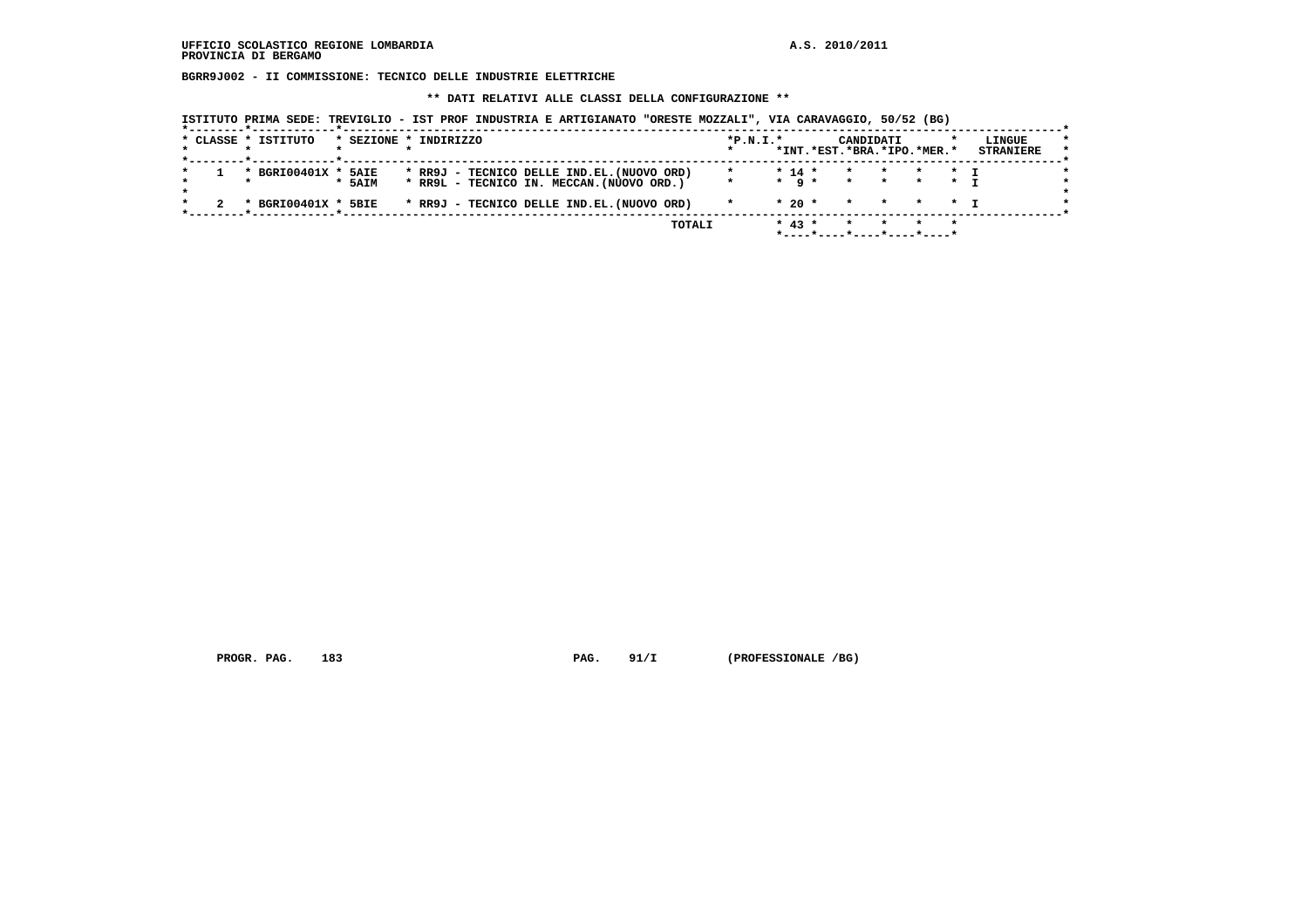UFFICIO SCOLASTICO REGIONE LOMBARDIA
PROVINCIA DI BERGAMO

A.S. 2010/2011

BGRR9J002 - II COMMISSIONE: TECNICO DELLE INDUSTRIE ELETTRICHE

** DATI RELATIVI ALLE CLASSI DELLA CONFIGURAZIONE **

ISTITUTO PRIMA SEDE: TREVIGLIO - IST PROF INDUSTRIA E ARTIGIANATO "ORESTE MOZZALI", VIA CARAVAGGIO, 50/52 (BG)

| CLASSE | ISTITUTO | SEZIONE | INDIRIZZO | P.N.I. | CANDIDATI INT. | EST. | BRA. | IPO. | MER. | LINGUE STRANIERE |
|---|---|---|---|---|---|---|---|---|---|---|
| 1 | BGRI00401X | 5AIE | RR9J - TECNICO DELLE IND.EL.(NUOVO ORD) | | 14 | | | | | I |
| | | 5AIM | RR9L - TECNICO IN. MECCAN.(NUOVO ORD.) | | 9 | | | | | I |
| 2 | BGRI00401X | 5BIE | RR9J - TECNICO DELLE IND.EL.(NUOVO ORD) | | 20 | | | | | I |
| | | | TOTALI | | 43 | | | | | |

PROGR. PAG. 183 PAG. 91/I (PROFESSIONALE /BG)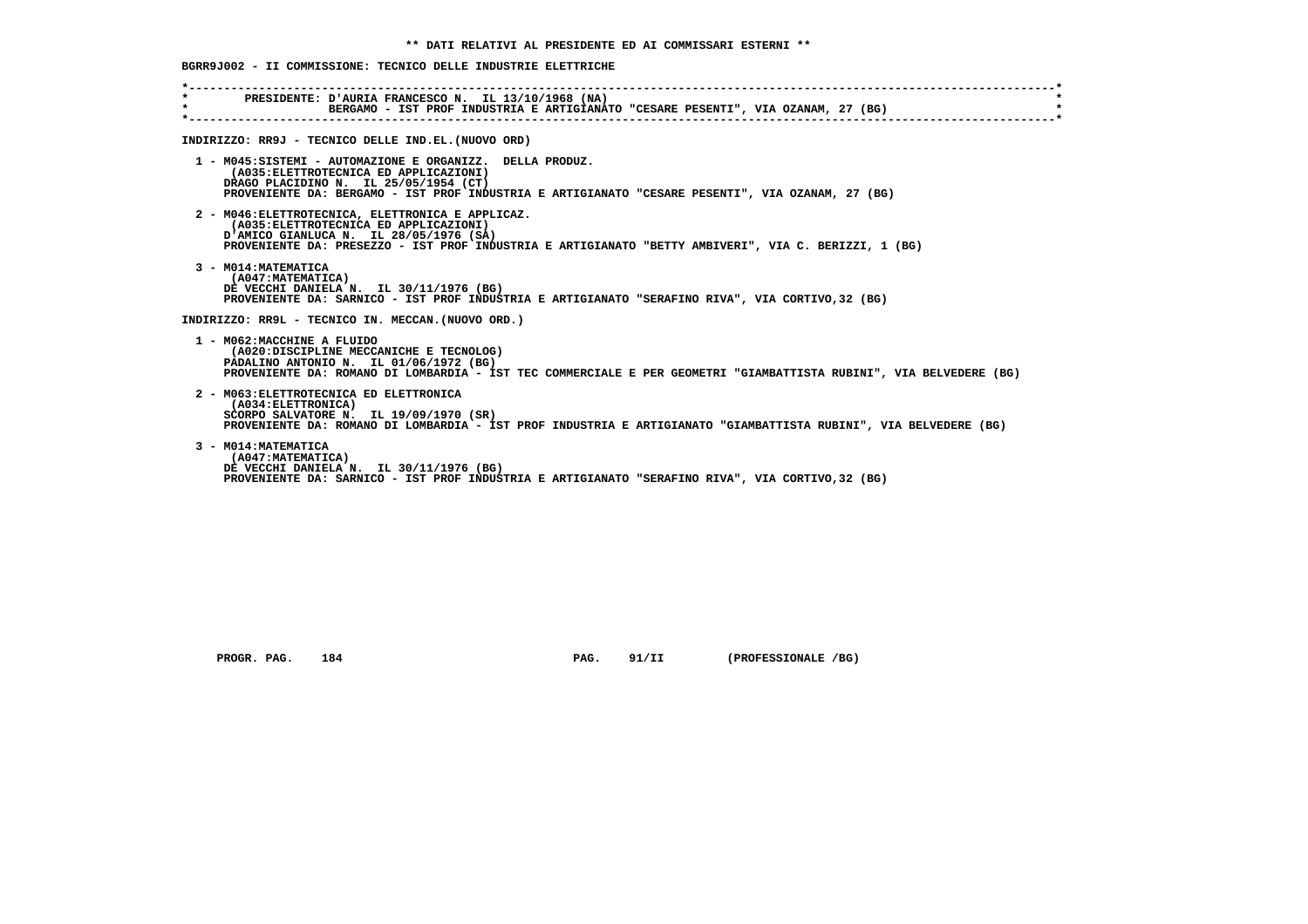** DATI RELATIVI AL PRESIDENTE ED AI COMMISSARI ESTERNI **

BGRR9J002 - II COMMISSIONE: TECNICO DELLE INDUSTRIE ELETTRICHE

PRESIDENTE: D'AURIA FRANCESCO N. IL 13/10/1968 (NA)
BERGAMO - IST PROF INDUSTRIA E ARTIGIANATO "CESARE PESENTI", VIA OZANAM, 27 (BG)

INDIRIZZO: RR9J - TECNICO DELLE IND.EL.(NUOVO ORD)

1 - M045:SISTEMI - AUTOMAZIONE E ORGANIZZ. DELLA PRODUZ.
(A035:ELETTROTECNICA ED APPLICAZIONI)
DRAGO PLACIDINO N. IL 25/05/1954 (CT)
PROVENIENTE DA: BERGAMO - IST PROF INDUSTRIA E ARTIGIANATO "CESARE PESENTI", VIA OZANAM, 27 (BG)

2 - M046:ELETTROTECNICA, ELETTRONICA E APPLICAZ.
(A035:ELETTROTECNICA ED APPLICAZIONI)
D'AMICO GIANLUCA N. IL 28/05/1976 (SA)
PROVENIENTE DA: PRESEZZO - IST PROF INDUSTRIA E ARTIGIANATO "BETTY AMBIVERI", VIA C. BERIZZI, 1 (BG)

3 - M014:MATEMATICA
(A047:MATEMATICA)
DE VECCHI DANIELA N. IL 30/11/1976 (BG)
PROVENIENTE DA: SARNICO - IST PROF INDUSTRIA E ARTIGIANATO "SERAFINO RIVA", VIA CORTIVO,32 (BG)

INDIRIZZO: RR9L - TECNICO IN. MECCAN.(NUOVO ORD.)

1 - M062:MACCHINE A FLUIDO
(A020:DISCIPLINE MECCANICHE E TECNOLOG)
PADALINO ANTONIO N. IL 01/06/1972 (BG)
PROVENIENTE DA: ROMANO DI LOMBARDIA - IST TEC COMMERCIALE E PER GEOMETRI "GIAMBATTISTA RUBINI", VIA BELVEDERE (BG)

2 - M063:ELETTROTECNICA ED ELETTRONICA
(A034:ELETTRONICA)
SCORPO SALVATORE N. IL 19/09/1970 (SR)
PROVENIENTE DA: ROMANO DI LOMBARDIA - IST PROF INDUSTRIA E ARTIGIANATO "GIAMBATTISTA RUBINI", VIA BELVEDERE (BG)

3 - M014:MATEMATICA
(A047:MATEMATICA)
DE VECCHI DANIELA N. IL 30/11/1976 (BG)
PROVENIENTE DA: SARNICO - IST PROF INDUSTRIA E ARTIGIANATO "SERAFINO RIVA", VIA CORTIVO,32 (BG)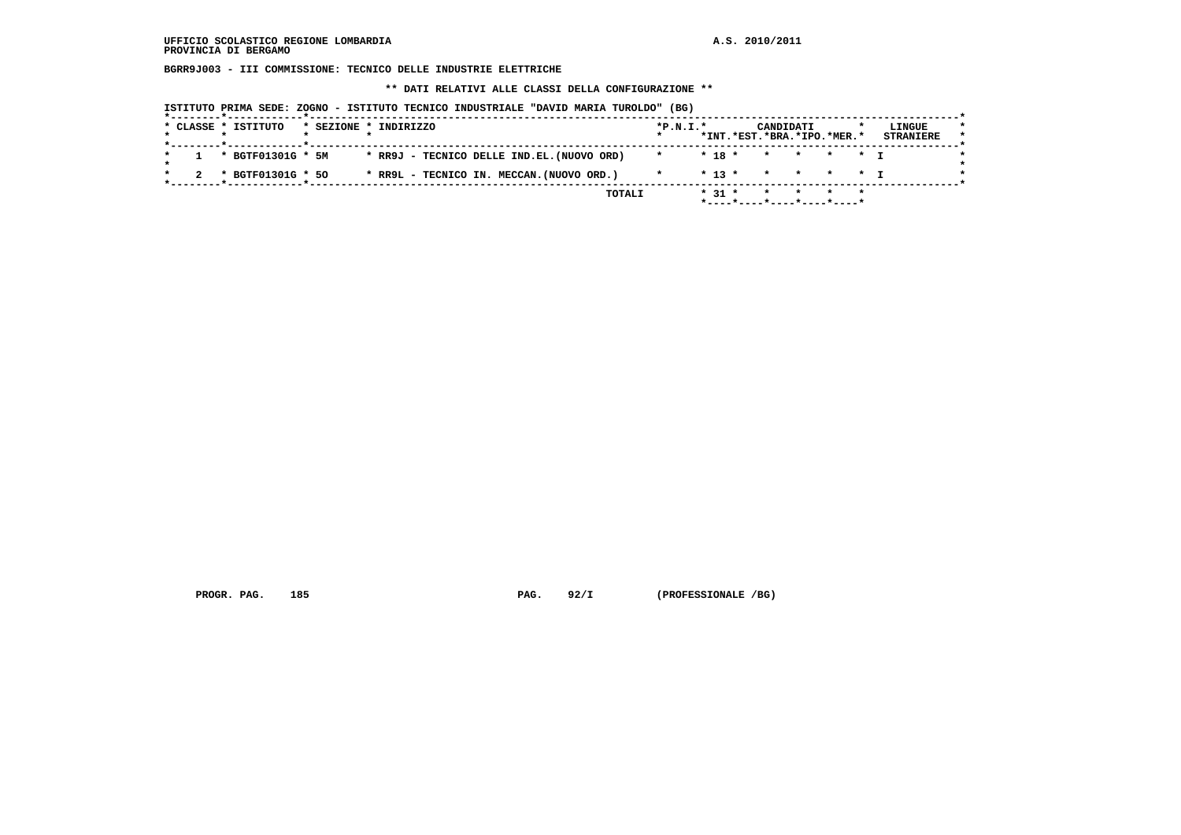UFFICIO SCOLASTICO REGIONE LOMBARDIA — A.S. 2010/2011

PROVINCIA DI BERGAMO

**BGRR9J003 - III COMMISSIONE: TECNICO DELLE INDUSTRIE ELETTRICHE**

**\*\* DATI RELATIVI ALLE CLASSI DELLA CONFIGURAZIONE \*\***

ISTITUTO PRIMA SEDE: ZOGNO - ISTITUTO TECNICO INDUSTRIALE "DAVID MARIA TUROLDO" (BG)

| CLASSE | ISTITUTO | SEZIONE | INDIRIZZO | P.N.I. | CANDIDATI INT. | EST. | BRA. | IPO. | MER. | LINGUE STRANIERE |
|---|---|---|---|---|---|---|---|---|---|---|
| 1 | BGTF01301G | 5M | RR9J - TECNICO DELLE IND.EL.(NUOVO ORD) | | 18 | | | | | I |
| 2 | BGTF01301G | 5O | RR9L - TECNICO IN. MECCAN.(NUOVO ORD.) | | 13 | | | | | I |
| | | | TOTALI | | 31 | | | | | |

PROGR. PAG. 185 PAG. 92/I (PROFESSIONALE /BG)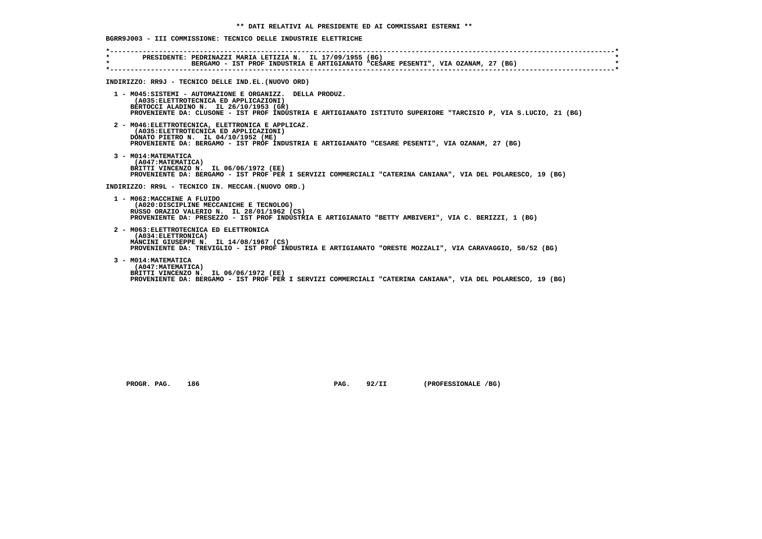**\*\* DATI RELATIVI AL PRESIDENTE ED AI COMMISSARI ESTERNI \*\***

**BGRR9J003 - III COMMISSIONE: TECNICO DELLE INDUSTRIE ELETTRICHE**

PRESIDENTE: PEDRINAZZI MARIA LETIZIA N. IL 17/09/1955 (BG)
BERGAMO - IST PROF INDUSTRIA E ARTIGIANATO "CESARE PESENTI", VIA OZANAM, 27 (BG)

INDIRIZZO: RR9J - TECNICO DELLE IND.EL.(NUOVO ORD)

1 - M045:SISTEMI - AUTOMAZIONE E ORGANIZZ. DELLA PRODUZ.
(A035:ELETTROTECNICA ED APPLICAZIONI)
BERTOCCI ALADINO N. IL 26/10/1953 (GR)
PROVENIENTE DA: CLUSONE - IST PROF INDUSTRIA E ARTIGIANATO ISTITUTO SUPERIORE "TARCISIO P, VIA S.LUCIO, 21 (BG)

2 - M046:ELETTROTECNICA, ELETTRONICA E APPLICAZ.
(A035:ELETTROTECNICA ED APPLICAZIONI)
DONATO PIETRO N. IL 04/10/1952 (ME)
PROVENIENTE DA: BERGAMO - IST PROF INDUSTRIA E ARTIGIANATO "CESARE PESENTI", VIA OZANAM, 27 (BG)

3 - M014:MATEMATICA
(A047:MATEMATICA)
BRITTI VINCENZO N. IL 06/06/1972 (EE)
PROVENIENTE DA: BERGAMO - IST PROF PER I SERVIZI COMMERCIALI "CATERINA CANIANA", VIA DEL POLARESCO, 19 (BG)

INDIRIZZO: RR9L - TECNICO IN. MECCAN.(NUOVO ORD.)

1 - M062:MACCHINE A FLUIDO
(A020:DISCIPLINE MECCANICHE E TECNOLOG)
RUSSO ORAZIO VALERIO N. IL 28/01/1962 (CS)
PROVENIENTE DA: PRESEZZO - IST PROF INDUSTRIA E ARTIGIANATO "BETTY AMBIVERI", VIA C. BERIZZI, 1 (BG)

2 - M063:ELETTROTECNICA ED ELETTRONICA
(A034:ELETTRONICA)
MANCINI GIUSEPPE N. IL 14/08/1967 (CS)
PROVENIENTE DA: TREVIGLIO - IST PROF INDUSTRIA E ARTIGIANATO "ORESTE MOZZALI", VIA CARAVAGGIO, 50/52 (BG)

3 - M014:MATEMATICA
(A047:MATEMATICA)
BRITTI VINCENZO N. IL 06/06/1972 (EE)
PROVENIENTE DA: BERGAMO - IST PROF PER I SERVIZI COMMERCIALI "CATERINA CANIANA", VIA DEL POLARESCO, 19 (BG)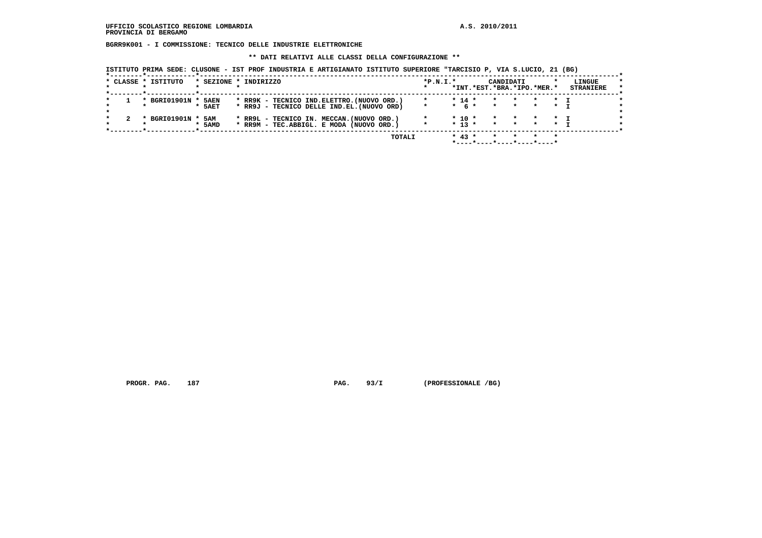UFFICIO SCOLASTICO REGIONE LOMBARDIA
PROVINCIA DI BERGAMO

A.S. 2010/2011

**BGRR9K001 - I COMMISSIONE: TECNICO DELLE INDUSTRIE ELETTRONICHE**

**\*\* DATI RELATIVI ALLE CLASSI DELLA CONFIGURAZIONE \*\***

ISTITUTO PRIMA SEDE: CLUSONE - IST PROF INDUSTRIA E ARTIGIANATO ISTITUTO SUPERIORE "TARCISIO P, VIA S.LUCIO, 21 (BG)

| CLASSE | ISTITUTO | SEZIONE | INDIRIZZO | P.N.I. | CANDIDATI INT. | EST. | BRA. | IPO. | MER. | LINGUE STRANIERE |
|---|---|---|---|---|---|---|---|---|---|---|
| 1 | BGRI01901N | 5AEN | RR9K - TECNICO IND.ELETTRO.(NUOVO ORD.) | | 14 | | | | | I |
| | | 5AET | RR9J - TECNICO DELLE IND.EL.(NUOVO ORD) | | 6 | | | | | I |
| 2 | BGRI01901N | 5AM | RR9L - TECNICO IN. MECCAN.(NUOVO ORD.) | | 10 | | | | | I |
| | | 5AMD | RR9M - TEC.ABBIGL. E MODA (NUOVO ORD.) | | 13 | | | | | I |
| | | | TOTALI | | 43 | | | | | |

PROGR. PAG. 187 PAG. 93/I (PROFESSIONALE /BG)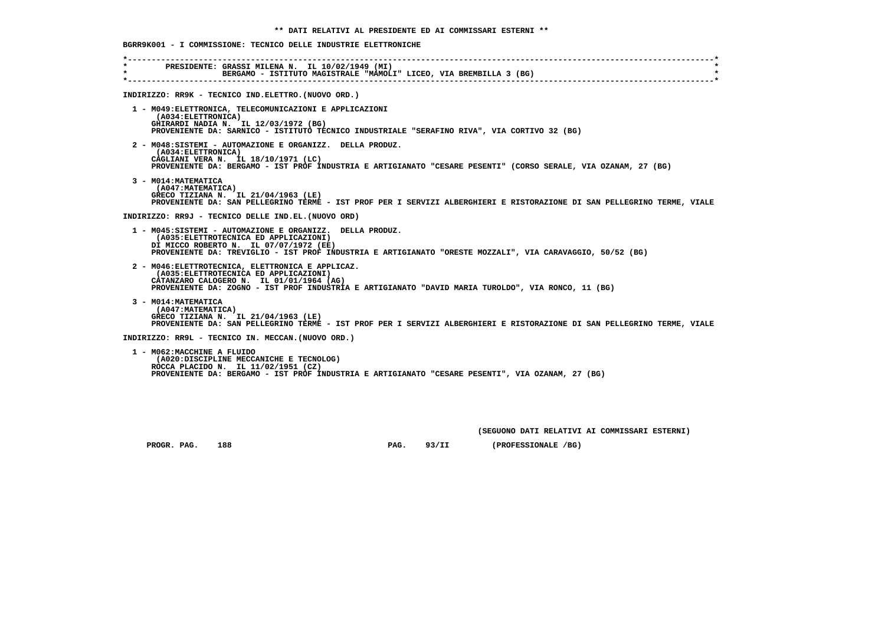** DATI RELATIVI AL PRESIDENTE ED AI COMMISSARI ESTERNI **

BGRR9K001 - I COMMISSIONE: TECNICO DELLE INDUSTRIE ELETTRONICHE

PRESIDENTE: GRASSI MILENA N. IL 10/02/1949 (MI)
BERGAMO - ISTITUTO MAGISTRALE "MAMOLI" LICEO, VIA BREMBILLA 3 (BG)

INDIRIZZO: RR9K - TECNICO IND.ELETTRO.(NUOVO ORD.)

1 - M049:ELETTRONICA, TELECOMUNICAZIONI E APPLICAZIONI
(A034:ELETTRONICA)
GHIRARDI NADIA N. IL 12/03/1972 (BG)
PROVENIENTE DA: SARNICO - ISTITUTO TECNICO INDUSTRIALE "SERAFINO RIVA", VIA CORTIVO 32 (BG)

2 - M048:SISTEMI - AUTOMAZIONE E ORGANIZZ. DELLA PRODUZ.
(A034:ELETTRONICA)
CAGLIANI VERA N. IL 18/10/1971 (LC)
PROVENIENTE DA: BERGAMO - IST PROF INDUSTRIA E ARTIGIANATO "CESARE PESENTI" (CORSO SERALE, VIA OZANAM, 27 (BG)

3 - M014:MATEMATICA
(A047:MATEMATICA)
GRECO TIZIANA N. IL 21/04/1963 (LE)
PROVENIENTE DA: SAN PELLEGRINO TERME - IST PROF PER I SERVIZI ALBERGHIERI E RISTORAZIONE DI SAN PELLEGRINO TERME, VIALE

INDIRIZZO: RR9J - TECNICO DELLE IND.EL.(NUOVO ORD)

1 - M045:SISTEMI - AUTOMAZIONE E ORGANIZZ. DELLA PRODUZ.
(A035:ELETTROTECNICA ED APPLICAZIONI)
DI MICCO ROBERTO N. IL 07/07/1972 (EE)
PROVENIENTE DA: TREVIGLIO - IST PROF INDUSTRIA E ARTIGIANATO "ORESTE MOZZALI", VIA CARAVAGGIO, 50/52 (BG)

2 - M046:ELETTROTECNICA, ELETTRONICA E APPLICAZ.
(A035:ELETTROTECNICA ED APPLICAZIONI)
CATANZARO CALOGERO N. IL 01/01/1964 (AG)
PROVENIENTE DA: ZOGNO - IST PROF INDUSTRIA E ARTIGIANATO "DAVID MARIA TUROLDO", VIA RONCO, 11 (BG)

3 - M014:MATEMATICA
(A047:MATEMATICA)
GRECO TIZIANA N. IL 21/04/1963 (LE)
PROVENIENTE DA: SAN PELLEGRINO TERME - IST PROF PER I SERVIZI ALBERGHIERI E RISTORAZIONE DI SAN PELLEGRINO TERME, VIALE

INDIRIZZO: RR9L - TECNICO IN. MECCAN.(NUOVO ORD.)

1 - M062:MACCHINE A FLUIDO
(A020:DISCIPLINE MECCANICHE E TECNOLOG)
ROCCA PLACIDO N. IL 11/02/1951 (CZ)
PROVENIENTE DA: BERGAMO - IST PROF INDUSTRIA E ARTIGIANATO "CESARE PESENTI", VIA OZANAM, 27 (BG)

(SEGUONO DATI RELATIVI AI COMMISSARI ESTERNI)

PROGR. PAG. 188 PAG. 93/II (PROFESSIONALE /BG)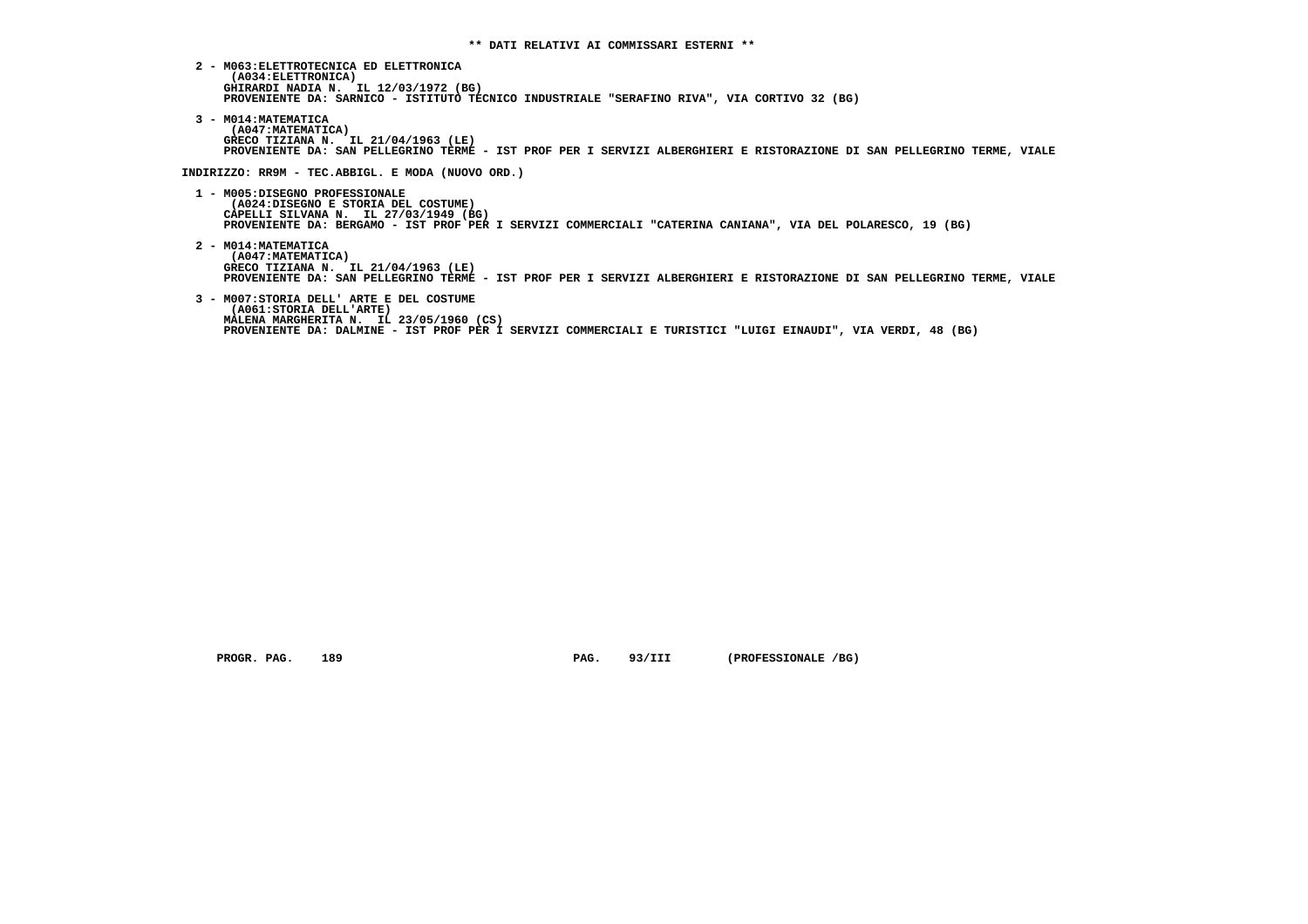**\*\* DATI RELATIVI AI COMMISSARI ESTERNI \*\***

2 - M063:ELETTROTECNICA ED ELETTRONICA
    (A034:ELETTRONICA)
    GHIRARDI NADIA N.  IL 12/03/1972 (BG)
    PROVENIENTE DA: SARNICO - ISTITUTO TECNICO INDUSTRIALE "SERAFINO RIVA", VIA CORTIVO 32 (BG)

3 - M014:MATEMATICA
    (A047:MATEMATICA)
    GRECO TIZIANA N.  IL 21/04/1963 (LE)
    PROVENIENTE DA: SAN PELLEGRINO TERME - IST PROF PER I SERVIZI ALBERGHIERI E RISTORAZIONE DI SAN PELLEGRINO TERME, VIALE

INDIRIZZO: RR9M - TEC.ABBIGL. E MODA (NUOVO ORD.)

1 - M005:DISEGNO PROFESSIONALE
    (A024:DISEGNO E STORIA DEL COSTUME)
    CAPELLI SILVANA N.  IL 27/03/1949 (BG)
    PROVENIENTE DA: BERGAMO - IST PROF PER I SERVIZI COMMERCIALI "CATERINA CANIANA", VIA DEL POLARESCO, 19 (BG)

2 - M014:MATEMATICA
    (A047:MATEMATICA)
    GRECO TIZIANA N.  IL 21/04/1963 (LE)
    PROVENIENTE DA: SAN PELLEGRINO TERME - IST PROF PER I SERVIZI ALBERGHIERI E RISTORAZIONE DI SAN PELLEGRINO TERME, VIALE

3 - M007:STORIA DELL' ARTE E DEL COSTUME
    (A061:STORIA DELL'ARTE)
    MALENA MARGHERITA N.  IL 23/05/1960 (CS)
    PROVENIENTE DA: DALMINE - IST PROF PER I SERVIZI COMMERCIALI E TURISTICI "LUIGI EINAUDI", VIA VERDI, 48 (BG)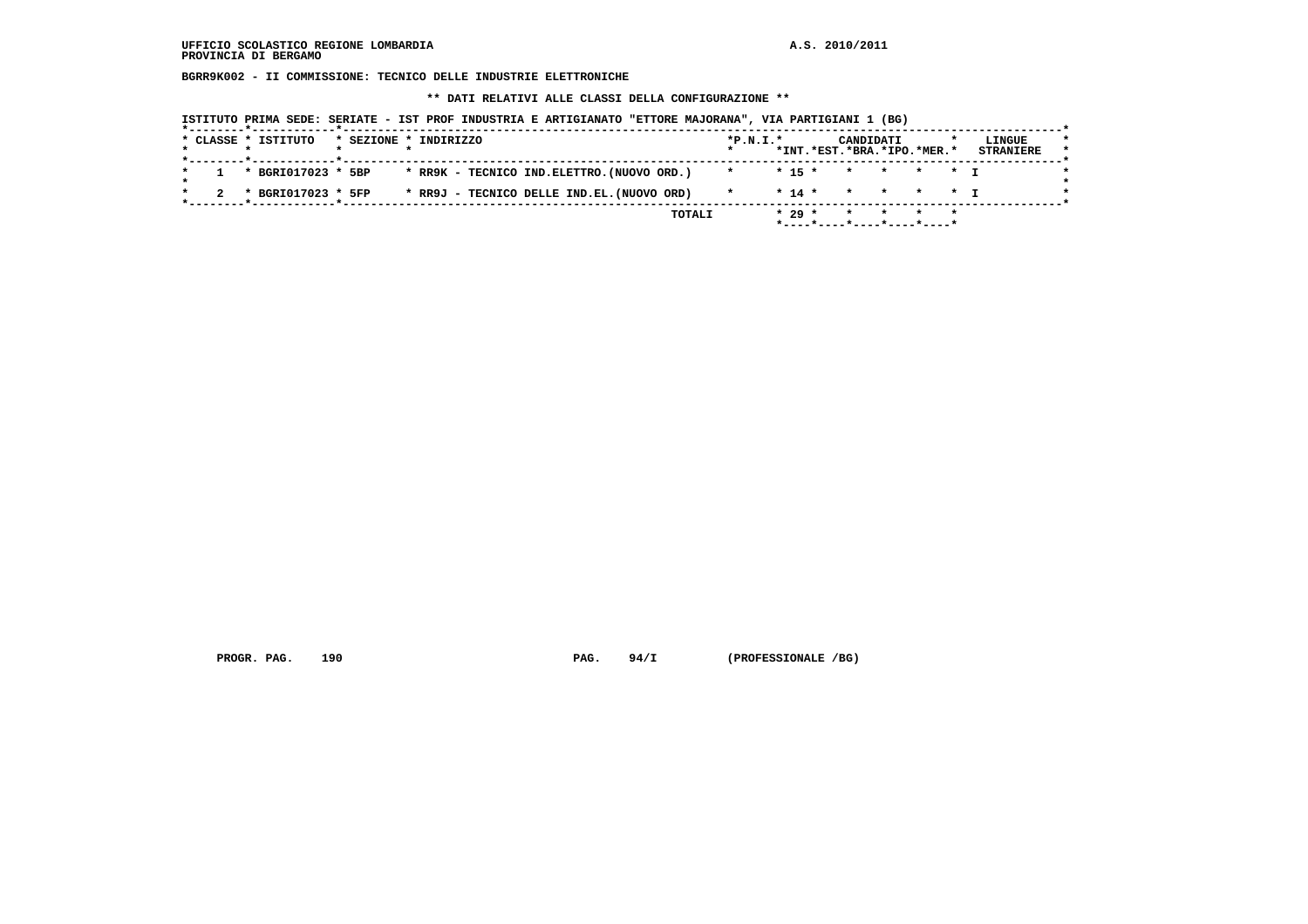UFFICIO SCOLASTICO REGIONE LOMBARDIA
PROVINCIA DI BERGAMO

A.S. 2010/2011

**BGRR9K002 - II COMMISSIONE: TECNICO DELLE INDUSTRIE ELETTRONICHE**

**\*\* DATI RELATIVI ALLE CLASSI DELLA CONFIGURAZIONE \*\***

ISTITUTO PRIMA SEDE: SERIATE - IST PROF INDUSTRIA E ARTIGIANATO "ETTORE MAJORANA", VIA PARTIGIANI 1 (BG)

| CLASSE | ISTITUTO | SEZIONE | INDIRIZZO | P.N.I. | CANDIDATI INT. | EST. | BRA. | IPO. | MER. | LINGUE STRANIERE |
|---|---|---|---|---|---|---|---|---|---|---|
| 1 | BGRI017023 | 5BP | RR9K - TECNICO IND.ELETTRO.(NUOVO ORD.) | | 15 | | | | | I |
| 2 | BGRI017023 | 5FP | RR9J - TECNICO DELLE IND.EL.(NUOVO ORD) | | 14 | | | | | I |
| | | | TOTALI | | 29 | | | | | |

PROGR. PAG. 190 PAG. 94/I (PROFESSIONALE /BG)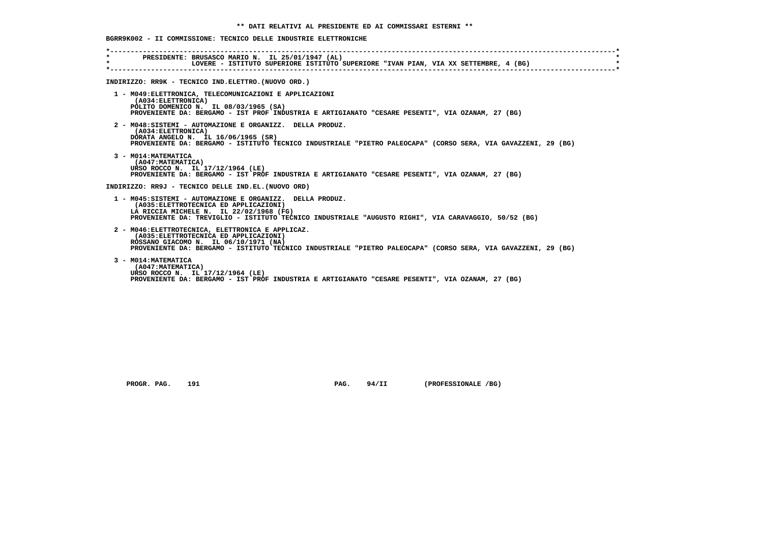** DATI RELATIVI AL PRESIDENTE ED AI COMMISSARI ESTERNI **

BGRR9K002 - II COMMISSIONE: TECNICO DELLE INDUSTRIE ELETTRONICHE

PRESIDENTE: BRUSASCO MARIO N. IL 25/01/1947 (AL)
LOVERE - ISTITUTO SUPERIORE ISTITUTO SUPERIORE "IVAN PIAN, VIA XX SETTEMBRE, 4 (BG)

INDIRIZZO: RR9K - TECNICO IND.ELETTRO.(NUOVO ORD.)

1 - M049:ELETTRONICA, TELECOMUNICAZIONI E APPLICAZIONI
(A034:ELETTRONICA)
POLITO DOMENICO N. IL 08/03/1965 (SA)
PROVENIENTE DA: BERGAMO - IST PROF INDUSTRIA E ARTIGIANATO "CESARE PESENTI", VIA OZANAM, 27 (BG)

2 - M048:SISTEMI - AUTOMAZIONE E ORGANIZZ. DELLA PRODUZ.
(A034:ELETTRONICA)
DORATA ANGELO N. IL 16/06/1965 (SR)
PROVENIENTE DA: BERGAMO - ISTITUTO TECNICO INDUSTRIALE "PIETRO PALEOCAPA" (CORSO SERA, VIA GAVAZZENI, 29 (BG)

3 - M014:MATEMATICA
(A047:MATEMATICA)
URSO ROCCO N. IL 17/12/1964 (LE)
PROVENIENTE DA: BERGAMO - IST PROF INDUSTRIA E ARTIGIANATO "CESARE PESENTI", VIA OZANAM, 27 (BG)

INDIRIZZO: RR9J - TECNICO DELLE IND.EL.(NUOVO ORD)

1 - M045:SISTEMI - AUTOMAZIONE E ORGANIZZ. DELLA PRODUZ.
(A035:ELETTROTECNICA ED APPLICAZIONI)
LA RICCIA MICHELE N. IL 22/02/1968 (FG)
PROVENIENTE DA: TREVIGLIO - ISTITUTO TECNICO INDUSTRIALE "AUGUSTO RIGHI", VIA CARAVAGGIO, 50/52 (BG)

2 - M046:ELETTROTECNICA, ELETTRONICA E APPLICAZ.
(A035:ELETTROTECNICA ED APPLICAZIONI)
ROSSANO GIACOMO N. IL 06/10/1971 (NA)
PROVENIENTE DA: BERGAMO - ISTITUTO TECNICO INDUSTRIALE "PIETRO PALEOCAPA" (CORSO SERA, VIA GAVAZZENI, 29 (BG)

3 - M014:MATEMATICA
(A047:MATEMATICA)
URSO ROCCO N. IL 17/12/1964 (LE)
PROVENIENTE DA: BERGAMO - IST PROF INDUSTRIA E ARTIGIANATO "CESARE PESENTI", VIA OZANAM, 27 (BG)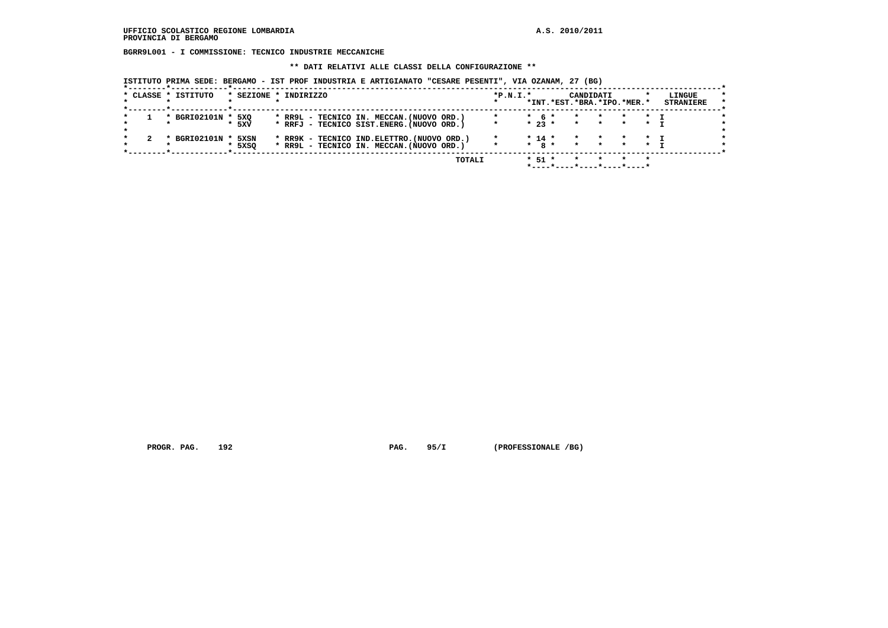UFFICIO SCOLASTICO REGIONE LOMBARDIA — A.S. 2010/2011
PROVINCIA DI BERGAMO

**BGRR9L001 - I COMMISSIONE: TECNICO INDUSTRIE MECCANICHE**

**\*\* DATI RELATIVI ALLE CLASSI DELLA CONFIGURAZIONE \*\***

ISTITUTO PRIMA SEDE: BERGAMO - IST PROF INDUSTRIA E ARTIGIANATO "CESARE PESENTI", VIA OZANAM, 27 (BG)

| CLASSE | ISTITUTO | SEZIONE | INDIRIZZO | P.N.I. | CANDIDATI INT. | CANDIDATI EST. | CANDIDATI BRA. | CANDIDATI IPO. | CANDIDATI MER. | LINGUE STRANIERE |
|---|---|---|---|---|---|---|---|---|---|---|
| 1 | BGRI02101N | 5XQ | RR9L - TECNICO IN. MECCAN.(NUOVO ORD.) | | 6 | | | | | I |
| | | 5XV | RRFJ - TECNICO SIST.ENERG.(NUOVO ORD.) | | 23 | | | | | I |
| 2 | BGRI02101N | 5XSN | RR9K - TECNICO IND.ELETTRO.(NUOVO ORD.) | | 14 | | | | | I |
| | | 5XSQ | RR9L - TECNICO IN. MECCAN.(NUOVO ORD.) | | 8 | | | | | I |
| | | | TOTALI | | 51 | | | | | |

PROGR. PAG. 192 — PAG. 95/I — (PROFESSIONALE /BG)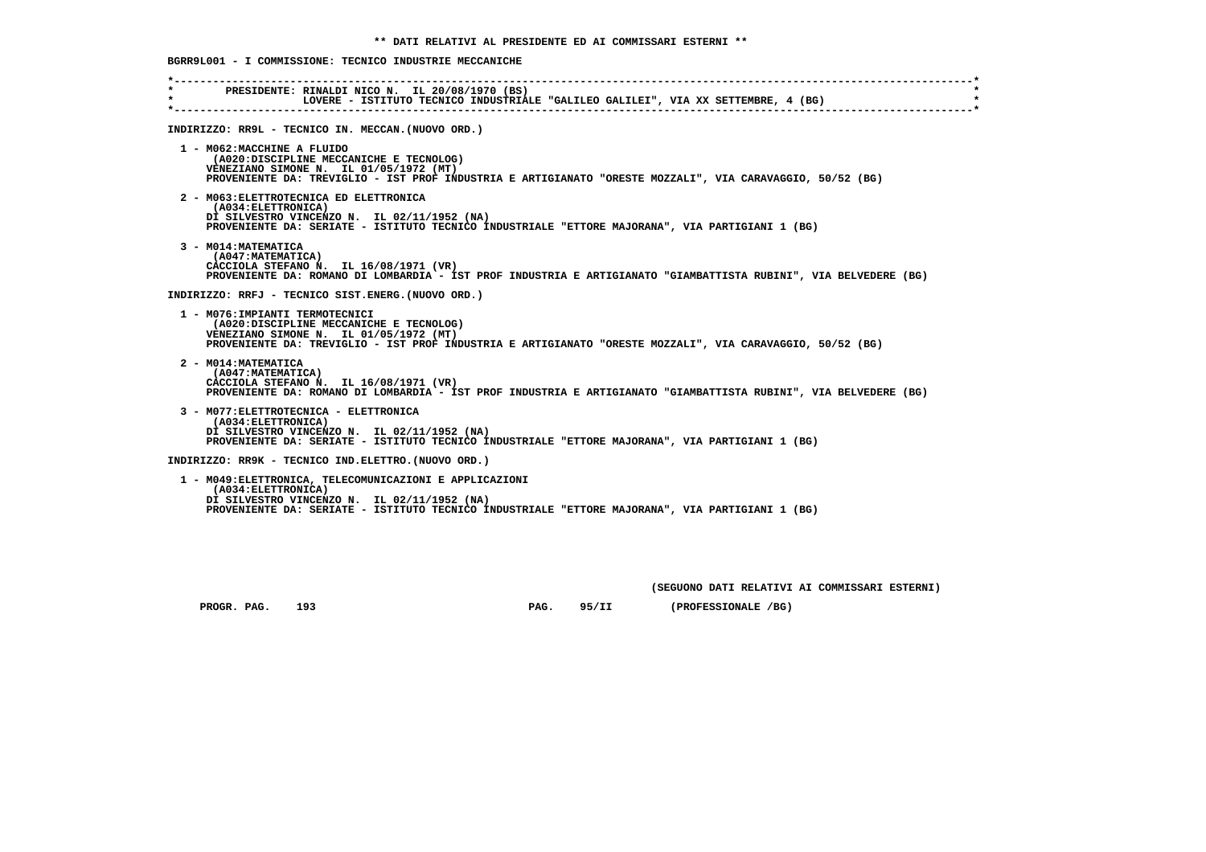**\*\* DATI RELATIVI AL PRESIDENTE ED AI COMMISSARI ESTERNI \*\***

**BGRR9L001 - I COMMISSIONE: TECNICO INDUSTRIE MECCANICHE**

PRESIDENTE: RINALDI NICO N. IL 20/08/1970 (BS)
LOVERE - ISTITUTO TECNICO INDUSTRIALE "GALILEO GALILEI", VIA XX SETTEMBRE, 4 (BG)

**INDIRIZZO: RR9L - TECNICO IN. MECCAN.(NUOVO ORD.)**

1 - M062:MACCHINE A FLUIDO
(A020:DISCIPLINE MECCANICHE E TECNOLOG)
VENEZIANO SIMONE N. IL 01/05/1972 (MT)
PROVENIENTE DA: TREVIGLIO - IST PROF INDUSTRIA E ARTIGIANATO "ORESTE MOZZALI", VIA CARAVAGGIO, 50/52 (BG)

2 - M063:ELETTROTECNICA ED ELETTRONICA
(A034:ELETTRONICA)
DI SILVESTRO VINCENZO N. IL 02/11/1952 (NA)
PROVENIENTE DA: SERIATE - ISTITUTO TECNICO INDUSTRIALE "ETTORE MAJORANA", VIA PARTIGIANI 1 (BG)

3 - M014:MATEMATICA
(A047:MATEMATICA)
CACCIOLA STEFANO N. IL 16/08/1971 (VR)
PROVENIENTE DA: ROMANO DI LOMBARDIA - IST PROF INDUSTRIA E ARTIGIANATO "GIAMBATTISTA RUBINI", VIA BELVEDERE (BG)

**INDIRIZZO: RRFJ - TECNICO SIST.ENERG.(NUOVO ORD.)**

1 - M076:IMPIANTI TERMOTECNICI
(A020:DISCIPLINE MECCANICHE E TECNOLOG)
VENEZIANO SIMONE N. IL 01/05/1972 (MT)
PROVENIENTE DA: TREVIGLIO - IST PROF INDUSTRIA E ARTIGIANATO "ORESTE MOZZALI", VIA CARAVAGGIO, 50/52 (BG)

2 - M014:MATEMATICA
(A047:MATEMATICA)
CACCIOLA STEFANO N. IL 16/08/1971 (VR)
PROVENIENTE DA: ROMANO DI LOMBARDIA - IST PROF INDUSTRIA E ARTIGIANATO "GIAMBATTISTA RUBINI", VIA BELVEDERE (BG)

3 - M077:ELETTROTECNICA - ELETTRONICA
(A034:ELETTRONICA)
DI SILVESTRO VINCENZO N. IL 02/11/1952 (NA)
PROVENIENTE DA: SERIATE - ISTITUTO TECNICO INDUSTRIALE "ETTORE MAJORANA", VIA PARTIGIANI 1 (BG)

**INDIRIZZO: RR9K - TECNICO IND.ELETTRO.(NUOVO ORD.)**

1 - M049:ELETTRONICA, TELECOMUNICAZIONI E APPLICAZIONI
(A034:ELETTRONICA)
DI SILVESTRO VINCENZO N. IL 02/11/1952 (NA)
PROVENIENTE DA: SERIATE - ISTITUTO TECNICO INDUSTRIALE "ETTORE MAJORANA", VIA PARTIGIANI 1 (BG)

(SEGUONO DATI RELATIVI AI COMMISSARI ESTERNI)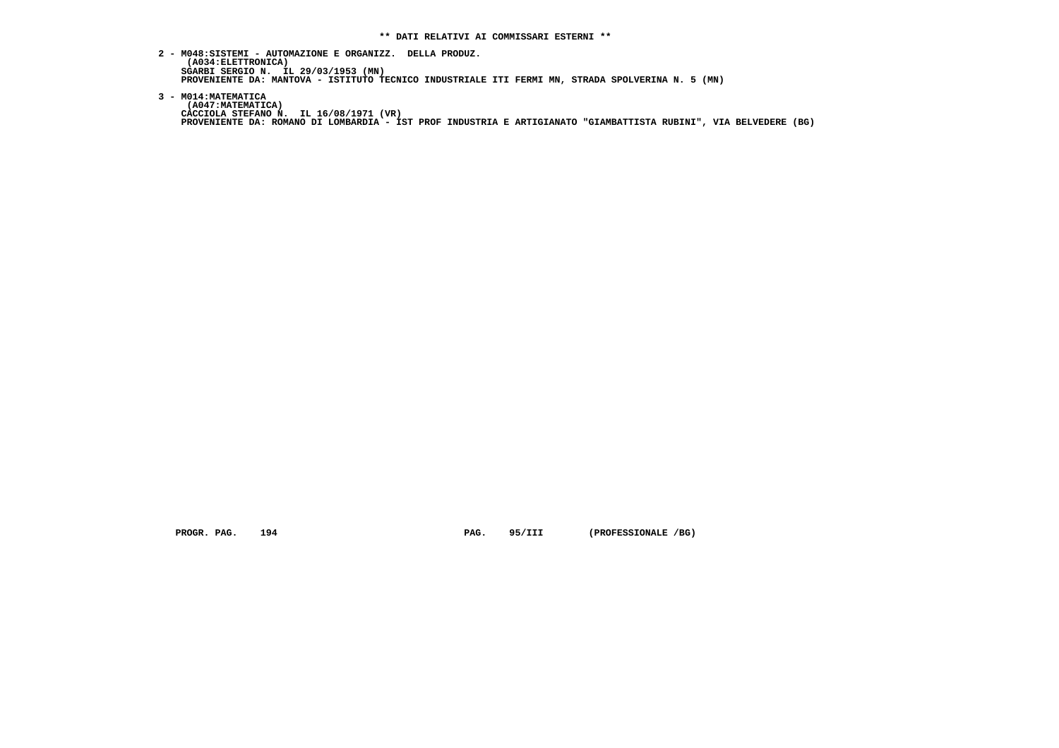**** DATI RELATIVI AI COMMISSARI ESTERNI ****

2 - M048:SISTEMI - AUTOMAZIONE E ORGANIZZ. DELLA PRODUZ.
(A034:ELETTRONICA)
SGARBI SERGIO N. IL 29/03/1953 (MN)
PROVENIENTE DA: MANTOVA - ISTITUTO TECNICO INDUSTRIALE ITI FERMI MN, STRADA SPOLVERINA N. 5 (MN)

3 - M014:MATEMATICA
(A047:MATEMATICA)
CACCIOLA STEFANO N. IL 16/08/1971 (VR)
PROVENIENTE DA: ROMANO DI LOMBARDIA - IST PROF INDUSTRIA E ARTIGIANATO "GIAMBATTISTA RUBINI", VIA BELVEDERE (BG)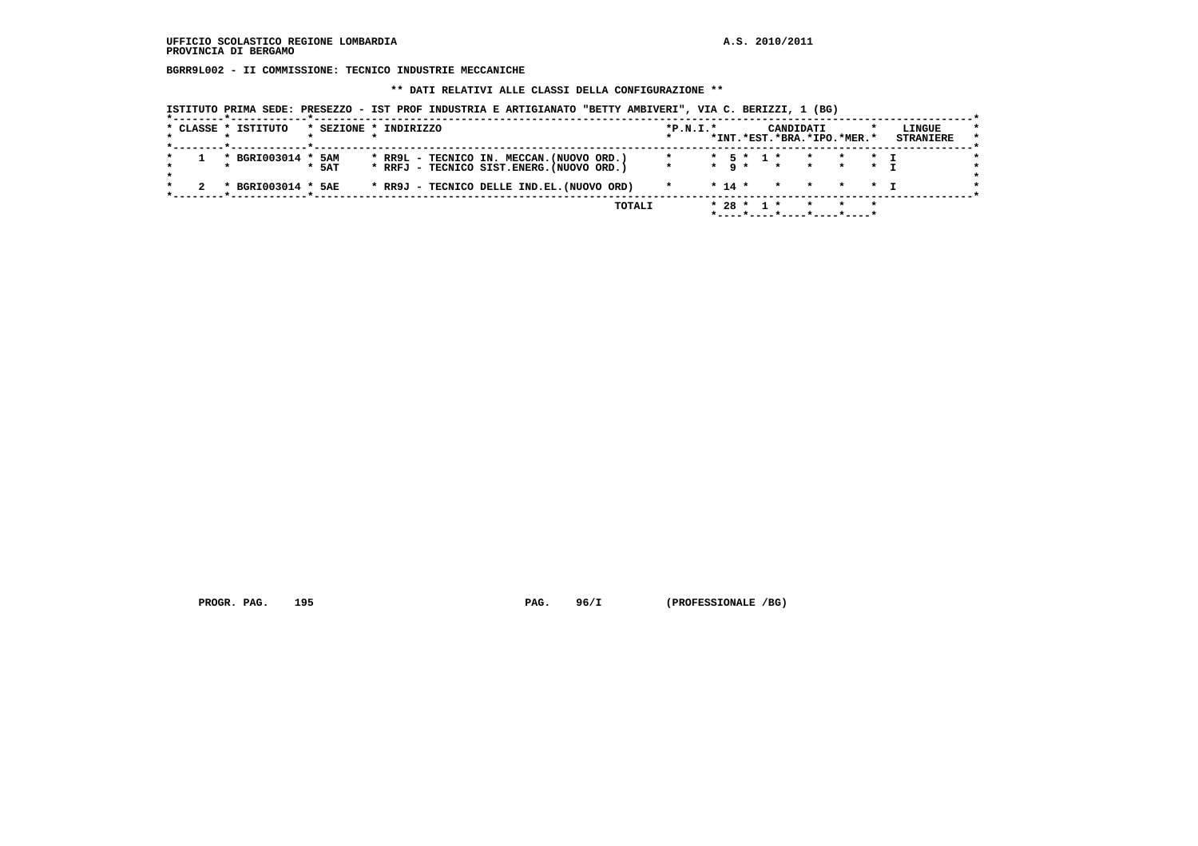UFFICIO SCOLASTICO REGIONE LOMBARDIA
PROVINCIA DI BERGAMO

A.S. 2010/2011

**BGRR9L002 - II COMMISSIONE: TECNICO INDUSTRIE MECCANICHE**

**\*\* DATI RELATIVI ALLE CLASSI DELLA CONFIGURAZIONE \*\***

ISTITUTO PRIMA SEDE: PRESEZZO - IST PROF INDUSTRIA E ARTIGIANATO "BETTY AMBIVERI", VIA C. BERIZZI, 1 (BG)

| CLASSE | ISTITUTO | SEZIONE | INDIRIZZO | P.N.I. | CANDIDATI INT. | CANDIDATI EST. | CANDIDATI BRA. | CANDIDATI IPO. | CANDIDATI MER. | LINGUE STRANIERE |
|---|---|---|---|---|---|---|---|---|---|---|
| 1 | BGRI003014 | 5AM | RR9L - TECNICO IN. MECCAN.(NUOVO ORD.) | | 5 | 1 | | | | I |
| | | 5AT | RRFJ - TECNICO SIST.ENERG.(NUOVO ORD.) | | 9 | | | | | I |
| 2 | BGRI003014 | 5AE | RR9J - TECNICO DELLE IND.EL.(NUOVO ORD) | | 14 | | | | | I |
| | | | TOTALI | | 28 | 1 | | | | |

PROGR. PAG. 195 PAG. 96/I (PROFESSIONALE /BG)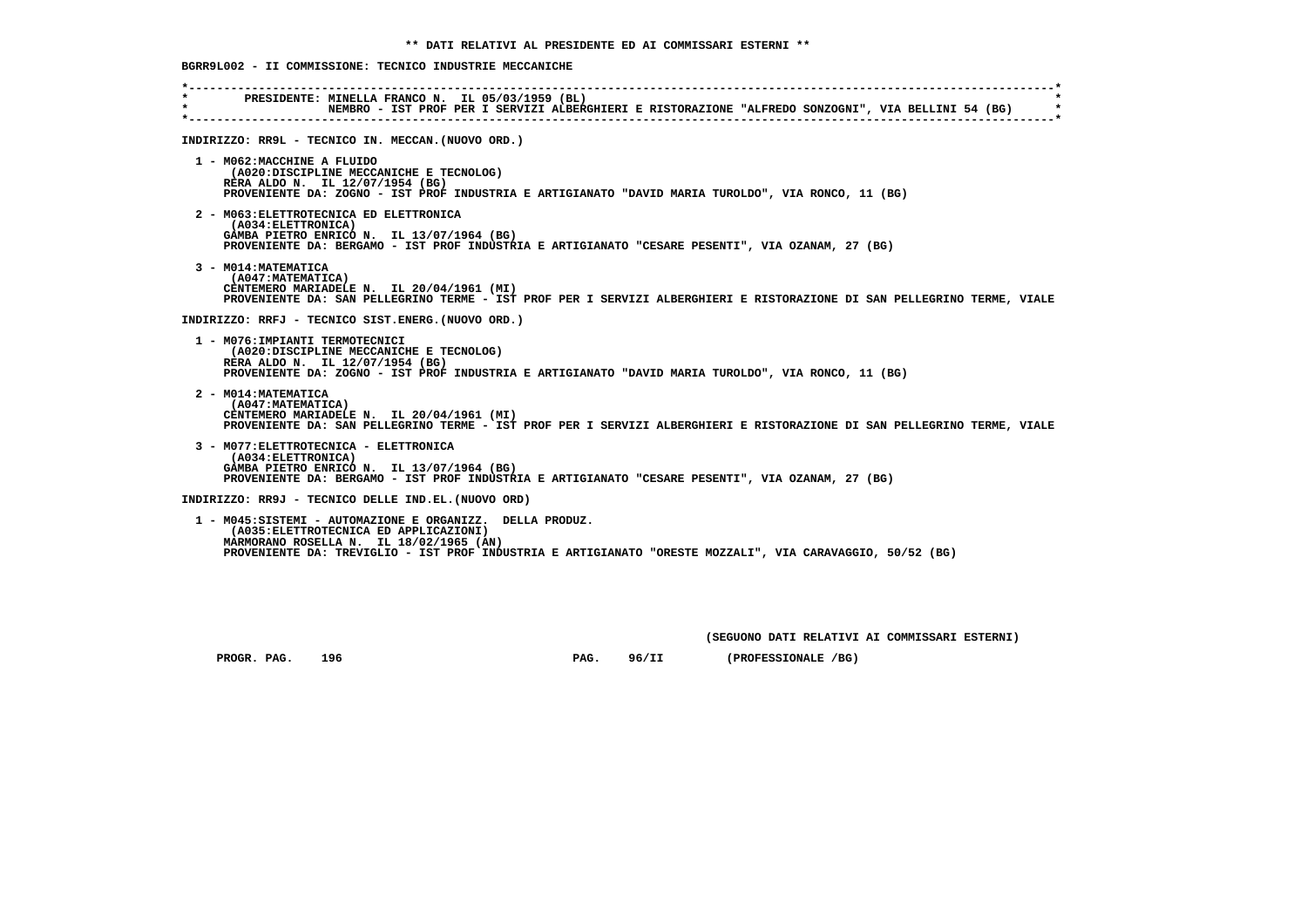**\*\* DATI RELATIVI AL PRESIDENTE ED AI COMMISSARI ESTERNI \*\***

**BGRR9L002 - II COMMISSIONE: TECNICO INDUSTRIE MECCANICHE**

```
*----------------------------------------------------------------------------------------------------------------------*
*        PRESIDENTE: MINELLA FRANCO N.  IL 05/03/1959 (BL)                                                              *
*                    NEMBRO - IST PROF PER I SERVIZI ALBERGHIERI E RISTORAZIONE "ALFREDO SONZOGNI", VIA BELLINI 54 (BG)  *
*----------------------------------------------------------------------------------------------------------------------*
```

**INDIRIZZO: RR9L - TECNICO IN. MECCAN.(NUOVO ORD.)**

1 - M062:MACCHINE A FLUIDO
(A020:DISCIPLINE MECCANICHE E TECNOLOG)
RERA ALDO N. IL 12/07/1954 (BG)
PROVENIENTE DA: ZOGNO - IST PROF INDUSTRIA E ARTIGIANATO "DAVID MARIA TUROLDO", VIA RONCO, 11 (BG)

2 - M063:ELETTROTECNICA ED ELETTRONICA
(A034:ELETTRONICA)
GAMBA PIETRO ENRICO N. IL 13/07/1964 (BG)
PROVENIENTE DA: BERGAMO - IST PROF INDUSTRIA E ARTIGIANATO "CESARE PESENTI", VIA OZANAM, 27 (BG)

3 - M014:MATEMATICA
(A047:MATEMATICA)
CENTEMERO MARIADELE N. IL 20/04/1961 (MI)
PROVENIENTE DA: SAN PELLEGRINO TERME - IST PROF PER I SERVIZI ALBERGHIERI E RISTORAZIONE DI SAN PELLEGRINO TERME, VIALE

**INDIRIZZO: RRFJ - TECNICO SIST.ENERG.(NUOVO ORD.)**

1 - M076:IMPIANTI TERMOTECNICI
(A020:DISCIPLINE MECCANICHE E TECNOLOG)
RERA ALDO N. IL 12/07/1954 (BG)
PROVENIENTE DA: ZOGNO - IST PROF INDUSTRIA E ARTIGIANATO "DAVID MARIA TUROLDO", VIA RONCO, 11 (BG)

2 - M014:MATEMATICA
(A047:MATEMATICA)
CENTEMERO MARIADELE N. IL 20/04/1961 (MI)
PROVENIENTE DA: SAN PELLEGRINO TERME - IST PROF PER I SERVIZI ALBERGHIERI E RISTORAZIONE DI SAN PELLEGRINO TERME, VIALE

3 - M077:ELETTROTECNICA - ELETTRONICA
(A034:ELETTRONICA)
GAMBA PIETRO ENRICO N. IL 13/07/1964 (BG)
PROVENIENTE DA: BERGAMO - IST PROF INDUSTRIA E ARTIGIANATO "CESARE PESENTI", VIA OZANAM, 27 (BG)

**INDIRIZZO: RR9J - TECNICO DELLE IND.EL.(NUOVO ORD)**

1 - M045:SISTEMI - AUTOMAZIONE E ORGANIZZ. DELLA PRODUZ.
(A035:ELETTROTECNICA ED APPLICAZIONI)
MARMORANO ROSELLA N. IL 18/02/1965 (AN)
PROVENIENTE DA: TREVIGLIO - IST PROF INDUSTRIA E ARTIGIANATO "ORESTE MOZZALI", VIA CARAVAGGIO, 50/52 (BG)

(SEGUONO DATI RELATIVI AI COMMISSARI ESTERNI)

PROGR. PAG. 196 PAG. 96/II (PROFESSIONALE /BG)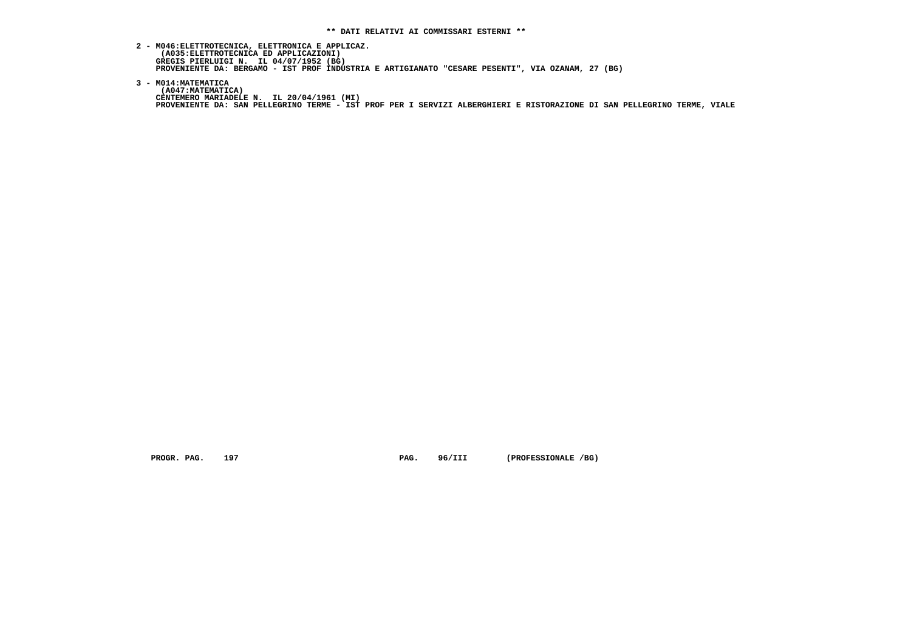**\*\* DATI RELATIVI AI COMMISSARI ESTERNI \*\***

**2 - M046:ELETTROTECNICA, ELETTRONICA E APPLICAZ.**
**(A035:ELETTROTECNICA ED APPLICAZIONI)**
**GREGIS PIERLUIGI N. IL 04/07/1952 (BG)**
**PROVENIENTE DA: BERGAMO - IST PROF INDUSTRIA E ARTIGIANATO "CESARE PESENTI", VIA OZANAM, 27 (BG)**

**3 - M014:MATEMATICA**
**(A047:MATEMATICA)**
**CENTEMERO MARIADELE N. IL 20/04/1961 (MI)**
**PROVENIENTE DA: SAN PELLEGRINO TERME - IST PROF PER I SERVIZI ALBERGHIERI E RISTORAZIONE DI SAN PELLEGRINO TERME, VIALE**

**PROGR. PAG. 197 PAG. 96/III (PROFESSIONALE /BG)**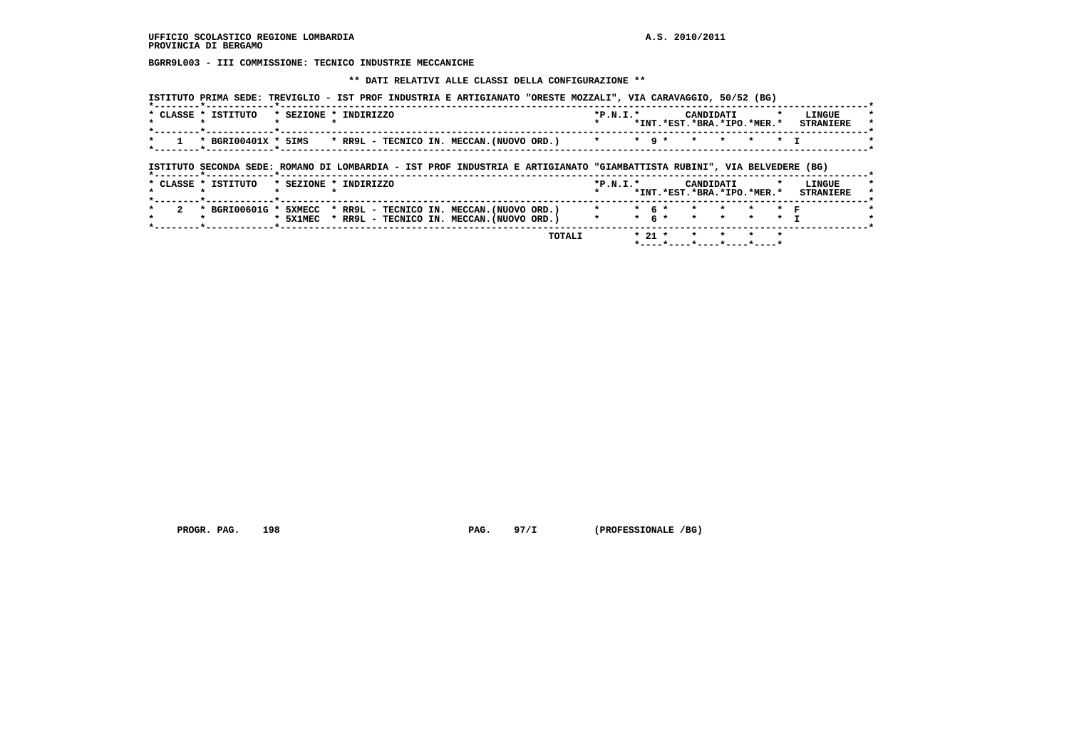BGRR9L003 - III COMMISSIONE: TECNICO INDUSTRIE MECCANICHE

**\*\* DATI RELATIVI ALLE CLASSI DELLA CONFIGURAZIONE \*\***

ISTITUTO PRIMA SEDE: TREVIGLIO - IST PROF INDUSTRIA E ARTIGIANATO "ORESTE MOZZALI", VIA CARAVAGGIO, 50/52 (BG)

| CLASSE | ISTITUTO | SEZIONE | INDIRIZZO | P.N.I. | CANDIDATI INT. | CANDIDATI EST. | CANDIDATI BRA. | CANDIDATI IPO. | CANDIDATI MER. | LINGUE STRANIERE |
|---|---|---|---|---|---|---|---|---|---|---|
| 1 | BGRI00401X | 5IMS | RR9L - TECNICO IN. MECCAN.(NUOVO ORD.) | | 9 | | | | | I |

ISTITUTO SECONDA SEDE: ROMANO DI LOMBARDIA - IST PROF INDUSTRIA E ARTIGIANATO "GIAMBATTISTA RUBINI", VIA BELVEDERE (BG)

| CLASSE | ISTITUTO | SEZIONE | INDIRIZZO | P.N.I. | CANDIDATI INT. | CANDIDATI EST. | CANDIDATI BRA. | CANDIDATI IPO. | CANDIDATI MER. | LINGUE STRANIERE |
|---|---|---|---|---|---|---|---|---|---|---|
| 2 | BGRI00601G | 5XMECC | RR9L - TECNICO IN. MECCAN.(NUOVO ORD.) | | 6 | | | | | F |
| | | 5X1MEC | RR9L - TECNICO IN. MECCAN.(NUOVO ORD.) | | 6 | | | | | I |
| | | | TOTALI | | 21 | | | | | |

PROGR. PAG. 198 PAG. 97/I (PROFESSIONALE /BG)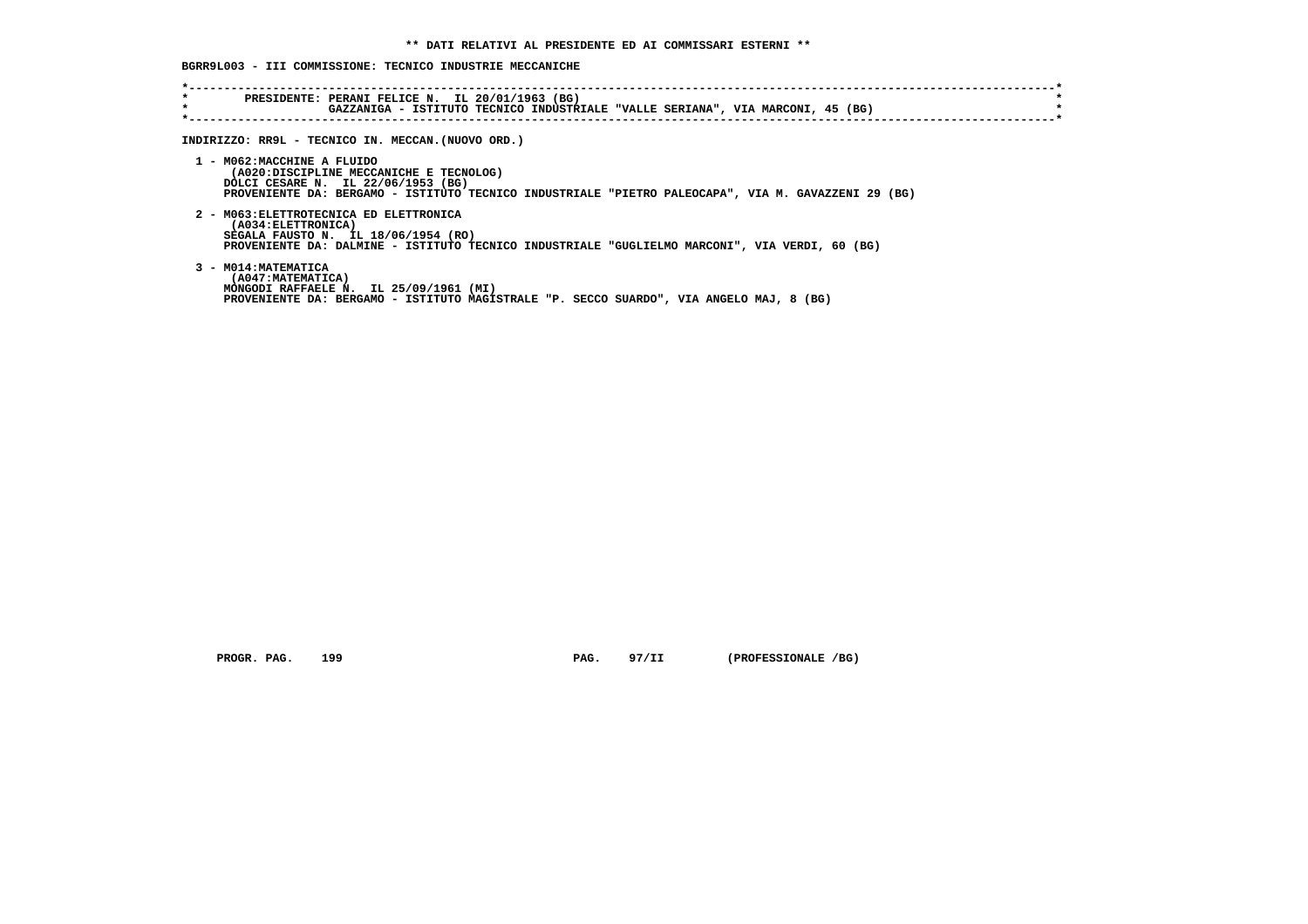** DATI RELATIVI AL PRESIDENTE ED AI COMMISSARI ESTERNI **

BGRR9L003 - III COMMISSIONE: TECNICO INDUSTRIE MECCANICHE

PRESIDENTE: PERANI FELICE N. IL 20/01/1963 (BG)
GAZZANIGA - ISTITUTO TECNICO INDUSTRIALE "VALLE SERIANA", VIA MARCONI, 45 (BG)

INDIRIZZO: RR9L - TECNICO IN. MECCAN.(NUOVO ORD.)

1 - M062:MACCHINE A FLUIDO
(A020:DISCIPLINE MECCANICHE E TECNOLOG)
DOLCI CESARE N. IL 22/06/1953 (BG)
PROVENIENTE DA: BERGAMO - ISTITUTO TECNICO INDUSTRIALE "PIETRO PALEOCAPA", VIA M. GAVAZZENI 29 (BG)

2 - M063:ELETTROTECNICA ED ELETTRONICA
(A034:ELETTRONICA)
SEGALA FAUSTO N. IL 18/06/1954 (RO)
PROVENIENTE DA: DALMINE - ISTITUTO TECNICO INDUSTRIALE "GUGLIELMO MARCONI", VIA VERDI, 60 (BG)

3 - M014:MATEMATICA
(A047:MATEMATICA)
MONGODI RAFFAELE N. IL 25/09/1961 (MI)
PROVENIENTE DA: BERGAMO - ISTITUTO MAGISTRALE "P. SECCO SUARDO", VIA ANGELO MAJ, 8 (BG)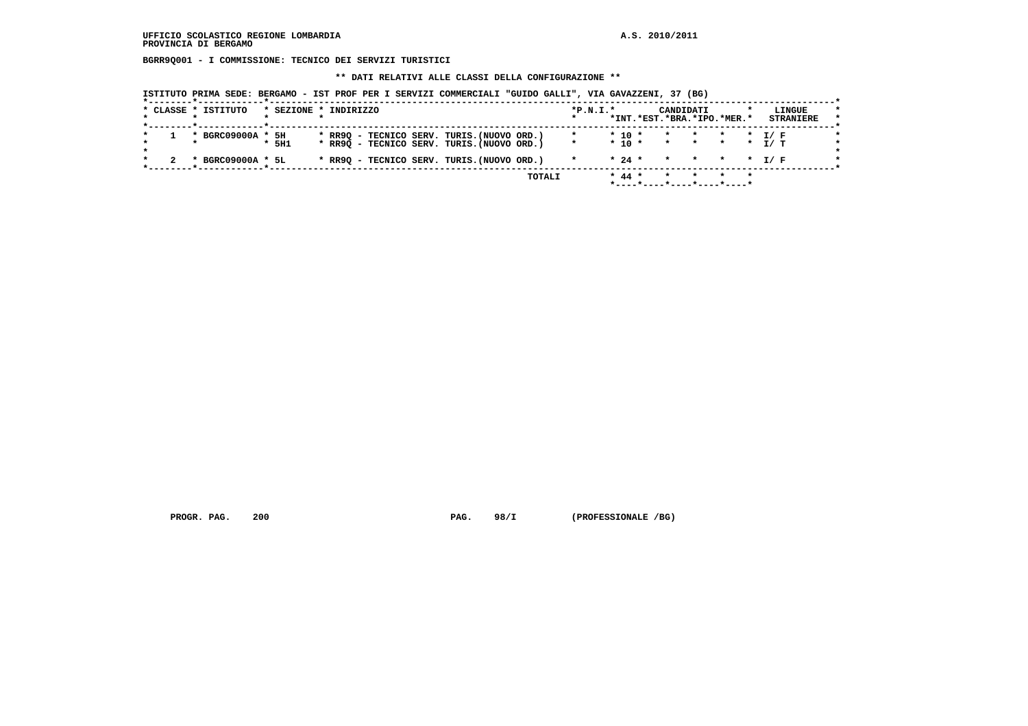UFFICIO SCOLASTICO REGIONE LOMBARDIA
PROVINCIA DI BERGAMO

A.S. 2010/2011

**BGRR9Q001 - I COMMISSIONE: TECNICO DEI SERVIZI TURISTICI**

**\*\* DATI RELATIVI ALLE CLASSI DELLA CONFIGURAZIONE \*\***

ISTITUTO PRIMA SEDE: BERGAMO - IST PROF PER I SERVIZI COMMERCIALI "GUIDO GALLI", VIA GAVAZZENI, 37 (BG)

| CLASSE | ISTITUTO | SEZIONE | INDIRIZZO | P.N.I. | CANDIDATI INT. | EST. | BRA. | IPO. | MER. | LINGUE STRANIERE |
|---|---|---|---|---|---|---|---|---|---|---|
| 1 | BGRC09000A | 5H | RR9Q - TECNICO SERV. TURIS.(NUOVO ORD.) | | 10 | | | | | I/ F |
| | | 5H1 | RR9Q - TECNICO SERV. TURIS.(NUOVO ORD.) | | 10 | | | | | I/ T |
| 2 | BGRC09000A | 5L | RR9Q - TECNICO SERV. TURIS.(NUOVO ORD.) | | 24 | | | | | I/ F |
| | | | TOTALI | | 44 | | | | | |

PROGR. PAG. 200 &nbsp;&nbsp;&nbsp;&nbsp; PAG. 98/I &nbsp;&nbsp;&nbsp;&nbsp; (PROFESSIONALE /BG)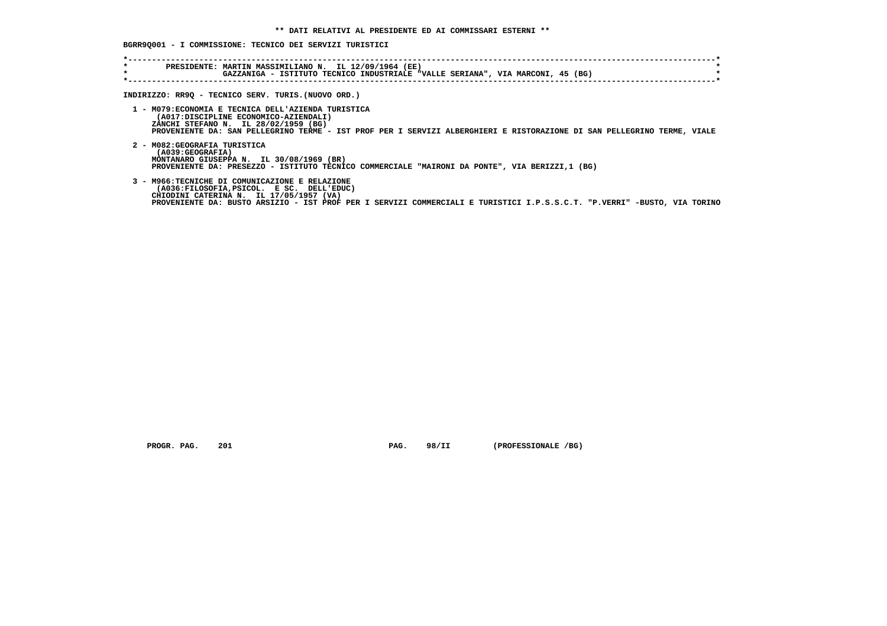** DATI RELATIVI AL PRESIDENTE ED AI COMMISSARI ESTERNI **

BGRR9Q001 - I COMMISSIONE: TECNICO DEI SERVIZI TURISTICI

PRESIDENTE: MARTIN MASSIMILIANO N. IL 12/09/1964 (EE)
GAZZANIGA - ISTITUTO TECNICO INDUSTRIALE "VALLE SERIANA", VIA MARCONI, 45 (BG)

INDIRIZZO: RR9Q - TECNICO SERV. TURIS.(NUOVO ORD.)

1 - M079:ECONOMIA E TECNICA DELL'AZIENDA TURISTICA
(A017:DISCIPLINE ECONOMICO-AZIENDALI)
ZANCHI STEFANO N. IL 28/02/1959 (BG)
PROVENIENTE DA: SAN PELLEGRINO TERME - IST PROF PER I SERVIZI ALBERGHIERI E RISTORAZIONE DI SAN PELLEGRINO TERME, VIALE

2 - M082:GEOGRAFIA TURISTICA
(A039:GEOGRAFIA)
MONTANARO GIUSEPPA N. IL 30/08/1969 (BR)
PROVENIENTE DA: PRESEZZO - ISTITUTO TECNICO COMMERCIALE "MAIRONI DA PONTE", VIA BERIZZI,1 (BG)

3 - M966:TECNICHE DI COMUNICAZIONE E RELAZIONE
(A036:FILOSOFIA,PSICOL. E SC. DELL'EDUC)
CHIODINI CATERINA N. IL 17/05/1957 (VA)
PROVENIENTE DA: BUSTO ARSIZIO - IST PROF PER I SERVIZI COMMERCIALI E TURISTICI I.P.S.S.C.T. "P.VERRI" -BUSTO, VIA TORINO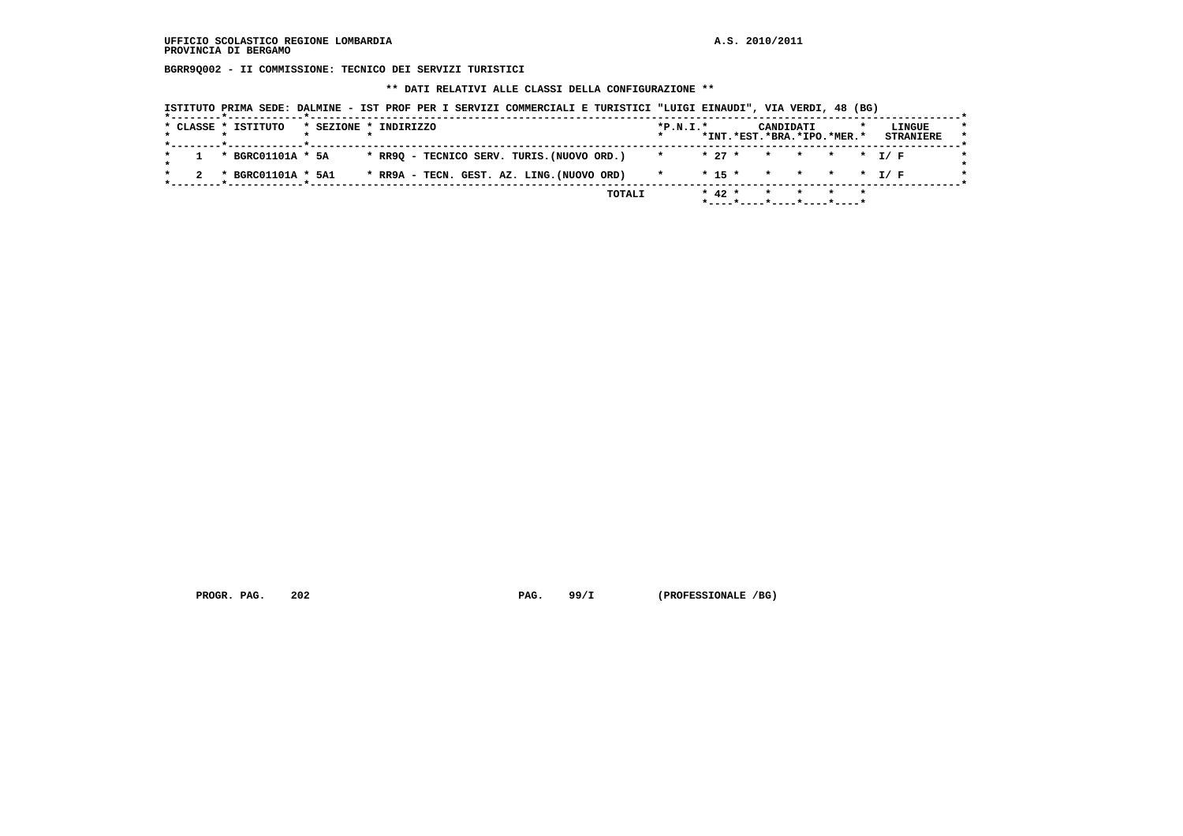UFFICIO SCOLASTICO REGIONE LOMBARDIA A.S. 2010/2011
PROVINCIA DI BERGAMO

**BGRR9Q002 - II COMMISSIONE: TECNICO DEI SERVIZI TURISTICI**

**** DATI RELATIVI ALLE CLASSI DELLA CONFIGURAZIONE ****

ISTITUTO PRIMA SEDE: DALMINE - IST PROF PER I SERVIZI COMMERCIALI E TURISTICI "LUIGI EINAUDI", VIA VERDI, 48 (BG)

| CLASSE | ISTITUTO | SEZIONE | INDIRIZZO | P.N.I. | CANDIDATI INT. | EST. | BRA. | IPO. | MER. | LINGUE STRANIERE |
|---|---|---|---|---|---|---|---|---|---|---|
| 1 | BGRC01101A | 5A | RR9Q - TECNICO SERV. TURIS.(NUOVO ORD.) | | 27 | | | | | I/ F |
| 2 | BGRC01101A | 5A1 | RR9A - TECN. GEST. AZ. LING.(NUOVO ORD) | | 15 | | | | | I/ F |
| | | | TOTALI | | 42 | | | | | |

PROGR. PAG. 202 PAG. 99/I (PROFESSIONALE /BG)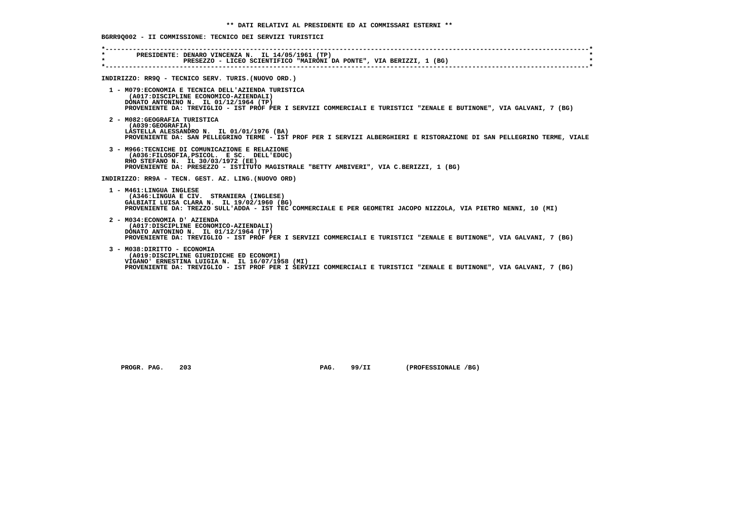** DATI RELATIVI AL PRESIDENTE ED AI COMMISSARI ESTERNI **

BGRR9Q002 - II COMMISSIONE: TECNICO DEI SERVIZI TURISTICI

PRESIDENTE: DENARO VINCENZA N. IL 14/05/1961 (TP)
PRESEZZO - LICEO SCIENTIFICO "MAIRONI DA PONTE", VIA BERIZZI, 1 (BG)

INDIRIZZO: RR9Q - TECNICO SERV. TURIS.(NUOVO ORD.)

1 - M079:ECONOMIA E TECNICA DELL'AZIENDA TURISTICA
(A017:DISCIPLINE ECONOMICO-AZIENDALI)
DONATO ANTONINO N. IL 01/12/1964 (TP)
PROVENIENTE DA: TREVIGLIO - IST PROF PER I SERVIZI COMMERCIALI E TURISTICI "ZENALE E BUTINONE", VIA GALVANI, 7 (BG)

2 - M082:GEOGRAFIA TURISTICA
(A039:GEOGRAFIA)
LASTELLA ALESSANDRO N. IL 01/01/1976 (BA)
PROVENIENTE DA: SAN PELLEGRINO TERME - IST PROF PER I SERVIZI ALBERGHIERI E RISTORAZIONE DI SAN PELLEGRINO TERME, VIALE

3 - M966:TECNICHE DI COMUNICAZIONE E RELAZIONE
(A036:FILOSOFIA,PSICOL. E SC. DELL'EDUC)
RHO STEFANO N. IL 30/03/1972 (EE)
PROVENIENTE DA: PRESEZZO - ISTITUTO MAGISTRALE "BETTY AMBIVERI", VIA C.BERIZZI, 1 (BG)

INDIRIZZO: RR9A - TECN. GEST. AZ. LING.(NUOVO ORD)

1 - M461:LINGUA INGLESE
(A346:LINGUA E CIV. STRANIERA (INGLESE)
GALBIATI LUISA CLARA N. IL 19/02/1960 (BG)
PROVENIENTE DA: TREZZO SULL'ADDA - IST TEC COMMERCIALE E PER GEOMETRI JACOPO NIZZOLA, VIA PIETRO NENNI, 10 (MI)

2 - M034:ECONOMIA D' AZIENDA
(A017:DISCIPLINE ECONOMICO-AZIENDALI)
DONATO ANTONINO N. IL 01/12/1964 (TP)
PROVENIENTE DA: TREVIGLIO - IST PROF PER I SERVIZI COMMERCIALI E TURISTICI "ZENALE E BUTINONE", VIA GALVANI, 7 (BG)

3 - M038:DIRITTO - ECONOMIA
(A019:DISCIPLINE GIURIDICHE ED ECONOMI)
VIGANO' ERNESTINA LUIGIA N. IL 16/07/1958 (MI)
PROVENIENTE DA: TREVIGLIO - IST PROF PER I SERVIZI COMMERCIALI E TURISTICI "ZENALE E BUTINONE", VIA GALVANI, 7 (BG)

PROGR. PAG. 203 PAG. 99/II (PROFESSIONALE /BG)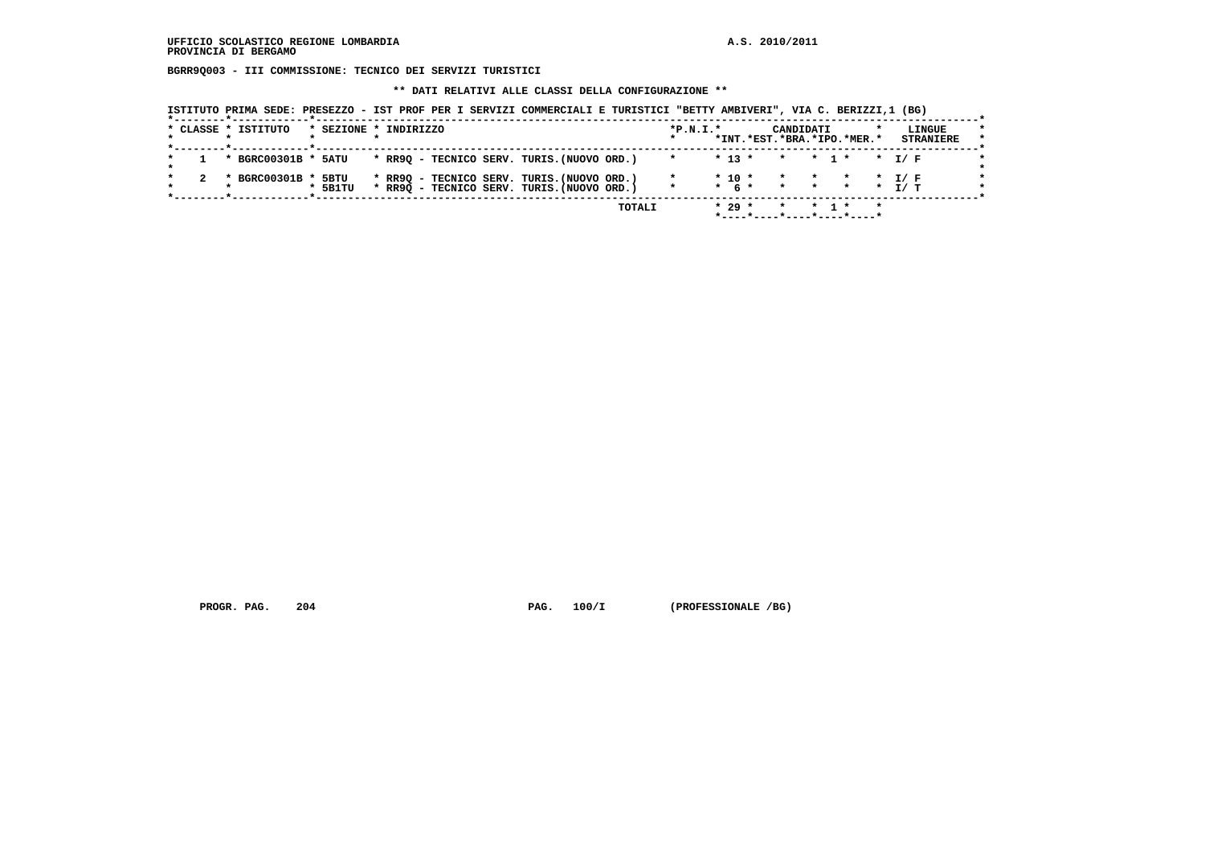UFFICIO SCOLASTICO REGIONE LOMBARDIA
PROVINCIA DI BERGAMO

A.S. 2010/2011

**BGRR9Q003 - III COMMISSIONE: TECNICO DEI SERVIZI TURISTICI**

**\*\* DATI RELATIVI ALLE CLASSI DELLA CONFIGURAZIONE \*\***

ISTITUTO PRIMA SEDE: PRESEZZO - IST PROF PER I SERVIZI COMMERCIALI E TURISTICI "BETTY AMBIVERI", VIA C. BERIZZI,1 (BG)

| CLASSE | ISTITUTO | SEZIONE | INDIRIZZO | P.N.I. | CANDIDATI INT. | EST. | BRA. | IPO. | MER. | LINGUE STRANIERE |
|---|---|---|---|---|---|---|---|---|---|---|
| 1 | BGRC00301B | 5ATU | RR9Q - TECNICO SERV. TURIS.(NUOVO ORD.) | | 13 | | | 1 | | I/ F |
| 2 | BGRC00301B | 5BTU | RR9Q - TECNICO SERV. TURIS.(NUOVO ORD.) | | 10 | | | | | I/ F |
| | | 5B1TU | RR9Q - TECNICO SERV. TURIS.(NUOVO ORD.) | | 6 | | | | | I/ T |
| | | | TOTALI | | 29 | | | 1 | | |

PROGR. PAG. 204    PAG. 100/I    (PROFESSIONALE /BG)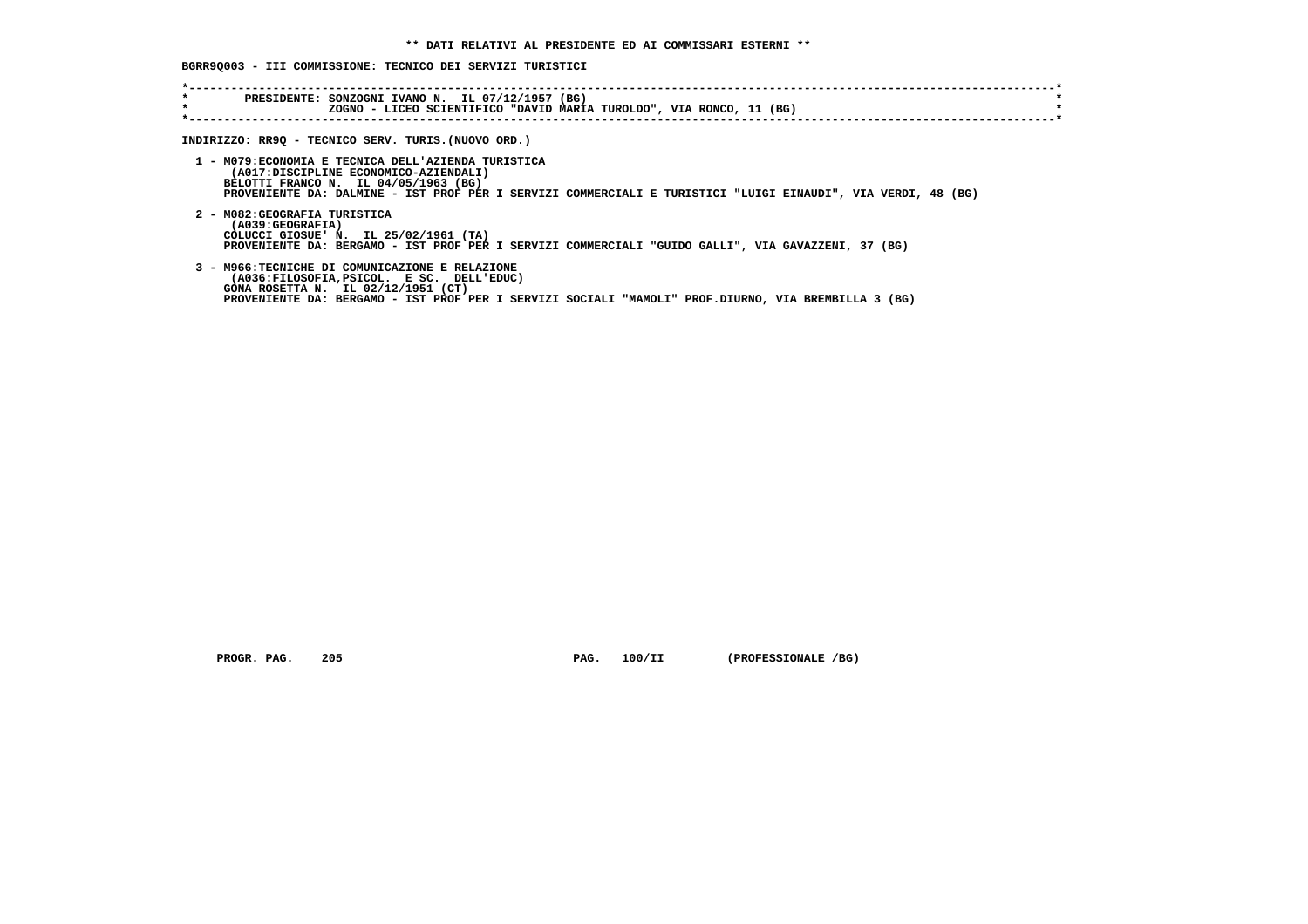**\*\* DATI RELATIVI AL PRESIDENTE ED AI COMMISSARI ESTERNI \*\***

**BGRR9Q003 - III COMMISSIONE: TECNICO DEI SERVIZI TURISTICI**

```
*----------------------------------------------------------------------------------------------------------------------*
*        PRESIDENTE: SONZOGNI IVANO N.  IL 07/12/1957 (BG)                                                              *
*                    ZOGNO - LICEO SCIENTIFICO "DAVID MARIA TUROLDO", VIA RONCO, 11 (BG)                                *
*----------------------------------------------------------------------------------------------------------------------*
```

**INDIRIZZO: RR9Q - TECNICO SERV. TURIS.(NUOVO ORD.)**

1 - M079:ECONOMIA E TECNICA DELL'AZIENDA TURISTICA
(A017:DISCIPLINE ECONOMICO-AZIENDALI)
BELOTTI FRANCO N. IL 04/05/1963 (BG)
PROVENIENTE DA: DALMINE - IST PROF PER I SERVIZI COMMERCIALI E TURISTICI "LUIGI EINAUDI", VIA VERDI, 48 (BG)

2 - M082:GEOGRAFIA TURISTICA
(A039:GEOGRAFIA)
COLUCCI GIOSUE' N. IL 25/02/1961 (TA)
PROVENIENTE DA: BERGAMO - IST PROF PER I SERVIZI COMMERCIALI "GUIDO GALLI", VIA GAVAZZENI, 37 (BG)

3 - M966:TECNICHE DI COMUNICAZIONE E RELAZIONE
(A036:FILOSOFIA,PSICOL. E SC. DELL'EDUC)
GONA ROSETTA N. IL 02/12/1951 (CT)
PROVENIENTE DA: BERGAMO - IST PROF PER I SERVIZI SOCIALI "MAMOLI" PROF.DIURNO, VIA BREMBILLA 3 (BG)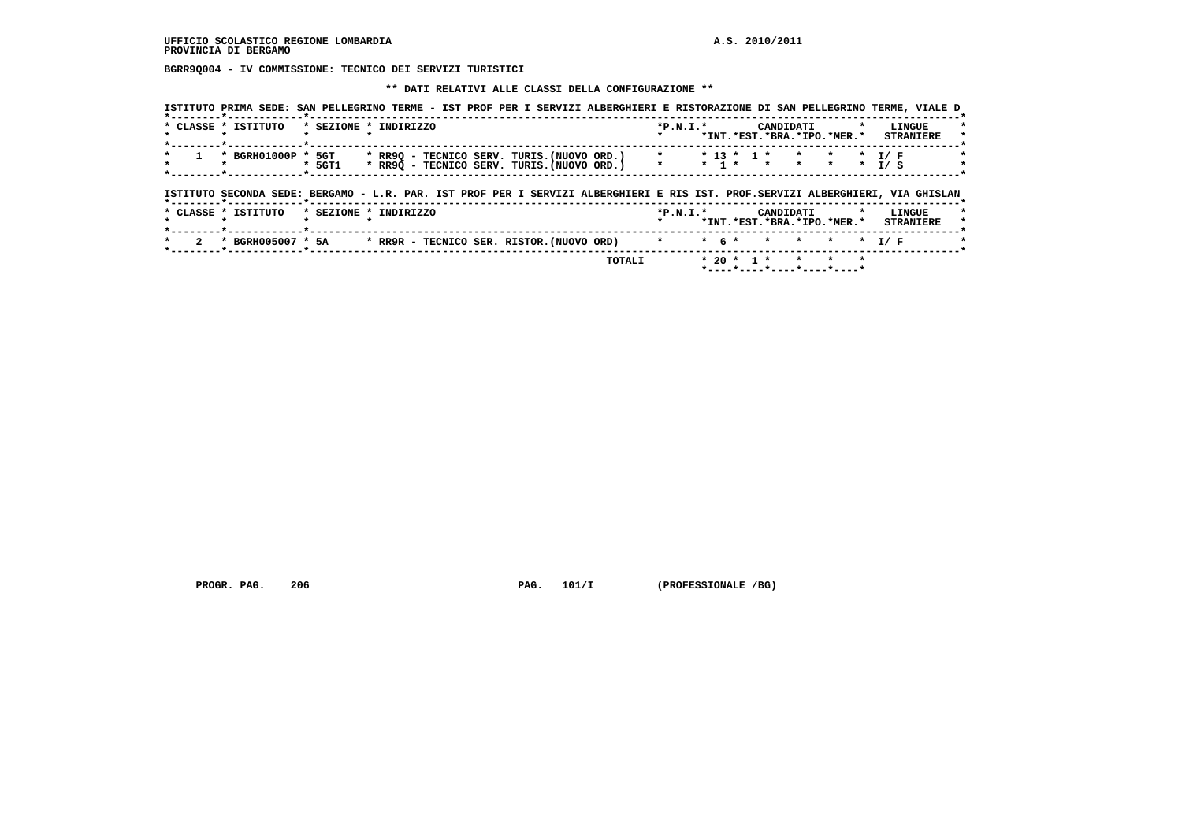UFFICIO SCOLASTICO REGIONE LOMBARDIA
PROVINCIA DI BERGAMO

A.S. 2010/2011

**BGRR9Q004 - IV COMMISSIONE: TECNICO DEI SERVIZI TURISTICI**

**\*\* DATI RELATIVI ALLE CLASSI DELLA CONFIGURAZIONE \*\***

ISTITUTO PRIMA SEDE: SAN PELLEGRINO TERME - IST PROF PER I SERVIZI ALBERGHIERI E RISTORAZIONE DI SAN PELLEGRINO TERME, VIALE D

| CLASSE | ISTITUTO | SEZIONE | INDIRIZZO | P.N.I. | CANDIDATI INT. | EST. | BRA. | IPO. | MER. | LINGUE STRANIERE |
|---|---|---|---|---|---|---|---|---|---|---|
| 1 | BGRH01000P | 5GT | RR9Q - TECNICO SERV. TURIS.(NUOVO ORD.) | | 13 | 1 | | | | I/ F |
| | | 5GT1 | RR9Q - TECNICO SERV. TURIS.(NUOVO ORD.) | | 1 | | | | | I/ S |

ISTITUTO SECONDA SEDE: BERGAMO - L.R. PAR. IST PROF PER I SERVIZI ALBERGHIERI E RIS IST. PROF.SERVIZI ALBERGHIERI, VIA GHISLAN

| CLASSE | ISTITUTO | SEZIONE | INDIRIZZO | P.N.I. | CANDIDATI INT. | EST. | BRA. | IPO. | MER. | LINGUE STRANIERE |
|---|---|---|---|---|---|---|---|---|---|---|
| 2 | BGRH005007 | 5A | RR9R - TECNICO SER. RISTOR.(NUOVO ORD) | | 6 | | | | | I/ F |
| | | | TOTALI | | 20 | 1 | | | | |

PROGR. PAG. 206 PAG. 101/I (PROFESSIONALE /BG)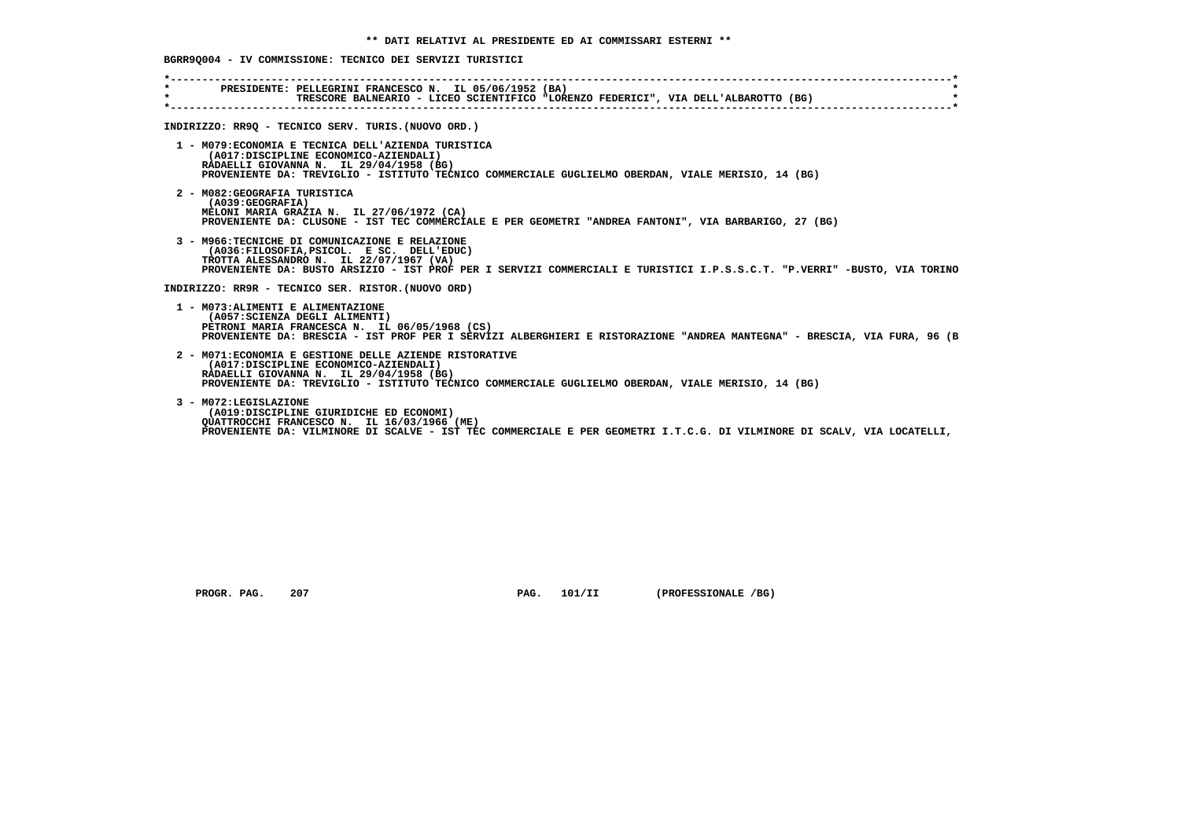**\*\* DATI RELATIVI AL PRESIDENTE ED AI COMMISSARI ESTERNI \*\***

**BGRR9Q004 - IV COMMISSIONE: TECNICO DEI SERVIZI TURISTICI**

```
*----------------------------------------------------------------------------------------------------------------------------*
*        PRESIDENTE: PELLEGRINI FRANCESCO N.  IL 05/06/1952 (BA)                                                             *
*                    TRESCORE BALNEARIO - LICEO SCIENTIFICO "LORENZO FEDERICI", VIA DELL'ALBAROTTO (BG)                       *
*----------------------------------------------------------------------------------------------------------------------------*
```

**INDIRIZZO: RR9Q - TECNICO SERV. TURIS.(NUOVO ORD.)**

1 - M079:ECONOMIA E TECNICA DELL'AZIENDA TURISTICA
(A017:DISCIPLINE ECONOMICO-AZIENDALI)
RADAELLI GIOVANNA N.  IL 29/04/1958 (BG)
PROVENIENTE DA: TREVIGLIO - ISTITUTO TECNICO COMMERCIALE GUGLIELMO OBERDAN, VIALE MERISIO, 14 (BG)

2 - M082:GEOGRAFIA TURISTICA
(A039:GEOGRAFIA)
MELONI MARIA GRAZIA N.  IL 27/06/1972 (CA)
PROVENIENTE DA: CLUSONE - IST TEC COMMERCIALE E PER GEOMETRI "ANDREA FANTONI", VIA BARBARIGO, 27 (BG)

3 - M966:TECNICHE DI COMUNICAZIONE E RELAZIONE
(A036:FILOSOFIA,PSICOL.  E SC.  DELL'EDUC)
TROTTA ALESSANDRO N.  IL 22/07/1967 (VA)
PROVENIENTE DA: BUSTO ARSIZIO - IST PROF PER I SERVIZI COMMERCIALI E TURISTICI I.P.S.S.C.T. "P.VERRI" -BUSTO, VIA TORINO

**INDIRIZZO: RR9R - TECNICO SER. RISTOR.(NUOVO ORD)**

1 - M073:ALIMENTI E ALIMENTAZIONE
(A057:SCIENZA DEGLI ALIMENTI)
PETRONI MARIA FRANCESCA N.  IL 06/05/1968 (CS)
PROVENIENTE DA: BRESCIA - IST PROF PER I SERVIZI ALBERGHIERI E RISTORAZIONE "ANDREA MANTEGNA" - BRESCIA, VIA FURA, 96 (B

2 - M071:ECONOMIA E GESTIONE DELLE AZIENDE RISTORATIVE
(A017:DISCIPLINE ECONOMICO-AZIENDALI)
RADAELLI GIOVANNA N.  IL 29/04/1958 (BG)
PROVENIENTE DA: TREVIGLIO - ISTITUTO TECNICO COMMERCIALE GUGLIELMO OBERDAN, VIALE MERISIO, 14 (BG)

3 - M072:LEGISLAZIONE
(A019:DISCIPLINE GIURIDICHE ED ECONOMI)
QUATTROCCHI FRANCESCO N.  IL 16/03/1966 (ME)
PROVENIENTE DA: VILMINORE DI SCALVE - IST TEC COMMERCIALE E PER GEOMETRI I.T.C.G. DI VILMINORE DI SCALV, VIA LOCATELLI,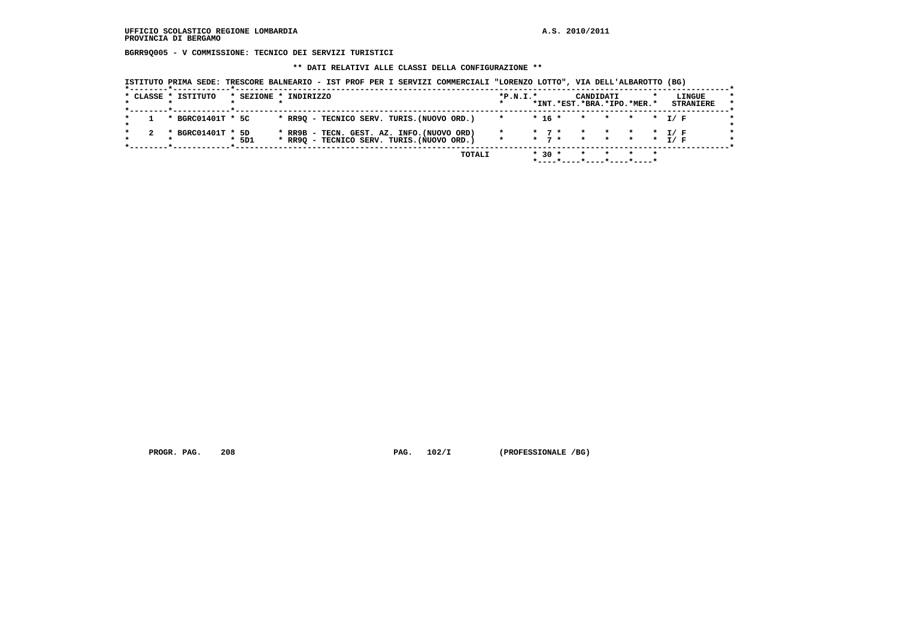UFFICIO SCOLASTICO REGIONE LOMBARDIA
PROVINCIA DI BERGAMO

A.S. 2010/2011

**BGRR9Q005 - V COMMISSIONE: TECNICO DEI SERVIZI TURISTICI**

**\*\* DATI RELATIVI ALLE CLASSI DELLA CONFIGURAZIONE \*\***

ISTITUTO PRIMA SEDE: TRESCORE BALNEARIO - IST PROF PER I SERVIZI COMMERCIALI "LORENZO LOTTO", VIA DELL'ALBAROTTO (BG)

| CLASSE | ISTITUTO | SEZIONE | INDIRIZZO | P.N.I. | CANDIDATI INT. | EST. | BRA. | IPO. | MER. | LINGUE STRANIERE |
|---|---|---|---|---|---|---|---|---|---|---|
| 1 | BGRC01401T | 5C | RR9Q - TECNICO SERV. TURIS.(NUOVO ORD.) | | 16 | | | | | I/ F |
| 2 | BGRC01401T | 5D | RR9B - TECN. GEST. AZ. INFO.(NUOVO ORD) | | 7 | | | | | I/ F |
| | | 5D1 | RR9Q - TECNICO SERV. TURIS.(NUOVO ORD.) | | 7 | | | | | I/ F |
| | | | TOTALI | | 30 | | | | | |

PROGR. PAG. 208 PAG. 102/I (PROFESSIONALE /BG)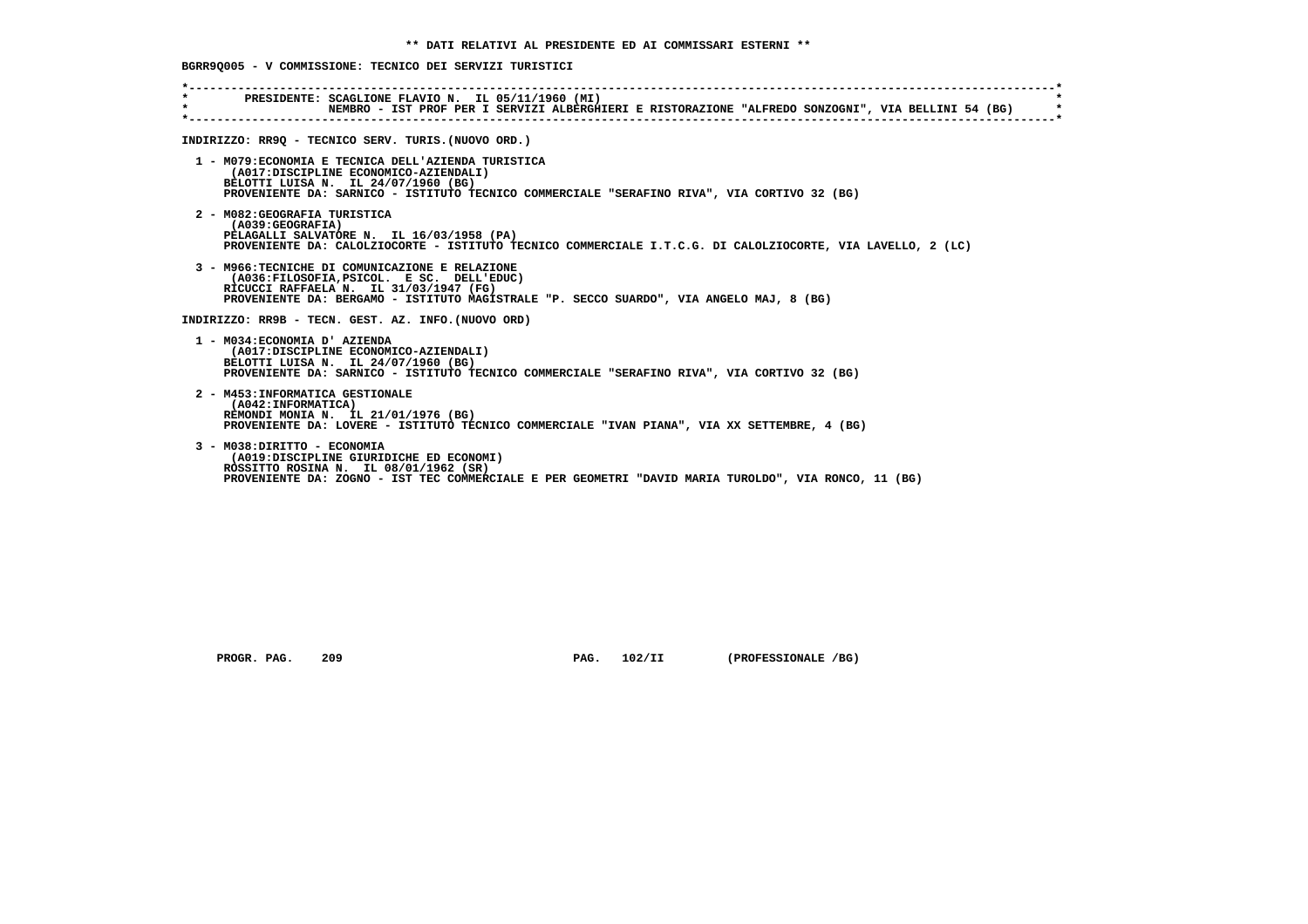**\*\* DATI RELATIVI AL PRESIDENTE ED AI COMMISSARI ESTERNI \*\***

**BGRR9Q005 - V COMMISSIONE: TECNICO DEI SERVIZI TURISTICI**

```
*----------------------------------------------------------------------------------------------------------------------------*
*       PRESIDENTE: SCAGLIONE FLAVIO N.  IL 05/11/1960 (MI)                                                                  *
*                   NEMBRO - IST PROF PER I SERVIZI ALBERGHIERI E RISTORAZIONE "ALFREDO SONZOGNI", VIA BELLINI 54 (BG)       *
*----------------------------------------------------------------------------------------------------------------------------*
```

**INDIRIZZO: RR9Q - TECNICO SERV. TURIS.(NUOVO ORD.)**

1 - M079:ECONOMIA E TECNICA DELL'AZIENDA TURISTICA
(A017:DISCIPLINE ECONOMICO-AZIENDALI)
BELOTTI LUISA N. IL 24/07/1960 (BG)
PROVENIENTE DA: SARNICO - ISTITUTO TECNICO COMMERCIALE "SERAFINO RIVA", VIA CORTIVO 32 (BG)

2 - M082:GEOGRAFIA TURISTICA
(A039:GEOGRAFIA)
PELAGALLI SALVATORE N. IL 16/03/1958 (PA)
PROVENIENTE DA: CALOLZIOCORTE - ISTITUTO TECNICO COMMERCIALE I.T.C.G. DI CALOLZIOCORTE, VIA LAVELLO, 2 (LC)

3 - M966:TECNICHE DI COMUNICAZIONE E RELAZIONE
(A036:FILOSOFIA,PSICOL. E SC. DELL'EDUC)
RICUCCI RAFFAELA N. IL 31/03/1947 (FG)
PROVENIENTE DA: BERGAMO - ISTITUTO MAGISTRALE "P. SECCO SUARDO", VIA ANGELO MAJ, 8 (BG)

**INDIRIZZO: RR9B - TECN. GEST. AZ. INFO.(NUOVO ORD)**

1 - M034:ECONOMIA D' AZIENDA
(A017:DISCIPLINE ECONOMICO-AZIENDALI)
BELOTTI LUISA N. IL 24/07/1960 (BG)
PROVENIENTE DA: SARNICO - ISTITUTO TECNICO COMMERCIALE "SERAFINO RIVA", VIA CORTIVO 32 (BG)

2 - M453:INFORMATICA GESTIONALE
(A042:INFORMATICA)
REMONDI MONIA N. IL 21/01/1976 (BG)
PROVENIENTE DA: LOVERE - ISTITUTO TECNICO COMMERCIALE "IVAN PIANA", VIA XX SETTEMBRE, 4 (BG)

3 - M038:DIRITTO - ECONOMIA
(A019:DISCIPLINE GIURIDICHE ED ECONOMI)
ROSSITTO ROSINA N. IL 08/01/1962 (SR)
PROVENIENTE DA: ZOGNO - IST TEC COMMERCIALE E PER GEOMETRI "DAVID MARIA TUROLDO", VIA RONCO, 11 (BG)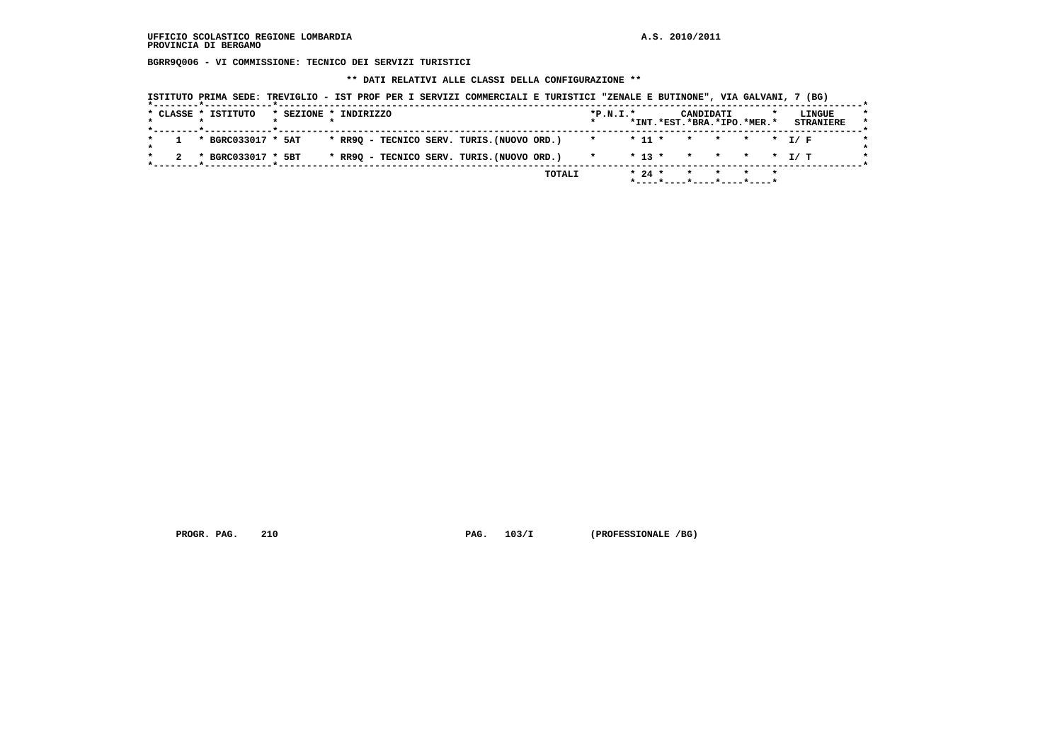**UFFICIO SCOLASTICO REGIONE LOMBARDIA** **A.S. 2010/2011**
**PROVINCIA DI BERGAMO**

**BGRR9Q006 - VI COMMISSIONE: TECNICO DEI SERVIZI TURISTICI**

**\*\* DATI RELATIVI ALLE CLASSI DELLA CONFIGURAZIONE \*\***

**ISTITUTO PRIMA SEDE: TREVIGLIO - IST PROF PER I SERVIZI COMMERCIALI E TURISTICI "ZENALE E BUTINONE", VIA GALVANI, 7 (BG)**

| CLASSE | ISTITUTO | SEZIONE | INDIRIZZO | P.N.I. | CANDIDATI INT. | EST. | BRA. | IPO. | MER. | LINGUE STRANIERE |
|---|---|---|---|---|---|---|---|---|---|---|
| 1 | BGRC033017 | 5AT | RR9Q - TECNICO SERV. TURIS.(NUOVO ORD.) | | 11 | | | | | I/ F |
| 2 | BGRC033017 | 5BT | RR9Q - TECNICO SERV. TURIS.(NUOVO ORD.) | | 13 | | | | | I/ T |
| | | | TOTALI | | 24 | | | | | |

**PROGR. PAG. 210** **PAG. 103/I** **(PROFESSIONALE /BG)**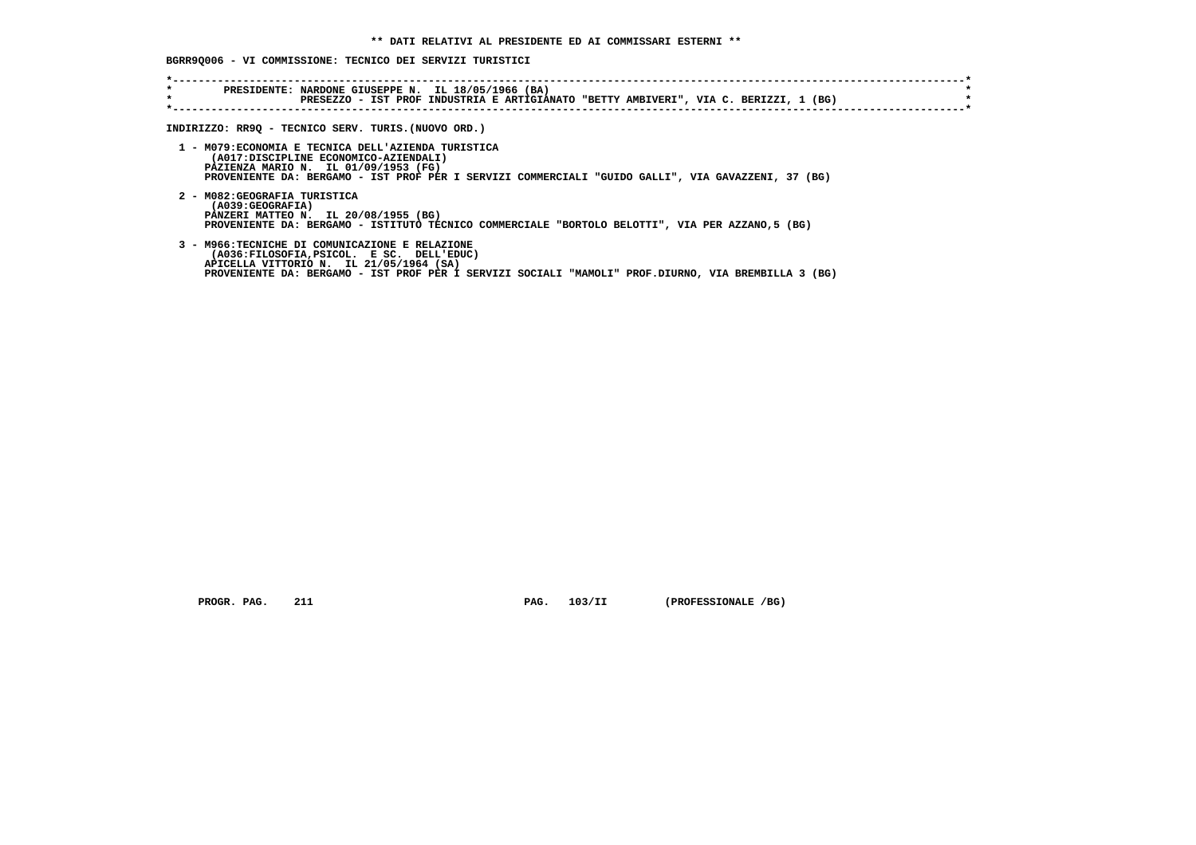** DATI RELATIVI AL PRESIDENTE ED AI COMMISSARI ESTERNI **

BGRR9Q006 - VI COMMISSIONE: TECNICO DEI SERVIZI TURISTICI

PRESIDENTE: NARDONE GIUSEPPE N. IL 18/05/1966 (BA)
PRESEZZO - IST PROF INDUSTRIA E ARTIGIANATO "BETTY AMBIVERI", VIA C. BERIZZI, 1 (BG)

INDIRIZZO: RR9Q - TECNICO SERV. TURIS.(NUOVO ORD.)

1 - M079:ECONOMIA E TECNICA DELL'AZIENDA TURISTICA
(A017:DISCIPLINE ECONOMICO-AZIENDALI)
PAZIENZA MARIO N. IL 01/09/1953 (FG)
PROVENIENTE DA: BERGAMO - IST PROF PER I SERVIZI COMMERCIALI "GUIDO GALLI", VIA GAVAZZENI, 37 (BG)

2 - M082:GEOGRAFIA TURISTICA
(A039:GEOGRAFIA)
PANZERI MATTEO N. IL 20/08/1955 (BG)
PROVENIENTE DA: BERGAMO - ISTITUTO TECNICO COMMERCIALE "BORTOLO BELOTTI", VIA PER AZZANO,5 (BG)

3 - M966:TECNICHE DI COMUNICAZIONE E RELAZIONE
(A036:FILOSOFIA,PSICOL. E SC. DELL'EDUC)
APICELLA VITTORIO N. IL 21/05/1964 (SA)
PROVENIENTE DA: BERGAMO - IST PROF PER I SERVIZI SOCIALI "MAMOLI" PROF.DIURNO, VIA BREMBILLA 3 (BG)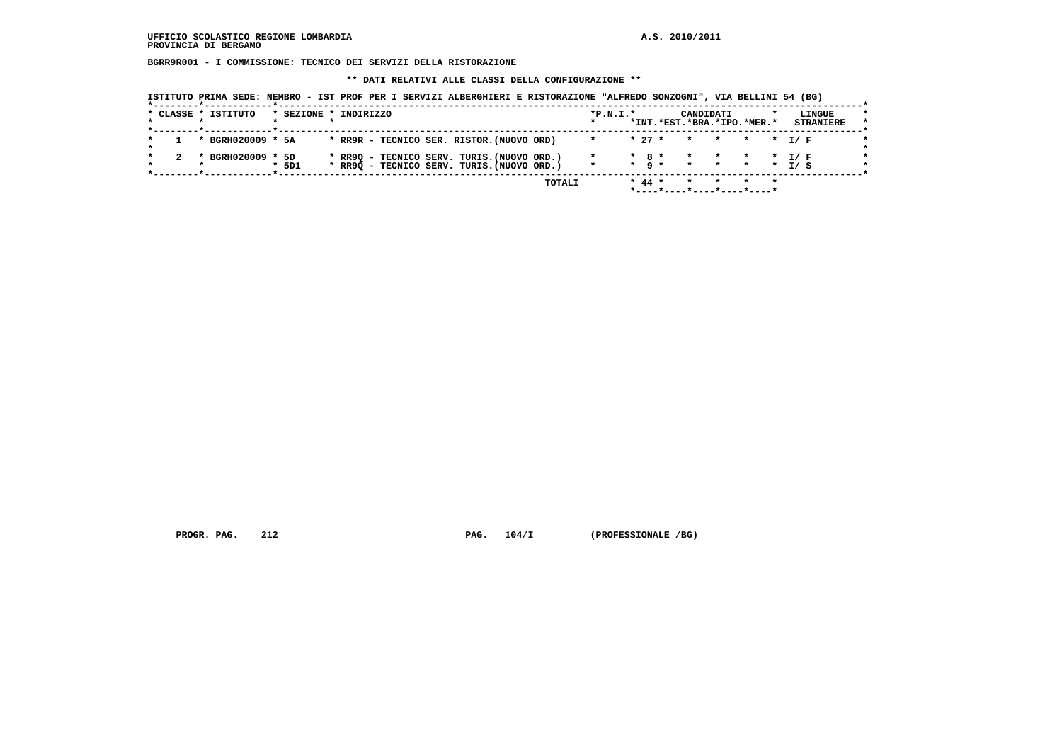UFFICIO SCOLASTICO REGIONE LOMBARDIA

PROVINCIA DI BERGAMO

A.S. 2010/2011

**BGRR9R001 - I COMMISSIONE: TECNICO DEI SERVIZI DELLA RISTORAZIONE**

**\*\* DATI RELATIVI ALLE CLASSI DELLA CONFIGURAZIONE \*\***

ISTITUTO PRIMA SEDE: NEMBRO - IST PROF PER I SERVIZI ALBERGHIERI E RISTORAZIONE "ALFREDO SONZOGNI", VIA BELLINI 54 (BG)

| CLASSE | ISTITUTO | SEZIONE | INDIRIZZO | P.N.I. | CANDIDATI INT. | EST. | BRA. | IPO. | MER. | LINGUE STRANIERE |
|---|---|---|---|---|---|---|---|---|---|---|
| 1 | BGRH020009 | 5A | RR9R - TECNICO SER. RISTOR.(NUOVO ORD) | | 27 | | | | | I/ F |
| 2 | BGRH020009 | 5D | RR9Q - TECNICO SERV. TURIS.(NUOVO ORD.) | | 8 | | | | | I/ F |
| | | 5D1 | RR9Q - TECNICO SERV. TURIS.(NUOVO ORD.) | | 9 | | | | | I/ S |
| | | | TOTALI | | 44 | | | | | |

PROGR. PAG. 212 PAG. 104/I (PROFESSIONALE /BG)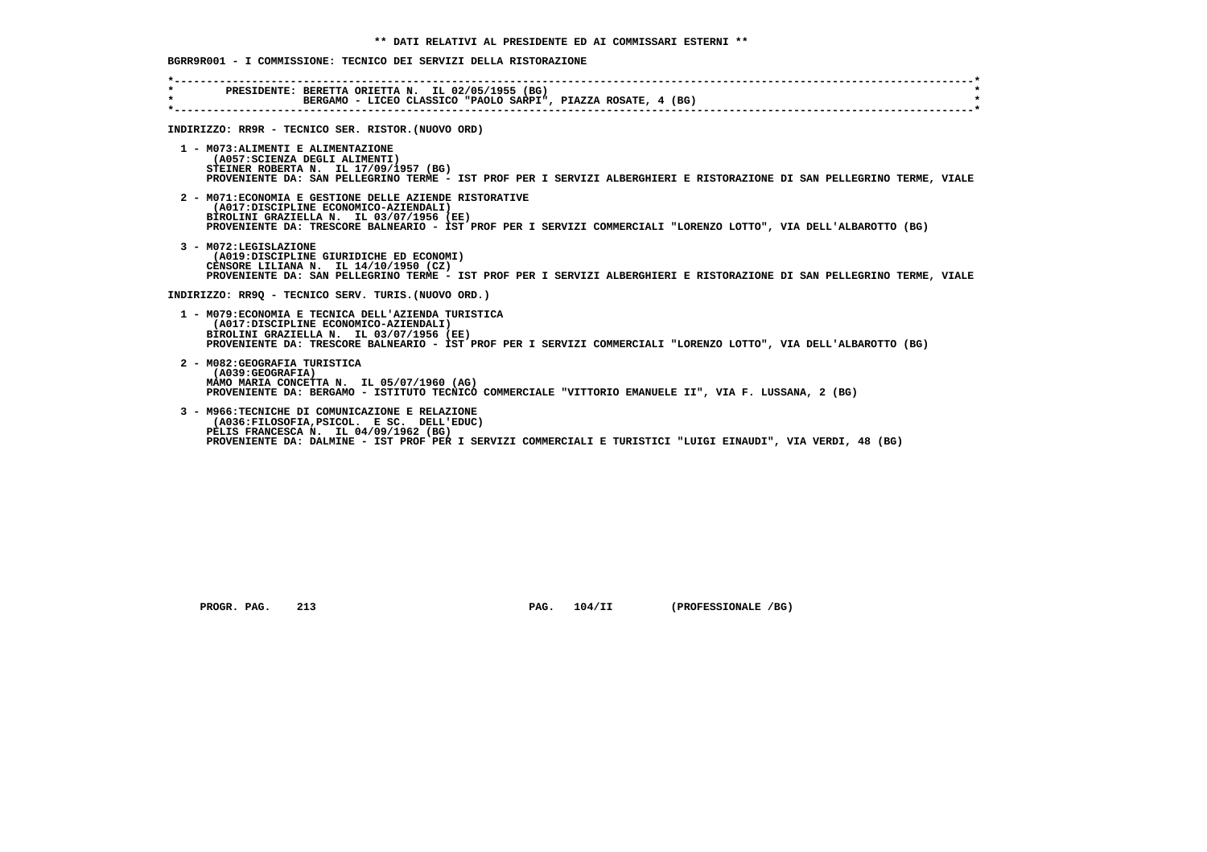**\*\* DATI RELATIVI AL PRESIDENTE ED AI COMMISSARI ESTERNI \*\***

**BGRR9R001 - I COMMISSIONE: TECNICO DEI SERVIZI DELLA RISTORAZIONE**

```
*----------------------------------------------------------------------------------------------------------------------------*
*        PRESIDENTE: BERETTA ORIETTA N.  IL 02/05/1955 (BG)                                                                  *
*                    BERGAMO - LICEO CLASSICO "PAOLO SARPI", PIAZZA ROSATE, 4 (BG)                                           *
*----------------------------------------------------------------------------------------------------------------------------*
```

**INDIRIZZO: RR9R - TECNICO SER. RISTOR.(NUOVO ORD)**

1 - M073:ALIMENTI E ALIMENTAZIONE
(A057:SCIENZA DEGLI ALIMENTI)
STEINER ROBERTA N. IL 17/09/1957 (BG)
PROVENIENTE DA: SAN PELLEGRINO TERME - IST PROF PER I SERVIZI ALBERGHIERI E RISTORAZIONE DI SAN PELLEGRINO TERME, VIALE

2 - M071:ECONOMIA E GESTIONE DELLE AZIENDE RISTORATIVE
(A017:DISCIPLINE ECONOMICO-AZIENDALI)
BIROLINI GRAZIELLA N. IL 03/07/1956 (EE)
PROVENIENTE DA: TRESCORE BALNEARIO - IST PROF PER I SERVIZI COMMERCIALI "LORENZO LOTTO", VIA DELL'ALBAROTTO (BG)

3 - M072:LEGISLAZIONE
(A019:DISCIPLINE GIURIDICHE ED ECONOMI)
CENSORE LILIANA N. IL 14/10/1950 (CZ)
PROVENIENTE DA: SAN PELLEGRINO TERME - IST PROF PER I SERVIZI ALBERGHIERI E RISTORAZIONE DI SAN PELLEGRINO TERME, VIALE

**INDIRIZZO: RR9Q - TECNICO SERV. TURIS.(NUOVO ORD.)**

1 - M079:ECONOMIA E TECNICA DELL'AZIENDA TURISTICA
(A017:DISCIPLINE ECONOMICO-AZIENDALI)
BIROLINI GRAZIELLA N. IL 03/07/1956 (EE)
PROVENIENTE DA: TRESCORE BALNEARIO - IST PROF PER I SERVIZI COMMERCIALI "LORENZO LOTTO", VIA DELL'ALBAROTTO (BG)

2 - M082:GEOGRAFIA TURISTICA
(A039:GEOGRAFIA)
MAMO MARIA CONCETTA N. IL 05/07/1960 (AG)
PROVENIENTE DA: BERGAMO - ISTITUTO TECNICO COMMERCIALE "VITTORIO EMANUELE II", VIA F. LUSSANA, 2 (BG)

3 - M966:TECNICHE DI COMUNICAZIONE E RELAZIONE
(A036:FILOSOFIA,PSICOL. E SC. DELL'EDUC)
PELIS FRANCESCA N. IL 04/09/1962 (BG)
PROVENIENTE DA: DALMINE - IST PROF PER I SERVIZI COMMERCIALI E TURISTICI "LUIGI EINAUDI", VIA VERDI, 48 (BG)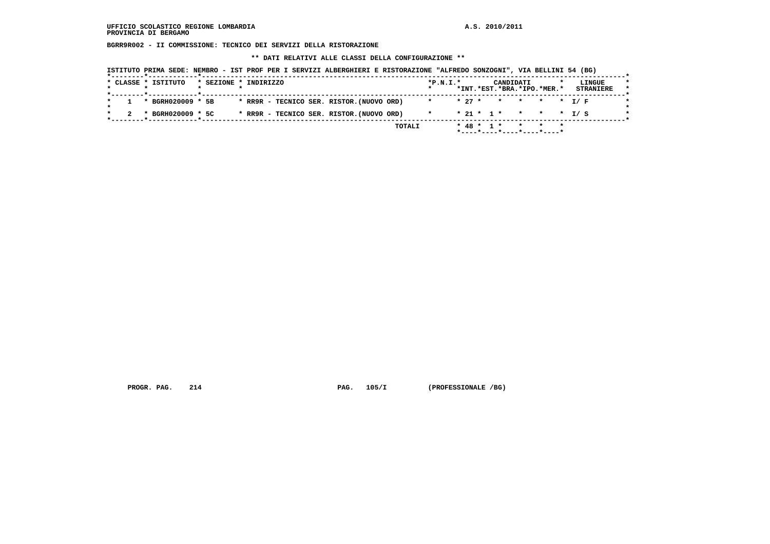**UFFICIO SCOLASTICO REGIONE LOMBARDIA** **A.S. 2010/2011**
**PROVINCIA DI BERGAMO**

**BGRR9R002 - II COMMISSIONE: TECNICO DEI SERVIZI DELLA RISTORAZIONE**

**\*\* DATI RELATIVI ALLE CLASSI DELLA CONFIGURAZIONE \*\***

**ISTITUTO PRIMA SEDE: NEMBRO - IST PROF PER I SERVIZI ALBERGHIERI E RISTORAZIONE "ALFREDO SONZOGNI", VIA BELLINI 54 (BG)**

| CLASSE | ISTITUTO | SEZIONE | INDIRIZZO | P.N.I. | CANDIDATI INT. | CANDIDATI EST. | CANDIDATI BRA. | CANDIDATI IPO. | CANDIDATI MER. | LINGUE STRANIERE |
|---|---|---|---|---|---|---|---|---|---|---|
| 1 | BGRH020009 | 5B | RR9R - TECNICO SER. RISTOR.(NUOVO ORD) | | 27 | | | | | I/ F |
| 2 | BGRH020009 | 5C | RR9R - TECNICO SER. RISTOR.(NUOVO ORD) | | 21 | 1 | | | | I/ S |
| | | | TOTALI | | 48 | 1 | | | | |

PROGR. PAG. 214 PAG. 105/I (PROFESSIONALE /BG)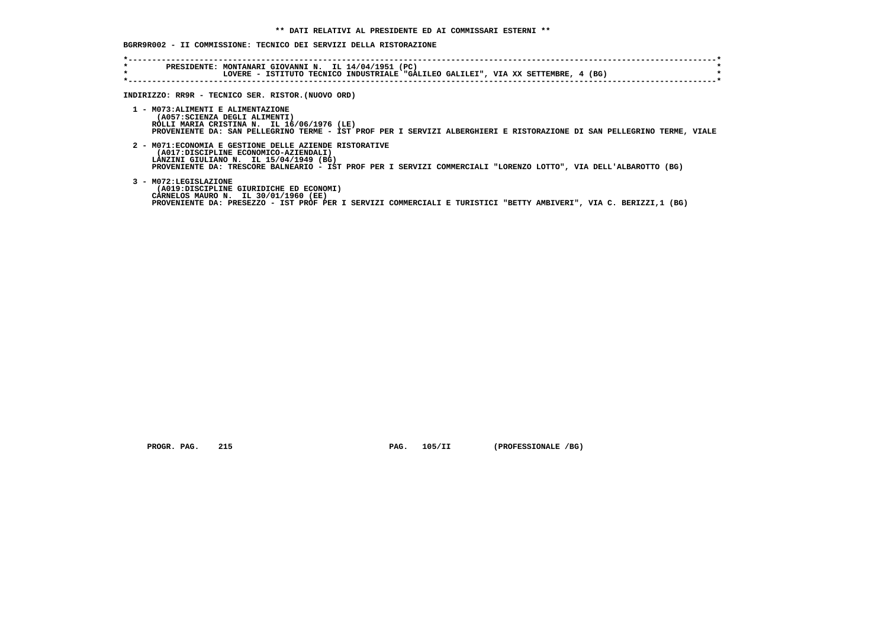**\*\* DATI RELATIVI AL PRESIDENTE ED AI COMMISSARI ESTERNI \*\***

**BGRR9R002 - II COMMISSIONE: TECNICO DEI SERVIZI DELLA RISTORAZIONE**

```
*----------------------------------------------------------------------------------------------------------------------------*
*        PRESIDENTE: MONTANARI GIOVANNI N.  IL 14/04/1951 (PC)                                                               *
*                    LOVERE - ISTITUTO TECNICO INDUSTRIALE "GALILEO GALILEI", VIA XX SETTEMBRE, 4 (BG)                       *
*----------------------------------------------------------------------------------------------------------------------------*
```

**INDIRIZZO: RR9R - TECNICO SER. RISTOR.(NUOVO ORD)**

1 - M073:ALIMENTI E ALIMENTAZIONE
   (A057:SCIENZA DEGLI ALIMENTI)
   ROLLI MARIA CRISTINA N.  IL 16/06/1976 (LE)
   PROVENIENTE DA: SAN PELLEGRINO TERME - IST PROF PER I SERVIZI ALBERGHIERI E RISTORAZIONE DI SAN PELLEGRINO TERME, VIALE

2 - M071:ECONOMIA E GESTIONE DELLE AZIENDE RISTORATIVE
   (A017:DISCIPLINE ECONOMICO-AZIENDALI)
   LANZINI GIULIANO N.  IL 15/04/1949 (BG)
   PROVENIENTE DA: TRESCORE BALNEARIO - IST PROF PER I SERVIZI COMMERCIALI "LORENZO LOTTO", VIA DELL'ALBAROTTO (BG)

3 - M072:LEGISLAZIONE
   (A019:DISCIPLINE GIURIDICHE ED ECONOMI)
   CARNELOS MAURO N.  IL 30/01/1960 (EE)
   PROVENIENTE DA: PRESEZZO - IST PROF PER I SERVIZI COMMERCIALI E TURISTICI "BETTY AMBIVERI", VIA C. BERIZZI,1 (BG)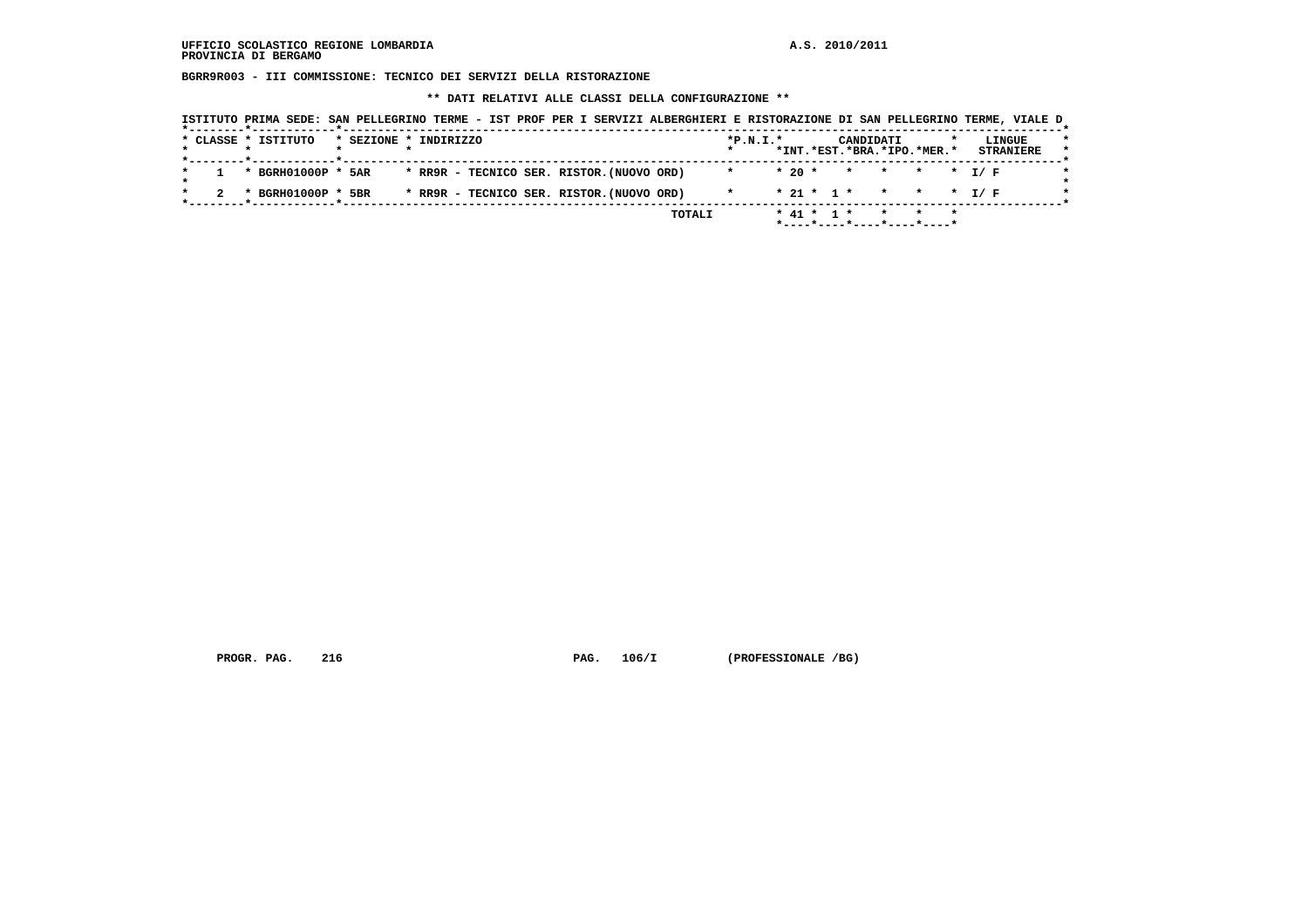**UFFICIO SCOLASTICO REGIONE LOMBARDIA** **A.S. 2010/2011**
**PROVINCIA DI BERGAMO**

**BGRR9R003 - III COMMISSIONE: TECNICO DEI SERVIZI DELLA RISTORAZIONE**

**\*\* DATI RELATIVI ALLE CLASSI DELLA CONFIGURAZIONE \*\***

ISTITUTO PRIMA SEDE: SAN PELLEGRINO TERME - IST PROF PER I SERVIZI ALBERGHIERI E RISTORAZIONE DI SAN PELLEGRINO TERME, VIALE D

| CLASSE | ISTITUTO | SEZIONE | INDIRIZZO | P.N.I. | CANDIDATI INT. | CANDIDATI EST. | CANDIDATI BRA. | CANDIDATI IPO. | CANDIDATI MER. | LINGUE STRANIERE |
|---|---|---|---|---|---|---|---|---|---|---|
| 1 | BGRH01000P | 5AR | RR9R - TECNICO SER. RISTOR.(NUOVO ORD) | | 20 | | | | | I/ F |
| 2 | BGRH01000P | 5BR | RR9R - TECNICO SER. RISTOR.(NUOVO ORD) | | 21 | 1 | | | | I/ F |
| | | | TOTALI | | 41 | 1 | | | | |

PROGR. PAG. 216 PAG. 106/I (PROFESSIONALE /BG)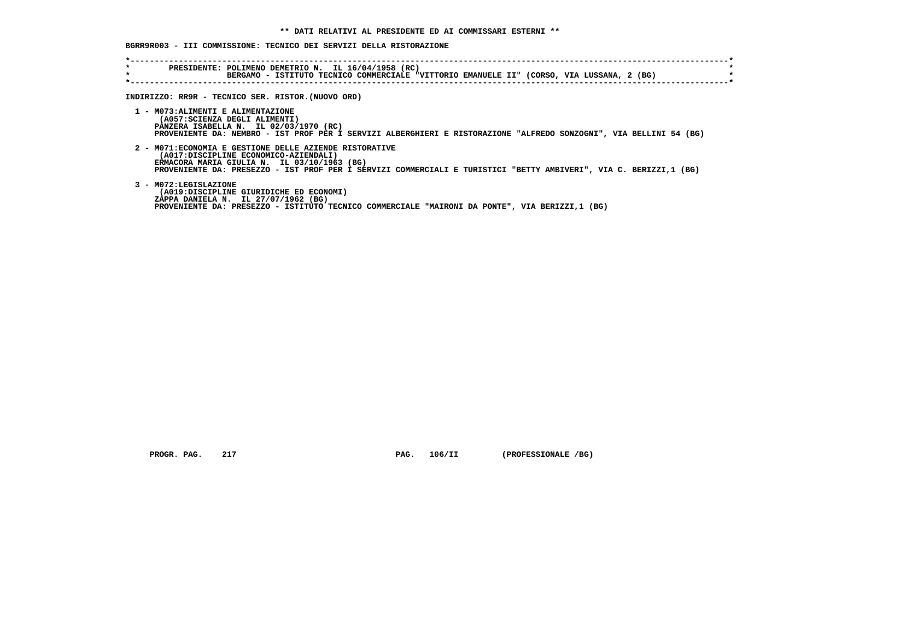**\*\* DATI RELATIVI AL PRESIDENTE ED AI COMMISSARI ESTERNI \*\***

**BGRR9R003 - III COMMISSIONE: TECNICO DEI SERVIZI DELLA RISTORAZIONE**

```
*----------------------------------------------------------------------------------------------------------------------------*
*        PRESIDENTE: POLIMENO DEMETRIO N.  IL 16/04/1958 (RC)                                                                *
*                    BERGAMO - ISTITUTO TECNICO COMMERCIALE "VITTORIO EMANUELE II" (CORSO, VIA LUSSANA, 2 (BG)               *
*----------------------------------------------------------------------------------------------------------------------------*
```

**INDIRIZZO: RR9R - TECNICO SER. RISTOR.(NUOVO ORD)**

1 - M073:ALIMENTI E ALIMENTAZIONE
(A057:SCIENZA DEGLI ALIMENTI)
PANZERA ISABELLA N. IL 02/03/1970 (RC)
PROVENIENTE DA: NEMBRO - IST PROF PER I SERVIZI ALBERGHIERI E RISTORAZIONE "ALFREDO SONZOGNI", VIA BELLINI 54 (BG)

2 - M071:ECONOMIA E GESTIONE DELLE AZIENDE RISTORATIVE
(A017:DISCIPLINE ECONOMICO-AZIENDALI)
ERMACORA MARIA GIULIA N. IL 03/10/1963 (BG)
PROVENIENTE DA: PRESEZZO - IST PROF PER I SERVIZI COMMERCIALI E TURISTICI "BETTY AMBIVERI", VIA C. BERIZZI,1 (BG)

3 - M072:LEGISLAZIONE
(A019:DISCIPLINE GIURIDICHE ED ECONOMI)
ZAPPA DANIELA N. IL 27/07/1962 (BG)
PROVENIENTE DA: PRESEZZO - ISTITUTO TECNICO COMMERCIALE "MAIRONI DA PONTE", VIA BERIZZI,1 (BG)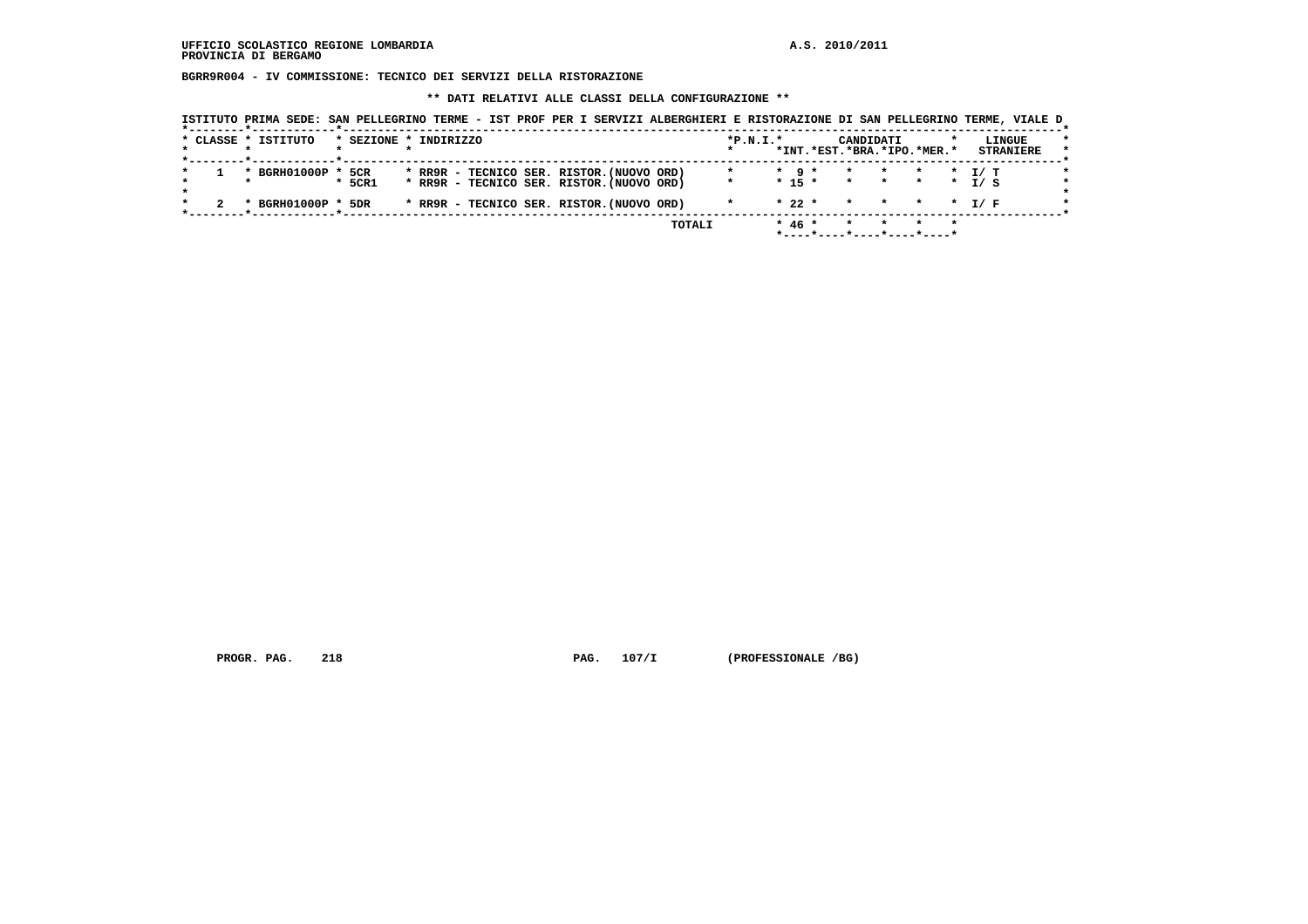UFFICIO SCOLASTICO REGIONE LOMBARDIA

PROVINCIA DI BERGAMO

A.S. 2010/2011

**BGRR9R004 - IV COMMISSIONE: TECNICO DEI SERVIZI DELLA RISTORAZIONE**

**\*\* DATI RELATIVI ALLE CLASSI DELLA CONFIGURAZIONE \*\***

ISTITUTO PRIMA SEDE: SAN PELLEGRINO TERME - IST PROF PER I SERVIZI ALBERGHIERI E RISTORAZIONE DI SAN PELLEGRINO TERME, VIALE D

| CLASSE | ISTITUTO | SEZIONE | INDIRIZZO | P.N.I. | CANDIDATI INT. | EST. | BRA. | IPO. | MER. | LINGUE STRANIERE |
|---|---|---|---|---|---|---|---|---|---|---|
| 1 | BGRH01000P | 5CR | RR9R - TECNICO SER. RISTOR.(NUOVO ORD) | | 9 | | | | | I/ T |
| | | 5CR1 | RR9R - TECNICO SER. RISTOR.(NUOVO ORD) | | 15 | | | | | I/ S |
| 2 | BGRH01000P | 5DR | RR9R - TECNICO SER. RISTOR.(NUOVO ORD) | | 22 | | | | | I/ F |
| | | | TOTALI | | 46 | | | | | |

PROGR. PAG. 218 PAG. 107/I (PROFESSIONALE /BG)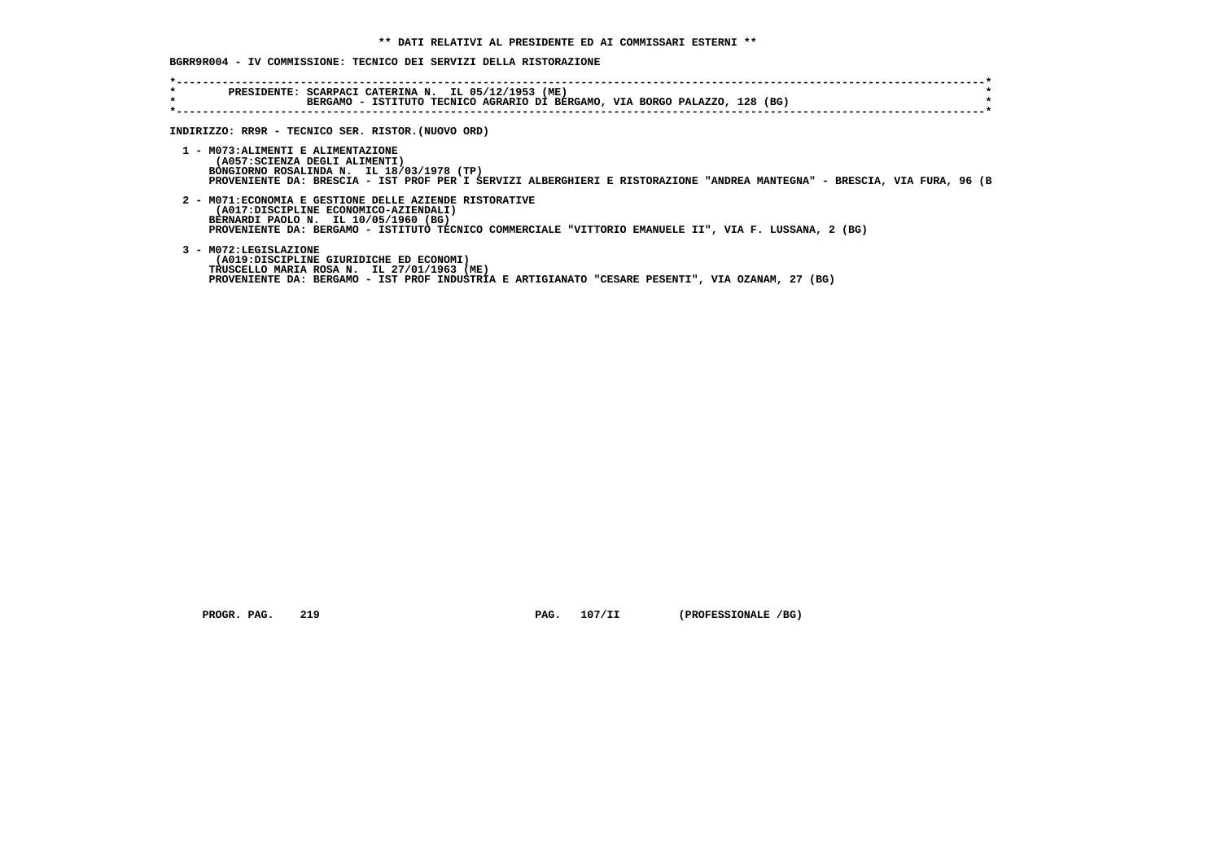** DATI RELATIVI AL PRESIDENTE ED AI COMMISSARI ESTERNI **

BGRR9R004 - IV COMMISSIONE: TECNICO DEI SERVIZI DELLA RISTORAZIONE

PRESIDENTE: SCARPACI CATERINA N. IL 05/12/1953 (ME)
BERGAMO - ISTITUTO TECNICO AGRARIO DI BERGAMO, VIA BORGO PALAZZO, 128 (BG)

INDIRIZZO: RR9R - TECNICO SER. RISTOR.(NUOVO ORD)

1 - M073:ALIMENTI E ALIMENTAZIONE
(A057:SCIENZA DEGLI ALIMENTI)
BONGIORNO ROSALINDA N. IL 18/03/1978 (TP)
PROVENIENTE DA: BRESCIA - IST PROF PER I SERVIZI ALBERGHIERI E RISTORAZIONE "ANDREA MANTEGNA" - BRESCIA, VIA FURA, 96 (B

2 - M071:ECONOMIA E GESTIONE DELLE AZIENDE RISTORATIVE
(A017:DISCIPLINE ECONOMICO-AZIENDALI)
BERNARDI PAOLO N. IL 10/05/1960 (BG)
PROVENIENTE DA: BERGAMO - ISTITUTO TECNICO COMMERCIALE "VITTORIO EMANUELE II", VIA F. LUSSANA, 2 (BG)

3 - M072:LEGISLAZIONE
(A019:DISCIPLINE GIURIDICHE ED ECONOMI)
TRUSCELLO MARIA ROSA N. IL 27/01/1963 (ME)
PROVENIENTE DA: BERGAMO - IST PROF INDUSTRIA E ARTIGIANATO "CESARE PESENTI", VIA OZANAM, 27 (BG)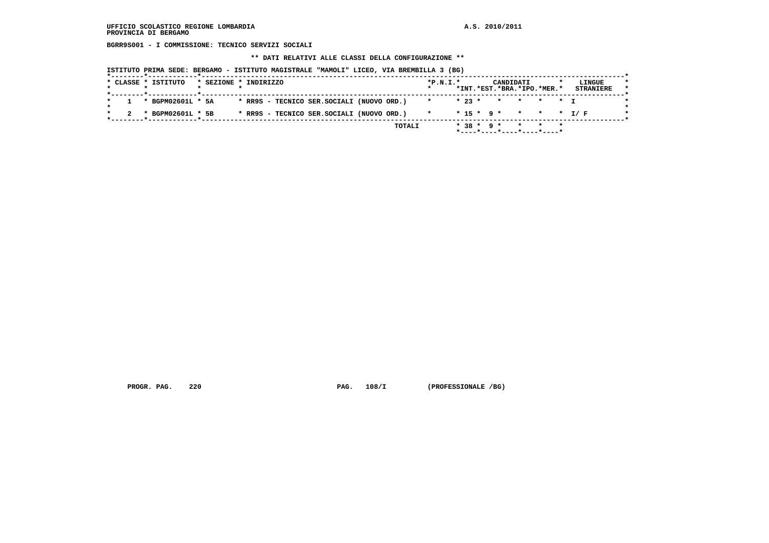UFFICIO SCOLASTICO REGIONE LOMBARDIA
PROVINCIA DI BERGAMO

A.S. 2010/2011

BGRR9S001 - I COMMISSIONE: TECNICO SERVIZI SOCIALI

** DATI RELATIVI ALLE CLASSI DELLA CONFIGURAZIONE **

ISTITUTO PRIMA SEDE: BERGAMO - ISTITUTO MAGISTRALE "MAMOLI" LICEO, VIA BREMBILLA 3 (BG)

| CLASSE | ISTITUTO | SEZIONE | INDIRIZZO | P.N.I. | CANDIDATI INT. | EST. | BRA. | IPO. | MER. | LINGUE STRANIERE |
|---|---|---|---|---|---|---|---|---|---|---|
| 1 | BGPM02601L | 5A | RR9S - TECNICO SER.SOCIALI (NUOVO ORD.) | | 23 | | | | | I |
| 2 | BGPM02601L | 5B | RR9S - TECNICO SER.SOCIALI (NUOVO ORD.) | | 15 | 9 | | | | I/ F |
| | | | TOTALI | | 38 | 9 | | | | |

PROGR. PAG. 220 PAG. 108/I (PROFESSIONALE /BG)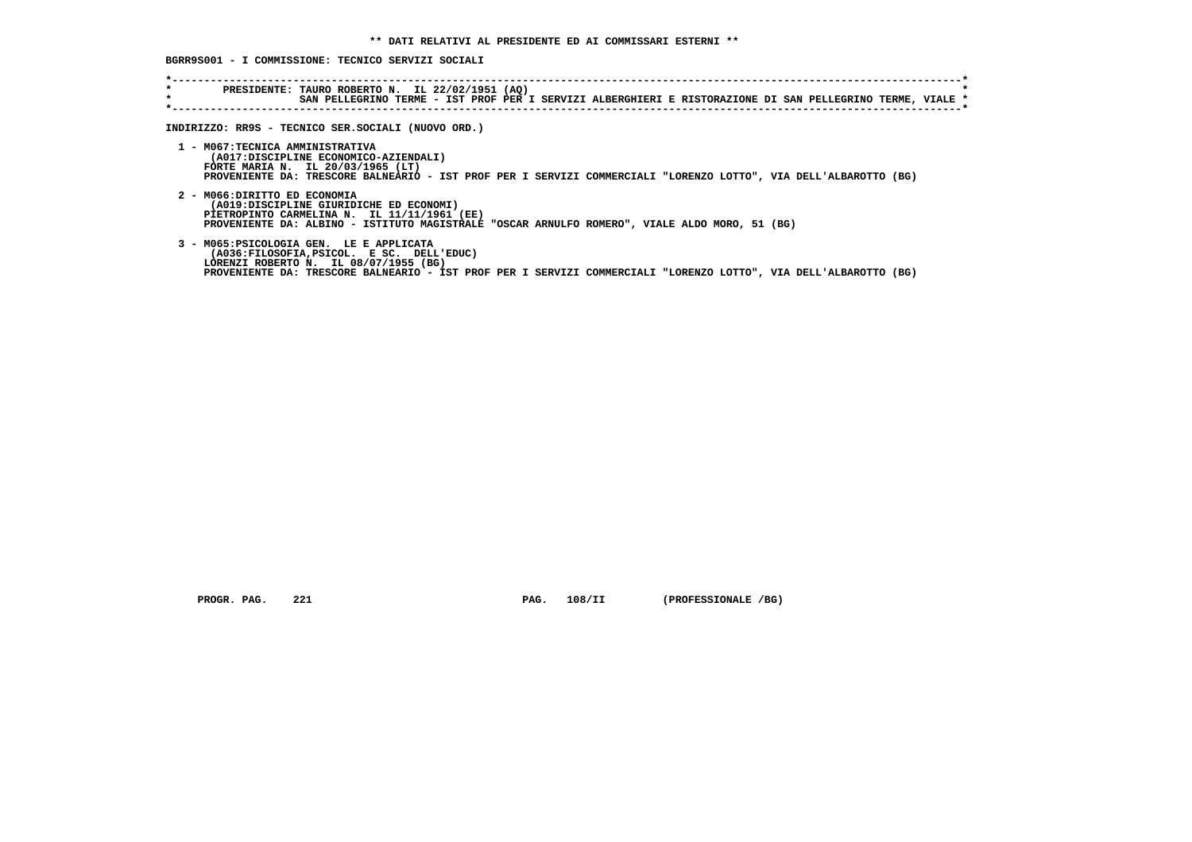** DATI RELATIVI AL PRESIDENTE ED AI COMMISSARI ESTERNI **

BGRR9S001 - I COMMISSIONE: TECNICO SERVIZI SOCIALI

PRESIDENTE: TAURO ROBERTO N. IL 22/02/1951 (AQ)
SAN PELLEGRINO TERME - IST PROF PER I SERVIZI ALBERGHIERI E RISTORAZIONE DI SAN PELLEGRINO TERME, VIALE

INDIRIZZO: RR9S - TECNICO SER.SOCIALI (NUOVO ORD.)

1 - M067:TECNICA AMMINISTRATIVA
(A017:DISCIPLINE ECONOMICO-AZIENDALI)
FORTE MARIA N. IL 20/03/1965 (LT)
PROVENIENTE DA: TRESCORE BALNEARIO - IST PROF PER I SERVIZI COMMERCIALI "LORENZO LOTTO", VIA DELL'ALBAROTTO (BG)

2 - M066:DIRITTO ED ECONOMIA
(A019:DISCIPLINE GIURIDICHE ED ECONOMI)
PIETROPINTO CARMELINA N. IL 11/11/1961 (EE)
PROVENIENTE DA: ALBINO - ISTITUTO MAGISTRALE "OSCAR ARNULFO ROMERO", VIALE ALDO MORO, 51 (BG)

3 - M065:PSICOLOGIA GEN. LE E APPLICATA
(A036:FILOSOFIA,PSICOL. E SC. DELL'EDUC)
LORENZI ROBERTO N. IL 08/07/1955 (BG)
PROVENIENTE DA: TRESCORE BALNEARIO - IST PROF PER I SERVIZI COMMERCIALI "LORENZO LOTTO", VIA DELL'ALBAROTTO (BG)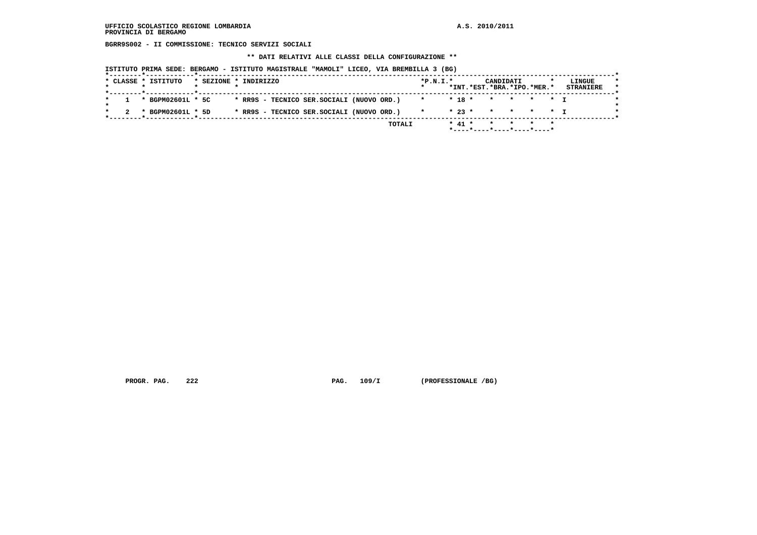UFFICIO SCOLASTICO REGIONE LOMBARDIA
PROVINCIA DI BERGAMO

A.S. 2010/2011

**BGRR9S002 - II COMMISSIONE: TECNICO SERVIZI SOCIALI**

**\*\* DATI RELATIVI ALLE CLASSI DELLA CONFIGURAZIONE \*\***

ISTITUTO PRIMA SEDE: BERGAMO - ISTITUTO MAGISTRALE "MAMOLI" LICEO, VIA BREMBILLA 3 (BG)

| CLASSE | ISTITUTO | SEZIONE | INDIRIZZO | P.N.I. | CANDIDATI INT. | EST. | BRA. | IPO. | MER. | LINGUE STRANIERE |
|---|---|---|---|---|---|---|---|---|---|---|
| 1 | BGPM02601L | 5C | RR9S - TECNICO SER.SOCIALI (NUOVO ORD.) | | 18 | | | | | I |
| 2 | BGPM02601L | 5D | RR9S - TECNICO SER.SOCIALI (NUOVO ORD.) | | 23 | | | | | I |
| | | | TOTALI | | 41 | | | | | |

PROGR. PAG. 222 PAG. 109/I (PROFESSIONALE /BG)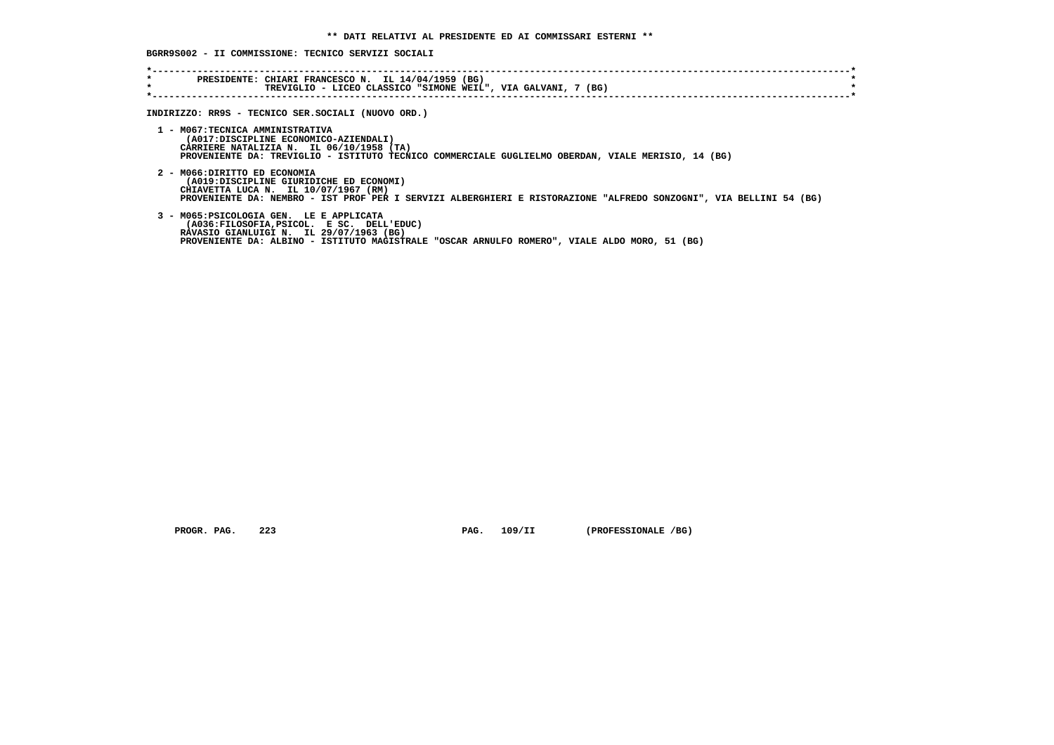**\*\* DATI RELATIVI AL PRESIDENTE ED AI COMMISSARI ESTERNI \*\***

**BGRR9S002 - II COMMISSIONE: TECNICO SERVIZI SOCIALI**

```
*----------------------------------------------------------------------------------------------------------------------------*
*        PRESIDENTE: CHIARI FRANCESCO N.  IL 14/04/1959 (BG)                                                                 *
*                    TREVIGLIO - LICEO CLASSICO "SIMONE WEIL", VIA GALVANI, 7 (BG)                                           *
*----------------------------------------------------------------------------------------------------------------------------*
```

**INDIRIZZO: RR9S - TECNICO SER.SOCIALI (NUOVO ORD.)**

1 - M067:TECNICA AMMINISTRATIVA
(A017:DISCIPLINE ECONOMICO-AZIENDALI)
CARRIERE NATALIZIA N.  IL 06/10/1958 (TA)
PROVENIENTE DA: TREVIGLIO - ISTITUTO TECNICO COMMERCIALE GUGLIELMO OBERDAN, VIALE MERISIO, 14 (BG)

2 - M066:DIRITTO ED ECONOMIA
(A019:DISCIPLINE GIURIDICHE ED ECONOMI)
CHIAVETTA LUCA N.  IL 10/07/1967 (RM)
PROVENIENTE DA: NEMBRO - IST PROF PER I SERVIZI ALBERGHIERI E RISTORAZIONE "ALFREDO SONZOGNI", VIA BELLINI 54 (BG)

3 - M065:PSICOLOGIA GEN.  LE E APPLICATA
(A036:FILOSOFIA,PSICOL.  E SC.  DELL'EDUC)
RAVASIO GIANLUIGI N.  IL 29/07/1963 (BG)
PROVENIENTE DA: ALBINO - ISTITUTO MAGISTRALE "OSCAR ARNULFO ROMERO", VIALE ALDO MORO, 51 (BG)

PROGR. PAG.    223                    PAG.   109/II        (PROFESSIONALE /BG)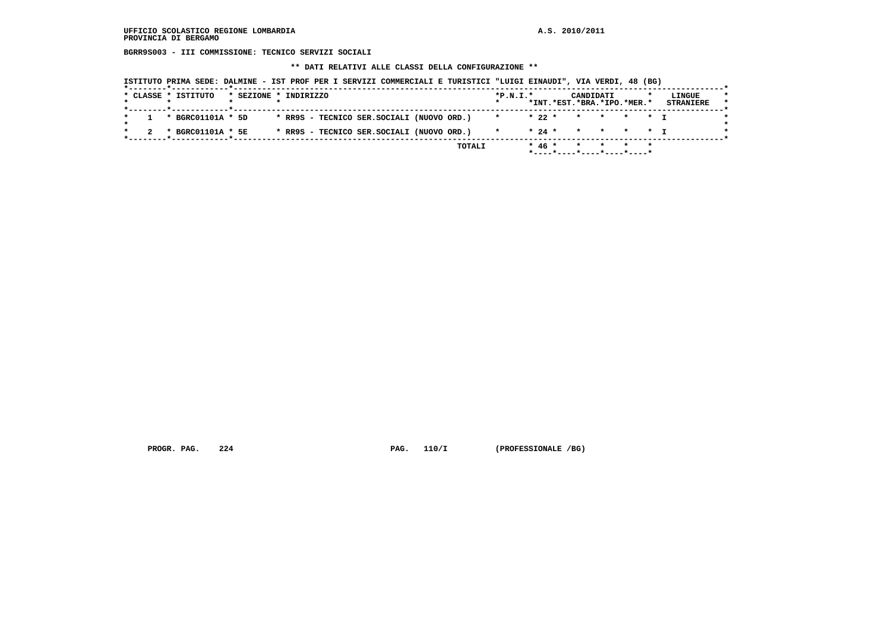UFFICIO SCOLASTICO REGIONE LOMBARDIA

PROVINCIA DI BERGAMO

A.S. 2010/2011

BGRR9S003 - III COMMISSIONE: TECNICO SERVIZI SOCIALI

** DATI RELATIVI ALLE CLASSI DELLA CONFIGURAZIONE **

ISTITUTO PRIMA SEDE: DALMINE - IST PROF PER I SERVIZI COMMERCIALI E TURISTICI "LUIGI EINAUDI", VIA VERDI, 48 (BG)

| CLASSE | ISTITUTO | SEZIONE | INDIRIZZO | P.N.I. | CANDIDATI INT. | EST. | BRA. | IPO. | MER. | LINGUE STRANIERE |
|---|---|---|---|---|---|---|---|---|---|---|
| 1 | BGRC01101A | 5D | RR9S - TECNICO SER.SOCIALI (NUOVO ORD.) | | 22 | | | | | I |
| 2 | BGRC01101A | 5E | RR9S - TECNICO SER.SOCIALI (NUOVO ORD.) | | 24 | | | | | I |
| | | | TOTALI | | 46 | | | | | |

PROGR. PAG. 224 PAG. 110/I (PROFESSIONALE /BG)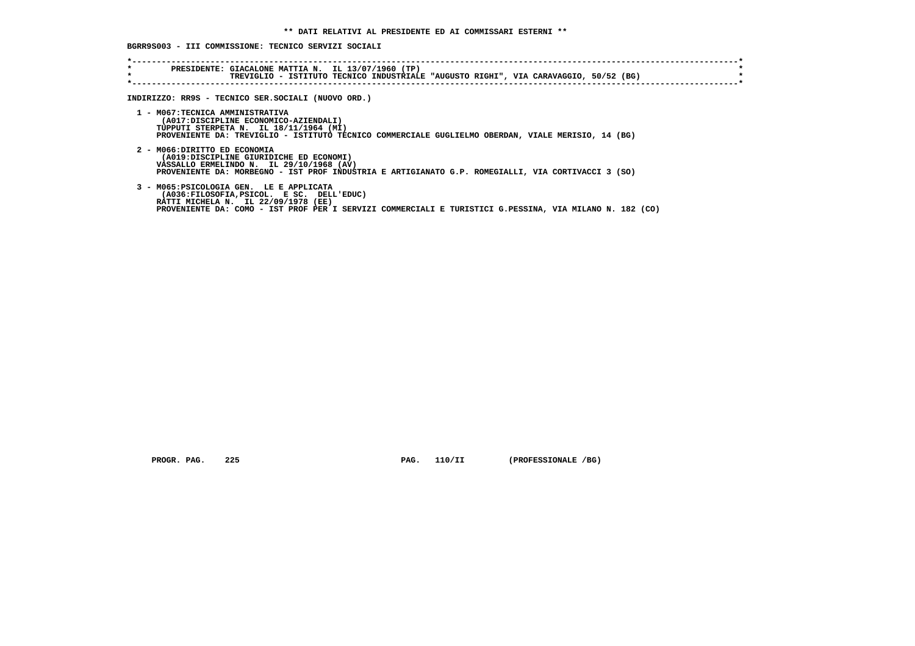** DATI RELATIVI AL PRESIDENTE ED AI COMMISSARI ESTERNI **

BGRR9S003 - III COMMISSIONE: TECNICO SERVIZI SOCIALI

PRESIDENTE: GIACALONE MATTIA N. IL 13/07/1960 (TP)
TREVIGLIO - ISTITUTO TECNICO INDUSTRIALE "AUGUSTO RIGHI", VIA CARAVAGGIO, 50/52 (BG)

INDIRIZZO: RR9S - TECNICO SER.SOCIALI (NUOVO ORD.)

1 - M067:TECNICA AMMINISTRATIVA
(A017:DISCIPLINE ECONOMICO-AZIENDALI)
TUPPUTI STERPETA N. IL 18/11/1964 (MI)
PROVENIENTE DA: TREVIGLIO - ISTITUTO TECNICO COMMERCIALE GUGLIELMO OBERDAN, VIALE MERISIO, 14 (BG)

2 - M066:DIRITTO ED ECONOMIA
(A019:DISCIPLINE GIURIDICHE ED ECONOMI)
VASSALLO ERMELINDO N. IL 29/10/1968 (AV)
PROVENIENTE DA: MORBEGNO - IST PROF INDUSTRIA E ARTIGIANATO G.P. ROMEGIALLI, VIA CORTIVACCI 3 (SO)

3 - M065:PSICOLOGIA GEN. LE E APPLICATA
(A036:FILOSOFIA,PSICOL. E SC. DELL'EDUC)
RATTI MICHELA N. IL 22/09/1978 (EE)
PROVENIENTE DA: COMO - IST PROF PER I SERVIZI COMMERCIALI E TURISTICI G.PESSINA, VIA MILANO N. 182 (CO)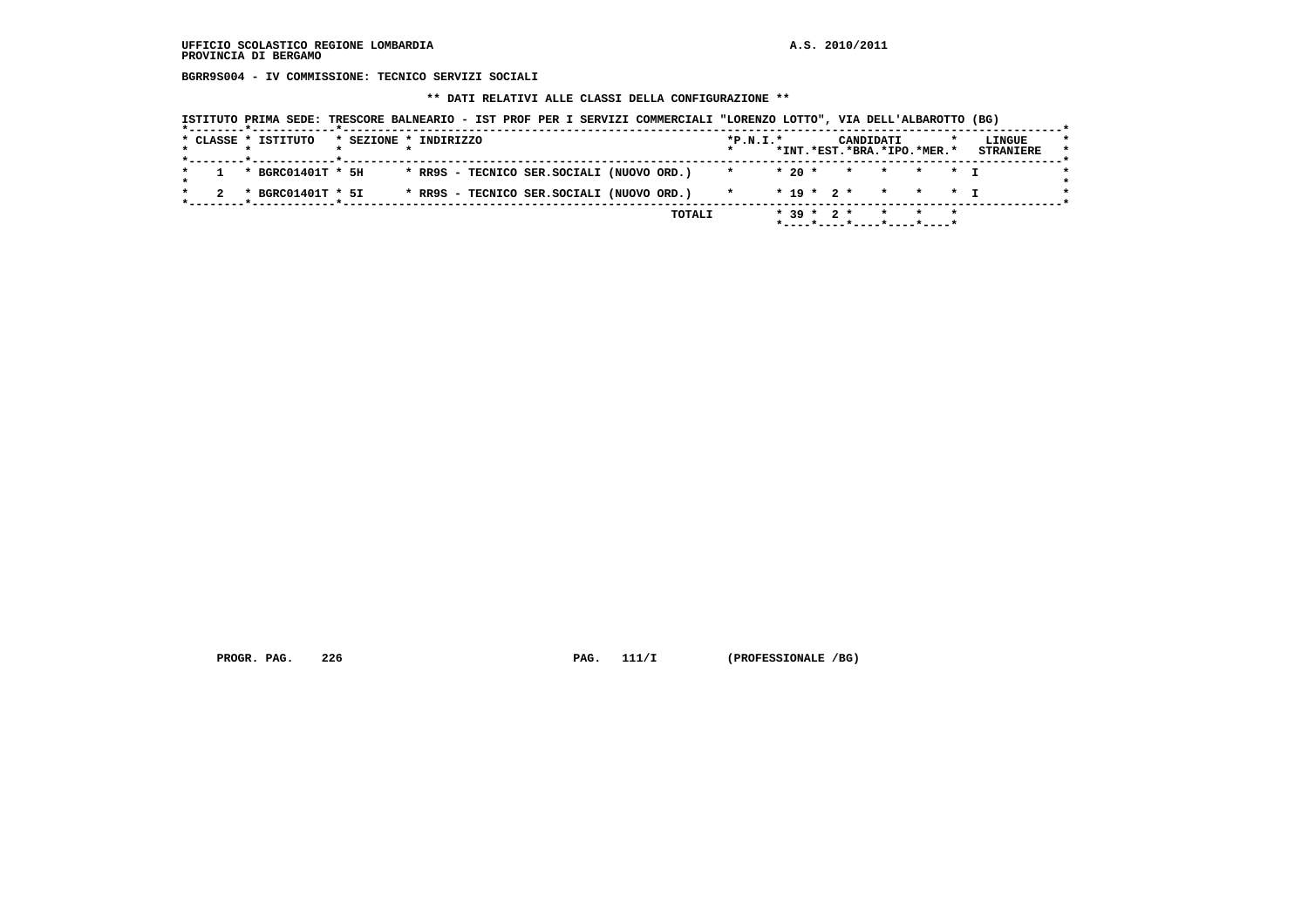**UFFICIO SCOLASTICO REGIONE LOMBARDIA** **A.S. 2010/2011**
**PROVINCIA DI BERGAMO**

**BGRR9S004 - IV COMMISSIONE: TECNICO SERVIZI SOCIALI**

**\*\* DATI RELATIVI ALLE CLASSI DELLA CONFIGURAZIONE \*\***

**ISTITUTO PRIMA SEDE: TRESCORE BALNEARIO - IST PROF PER I SERVIZI COMMERCIALI "LORENZO LOTTO", VIA DELL'ALBAROTTO (BG)**

| CLASSE | ISTITUTO | SEZIONE | INDIRIZZO | P.N.I. | CANDIDATI INT. | CANDIDATI EST. | CANDIDATI BRA. | CANDIDATI IPO. | CANDIDATI MER. | LINGUE STRANIERE |
|---|---|---|---|---|---|---|---|---|---|---|
| 1 | BGRC01401T | 5H | RR9S - TECNICO SER.SOCIALI (NUOVO ORD.) | | 20 | | | | | I |
| 2 | BGRC01401T | 5I | RR9S - TECNICO SER.SOCIALI (NUOVO ORD.) | | 19 | 2 | | | | I |
| | | | TOTALI | | 39 | 2 | | | | |

PROGR. PAG. 226 PAG. 111/I (PROFESSIONALE /BG)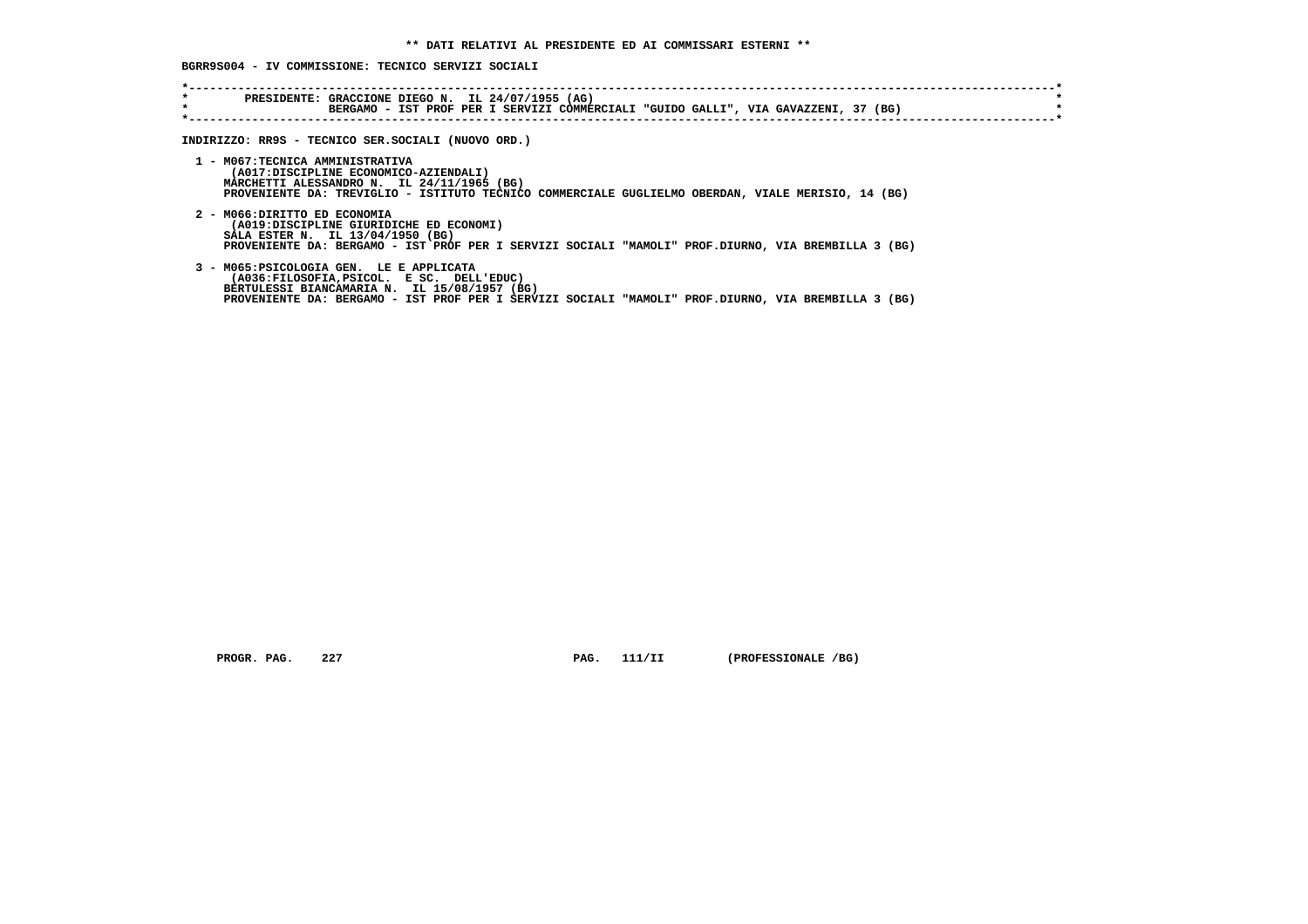** DATI RELATIVI AL PRESIDENTE ED AI COMMISSARI ESTERNI **

BGRR9S004 - IV COMMISSIONE: TECNICO SERVIZI SOCIALI

PRESIDENTE: GRACCIONE DIEGO N. IL 24/07/1955 (AG)
BERGAMO - IST PROF PER I SERVIZI COMMERCIALI "GUIDO GALLI", VIA GAVAZZENI, 37 (BG)

INDIRIZZO: RR9S - TECNICO SER.SOCIALI (NUOVO ORD.)

1 - M067:TECNICA AMMINISTRATIVA
(A017:DISCIPLINE ECONOMICO-AZIENDALI)
MARCHETTI ALESSANDRO N. IL 24/11/1965 (BG)
PROVENIENTE DA: TREVIGLIO - ISTITUTO TECNICO COMMERCIALE GUGLIELMO OBERDAN, VIALE MERISIO, 14 (BG)

2 - M066:DIRITTO ED ECONOMIA
(A019:DISCIPLINE GIURIDICHE ED ECONOMI)
SALA ESTER N. IL 13/04/1950 (BG)
PROVENIENTE DA: BERGAMO - IST PROF PER I SERVIZI SOCIALI "MAMOLI" PROF.DIURNO, VIA BREMBILLA 3 (BG)

3 - M065:PSICOLOGIA GEN. LE E APPLICATA
(A036:FILOSOFIA,PSICOL. E SC. DELL'EDUC)
BERTULESSI BIANCAMARIA N. IL 15/08/1957 (BG)
PROVENIENTE DA: BERGAMO - IST PROF PER I SERVIZI SOCIALI "MAMOLI" PROF.DIURNO, VIA BREMBILLA 3 (BG)

PROGR. PAG. 227 PAG. 111/II (PROFESSIONALE /BG)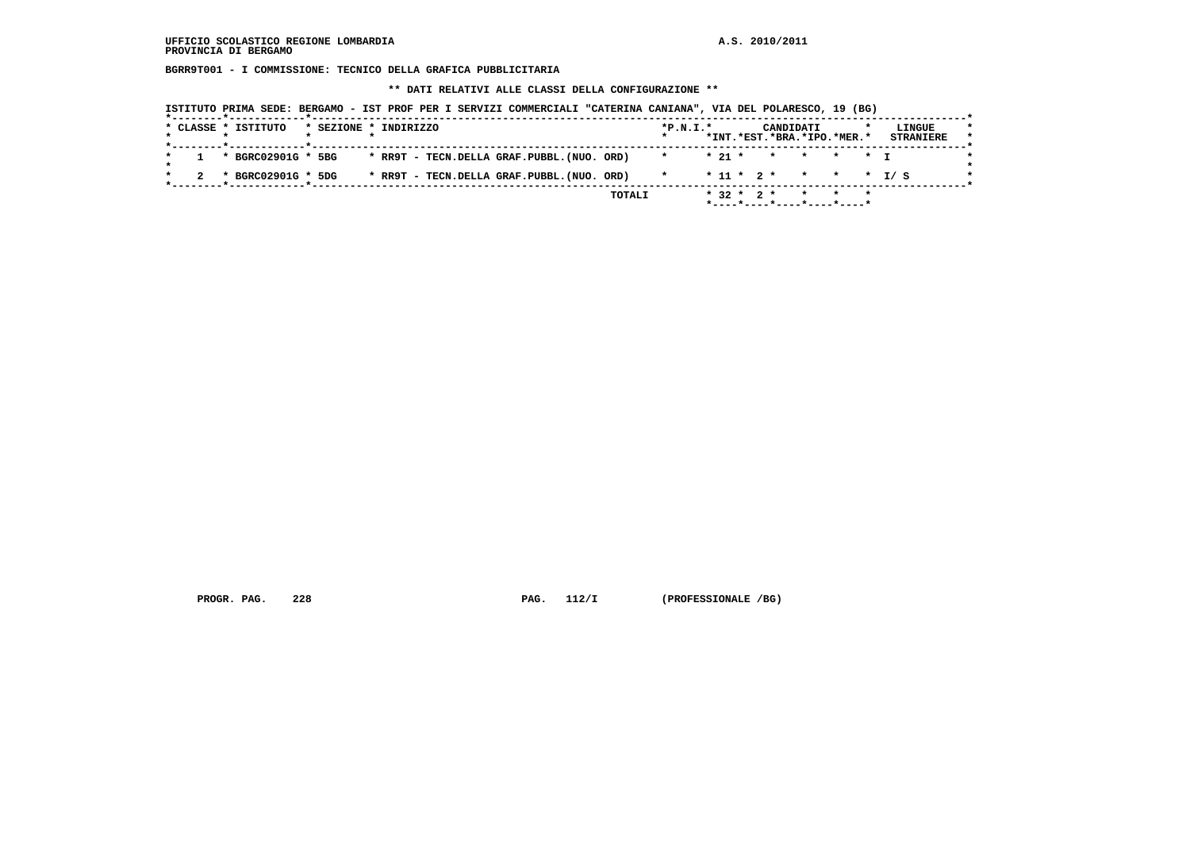**BGRR9T001 - I COMMISSIONE: TECNICO DELLA GRAFICA PUBBLICITARIA**

**\*\* DATI RELATIVI ALLE CLASSI DELLA CONFIGURAZIONE \*\***

ISTITUTO PRIMA SEDE: BERGAMO - IST PROF PER I SERVIZI COMMERCIALI "CATERINA CANIANA", VIA DEL POLARESCO, 19 (BG)

| CLASSE | ISTITUTO | SEZIONE | INDIRIZZO | P.N.I. | CANDIDATI INT. | EST. | BRA. | IPO. | MER. | LINGUE STRANIERE |
|---|---|---|---|---|---|---|---|---|---|---|
| 1 | BGRC02901G | 5BG | RR9T - TECN.DELLA GRAF.PUBBL.(NUO. ORD) | | 21 | | | | | I |
| 2 | BGRC02901G | 5DG | RR9T - TECN.DELLA GRAF.PUBBL.(NUO. ORD) | | 11 | 2 | | | | I/ S |
| | | | TOTALI | | 32 | 2 | | | | |

PROGR. PAG. 228 PAG. 112/I (PROFESSIONALE /BG)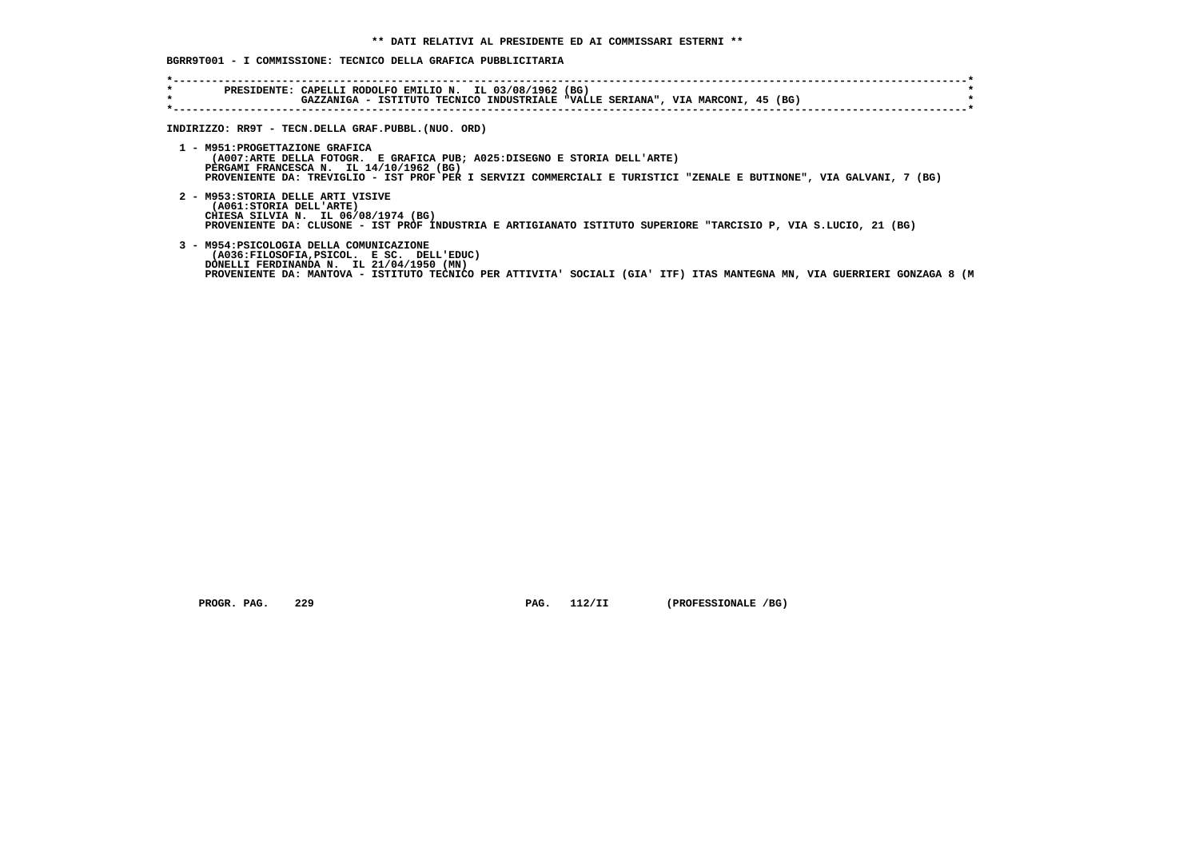** DATI RELATIVI AL PRESIDENTE ED AI COMMISSARI ESTERNI **

BGRR9T001 - I COMMISSIONE: TECNICO DELLA GRAFICA PUBBLICITARIA

PRESIDENTE: CAPELLI RODOLFO EMILIO N. IL 03/08/1962 (BG)
GAZZANIGA - ISTITUTO TECNICO INDUSTRIALE "VALLE SERIANA", VIA MARCONI, 45 (BG)

INDIRIZZO: RR9T - TECN.DELLA GRAF.PUBBL.(NUO. ORD)

1 - M951:PROGETTAZIONE GRAFICA
(A007:ARTE DELLA FOTOGR. E GRAFICA PUB; A025:DISEGNO E STORIA DELL'ARTE)
PERGAMI FRANCESCA N. IL 14/10/1962 (BG)
PROVENIENTE DA: TREVIGLIO - IST PROF PER I SERVIZI COMMERCIALI E TURISTICI "ZENALE E BUTINONE", VIA GALVANI, 7 (BG)

2 - M953:STORIA DELLE ARTI VISIVE
(A061:STORIA DELL'ARTE)
CHIESA SILVIA N. IL 06/08/1974 (BG)
PROVENIENTE DA: CLUSONE - IST PROF INDUSTRIA E ARTIGIANATO ISTITUTO SUPERIORE "TARCISIO P, VIA S.LUCIO, 21 (BG)

3 - M954:PSICOLOGIA DELLA COMUNICAZIONE
(A036:FILOSOFIA,PSICOL. E SC. DELL'EDUC)
DONELLI FERDINANDA N. IL 21/04/1950 (MN)
PROVENIENTE DA: MANTOVA - ISTITUTO TECNICO PER ATTIVITA' SOCIALI (GIA' ITF) ITAS MANTEGNA MN, VIA GUERRIERI GONZAGA 8 (M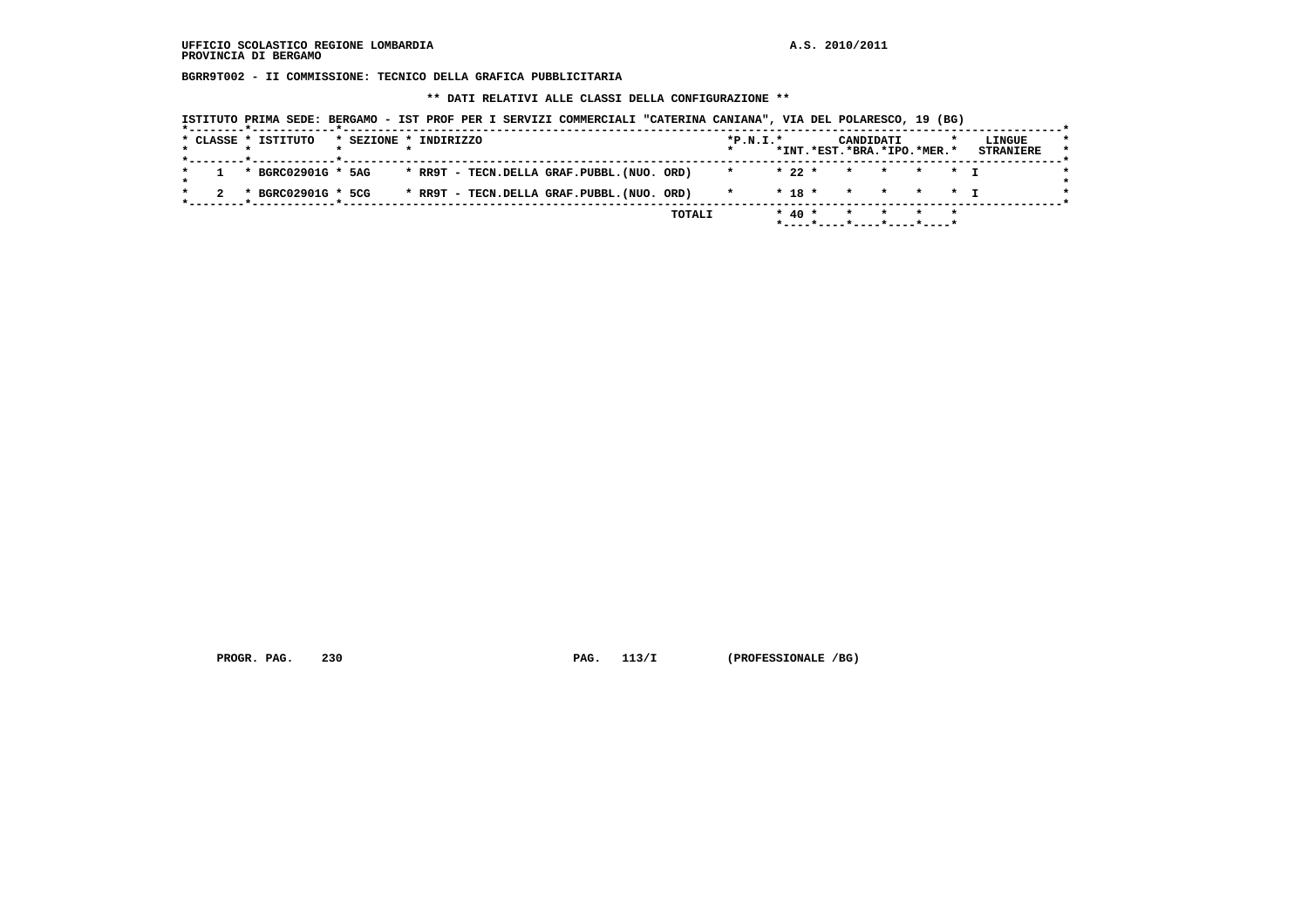UFFICIO SCOLASTICO REGIONE LOMBARDIA
PROVINCIA DI BERGAMO

A.S. 2010/2011

**BGRR9T002 - II COMMISSIONE: TECNICO DELLA GRAFICA PUBBLICITARIA**

**\*\* DATI RELATIVI ALLE CLASSI DELLA CONFIGURAZIONE \*\***

ISTITUTO PRIMA SEDE: BERGAMO - IST PROF PER I SERVIZI COMMERCIALI "CATERINA CANIANA", VIA DEL POLARESCO, 19 (BG)

| CLASSE | ISTITUTO | SEZIONE | INDIRIZZO | P.N.I. | CANDIDATI INT. | EST. | BRA. | IPO. | MER. | LINGUE STRANIERE |
|---|---|---|---|---|---|---|---|---|---|---|
| 1 | BGRC02901G | 5AG | RR9T - TECN.DELLA GRAF.PUBBL.(NUO. ORD) | | 22 | | | | | I |
| 2 | BGRC02901G | 5CG | RR9T - TECN.DELLA GRAF.PUBBL.(NUO. ORD) | | 18 | | | | | I |
| | | | TOTALI | | 40 | | | | | |

PROGR. PAG. 230 PAG. 113/I (PROFESSIONALE /BG)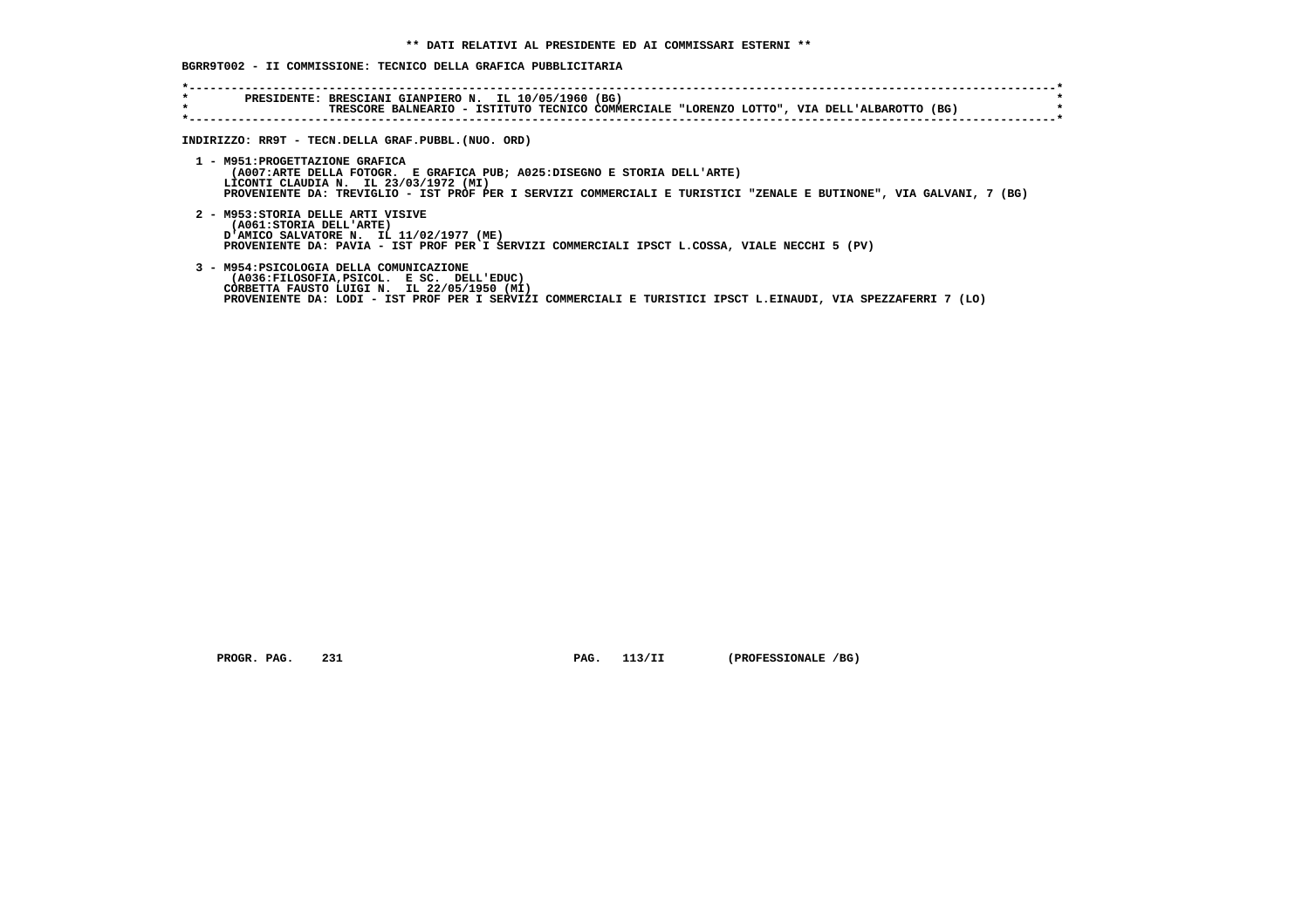**\*\* DATI RELATIVI AL PRESIDENTE ED AI COMMISSARI ESTERNI \*\***

**BGRR9T002 - II COMMISSIONE: TECNICO DELLA GRAFICA PUBBLICITARIA**

```
*----------------------------------------------------------------------------------------------------------------------*
*        PRESIDENTE: BRESCIANI GIANPIERO N.  IL 10/05/1960 (BG)                                                        *
*                    TRESCORE BALNEARIO - ISTITUTO TECNICO COMMERCIALE "LORENZO LOTTO", VIA DELL'ALBAROTTO (BG)        *
*----------------------------------------------------------------------------------------------------------------------*
```

**INDIRIZZO: RR9T - TECN.DELLA GRAF.PUBBL.(NUO. ORD)**

1 - M951:PROGETTAZIONE GRAFICA
(A007:ARTE DELLA FOTOGR.  E GRAFICA PUB; A025:DISEGNO E STORIA DELL'ARTE)
LICONTI CLAUDIA N.  IL 23/03/1972 (MI)
PROVENIENTE DA: TREVIGLIO - IST PROF PER I SERVIZI COMMERCIALI E TURISTICI "ZENALE E BUTINONE", VIA GALVANI, 7 (BG)

2 - M953:STORIA DELLE ARTI VISIVE
(A061:STORIA DELL'ARTE)
D'AMICO SALVATORE N.  IL 11/02/1977 (ME)
PROVENIENTE DA: PAVIA - IST PROF PER I SERVIZI COMMERCIALI IPSCT L.COSSA, VIALE NECCHI 5 (PV)

3 - M954:PSICOLOGIA DELLA COMUNICAZIONE
(A036:FILOSOFIA,PSICOL.  E SC.  DELL'EDUC)
CORBETTA FAUSTO LUIGI N.  IL 22/05/1950 (MI)
PROVENIENTE DA: LODI - IST PROF PER I SERVIZI COMMERCIALI E TURISTICI IPSCT L.EINAUDI, VIA SPEZZAFERRI 7 (LO)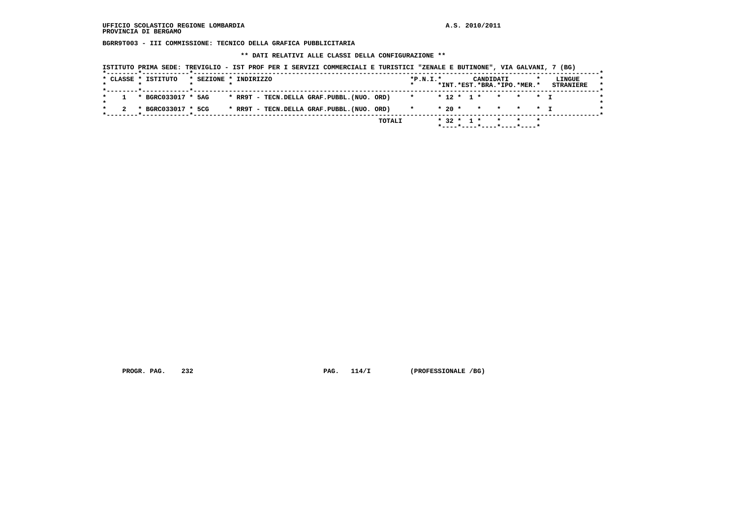UFFICIO SCOLASTICO REGIONE LOMBARDIA
PROVINCIA DI BERGAMO

A.S. 2010/2011

BGRR9T003 - III COMMISSIONE: TECNICO DELLA GRAFICA PUBBLICITARIA

** DATI RELATIVI ALLE CLASSI DELLA CONFIGURAZIONE **

ISTITUTO PRIMA SEDE: TREVIGLIO - IST PROF PER I SERVIZI COMMERCIALI E TURISTICI "ZENALE E BUTINONE", VIA GALVANI, 7 (BG)

| CLASSE | ISTITUTO | SEZIONE | INDIRIZZO | P.N.I. | CANDIDATI INT. | CANDIDATI EST. | CANDIDATI BRA. | CANDIDATI IPO. | CANDIDATI MER. | LINGUE STRANIERE |
|---|---|---|---|---|---|---|---|---|---|---|
| 1 | BGRC033017 | 5AG | RR9T - TECN.DELLA GRAF.PUBBL.(NUO. ORD) | | 12 | 1 | | | | I |
| 2 | BGRC033017 | 5CG | RR9T - TECN.DELLA GRAF.PUBBL.(NUO. ORD) | | 20 | | | | | I |
| | | | TOTALI | | 32 | 1 | | | | |

PROGR. PAG. 232 PAG. 114/I (PROFESSIONALE /BG)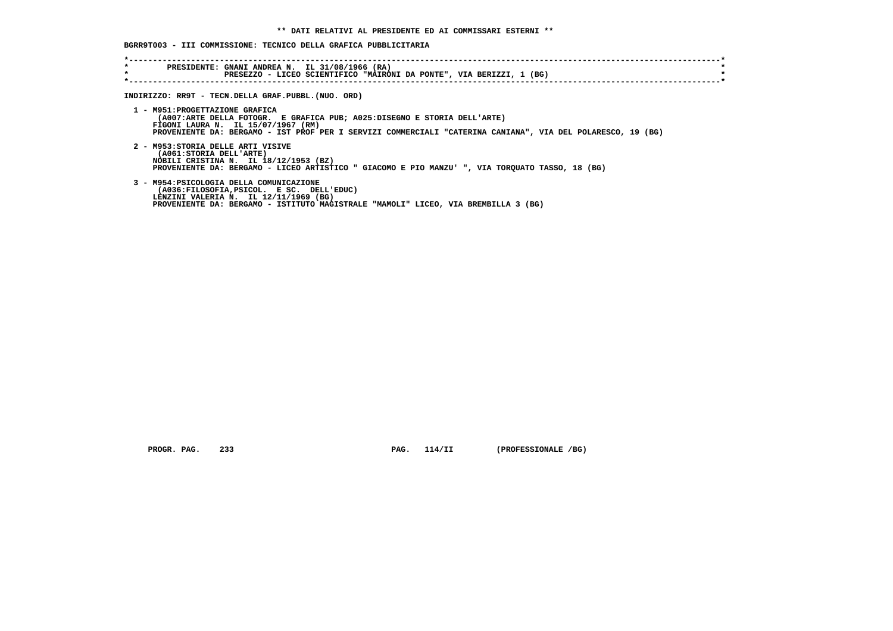## ** DATI RELATIVI AL PRESIDENTE ED AI COMMISSARI ESTERNI **

**BGRR9T003 - III COMMISSIONE: TECNICO DELLA GRAFICA PUBBLICITARIA**

PRESIDENTE: GNANI ANDREA N. IL 31/08/1966 (RA)
PRESEZZO - LICEO SCIENTIFICO "MAIRONI DA PONTE", VIA BERIZZI, 1 (BG)

**INDIRIZZO: RR9T - TECN.DELLA GRAF.PUBBL.(NUO. ORD)**

1 - M951:PROGETTAZIONE GRAFICA
(A007:ARTE DELLA FOTOGR. E GRAFICA PUB; A025:DISEGNO E STORIA DELL'ARTE)
FIGONI LAURA N. IL 15/07/1967 (RM)
PROVENIENTE DA: BERGAMO - IST PROF PER I SERVIZI COMMERCIALI "CATERINA CANIANA", VIA DEL POLARESCO, 19 (BG)

2 - M953:STORIA DELLE ARTI VISIVE
(A061:STORIA DELL'ARTE)
NOBILI CRISTINA N. IL 18/12/1953 (BZ)
PROVENIENTE DA: BERGAMO - LICEO ARTISTICO " GIACOMO E PIO MANZU' ", VIA TORQUATO TASSO, 18 (BG)

3 - M954:PSICOLOGIA DELLA COMUNICAZIONE
(A036:FILOSOFIA,PSICOL. E SC. DELL'EDUC)
LENZINI VALERIA N. IL 12/11/1969 (BG)
PROVENIENTE DA: BERGAMO - ISTITUTO MAGISTRALE "MAMOLI" LICEO, VIA BREMBILLA 3 (BG)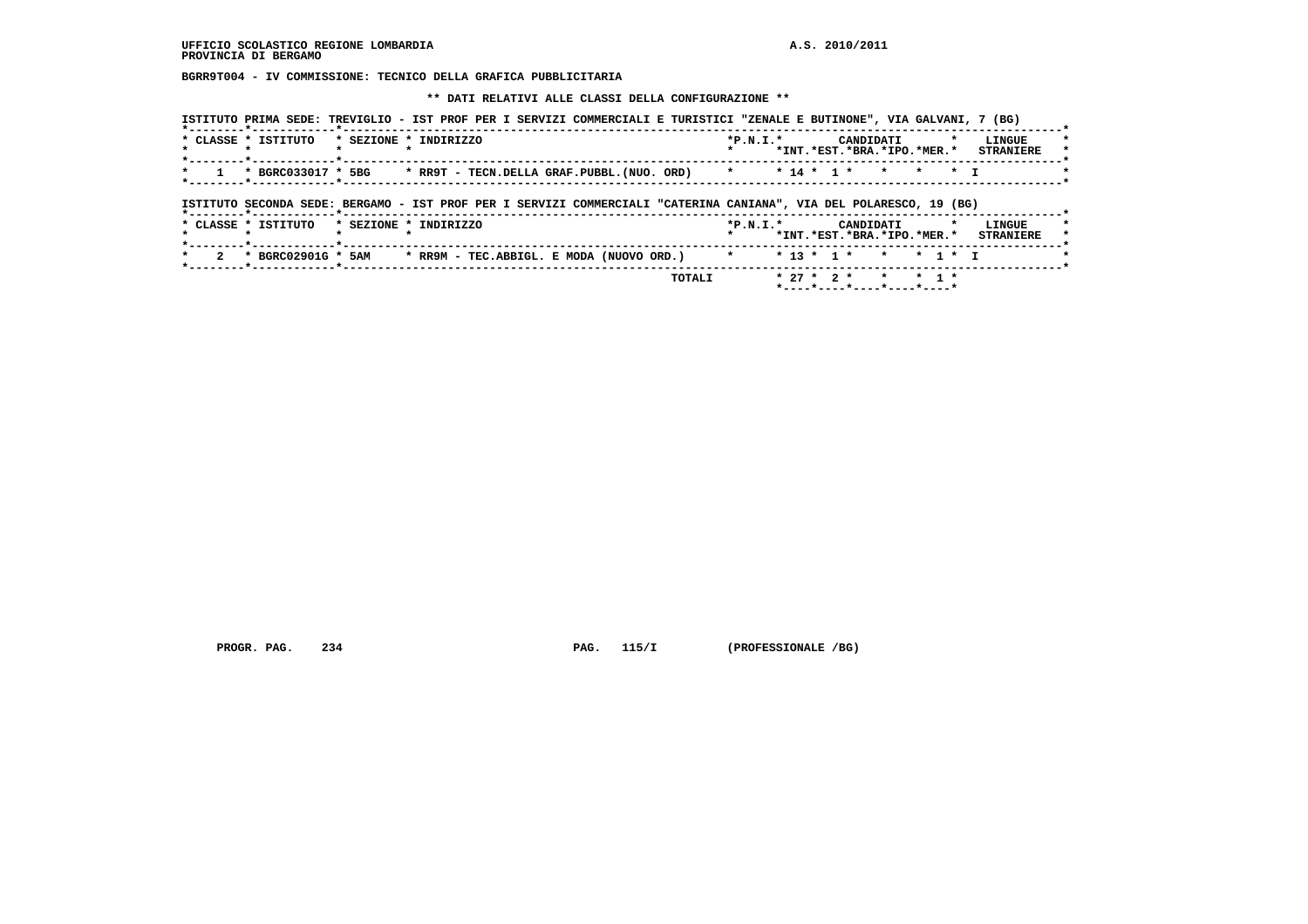UFFICIO SCOLASTICO REGIONE LOMBARDIA A.S. 2010/2011
PROVINCIA DI BERGAMO

BGRR9T004 - IV COMMISSIONE: TECNICO DELLA GRAFICA PUBBLICITARIA

** DATI RELATIVI ALLE CLASSI DELLA CONFIGURAZIONE **

ISTITUTO PRIMA SEDE: TREVIGLIO - IST PROF PER I SERVIZI COMMERCIALI E TURISTICI "ZENALE E BUTINONE", VIA GALVANI, 7 (BG)

| CLASSE | ISTITUTO | SEZIONE | INDIRIZZO | P.N.I. | CANDIDATI INT. | EST. | BRA. | IPO. | MER. | LINGUE STRANIERE |
|---|---|---|---|---|---|---|---|---|---|---|
| 1 | BGRC033017 | 5BG | RR9T - TECN.DELLA GRAF.PUBBL.(NUO. ORD) | | 14 | 1 | | | | I |

ISTITUTO SECONDA SEDE: BERGAMO - IST PROF PER I SERVIZI COMMERCIALI "CATERINA CANIANA", VIA DEL POLARESCO, 19 (BG)

| CLASSE | ISTITUTO | SEZIONE | INDIRIZZO | P.N.I. | CANDIDATI INT. | EST. | BRA. | IPO. | MER. | LINGUE STRANIERE |
|---|---|---|---|---|---|---|---|---|---|---|
| 2 | BGRC02901G | 5AM | RR9M - TEC.ABBIGL. E MODA (NUOVO ORD.) | | 13 | 1 | | | 1 | I |
| | | | TOTALI | | 27 | 2 | | | 1 | |

PROGR. PAG. 234 PAG. 115/I (PROFESSIONALE /BG)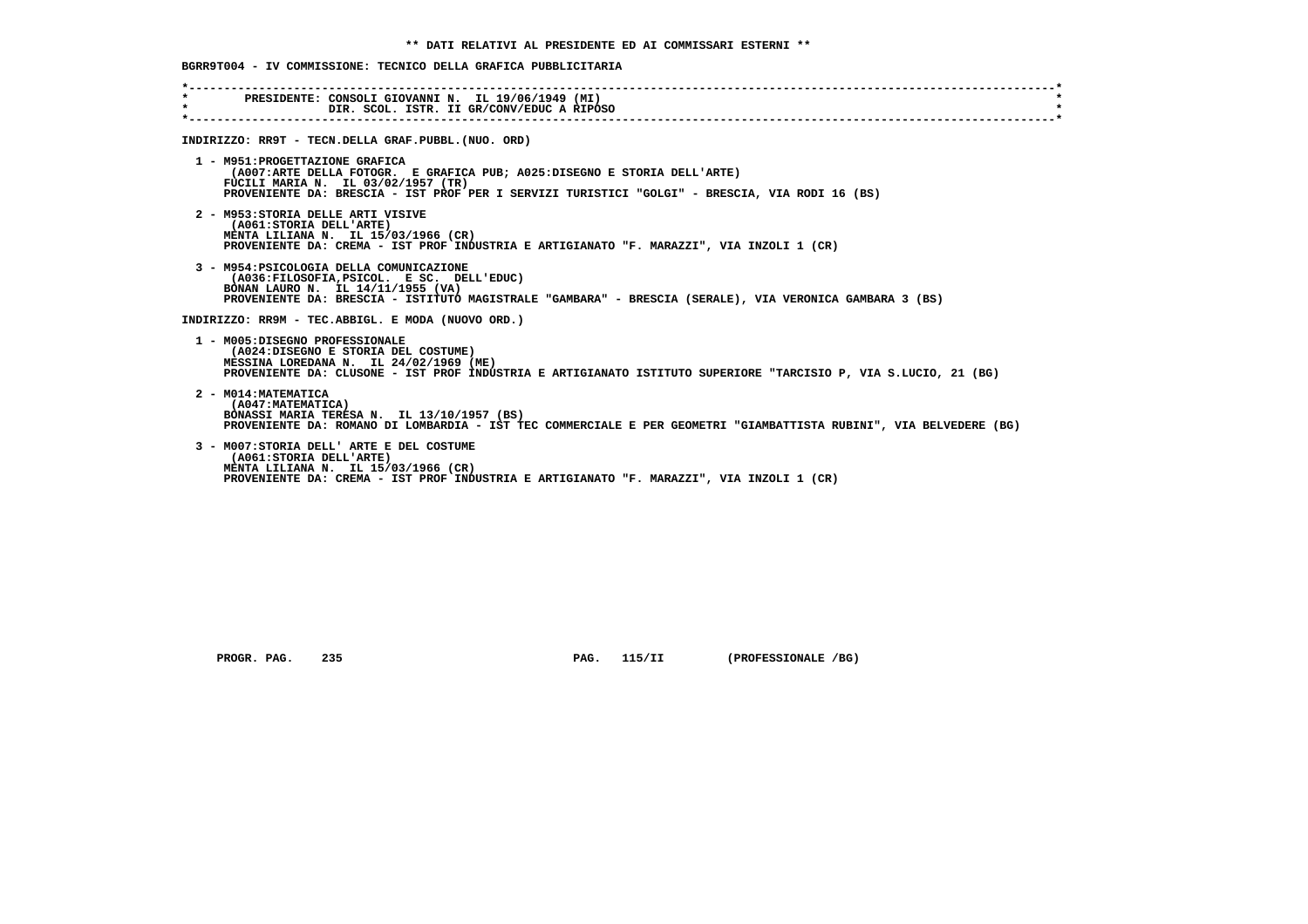**\*\* DATI RELATIVI AL PRESIDENTE ED AI COMMISSARI ESTERNI \*\***

**BGRR9T004 - IV COMMISSIONE: TECNICO DELLA GRAFICA PUBBLICITARIA**

**PRESIDENTE: CONSOLI GIOVANNI N. IL 19/06/1949 (MI)**
**DIR. SCOL. ISTR. II GR/CONV/EDUC A RIPOSO**

**INDIRIZZO: RR9T - TECN.DELLA GRAF.PUBBL.(NUO. ORD)**

1 - M951:PROGETTAZIONE GRAFICA
(A007:ARTE DELLA FOTOGR. E GRAFICA PUB; A025:DISEGNO E STORIA DELL'ARTE)
FUCILI MARIA N. IL 03/02/1957 (TR)
PROVENIENTE DA: BRESCIA - IST PROF PER I SERVIZI TURISTICI "GOLGI" - BRESCIA, VIA RODI 16 (BS)

2 - M953:STORIA DELLE ARTI VISIVE
(A061:STORIA DELL'ARTE)
MENTA LILIANA N. IL 15/03/1966 (CR)
PROVENIENTE DA: CREMA - IST PROF INDUSTRIA E ARTIGIANATO "F. MARAZZI", VIA INZOLI 1 (CR)

3 - M954:PSICOLOGIA DELLA COMUNICAZIONE
(A036:FILOSOFIA,PSICOL. E SC. DELL'EDUC)
BONAN LAURO N. IL 14/11/1955 (VA)
PROVENIENTE DA: BRESCIA - ISTITUTO MAGISTRALE "GAMBARA" - BRESCIA (SERALE), VIA VERONICA GAMBARA 3 (BS)

**INDIRIZZO: RR9M - TEC.ABBIGL. E MODA (NUOVO ORD.)**

1 - M005:DISEGNO PROFESSIONALE
(A024:DISEGNO E STORIA DEL COSTUME)
MESSINA LOREDANA N. IL 24/02/1969 (ME)
PROVENIENTE DA: CLUSONE - IST PROF INDUSTRIA E ARTIGIANATO ISTITUTO SUPERIORE "TARCISIO P, VIA S.LUCIO, 21 (BG)

2 - M014:MATEMATICA
(A047:MATEMATICA)
BONASSI MARIA TERESA N. IL 13/10/1957 (BS)
PROVENIENTE DA: ROMANO DI LOMBARDIA - IST TEC COMMERCIALE E PER GEOMETRI "GIAMBATTISTA RUBINI", VIA BELVEDERE (BG)

3 - M007:STORIA DELL' ARTE E DEL COSTUME
(A061:STORIA DELL'ARTE)
MENTA LILIANA N. IL 15/03/1966 (CR)
PROVENIENTE DA: CREMA - IST PROF INDUSTRIA E ARTIGIANATO "F. MARAZZI", VIA INZOLI 1 (CR)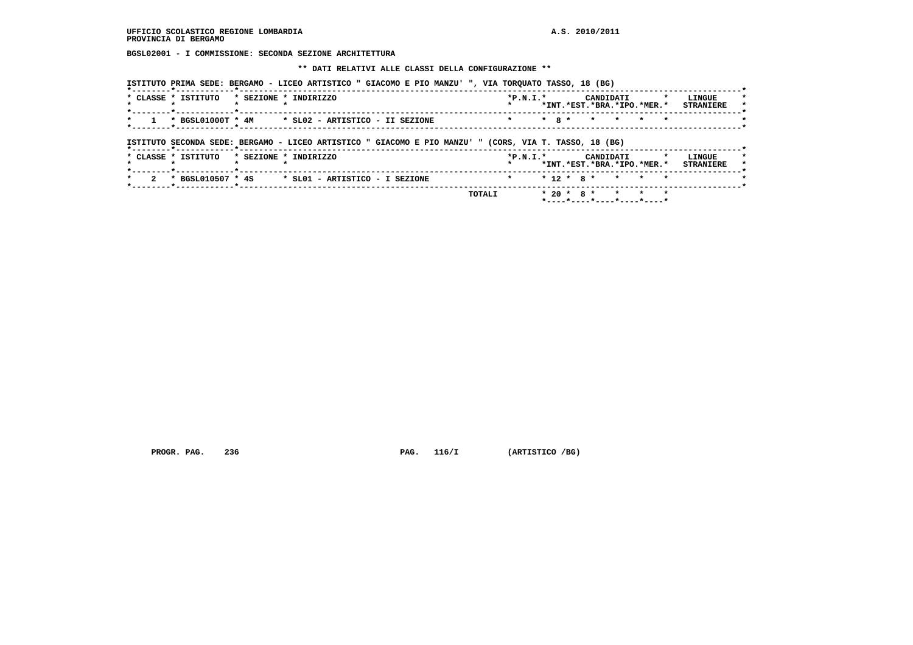UFFICIO SCOLASTICO REGIONE LOMBARDIA
PROVINCIA DI BERGAMO

A.S. 2010/2011

**BGSL02001 - I COMMISSIONE: SECONDA SEZIONE ARCHITETTURA**

**\*\* DATI RELATIVI ALLE CLASSI DELLA CONFIGURAZIONE \*\***

ISTITUTO PRIMA SEDE: BERGAMO - LICEO ARTISTICO " GIACOMO E PIO MANZU' ", VIA TORQUATO TASSO, 18 (BG)

| CLASSE | ISTITUTO | SEZIONE | INDIRIZZO | P.N.I. | CANDIDATI INT. | CANDIDATI EST. | CANDIDATI BRA. | CANDIDATI IPO. | CANDIDATI MER. | LINGUE STRANIERE |
|---|---|---|---|---|---|---|---|---|---|---|
| 1 | BGSL01000T | 4M | SL02 - ARTISTICO - II SEZIONE | | 8 | | | | | |

ISTITUTO SECONDA SEDE: BERGAMO - LICEO ARTISTICO " GIACOMO E PIO MANZU' " (CORS, VIA T. TASSO, 18 (BG)

| CLASSE | ISTITUTO | SEZIONE | INDIRIZZO | P.N.I. | CANDIDATI INT. | CANDIDATI EST. | CANDIDATI BRA. | CANDIDATI IPO. | CANDIDATI MER. | LINGUE STRANIERE |
|---|---|---|---|---|---|---|---|---|---|---|
| 2 | BGSL010507 | 4S | SL01 - ARTISTICO - I SEZIONE | | 12 | 8 | | | | |
| | | | TOTALI | | 20 | 8 | | | | |

PROGR. PAG. 236 PAG. 116/I (ARTISTICO /BG)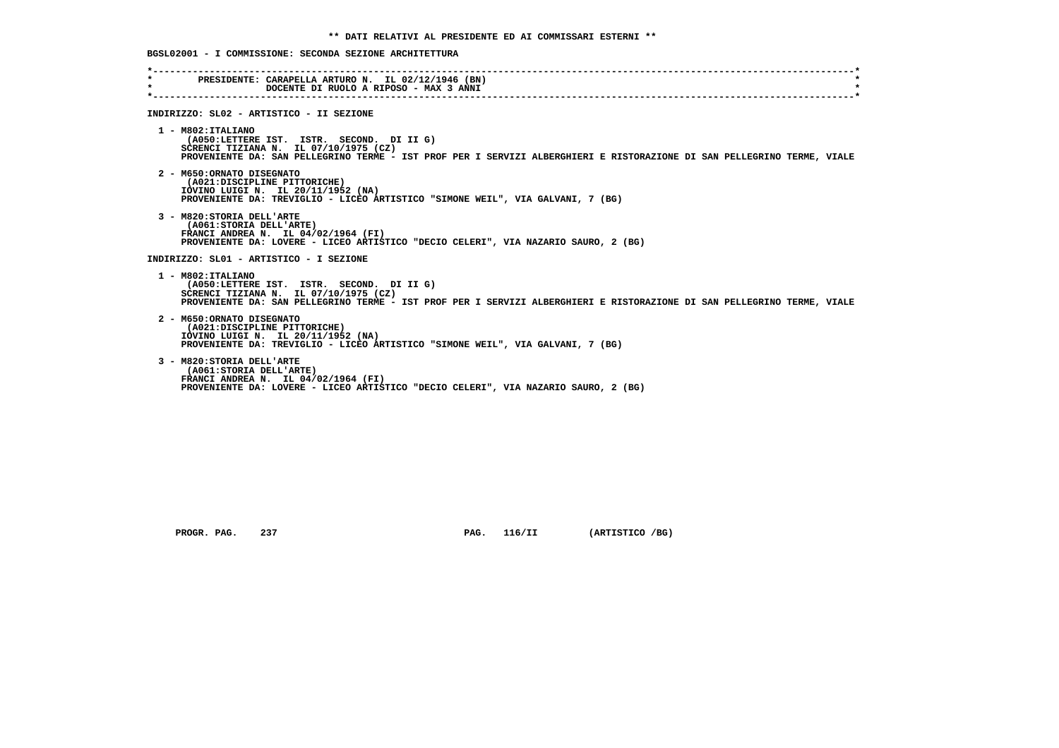**\*\* DATI RELATIVI AL PRESIDENTE ED AI COMMISSARI ESTERNI \*\***

**BGSL02001 - I COMMISSIONE: SECONDA SEZIONE ARCHITETTURA**

```
*----------------------------------------------------------------------------------------------------------------------*
*        PRESIDENTE: CARAPELLA ARTURO N.  IL 02/12/1946 (BN)                                                           *
*                    DOCENTE DI RUOLO A RIPOSO - MAX 3 ANNI                                                            *
*----------------------------------------------------------------------------------------------------------------------*
```

**INDIRIZZO: SL02 - ARTISTICO - II SEZIONE**

1 - M802:ITALIANO
   (A050:LETTERE IST. ISTR. SECOND. DI II G)
   SCRENCI TIZIANA N. IL 07/10/1975 (CZ)
   PROVENIENTE DA: SAN PELLEGRINO TERME - IST PROF PER I SERVIZI ALBERGHIERI E RISTORAZIONE DI SAN PELLEGRINO TERME, VIALE

2 - M650:ORNATO DISEGNATO
   (A021:DISCIPLINE PITTORICHE)
   IOVINO LUIGI N. IL 20/11/1952 (NA)
   PROVENIENTE DA: TREVIGLIO - LICEO ARTISTICO "SIMONE WEIL", VIA GALVANI, 7 (BG)

3 - M820:STORIA DELL'ARTE
   (A061:STORIA DELL'ARTE)
   FRANCI ANDREA N. IL 04/02/1964 (FI)
   PROVENIENTE DA: LOVERE - LICEO ARTISTICO "DECIO CELERI", VIA NAZARIO SAURO, 2 (BG)

**INDIRIZZO: SL01 - ARTISTICO - I SEZIONE**

1 - M802:ITALIANO
   (A050:LETTERE IST. ISTR. SECOND. DI II G)
   SCRENCI TIZIANA N. IL 07/10/1975 (CZ)
   PROVENIENTE DA: SAN PELLEGRINO TERME - IST PROF PER I SERVIZI ALBERGHIERI E RISTORAZIONE DI SAN PELLEGRINO TERME, VIALE

2 - M650:ORNATO DISEGNATO
   (A021:DISCIPLINE PITTORICHE)
   IOVINO LUIGI N. IL 20/11/1952 (NA)
   PROVENIENTE DA: TREVIGLIO - LICEO ARTISTICO "SIMONE WEIL", VIA GALVANI, 7 (BG)

3 - M820:STORIA DELL'ARTE
   (A061:STORIA DELL'ARTE)
   FRANCI ANDREA N. IL 04/02/1964 (FI)
   PROVENIENTE DA: LOVERE - LICEO ARTISTICO "DECIO CELERI", VIA NAZARIO SAURO, 2 (BG)

PROGR. PAG. 237 PAG. 116/II (ARTISTICO /BG)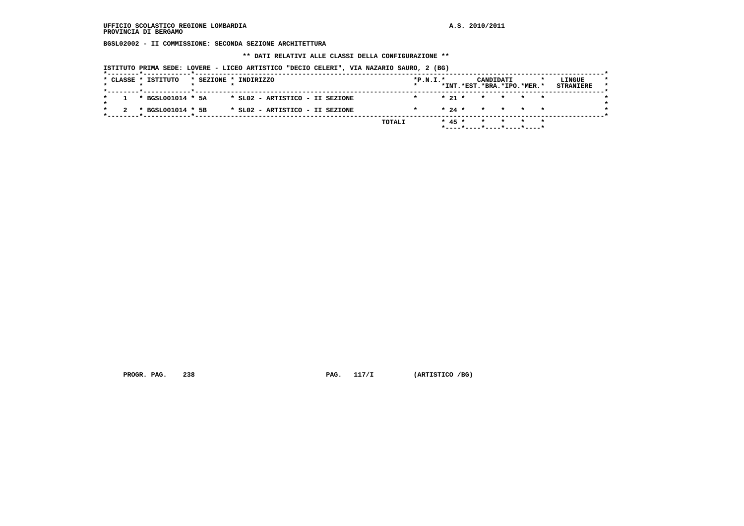**UFFICIO SCOLASTICO REGIONE LOMBARDIA** **A.S. 2010/2011**
**PROVINCIA DI BERGAMO**

**BGSL02002 - II COMMISSIONE: SECONDA SEZIONE ARCHITETTURA**

**\*\* DATI RELATIVI ALLE CLASSI DELLA CONFIGURAZIONE \*\***

**ISTITUTO PRIMA SEDE: LOVERE - LICEO ARTISTICO "DECIO CELERI", VIA NAZARIO SAURO, 2 (BG)**

| CLASSE | ISTITUTO | SEZIONE | INDIRIZZO | P.N.I. | CANDIDATI INT. | CANDIDATI EST. | CANDIDATI BRA. | CANDIDATI IPO. | CANDIDATI MER. | LINGUE STRANIERE |
|---|---|---|---|---|---|---|---|---|---|---|
| 1 | BGSL001014 | 5A | SL02 - ARTISTICO - II SEZIONE | | 21 | | | | | |
| 2 | BGSL001014 | 5B | SL02 - ARTISTICO - II SEZIONE | | 24 | | | | | |
| | | | TOTALI | | 45 | | | | | |

**PROGR. PAG. 238** **PAG. 117/I** **(ARTISTICO /BG)**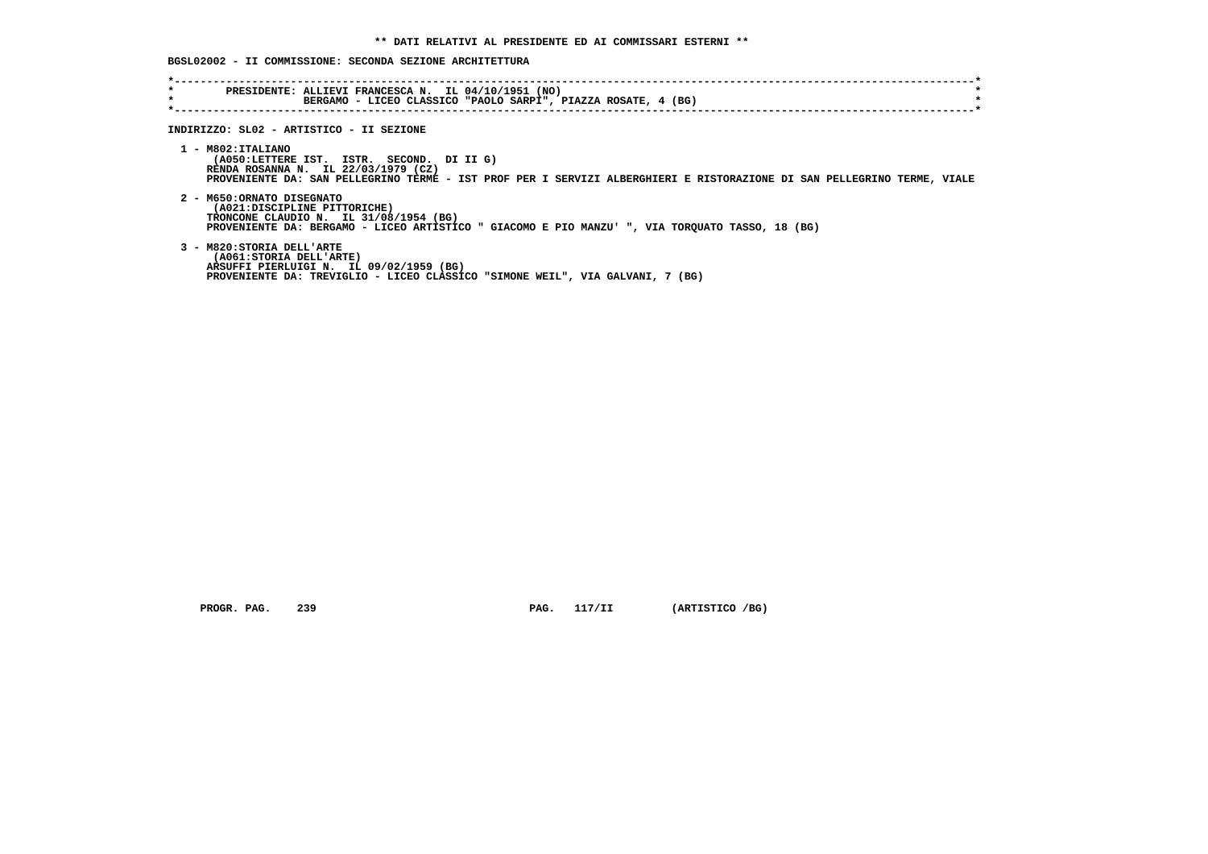**\*\* DATI RELATIVI AL PRESIDENTE ED AI COMMISSARI ESTERNI \*\***

**BGSL02002 - II COMMISSIONE: SECONDA SEZIONE ARCHITETTURA**

```
*----------------------------------------------------------------------------------------------------------------------------*
*        PRESIDENTE: ALLIEVI FRANCESCA N.  IL 04/10/1951 (NO)                                                                 *
*                    BERGAMO - LICEO CLASSICO "PAOLO SARPI", PIAZZA ROSATE, 4 (BG)                                            *
*----------------------------------------------------------------------------------------------------------------------------*
```

**INDIRIZZO: SL02 - ARTISTICO - II SEZIONE**

1 - M802:ITALIANO
(A050:LETTERE IST. ISTR. SECOND. DI II G)
RENDA ROSANNA N. IL 22/03/1979 (CZ)
PROVENIENTE DA: SAN PELLEGRINO TERME - IST PROF PER I SERVIZI ALBERGHIERI E RISTORAZIONE DI SAN PELLEGRINO TERME, VIALE

2 - M650:ORNATO DISEGNATO
(A021:DISCIPLINE PITTORICHE)
TRONCONE CLAUDIO N. IL 31/08/1954 (BG)
PROVENIENTE DA: BERGAMO - LICEO ARTISTICO " GIACOMO E PIO MANZU' ", VIA TORQUATO TASSO, 18 (BG)

3 - M820:STORIA DELL'ARTE
(A061:STORIA DELL'ARTE)
ARSUFFI PIERLUIGI N. IL 09/02/1959 (BG)
PROVENIENTE DA: TREVIGLIO - LICEO CLASSICO "SIMONE WEIL", VIA GALVANI, 7 (BG)

PROGR. PAG. 239 PAG. 117/II (ARTISTICO /BG)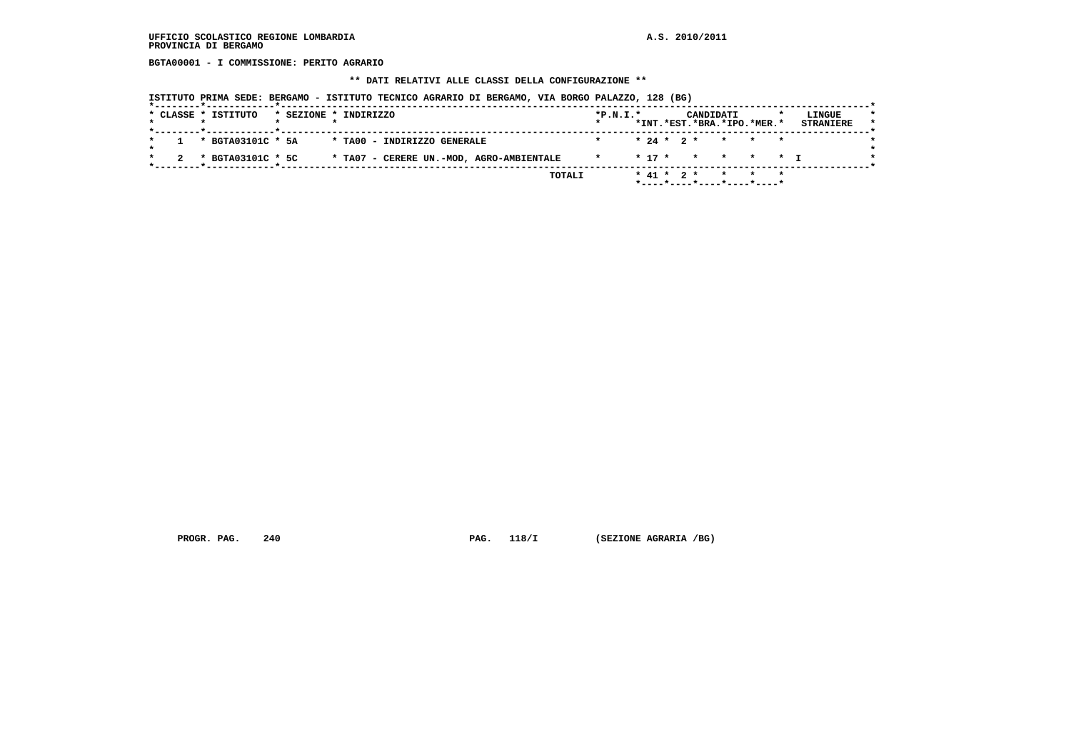UFFICIO SCOLASTICO REGIONE LOMBARDIA
PROVINCIA DI BERGAMO

A.S. 2010/2011

**BGTA00001 - I COMMISSIONE: PERITO AGRARIO**

**\*\* DATI RELATIVI ALLE CLASSI DELLA CONFIGURAZIONE \*\***

ISTITUTO PRIMA SEDE: BERGAMO - ISTITUTO TECNICO AGRARIO DI BERGAMO, VIA BORGO PALAZZO, 128 (BG)

| CLASSE | ISTITUTO | SEZIONE | INDIRIZZO | P.N.I. | CANDIDATI INT. | CANDIDATI EST. | CANDIDATI BRA. | CANDIDATI IPO. | CANDIDATI MER. | LINGUE STRANIERE |
|---|---|---|---|---|---|---|---|---|---|---|
| 1 | BGTA03101C | 5A | TA00 - INDIRIZZO GENERALE | | 24 | 2 | | | | |
| 2 | BGTA03101C | 5C | TA07 - CERERE UN.-MOD, AGRO-AMBIENTALE | | 17 | | | | | I |
| | | | TOTALI | | 41 | 2 | | | | |

PROGR. PAG. 240 PAG. 118/I (SEZIONE AGRARIA /BG)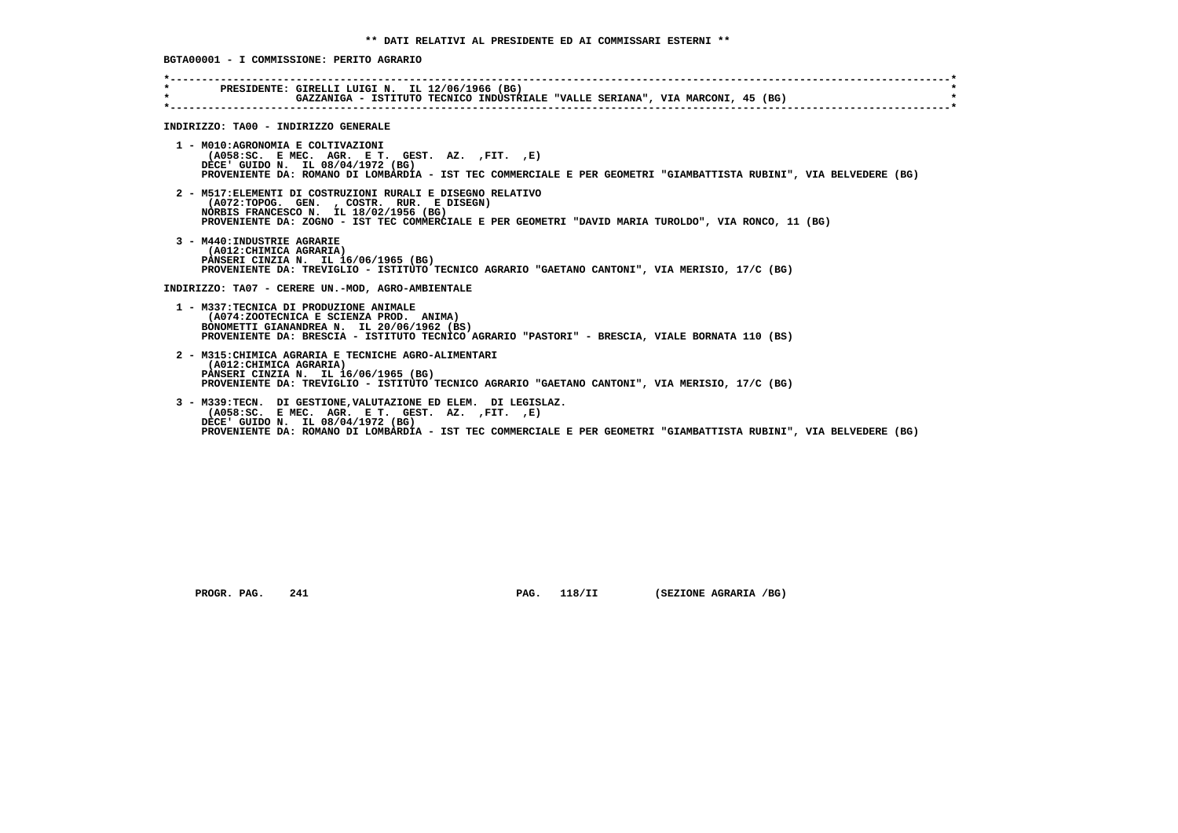**\*\* DATI RELATIVI AL PRESIDENTE ED AI COMMISSARI ESTERNI \*\***

**BGTA00001 - I COMMISSIONE: PERITO AGRARIO**

```
*----------------------------------------------------------------------------------------------------------------------*
*        PRESIDENTE: GIRELLI LUIGI N.  IL 12/06/1966 (BG)                                                              *
*                    GAZZANIGA - ISTITUTO TECNICO INDUSTRIALE "VALLE SERIANA", VIA MARCONI, 45 (BG)                    *
*----------------------------------------------------------------------------------------------------------------------*
```

**INDIRIZZO: TA00 - INDIRIZZO GENERALE**

1 - M010:AGRONOMIA E COLTIVAZIONI
(A058:SC. E MEC. AGR. E T. GEST. AZ. ,FIT. ,E)
DECE' GUIDO N. IL 08/04/1972 (BG)
PROVENIENTE DA: ROMANO DI LOMBARDIA - IST TEC COMMERCIALE E PER GEOMETRI "GIAMBATTISTA RUBINI", VIA BELVEDERE (BG)

2 - M517:ELEMENTI DI COSTRUZIONI RURALI E DISEGNO RELATIVO
(A072:TOPOG. GEN. , COSTR. RUR. E DISEGN)
NORBIS FRANCESCO N. IL 18/02/1956 (BG)
PROVENIENTE DA: ZOGNO - IST TEC COMMERCIALE E PER GEOMETRI "DAVID MARIA TUROLDO", VIA RONCO, 11 (BG)

3 - M440:INDUSTRIE AGRARIE
(A012:CHIMICA AGRARIA)
PANSERI CINZIA N. IL 16/06/1965 (BG)
PROVENIENTE DA: TREVIGLIO - ISTITUTO TECNICO AGRARIO "GAETANO CANTONI", VIA MERISIO, 17/C (BG)

**INDIRIZZO: TA07 - CERERE UN.-MOD, AGRO-AMBIENTALE**

1 - M337:TECNICA DI PRODUZIONE ANIMALE
(A074:ZOOTECNICA E SCIENZA PROD. ANIMA)
BONOMETTI GIANANDREA N. IL 20/06/1962 (BS)
PROVENIENTE DA: BRESCIA - ISTITUTO TECNICO AGRARIO "PASTORI" - BRESCIA, VIALE BORNATA 110 (BS)

2 - M315:CHIMICA AGRARIA E TECNICHE AGRO-ALIMENTARI
(A012:CHIMICA AGRARIA)
PANSERI CINZIA N. IL 16/06/1965 (BG)
PROVENIENTE DA: TREVIGLIO - ISTITUTO TECNICO AGRARIO "GAETANO CANTONI", VIA MERISIO, 17/C (BG)

3 - M339:TECN. DI GESTIONE,VALUTAZIONE ED ELEM. DI LEGISLAZ.
(A058:SC. E MEC. AGR. E T. GEST. AZ. ,FIT. ,E)
DECE' GUIDO N. IL 08/04/1972 (BG)
PROVENIENTE DA: ROMANO DI LOMBARDIA - IST TEC COMMERCIALE E PER GEOMETRI "GIAMBATTISTA RUBINI", VIA BELVEDERE (BG)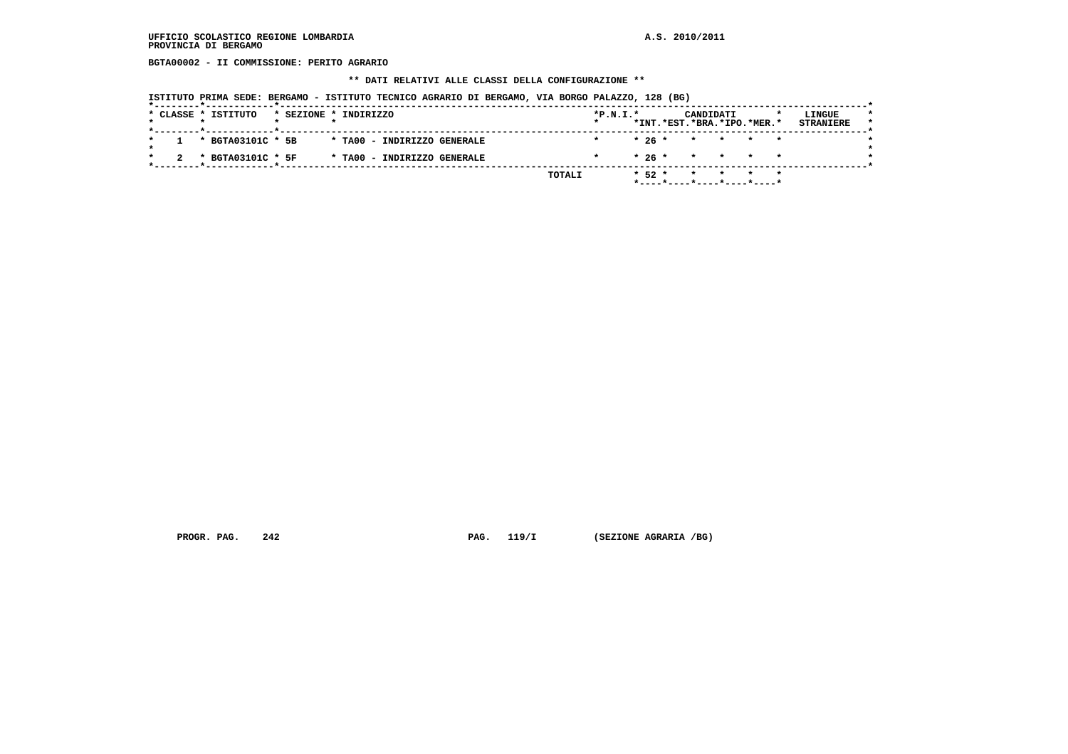UFFICIO SCOLASTICO REGIONE LOMBARDIA
PROVINCIA DI BERGAMO

A.S. 2010/2011

**BGTA00002 - II COMMISSIONE: PERITO AGRARIO**

**\*\* DATI RELATIVI ALLE CLASSI DELLA CONFIGURAZIONE \*\***

ISTITUTO PRIMA SEDE: BERGAMO - ISTITUTO TECNICO AGRARIO DI BERGAMO, VIA BORGO PALAZZO, 128 (BG)

| CLASSE | ISTITUTO | SEZIONE | INDIRIZZO | P.N.I. | CANDIDATI INT. | EST. | BRA. | IPO. | MER. | LINGUE STRANIERE |
|---|---|---|---|---|---|---|---|---|---|---|
| 1 | BGTA03101C | 5B | TA00 - INDIRIZZO GENERALE | | 26 | | | | | |
| 2 | BGTA03101C | 5F | TA00 - INDIRIZZO GENERALE | | 26 | | | | | |
| | | | TOTALI | | 52 | | | | | |

PROGR. PAG. 242 PAG. 119/I (SEZIONE AGRARIA /BG)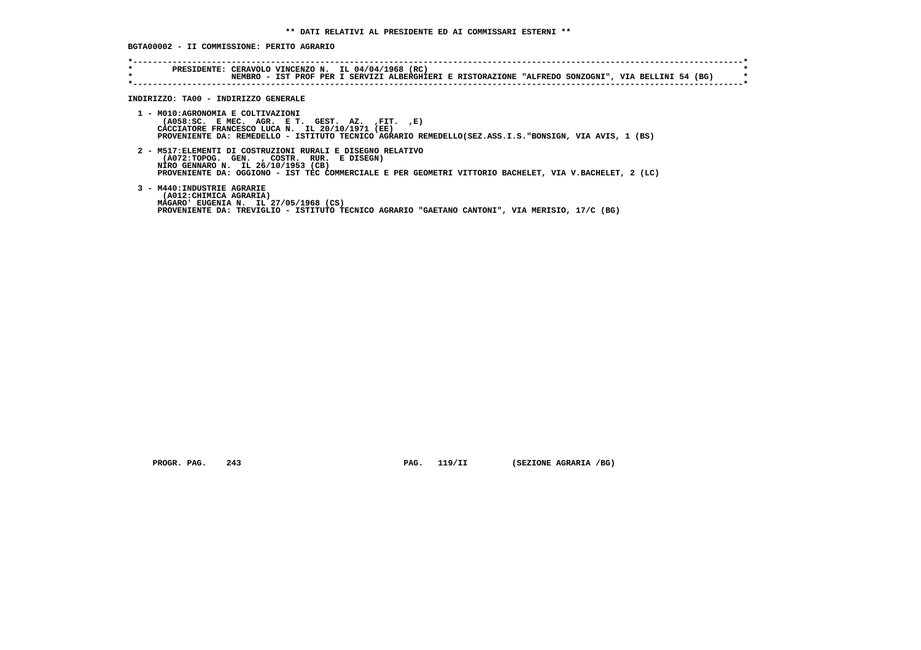** DATI RELATIVI AL PRESIDENTE ED AI COMMISSARI ESTERNI **

BGTA00002 - II COMMISSIONE: PERITO AGRARIO

PRESIDENTE: CERAVOLO VINCENZO N. IL 04/04/1968 (RC)
NEMBRO - IST PROF PER I SERVIZI ALBERGHIERI E RISTORAZIONE "ALFREDO SONZOGNI", VIA BELLINI 54 (BG)

INDIRIZZO: TA00 - INDIRIZZO GENERALE

1 - M010:AGRONOMIA E COLTIVAZIONI
(A058:SC. E MEC. AGR. E T. GEST. AZ. ,FIT. ,E)
CACCIATORE FRANCESCO LUCA N. IL 20/10/1971 (EE)
PROVENIENTE DA: REMEDELLO - ISTITUTO TECNICO AGRARIO REMEDELLO(SEZ.ASS.I.S."BONSIGN, VIA AVIS, 1 (BS)

2 - M517:ELEMENTI DI COSTRUZIONI RURALI E DISEGNO RELATIVO
(A072:TOPOG. GEN. , COSTR. RUR. E DISEGN)
NIRO GENNARO N. IL 26/10/1953 (CB)
PROVENIENTE DA: OGGIONO - IST TEC COMMERCIALE E PER GEOMETRI VITTORIO BACHELET, VIA V.BACHELET, 2 (LC)

3 - M440:INDUSTRIE AGRARIE
(A012:CHIMICA AGRARIA)
MAGARO' EUGENIA N. IL 27/05/1968 (CS)
PROVENIENTE DA: TREVIGLIO - ISTITUTO TECNICO AGRARIO "GAETANO CANTONI", VIA MERISIO, 17/C (BG)

PROGR. PAG. 243 PAG. 119/II (SEZIONE AGRARIA /BG)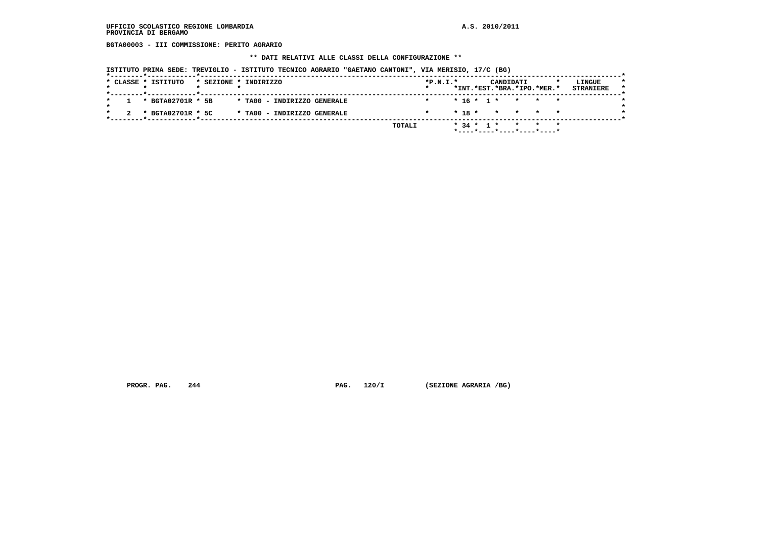UFFICIO SCOLASTICO REGIONE LOMBARDIA

PROVINCIA DI BERGAMO

A.S. 2010/2011

**BGTA00003 - III COMMISSIONE: PERITO AGRARIO**

**\*\* DATI RELATIVI ALLE CLASSI DELLA CONFIGURAZIONE \*\***

ISTITUTO PRIMA SEDE: TREVIGLIO - ISTITUTO TECNICO AGRARIO "GAETANO CANTONI", VIA MERISIO, 17/C (BG)

| CLASSE | ISTITUTO | SEZIONE | INDIRIZZO | P.N.I. | CANDIDATI INT. | CANDIDATI EST. | CANDIDATI BRA. | CANDIDATI IPO. | CANDIDATI MER. | LINGUE STRANIERE |
|---|---|---|---|---|---|---|---|---|---|---|
| 1 | BGTA02701R | 5B | TA00 - INDIRIZZO GENERALE | | 16 | 1 | | | | |
| 2 | BGTA02701R | 5C | TA00 - INDIRIZZO GENERALE | | 18 | | | | | |
| | | | TOTALI | | 34 | 1 | | | | |

PROGR. PAG. 244 PAG. 120/I (SEZIONE AGRARIA /BG)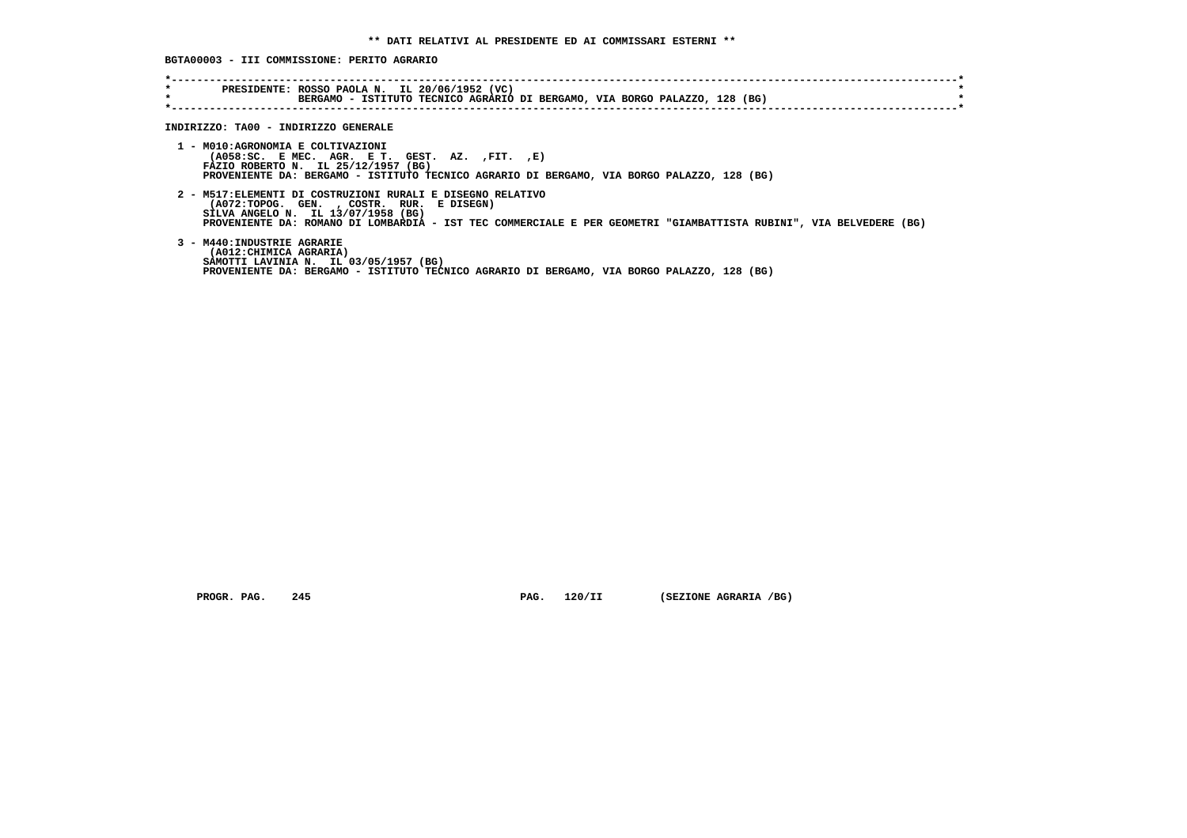**\*\* DATI RELATIVI AL PRESIDENTE ED AI COMMISSARI ESTERNI \*\***

**BGTA00003 - III COMMISSIONE: PERITO AGRARIO**

```
*----------------------------------------------------------------------------------------------------------------------*
*        PRESIDENTE: ROSSO PAOLA N.  IL 20/06/1952 (VC)                                                                *
*                    BERGAMO - ISTITUTO TECNICO AGRARIO DI BERGAMO, VIA BORGO PALAZZO, 128 (BG)                        *
*----------------------------------------------------------------------------------------------------------------------*
```

**INDIRIZZO: TA00 - INDIRIZZO GENERALE**

1 - M010:AGRONOMIA E COLTIVAZIONI
   (A058:SC. E MEC. AGR. E T. GEST. AZ. ,FIT. ,E)
   FAZIO ROBERTO N. IL 25/12/1957 (BG)
   PROVENIENTE DA: BERGAMO - ISTITUTO TECNICO AGRARIO DI BERGAMO, VIA BORGO PALAZZO, 128 (BG)

2 - M517:ELEMENTI DI COSTRUZIONI RURALI E DISEGNO RELATIVO
   (A072:TOPOG. GEN. , COSTR. RUR. E DISEGN)
   SILVA ANGELO N. IL 13/07/1958 (BG)
   PROVENIENTE DA: ROMANO DI LOMBARDIA - IST TEC COMMERCIALE E PER GEOMETRI "GIAMBATTISTA RUBINI", VIA BELVEDERE (BG)

3 - M440:INDUSTRIE AGRARIE
   (A012:CHIMICA AGRARIA)
   SAMOTTI LAVINIA N. IL 03/05/1957 (BG)
   PROVENIENTE DA: BERGAMO - ISTITUTO TECNICO AGRARIO DI BERGAMO, VIA BORGO PALAZZO, 128 (BG)

PROGR. PAG. 245 PAG. 120/II (SEZIONE AGRARIA /BG)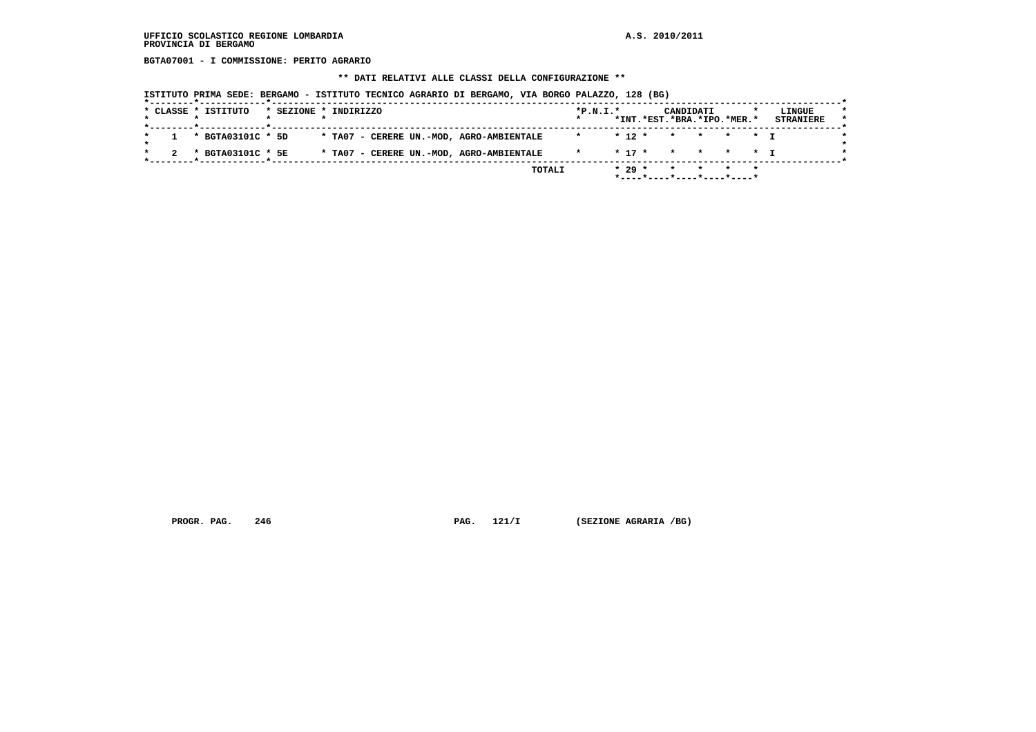UFFICIO SCOLASTICO REGIONE LOMBARDIA
PROVINCIA DI BERGAMO

A.S. 2010/2011

**BGTA07001 - I COMMISSIONE: PERITO AGRARIO**

**\*\* DATI RELATIVI ALLE CLASSI DELLA CONFIGURAZIONE \*\***

ISTITUTO PRIMA SEDE: BERGAMO - ISTITUTO TECNICO AGRARIO DI BERGAMO, VIA BORGO PALAZZO, 128 (BG)

| CLASSE | ISTITUTO | SEZIONE | INDIRIZZO | P.N.I. | CANDIDATI INT. | CANDIDATI EST. | CANDIDATI BRA. | CANDIDATI IPO. | CANDIDATI MER. | LINGUE STRANIERE |
|---|---|---|---|---|---|---|---|---|---|---|
| 1 | BGTA03101C | 5D | TA07 - CERERE UN.-MOD, AGRO-AMBIENTALE | | 12 | | | | | I |
| 2 | BGTA03101C | 5E | TA07 - CERERE UN.-MOD, AGRO-AMBIENTALE | | 17 | | | | | I |
| | | | TOTALI | | 29 | | | | | |

PROGR. PAG. 246 PAG. 121/I (SEZIONE AGRARIA /BG)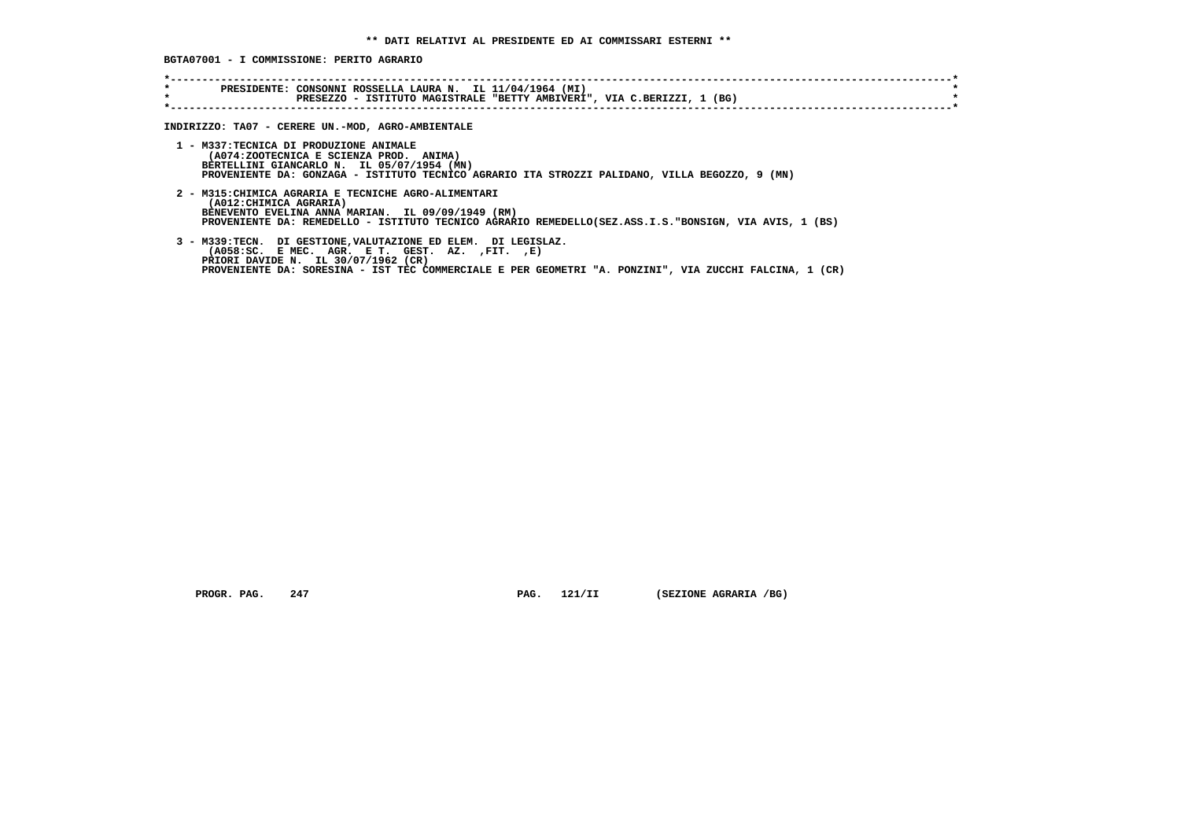**\*\* DATI RELATIVI AL PRESIDENTE ED AI COMMISSARI ESTERNI \*\***

**BGTA07001 - I COMMISSIONE: PERITO AGRARIO**

```
*----------------------------------------------------------------------------------------------------------------------------*
*       PRESIDENTE: CONSONNI ROSSELLA LAURA N.  IL 11/04/1964 (MI)                                                           *
*                   PRESEZZO - ISTITUTO MAGISTRALE "BETTY AMBIVERI", VIA C.BERIZZI, 1 (BG)                                   *
*----------------------------------------------------------------------------------------------------------------------------*
```

**INDIRIZZO: TA07 - CERERE UN.-MOD, AGRO-AMBIENTALE**

1 - M337:TECNICA DI PRODUZIONE ANIMALE
(A074:ZOOTECNICA E SCIENZA PROD. ANIMA)
BERTELLINI GIANCARLO N. IL 05/07/1954 (MN)
PROVENIENTE DA: GONZAGA - ISTITUTO TECNICO AGRARIO ITA STROZZI PALIDANO, VILLA BEGOZZO, 9 (MN)

2 - M315:CHIMICA AGRARIA E TECNICHE AGRO-ALIMENTARI
(A012:CHIMICA AGRARIA)
BENEVENTO EVELINA ANNA MARIAN. IL 09/09/1949 (RM)
PROVENIENTE DA: REMEDELLO - ISTITUTO TECNICO AGRARIO REMEDELLO(SEZ.ASS.I.S."BONSIGN, VIA AVIS, 1 (BS)

3 - M339:TECN. DI GESTIONE,VALUTAZIONE ED ELEM. DI LEGISLAZ.
(A058:SC. E MEC. AGR. E T. GEST. AZ. ,FIT. ,E)
PRIORI DAVIDE N. IL 30/07/1962 (CR)
PROVENIENTE DA: SORESINA - IST TEC COMMERCIALE E PER GEOMETRI "A. PONZINI", VIA ZUCCHI FALCINA, 1 (CR)

PROGR. PAG. 247 PAG. 121/II (SEZIONE AGRARIA /BG)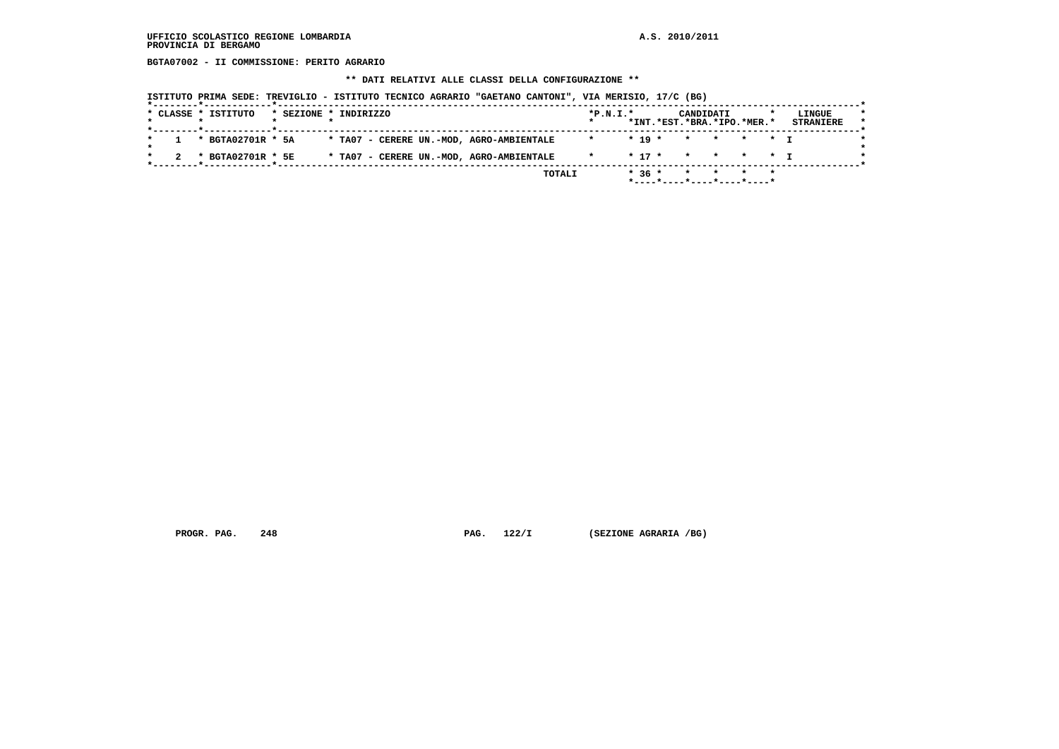UFFICIO SCOLASTICO REGIONE LOMBARDIA
PROVINCIA DI BERGAMO

A.S. 2010/2011

**BGTA07002 - II COMMISSIONE: PERITO AGRARIO**

**\*\* DATI RELATIVI ALLE CLASSI DELLA CONFIGURAZIONE \*\***

ISTITUTO PRIMA SEDE: TREVIGLIO - ISTITUTO TECNICO AGRARIO "GAETANO CANTONI", VIA MERISIO, 17/C (BG)

| CLASSE | ISTITUTO | SEZIONE | INDIRIZZO | P.N.I. | CANDIDATI INT. | CANDIDATI EST. | CANDIDATI BRA. | CANDIDATI IPO. | CANDIDATI MER. | LINGUE STRANIERE |
|---|---|---|---|---|---|---|---|---|---|---|
| 1 | BGTA02701R | 5A | TA07 - CERERE UN.-MOD, AGRO-AMBIENTALE | | 19 | | | | | I |
| 2 | BGTA02701R | 5E | TA07 - CERERE UN.-MOD, AGRO-AMBIENTALE | | 17 | | | | | I |
| | | | TOTALI | | 36 | | | | | |

PROGR. PAG. 248 PAG. 122/I (SEZIONE AGRARIA /BG)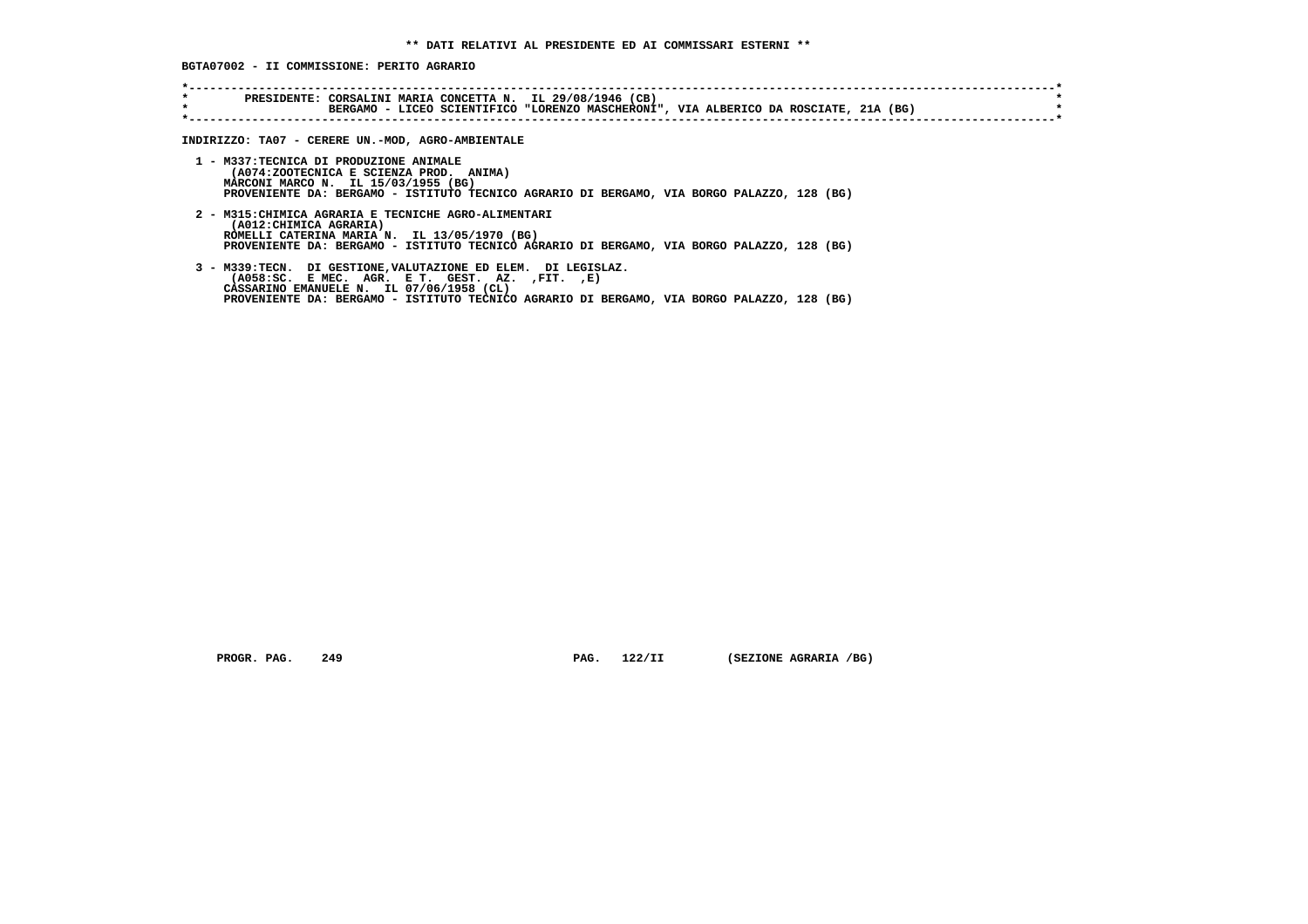**\*\* DATI RELATIVI AL PRESIDENTE ED AI COMMISSARI ESTERNI \*\***

**BGTA07002 - II COMMISSIONE: PERITO AGRARIO**

```
*----------------------------------------------------------------------------------------------------------------------*
*        PRESIDENTE: CORSALINI MARIA CONCETTA N.  IL 29/08/1946 (CB)                                                   *
*                    BERGAMO - LICEO SCIENTIFICO "LORENZO MASCHERONI", VIA ALBERICO DA ROSCIATE, 21A (BG)              *
*----------------------------------------------------------------------------------------------------------------------*
```

**INDIRIZZO: TA07 - CERERE UN.-MOD, AGRO-AMBIENTALE**

1 - M337:TECNICA DI PRODUZIONE ANIMALE
   (A074:ZOOTECNICA E SCIENZA PROD.  ANIMA)
   MARCONI MARCO N.  IL 15/03/1955 (BG)
   PROVENIENTE DA: BERGAMO - ISTITUTO TECNICO AGRARIO DI BERGAMO, VIA BORGO PALAZZO, 128 (BG)

2 - M315:CHIMICA AGRARIA E TECNICHE AGRO-ALIMENTARI
   (A012:CHIMICA AGRARIA)
   ROMELLI CATERINA MARIA N.  IL 13/05/1970 (BG)
   PROVENIENTE DA: BERGAMO - ISTITUTO TECNICO AGRARIO DI BERGAMO, VIA BORGO PALAZZO, 128 (BG)

3 - M339:TECN.  DI GESTIONE,VALUTAZIONE ED ELEM.  DI LEGISLAZ.
   (A058:SC.  E MEC.  AGR.  E T.  GEST.  AZ.  ,FIT.  ,E)
   CASSARINO EMANUELE N.  IL 07/06/1958 (CL)
   PROVENIENTE DA: BERGAMO - ISTITUTO TECNICO AGRARIO DI BERGAMO, VIA BORGO PALAZZO, 128 (BG)

PROGR. PAG.   249                    PAG.   122/II        (SEZIONE AGRARIA /BG)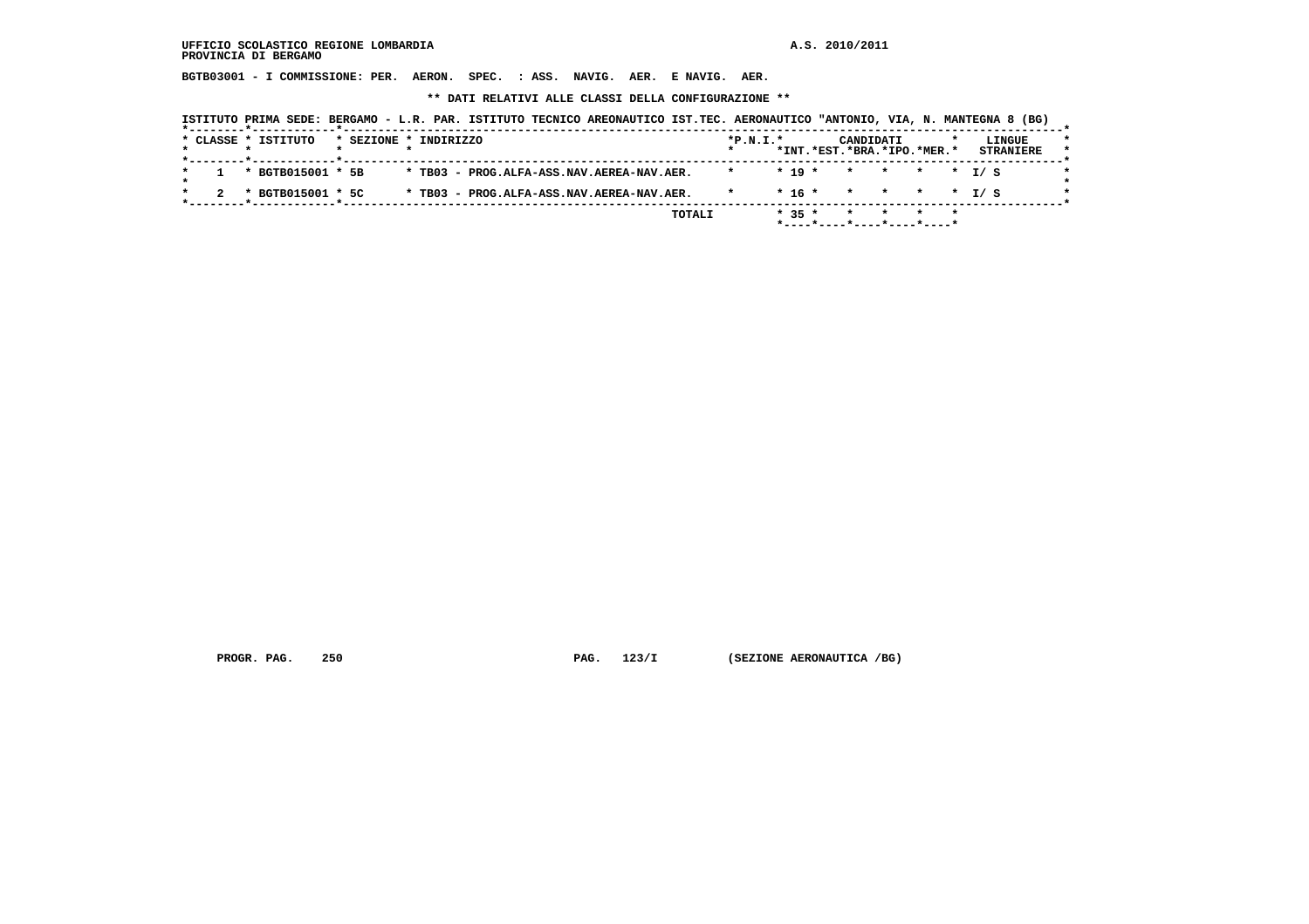UFFICIO SCOLASTICO REGIONE LOMBARDIA

PROVINCIA DI BERGAMO

A.S. 2010/2011

**BGTB03001 - I COMMISSIONE: PER. AERON. SPEC. : ASS. NAVIG. AER. E NAVIG. AER.**

**\*\* DATI RELATIVI ALLE CLASSI DELLA CONFIGURAZIONE \*\***

ISTITUTO PRIMA SEDE: BERGAMO - L.R. PAR. ISTITUTO TECNICO AREONAUTICO IST.TEC. AERONAUTICO "ANTONIO, VIA, N. MANTEGNA 8 (BG)

| CLASSE | ISTITUTO | SEZIONE | INDIRIZZO | P.N.I. | CANDIDATI INT. | EST. | BRA. | IPO. | MER. | LINGUE STRANIERE |
|---|---|---|---|---|---|---|---|---|---|---|
| 1 | BGTB015001 | 5B | TB03 - PROG.ALFA-ASS.NAV.AEREA-NAV.AER. | | 19 | | | | | I/ S |
| 2 | BGTB015001 | 5C | TB03 - PROG.ALFA-ASS.NAV.AEREA-NAV.AER. | | 16 | | | | | I/ S |
| | | | TOTALI | | 35 | | | | | |

PROGR. PAG. 250 PAG. 123/I (SEZIONE AERONAUTICA /BG)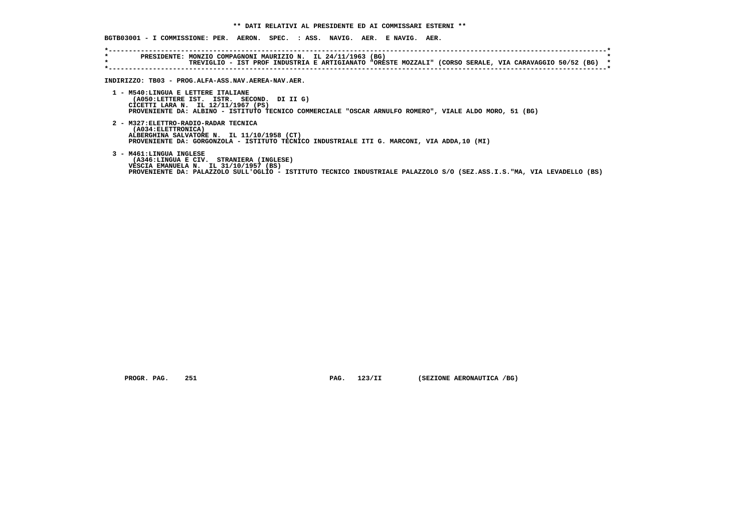**\*\* DATI RELATIVI AL PRESIDENTE ED AI COMMISSARI ESTERNI \*\***

**BGTB03001 - I COMMISSIONE: PER. AERON. SPEC. : ASS. NAVIG. AER. E NAVIG. AER.**

```
*----------------------------------------------------------------------------------------------------------------------------*
*        PRESIDENTE: MONZIO COMPAGNONI MAURIZIO N.  IL 24/11/1963 (BG)                                                       *
*                    TREVIGLIO - IST PROF INDUSTRIA E ARTIGIANATO "ORESTE MOZZALI" (CORSO SERALE, VIA CARAVAGGIO 50/52 (BG)  *
*----------------------------------------------------------------------------------------------------------------------------*
```

**INDIRIZZO: TB03 - PROG.ALFA-ASS.NAV.AEREA-NAV.AER.**

1 - M540:LINGUA E LETTERE ITALIANE
(A050:LETTERE IST. ISTR. SECOND. DI II G)
CICETTI LARA N. IL 12/11/1967 (PS)
PROVENIENTE DA: ALBINO - ISTITUTO TECNICO COMMERCIALE "OSCAR ARNULFO ROMERO", VIALE ALDO MORO, 51 (BG)

2 - M327:ELETTRO-RADIO-RADAR TECNICA
(A034:ELETTRONICA)
ALBERGHINA SALVATORE N. IL 11/10/1958 (CT)
PROVENIENTE DA: GORGONZOLA - ISTITUTO TECNICO INDUSTRIALE ITI G. MARCONI, VIA ADDA,10 (MI)

3 - M461:LINGUA INGLESE
(A346:LINGUA E CIV. STRANIERA (INGLESE)
VESCIA EMANUELA N. IL 31/10/1957 (BS)
PROVENIENTE DA: PALAZZOLO SULL'OGLIO - ISTITUTO TECNICO INDUSTRIALE PALAZZOLO S/O (SEZ.ASS.I.S."MA, VIA LEVADELLO (BS)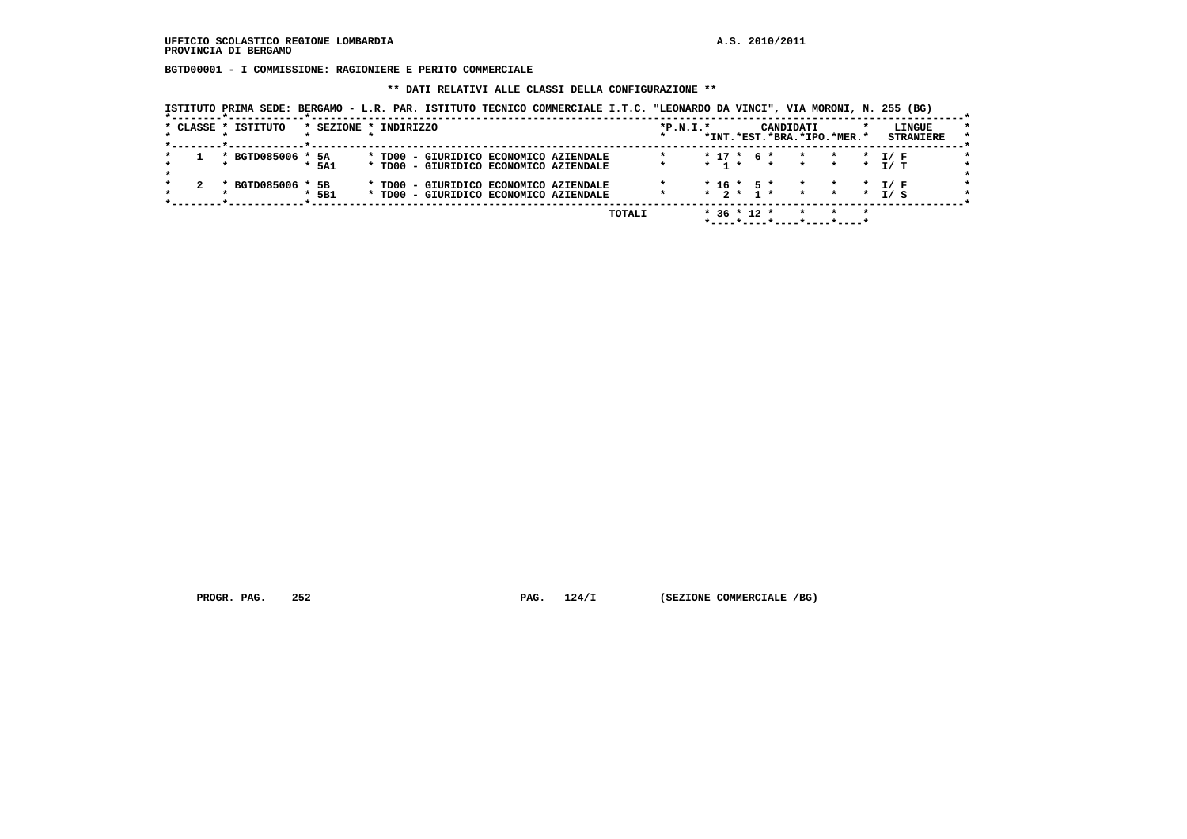UFFICIO SCOLASTICO REGIONE LOMBARDIA
PROVINCIA DI BERGAMO

A.S. 2010/2011

**BGTD00001 - I COMMISSIONE: RAGIONIERE E PERITO COMMERCIALE**

**\*\* DATI RELATIVI ALLE CLASSI DELLA CONFIGURAZIONE \*\***

ISTITUTO PRIMA SEDE: BERGAMO - L.R. PAR. ISTITUTO TECNICO COMMERCIALE I.T.C. "LEONARDO DA VINCI", VIA MORONI, N. 255 (BG)

| CLASSE | ISTITUTO | SEZIONE | INDIRIZZO | P.N.I. | CANDIDATI INT. | CANDIDATI EST. | CANDIDATI BRA. | CANDIDATI IPO. | CANDIDATI MER. | LINGUE STRANIERE |
|---|---|---|---|---|---|---|---|---|---|---|
| 1 | BGTD085006 | 5A | TD00 - GIURIDICO ECONOMICO AZIENDALE | | 17 | 6 | | | | I/ F |
| | | 5A1 | TD00 - GIURIDICO ECONOMICO AZIENDALE | | 1 | | | | | I/ T |
| 2 | BGTD085006 | 5B | TD00 - GIURIDICO ECONOMICO AZIENDALE | | 16 | 5 | | | | I/ F |
| | | 5B1 | TD00 - GIURIDICO ECONOMICO AZIENDALE | | 2 | 1 | | | | I/ S |
| | | | TOTALI | | 36 | 12 | | | | |

PROGR. PAG. 252 PAG. 124/I (SEZIONE COMMERCIALE /BG)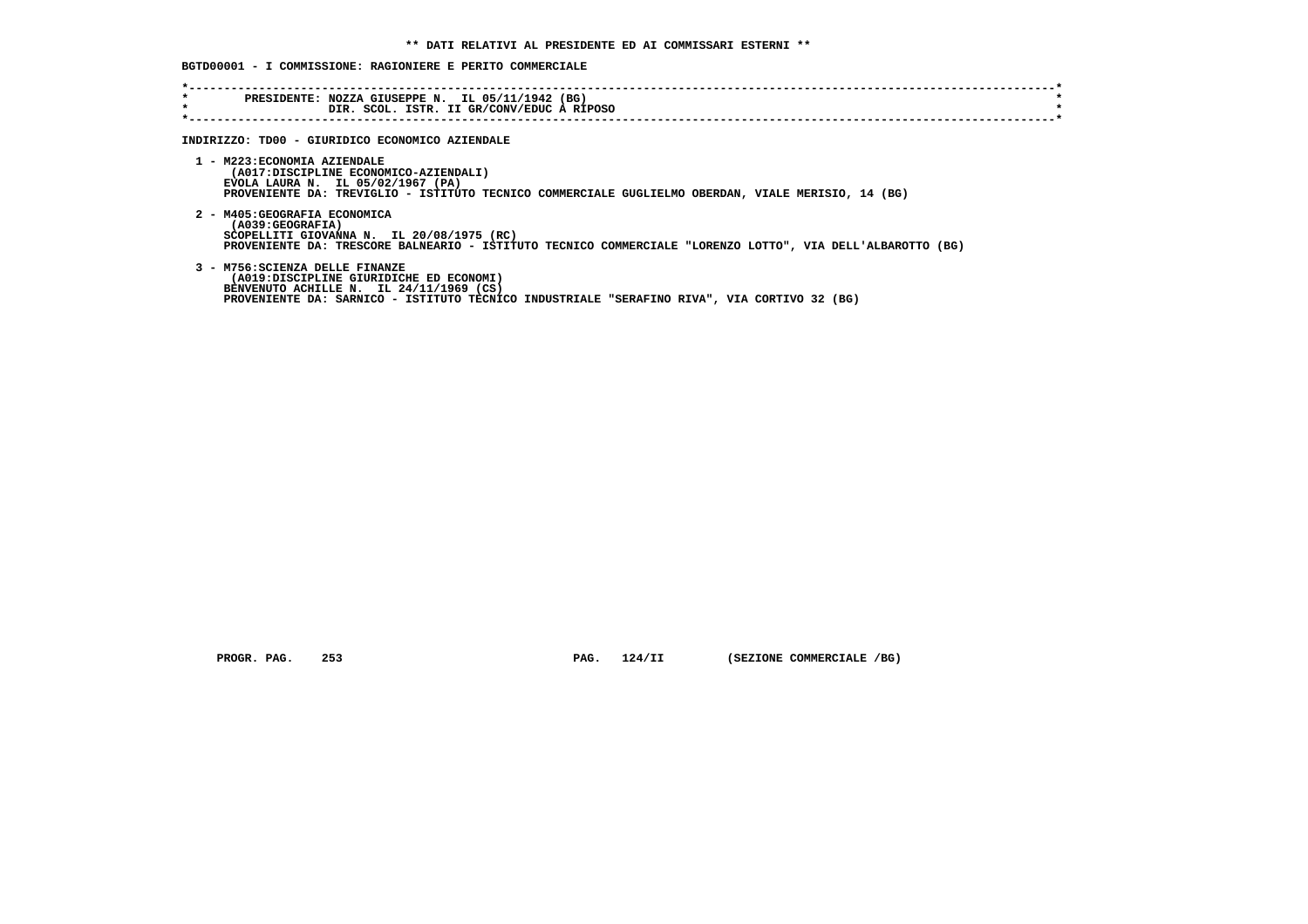**\*\* DATI RELATIVI AL PRESIDENTE ED AI COMMISSARI ESTERNI \*\***

**BGTD00001 - I COMMISSIONE: RAGIONIERE E PERITO COMMERCIALE**

PRESIDENTE: NOZZA GIUSEPPE N. IL 05/11/1942 (BG)
DIR. SCOL. ISTR. II GR/CONV/EDUC A RIPOSO

**INDIRIZZO: TD00 - GIURIDICO ECONOMICO AZIENDALE**

1 - M223:ECONOMIA AZIENDALE
(A017:DISCIPLINE ECONOMICO-AZIENDALI)
EVOLA LAURA N. IL 05/02/1967 (PA)
PROVENIENTE DA: TREVIGLIO - ISTITUTO TECNICO COMMERCIALE GUGLIELMO OBERDAN, VIALE MERISIO, 14 (BG)

2 - M405:GEOGRAFIA ECONOMICA
(A039:GEOGRAFIA)
SCOPELLITI GIOVANNA N. IL 20/08/1975 (RC)
PROVENIENTE DA: TRESCORE BALNEARIO - ISTITUTO TECNICO COMMERCIALE "LORENZO LOTTO", VIA DELL'ALBAROTTO (BG)

3 - M756:SCIENZA DELLE FINANZE
(A019:DISCIPLINE GIURIDICHE ED ECONOMI)
BENVENUTO ACHILLE N. IL 24/11/1969 (CS)
PROVENIENTE DA: SARNICO - ISTITUTO TECNICO INDUSTRIALE "SERAFINO RIVA", VIA CORTIVO 32 (BG)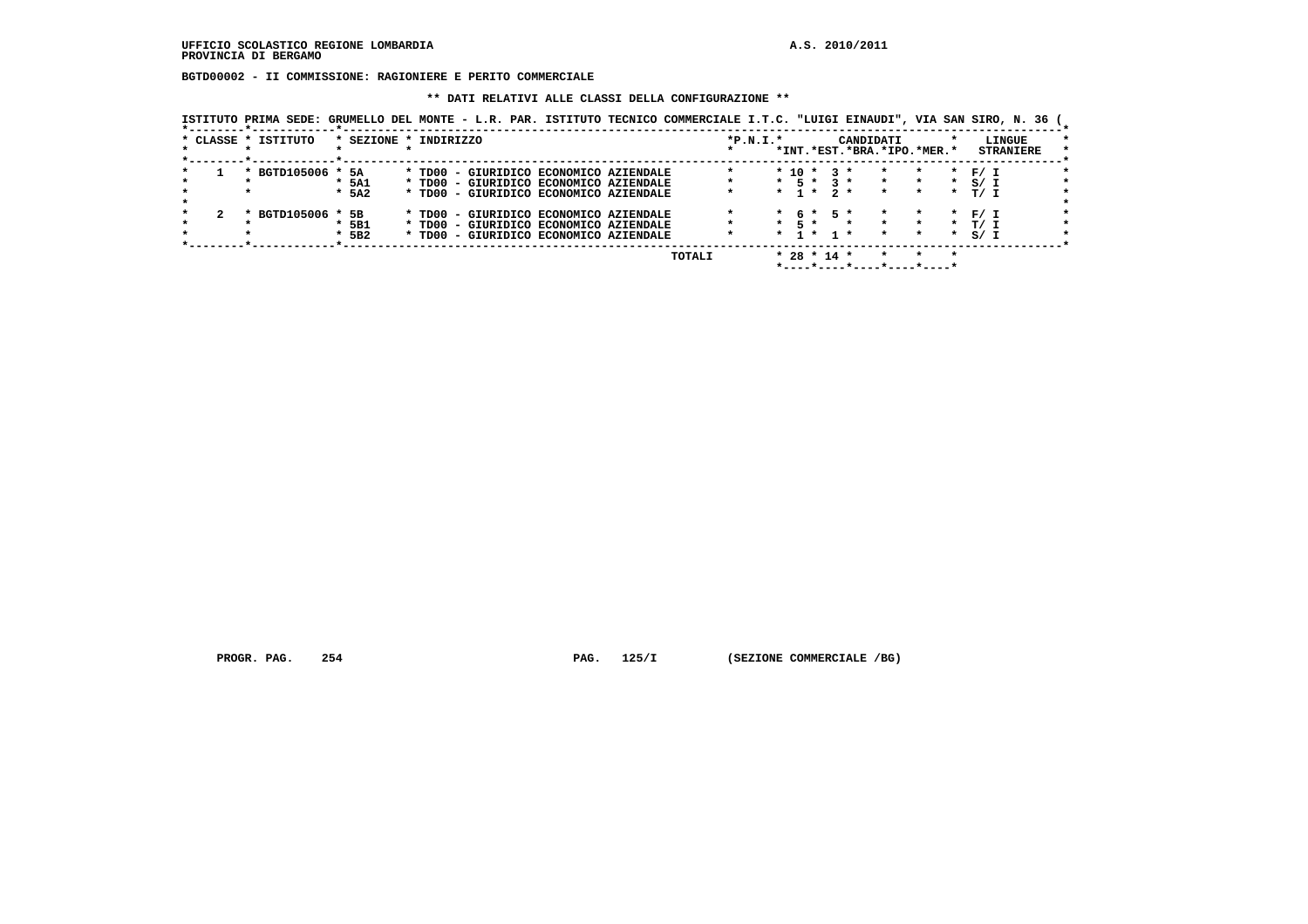UFFICIO SCOLASTICO REGIONE LOMBARDIA | A.S. 2010/2011
PROVINCIA DI BERGAMO

**BGTD00002 - II COMMISSIONE: RAGIONIERE E PERITO COMMERCIALE**

**\*\* DATI RELATIVI ALLE CLASSI DELLA CONFIGURAZIONE \*\***

ISTITUTO PRIMA SEDE: GRUMELLO DEL MONTE - L.R. PAR. ISTITUTO TECNICO COMMERCIALE I.T.C. "LUIGI EINAUDI", VIA SAN SIRO, N. 36 (

| CLASSE | ISTITUTO | SEZIONE | INDIRIZZO | P.N.I. | CANDIDATI INT. | CANDIDATI EST. | CANDIDATI BRA. | CANDIDATI IPO. | CANDIDATI MER. | LINGUE STRANIERE |
|---|---|---|---|---|---|---|---|---|---|---|
| 1 | BGTD105006 | 5A | TD00 - GIURIDICO ECONOMICO AZIENDALE | | 10 | 3 | | | | F/ I |
| | | 5A1 | TD00 - GIURIDICO ECONOMICO AZIENDALE | | 5 | 3 | | | | S/ I |
| | | 5A2 | TD00 - GIURIDICO ECONOMICO AZIENDALE | | 1 | 2 | | | | T/ I |
| 2 | BGTD105006 | 5B | TD00 - GIURIDICO ECONOMICO AZIENDALE | | 6 | 5 | | | | F/ I |
| | | 5B1 | TD00 - GIURIDICO ECONOMICO AZIENDALE | | 5 | | | | | T/ I |
| | | 5B2 | TD00 - GIURIDICO ECONOMICO AZIENDALE | | 1 | 1 | | | | S/ I |
| | | | TOTALI | | 28 | 14 | | | | |

PROGR. PAG. 254 PAG. 125/I (SEZIONE COMMERCIALE /BG)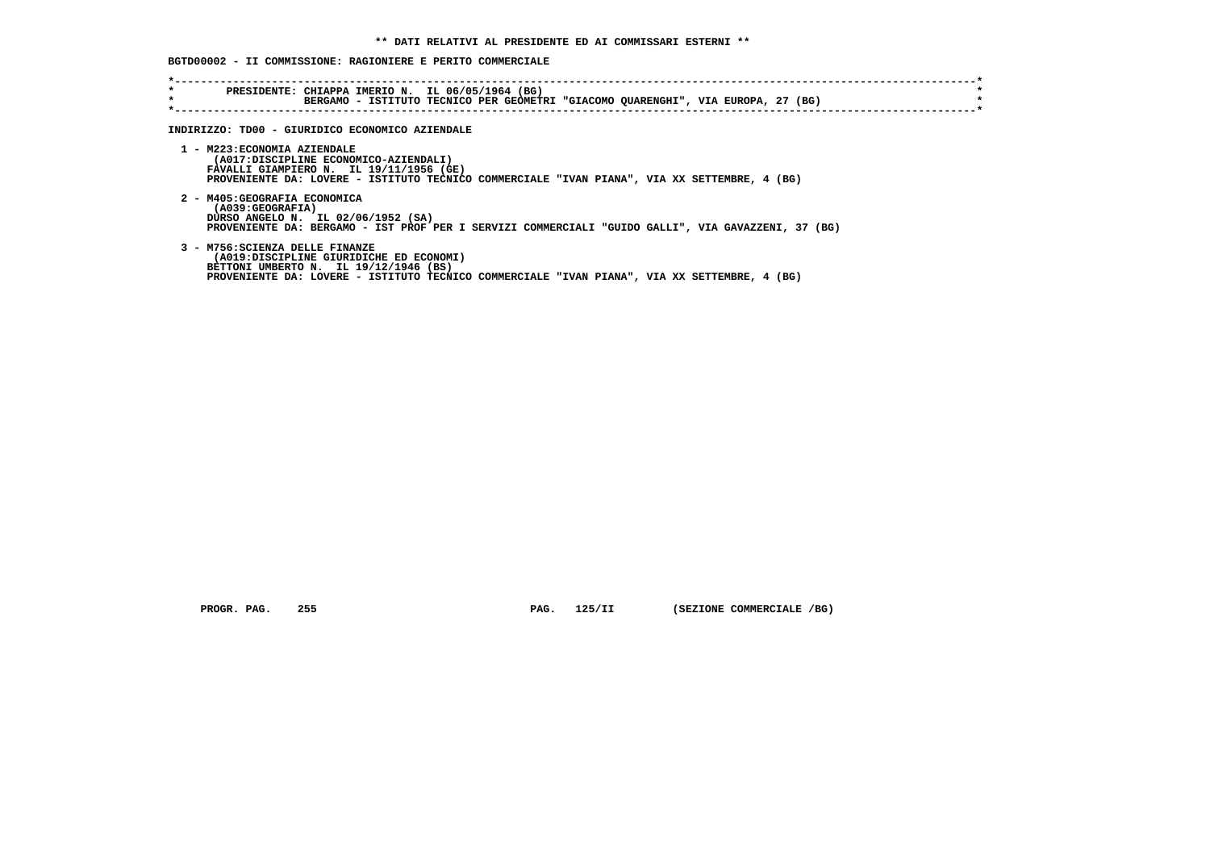## ** DATI RELATIVI AL PRESIDENTE ED AI COMMISSARI ESTERNI **

**BGTD00002 - II COMMISSIONE: RAGIONIERE E PERITO COMMERCIALE**

**PRESIDENTE: CHIAPPA IMERIO N. IL 06/05/1964 (BG)**
**BERGAMO - ISTITUTO TECNICO PER GEOMETRI "GIACOMO QUARENGHI", VIA EUROPA, 27 (BG)**

**INDIRIZZO: TD00 - GIURIDICO ECONOMICO AZIENDALE**

1 - M223:ECONOMIA AZIENDALE
(A017:DISCIPLINE ECONOMICO-AZIENDALI)
FAVALLI GIAMPIERO N. IL 19/11/1956 (GE)
PROVENIENTE DA: LOVERE - ISTITUTO TECNICO COMMERCIALE "IVAN PIANA", VIA XX SETTEMBRE, 4 (BG)

2 - M405:GEOGRAFIA ECONOMICA
(A039:GEOGRAFIA)
DURSO ANGELO N. IL 02/06/1952 (SA)
PROVENIENTE DA: BERGAMO - IST PROF PER I SERVIZI COMMERCIALI "GUIDO GALLI", VIA GAVAZZENI, 37 (BG)

3 - M756:SCIENZA DELLE FINANZE
(A019:DISCIPLINE GIURIDICHE ED ECONOMI)
BETTONI UMBERTO N. IL 19/12/1946 (BS)
PROVENIENTE DA: LOVERE - ISTITUTO TECNICO COMMERCIALE "IVAN PIANA", VIA XX SETTEMBRE, 4 (BG)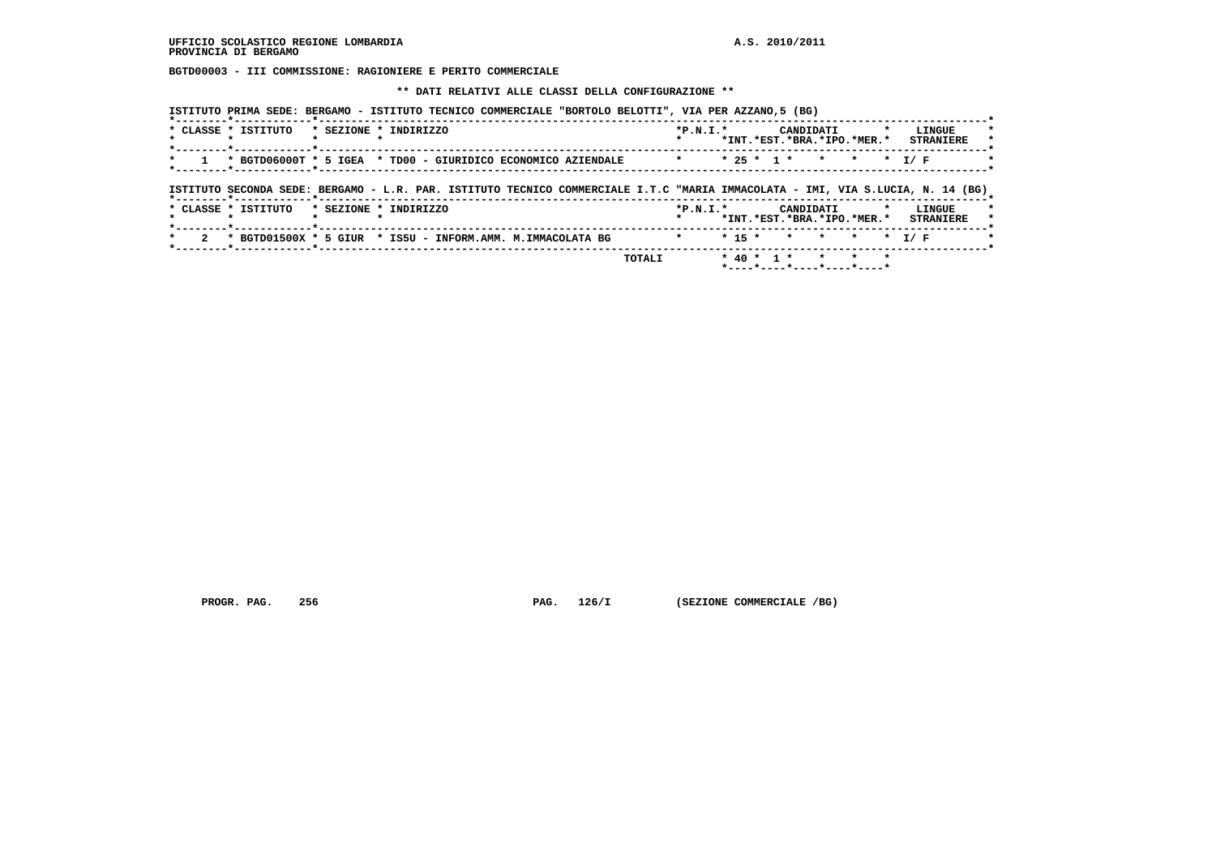**UFFICIO SCOLASTICO REGIONE LOMBARDIA** **A.S. 2010/2011**
**PROVINCIA DI BERGAMO**

**BGTD00003 - III COMMISSIONE: RAGIONIERE E PERITO COMMERCIALE**

**\*\* DATI RELATIVI ALLE CLASSI DELLA CONFIGURAZIONE \*\***

**ISTITUTO PRIMA SEDE: BERGAMO - ISTITUTO TECNICO COMMERCIALE "BORTOLO BELOTTI", VIA PER AZZANO,5 (BG)**

| CLASSE | ISTITUTO | SEZIONE | INDIRIZZO | P.N.I. | CANDIDATI INT. | CANDIDATI EST. | CANDIDATI BRA. | CANDIDATI IPO. | CANDIDATI MER. | LINGUE STRANIERE |
|---|---|---|---|---|---|---|---|---|---|---|
| 1 | BGTD06000T | 5 IGEA | TD00 - GIURIDICO ECONOMICO AZIENDALE | | 25 | 1 | | | | I/ F |

**ISTITUTO SECONDA SEDE: BERGAMO - L.R. PAR. ISTITUTO TECNICO COMMERCIALE I.T.C "MARIA IMMACOLATA - IMI, VIA S.LUCIA, N. 14 (BG)**

| CLASSE | ISTITUTO | SEZIONE | INDIRIZZO | P.N.I. | CANDIDATI INT. | CANDIDATI EST. | CANDIDATI BRA. | CANDIDATI IPO. | CANDIDATI MER. | LINGUE STRANIERE |
|---|---|---|---|---|---|---|---|---|---|---|
| 2 | BGTD01500X | 5 GIUR | IS5U - INFORM.AMM. M.IMMACOLATA BG | | 15 | | | | | I/ F |
| | | | TOTALI | | 40 | 1 | | | | |

PROGR. PAG. 256 PAG. 126/I (SEZIONE COMMERCIALE /BG)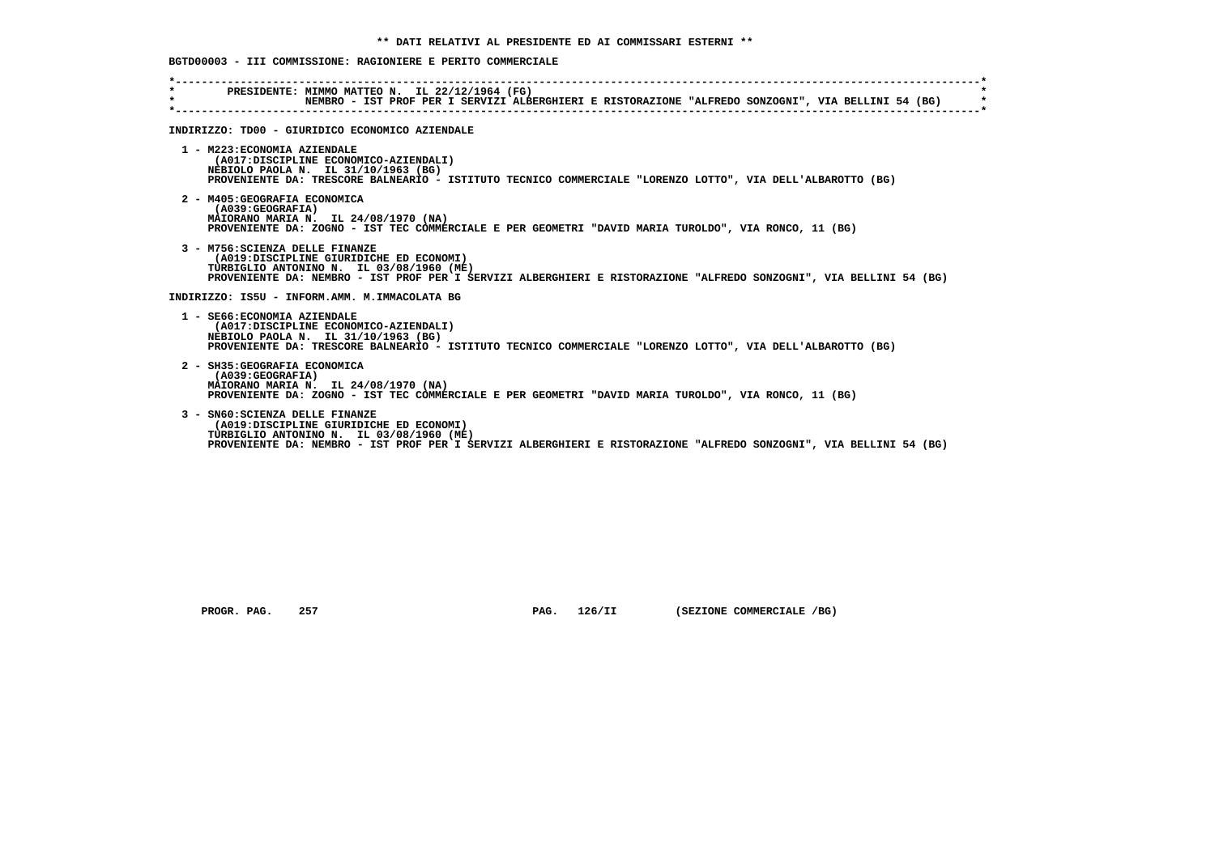## ** DATI RELATIVI AL PRESIDENTE ED AI COMMISSARI ESTERNI **

**BGTD00003 - III COMMISSIONE: RAGIONIERE E PERITO COMMERCIALE**

PRESIDENTE: MIMMO MATTEO N. IL 22/12/1964 (FG)
NEMBRO - IST PROF PER I SERVIZI ALBERGHIERI E RISTORAZIONE "ALFREDO SONZOGNI", VIA BELLINI 54 (BG)

**INDIRIZZO: TD00 - GIURIDICO ECONOMICO AZIENDALE**

1 - M223:ECONOMIA AZIENDALE
(A017:DISCIPLINE ECONOMICO-AZIENDALI)
NEBIOLO PAOLA N. IL 31/10/1963 (BG)
PROVENIENTE DA: TRESCORE BALNEARIO - ISTITUTO TECNICO COMMERCIALE "LORENZO LOTTO", VIA DELL'ALBAROTTO (BG)

2 - M405:GEOGRAFIA ECONOMICA
(A039:GEOGRAFIA)
MAIORANO MARIA N. IL 24/08/1970 (NA)
PROVENIENTE DA: ZOGNO - IST TEC COMMERCIALE E PER GEOMETRI "DAVID MARIA TUROLDO", VIA RONCO, 11 (BG)

3 - M756:SCIENZA DELLE FINANZE
(A019:DISCIPLINE GIURIDICHE ED ECONOMI)
TURBIGLIO ANTONINO N. IL 03/08/1960 (ME)
PROVENIENTE DA: NEMBRO - IST PROF PER I SERVIZI ALBERGHIERI E RISTORAZIONE "ALFREDO SONZOGNI", VIA BELLINI 54 (BG)

**INDIRIZZO: IS5U - INFORM.AMM. M.IMMACOLATA BG**

1 - SE66:ECONOMIA AZIENDALE
(A017:DISCIPLINE ECONOMICO-AZIENDALI)
NEBIOLO PAOLA N. IL 31/10/1963 (BG)
PROVENIENTE DA: TRESCORE BALNEARIO - ISTITUTO TECNICO COMMERCIALE "LORENZO LOTTO", VIA DELL'ALBAROTTO (BG)

2 - SH35:GEOGRAFIA ECONOMICA
(A039:GEOGRAFIA)
MAIORANO MARIA N. IL 24/08/1970 (NA)
PROVENIENTE DA: ZOGNO - IST TEC COMMERCIALE E PER GEOMETRI "DAVID MARIA TUROLDO", VIA RONCO, 11 (BG)

3 - SN60:SCIENZA DELLE FINANZE
(A019:DISCIPLINE GIURIDICHE ED ECONOMI)
TURBIGLIO ANTONINO N. IL 03/08/1960 (ME)
PROVENIENTE DA: NEMBRO - IST PROF PER I SERVIZI ALBERGHIERI E RISTORAZIONE "ALFREDO SONZOGNI", VIA BELLINI 54 (BG)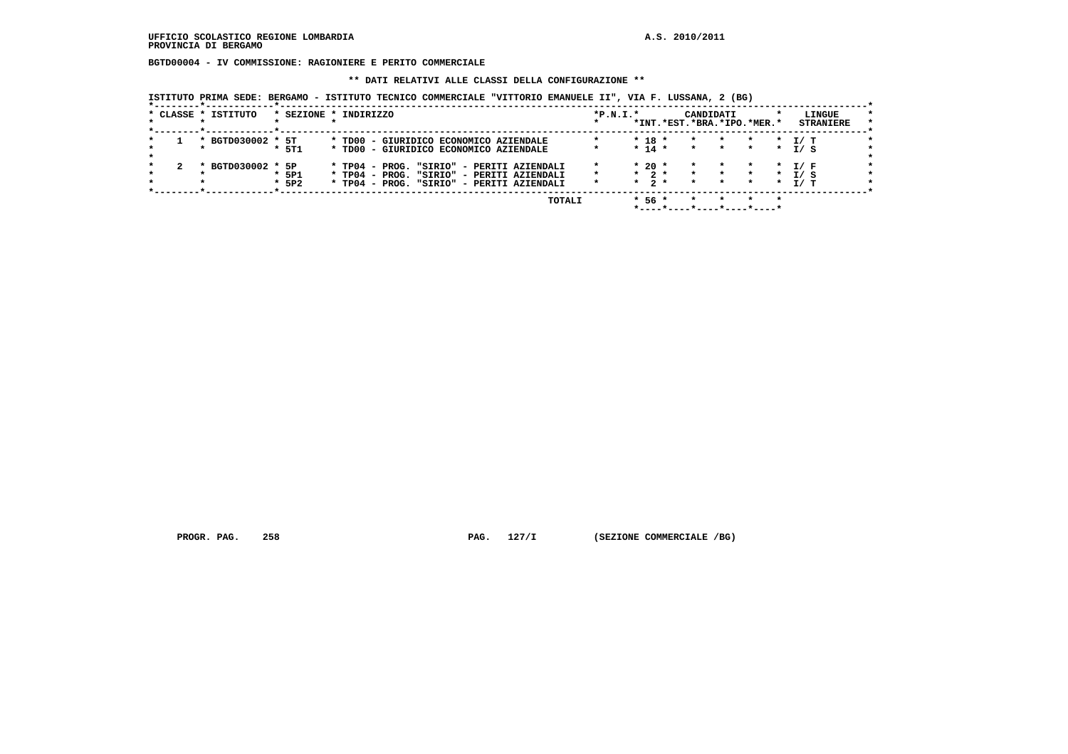UFFICIO SCOLASTICO REGIONE LOMBARDIA
PROVINCIA DI BERGAMO

A.S. 2010/2011

**BGTD00004 - IV COMMISSIONE: RAGIONIERE E PERITO COMMERCIALE**

**\*\* DATI RELATIVI ALLE CLASSI DELLA CONFIGURAZIONE \*\***

ISTITUTO PRIMA SEDE: BERGAMO - ISTITUTO TECNICO COMMERCIALE "VITTORIO EMANUELE II", VIA F. LUSSANA, 2 (BG)

| CLASSE | ISTITUTO | SEZIONE | INDIRIZZO | P.N.I. | CANDIDATI INT. | EST. | BRA. | IPO. | MER. | LINGUE STRANIERE |
|---|---|---|---|---|---|---|---|---|---|---|
| 1 | BGTD030002 | 5T | TD00 - GIURIDICO ECONOMICO AZIENDALE | | 18 | | | | | I/ T |
| | | 5T1 | TD00 - GIURIDICO ECONOMICO AZIENDALE | | 14 | | | | | I/ S |
| 2 | BGTD030002 | 5P | TP04 - PROG. "SIRIO" - PERITI AZIENDALI | | 20 | | | | | I/ F |
| | | 5P1 | TP04 - PROG. "SIRIO" - PERITI AZIENDALI | | 2 | | | | | I/ S |
| | | 5P2 | TP04 - PROG. "SIRIO" - PERITI AZIENDALI | | 2 | | | | | I/ T |
| | | | TOTALI | | 56 | | | | | |

PROGR. PAG. 258 PAG. 127/I (SEZIONE COMMERCIALE /BG)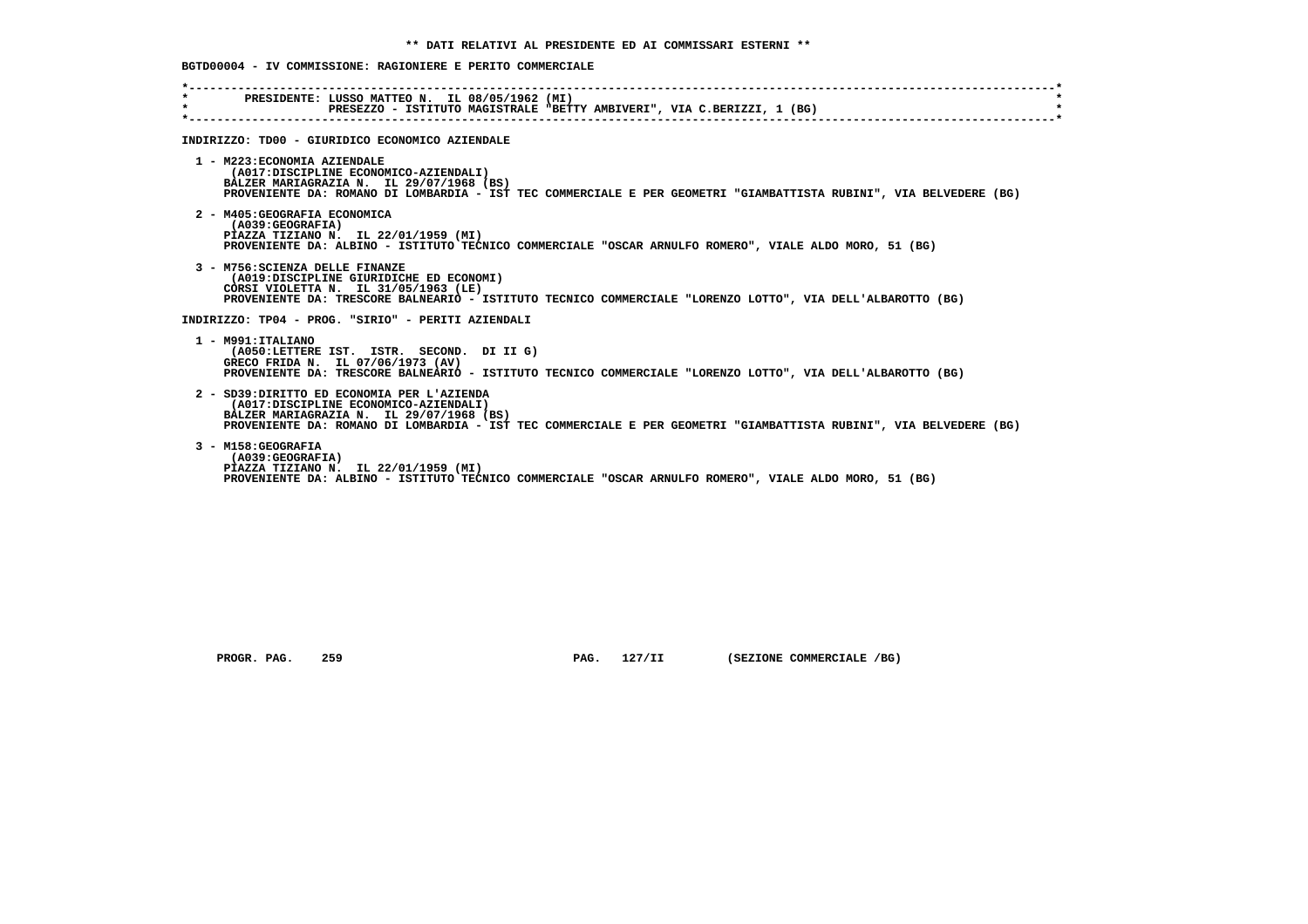** DATI RELATIVI AL PRESIDENTE ED AI COMMISSARI ESTERNI **

BGTD00004 - IV COMMISSIONE: RAGIONIERE E PERITO COMMERCIALE

PRESIDENTE: LUSSO MATTEO N. IL 08/05/1962 (MI)
PRESEZZO - ISTITUTO MAGISTRALE "BETTY AMBIVERI", VIA C.BERIZZI, 1 (BG)

INDIRIZZO: TD00 - GIURIDICO ECONOMICO AZIENDALE

1 - M223:ECONOMIA AZIENDALE
(A017:DISCIPLINE ECONOMICO-AZIENDALI)
BALZER MARIAGRAZIA N. IL 29/07/1968 (BS)
PROVENIENTE DA: ROMANO DI LOMBARDIA - IST TEC COMMERCIALE E PER GEOMETRI "GIAMBATTISTA RUBINI", VIA BELVEDERE (BG)

2 - M405:GEOGRAFIA ECONOMICA
(A039:GEOGRAFIA)
PIAZZA TIZIANO N. IL 22/01/1959 (MI)
PROVENIENTE DA: ALBINO - ISTITUTO TECNICO COMMERCIALE "OSCAR ARNULFO ROMERO", VIALE ALDO MORO, 51 (BG)

3 - M756:SCIENZA DELLE FINANZE
(A019:DISCIPLINE GIURIDICHE ED ECONOMI)
CORSI VIOLETTA N. IL 31/05/1963 (LE)
PROVENIENTE DA: TRESCORE BALNEARIO - ISTITUTO TECNICO COMMERCIALE "LORENZO LOTTO", VIA DELL'ALBAROTTO (BG)

INDIRIZZO: TP04 - PROG. "SIRIO" - PERITI AZIENDALI

1 - M991:ITALIANO
(A050:LETTERE IST. ISTR. SECOND. DI II G)
GRECO FRIDA N. IL 07/06/1973 (AV)
PROVENIENTE DA: TRESCORE BALNEARIO - ISTITUTO TECNICO COMMERCIALE "LORENZO LOTTO", VIA DELL'ALBAROTTO (BG)

2 - SD39:DIRITTO ED ECONOMIA PER L'AZIENDA
(A017:DISCIPLINE ECONOMICO-AZIENDALI)
BALZER MARIAGRAZIA N. IL 29/07/1968 (BS)
PROVENIENTE DA: ROMANO DI LOMBARDIA - IST TEC COMMERCIALE E PER GEOMETRI "GIAMBATTISTA RUBINI", VIA BELVEDERE (BG)

3 - M158:GEOGRAFIA
(A039:GEOGRAFIA)
PIAZZA TIZIANO N. IL 22/01/1959 (MI)
PROVENIENTE DA: ALBINO - ISTITUTO TECNICO COMMERCIALE "OSCAR ARNULFO ROMERO", VIALE ALDO MORO, 51 (BG)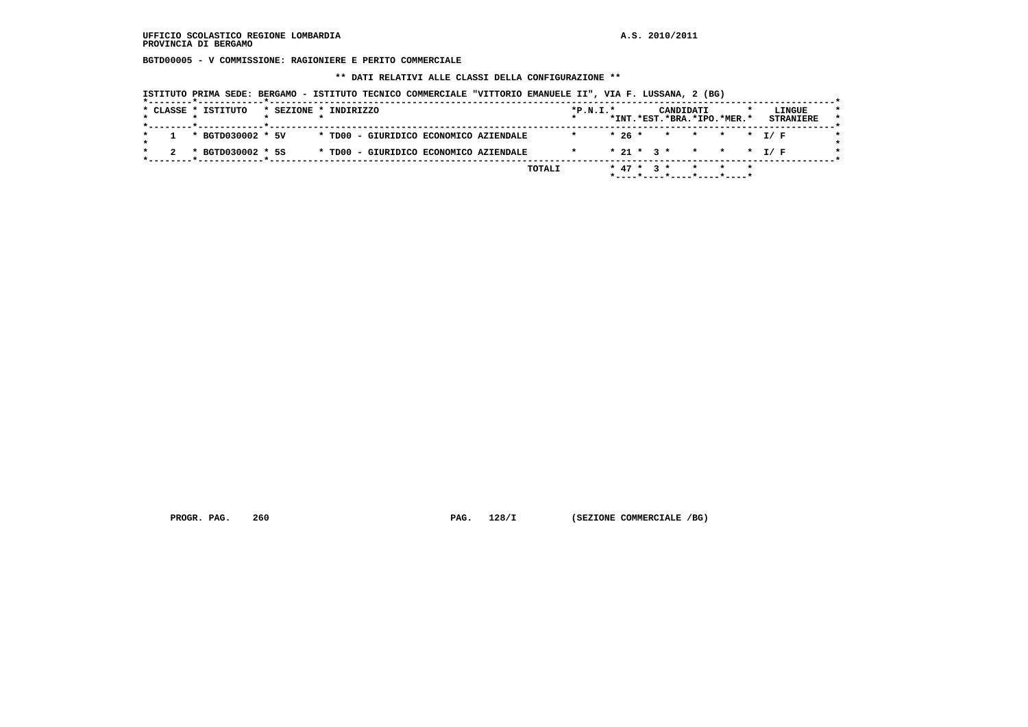**UFFICIO SCOLASTICO REGIONE LOMBARDIA** **A.S. 2010/2011**
**PROVINCIA DI BERGAMO**

**BGTD00005 - V COMMISSIONE: RAGIONIERE E PERITO COMMERCIALE**

**\*\* DATI RELATIVI ALLE CLASSI DELLA CONFIGURAZIONE \*\***

**ISTITUTO PRIMA SEDE: BERGAMO - ISTITUTO TECNICO COMMERCIALE "VITTORIO EMANUELE II", VIA F. LUSSANA, 2 (BG)**

| CLASSE | ISTITUTO | SEZIONE | INDIRIZZO | P.N.I. | CANDIDATI INT. | CANDIDATI EST. | CANDIDATI BRA. | CANDIDATI IPO. | CANDIDATI MER. | LINGUE STRANIERE |
|---|---|---|---|---|---|---|---|---|---|---|
| 1 | BGTD030002 | 5V | TD00 - GIURIDICO ECONOMICO AZIENDALE | | 26 | | | | | I/ F |
| 2 | BGTD030002 | 5S | TD00 - GIURIDICO ECONOMICO AZIENDALE | | 21 | 3 | | | | I/ F |
| | | | TOTALI | | 47 | 3 | | | | |

**PROGR. PAG. 260** **PAG. 128/I** **(SEZIONE COMMERCIALE /BG)**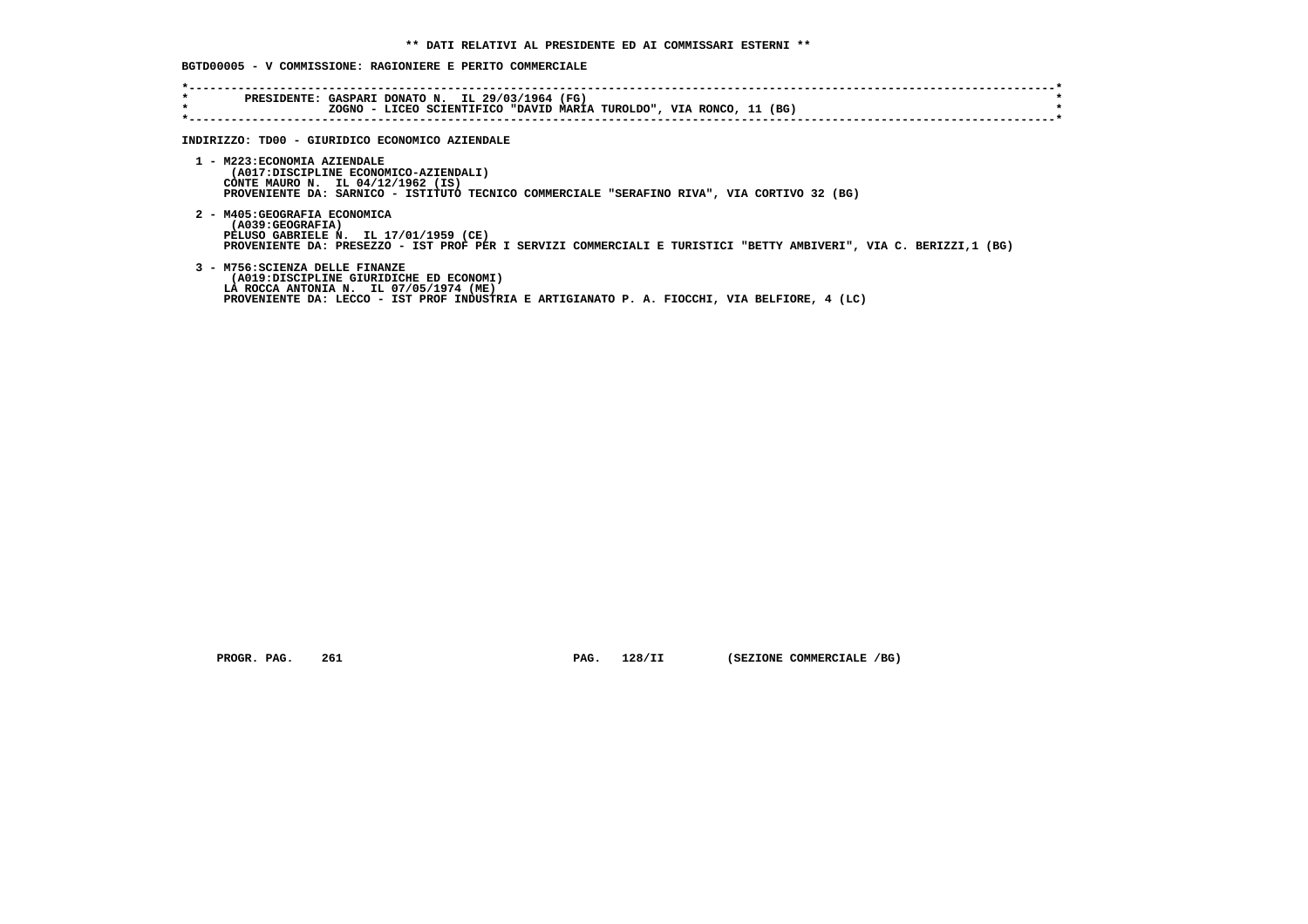**\*\* DATI RELATIVI AL PRESIDENTE ED AI COMMISSARI ESTERNI \*\***

**BGTD00005 - V COMMISSIONE: RAGIONIERE E PERITO COMMERCIALE**

```
*-----------------------------------------------------------------------------------------------------------------------*
*        PRESIDENTE: GASPARI DONATO N.  IL 29/03/1964 (FG)                                                              *
*                    ZOGNO - LICEO SCIENTIFICO "DAVID MARIA TUROLDO", VIA RONCO, 11 (BG)                                *
*-----------------------------------------------------------------------------------------------------------------------*
```

**INDIRIZZO: TD00 - GIURIDICO ECONOMICO AZIENDALE**

1 - M223:ECONOMIA AZIENDALE
 (A017:DISCIPLINE ECONOMICO-AZIENDALI)
 CONTE MAURO N.  IL 04/12/1962 (IS)
 PROVENIENTE DA: SARNICO - ISTITUTO TECNICO COMMERCIALE "SERAFINO RIVA", VIA CORTIVO 32 (BG)

2 - M405:GEOGRAFIA ECONOMICA
 (A039:GEOGRAFIA)
 PELUSO GABRIELE N.  IL 17/01/1959 (CE)
 PROVENIENTE DA: PRESEZZO - IST PROF PER I SERVIZI COMMERCIALI E TURISTICI "BETTY AMBIVERI", VIA C. BERIZZI,1 (BG)

3 - M756:SCIENZA DELLE FINANZE
 (A019:DISCIPLINE GIURIDICHE ED ECONOMI)
 LA ROCCA ANTONIA N.  IL 07/05/1974 (ME)
 PROVENIENTE DA: LECCO - IST PROF INDUSTRIA E ARTIGIANATO P. A. FIOCCHI, VIA BELFIORE, 4 (LC)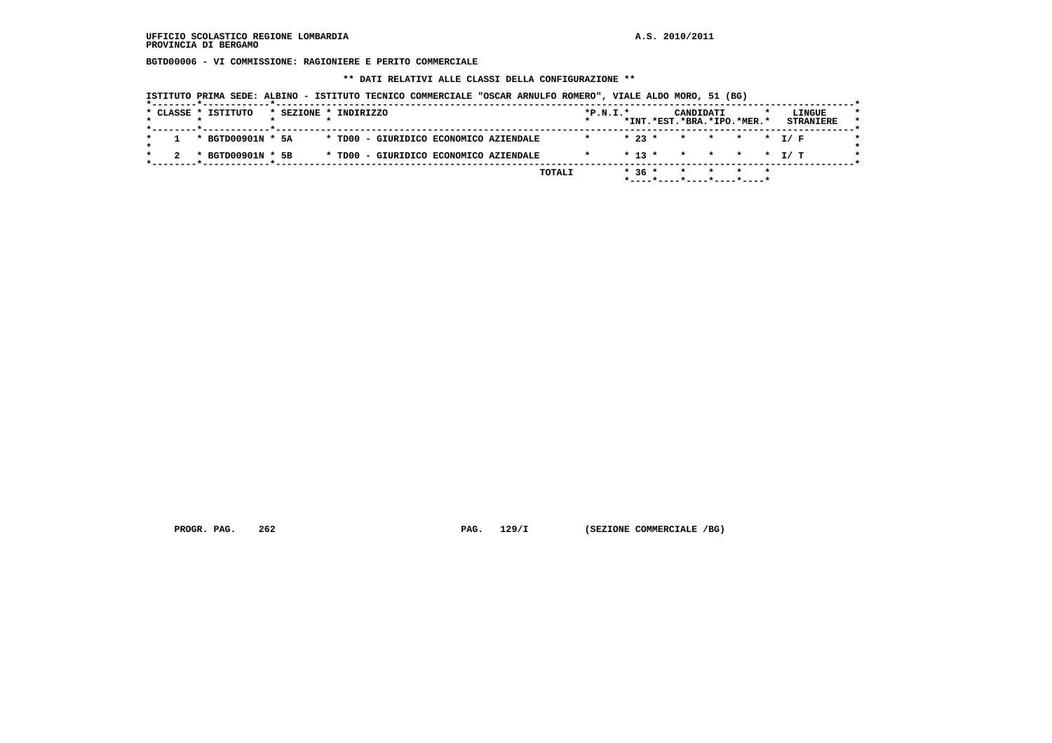UFFICIO SCOLASTICO REGIONE LOMBARDIA  A.S. 2010/2011
PROVINCIA DI BERGAMO

**BGTD00006 - VI COMMISSIONE: RAGIONIERE E PERITO COMMERCIALE**

**\*\* DATI RELATIVI ALLE CLASSI DELLA CONFIGURAZIONE \*\***

ISTITUTO PRIMA SEDE: ALBINO - ISTITUTO TECNICO COMMERCIALE "OSCAR ARNULFO ROMERO", VIALE ALDO MORO, 51 (BG)

| CLASSE | ISTITUTO | SEZIONE | INDIRIZZO | P.N.I. | CANDIDATI INT. | EST. | BRA. | IPO. | MER. | LINGUE STRANIERE |
|---|---|---|---|---|---|---|---|---|---|---|
| 1 | BGTD00901N | 5A | TD00 - GIURIDICO ECONOMICO AZIENDALE | | 23 | | | | | I/ F |
| 2 | BGTD00901N | 5B | TD00 - GIURIDICO ECONOMICO AZIENDALE | | 13 | | | | | I/ T |
| | | | TOTALI | | 36 | | | | | |

PROGR. PAG. 262  PAG. 129/I  (SEZIONE COMMERCIALE /BG)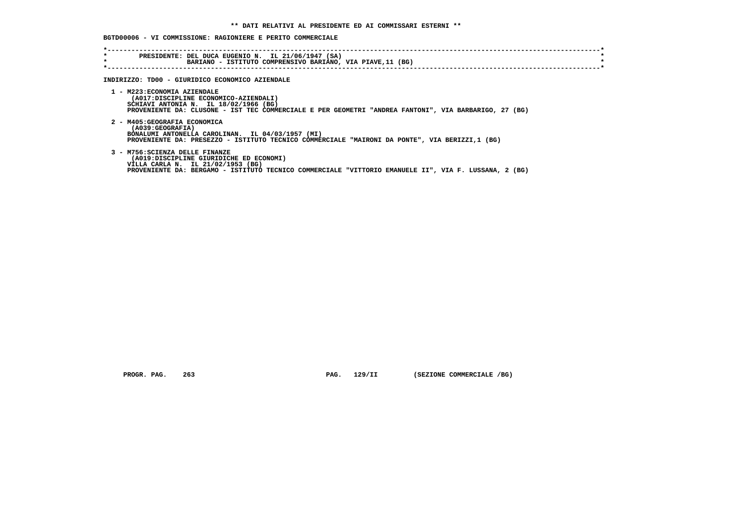## ** DATI RELATIVI AL PRESIDENTE ED AI COMMISSARI ESTERNI **

**BGTD00006 - VI COMMISSIONE: RAGIONIERE E PERITO COMMERCIALE**

```
*----------------------------------------------------------------------------------------------------------------------*
*       PRESIDENTE: DEL DUCA EUGENIO N.  IL 21/06/1947 (SA)                                                            *
*                   BARIANO - ISTITUTO COMPRENSIVO BARIANO, VIA PIAVE,11 (BG)                                          *
*----------------------------------------------------------------------------------------------------------------------*
```

**INDIRIZZO: TD00 - GIURIDICO ECONOMICO AZIENDALE**

1 - M223:ECONOMIA AZIENDALE
   (A017:DISCIPLINE ECONOMICO-AZIENDALI)
   SCHIAVI ANTONIA N.  IL 18/02/1966 (BG)
   PROVENIENTE DA: CLUSONE - IST TEC COMMERCIALE E PER GEOMETRI "ANDREA FANTONI", VIA BARBARIGO, 27 (BG)

2 - M405:GEOGRAFIA ECONOMICA
   (A039:GEOGRAFIA)
   BONALUMI ANTONELLA CAROLINAN.  IL 04/03/1957 (MI)
   PROVENIENTE DA: PRESEZZO - ISTITUTO TECNICO COMMERCIALE "MAIRONI DA PONTE", VIA BERIZZI,1 (BG)

3 - M756:SCIENZA DELLE FINANZE
   (A019:DISCIPLINE GIURIDICHE ED ECONOMI)
   VILLA CARLA N.  IL 21/02/1953 (BG)
   PROVENIENTE DA: BERGAMO - ISTITUTO TECNICO COMMERCIALE "VITTORIO EMANUELE II", VIA F. LUSSANA, 2 (BG)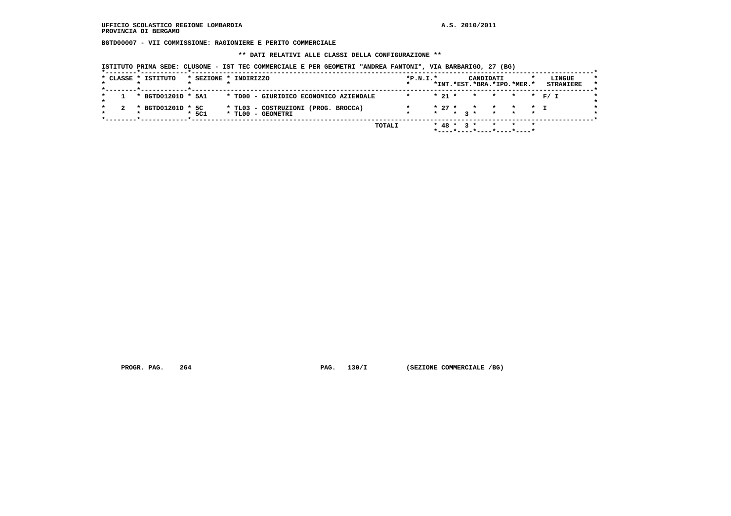UFFICIO SCOLASTICO REGIONE LOMBARDIA
PROVINCIA DI BERGAMO

A.S. 2010/2011

**BGTD00007 - VII COMMISSIONE: RAGIONIERE E PERITO COMMERCIALE**

**\*\* DATI RELATIVI ALLE CLASSI DELLA CONFIGURAZIONE \*\***

**ISTITUTO PRIMA SEDE: CLUSONE - IST TEC COMMERCIALE E PER GEOMETRI "ANDREA FANTONI", VIA BARBARIGO, 27 (BG)**

| CLASSE | ISTITUTO | SEZIONE | INDIRIZZO | P.N.I. | CANDIDATI INT. | CANDIDATI EST. | CANDIDATI BRA. | CANDIDATI IPO. | CANDIDATI MER. | LINGUE STRANIERE |
|---|---|---|---|---|---|---|---|---|---|---|
| 1 | BGTD01201D | 5A1 | TD00 - GIURIDICO ECONOMICO AZIENDALE | | 21 | | | | | F/ I |
| 2 | BGTD01201D | 5C | TL03 - COSTRUZIONI (PROG. BROCCA) | | 27 | | | | | I |
| | | 5C1 | TL00 - GEOMETRI | | | 3 | | | | |
| | | | TOTALI | | 48 | 3 | | | | |

PROGR. PAG. 264 PAG. 130/I (SEZIONE COMMERCIALE /BG)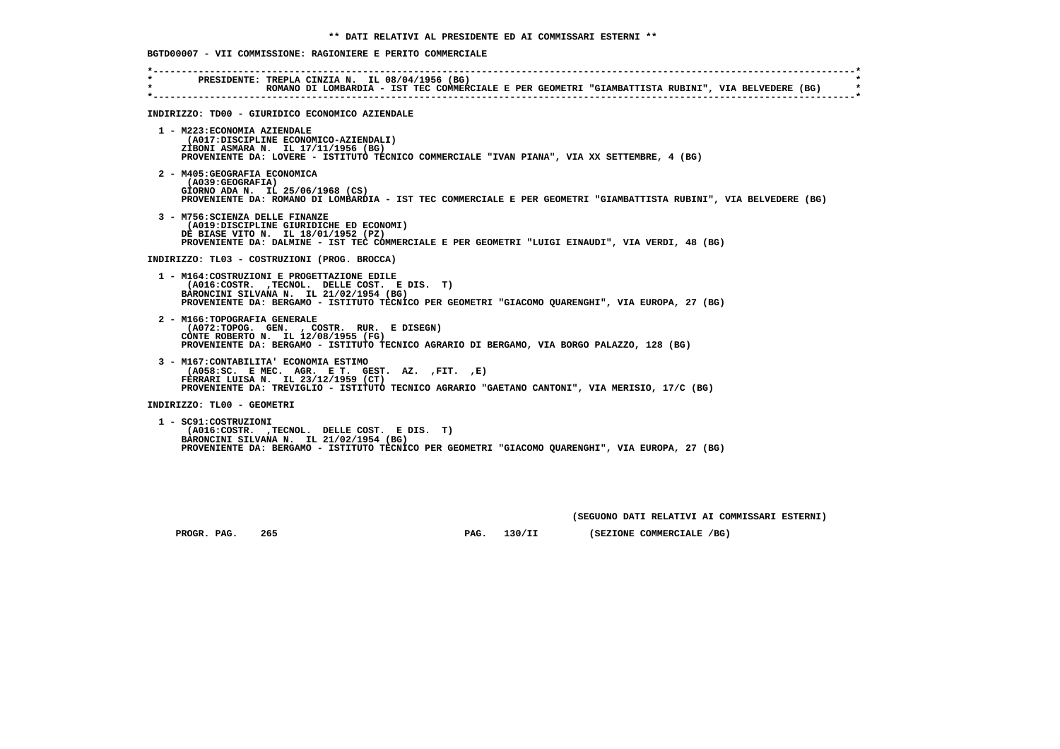** DATI RELATIVI AL PRESIDENTE ED AI COMMISSARI ESTERNI **

BGTD00007 - VII COMMISSIONE: RAGIONIERE E PERITO COMMERCIALE

PRESIDENTE: TREPLA CINZIA N. IL 08/04/1956 (BG)
ROMANO DI LOMBARDIA - IST TEC COMMERCIALE E PER GEOMETRI "GIAMBATTISTA RUBINI", VIA BELVEDERE (BG)

INDIRIZZO: TD00 - GIURIDICO ECONOMICO AZIENDALE

1 - M223:ECONOMIA AZIENDALE
(A017:DISCIPLINE ECONOMICO-AZIENDALI)
ZIBONI ASMARA N. IL 17/11/1956 (BG)
PROVENIENTE DA: LOVERE - ISTITUTO TECNICO COMMERCIALE "IVAN PIANA", VIA XX SETTEMBRE, 4 (BG)

2 - M405:GEOGRAFIA ECONOMICA
(A039:GEOGRAFIA)
GIORNO ADA N. IL 25/06/1968 (CS)
PROVENIENTE DA: ROMANO DI LOMBARDIA - IST TEC COMMERCIALE E PER GEOMETRI "GIAMBATTISTA RUBINI", VIA BELVEDERE (BG)

3 - M756:SCIENZA DELLE FINANZE
(A019:DISCIPLINE GIURIDICHE ED ECONOMI)
DE BIASE VITO N. IL 18/01/1952 (PZ)
PROVENIENTE DA: DALMINE - IST TEC COMMERCIALE E PER GEOMETRI "LUIGI EINAUDI", VIA VERDI, 48 (BG)

INDIRIZZO: TL03 - COSTRUZIONI (PROG. BROCCA)

1 - M164:COSTRUZIONI E PROGETTAZIONE EDILE
(A016:COSTR. ,TECNOL. DELLE COST. E DIS. T)
BARONCINI SILVANA N. IL 21/02/1954 (BG)
PROVENIENTE DA: BERGAMO - ISTITUTO TECNICO PER GEOMETRI "GIACOMO QUARENGHI", VIA EUROPA, 27 (BG)

2 - M166:TOPOGRAFIA GENERALE
(A072:TOPOG. GEN. , COSTR. RUR. E DISEGN)
CONTE ROBERTO N. IL 12/08/1955 (FG)
PROVENIENTE DA: BERGAMO - ISTITUTO TECNICO AGRARIO DI BERGAMO, VIA BORGO PALAZZO, 128 (BG)

3 - M167:CONTABILITA' ECONOMIA ESTIMO
(A058:SC. E MEC. AGR. E T. GEST. AZ. ,FIT. ,E)
FERRARI LUISA N. IL 23/12/1959 (CT)
PROVENIENTE DA: TREVIGLIO - ISTITUTO TECNICO AGRARIO "GAETANO CANTONI", VIA MERISIO, 17/C (BG)

INDIRIZZO: TL00 - GEOMETRI

1 - SC91:COSTRUZIONI
(A016:COSTR. ,TECNOL. DELLE COST. E DIS. T)
BARONCINI SILVANA N. IL 21/02/1954 (BG)
PROVENIENTE DA: BERGAMO - ISTITUTO TECNICO PER GEOMETRI "GIACOMO QUARENGHI", VIA EUROPA, 27 (BG)

(SEGUONO DATI RELATIVI AI COMMISSARI ESTERNI)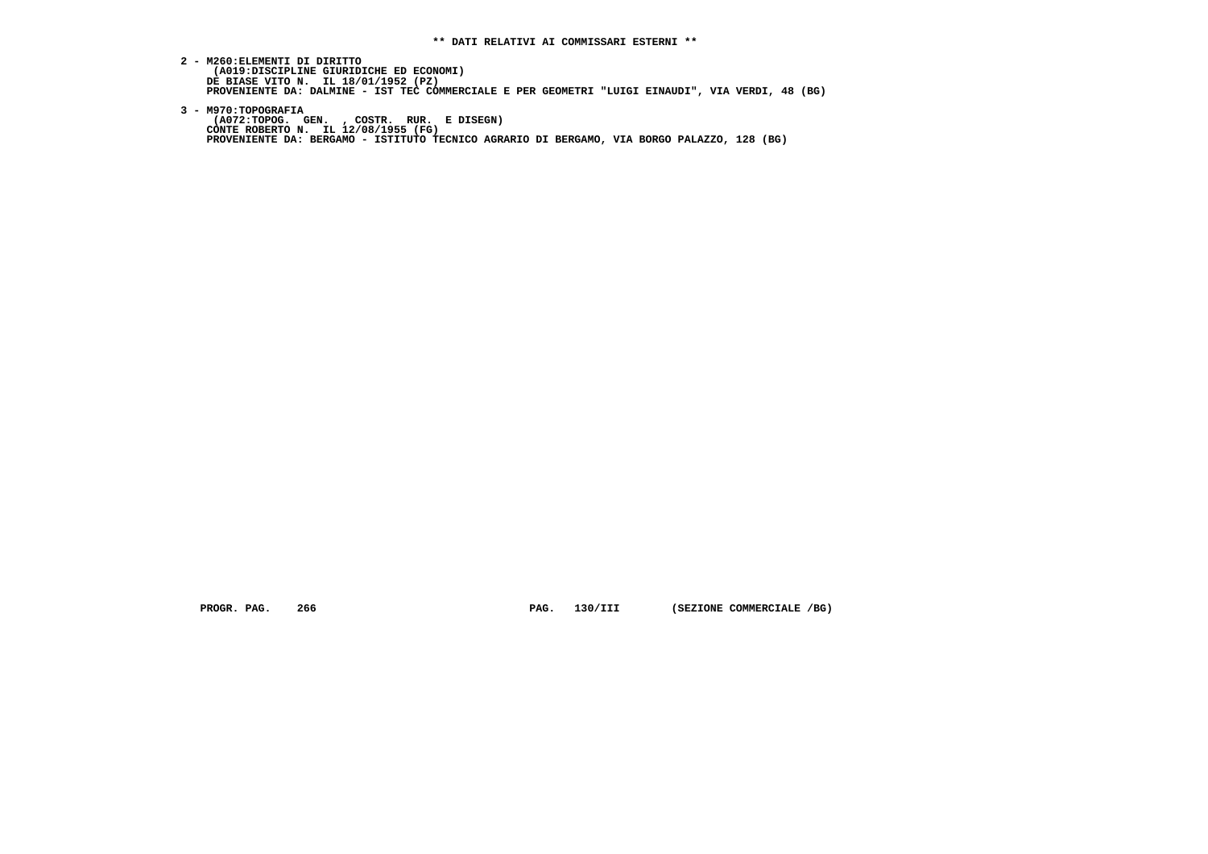**\*\* DATI RELATIVI AI COMMISSARI ESTERNI \*\***

**2 - M260:ELEMENTI DI DIRITTO**
**(A019:DISCIPLINE GIURIDICHE ED ECONOMI)**
**DE BIASE VITO N. IL 18/01/1952 (PZ)**
**PROVENIENTE DA: DALMINE - IST TEC COMMERCIALE E PER GEOMETRI "LUIGI EINAUDI", VIA VERDI, 48 (BG)**

**3 - M970:TOPOGRAFIA**
**(A072:TOPOG. GEN. , COSTR. RUR. E DISEGN)**
**CONTE ROBERTO N. IL 12/08/1955 (FG)**
**PROVENIENTE DA: BERGAMO - ISTITUTO TECNICO AGRARIO DI BERGAMO, VIA BORGO PALAZZO, 128 (BG)**

**PROGR. PAG. 266 PAG. 130/III (SEZIONE COMMERCIALE /BG)**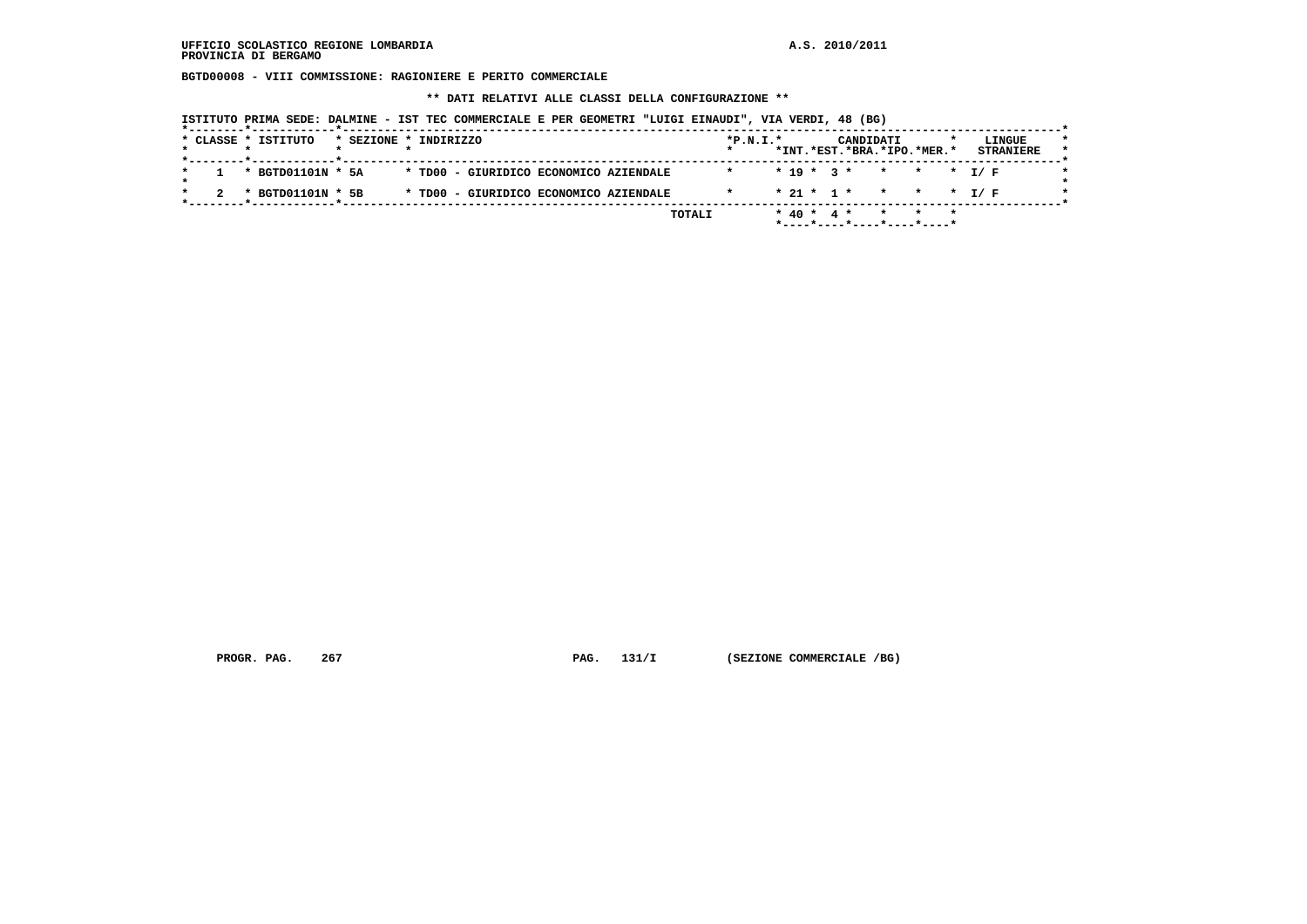UFFICIO SCOLASTICO REGIONE LOMBARDIA

PROVINCIA DI BERGAMO

A.S. 2010/2011

**BGTD00008 - VIII COMMISSIONE: RAGIONIERE E PERITO COMMERCIALE**

**\*\* DATI RELATIVI ALLE CLASSI DELLA CONFIGURAZIONE \*\***

ISTITUTO PRIMA SEDE: DALMINE - IST TEC COMMERCIALE E PER GEOMETRI "LUIGI EINAUDI", VIA VERDI, 48 (BG)

| CLASSE | ISTITUTO | SEZIONE | INDIRIZZO | P.N.I. | CANDIDATI INT. | CANDIDATI EST. | CANDIDATI BRA. | CANDIDATI IPO. | CANDIDATI MER. | LINGUE STRANIERE |
|---|---|---|---|---|---|---|---|---|---|---|
| 1 | BGTD01101N | 5A | TD00 - GIURIDICO ECONOMICO AZIENDALE | | 19 | 3 | | | | I/ F |
| 2 | BGTD01101N | 5B | TD00 - GIURIDICO ECONOMICO AZIENDALE | | 21 | 1 | | | | I/ F |
| | | | TOTALI | | 40 | 4 | | | | |

PROGR. PAG. 267 PAG. 131/I (SEZIONE COMMERCIALE /BG)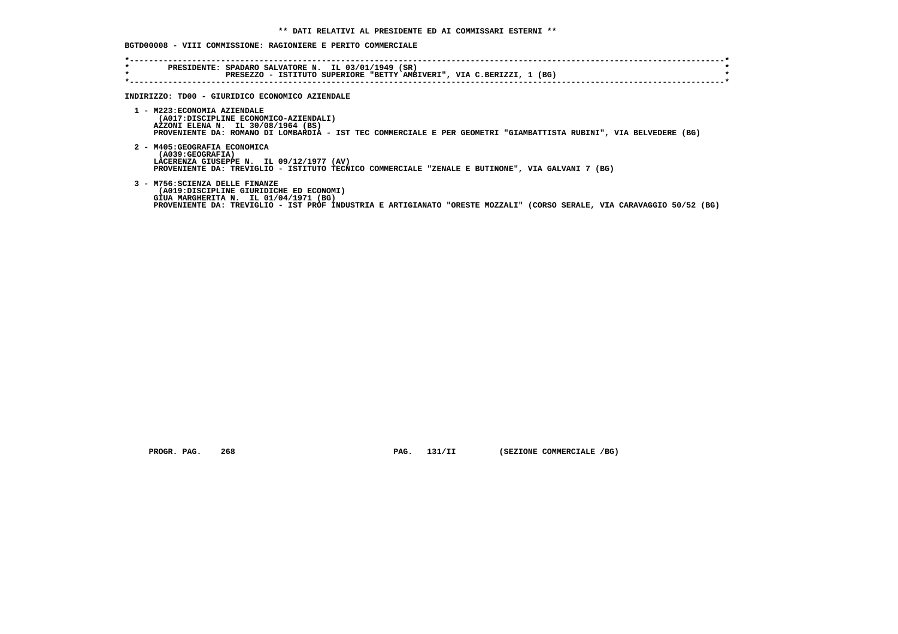** DATI RELATIVI AL PRESIDENTE ED AI COMMISSARI ESTERNI **

BGTD00008 - VIII COMMISSIONE: RAGIONIERE E PERITO COMMERCIALE

PRESIDENTE: SPADARO SALVATORE N. IL 03/01/1949 (SR)
PRESEZZO - ISTITUTO SUPERIORE "BETTY AMBIVERI", VIA C.BERIZZI, 1 (BG)

INDIRIZZO: TD00 - GIURIDICO ECONOMICO AZIENDALE

1 - M223:ECONOMIA AZIENDALE
(A017:DISCIPLINE ECONOMICO-AZIENDALI)
AZZONI ELENA N. IL 30/08/1964 (BS)
PROVENIENTE DA: ROMANO DI LOMBARDIA - IST TEC COMMERCIALE E PER GEOMETRI "GIAMBATTISTA RUBINI", VIA BELVEDERE (BG)

2 - M405:GEOGRAFIA ECONOMICA
(A039:GEOGRAFIA)
LACERENZA GIUSEPPE N. IL 09/12/1977 (AV)
PROVENIENTE DA: TREVIGLIO - ISTITUTO TECNICO COMMERCIALE "ZENALE E BUTINONE", VIA GALVANI 7 (BG)

3 - M756:SCIENZA DELLE FINANZE
(A019:DISCIPLINE GIURIDICHE ED ECONOMI)
GIUA MARGHERITA N. IL 01/04/1971 (BG)
PROVENIENTE DA: TREVIGLIO - IST PROF INDUSTRIA E ARTIGIANATO "ORESTE MOZZALI" (CORSO SERALE, VIA CARAVAGGIO 50/52 (BG)

PROGR. PAG. 268 PAG. 131/II (SEZIONE COMMERCIALE /BG)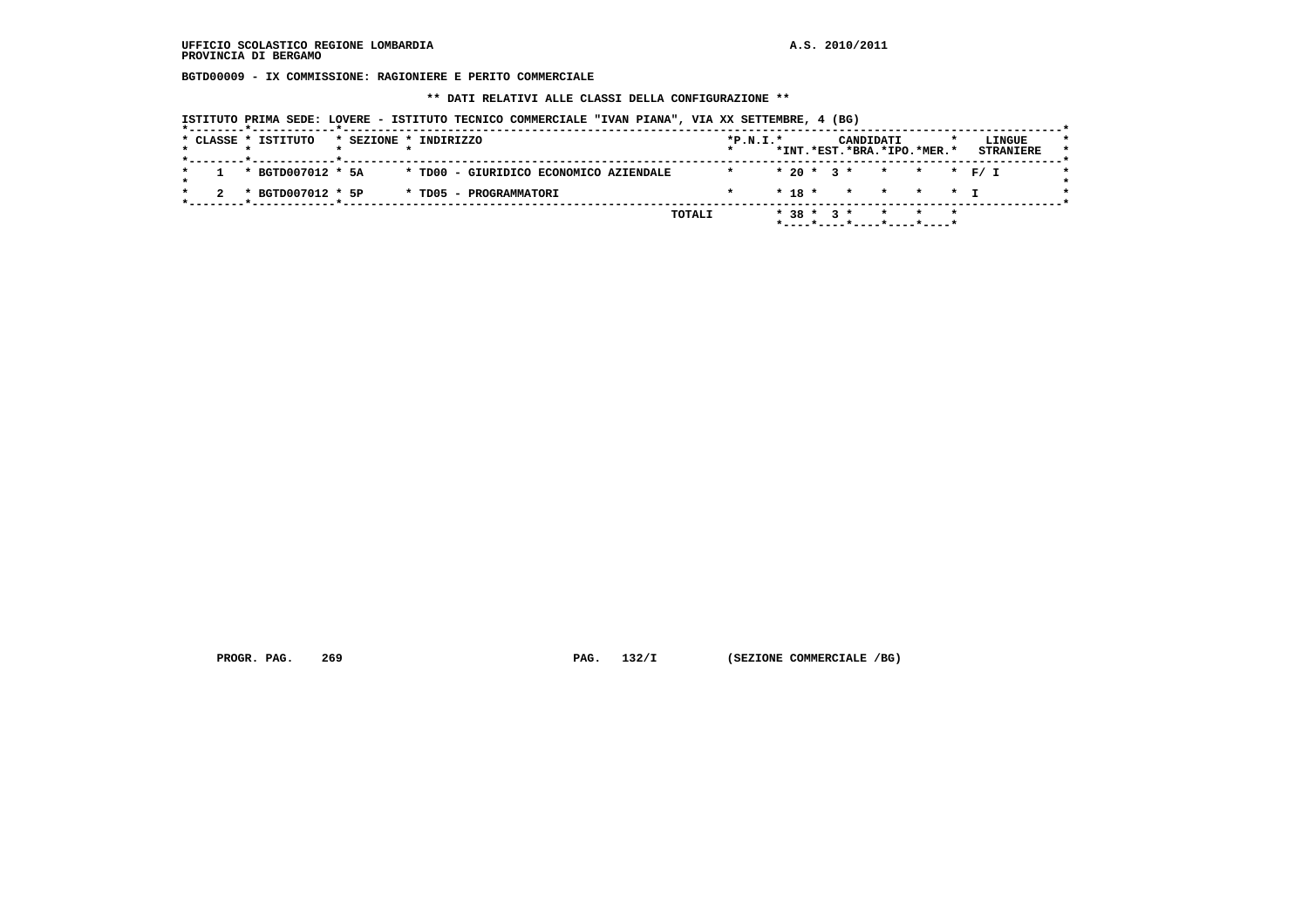BGTD00009 - IX COMMISSIONE: RAGIONIERE E PERITO COMMERCIALE

** DATI RELATIVI ALLE CLASSI DELLA CONFIGURAZIONE **

ISTITUTO PRIMA SEDE: LOVERE - ISTITUTO TECNICO COMMERCIALE "IVAN PIANA", VIA XX SETTEMBRE, 4 (BG)

| CLASSE | ISTITUTO | SEZIONE | INDIRIZZO | P.N.I. | CANDIDATI INT. | CANDIDATI EST. | CANDIDATI BRA. | CANDIDATI IPO. | CANDIDATI MER. | LINGUE STRANIERE |
|---|---|---|---|---|---|---|---|---|---|---|
| 1 | BGTD007012 | 5A | TD00 - GIURIDICO ECONOMICO AZIENDALE | | 20 | 3 | | | | F/ I |
| 2 | BGTD007012 | 5P | TD05 - PROGRAMMATORI | | 18 | | | | | I |
| | | | TOTALI | | 38 | 3 | | | | |

PROGR. PAG. 269 PAG. 132/I (SEZIONE COMMERCIALE /BG)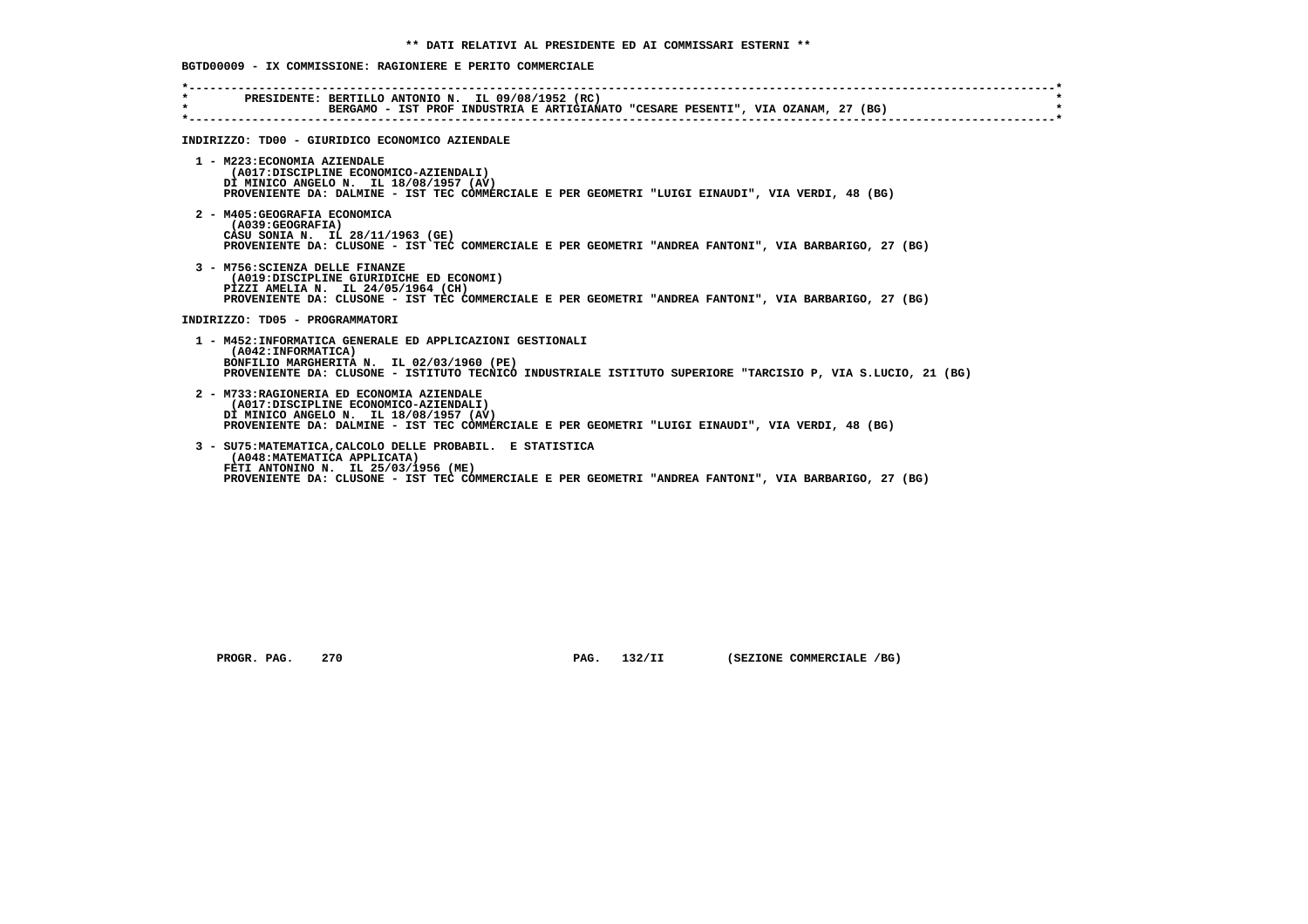**\*\* DATI RELATIVI AL PRESIDENTE ED AI COMMISSARI ESTERNI \*\***

**BGTD00009 - IX COMMISSIONE: RAGIONIERE E PERITO COMMERCIALE**

PRESIDENTE: BERTILLO ANTONIO N. IL 09/08/1952 (RC)
BERGAMO - IST PROF INDUSTRIA E ARTIGIANATO "CESARE PESENTI", VIA OZANAM, 27 (BG)

**INDIRIZZO: TD00 - GIURIDICO ECONOMICO AZIENDALE**

1 - M223:ECONOMIA AZIENDALE
(A017:DISCIPLINE ECONOMICO-AZIENDALI)
DI MINICO ANGELO N. IL 18/08/1957 (AV)
PROVENIENTE DA: DALMINE - IST TEC COMMERCIALE E PER GEOMETRI "LUIGI EINAUDI", VIA VERDI, 48 (BG)

2 - M405:GEOGRAFIA ECONOMICA
(A039:GEOGRAFIA)
CASU SONIA N. IL 28/11/1963 (GE)
PROVENIENTE DA: CLUSONE - IST TEC COMMERCIALE E PER GEOMETRI "ANDREA FANTONI", VIA BARBARIGO, 27 (BG)

3 - M756:SCIENZA DELLE FINANZE
(A019:DISCIPLINE GIURIDICHE ED ECONOMI)
PIZZI AMELIA N. IL 24/05/1964 (CH)
PROVENIENTE DA: CLUSONE - IST TEC COMMERCIALE E PER GEOMETRI "ANDREA FANTONI", VIA BARBARIGO, 27 (BG)

**INDIRIZZO: TD05 - PROGRAMMATORI**

1 - M452:INFORMATICA GENERALE ED APPLICAZIONI GESTIONALI
(A042:INFORMATICA)
BONFILIO MARGHERITA N. IL 02/03/1960 (PE)
PROVENIENTE DA: CLUSONE - ISTITUTO TECNICO INDUSTRIALE ISTITUTO SUPERIORE "TARCISIO P, VIA S.LUCIO, 21 (BG)

2 - M733:RAGIONERIA ED ECONOMIA AZIENDALE
(A017:DISCIPLINE ECONOMICO-AZIENDALI)
DI MINICO ANGELO N. IL 18/08/1957 (AV)
PROVENIENTE DA: DALMINE - IST TEC COMMERCIALE E PER GEOMETRI "LUIGI EINAUDI", VIA VERDI, 48 (BG)

3 - SU75:MATEMATICA,CALCOLO DELLE PROBABIL. E STATISTICA
(A048:MATEMATICA APPLICATA)
FETI ANTONINO N. IL 25/03/1956 (ME)
PROVENIENTE DA: CLUSONE - IST TEC COMMERCIALE E PER GEOMETRI "ANDREA FANTONI", VIA BARBARIGO, 27 (BG)

PROGR. PAG. 270 PAG. 132/II (SEZIONE COMMERCIALE /BG)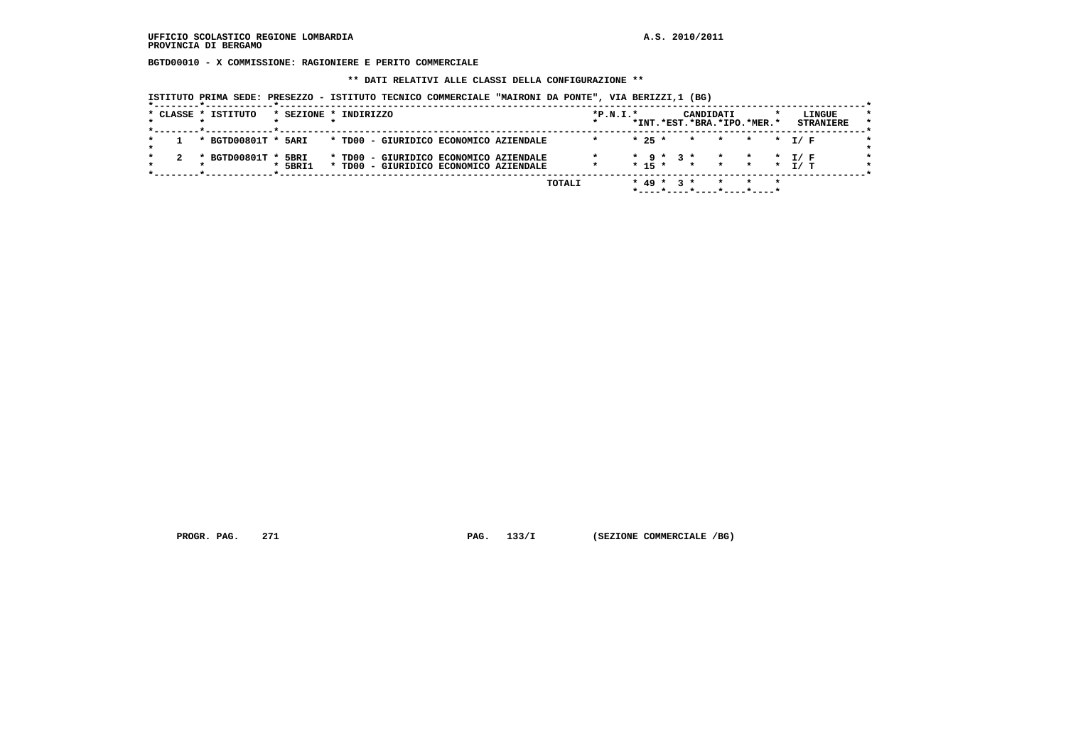UFFICIO SCOLASTICO REGIONE LOMBARDIA

PROVINCIA DI BERGAMO

A.S. 2010/2011

**BGTD00010 - X COMMISSIONE: RAGIONIERE E PERITO COMMERCIALE**

**\*\* DATI RELATIVI ALLE CLASSI DELLA CONFIGURAZIONE \*\***

ISTITUTO PRIMA SEDE: PRESEZZO - ISTITUTO TECNICO COMMERCIALE "MAIRONI DA PONTE", VIA BERIZZI,1 (BG)

| CLASSE | ISTITUTO | SEZIONE | INDIRIZZO | P.N.I. | CANDIDATI INT. | CANDIDATI EST. | CANDIDATI BRA. | CANDIDATI IPO. | CANDIDATI MER. | LINGUE STRANIERE |
|---|---|---|---|---|---|---|---|---|---|---|
| 1 | BGTD00801T | 5ARI | TD00 - GIURIDICO ECONOMICO AZIENDALE | | 25 | | | | | I/ F |
| 2 | BGTD00801T | 5BRI | TD00 - GIURIDICO ECONOMICO AZIENDALE | | 9 | 3 | | | | I/ F |
| | | 5BRI1 | TD00 - GIURIDICO ECONOMICO AZIENDALE | | 15 | | | | | I/ T |
| | | | TOTALI | | 49 | 3 | | | | |

PROGR. PAG. 271 PAG. 133/I (SEZIONE COMMERCIALE /BG)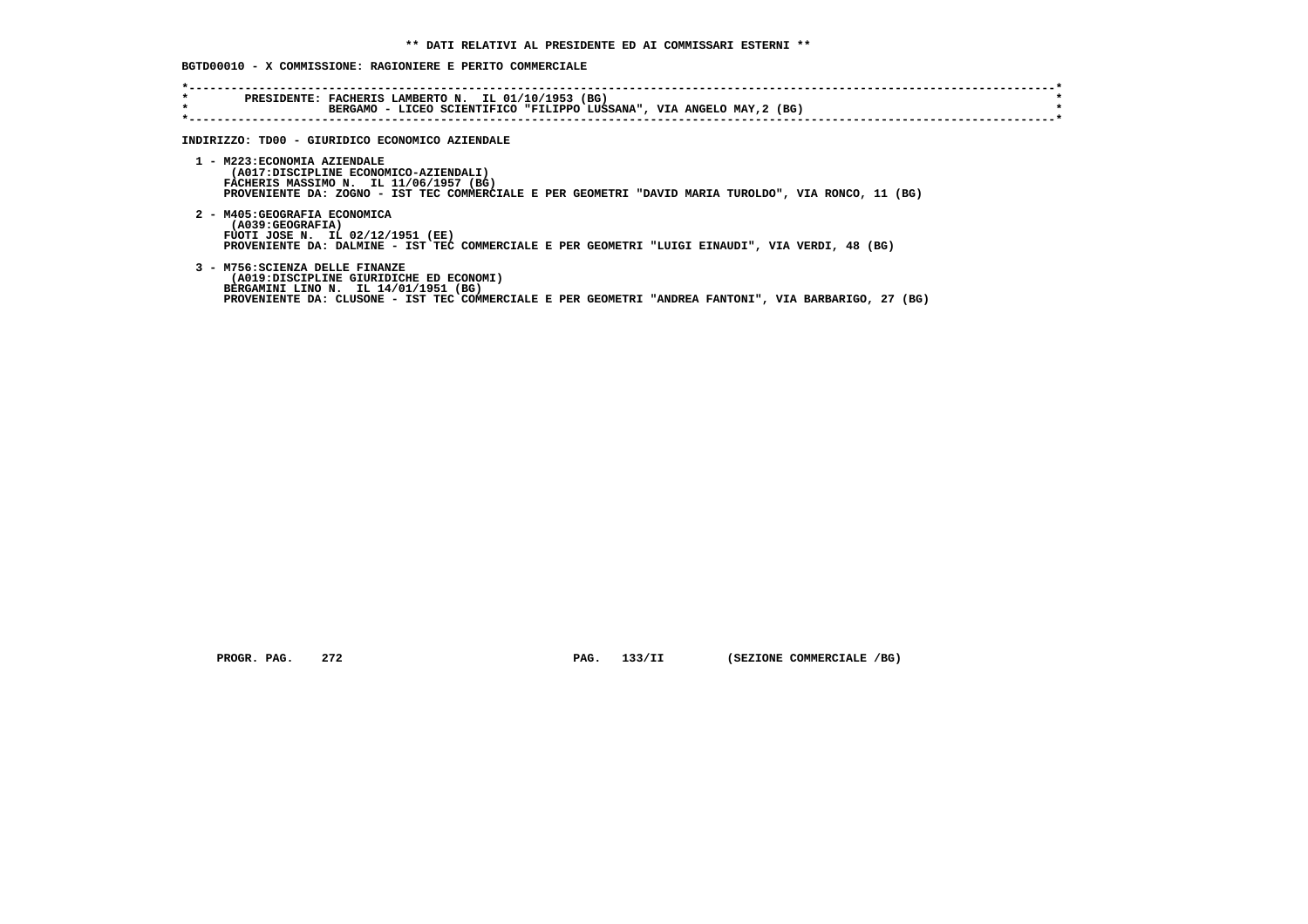**\*\* DATI RELATIVI AL PRESIDENTE ED AI COMMISSARI ESTERNI \*\***

**BGTD00010 - X COMMISSIONE: RAGIONIERE E PERITO COMMERCIALE**

```
*----------------------------------------------------------------------------------------------------------------------------*
*        PRESIDENTE: FACHERIS LAMBERTO N.  IL 01/10/1953 (BG)                                                                *
*                    BERGAMO - LICEO SCIENTIFICO "FILIPPO LUSSANA", VIA ANGELO MAY,2 (BG)                                    *
*----------------------------------------------------------------------------------------------------------------------------*
```

**INDIRIZZO: TD00 - GIURIDICO ECONOMICO AZIENDALE**

1 - M223:ECONOMIA AZIENDALE
(A017:DISCIPLINE ECONOMICO-AZIENDALI)
FACHERIS MASSIMO N. IL 11/06/1957 (BG)
PROVENIENTE DA: ZOGNO - IST TEC COMMERCIALE E PER GEOMETRI "DAVID MARIA TUROLDO", VIA RONCO, 11 (BG)

2 - M405:GEOGRAFIA ECONOMICA
(A039:GEOGRAFIA)
FUOTI JOSE N. IL 02/12/1951 (EE)
PROVENIENTE DA: DALMINE - IST TEC COMMERCIALE E PER GEOMETRI "LUIGI EINAUDI", VIA VERDI, 48 (BG)

3 - M756:SCIENZA DELLE FINANZE
(A019:DISCIPLINE GIURIDICHE ED ECONOMI)
BERGAMINI LINO N. IL 14/01/1951 (BG)
PROVENIENTE DA: CLUSONE - IST TEC COMMERCIALE E PER GEOMETRI "ANDREA FANTONI", VIA BARBARIGO, 27 (BG)

PROGR. PAG. 272 PAG. 133/II (SEZIONE COMMERCIALE /BG)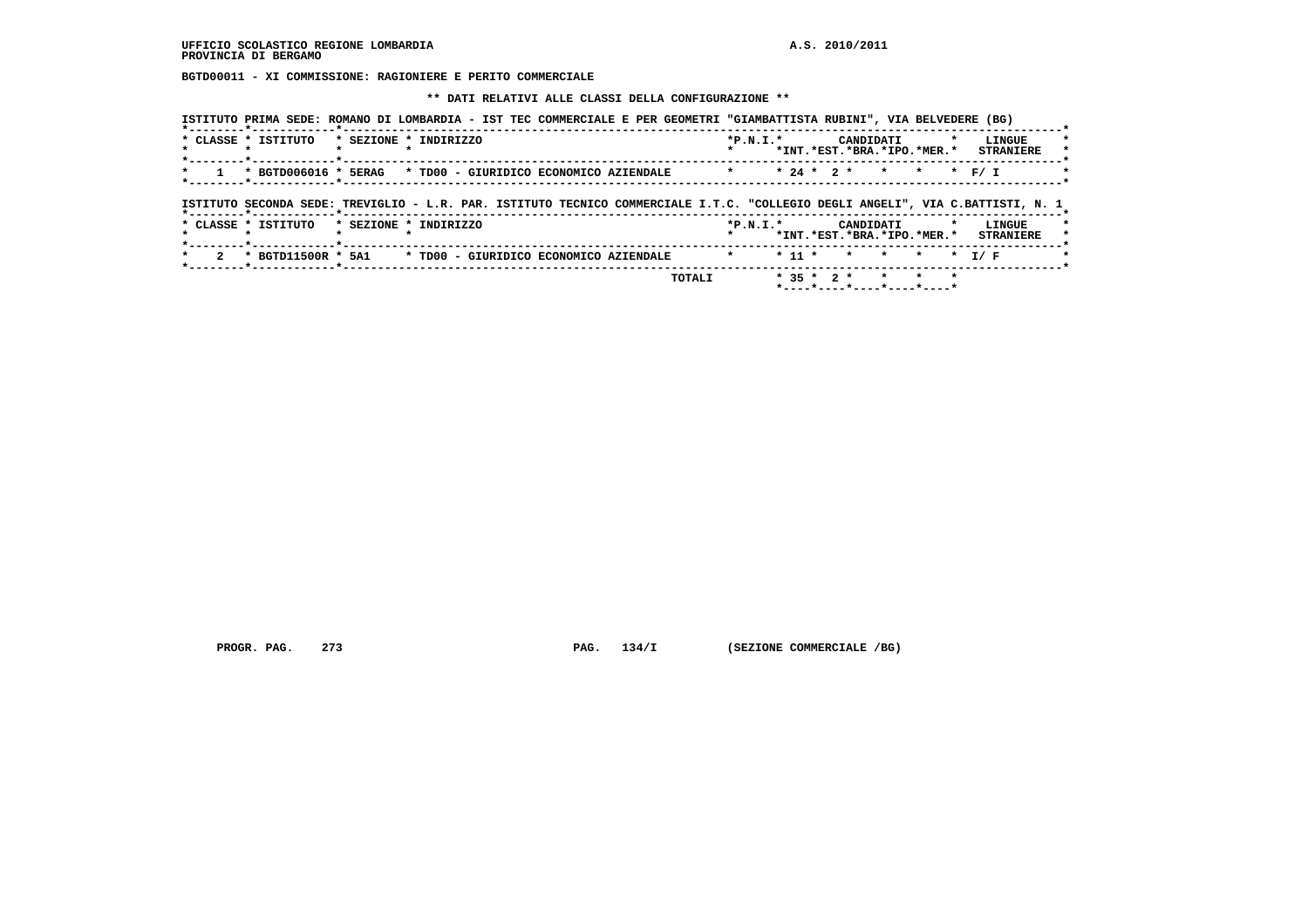**BGTD00011 - XI COMMISSIONE: RAGIONIERE E PERITO COMMERCIALE**

**\*\* DATI RELATIVI ALLE CLASSI DELLA CONFIGURAZIONE \*\***

ISTITUTO PRIMA SEDE: ROMANO DI LOMBARDIA - IST TEC COMMERCIALE E PER GEOMETRI "GIAMBATTISTA RUBINI", VIA BELVEDERE (BG)

| CLASSE | ISTITUTO | SEZIONE | INDIRIZZO | P.N.I. | CANDIDATI INT. | CANDIDATI EST. | CANDIDATI BRA. | CANDIDATI IPO. | CANDIDATI MER. | LINGUE STRANIERE |
|---|---|---|---|---|---|---|---|---|---|---|
| 1 | BGTD006016 | 5ERAG | TD00 - GIURIDICO ECONOMICO AZIENDALE | | 24 | 2 | | | | F/ I |

ISTITUTO SECONDA SEDE: TREVIGLIO - L.R. PAR. ISTITUTO TECNICO COMMERCIALE I.T.C. "COLLEGIO DEGLI ANGELI", VIA C.BATTISTI, N. 1

| CLASSE | ISTITUTO | SEZIONE | INDIRIZZO | P.N.I. | CANDIDATI INT. | CANDIDATI EST. | CANDIDATI BRA. | CANDIDATI IPO. | CANDIDATI MER. | LINGUE STRANIERE |
|---|---|---|---|---|---|---|---|---|---|---|
| 2 | BGTD11500R | 5A1 | TD00 - GIURIDICO ECONOMICO AZIENDALE | | 11 | | | | | I/ F |
| | | | TOTALI | | 35 | 2 | | | | |

PROGR. PAG. 273 PAG. 134/I (SEZIONE COMMERCIALE /BG)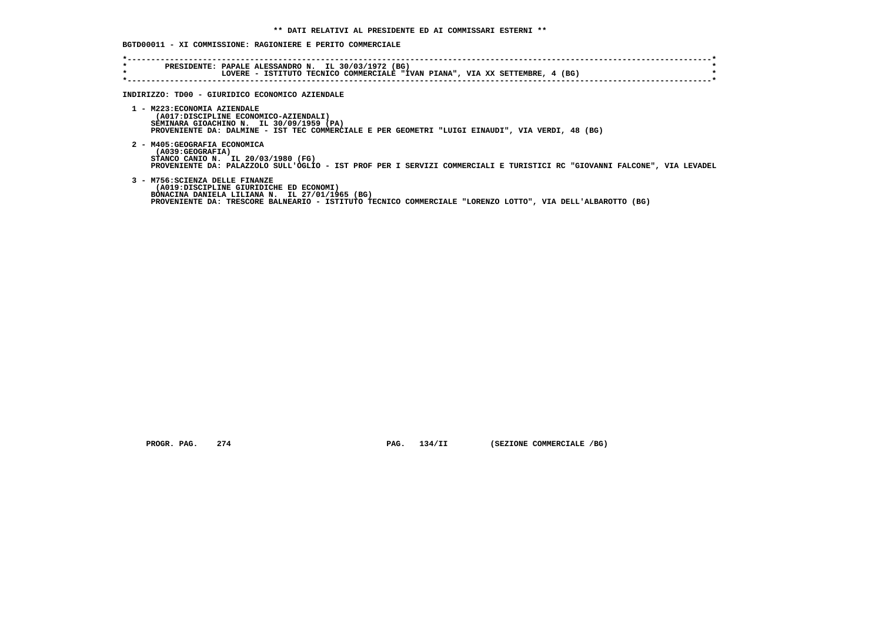**\*\* DATI RELATIVI AL PRESIDENTE ED AI COMMISSARI ESTERNI \*\***

**BGTD00011 - XI COMMISSIONE: RAGIONIERE E PERITO COMMERCIALE**

```
*----------------------------------------------------------------------------------------------------------------------------*
*        PRESIDENTE: PAPALE ALESSANDRO N.  IL 30/03/1972 (BG)                                                                *
*                    LOVERE - ISTITUTO TECNICO COMMERCIALE "IVAN PIANA", VIA XX SETTEMBRE, 4 (BG)                            *
*----------------------------------------------------------------------------------------------------------------------------*
```

**INDIRIZZO: TD00 - GIURIDICO ECONOMICO AZIENDALE**

1 - M223:ECONOMIA AZIENDALE
   (A017:DISCIPLINE ECONOMICO-AZIENDALI)
   SEMINARA GIOACHINO N.  IL 30/09/1959 (PA)
   PROVENIENTE DA: DALMINE - IST TEC COMMERCIALE E PER GEOMETRI "LUIGI EINAUDI", VIA VERDI, 48 (BG)

2 - M405:GEOGRAFIA ECONOMICA
   (A039:GEOGRAFIA)
   STANCO CANIO N.  IL 20/03/1980 (FG)
   PROVENIENTE DA: PALAZZOLO SULL'OGLIO - IST PROF PER I SERVIZI COMMERCIALI E TURISTICI RC "GIOVANNI FALCONE", VIA LEVADEL

3 - M756:SCIENZA DELLE FINANZE
   (A019:DISCIPLINE GIURIDICHE ED ECONOMI)
   BONACINA DANIELA LILIANA N.  IL 27/01/1965 (BG)
   PROVENIENTE DA: TRESCORE BALNEARIO - ISTITUTO TECNICO COMMERCIALE "LORENZO LOTTO", VIA DELL'ALBAROTTO (BG)

PROGR. PAG. 274 PAG. 134/II (SEZIONE COMMERCIALE /BG)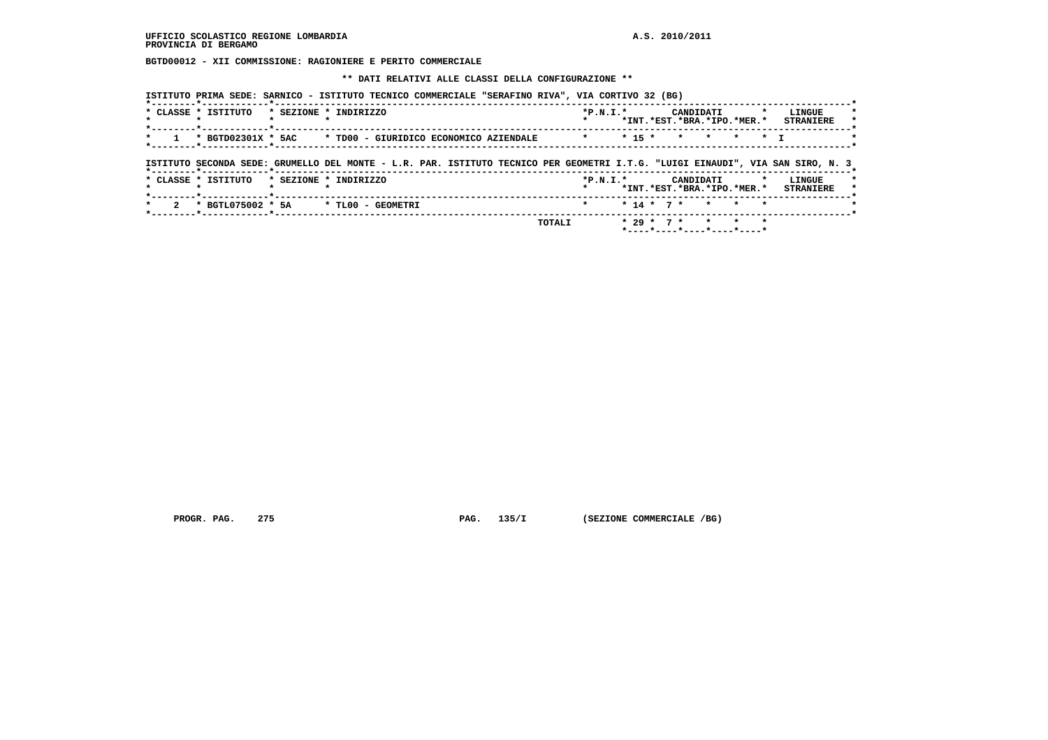**BGTD00012 - XII COMMISSIONE: RAGIONIERE E PERITO COMMERCIALE**

**\*\* DATI RELATIVI ALLE CLASSI DELLA CONFIGURAZIONE \*\***

**ISTITUTO PRIMA SEDE: SARNICO - ISTITUTO TECNICO COMMERCIALE "SERAFINO RIVA", VIA CORTIVO 32 (BG)**

| CLASSE | ISTITUTO | SEZIONE | INDIRIZZO | P.N.I. | CANDIDATI INT. | CANDIDATI EST. | CANDIDATI BRA. | CANDIDATI IPO. | CANDIDATI MER. | LINGUE STRANIERE |
|---|---|---|---|---|---|---|---|---|---|---|
| 1 | BGTD02301X | 5AC | TD00 - GIURIDICO ECONOMICO AZIENDALE | | 15 | | | | | I |

**ISTITUTO SECONDA SEDE: GRUMELLO DEL MONTE - L.R. PAR. ISTITUTO TECNICO PER GEOMETRI I.T.G. "LUIGI EINAUDI", VIA SAN SIRO, N. 3**

| CLASSE | ISTITUTO | SEZIONE | INDIRIZZO | P.N.I. | CANDIDATI INT. | CANDIDATI EST. | CANDIDATI BRA. | CANDIDATI IPO. | CANDIDATI MER. | LINGUE STRANIERE |
|---|---|---|---|---|---|---|---|---|---|---|
| 2 | BGTL075002 | 5A | TL00 - GEOMETRI | | 14 | 7 | | | | |
| | | | TOTALI | | 29 | 7 | | | | |

PROGR. PAG. 275 PAG. 135/I (SEZIONE COMMERCIALE /BG)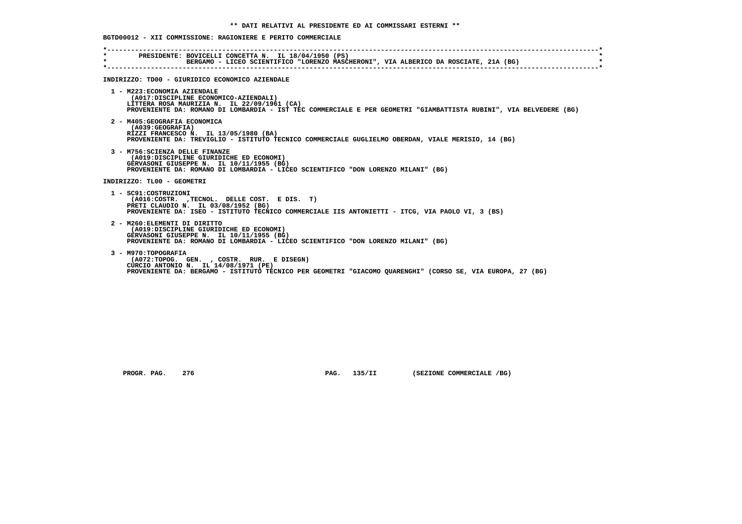** DATI RELATIVI AL PRESIDENTE ED AI COMMISSARI ESTERNI **

BGTD00012 - XII COMMISSIONE: RAGIONIERE E PERITO COMMERCIALE

PRESIDENTE: BOVICELLI CONCETTA N. IL 18/04/1950 (PS)
BERGAMO - LICEO SCIENTIFICO "LORENZO MASCHERONI", VIA ALBERICO DA ROSCIATE, 21A (BG)

INDIRIZZO: TD00 - GIURIDICO ECONOMICO AZIENDALE

1 - M223:ECONOMIA AZIENDALE
(A017:DISCIPLINE ECONOMICO-AZIENDALI)
LITTERA ROSA MAURIZIA N. IL 22/09/1961 (CA)
PROVENIENTE DA: ROMANO DI LOMBARDIA - IST TEC COMMERCIALE E PER GEOMETRI "GIAMBATTISTA RUBINI", VIA BELVEDERE (BG)

2 - M405:GEOGRAFIA ECONOMICA
(A039:GEOGRAFIA)
RIZZI FRANCESCO N. IL 13/05/1980 (BA)
PROVENIENTE DA: TREVIGLIO - ISTITUTO TECNICO COMMERCIALE GUGLIELMO OBERDAN, VIALE MERISIO, 14 (BG)

3 - M756:SCIENZA DELLE FINANZE
(A019:DISCIPLINE GIURIDICHE ED ECONOMI)
GERVASONI GIUSEPPE N. IL 10/11/1955 (BG)
PROVENIENTE DA: ROMANO DI LOMBARDIA - LICEO SCIENTIFICO "DON LORENZO MILANI" (BG)

INDIRIZZO: TL00 - GEOMETRI

1 - SC91:COSTRUZIONI
(A016:COSTR. ,TECNOL. DELLE COST. E DIS. T)
PRETI CLAUDIO N. IL 03/08/1952 (BG)
PROVENIENTE DA: ISEO - ISTITUTO TECNICO COMMERCIALE IIS ANTONIETTI - ITCG, VIA PAOLO VI, 3 (BS)

2 - M260:ELEMENTI DI DIRITTO
(A019:DISCIPLINE GIURIDICHE ED ECONOMI)
GERVASONI GIUSEPPE N. IL 10/11/1955 (BG)
PROVENIENTE DA: ROMANO DI LOMBARDIA - LICEO SCIENTIFICO "DON LORENZO MILANI" (BG)

3 - M970:TOPOGRAFIA
(A072:TOPOG. GEN. , COSTR. RUR. E DISEGN)
CURCIO ANTONIO N. IL 14/08/1971 (PE)
PROVENIENTE DA: BERGAMO - ISTITUTO TECNICO PER GEOMETRI "GIACOMO QUARENGHI" (CORSO SE, VIA EUROPA, 27 (BG)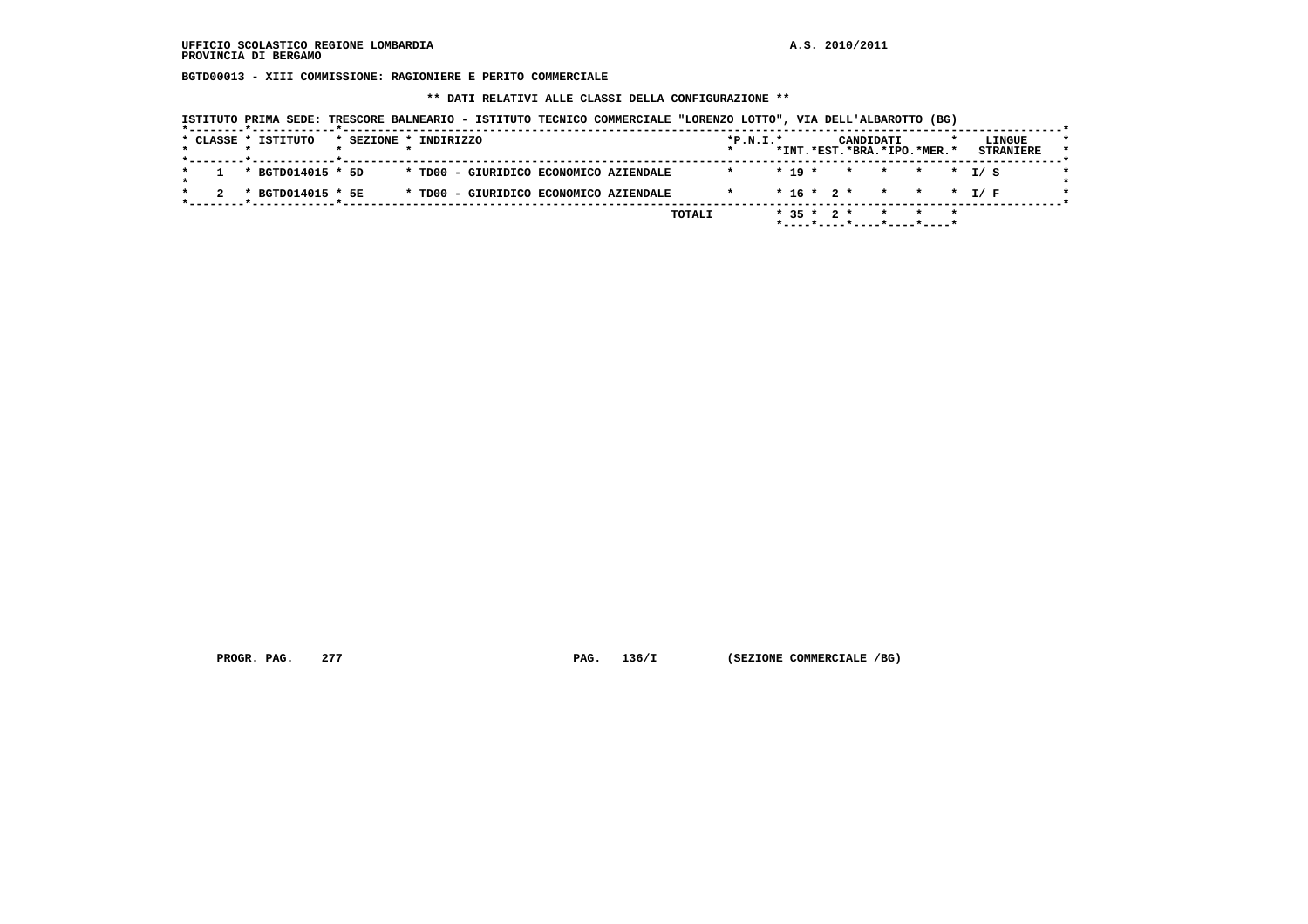BGTD00013 - XIII COMMISSIONE: RAGIONIERE E PERITO COMMERCIALE

** DATI RELATIVI ALLE CLASSI DELLA CONFIGURAZIONE **

ISTITUTO PRIMA SEDE: TRESCORE BALNEARIO - ISTITUTO TECNICO COMMERCIALE "LORENZO LOTTO", VIA DELL'ALBAROTTO (BG)

| CLASSE | ISTITUTO | SEZIONE | INDIRIZZO | P.N.I. | CANDIDATI INT. | CANDIDATI EST. | CANDIDATI BRA. | CANDIDATI IPO. | CANDIDATI MER. | LINGUE STRANIERE |
|---|---|---|---|---|---|---|---|---|---|---|
| 1 | BGTD014015 | 5D | TD00 - GIURIDICO ECONOMICO AZIENDALE | | 19 | | | | | I/ S |
| 2 | BGTD014015 | 5E | TD00 - GIURIDICO ECONOMICO AZIENDALE | | 16 | 2 | | | | I/ F |
| | | | TOTALI | | 35 | 2 | | | | |

PROGR. PAG. 277 PAG. 136/I (SEZIONE COMMERCIALE /BG)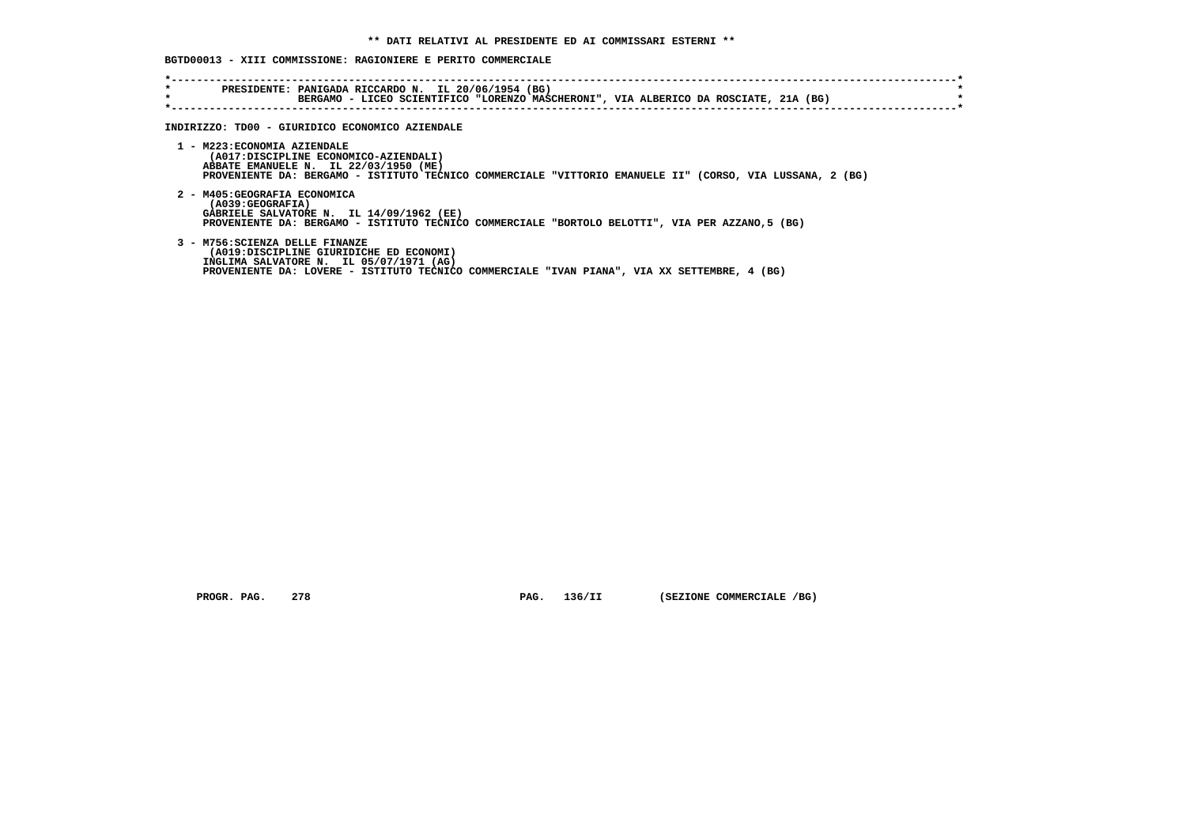**\*\* DATI RELATIVI AL PRESIDENTE ED AI COMMISSARI ESTERNI \*\***

**BGTD00013 - XIII COMMISSIONE: RAGIONIERE E PERITO COMMERCIALE**

```
*------------------------------------------------------------------------------------------------------------------------*
*        PRESIDENTE: PANIGADA RICCARDO N.  IL 20/06/1954 (BG)                                                            *
*                    BERGAMO - LICEO SCIENTIFICO "LORENZO MASCHERONI", VIA ALBERICO DA ROSCIATE, 21A (BG)                *
*------------------------------------------------------------------------------------------------------------------------*
```

**INDIRIZZO: TD00 - GIURIDICO ECONOMICO AZIENDALE**

1 - M223:ECONOMIA AZIENDALE
(A017:DISCIPLINE ECONOMICO-AZIENDALI)
ABBATE EMANUELE N. IL 22/03/1950 (ME)
PROVENIENTE DA: BERGAMO - ISTITUTO TECNICO COMMERCIALE "VITTORIO EMANUELE II" (CORSO, VIA LUSSANA, 2 (BG)

2 - M405:GEOGRAFIA ECONOMICA
(A039:GEOGRAFIA)
GABRIELE SALVATORE N. IL 14/09/1962 (EE)
PROVENIENTE DA: BERGAMO - ISTITUTO TECNICO COMMERCIALE "BORTOLO BELOTTI", VIA PER AZZANO,5 (BG)

3 - M756:SCIENZA DELLE FINANZE
(A019:DISCIPLINE GIURIDICHE ED ECONOMI)
INGLIMA SALVATORE N. IL 05/07/1971 (AG)
PROVENIENTE DA: LOVERE - ISTITUTO TECNICO COMMERCIALE "IVAN PIANA", VIA XX SETTEMBRE, 4 (BG)

PROGR. PAG. 278 PAG. 136/II (SEZIONE COMMERCIALE /BG)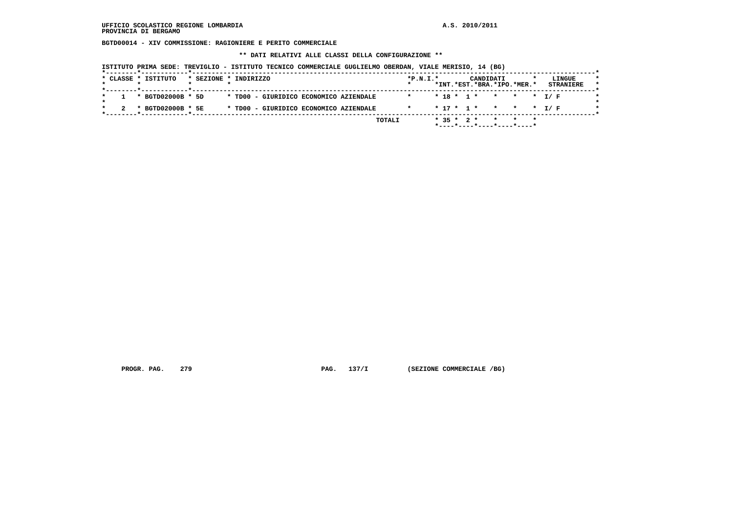UFFICIO SCOLASTICO REGIONE LOMBARDIA
PROVINCIA DI BERGAMO

A.S. 2010/2011

**BGTD00014 - XIV COMMISSIONE: RAGIONIERE E PERITO COMMERCIALE**

**\*\* DATI RELATIVI ALLE CLASSI DELLA CONFIGURAZIONE \*\***

ISTITUTO PRIMA SEDE: TREVIGLIO - ISTITUTO TECNICO COMMERCIALE GUGLIELMO OBERDAN, VIALE MERISIO, 14 (BG)

| CLASSE | ISTITUTO | SEZIONE | INDIRIZZO | P.N.I. | CANDIDATI INT. | CANDIDATI EST. | CANDIDATI BRA. | CANDIDATI IPO. | CANDIDATI MER. | LINGUE STRANIERE |
|---|---|---|---|---|---|---|---|---|---|---|
| 1 | BGTD02000B | 5D | TD00 - GIURIDICO ECONOMICO AZIENDALE | | 18 | 1 | | | | I/ F |
| 2 | BGTD02000B | 5E | TD00 - GIURIDICO ECONOMICO AZIENDALE | | 17 | 1 | | | | I/ F |
| | | | TOTALI | | 35 | 2 | | | | |

PROGR. PAG. 279 PAG. 137/I (SEZIONE COMMERCIALE /BG)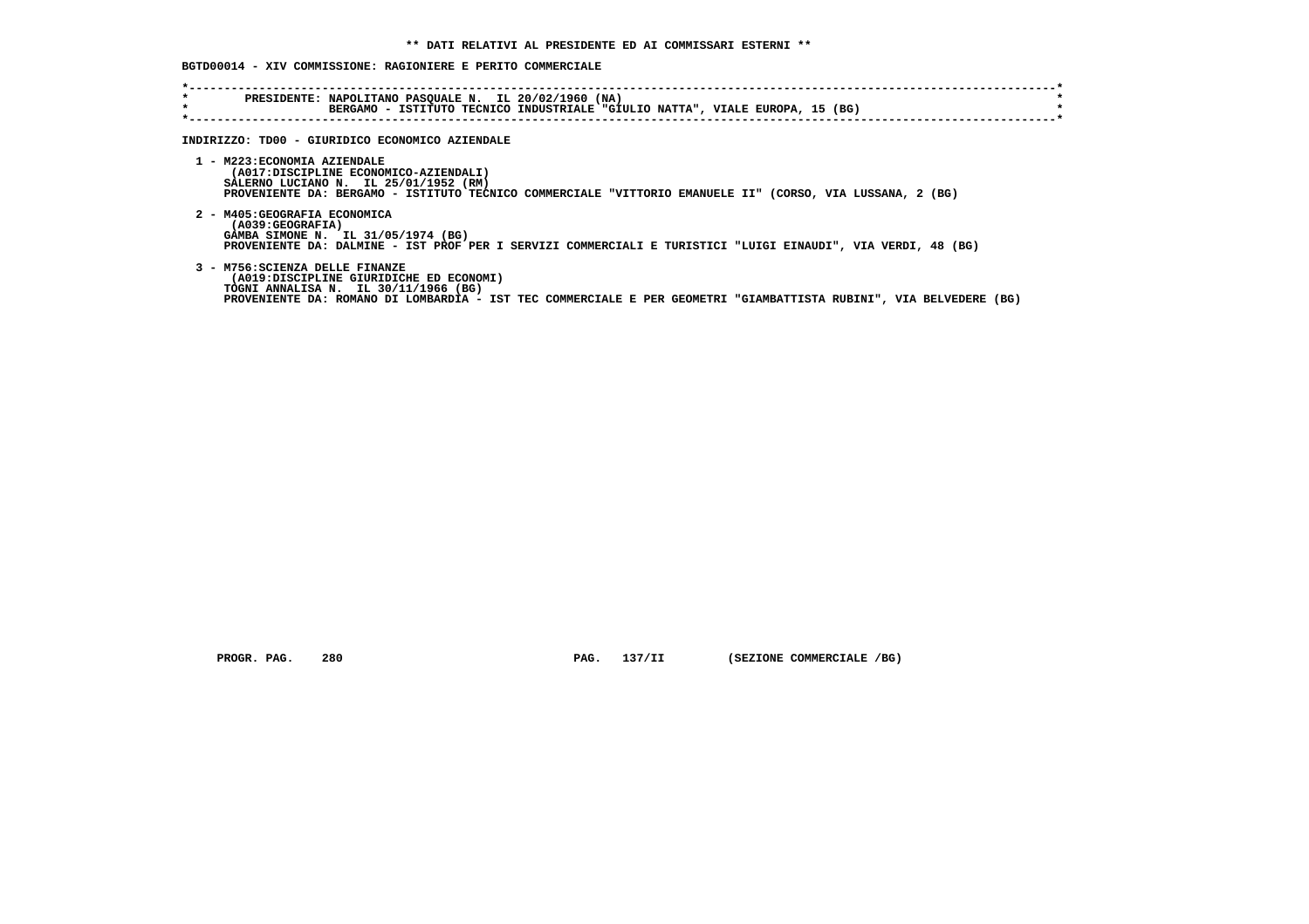**\*\* DATI RELATIVI AL PRESIDENTE ED AI COMMISSARI ESTERNI \*\***

**BGTD00014 - XIV COMMISSIONE: RAGIONIERE E PERITO COMMERCIALE**

```
*----------------------------------------------------------------------------------------------------------------------*
*        PRESIDENTE: NAPOLITANO PASQUALE N.  IL 20/02/1960 (NA)                                                        *
*                    BERGAMO - ISTITUTO TECNICO INDUSTRIALE "GIULIO NATTA", VIALE EUROPA, 15 (BG)                      *
*----------------------------------------------------------------------------------------------------------------------*
```

**INDIRIZZO: TD00 - GIURIDICO ECONOMICO AZIENDALE**

1 - M223:ECONOMIA AZIENDALE
(A017:DISCIPLINE ECONOMICO-AZIENDALI)
SALERNO LUCIANO N. IL 25/01/1952 (RM)
PROVENIENTE DA: BERGAMO - ISTITUTO TECNICO COMMERCIALE "VITTORIO EMANUELE II" (CORSO, VIA LUSSANA, 2 (BG)

2 - M405:GEOGRAFIA ECONOMICA
(A039:GEOGRAFIA)
GAMBA SIMONE N. IL 31/05/1974 (BG)
PROVENIENTE DA: DALMINE - IST PROF PER I SERVIZI COMMERCIALI E TURISTICI "LUIGI EINAUDI", VIA VERDI, 48 (BG)

3 - M756:SCIENZA DELLE FINANZE
(A019:DISCIPLINE GIURIDICHE ED ECONOMI)
TOGNI ANNALISA N. IL 30/11/1966 (BG)
PROVENIENTE DA: ROMANO DI LOMBARDIA - IST TEC COMMERCIALE E PER GEOMETRI "GIAMBATTISTA RUBINI", VIA BELVEDERE (BG)

PROGR. PAG. 280 PAG. 137/II (SEZIONE COMMERCIALE /BG)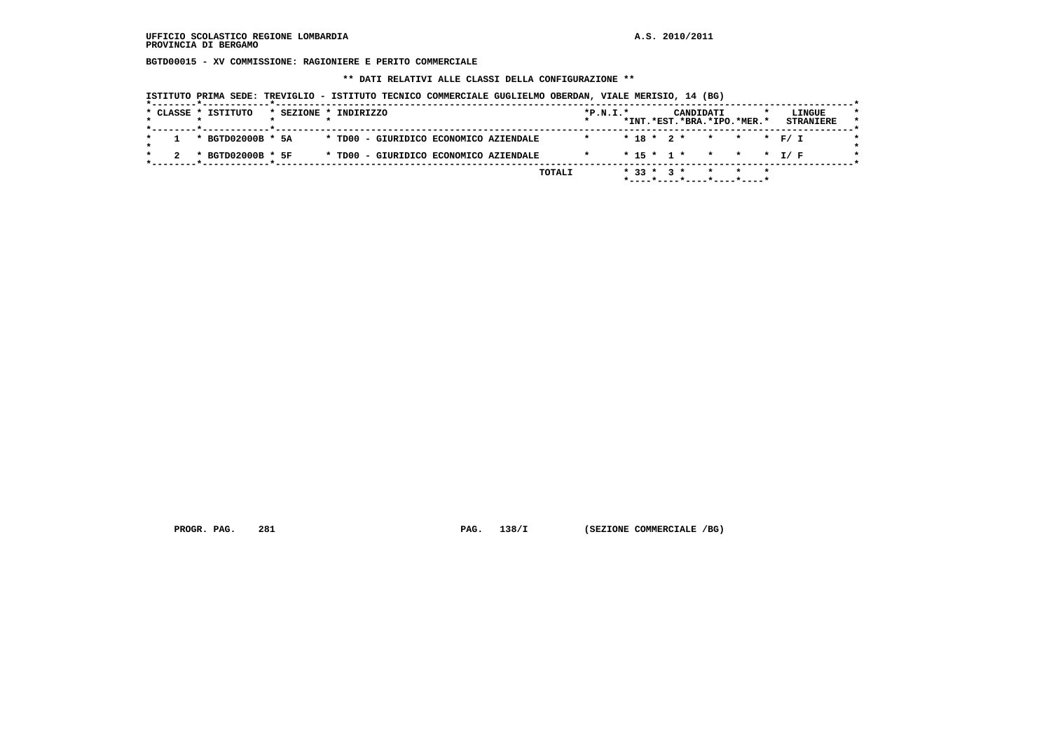**UFFICIO SCOLASTICO REGIONE LOMBARDIA** **A.S. 2010/2011**
**PROVINCIA DI BERGAMO**

**BGTD00015 - XV COMMISSIONE: RAGIONIERE E PERITO COMMERCIALE**

**\*\* DATI RELATIVI ALLE CLASSI DELLA CONFIGURAZIONE \*\***

**ISTITUTO PRIMA SEDE: TREVIGLIO - ISTITUTO TECNICO COMMERCIALE GUGLIELMO OBERDAN, VIALE MERISIO, 14 (BG)**

| CLASSE | ISTITUTO | SEZIONE | INDIRIZZO | P.N.I. | CANDIDATI INT. | CANDIDATI EST. | CANDIDATI BRA. | CANDIDATI IPO. | CANDIDATI MER. | LINGUE STRANIERE |
|---|---|---|---|---|---|---|---|---|---|---|
| 1 | BGTD02000B | 5A | TD00 - GIURIDICO ECONOMICO AZIENDALE | | 18 | 2 | | | | F/ I |
| 2 | BGTD02000B | 5F | TD00 - GIURIDICO ECONOMICO AZIENDALE | | 15 | 1 | | | | I/ F |
| | | | TOTALI | | 33 | 3 | | | | |

**PROGR. PAG. 281** **PAG. 138/I** **(SEZIONE COMMERCIALE /BG)**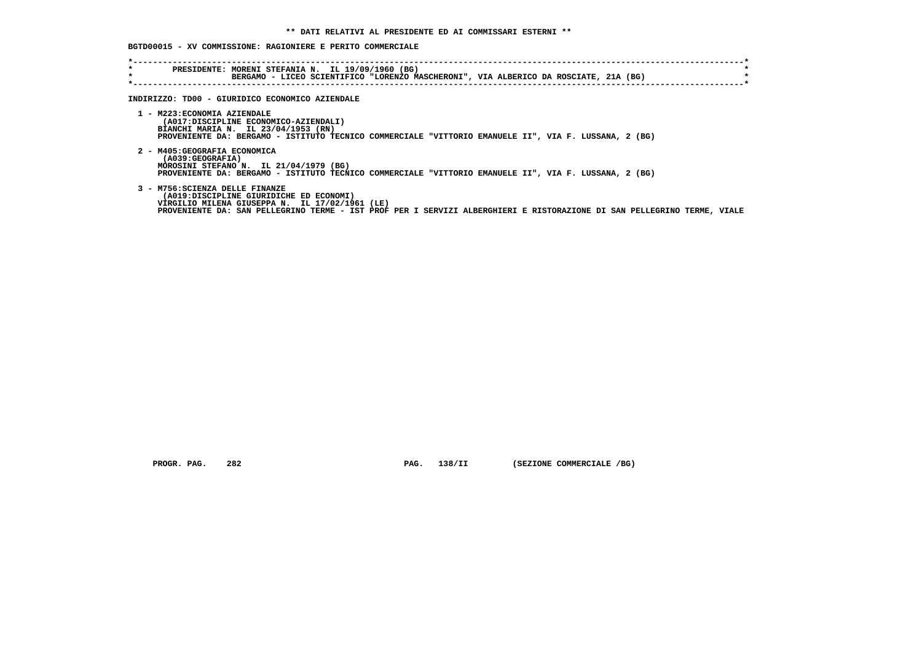** DATI RELATIVI AL PRESIDENTE ED AI COMMISSARI ESTERNI **

BGTD00015 - XV COMMISSIONE: RAGIONIERE E PERITO COMMERCIALE

PRESIDENTE: MORENI STEFANIA N. IL 19/09/1960 (BG)
BERGAMO - LICEO SCIENTIFICO "LORENZO MASCHERONI", VIA ALBERICO DA ROSCIATE, 21A (BG)

INDIRIZZO: TD00 - GIURIDICO ECONOMICO AZIENDALE

1 - M223:ECONOMIA AZIENDALE
(A017:DISCIPLINE ECONOMICO-AZIENDALI)
BIANCHI MARIA N. IL 23/04/1953 (RN)
PROVENIENTE DA: BERGAMO - ISTITUTO TECNICO COMMERCIALE "VITTORIO EMANUELE II", VIA F. LUSSANA, 2 (BG)

2 - M405:GEOGRAFIA ECONOMICA
(A039:GEOGRAFIA)
MOROSINI STEFANO N. IL 21/04/1979 (BG)
PROVENIENTE DA: BERGAMO - ISTITUTO TECNICO COMMERCIALE "VITTORIO EMANUELE II", VIA F. LUSSANA, 2 (BG)

3 - M756:SCIENZA DELLE FINANZE
(A019:DISCIPLINE GIURIDICHE ED ECONOMI)
VIRGILIO MILENA GIUSEPPA N. IL 17/02/1961 (LE)
PROVENIENTE DA: SAN PELLEGRINO TERME - IST PROF PER I SERVIZI ALBERGHIERI E RISTORAZIONE DI SAN PELLEGRINO TERME, VIALE

PROGR. PAG. 282 PAG. 138/II (SEZIONE COMMERCIALE /BG)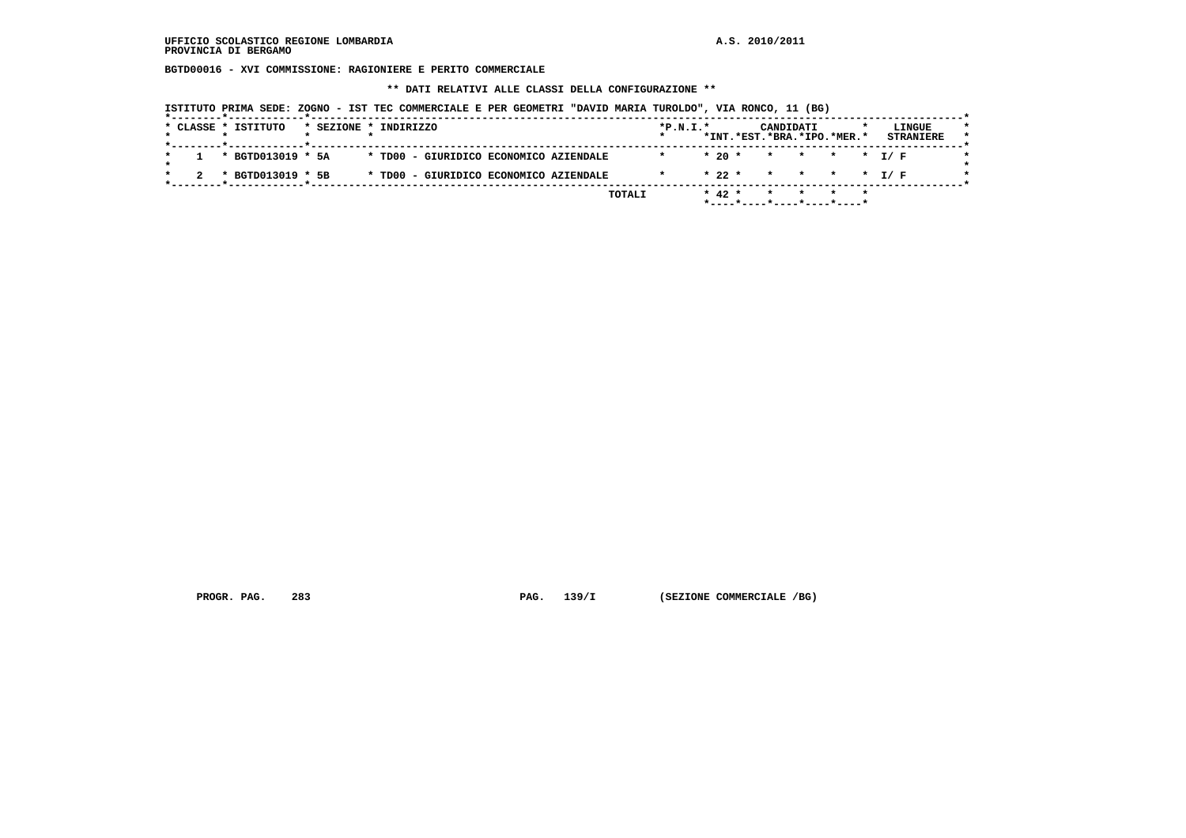UFFICIO SCOLASTICO REGIONE LOMBARDIA
PROVINCIA DI BERGAMO

A.S. 2010/2011

**BGTD00016 - XVI COMMISSIONE: RAGIONIERE E PERITO COMMERCIALE**

**\*\* DATI RELATIVI ALLE CLASSI DELLA CONFIGURAZIONE \*\***

ISTITUTO PRIMA SEDE: ZOGNO - IST TEC COMMERCIALE E PER GEOMETRI "DAVID MARIA TUROLDO", VIA RONCO, 11 (BG)

| CLASSE | ISTITUTO | SEZIONE | INDIRIZZO | P.N.I. | CANDIDATI INT. | CANDIDATI EST. | CANDIDATI BRA. | CANDIDATI IPO. | CANDIDATI MER. | LINGUE STRANIERE |
|---|---|---|---|---|---|---|---|---|---|---|
| 1 | BGTD013019 | 5A | TD00 - GIURIDICO ECONOMICO AZIENDALE | | 20 | | | | | I/ F |
| 2 | BGTD013019 | 5B | TD00 - GIURIDICO ECONOMICO AZIENDALE | | 22 | | | | | I/ F |
| | | | TOTALI | | 42 | | | | | |

PROGR. PAG. 283 PAG. 139/I (SEZIONE COMMERCIALE /BG)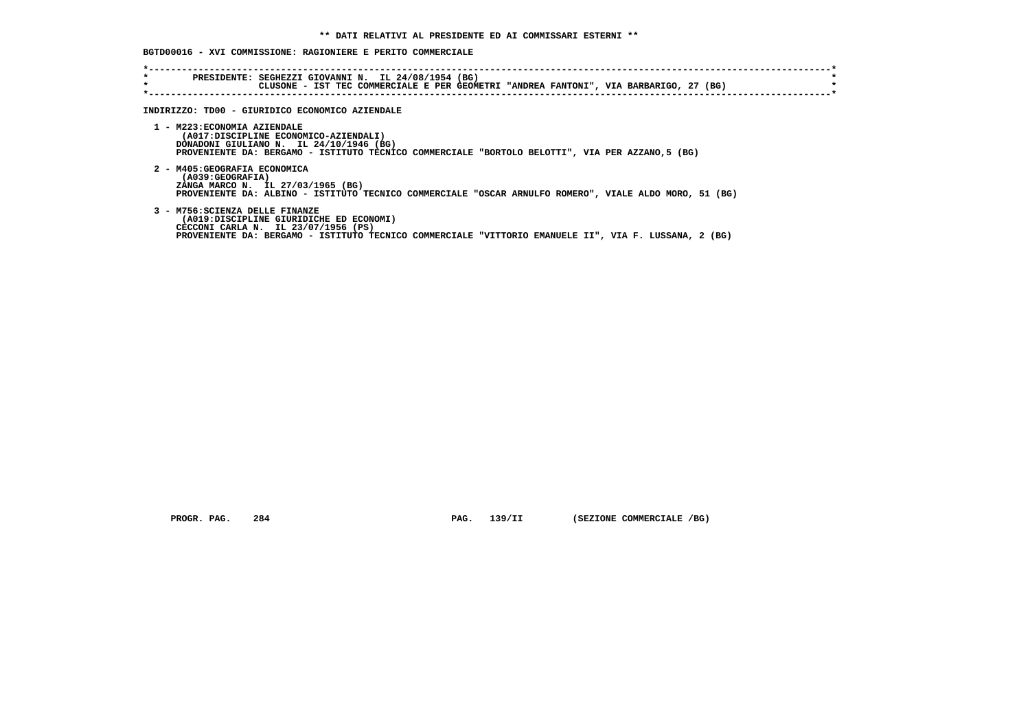**\*\* DATI RELATIVI AL PRESIDENTE ED AI COMMISSARI ESTERNI \*\***

**BGTD00016 - XVI COMMISSIONE: RAGIONIERE E PERITO COMMERCIALE**

```
*----------------------------------------------------------------------------------------------------------------------------*
*        PRESIDENTE: SEGHEZZI GIOVANNI N.  IL 24/08/1954 (BG)                                                                *
*                    CLUSONE - IST TEC COMMERCIALE E PER GEOMETRI "ANDREA FANTONI", VIA BARBARIGO, 27 (BG)                   *
*----------------------------------------------------------------------------------------------------------------------------*
```

**INDIRIZZO: TD00 - GIURIDICO ECONOMICO AZIENDALE**

1 - M223:ECONOMIA AZIENDALE
   (A017:DISCIPLINE ECONOMICO-AZIENDALI)
   DONADONI GIULIANO N. IL 24/10/1946 (BG)
   PROVENIENTE DA: BERGAMO - ISTITUTO TECNICO COMMERCIALE "BORTOLO BELOTTI", VIA PER AZZANO,5 (BG)

2 - M405:GEOGRAFIA ECONOMICA
   (A039:GEOGRAFIA)
   ZANGA MARCO N. IL 27/03/1965 (BG)
   PROVENIENTE DA: ALBINO - ISTITUTO TECNICO COMMERCIALE "OSCAR ARNULFO ROMERO", VIALE ALDO MORO, 51 (BG)

3 - M756:SCIENZA DELLE FINANZE
   (A019:DISCIPLINE GIURIDICHE ED ECONOMI)
   CECCONI CARLA N. IL 23/07/1956 (PS)
   PROVENIENTE DA: BERGAMO - ISTITUTO TECNICO COMMERCIALE "VITTORIO EMANUELE II", VIA F. LUSSANA, 2 (BG)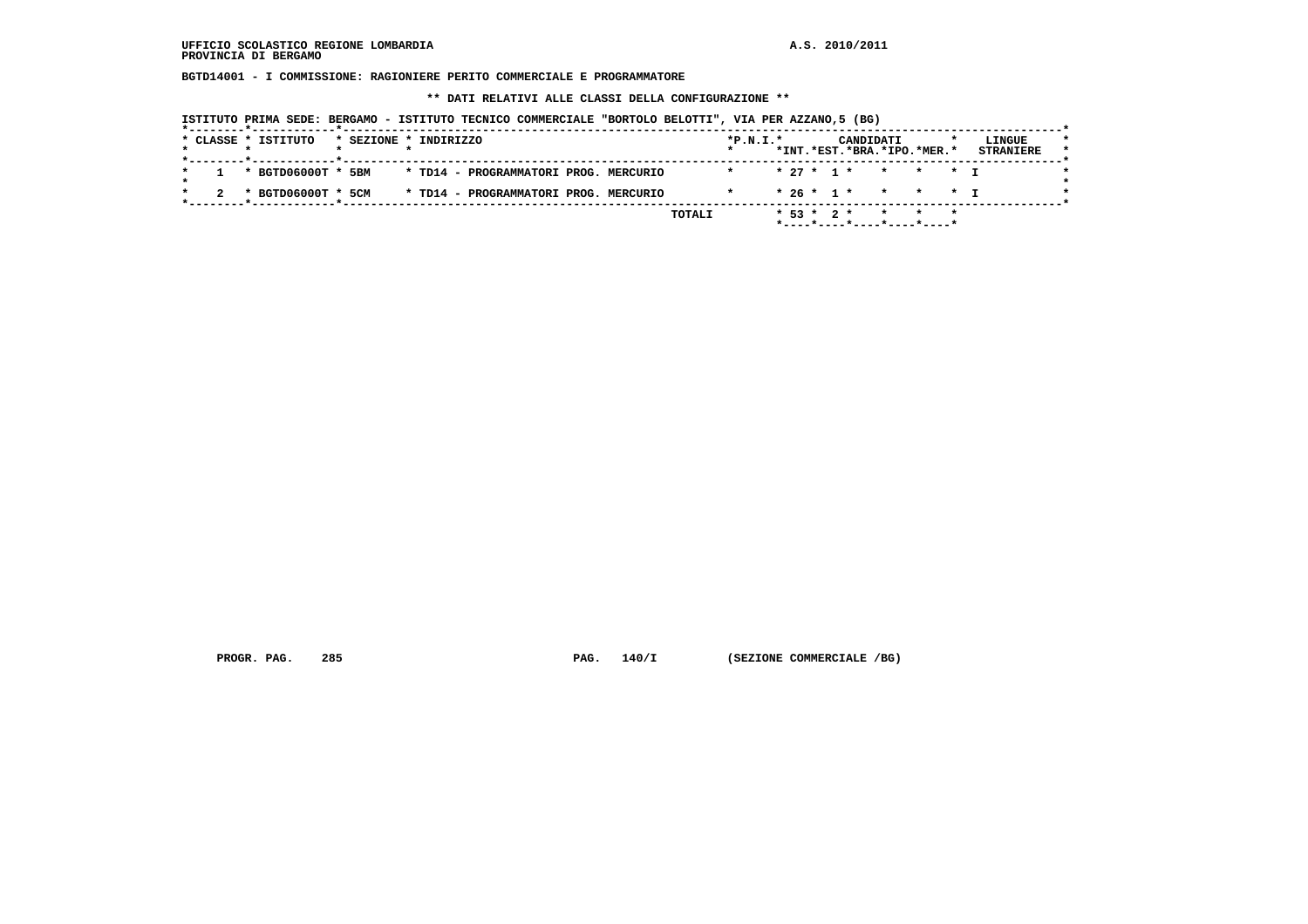BGTD14001 - I COMMISSIONE: RAGIONIERE PERITO COMMERCIALE E PROGRAMMATORE

** DATI RELATIVI ALLE CLASSI DELLA CONFIGURAZIONE **

ISTITUTO PRIMA SEDE: BERGAMO - ISTITUTO TECNICO COMMERCIALE "BORTOLO BELOTTI", VIA PER AZZANO,5 (BG)

| CLASSE | ISTITUTO | SEZIONE | INDIRIZZO | P.N.I. | CANDIDATI INT. | CANDIDATI EST. | CANDIDATI BRA. | CANDIDATI IPO. | CANDIDATI MER. | LINGUE STRANIERE |
|---|---|---|---|---|---|---|---|---|---|---|
| 1 | BGTD06000T | 5BM | TD14 - PROGRAMMATORI PROG. MERCURIO | | 27 | 1 | | | | I |
| 2 | BGTD06000T | 5CM | TD14 - PROGRAMMATORI PROG. MERCURIO | | 26 | 1 | | | | I |
| | | | TOTALI | | 53 | 2 | | | | |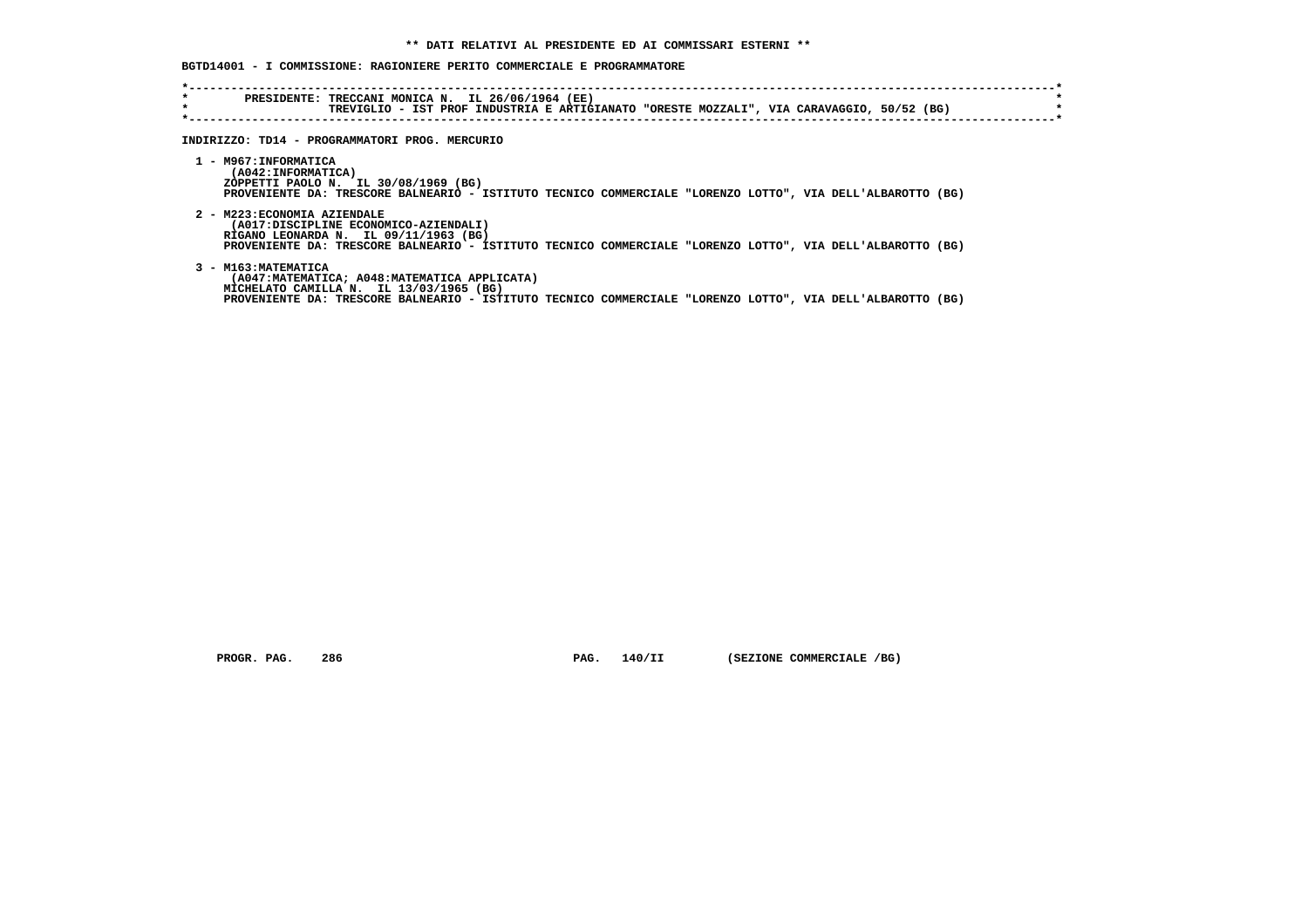** DATI RELATIVI AL PRESIDENTE ED AI COMMISSARI ESTERNI **

**BGTD14001 - I COMMISSIONE: RAGIONIERE PERITO COMMERCIALE E PROGRAMMATORE**

```
*----------------------------------------------------------------------------------------------------------------------*
*        PRESIDENTE: TRECCANI MONICA N.  IL 26/06/1964 (EE)                                                            *
*                    TREVIGLIO - IST PROF INDUSTRIA E ARTIGIANATO "ORESTE MOZZALI", VIA CARAVAGGIO, 50/52 (BG)         *
*----------------------------------------------------------------------------------------------------------------------*
```

INDIRIZZO: TD14 - PROGRAMMATORI PROG. MERCURIO

1 - M967:INFORMATICA
   (A042:INFORMATICA)
   ZOPPETTI PAOLO N.  IL 30/08/1969 (BG)
   PROVENIENTE DA: TRESCORE BALNEARIO - ISTITUTO TECNICO COMMERCIALE "LORENZO LOTTO", VIA DELL'ALBAROTTO (BG)

2 - M223:ECONOMIA AZIENDALE
   (A017:DISCIPLINE ECONOMICO-AZIENDALI)
   RIGANO LEONARDA N.  IL 09/11/1963 (BG)
   PROVENIENTE DA: TRESCORE BALNEARIO - ISTITUTO TECNICO COMMERCIALE "LORENZO LOTTO", VIA DELL'ALBAROTTO (BG)

3 - M163:MATEMATICA
   (A047:MATEMATICA; A048:MATEMATICA APPLICATA)
   MICHELATO CAMILLA N.  IL 13/03/1965 (BG)
   PROVENIENTE DA: TRESCORE BALNEARIO - ISTITUTO TECNICO COMMERCIALE "LORENZO LOTTO", VIA DELL'ALBAROTTO (BG)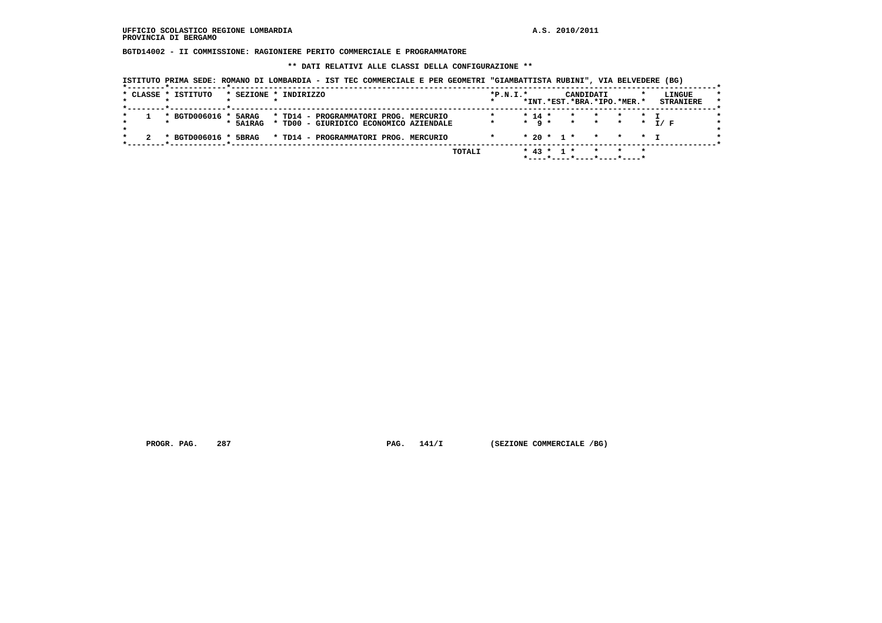BGTD14002 - II COMMISSIONE: RAGIONIERE PERITO COMMERCIALE E PROGRAMMATORE

** DATI RELATIVI ALLE CLASSI DELLA CONFIGURAZIONE **

ISTITUTO PRIMA SEDE: ROMANO DI LOMBARDIA - IST TEC COMMERCIALE E PER GEOMETRI "GIAMBATTISTA RUBINI", VIA BELVEDERE (BG)

| CLASSE | ISTITUTO | SEZIONE | INDIRIZZO | P.N.I. | CANDIDATI INT. | CANDIDATI EST. | CANDIDATI BRA. | CANDIDATI IPO. | CANDIDATI MER. | LINGUE STRANIERE |
|---|---|---|---|---|---|---|---|---|---|---|
| 1 | BGTD006016 | 5ARAG | TD14 - PROGRAMMATORI PROG. MERCURIO | | 14 | | | | | I |
| | | 5A1RAG | TD00 - GIURIDICO ECONOMICO AZIENDALE | | 9 | | | | | I/ F |
| 2 | BGTD006016 | 5BRAG | TD14 - PROGRAMMATORI PROG. MERCURIO | | 20 | 1 | | | | I |
| | | | TOTALI | | 43 | 1 | | | | |

PROGR. PAG. 287 PAG. 141/I (SEZIONE COMMERCIALE /BG)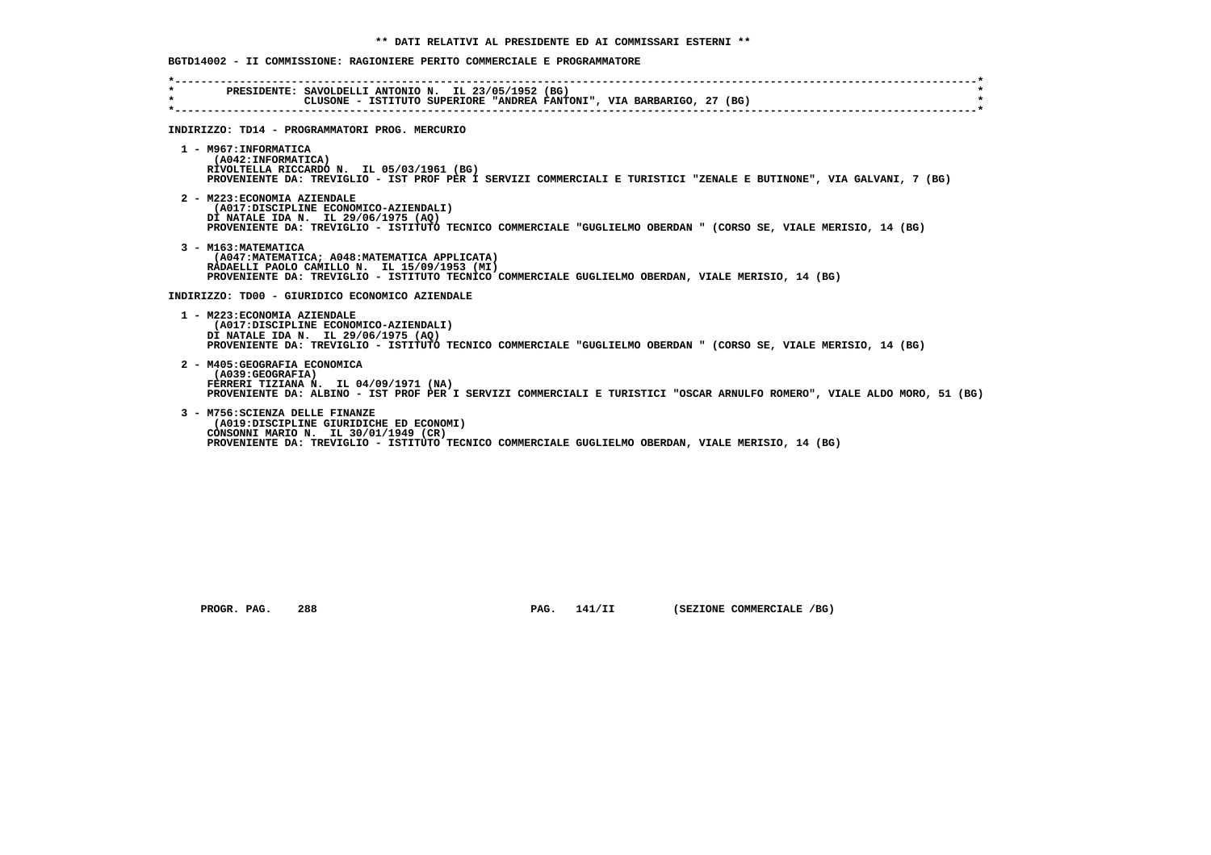**\*\* DATI RELATIVI AL PRESIDENTE ED AI COMMISSARI ESTERNI \*\***

**BGTD14002 - II COMMISSIONE: RAGIONIERE PERITO COMMERCIALE E PROGRAMMATORE**

PRESIDENTE: SAVOLDELLI ANTONIO N. IL 23/05/1952 (BG)
CLUSONE - ISTITUTO SUPERIORE "ANDREA FANTONI", VIA BARBARIGO, 27 (BG)

**INDIRIZZO: TD14 - PROGRAMMATORI PROG. MERCURIO**

1 - M967:INFORMATICA
(A042:INFORMATICA)
RIVOLTELLA RICCARDO N. IL 05/03/1961 (BG)
PROVENIENTE DA: TREVIGLIO - IST PROF PER I SERVIZI COMMERCIALI E TURISTICI "ZENALE E BUTINONE", VIA GALVANI, 7 (BG)

2 - M223:ECONOMIA AZIENDALE
(A017:DISCIPLINE ECONOMICO-AZIENDALI)
DI NATALE IDA N. IL 29/06/1975 (AQ)
PROVENIENTE DA: TREVIGLIO - ISTITUTO TECNICO COMMERCIALE "GUGLIELMO OBERDAN " (CORSO SE, VIALE MERISIO, 14 (BG)

3 - M163:MATEMATICA
(A047:MATEMATICA; A048:MATEMATICA APPLICATA)
RADAELLI PAOLO CAMILLO N. IL 15/09/1953 (MI)
PROVENIENTE DA: TREVIGLIO - ISTITUTO TECNICO COMMERCIALE GUGLIELMO OBERDAN, VIALE MERISIO, 14 (BG)

**INDIRIZZO: TD00 - GIURIDICO ECONOMICO AZIENDALE**

1 - M223:ECONOMIA AZIENDALE
(A017:DISCIPLINE ECONOMICO-AZIENDALI)
DI NATALE IDA N. IL 29/06/1975 (AQ)
PROVENIENTE DA: TREVIGLIO - ISTITUTO TECNICO COMMERCIALE "GUGLIELMO OBERDAN " (CORSO SE, VIALE MERISIO, 14 (BG)

2 - M405:GEOGRAFIA ECONOMICA
(A039:GEOGRAFIA)
FERRERI TIZIANA N. IL 04/09/1971 (NA)
PROVENIENTE DA: ALBINO - IST PROF PER I SERVIZI COMMERCIALI E TURISTICI "OSCAR ARNULFO ROMERO", VIALE ALDO MORO, 51 (BG)

3 - M756:SCIENZA DELLE FINANZE
(A019:DISCIPLINE GIURIDICHE ED ECONOMI)
CONSONNI MARIO N. IL 30/01/1949 (CR)
PROVENIENTE DA: TREVIGLIO - ISTITUTO TECNICO COMMERCIALE GUGLIELMO OBERDAN, VIALE MERISIO, 14 (BG)

PROGR. PAG. 288 PAG. 141/II (SEZIONE COMMERCIALE /BG)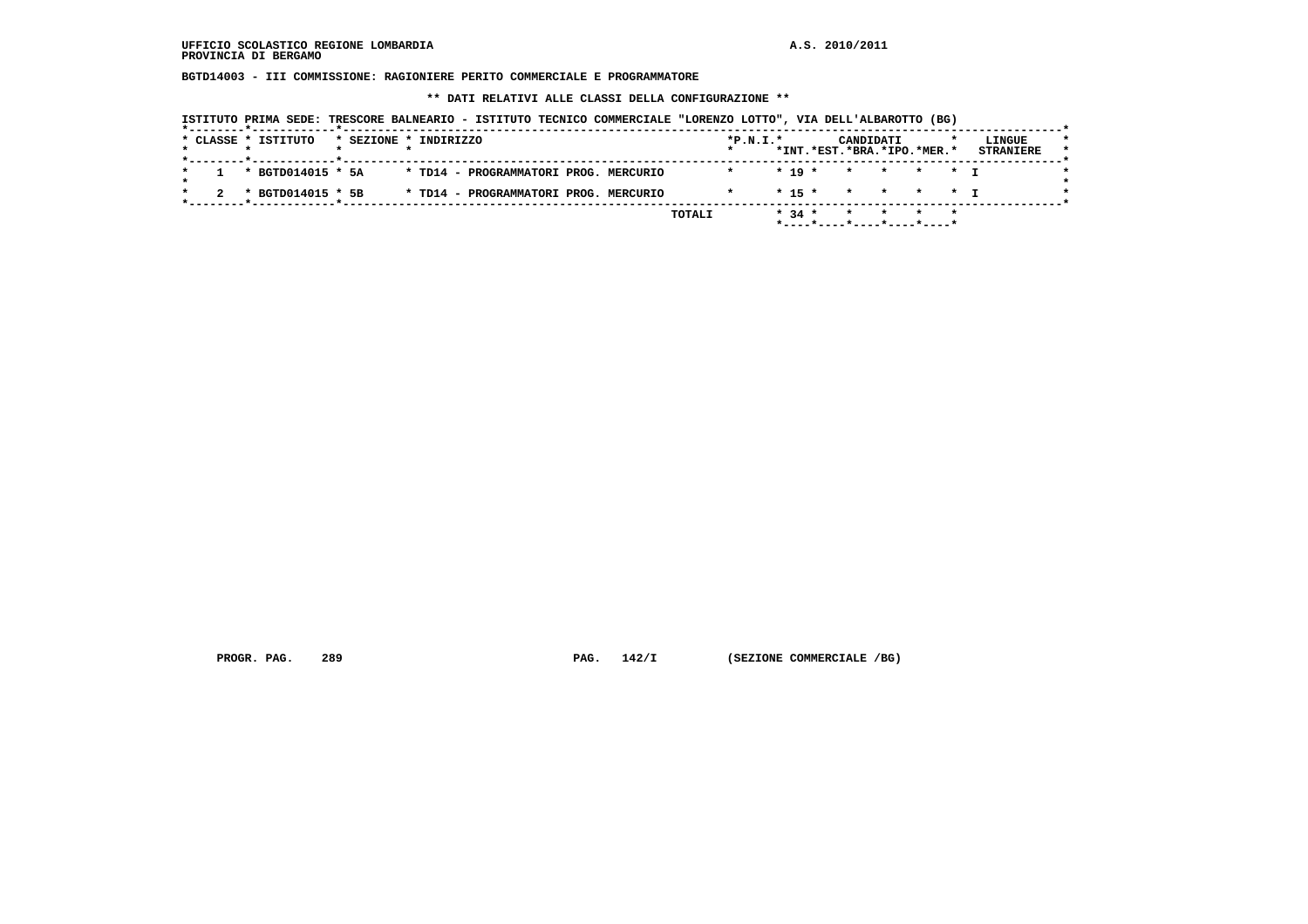UFFICIO SCOLASTICO REGIONE LOMBARDIA  A.S. 2010/2011
PROVINCIA DI BERGAMO

**BGTD14003 - III COMMISSIONE: RAGIONIERE PERITO COMMERCIALE E PROGRAMMATORE**

**\*\* DATI RELATIVI ALLE CLASSI DELLA CONFIGURAZIONE \*\***

ISTITUTO PRIMA SEDE: TRESCORE BALNEARIO - ISTITUTO TECNICO COMMERCIALE "LORENZO LOTTO", VIA DELL'ALBAROTTO (BG)

| CLASSE | ISTITUTO | SEZIONE | INDIRIZZO | P.N.I. | CANDIDATI INT. | CANDIDATI EST. | CANDIDATI BRA. | CANDIDATI IPO. | CANDIDATI MER. | LINGUE STRANIERE |
|---|---|---|---|---|---|---|---|---|---|---|
| 1 | BGTD014015 | 5A | TD14 - PROGRAMMATORI PROG. MERCURIO | | 19 | | | | | I |
| 2 | BGTD014015 | 5B | TD14 - PROGRAMMATORI PROG. MERCURIO | | 15 | | | | | I |
| | | | TOTALI | | 34 | | | | | |

PROGR. PAG. 289  PAG. 142/I  (SEZIONE COMMERCIALE /BG)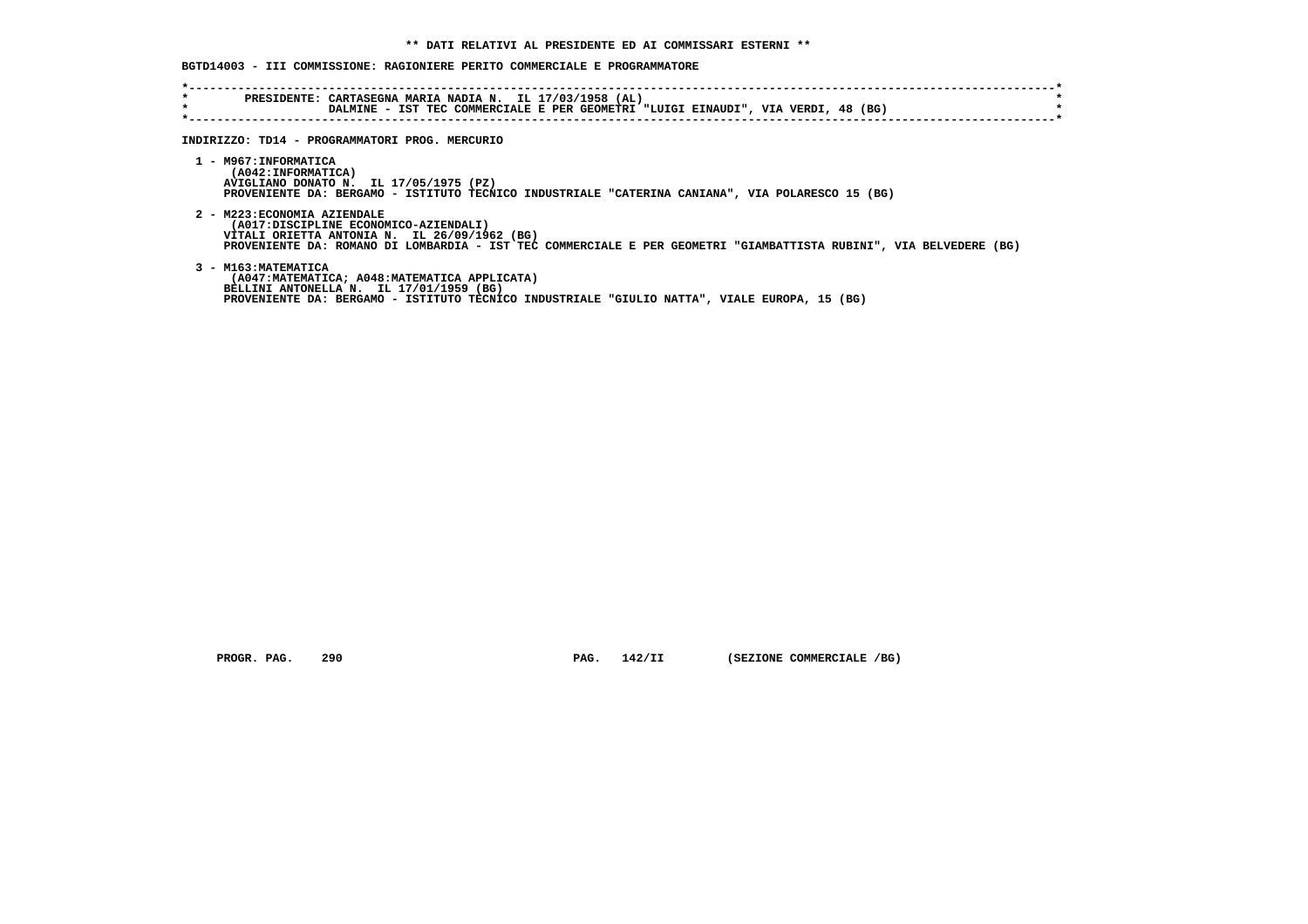** DATI RELATIVI AL PRESIDENTE ED AI COMMISSARI ESTERNI **

**BGTD14003 - III COMMISSIONE: RAGIONIERE PERITO COMMERCIALE E PROGRAMMATORE**

PRESIDENTE: CARTASEGNA MARIA NADIA N. IL 17/03/1958 (AL)
DALMINE - IST TEC COMMERCIALE E PER GEOMETRI "LUIGI EINAUDI", VIA VERDI, 48 (BG)

INDIRIZZO: TD14 - PROGRAMMATORI PROG. MERCURIO

1 - M967:INFORMATICA
(A042:INFORMATICA)
AVIGLIANO DONATO N. IL 17/05/1975 (PZ)
PROVENIENTE DA: BERGAMO - ISTITUTO TECNICO INDUSTRIALE "CATERINA CANIANA", VIA POLARESCO 15 (BG)

2 - M223:ECONOMIA AZIENDALE
(A017:DISCIPLINE ECONOMICO-AZIENDALI)
VITALI ORIETTA ANTONIA N. IL 26/09/1962 (BG)
PROVENIENTE DA: ROMANO DI LOMBARDIA - IST TEC COMMERCIALE E PER GEOMETRI "GIAMBATTISTA RUBINI", VIA BELVEDERE (BG)

3 - M163:MATEMATICA
(A047:MATEMATICA; A048:MATEMATICA APPLICATA)
BELLINI ANTONELLA N. IL 17/01/1959 (BG)
PROVENIENTE DA: BERGAMO - ISTITUTO TECNICO INDUSTRIALE "GIULIO NATTA", VIALE EUROPA, 15 (BG)

PROGR. PAG. 290 PAG. 142/II (SEZIONE COMMERCIALE /BG)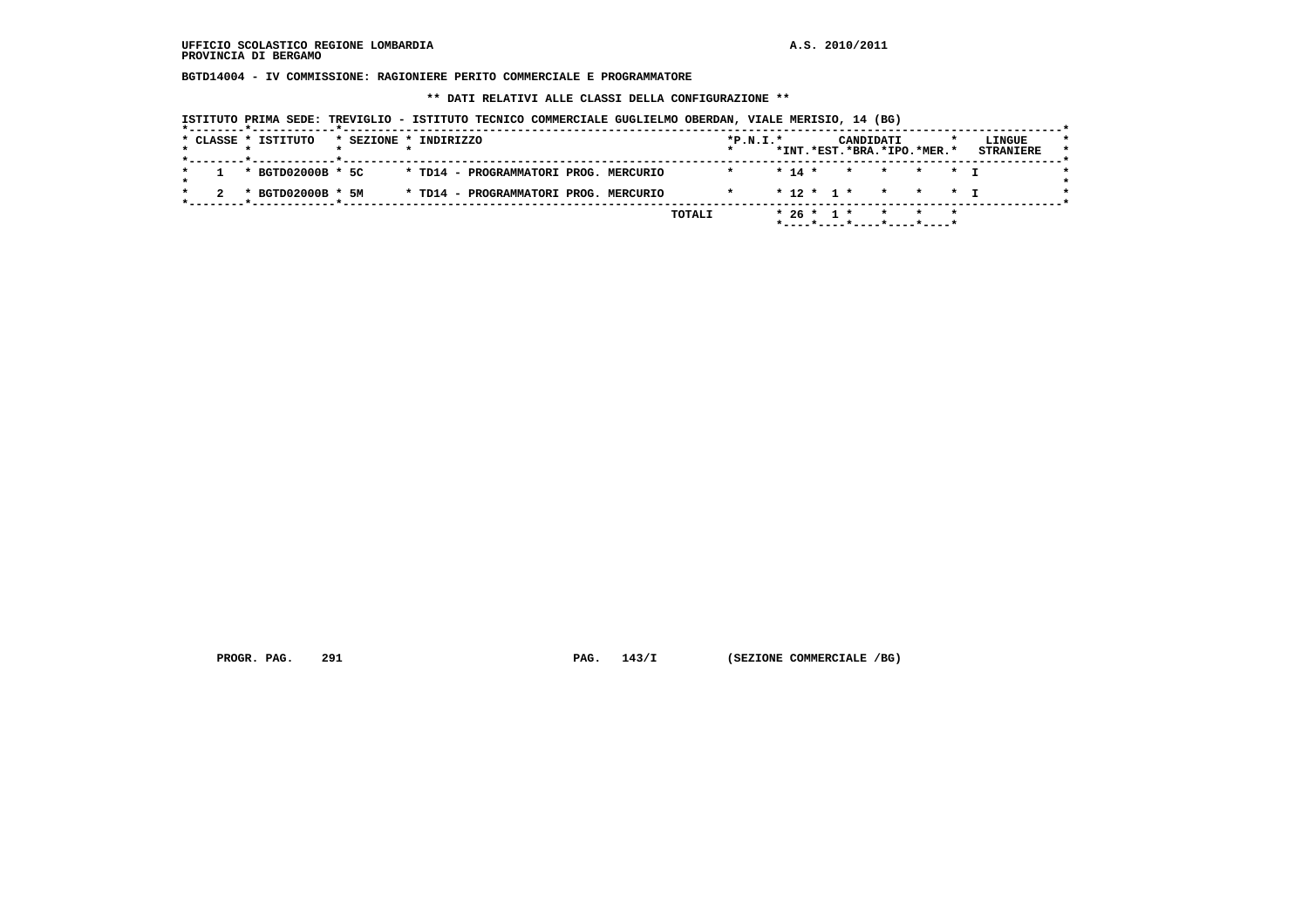UFFICIO SCOLASTICO REGIONE LOMBARDIA

PROVINCIA DI BERGAMO

A.S. 2010/2011

**BGTD14004 - IV COMMISSIONE: RAGIONIERE PERITO COMMERCIALE E PROGRAMMATORE**

**\*\* DATI RELATIVI ALLE CLASSI DELLA CONFIGURAZIONE \*\***

ISTITUTO PRIMA SEDE: TREVIGLIO - ISTITUTO TECNICO COMMERCIALE GUGLIELMO OBERDAN, VIALE MERISIO, 14 (BG)

| CLASSE | ISTITUTO | SEZIONE | INDIRIZZO | P.N.I. | CANDIDATI INT. | EST. | BRA. | IPO. | MER. | LINGUE STRANIERE |
|---|---|---|---|---|---|---|---|---|---|---|
| 1 | BGTD02000B | 5C | TD14 - PROGRAMMATORI PROG. MERCURIO | | 14 | | | | | I |
| 2 | BGTD02000B | 5M | TD14 - PROGRAMMATORI PROG. MERCURIO | | 12 | 1 | | | | I |
| | | | TOTALI | | 26 | 1 | | | | |

PROGR. PAG. 291 PAG. 143/I (SEZIONE COMMERCIALE /BG)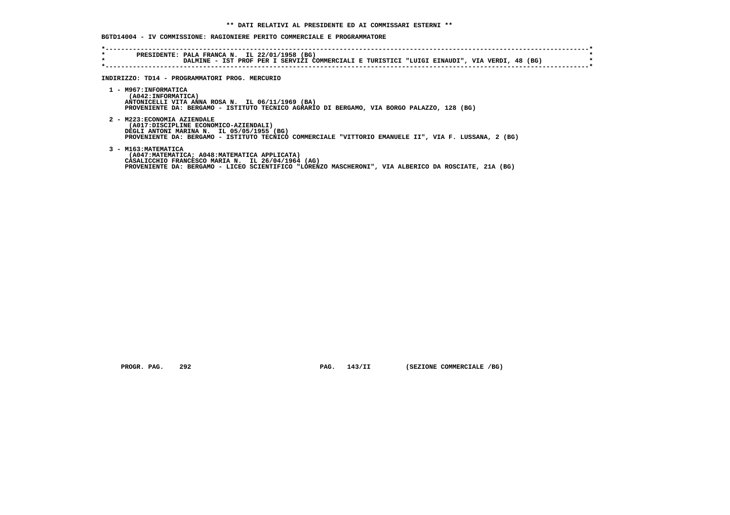## ** DATI RELATIVI AL PRESIDENTE ED AI COMMISSARI ESTERNI **

**BGTD14004 - IV COMMISSIONE: RAGIONIERE PERITO COMMERCIALE E PROGRAMMATORE**

**PRESIDENTE: PALA FRANCA N. IL 22/01/1958 (BG)**
**DALMINE - IST PROF PER I SERVIZI COMMERCIALI E TURISTICI "LUIGI EINAUDI", VIA VERDI, 48 (BG)**

**INDIRIZZO: TD14 - PROGRAMMATORI PROG. MERCURIO**

1 - M967:INFORMATICA
(A042:INFORMATICA)
ANTONICELLI VITA ANNA ROSA N. IL 06/11/1969 (BA)
PROVENIENTE DA: BERGAMO - ISTITUTO TECNICO AGRARIO DI BERGAMO, VIA BORGO PALAZZO, 128 (BG)

2 - M223:ECONOMIA AZIENDALE
(A017:DISCIPLINE ECONOMICO-AZIENDALI)
DEGLI ANTONI MARINA N. IL 05/05/1955 (BG)
PROVENIENTE DA: BERGAMO - ISTITUTO TECNICO COMMERCIALE "VITTORIO EMANUELE II", VIA F. LUSSANA, 2 (BG)

3 - M163:MATEMATICA
(A047:MATEMATICA; A048:MATEMATICA APPLICATA)
CASALICCHIO FRANCESCO MARIA N. IL 26/04/1964 (AG)
PROVENIENTE DA: BERGAMO - LICEO SCIENTIFICO "LORENZO MASCHERONI", VIA ALBERICO DA ROSCIATE, 21A (BG)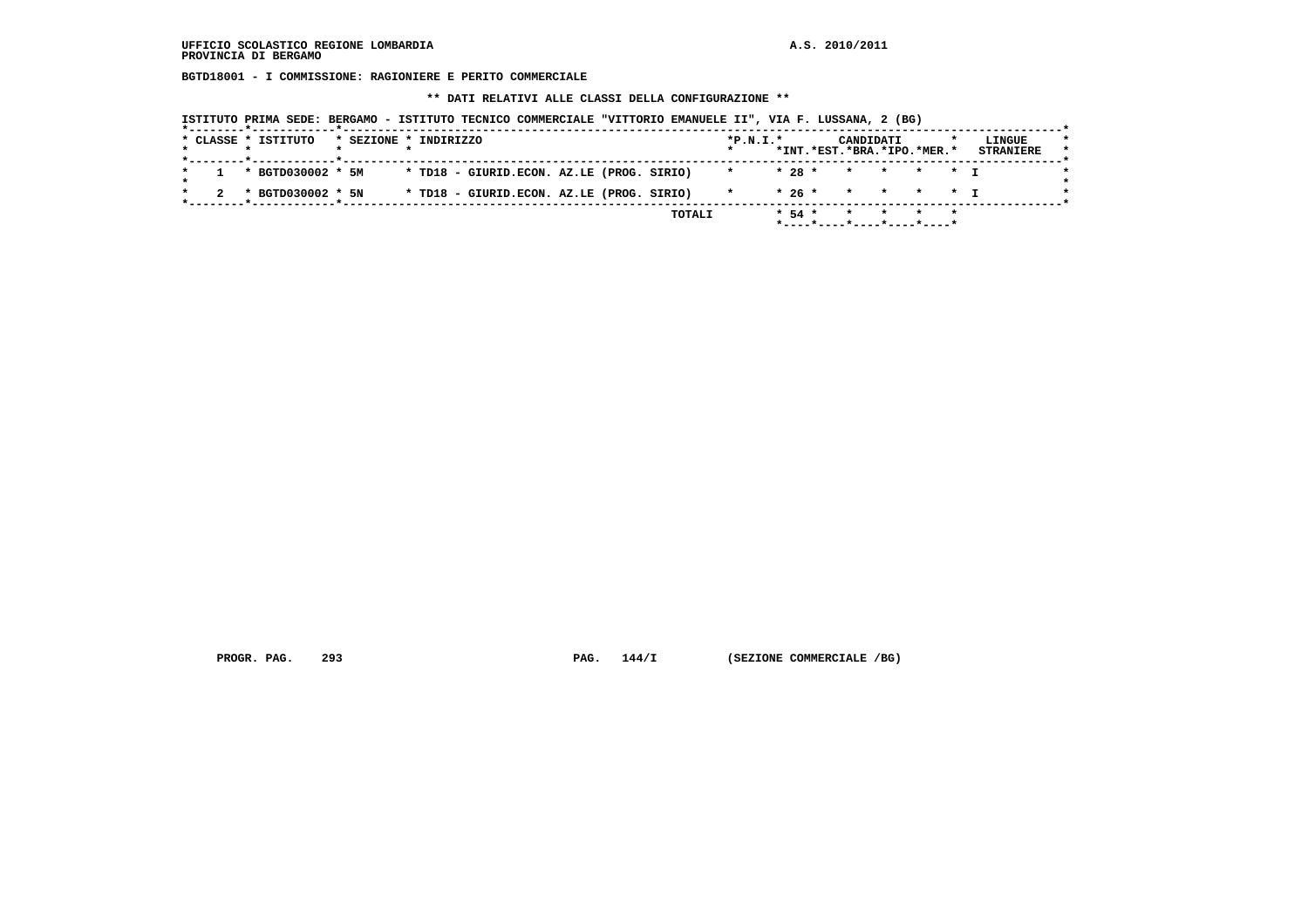**UFFICIO SCOLASTICO REGIONE LOMBARDIA** **A.S. 2010/2011**
**PROVINCIA DI BERGAMO**

**BGTD18001 - I COMMISSIONE: RAGIONIERE E PERITO COMMERCIALE**

**\*\* DATI RELATIVI ALLE CLASSI DELLA CONFIGURAZIONE \*\***

**ISTITUTO PRIMA SEDE: BERGAMO - ISTITUTO TECNICO COMMERCIALE "VITTORIO EMANUELE II", VIA F. LUSSANA, 2 (BG)**

| CLASSE | ISTITUTO | SEZIONE | INDIRIZZO | P.N.I. | CANDIDATI INT. | EST. | BRA. | IPO. | MER. | LINGUE STRANIERE |
|---|---|---|---|---|---|---|---|---|---|---|
| 1 | BGTD030002 | 5M | TD18 - GIURID.ECON. AZ.LE (PROG. SIRIO) | | 28 | | | | | I |
| 2 | BGTD030002 | 5N | TD18 - GIURID.ECON. AZ.LE (PROG. SIRIO) | | 26 | | | | | I |
| | | | TOTALI | | 54 | | | | | |

**PROGR. PAG. 293** **PAG. 144/I** **(SEZIONE COMMERCIALE /BG)**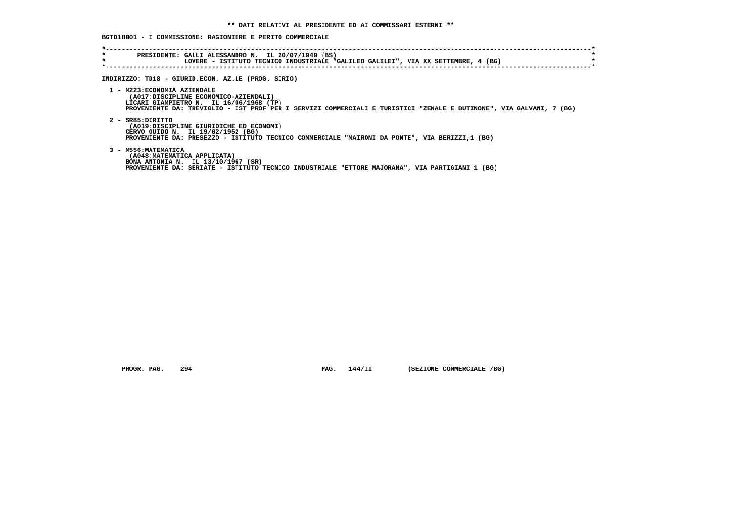** DATI RELATIVI AL PRESIDENTE ED AI COMMISSARI ESTERNI **

BGTD18001 - I COMMISSIONE: RAGIONIERE E PERITO COMMERCIALE

PRESIDENTE: GALLI ALESSANDRO N. IL 20/07/1949 (BS)
LOVERE - ISTITUTO TECNICO INDUSTRIALE "GALILEO GALILEI", VIA XX SETTEMBRE, 4 (BG)

INDIRIZZO: TD18 - GIURID.ECON. AZ.LE (PROG. SIRIO)

1 - M223:ECONOMIA AZIENDALE
(A017:DISCIPLINE ECONOMICO-AZIENDALI)
LICARI GIAMPIETRO N. IL 16/06/1968 (TP)
PROVENIENTE DA: TREVIGLIO - IST PROF PER I SERVIZI COMMERCIALI E TURISTICI "ZENALE E BUTINONE", VIA GALVANI, 7 (BG)

2 - SR85:DIRITTO
(A019:DISCIPLINE GIURIDICHE ED ECONOMI)
CERVO GUIDO N. IL 19/02/1952 (BG)
PROVENIENTE DA: PRESEZZO - ISTITUTO TECNICO COMMERCIALE "MAIRONI DA PONTE", VIA BERIZZI,1 (BG)

3 - M556:MATEMATICA
(A048:MATEMATICA APPLICATA)
BONA ANTONIA N. IL 13/10/1967 (SR)
PROVENIENTE DA: SERIATE - ISTITUTO TECNICO INDUSTRIALE "ETTORE MAJORANA", VIA PARTIGIANI 1 (BG)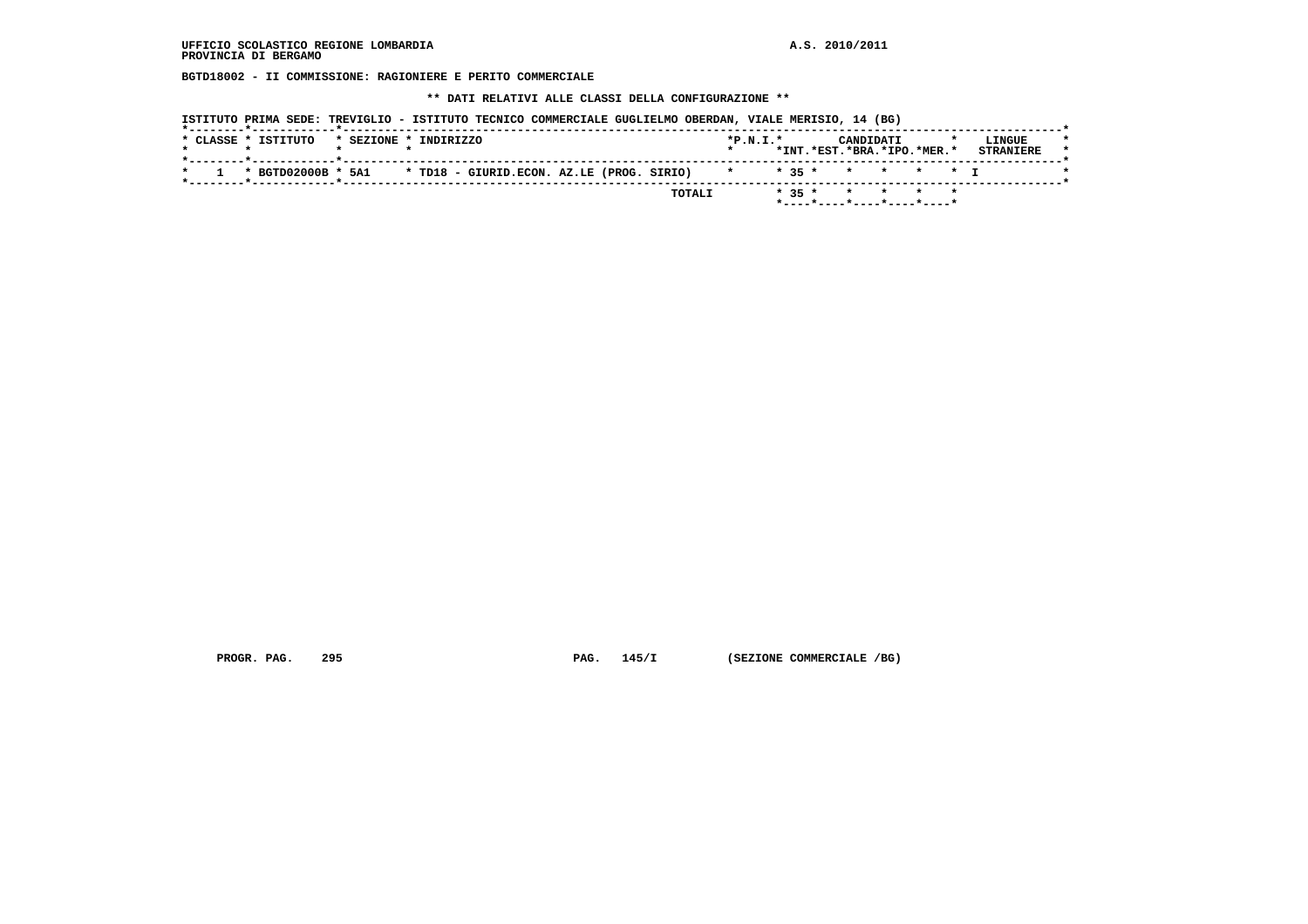UFFICIO SCOLASTICO REGIONE LOMBARDIA

PROVINCIA DI BERGAMO

A.S. 2010/2011

**BGTD18002 - II COMMISSIONE: RAGIONIERE E PERITO COMMERCIALE**

**\*\* DATI RELATIVI ALLE CLASSI DELLA CONFIGURAZIONE \*\***

ISTITUTO PRIMA SEDE: TREVIGLIO - ISTITUTO TECNICO COMMERCIALE GUGLIELMO OBERDAN, VIALE MERISIO, 14 (BG)

| CLASSE | ISTITUTO | SEZIONE | INDIRIZZO | P.N.I. | CANDIDATI INT. | CANDIDATI EST. | CANDIDATI BRA. | CANDIDATI IPO. | CANDIDATI MER. | LINGUE STRANIERE |
|---|---|---|---|---|---|---|---|---|---|---|
| 1 | BGTD02000B | 5A1 | TD18 - GIURID.ECON. AZ.LE (PROG. SIRIO) | | 35 | | | | | I |
| | | | TOTALI | | 35 | | | | | |

PROGR. PAG. 295 PAG. 145/I (SEZIONE COMMERCIALE /BG)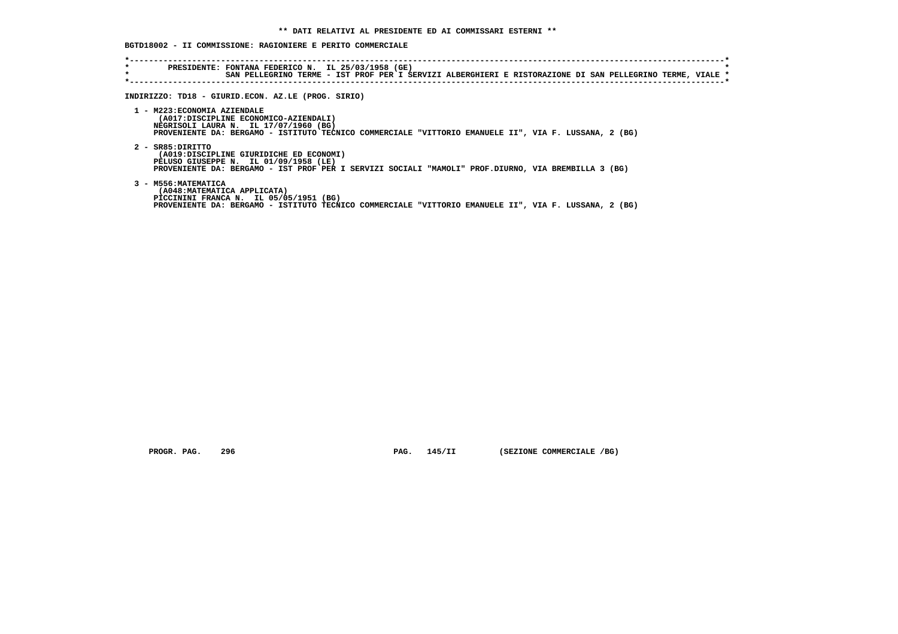**\*\* DATI RELATIVI AL PRESIDENTE ED AI COMMISSARI ESTERNI \*\***

**BGTD18002 - II COMMISSIONE: RAGIONIERE E PERITO COMMERCIALE**

```
*----------------------------------------------------------------------------------------------------------------------*
*        PRESIDENTE: FONTANA FEDERICO N.  IL 25/03/1958 (GE)                                                           *
*                    SAN PELLEGRINO TERME - IST PROF PER I SERVIZI ALBERGHIERI E RISTORAZIONE DI SAN PELLEGRINO TERME, VIALE *
*----------------------------------------------------------------------------------------------------------------------*
```

**INDIRIZZO: TD18 - GIURID.ECON. AZ.LE (PROG. SIRIO)**

1 - M223:ECONOMIA AZIENDALE
(A017:DISCIPLINE ECONOMICO-AZIENDALI)
NEGRISOLI LAURA N. IL 17/07/1960 (BG)
PROVENIENTE DA: BERGAMO - ISTITUTO TECNICO COMMERCIALE "VITTORIO EMANUELE II", VIA F. LUSSANA, 2 (BG)

2 - SR85:DIRITTO
(A019:DISCIPLINE GIURIDICHE ED ECONOMI)
PELUSO GIUSEPPE N. IL 01/09/1958 (LE)
PROVENIENTE DA: BERGAMO - IST PROF PER I SERVIZI SOCIALI "MAMOLI" PROF.DIURNO, VIA BREMBILLA 3 (BG)

3 - M556:MATEMATICA
(A048:MATEMATICA APPLICATA)
PICCININI FRANCA N. IL 05/05/1951 (BG)
PROVENIENTE DA: BERGAMO - ISTITUTO TECNICO COMMERCIALE "VITTORIO EMANUELE II", VIA F. LUSSANA, 2 (BG)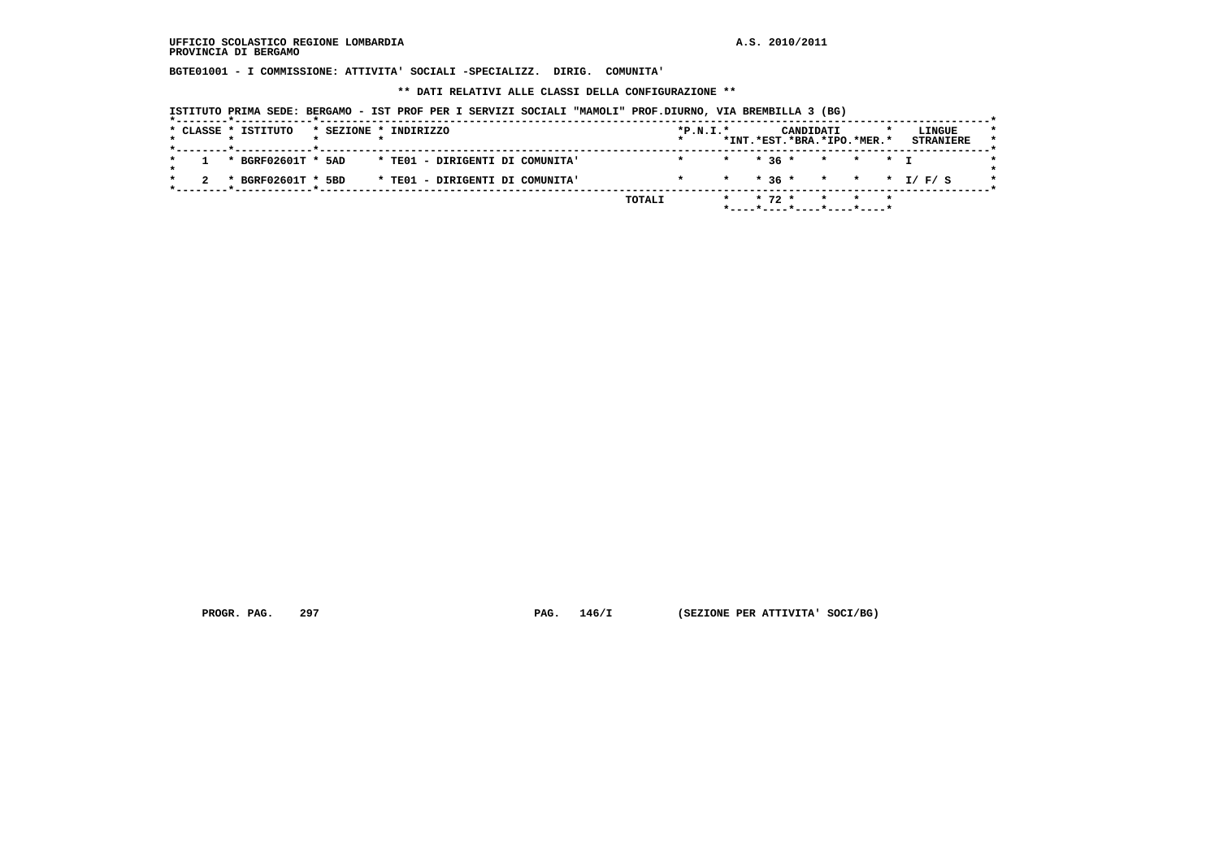UFFICIO SCOLASTICO REGIONE LOMBARDIA A.S. 2010/2011
PROVINCIA DI BERGAMO

**BGTE01001 - I COMMISSIONE: ATTIVITA' SOCIALI -SPECIALIZZ. DIRIG. COMUNITA'**

**\*\* DATI RELATIVI ALLE CLASSI DELLA CONFIGURAZIONE \*\***

ISTITUTO PRIMA SEDE: BERGAMO - IST PROF PER I SERVIZI SOCIALI "MAMOLI" PROF.DIURNO, VIA BREMBILLA 3 (BG)

| CLASSE | ISTITUTO | SEZIONE | INDIRIZZO | P.N.I. | CANDIDATI INT. | CANDIDATI EST. | CANDIDATI BRA. | CANDIDATI IPO. | CANDIDATI MER. | LINGUE STRANIERE |
|---|---|---|---|---|---|---|---|---|---|---|
| 1 | BGRF02601T | 5AD | TE01 - DIRIGENTI DI COMUNITA' | | | 36 | | | | I |
| 2 | BGRF02601T | 5BD | TE01 - DIRIGENTI DI COMUNITA' | | | 36 | | | | I/ F/ S |
| | | | TOTALI | | | 72 | | | | |

PROGR. PAG. 297 PAG. 146/I (SEZIONE PER ATTIVITA' SOCI/BG)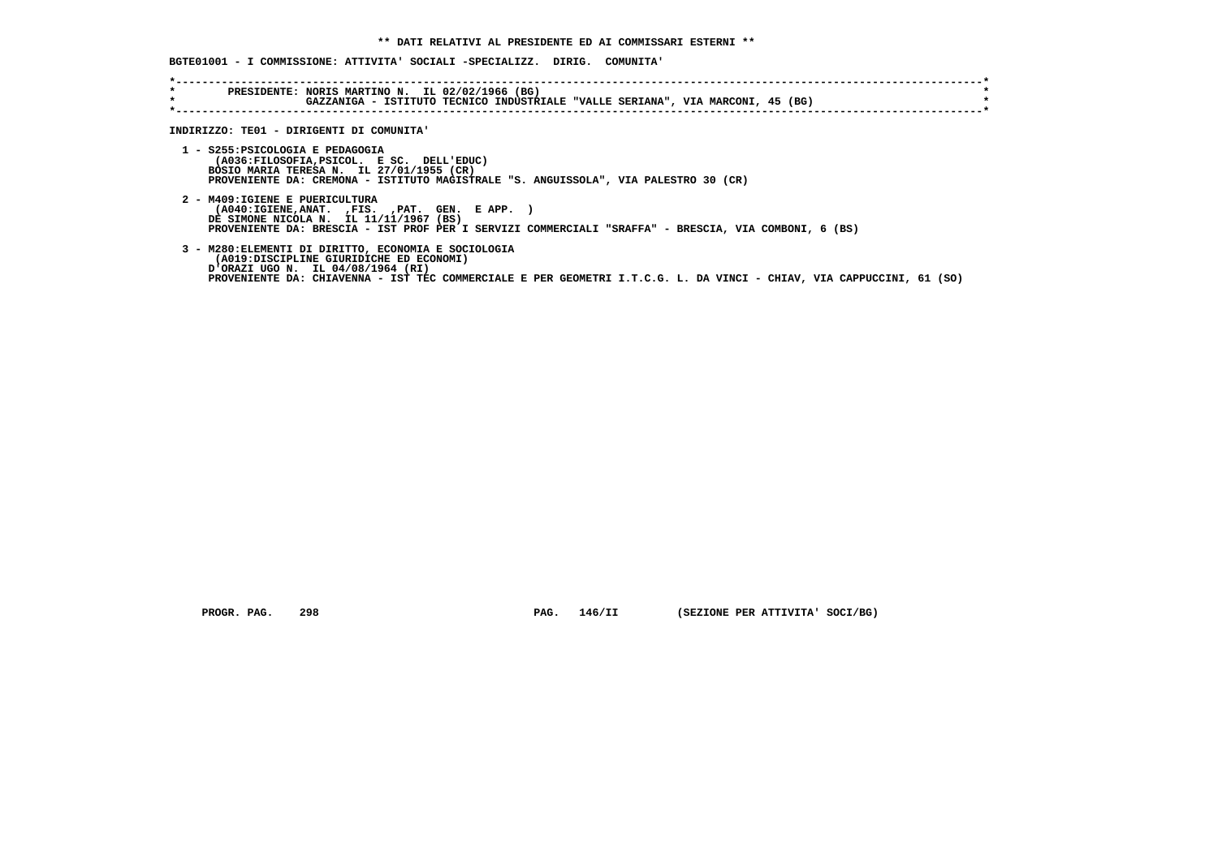**\*\* DATI RELATIVI AL PRESIDENTE ED AI COMMISSARI ESTERNI \*\***

**BGTE01001 - I COMMISSIONE: ATTIVITA' SOCIALI -SPECIALIZZ. DIRIG. COMUNITA'**

PRESIDENTE: NORIS MARTINO N. IL 02/02/1966 (BG)
GAZZANIGA - ISTITUTO TECNICO INDUSTRIALE "VALLE SERIANA", VIA MARCONI, 45 (BG)

INDIRIZZO: TE01 - DIRIGENTI DI COMUNITA'

1 - S255:PSICOLOGIA E PEDAGOGIA
(A036:FILOSOFIA,PSICOL. E SC. DELL'EDUC)
BOSIO MARIA TERESA N. IL 27/01/1955 (CR)
PROVENIENTE DA: CREMONA - ISTITUTO MAGISTRALE "S. ANGUISSOLA", VIA PALESTRO 30 (CR)

2 - M409:IGIENE E PUERICULTURA
(A040:IGIENE,ANAT. ,FIS. ,PAT. GEN. E APP. )
DE SIMONE NICOLA N. IL 11/11/1967 (BS)
PROVENIENTE DA: BRESCIA - IST PROF PER I SERVIZI COMMERCIALI "SRAFFA" - BRESCIA, VIA COMBONI, 6 (BS)

3 - M280:ELEMENTI DI DIRITTO, ECONOMIA E SOCIOLOGIA
(A019:DISCIPLINE GIURIDICHE ED ECONOMI)
D'ORAZI UGO N. IL 04/08/1964 (RI)
PROVENIENTE DA: CHIAVENNA - IST TEC COMMERCIALE E PER GEOMETRI I.T.C.G. L. DA VINCI - CHIAV, VIA CAPPUCCINI, 61 (SO)

PROGR. PAG. 298 PAG. 146/II (SEZIONE PER ATTIVITA' SOCI/BG)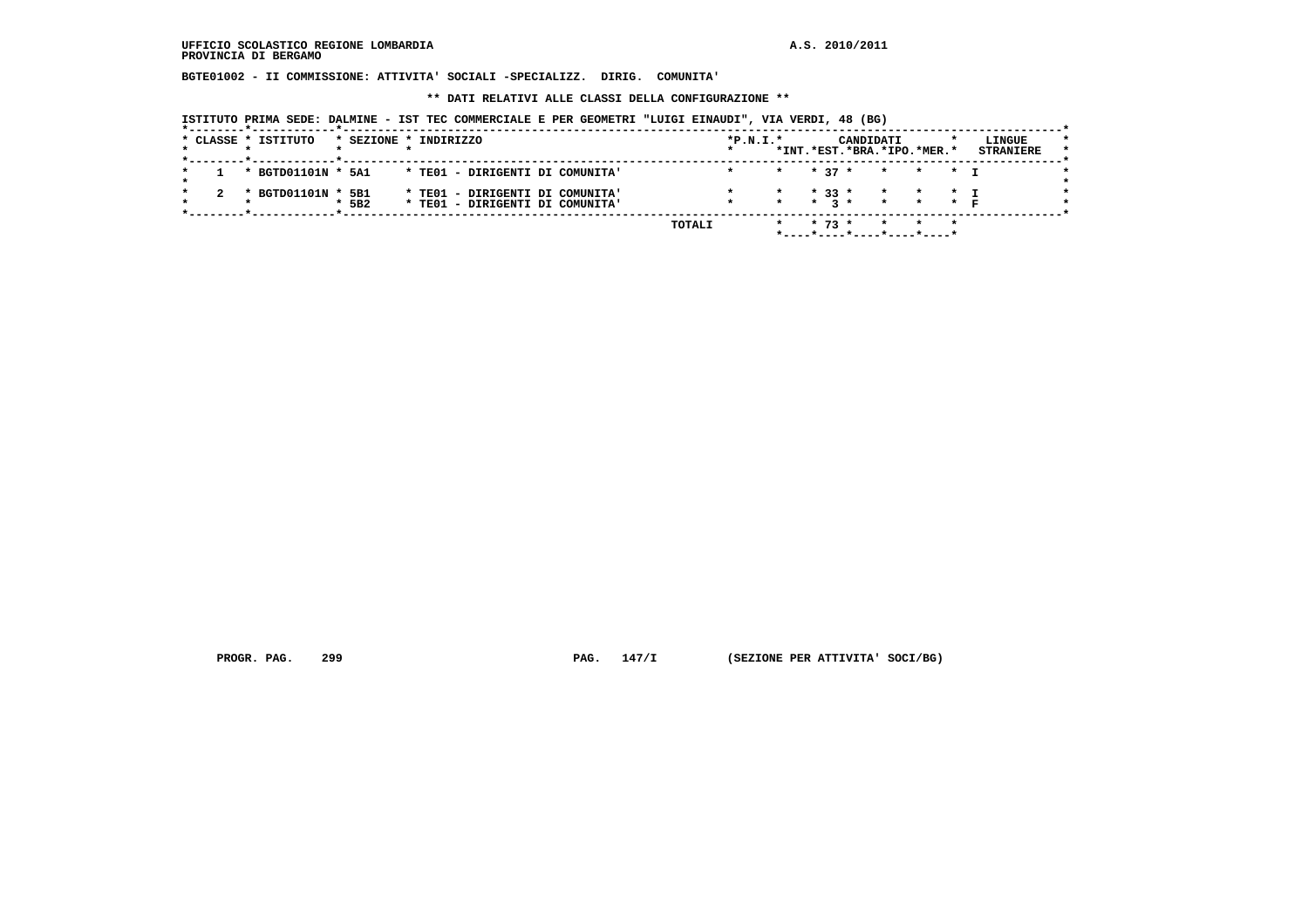UFFICIO SCOLASTICO REGIONE LOMBARDIA
PROVINCIA DI BERGAMO

A.S. 2010/2011

BGTE01002 - II COMMISSIONE: ATTIVITA' SOCIALI -SPECIALIZZ. DIRIG. COMUNITA'

** DATI RELATIVI ALLE CLASSI DELLA CONFIGURAZIONE **

ISTITUTO PRIMA SEDE: DALMINE - IST TEC COMMERCIALE E PER GEOMETRI "LUIGI EINAUDI", VIA VERDI, 48 (BG)

| CLASSE | ISTITUTO | SEZIONE | INDIRIZZO | P.N.I. | CANDIDATI INT. | CANDIDATI EST. | CANDIDATI BRA. | CANDIDATI IPO. | CANDIDATI MER. | LINGUE STRANIERE |
|---|---|---|---|---|---|---|---|---|---|---|
| 1 | BGTD01101N | 5A1 | TE01 - DIRIGENTI DI COMUNITA' | | | 37 | | | | I |
| 2 | BGTD01101N | 5B1 | TE01 - DIRIGENTI DI COMUNITA' | | | 33 | | | | I |
| | | 5B2 | TE01 - DIRIGENTI DI COMUNITA' | | | 3 | | | | F |
| | | | TOTALI | | | 73 | | | | |

PROGR. PAG. 299

PAG. 147/I (SEZIONE PER ATTIVITA' SOCI/BG)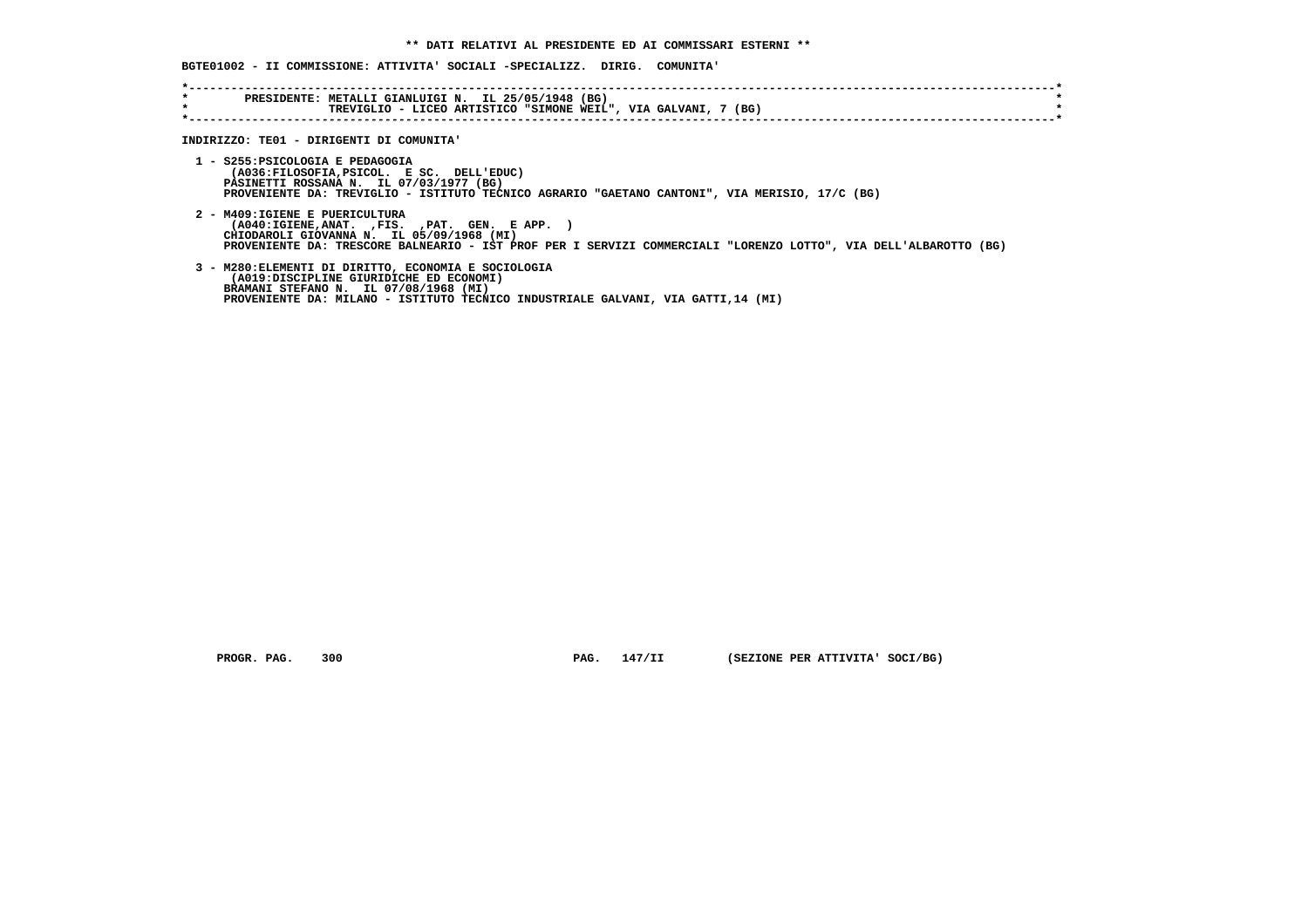** DATI RELATIVI AL PRESIDENTE ED AI COMMISSARI ESTERNI **

BGTE01002 - II COMMISSIONE: ATTIVITA' SOCIALI -SPECIALIZZ. DIRIG. COMUNITA'

```
*---------------------------------------------------------------------------------------------------------------------------*
*        PRESIDENTE: METALLI GIANLUIGI N.  IL 25/05/1948 (BG)                                                               *
*                    TREVIGLIO - LICEO ARTISTICO "SIMONE WEIL", VIA GALVANI, 7 (BG)                                         *
*---------------------------------------------------------------------------------------------------------------------------*
```

INDIRIZZO: TE01 - DIRIGENTI DI COMUNITA'

1 - S255:PSICOLOGIA E PEDAGOGIA
   (A036:FILOSOFIA,PSICOL. E SC. DELL'EDUC)
   PASINETTI ROSSANA N. IL 07/03/1977 (BG)
   PROVENIENTE DA: TREVIGLIO - ISTITUTO TECNICO AGRARIO "GAETANO CANTONI", VIA MERISIO, 17/C (BG)

2 - M409:IGIENE E PUERICULTURA
   (A040:IGIENE,ANAT. ,FIS. ,PAT. GEN. E APP. )
   CHIODAROLI GIOVANNA N. IL 05/09/1968 (MI)
   PROVENIENTE DA: TRESCORE BALNEARIO - IST PROF PER I SERVIZI COMMERCIALI "LORENZO LOTTO", VIA DELL'ALBAROTTO (BG)

3 - M280:ELEMENTI DI DIRITTO, ECONOMIA E SOCIOLOGIA
   (A019:DISCIPLINE GIURIDICHE ED ECONOMI)
   BRAMANI STEFANO N. IL 07/08/1968 (MI)
   PROVENIENTE DA: MILANO - ISTITUTO TECNICO INDUSTRIALE GALVANI, VIA GATTI,14 (MI)

PROGR. PAG. 300 PAG. 147/II (SEZIONE PER ATTIVITA' SOCI/BG)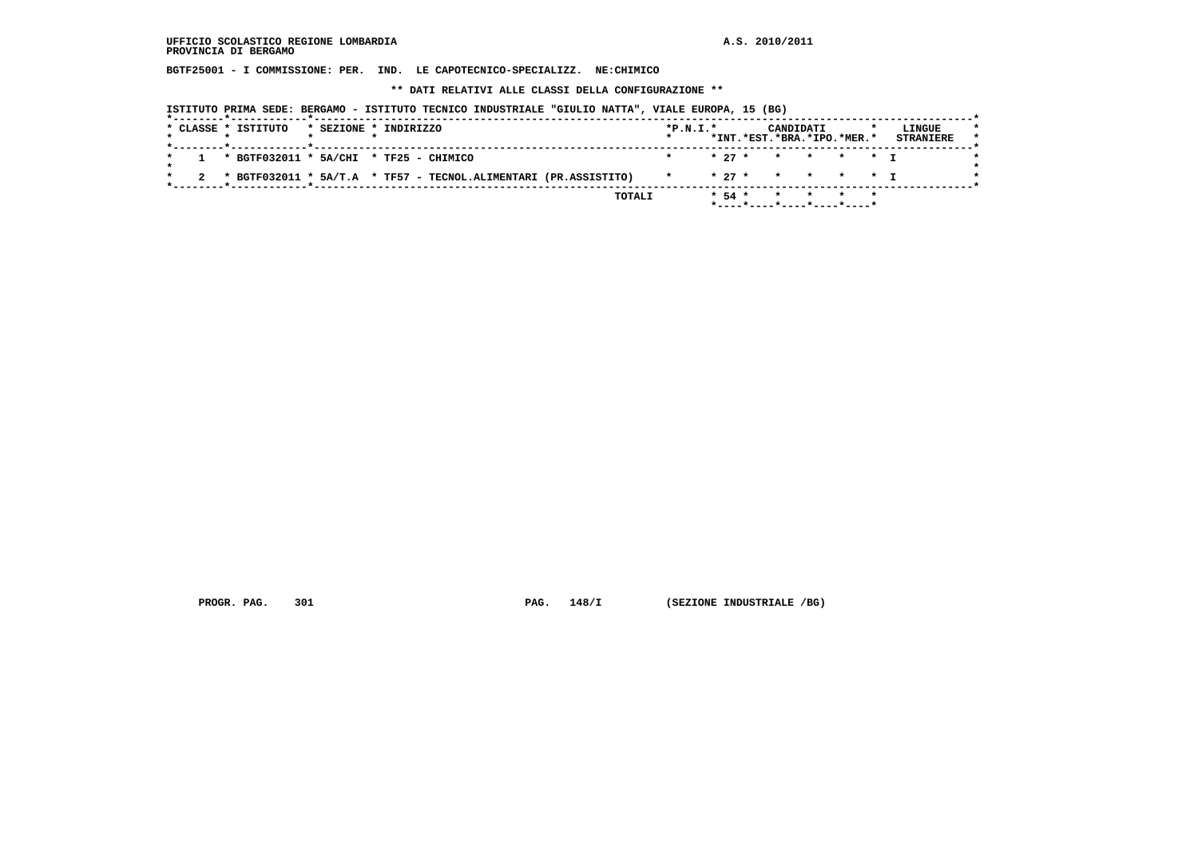UFFICIO SCOLASTICO REGIONE LOMBARDIA
PROVINCIA DI BERGAMO

A.S. 2010/2011

**BGTF25001 - I COMMISSIONE: PER. IND. LE CAPOTECNICO-SPECIALIZZ. NE:CHIMICO**

**\*\* DATI RELATIVI ALLE CLASSI DELLA CONFIGURAZIONE \*\***

ISTITUTO PRIMA SEDE: BERGAMO - ISTITUTO TECNICO INDUSTRIALE "GIULIO NATTA", VIALE EUROPA, 15 (BG)

| CLASSE | ISTITUTO | SEZIONE | INDIRIZZO | P.N.I. | CANDIDATI INT. | CANDIDATI EST. | CANDIDATI BRA. | CANDIDATI IPO. | CANDIDATI MER. | LINGUE STRANIERE |
|---|---|---|---|---|---|---|---|---|---|---|
| 1 | BGTF032011 | 5A/CHI | TF25 - CHIMICO | | 27 | | | | | I |
| 2 | BGTF032011 | 5A/T.A | TF57 - TECNOL.ALIMENTARI (PR.ASSISTITO) | | 27 | | | | | I |
| | | | TOTALI | | 54 | | | | | |

PROGR. PAG. 301 PAG. 148/I (SEZIONE INDUSTRIALE /BG)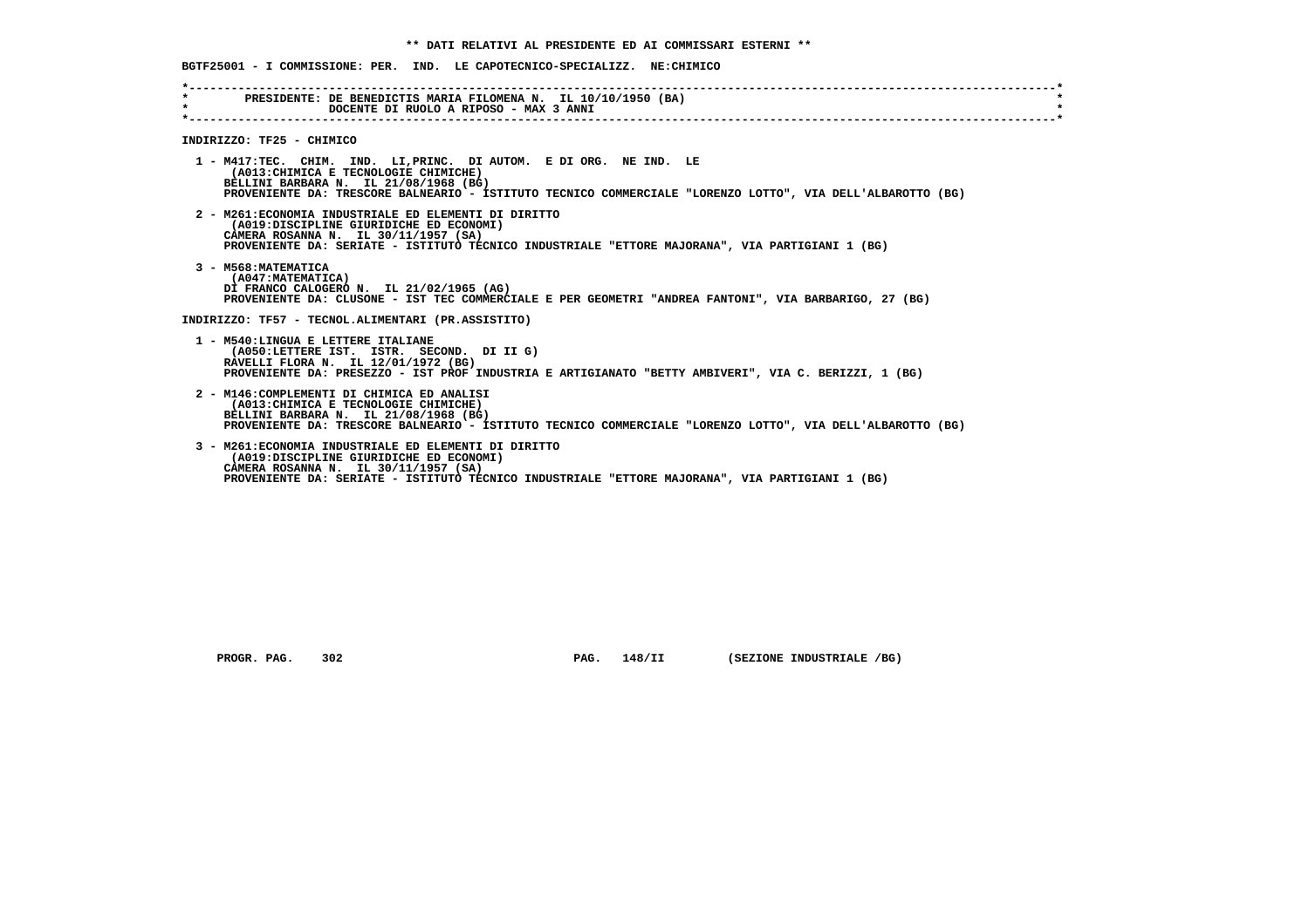** DATI RELATIVI AL PRESIDENTE ED AI COMMISSARI ESTERNI **

BGTF25001 - I COMMISSIONE: PER. IND. LE CAPOTECNICO-SPECIALIZZ. NE:CHIMICO

PRESIDENTE: DE BENEDICTIS MARIA FILOMENA N. IL 10/10/1950 (BA)
DOCENTE DI RUOLO A RIPOSO - MAX 3 ANNI

INDIRIZZO: TF25 - CHIMICO

1 - M417:TEC. CHIM. IND. LI,PRINC. DI AUTOM. E DI ORG. NE IND. LE
(A013:CHIMICA E TECNOLOGIE CHIMICHE)
BELLINI BARBARA N. IL 21/08/1968 (BG)
PROVENIENTE DA: TRESCORE BALNEARIO - ISTITUTO TECNICO COMMERCIALE "LORENZO LOTTO", VIA DELL'ALBAROTTO (BG)

2 - M261:ECONOMIA INDUSTRIALE ED ELEMENTI DI DIRITTO
(A019:DISCIPLINE GIURIDICHE ED ECONOMI)
CAMERA ROSANNA N. IL 30/11/1957 (SA)
PROVENIENTE DA: SERIATE - ISTITUTO TECNICO INDUSTRIALE "ETTORE MAJORANA", VIA PARTIGIANI 1 (BG)

3 - M568:MATEMATICA
(A047:MATEMATICA)
DI FRANCO CALOGERO N. IL 21/02/1965 (AG)
PROVENIENTE DA: CLUSONE - IST TEC COMMERCIALE E PER GEOMETRI "ANDREA FANTONI", VIA BARBARIGO, 27 (BG)

INDIRIZZO: TF57 - TECNOL.ALIMENTARI (PR.ASSISTITO)

1 - M540:LINGUA E LETTERE ITALIANE
(A050:LETTERE IST. ISTR. SECOND. DI II G)
RAVELLI FLORA N. IL 12/01/1972 (BG)
PROVENIENTE DA: PRESEZZO - IST PROF INDUSTRIA E ARTIGIANATO "BETTY AMBIVERI", VIA C. BERIZZI, 1 (BG)

2 - M146:COMPLEMENTI DI CHIMICA ED ANALISI
(A013:CHIMICA E TECNOLOGIE CHIMICHE)
BELLINI BARBARA N. IL 21/08/1968 (BG)
PROVENIENTE DA: TRESCORE BALNEARIO - ISTITUTO TECNICO COMMERCIALE "LORENZO LOTTO", VIA DELL'ALBAROTTO (BG)

3 - M261:ECONOMIA INDUSTRIALE ED ELEMENTI DI DIRITTO
(A019:DISCIPLINE GIURIDICHE ED ECONOMI)
CAMERA ROSANNA N. IL 30/11/1957 (SA)
PROVENIENTE DA: SERIATE - ISTITUTO TECNICO INDUSTRIALE "ETTORE MAJORANA", VIA PARTIGIANI 1 (BG)

PROGR. PAG. 302 PAG. 148/II (SEZIONE INDUSTRIALE /BG)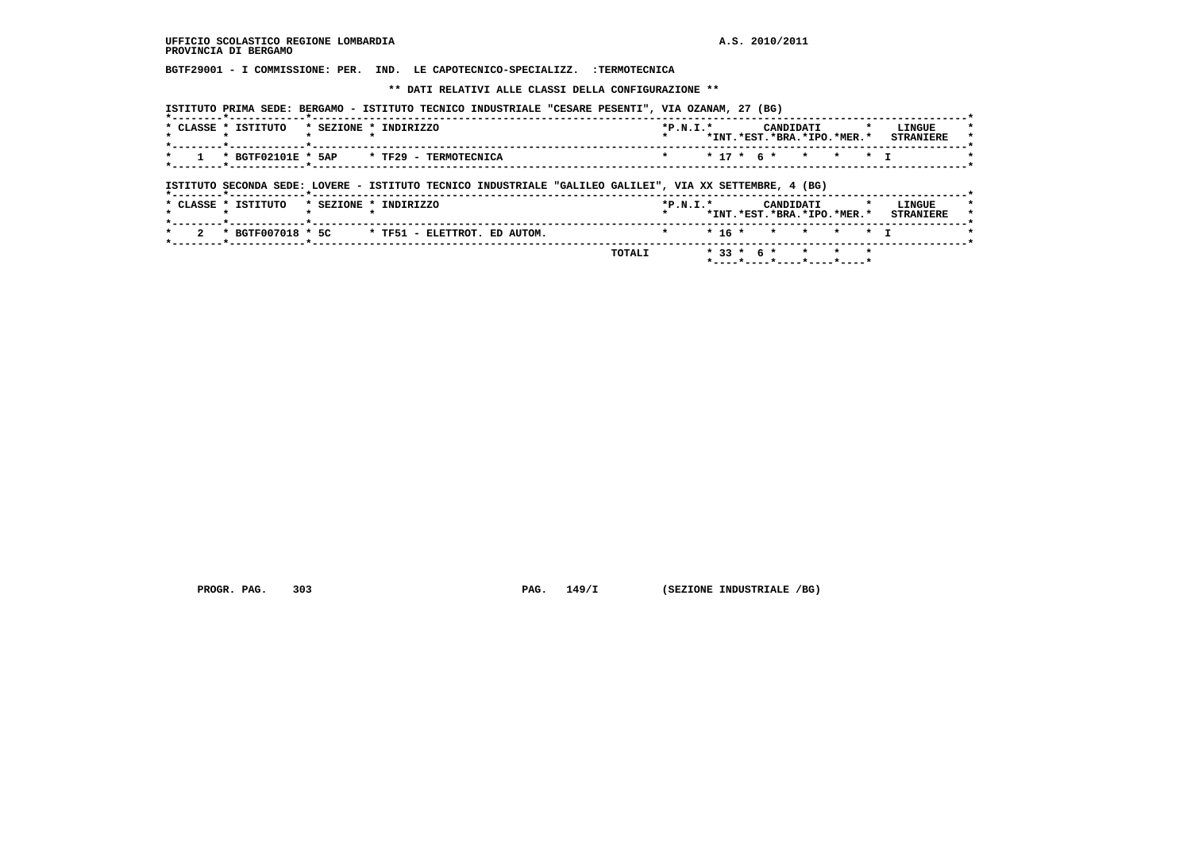UFFICIO SCOLASTICO REGIONE LOMBARDIA

PROVINCIA DI BERGAMO

A.S. 2010/2011

**BGTF29001 - I COMMISSIONE: PER. IND. LE CAPOTECNICO-SPECIALIZZ. :TERMOTECNICA**

**\*\* DATI RELATIVI ALLE CLASSI DELLA CONFIGURAZIONE \*\***

ISTITUTO PRIMA SEDE: BERGAMO - ISTITUTO TECNICO INDUSTRIALE "CESARE PESENTI", VIA OZANAM, 27 (BG)

| CLASSE | ISTITUTO | SEZIONE | INDIRIZZO | P.N.I. | CANDIDATI INT. | CANDIDATI EST. | CANDIDATI BRA. | CANDIDATI IPO. | CANDIDATI MER. | LINGUE STRANIERE |
|---|---|---|---|---|---|---|---|---|---|---|
| 1 | BGTF02101E | 5AP | TF29 - TERMOTECNICA | | 17 | 6 | | | | I |

ISTITUTO SECONDA SEDE: LOVERE - ISTITUTO TECNICO INDUSTRIALE "GALILEO GALILEI", VIA XX SETTEMBRE, 4 (BG)

| CLASSE | ISTITUTO | SEZIONE | INDIRIZZO | P.N.I. | CANDIDATI INT. | CANDIDATI EST. | CANDIDATI BRA. | CANDIDATI IPO. | CANDIDATI MER. | LINGUE STRANIERE |
|---|---|---|---|---|---|---|---|---|---|---|
| 2 | BGTF007018 | 5C | TF51 - ELETTROT. ED AUTOM. | | 16 | | | | | I |
| | | | TOTALI | | 33 | 6 | | | | |

PROGR. PAG. 303 PAG. 149/I (SEZIONE INDUSTRIALE /BG)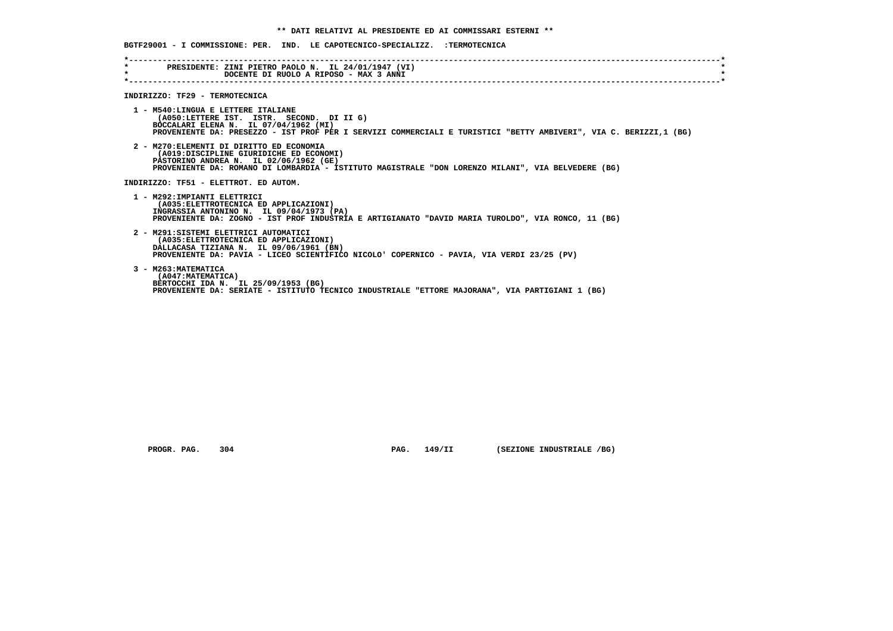**\*\* DATI RELATIVI AL PRESIDENTE ED AI COMMISSARI ESTERNI \*\***

**BGTF29001 - I COMMISSIONE: PER. IND. LE CAPOTECNICO-SPECIALIZZ. :TERMOTECNICA**

PRESIDENTE: ZINI PIETRO PAOLO N. IL 24/01/1947 (VI)
DOCENTE DI RUOLO A RIPOSO - MAX 3 ANNI

**INDIRIZZO: TF29 - TERMOTECNICA**

1 - M540:LINGUA E LETTERE ITALIANE
(A050:LETTERE IST. ISTR. SECOND. DI II G)
BOCCALARI ELENA N. IL 07/04/1962 (MI)
PROVENIENTE DA: PRESEZZO - IST PROF PER I SERVIZI COMMERCIALI E TURISTICI "BETTY AMBIVERI", VIA C. BERIZZI,1 (BG)

2 - M270:ELEMENTI DI DIRITTO ED ECONOMIA
(A019:DISCIPLINE GIURIDICHE ED ECONOMI)
PASTORINO ANDREA N. IL 02/06/1962 (GE)
PROVENIENTE DA: ROMANO DI LOMBARDIA - ISTITUTO MAGISTRALE "DON LORENZO MILANI", VIA BELVEDERE (BG)

**INDIRIZZO: TF51 - ELETTROT. ED AUTOM.**

1 - M292:IMPIANTI ELETTRICI
(A035:ELETTROTECNICA ED APPLICAZIONI)
INGRASSIA ANTONINO N. IL 09/04/1973 (PA)
PROVENIENTE DA: ZOGNO - IST PROF INDUSTRIA E ARTIGIANATO "DAVID MARIA TUROLDO", VIA RONCO, 11 (BG)

2 - M291:SISTEMI ELETTRICI AUTOMATICI
(A035:ELETTROTECNICA ED APPLICAZIONI)
DALLACASA TIZIANA N. IL 09/06/1961 (BN)
PROVENIENTE DA: PAVIA - LICEO SCIENTIFICO NICOLO' COPERNICO - PAVIA, VIA VERDI 23/25 (PV)

3 - M263:MATEMATICA
(A047:MATEMATICA)
BERTOCCHI IDA N. IL 25/09/1953 (BG)
PROVENIENTE DA: SERIATE - ISTITUTO TECNICO INDUSTRIALE "ETTORE MAJORANA", VIA PARTIGIANI 1 (BG)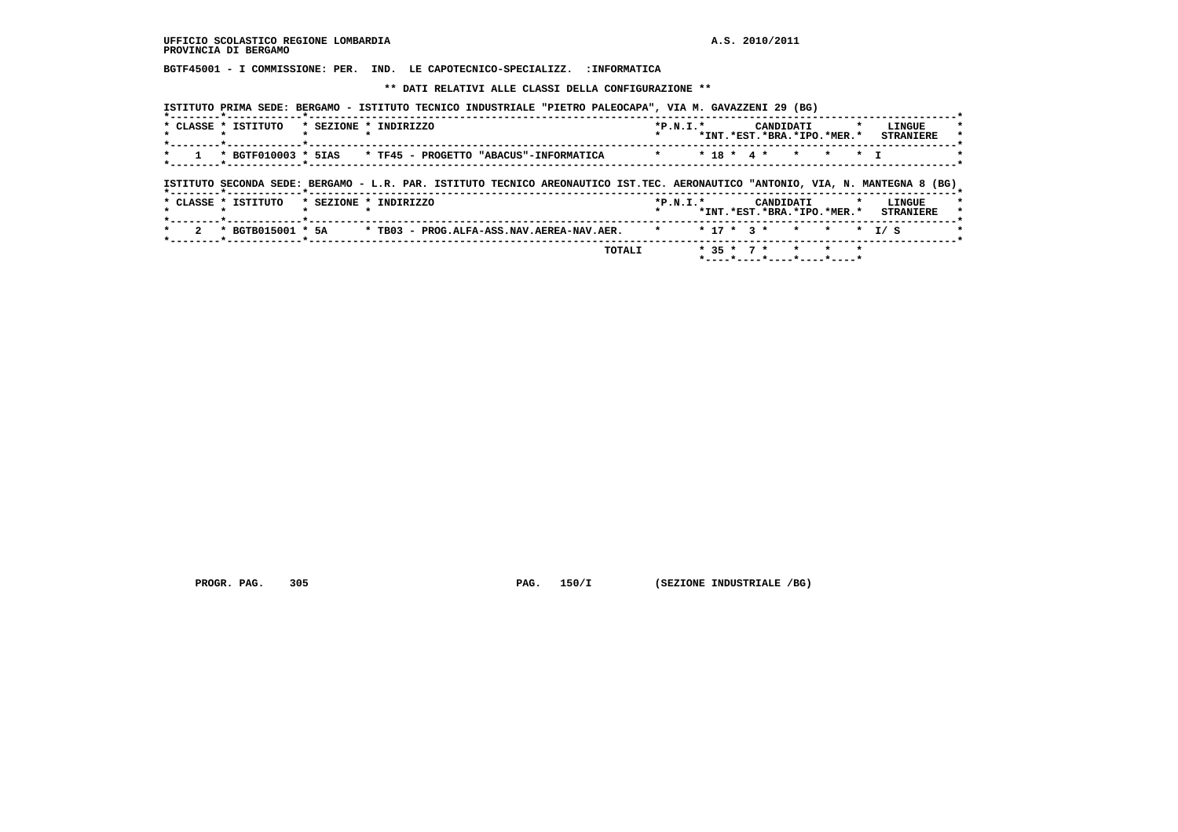UFFICIO SCOLASTICO REGIONE LOMBARDIA A.S. 2010/2011
PROVINCIA DI BERGAMO

**BGTF45001 - I COMMISSIONE: PER. IND. LE CAPOTECNICO-SPECIALIZZ. :INFORMATICA**

**\*\* DATI RELATIVI ALLE CLASSI DELLA CONFIGURAZIONE \*\***

ISTITUTO PRIMA SEDE: BERGAMO - ISTITUTO TECNICO INDUSTRIALE "PIETRO PALEOCAPA", VIA M. GAVAZZENI 29 (BG)

| CLASSE | ISTITUTO | SEZIONE | INDIRIZZO | P.N.I. | CANDIDATI INT. | CANDIDATI EST. | CANDIDATI BRA. | CANDIDATI IPO. | CANDIDATI MER. | LINGUE STRANIERE |
|---|---|---|---|---|---|---|---|---|---|---|
| 1 | BGTF010003 | 5IAS | TF45 - PROGETTO "ABACUS"-INFORMATICA | | 18 | 4 | | | | I |

ISTITUTO SECONDA SEDE: BERGAMO - L.R. PAR. ISTITUTO TECNICO AREONAUTICO IST.TEC. AERONAUTICO "ANTONIO, VIA, N. MANTEGNA 8 (BG)

| CLASSE | ISTITUTO | SEZIONE | INDIRIZZO | P.N.I. | CANDIDATI INT. | CANDIDATI EST. | CANDIDATI BRA. | CANDIDATI IPO. | CANDIDATI MER. | LINGUE STRANIERE |
|---|---|---|---|---|---|---|---|---|---|---|
| 2 | BGTB015001 | 5A | TB03 - PROG.ALFA-ASS.NAV.AEREA-NAV.AER. | | 17 | 3 | | | | I/ S |
| | | | TOTALI | | 35 | 7 | | | | |

PROGR. PAG. 305 PAG. 150/I (SEZIONE INDUSTRIALE /BG)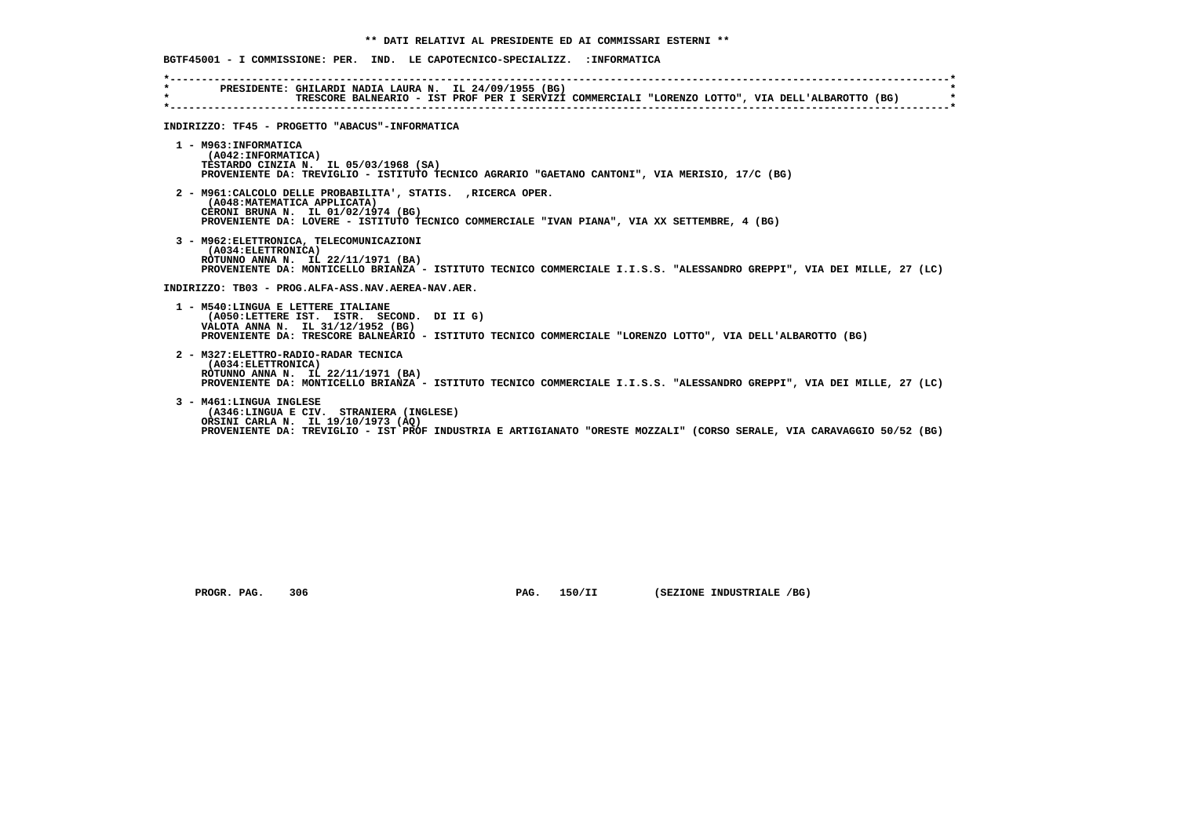** DATI RELATIVI AL PRESIDENTE ED AI COMMISSARI ESTERNI **

BGTF45001 - I COMMISSIONE: PER. IND. LE CAPOTECNICO-SPECIALIZZ. :INFORMATICA

PRESIDENTE: GHILARDI NADIA LAURA N. IL 24/09/1955 (BG)
TRESCORE BALNEARIO - IST PROF PER I SERVIZI COMMERCIALI "LORENZO LOTTO", VIA DELL'ALBAROTTO (BG)

INDIRIZZO: TF45 - PROGETTO "ABACUS"-INFORMATICA

1 - M963:INFORMATICA
(A042:INFORMATICA)
TESTARDO CINZIA N. IL 05/03/1968 (SA)
PROVENIENTE DA: TREVIGLIO - ISTITUTO TECNICO AGRARIO "GAETANO CANTONI", VIA MERISIO, 17/C (BG)

2 - M961:CALCOLO DELLE PROBABILITA', STATIS. ,RICERCA OPER.
(A048:MATEMATICA APPLICATA)
CERONI BRUNA N. IL 01/02/1974 (BG)
PROVENIENTE DA: LOVERE - ISTITUTO TECNICO COMMERCIALE "IVAN PIANA", VIA XX SETTEMBRE, 4 (BG)

3 - M962:ELETTRONICA, TELECOMUNICAZIONI
(A034:ELETTRONICA)
ROTUNNO ANNA N. IL 22/11/1971 (BA)
PROVENIENTE DA: MONTICELLO BRIANZA - ISTITUTO TECNICO COMMERCIALE I.I.S.S. "ALESSANDRO GREPPI", VIA DEI MILLE, 27 (LC)

INDIRIZZO: TB03 - PROG.ALFA-ASS.NAV.AEREA-NAV.AER.

1 - M540:LINGUA E LETTERE ITALIANE
(A050:LETTERE IST. ISTR. SECOND. DI II G)
VALOTA ANNA N. IL 31/12/1952 (BG)
PROVENIENTE DA: TRESCORE BALNEARIO - ISTITUTO TECNICO COMMERCIALE "LORENZO LOTTO", VIA DELL'ALBAROTTO (BG)

2 - M327:ELETTRO-RADIO-RADAR TECNICA
(A034:ELETTRONICA)
ROTUNNO ANNA N. IL 22/11/1971 (BA)
PROVENIENTE DA: MONTICELLO BRIANZA - ISTITUTO TECNICO COMMERCIALE I.I.S.S. "ALESSANDRO GREPPI", VIA DEI MILLE, 27 (LC)

3 - M461:LINGUA INGLESE
(A346:LINGUA E CIV. STRANIERA (INGLESE)
ORSINI CARLA N. IL 19/10/1973 (AQ)
PROVENIENTE DA: TREVIGLIO - IST PROF INDUSTRIA E ARTIGIANATO "ORESTE MOZZALI" (CORSO SERALE, VIA CARAVAGGIO 50/52 (BG)

PROGR. PAG. 306 PAG. 150/II (SEZIONE INDUSTRIALE /BG)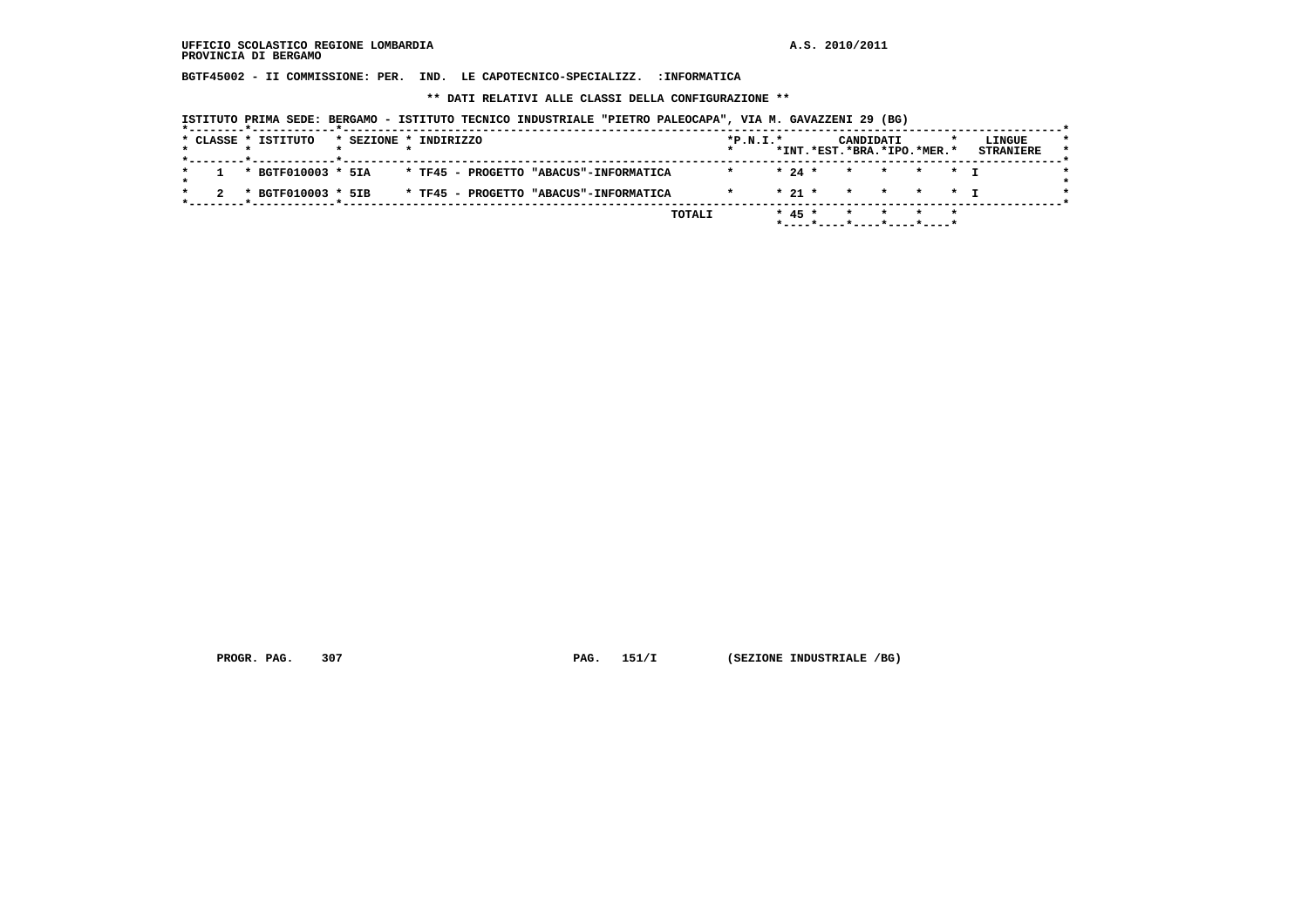UFFICIO SCOLASTICO REGIONE LOMBARDIA
PROVINCIA DI BERGAMO

A.S. 2010/2011

BGTF45002 - II COMMISSIONE: PER. IND. LE CAPOTECNICO-SPECIALIZZ. :INFORMATICA

** DATI RELATIVI ALLE CLASSI DELLA CONFIGURAZIONE **

ISTITUTO PRIMA SEDE: BERGAMO - ISTITUTO TECNICO INDUSTRIALE "PIETRO PALEOCAPA", VIA M. GAVAZZENI 29 (BG)

| CLASSE | ISTITUTO | SEZIONE | INDIRIZZO | P.N.I. | CANDIDATI INT. | CANDIDATI EST. | CANDIDATI BRA. | CANDIDATI IPO. | CANDIDATI MER. | LINGUE STRANIERE |
|---|---|---|---|---|---|---|---|---|---|---|
| 1 | BGTF010003 | 5IA | TF45 - PROGETTO "ABACUS"-INFORMATICA | | 24 | | | | | I |
| 2 | BGTF010003 | 5IB | TF45 - PROGETTO "ABACUS"-INFORMATICA | | 21 | | | | | I |
| | | | TOTALI | | 45 | | | | | |

PROGR. PAG. 307 PAG. 151/I (SEZIONE INDUSTRIALE /BG)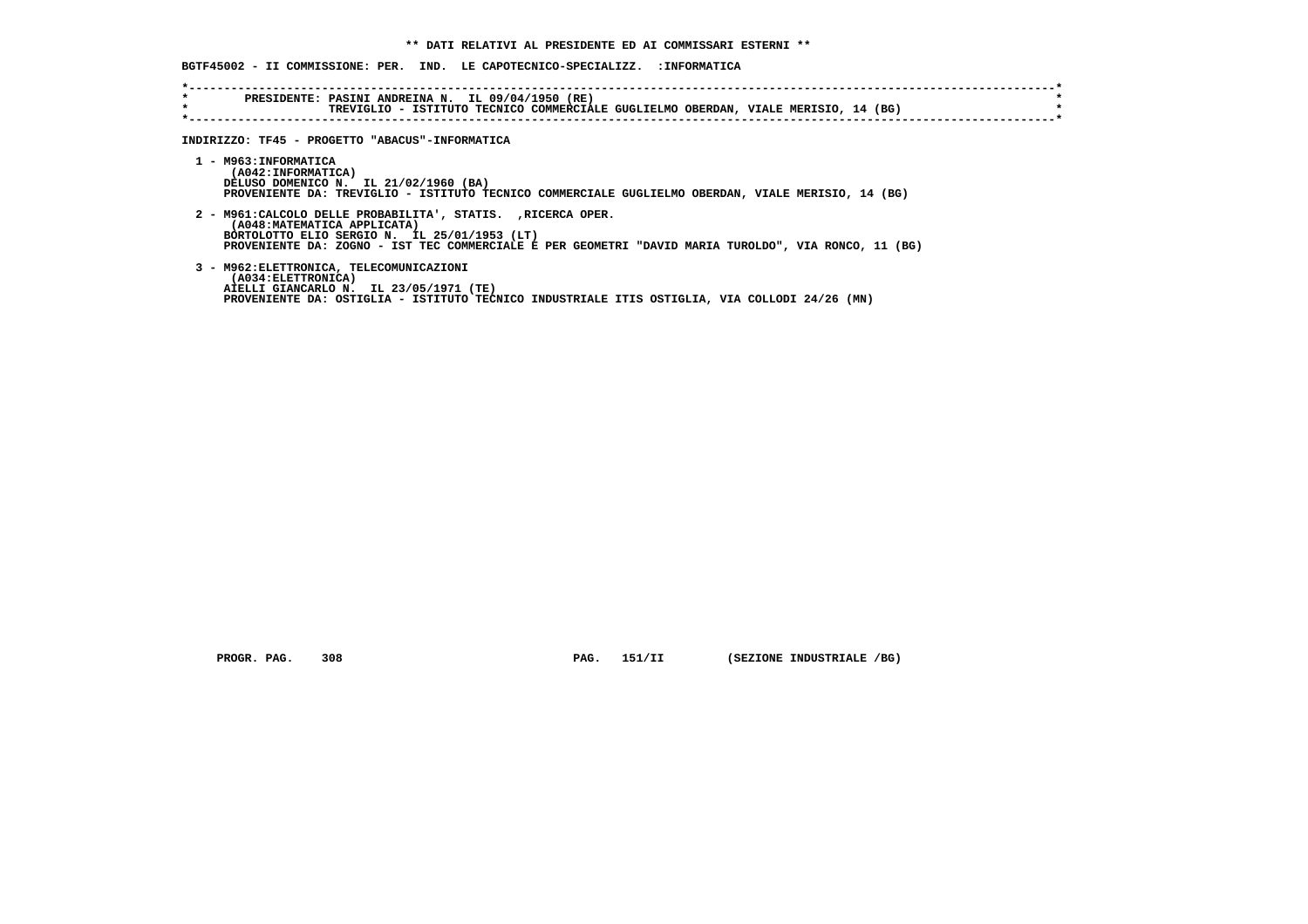**\*\* DATI RELATIVI AL PRESIDENTE ED AI COMMISSARI ESTERNI \*\***

**BGTF45002 - II COMMISSIONE: PER. IND. LE CAPOTECNICO-SPECIALIZZ. :INFORMATICA**

**PRESIDENTE: PASINI ANDREINA N. IL 09/04/1950 (RE)**
**TREVIGLIO - ISTITUTO TECNICO COMMERCIALE GUGLIELMO OBERDAN, VIALE MERISIO, 14 (BG)**

**INDIRIZZO: TF45 - PROGETTO "ABACUS"-INFORMATICA**

**1 - M963:INFORMATICA**
**(A042:INFORMATICA)**
**DELUSO DOMENICO N. IL 21/02/1960 (BA)**
**PROVENIENTE DA: TREVIGLIO - ISTITUTO TECNICO COMMERCIALE GUGLIELMO OBERDAN, VIALE MERISIO, 14 (BG)**

**2 - M961:CALCOLO DELLE PROBABILITA', STATIS. ,RICERCA OPER.**
**(A048:MATEMATICA APPLICATA)**
**BORTOLOTTO ELIO SERGIO N. IL 25/01/1953 (LT)**
**PROVENIENTE DA: ZOGNO - IST TEC COMMERCIALE E PER GEOMETRI "DAVID MARIA TUROLDO", VIA RONCO, 11 (BG)**

**3 - M962:ELETTRONICA, TELECOMUNICAZIONI**
**(A034:ELETTRONICA)**
**AIELLI GIANCARLO N. IL 23/05/1971 (TE)**
**PROVENIENTE DA: OSTIGLIA - ISTITUTO TECNICO INDUSTRIALE ITIS OSTIGLIA, VIA COLLODI 24/26 (MN)**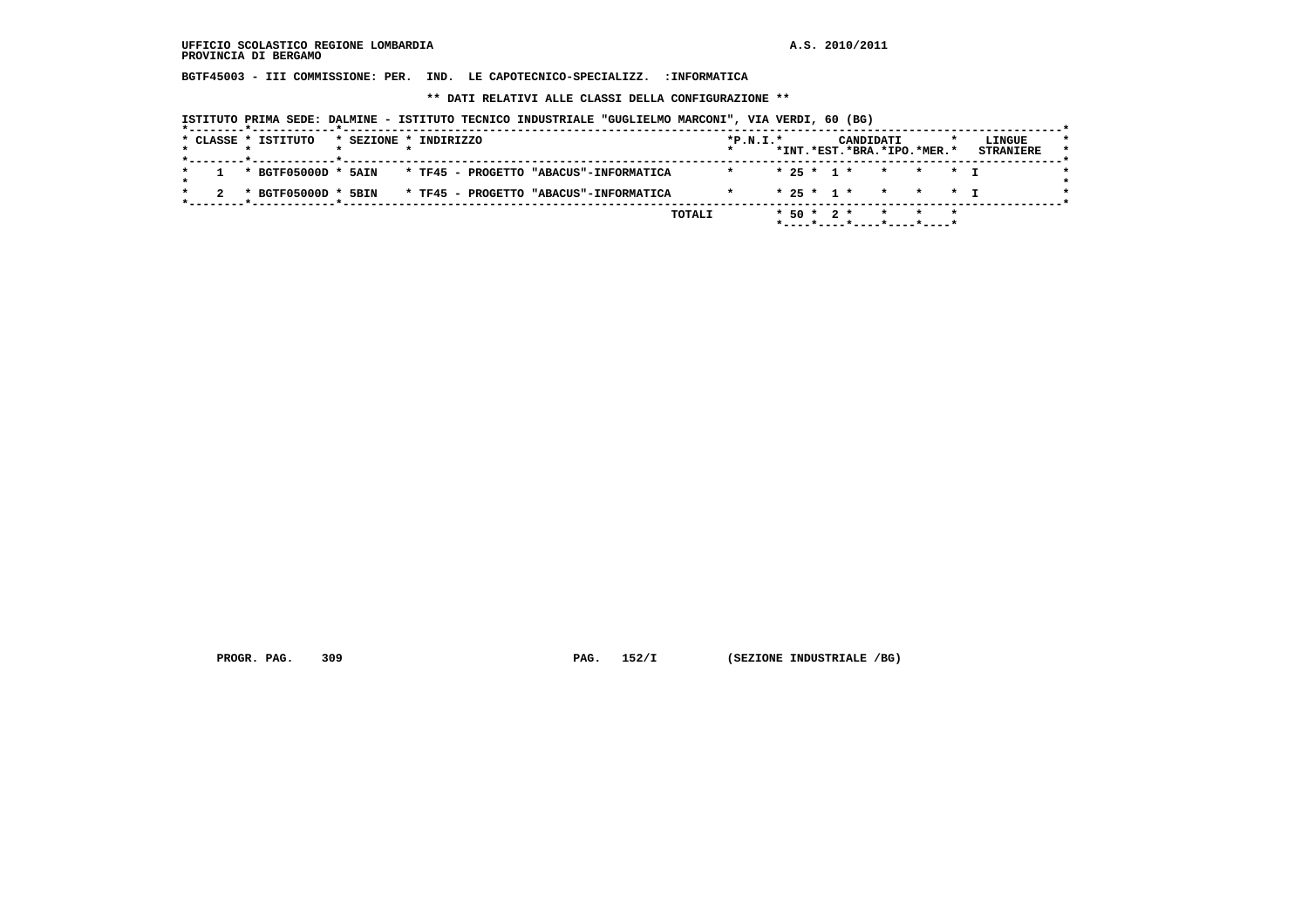UFFICIO SCOLASTICO REGIONE LOMBARDIA
PROVINCIA DI BERGAMO

A.S. 2010/2011

BGTF45003 - III COMMISSIONE: PER. IND. LE CAPOTECNICO-SPECIALIZZ. :INFORMATICA

** DATI RELATIVI ALLE CLASSI DELLA CONFIGURAZIONE **

ISTITUTO PRIMA SEDE: DALMINE - ISTITUTO TECNICO INDUSTRIALE "GUGLIELMO MARCONI", VIA VERDI, 60 (BG)

| CLASSE | ISTITUTO | SEZIONE | INDIRIZZO | P.N.I. | CANDIDATI INT. | CANDIDATI EST. | CANDIDATI BRA. | CANDIDATI IPO. | CANDIDATI MER. | LINGUE STRANIERE |
|---|---|---|---|---|---|---|---|---|---|---|
| 1 | BGTF05000D | 5AIN | TF45 - PROGETTO "ABACUS"-INFORMATICA | | 25 | 1 | | | | I |
| 2 | BGTF05000D | 5BIN | TF45 - PROGETTO "ABACUS"-INFORMATICA | | 25 | 1 | | | | I |
| | | | TOTALI | | 50 | 2 | | | | |

PROGR. PAG. 309 PAG. 152/I (SEZIONE INDUSTRIALE /BG)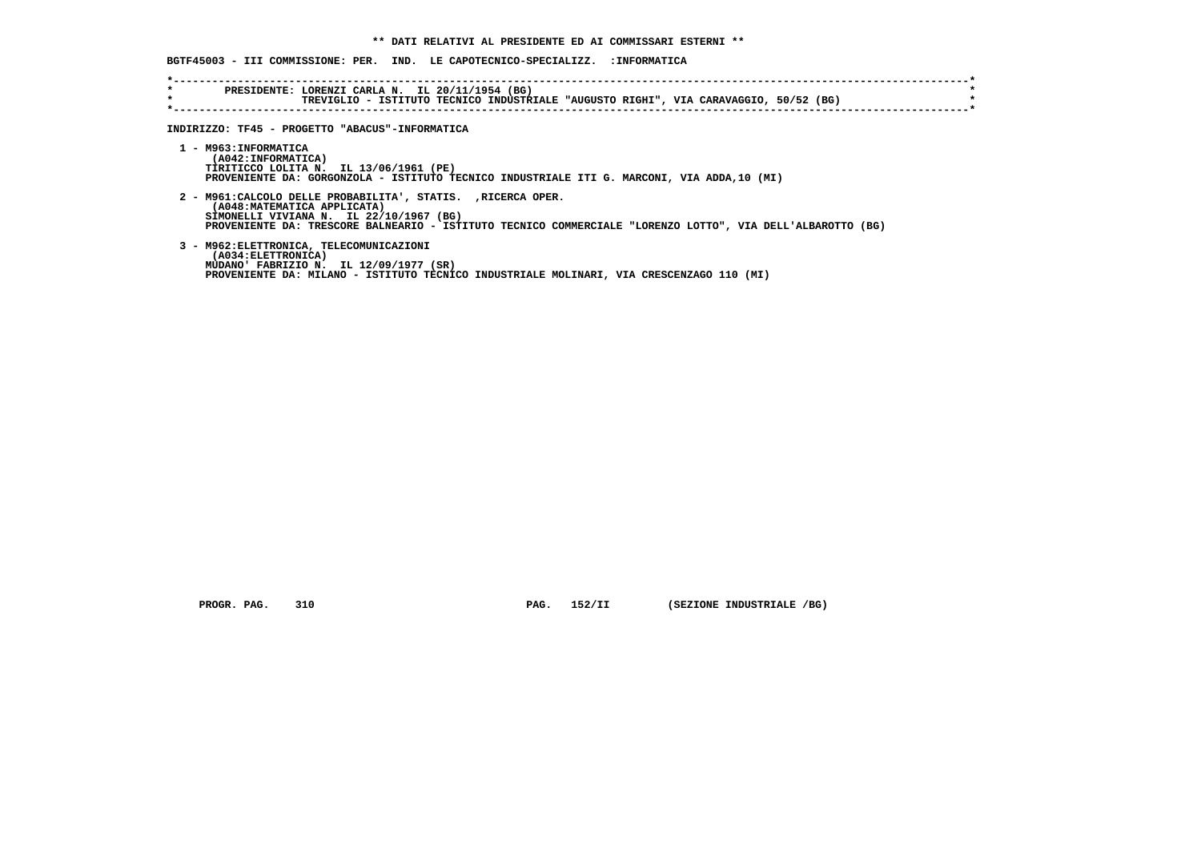**\*\* DATI RELATIVI AL PRESIDENTE ED AI COMMISSARI ESTERNI \*\***

**BGTF45003 - III COMMISSIONE: PER. IND. LE CAPOTECNICO-SPECIALIZZ. :INFORMATICA**

```
*----------------------------------------------------------------------------------------------------------------------*
*        PRESIDENTE: LORENZI CARLA N.  IL 20/11/1954 (BG)                                                               *
*                    TREVIGLIO - ISTITUTO TECNICO INDUSTRIALE "AUGUSTO RIGHI", VIA CARAVAGGIO, 50/52 (BG)               *
*----------------------------------------------------------------------------------------------------------------------*
```

**INDIRIZZO: TF45 - PROGETTO "ABACUS"-INFORMATICA**

1 - M963:INFORMATICA
(A042:INFORMATICA)
TIRITICCO LOLITA N. IL 13/06/1961 (PE)
PROVENIENTE DA: GORGONZOLA - ISTITUTO TECNICO INDUSTRIALE ITI G. MARCONI, VIA ADDA,10 (MI)

2 - M961:CALCOLO DELLE PROBABILITA', STATIS. ,RICERCA OPER.
(A048:MATEMATICA APPLICATA)
SIMONELLI VIVIANA N. IL 22/10/1967 (BG)
PROVENIENTE DA: TRESCORE BALNEARIO - ISTITUTO TECNICO COMMERCIALE "LORENZO LOTTO", VIA DELL'ALBAROTTO (BG)

3 - M962:ELETTRONICA, TELECOMUNICAZIONI
(A034:ELETTRONICA)
MUDANO' FABRIZIO N. IL 12/09/1977 (SR)
PROVENIENTE DA: MILANO - ISTITUTO TECNICO INDUSTRIALE MOLINARI, VIA CRESCENZAGO 110 (MI)

PROGR. PAG. 310 PAG. 152/II (SEZIONE INDUSTRIALE /BG)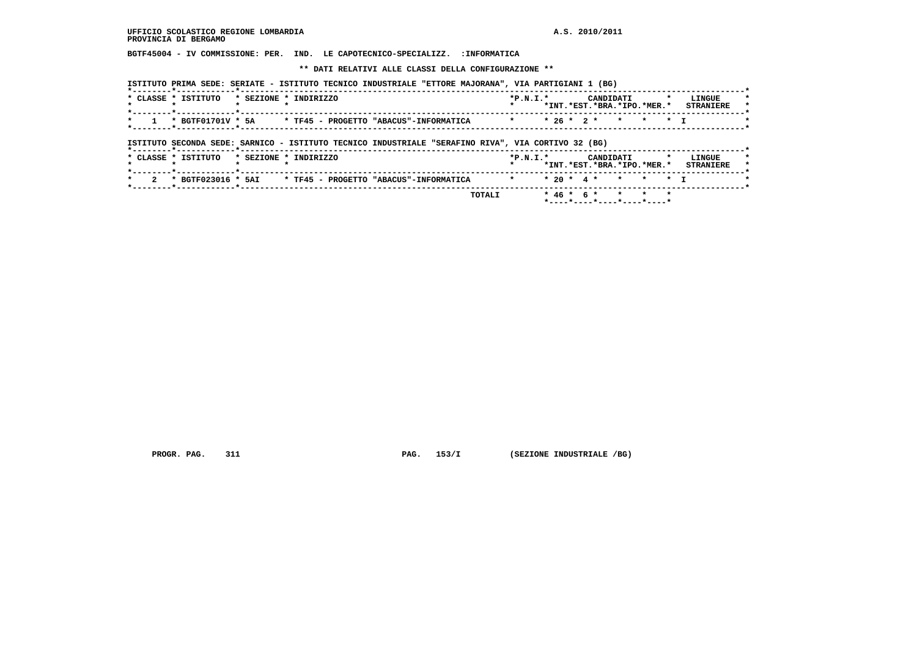**UFFICIO SCOLASTICO REGIONE LOMBARDIA** A.S. 2010/2011
**PROVINCIA DI BERGAMO**

**BGTF45004 - IV COMMISSIONE: PER. IND. LE CAPOTECNICO-SPECIALIZZ. :INFORMATICA**

**\*\* DATI RELATIVI ALLE CLASSI DELLA CONFIGURAZIONE \*\***

**ISTITUTO PRIMA SEDE: SERIATE - ISTITUTO TECNICO INDUSTRIALE "ETTORE MAJORANA", VIA PARTIGIANI 1 (BG)**

| CLASSE | ISTITUTO | SEZIONE | INDIRIZZO | P.N.I. | CANDIDATI INT. | CANDIDATI EST. | CANDIDATI BRA. | CANDIDATI IPO. | CANDIDATI MER. | LINGUE STRANIERE |
|---|---|---|---|---|---|---|---|---|---|---|
| 1 | BGTF01701V | 5A | TF45 - PROGETTO "ABACUS"-INFORMATICA | | 26 | 2 | | | | I |

**ISTITUTO SECONDA SEDE: SARNICO - ISTITUTO TECNICO INDUSTRIALE "SERAFINO RIVA", VIA CORTIVO 32 (BG)**

| CLASSE | ISTITUTO | SEZIONE | INDIRIZZO | P.N.I. | CANDIDATI INT. | CANDIDATI EST. | CANDIDATI BRA. | CANDIDATI IPO. | CANDIDATI MER. | LINGUE STRANIERE |
|---|---|---|---|---|---|---|---|---|---|---|
| 2 | BGTF023016 | 5AI | TF45 - PROGETTO "ABACUS"-INFORMATICA | | 20 | 4 | | | | I |
| | | | TOTALI | | 46 | 6 | | | | |

PROGR. PAG. 311 PAG. 153/I (SEZIONE INDUSTRIALE /BG)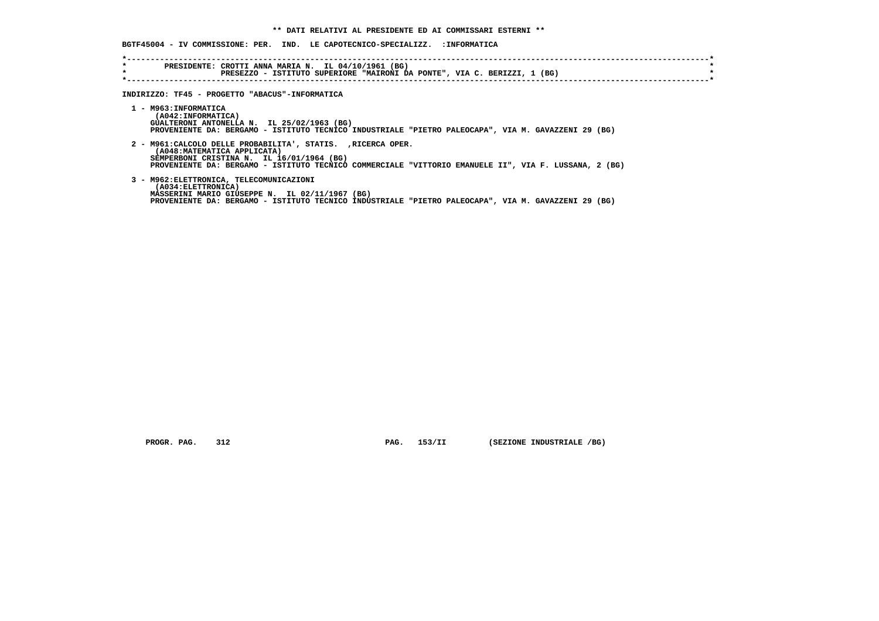**\*\* DATI RELATIVI AL PRESIDENTE ED AI COMMISSARI ESTERNI \*\***

**BGTF45004 - IV COMMISSIONE: PER. IND. LE CAPOTECNICO-SPECIALIZZ. :INFORMATICA**

```
*----------------------------------------------------------------------------------------------------------------------*
*        PRESIDENTE: CROTTI ANNA MARIA N.  IL 04/10/1961 (BG)                                                          *
*                    PRESEZZO - ISTITUTO SUPERIORE "MAIRONI DA PONTE", VIA C. BERIZZI, 1 (BG)                          *
*----------------------------------------------------------------------------------------------------------------------*
```

**INDIRIZZO: TF45 - PROGETTO "ABACUS"-INFORMATICA**

1 - M963:INFORMATICA
   (A042:INFORMATICA)
   GUALTERONI ANTONELLA N. IL 25/02/1963 (BG)
   PROVENIENTE DA: BERGAMO - ISTITUTO TECNICO INDUSTRIALE "PIETRO PALEOCAPA", VIA M. GAVAZZENI 29 (BG)

2 - M961:CALCOLO DELLE PROBABILITA', STATIS. ,RICERCA OPER.
   (A048:MATEMATICA APPLICATA)
   SEMPERBONI CRISTINA N. IL 16/01/1964 (BG)
   PROVENIENTE DA: BERGAMO - ISTITUTO TECNICO COMMERCIALE "VITTORIO EMANUELE II", VIA F. LUSSANA, 2 (BG)

3 - M962:ELETTRONICA, TELECOMUNICAZIONI
   (A034:ELETTRONICA)
   MASSERINI MARIO GIUSEPPE N. IL 02/11/1967 (BG)
   PROVENIENTE DA: BERGAMO - ISTITUTO TECNICO INDUSTRIALE "PIETRO PALEOCAPA", VIA M. GAVAZZENI 29 (BG)

PROGR. PAG. 312 PAG. 153/II (SEZIONE INDUSTRIALE /BG)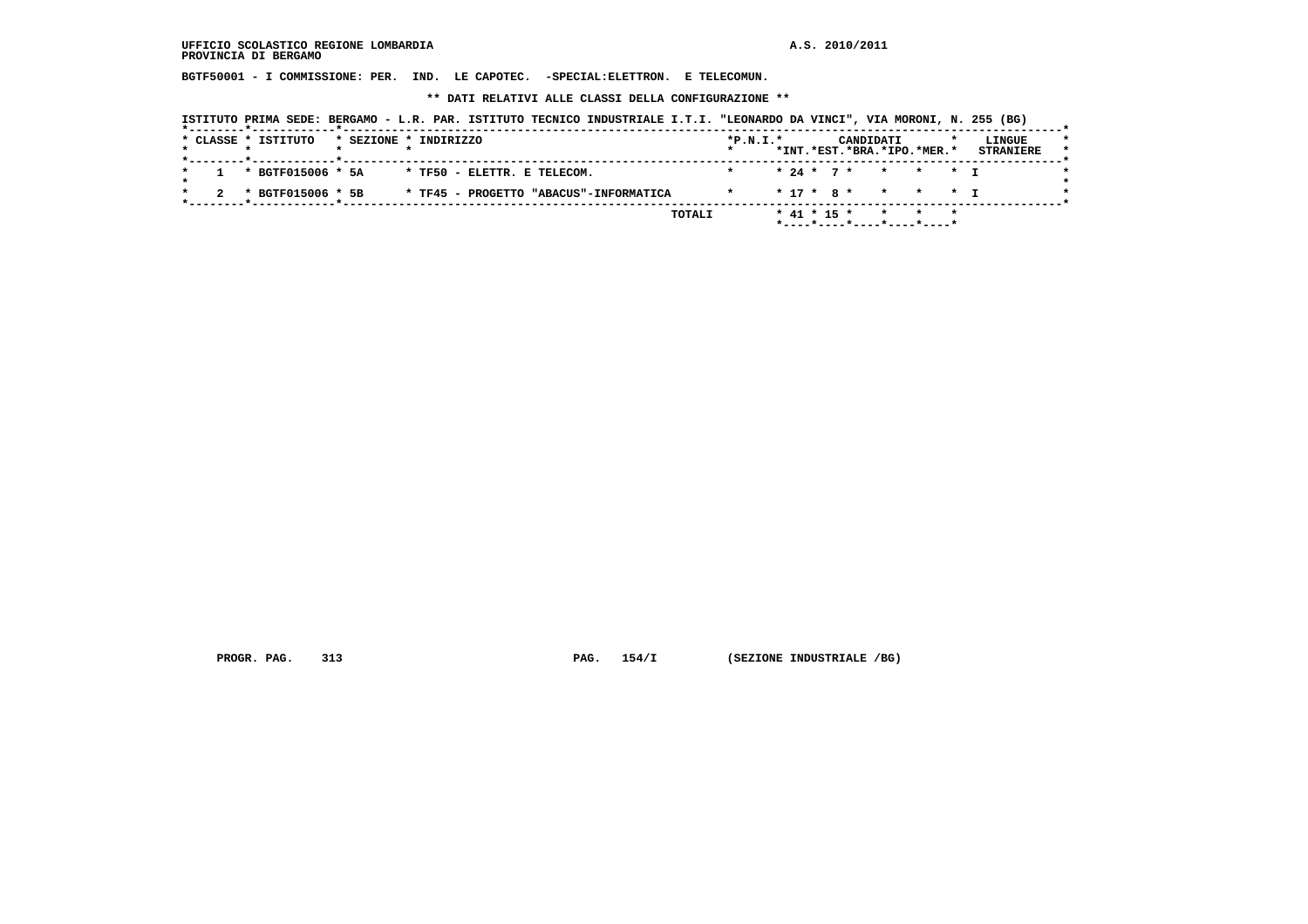BGTF50001 - I COMMISSIONE: PER. IND. LE CAPOTEC. -SPECIAL:ELETTRON. E TELECOMUN.

** DATI RELATIVI ALLE CLASSI DELLA CONFIGURAZIONE **

ISTITUTO PRIMA SEDE: BERGAMO - L.R. PAR. ISTITUTO TECNICO INDUSTRIALE I.T.I. "LEONARDO DA VINCI", VIA MORONI, N. 255 (BG)

| CLASSE | ISTITUTO | SEZIONE | INDIRIZZO | P.N.I. | CANDIDATI INT. | CANDIDATI EST. | CANDIDATI BRA. | CANDIDATI IPO. | CANDIDATI MER. | LINGUE STRANIERE |
|---|---|---|---|---|---|---|---|---|---|---|
| 1 | BGTF015006 | 5A | TF50 - ELETTR. E TELECOM. | | 24 | 7 | | | | I |
| 2 | BGTF015006 | 5B | TF45 - PROGETTO "ABACUS"-INFORMATICA | | 17 | 8 | | | | I |
| | | | TOTALI | | 41 | 15 | | | | |

PROGR. PAG. 313 PAG. 154/I (SEZIONE INDUSTRIALE /BG)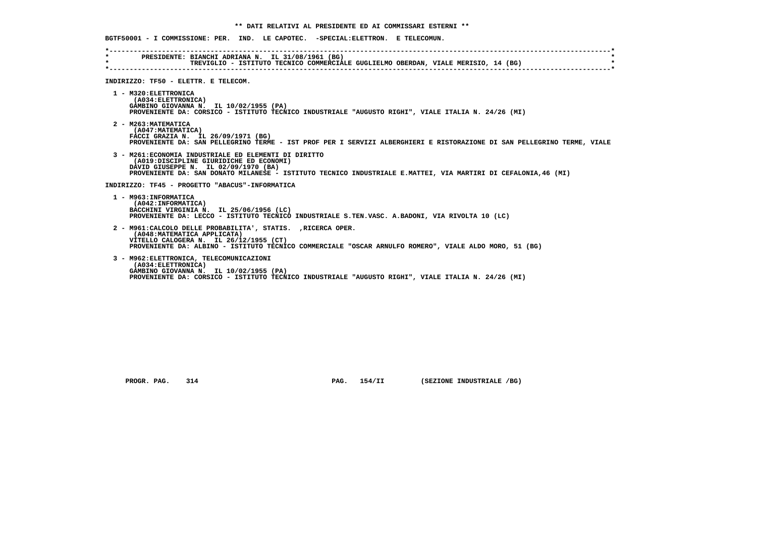**\*\* DATI RELATIVI AL PRESIDENTE ED AI COMMISSARI ESTERNI \*\***

**BGTF50001 - I COMMISSIONE: PER. IND. LE CAPOTEC. -SPECIAL:ELETTRON. E TELECOMUN.**

PRESIDENTE: BIANCHI ADRIANA N. IL 31/08/1961 (BG)
TREVIGLIO - ISTITUTO TECNICO COMMERCIALE GUGLIELMO OBERDAN, VIALE MERISIO, 14 (BG)

**INDIRIZZO: TF50 - ELETTR. E TELECOM.**

1 - M320:ELETTRONICA
(A034:ELETTRONICA)
GAMBINO GIOVANNA N. IL 10/02/1955 (PA)
PROVENIENTE DA: CORSICO - ISTITUTO TECNICO INDUSTRIALE "AUGUSTO RIGHI", VIALE ITALIA N. 24/26 (MI)

2 - M263:MATEMATICA
(A047:MATEMATICA)
FACCI GRAZIA N. IL 26/09/1971 (BG)
PROVENIENTE DA: SAN PELLEGRINO TERME - IST PROF PER I SERVIZI ALBERGHIERI E RISTORAZIONE DI SAN PELLEGRINO TERME, VIALE

3 - M261:ECONOMIA INDUSTRIALE ED ELEMENTI DI DIRITTO
(A019:DISCIPLINE GIURIDICHE ED ECONOMI)
DAVID GIUSEPPE N. IL 02/09/1970 (BA)
PROVENIENTE DA: SAN DONATO MILANESE - ISTITUTO TECNICO INDUSTRIALE E.MATTEI, VIA MARTIRI DI CEFALONIA,46 (MI)

**INDIRIZZO: TF45 - PROGETTO "ABACUS"-INFORMATICA**

1 - M963:INFORMATICA
(A042:INFORMATICA)
BACCHINI VIRGINIA N. IL 25/06/1956 (LC)
PROVENIENTE DA: LECCO - ISTITUTO TECNICO INDUSTRIALE S.TEN.VASC. A.BADONI, VIA RIVOLTA 10 (LC)

2 - M961:CALCOLO DELLE PROBABILITA', STATIS. ,RICERCA OPER.
(A048:MATEMATICA APPLICATA)
VITELLO CALOGERA N. IL 26/12/1955 (CT)
PROVENIENTE DA: ALBINO - ISTITUTO TECNICO COMMERCIALE "OSCAR ARNULFO ROMERO", VIALE ALDO MORO, 51 (BG)

3 - M962:ELETTRONICA, TELECOMUNICAZIONI
(A034:ELETTRONICA)
GAMBINO GIOVANNA N. IL 10/02/1955 (PA)
PROVENIENTE DA: CORSICO - ISTITUTO TECNICO INDUSTRIALE "AUGUSTO RIGHI", VIALE ITALIA N. 24/26 (MI)

PROGR. PAG. 314 PAG. 154/II (SEZIONE INDUSTRIALE /BG)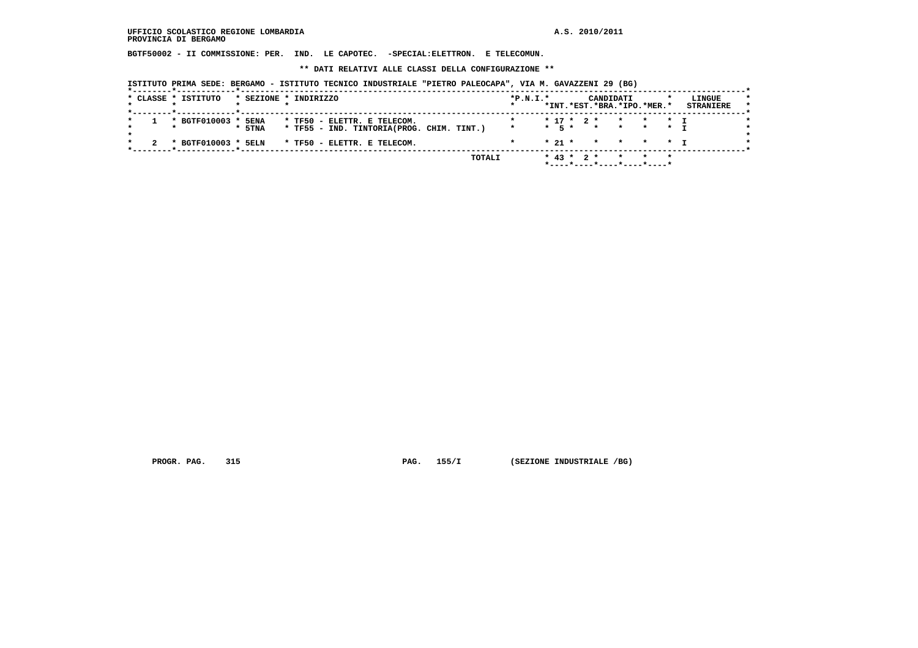UFFICIO SCOLASTICO REGIONE LOMBARDIA
PROVINCIA DI BERGAMO

A.S. 2010/2011

BGTF50002 - II COMMISSIONE: PER. IND. LE CAPOTEC. -SPECIAL:ELETTRON. E TELECOMUN.

** DATI RELATIVI ALLE CLASSI DELLA CONFIGURAZIONE **

ISTITUTO PRIMA SEDE: BERGAMO - ISTITUTO TECNICO INDUSTRIALE "PIETRO PALEOCAPA", VIA M. GAVAZZENI 29 (BG)

| CLASSE | ISTITUTO | SEZIONE | INDIRIZZO | P.N.I. | CANDIDATI INT. | CANDIDATI EST. | CANDIDATI BRA. | CANDIDATI IPO. | CANDIDATI MER. | LINGUE STRANIERE |
|---|---|---|---|---|---|---|---|---|---|---|
| 1 | BGTF010003 | 5ENA | TF50 - ELETTR. E TELECOM. | | 17 | 2 | | | | I |
| | | 5TNA | TF55 - IND. TINTORIA(PROG. CHIM. TINT.) | | 5 | | | | | I |
| 2 | BGTF010003 | 5ELN | TF50 - ELETTR. E TELECOM. | | 21 | | | | | I |
| | | | TOTALI | | 43 | 2 | | | | |

PROGR. PAG. 315 PAG. 155/I (SEZIONE INDUSTRIALE /BG)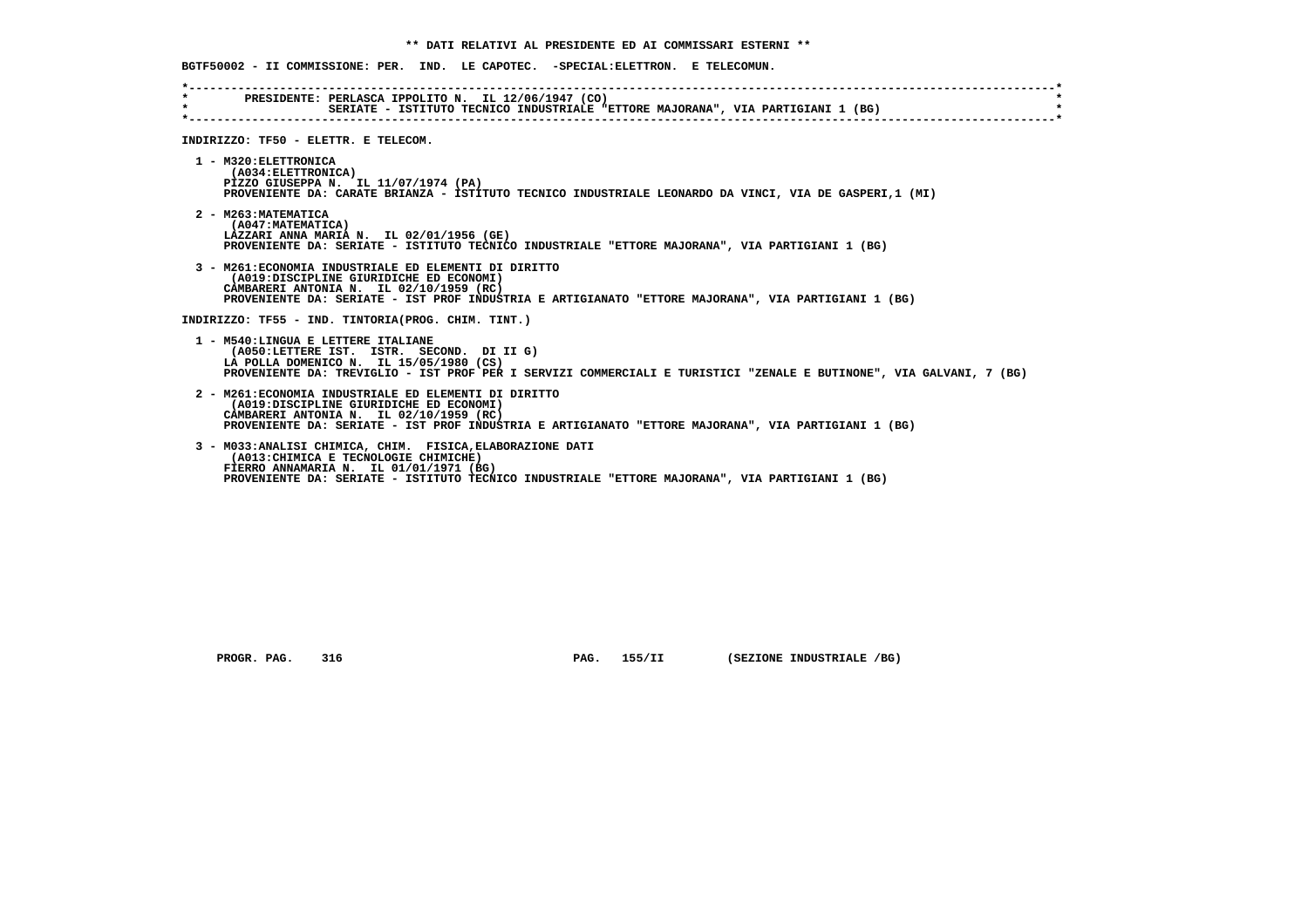**\*\* DATI RELATIVI AL PRESIDENTE ED AI COMMISSARI ESTERNI \*\***

**BGTF50002 - II COMMISSIONE: PER. IND. LE CAPOTEC. -SPECIAL:ELETTRON. E TELECOMUN.**

PRESIDENTE: PERLASCA IPPOLITO N. IL 12/06/1947 (CO)
SERIATE - ISTITUTO TECNICO INDUSTRIALE "ETTORE MAJORANA", VIA PARTIGIANI 1 (BG)

**INDIRIZZO: TF50 - ELETTR. E TELECOM.**

1 - M320:ELETTRONICA
(A034:ELETTRONICA)
PIZZO GIUSEPPA N. IL 11/07/1974 (PA)
PROVENIENTE DA: CARATE BRIANZA - ISTITUTO TECNICO INDUSTRIALE LEONARDO DA VINCI, VIA DE GASPERI,1 (MI)

2 - M263:MATEMATICA
(A047:MATEMATICA)
LAZZARI ANNA MARIA N. IL 02/01/1956 (GE)
PROVENIENTE DA: SERIATE - ISTITUTO TECNICO INDUSTRIALE "ETTORE MAJORANA", VIA PARTIGIANI 1 (BG)

3 - M261:ECONOMIA INDUSTRIALE ED ELEMENTI DI DIRITTO
(A019:DISCIPLINE GIURIDICHE ED ECONOMI)
CAMBARERI ANTONIA N. IL 02/10/1959 (RC)
PROVENIENTE DA: SERIATE - IST PROF INDUSTRIA E ARTIGIANATO "ETTORE MAJORANA", VIA PARTIGIANI 1 (BG)

**INDIRIZZO: TF55 - IND. TINTORIA(PROG. CHIM. TINT.)**

1 - M540:LINGUA E LETTERE ITALIANE
(A050:LETTERE IST. ISTR. SECOND. DI II G)
LA POLLA DOMENICO N. IL 15/05/1980 (CS)
PROVENIENTE DA: TREVIGLIO - IST PROF PER I SERVIZI COMMERCIALI E TURISTICI "ZENALE E BUTINONE", VIA GALVANI, 7 (BG)

2 - M261:ECONOMIA INDUSTRIALE ED ELEMENTI DI DIRITTO
(A019:DISCIPLINE GIURIDICHE ED ECONOMI)
CAMBARERI ANTONIA N. IL 02/10/1959 (RC)
PROVENIENTE DA: SERIATE - IST PROF INDUSTRIA E ARTIGIANATO "ETTORE MAJORANA", VIA PARTIGIANI 1 (BG)

3 - M033:ANALISI CHIMICA, CHIM. FISICA,ELABORAZIONE DATI
(A013:CHIMICA E TECNOLOGIE CHIMICHE)
FIERRO ANNAMARIA N. IL 01/01/1971 (BG)
PROVENIENTE DA: SERIATE - ISTITUTO TECNICO INDUSTRIALE "ETTORE MAJORANA", VIA PARTIGIANI 1 (BG)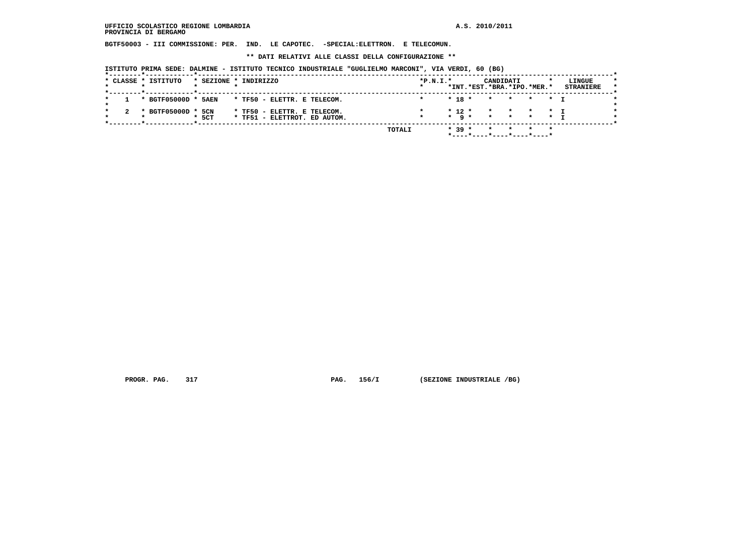UFFICIO SCOLASTICO REGIONE LOMBARDIA
PROVINCIA DI BERGAMO

A.S. 2010/2011

**BGTF50003 - III COMMISSIONE: PER. IND. LE CAPOTEC. -SPECIAL:ELETTRON. E TELECOMUN.**

**\*\* DATI RELATIVI ALLE CLASSI DELLA CONFIGURAZIONE \*\***

ISTITUTO PRIMA SEDE: DALMINE - ISTITUTO TECNICO INDUSTRIALE "GUGLIELMO MARCONI", VIA VERDI, 60 (BG)

| CLASSE | ISTITUTO | SEZIONE | INDIRIZZO | P.N.I. | CANDIDATI INT. | EST. | BRA. | IPO. | MER. | LINGUE STRANIERE |
|---|---|---|---|---|---|---|---|---|---|---|
| 1 | BGTF05000D | 5AEN | TF50 - ELETTR. E TELECOM. | | 18 | | | | | I |
| 2 | BGTF05000D | 5CN | TF50 - ELETTR. E TELECOM. | | 12 | | | | | I |
| | | 5CT | TF51 - ELETTROT. ED AUTOM. | | 9 | | | | | I |
| | | | TOTALI | | 39 | | | | | |

PROGR. PAG. 317 PAG. 156/I (SEZIONE INDUSTRIALE /BG)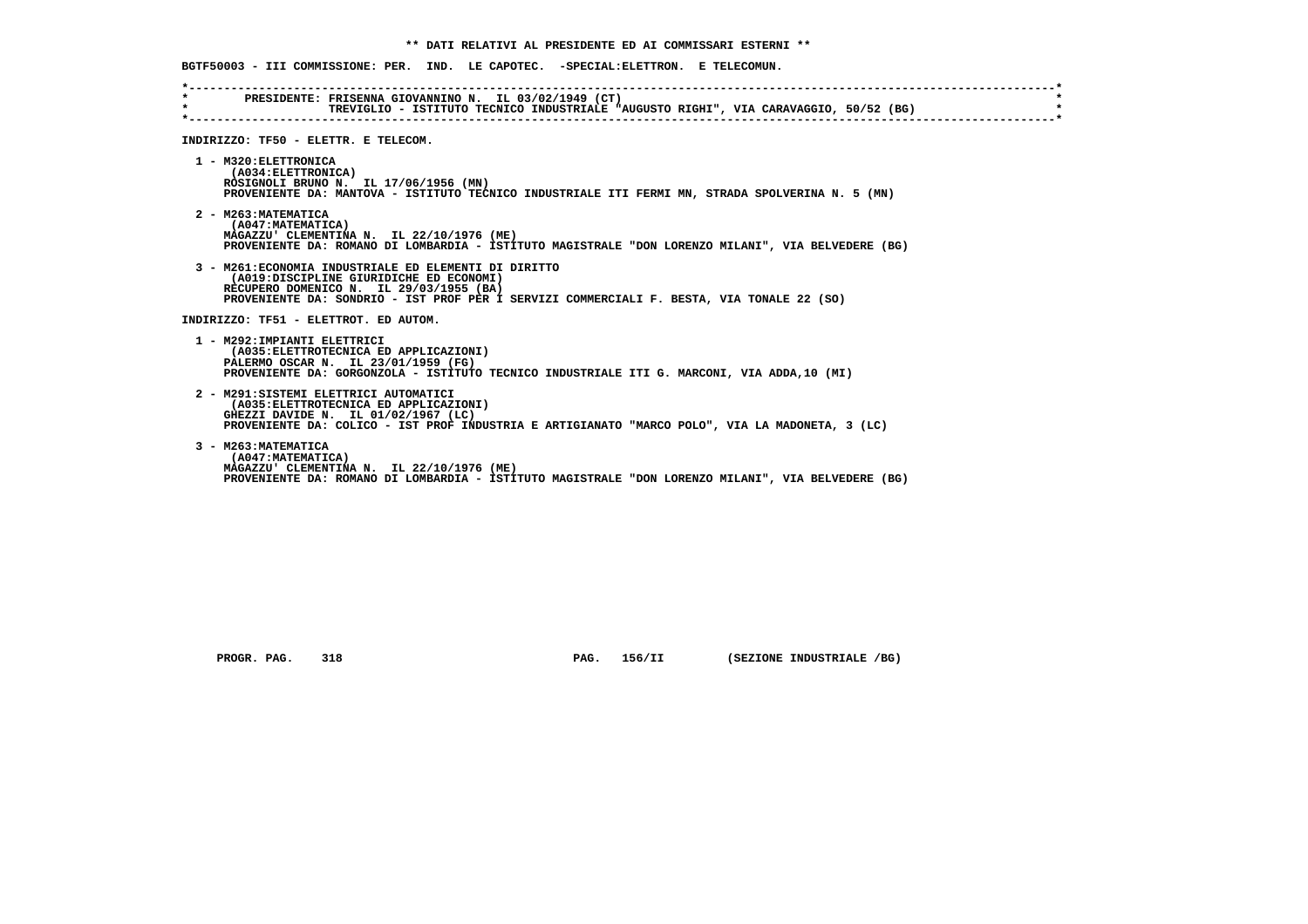**\*\* DATI RELATIVI AL PRESIDENTE ED AI COMMISSARI ESTERNI \*\***

**BGTF50003 - III COMMISSIONE: PER. IND. LE CAPOTEC. -SPECIAL:ELETTRON. E TELECOMUN.**

**PRESIDENTE: FRISENNA GIOVANNINO N. IL 03/02/1949 (CT)**
**TREVIGLIO - ISTITUTO TECNICO INDUSTRIALE "AUGUSTO RIGHI", VIA CARAVAGGIO, 50/52 (BG)**

**INDIRIZZO: TF50 - ELETTR. E TELECOM.**

1 - M320:ELETTRONICA
(A034:ELETTRONICA)
ROSIGNOLI BRUNO N. IL 17/06/1956 (MN)
PROVENIENTE DA: MANTOVA - ISTITUTO TECNICO INDUSTRIALE ITI FERMI MN, STRADA SPOLVERINA N. 5 (MN)

2 - M263:MATEMATICA
(A047:MATEMATICA)
MAGAZZU' CLEMENTINA N. IL 22/10/1976 (ME)
PROVENIENTE DA: ROMANO DI LOMBARDIA - ISTITUTO MAGISTRALE "DON LORENZO MILANI", VIA BELVEDERE (BG)

3 - M261:ECONOMIA INDUSTRIALE ED ELEMENTI DI DIRITTO
(A019:DISCIPLINE GIURIDICHE ED ECONOMI)
RECUPERO DOMENICO N. IL 29/03/1955 (BA)
PROVENIENTE DA: SONDRIO - IST PROF PER I SERVIZI COMMERCIALI F. BESTA, VIA TONALE 22 (SO)

**INDIRIZZO: TF51 - ELETTROT. ED AUTOM.**

1 - M292:IMPIANTI ELETTRICI
(A035:ELETTROTECNICA ED APPLICAZIONI)
PALERMO OSCAR N. IL 23/01/1959 (FG)
PROVENIENTE DA: GORGONZOLA - ISTITUTO TECNICO INDUSTRIALE ITI G. MARCONI, VIA ADDA,10 (MI)

2 - M291:SISTEMI ELETTRICI AUTOMATICI
(A035:ELETTROTECNICA ED APPLICAZIONI)
GHEZZI DAVIDE N. IL 01/02/1967 (LC)
PROVENIENTE DA: COLICO - IST PROF INDUSTRIA E ARTIGIANATO "MARCO POLO", VIA LA MADONETA, 3 (LC)

3 - M263:MATEMATICA
(A047:MATEMATICA)
MAGAZZU' CLEMENTINA N. IL 22/10/1976 (ME)
PROVENIENTE DA: ROMANO DI LOMBARDIA - ISTITUTO MAGISTRALE "DON LORENZO MILANI", VIA BELVEDERE (BG)

PROGR. PAG. 318 PAG. 156/II (SEZIONE INDUSTRIALE /BG)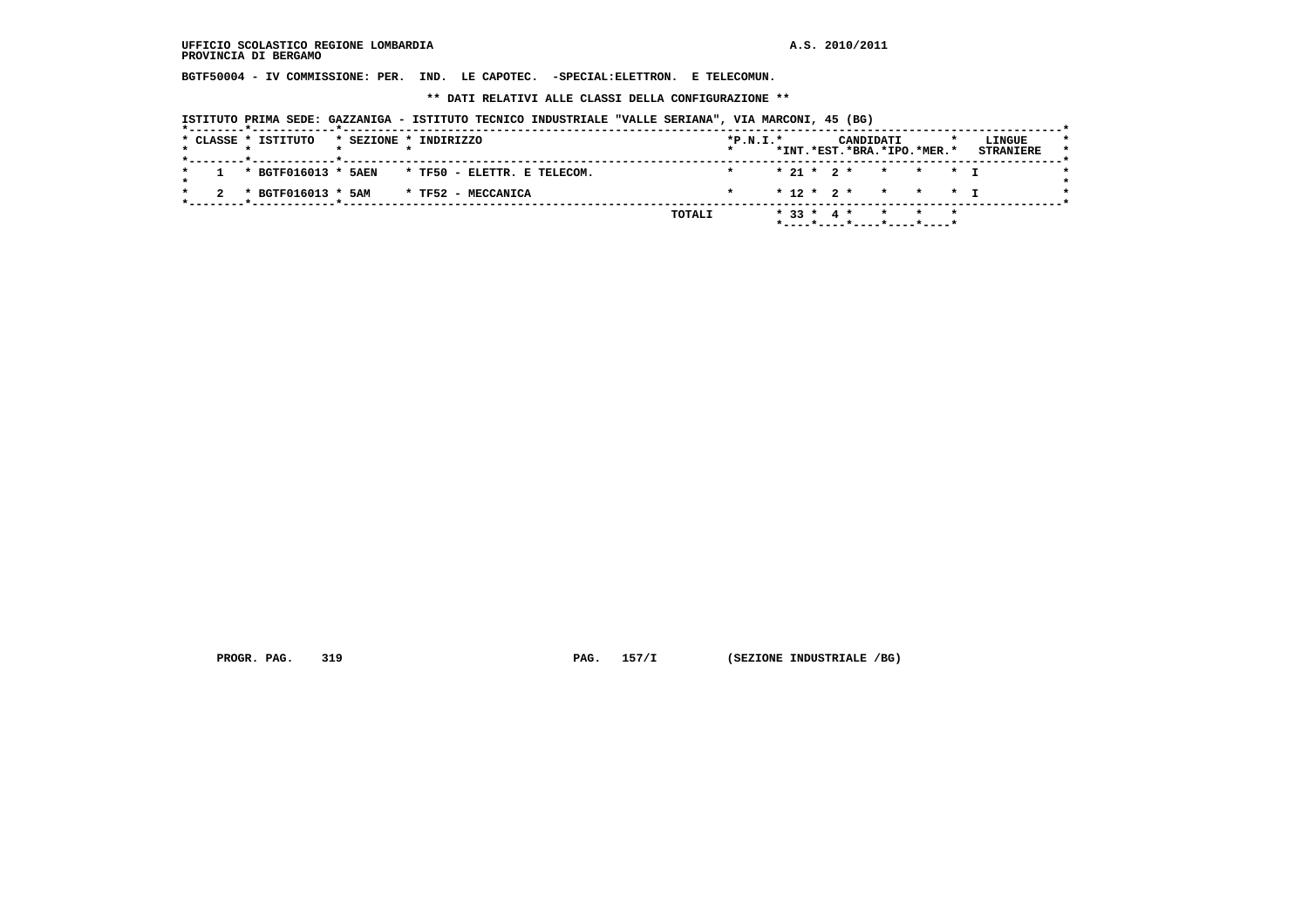UFFICIO SCOLASTICO REGIONE LOMBARDIA
PROVINCIA DI BERGAMO

A.S. 2010/2011

BGTF50004 - IV COMMISSIONE: PER. IND. LE CAPOTEC. -SPECIAL:ELETTRON. E TELECOMUN.

** DATI RELATIVI ALLE CLASSI DELLA CONFIGURAZIONE **

ISTITUTO PRIMA SEDE: GAZZANIGA - ISTITUTO TECNICO INDUSTRIALE "VALLE SERIANA", VIA MARCONI, 45 (BG)

| CLASSE | ISTITUTO | SEZIONE | INDIRIZZO | P.N.I. | CANDIDATI INT. | CANDIDATI EST. | CANDIDATI BRA. | CANDIDATI IPO. | CANDIDATI MER. | LINGUE STRANIERE |
|---|---|---|---|---|---|---|---|---|---|---|
| 1 | BGTF016013 | 5AEN | TF50 - ELETTR. E TELECOM. | | 21 | 2 | | | | I |
| 2 | BGTF016013 | 5AM | TF52 - MECCANICA | | 12 | 2 | | | | I |
| | | | TOTALI | | 33 | 4 | | | | |

PROGR. PAG. 319 PAG. 157/I (SEZIONE INDUSTRIALE /BG)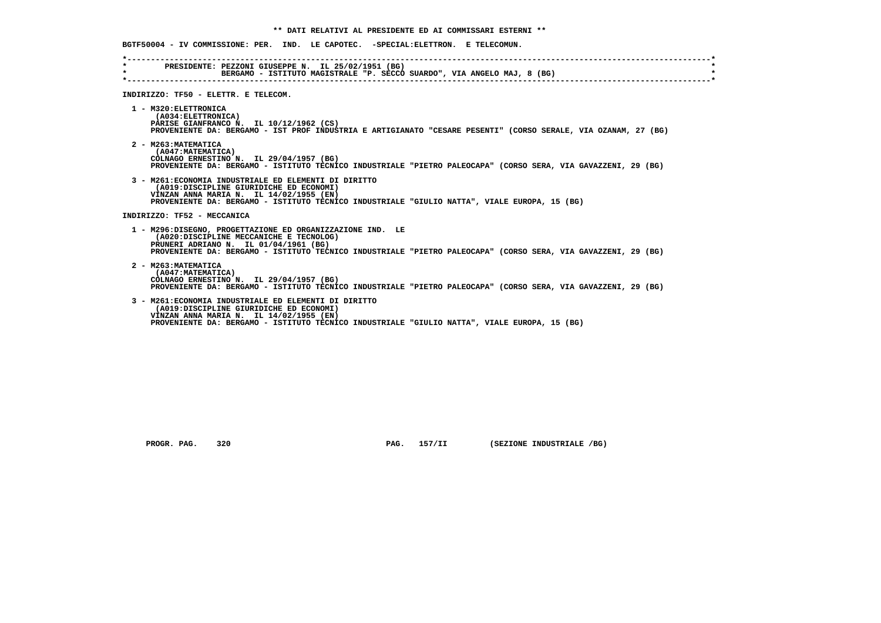## ** DATI RELATIVI AL PRESIDENTE ED AI COMMISSARI ESTERNI **

**BGTF50004 - IV COMMISSIONE: PER. IND. LE CAPOTEC. -SPECIAL:ELETTRON. E TELECOMUN.**

**PRESIDENTE: PEZZONI GIUSEPPE N. IL 25/02/1951 (BG)**
**BERGAMO - ISTITUTO MAGISTRALE "P. SECCO SUARDO", VIA ANGELO MAJ, 8 (BG)**

### INDIRIZZO: TF50 - ELETTR. E TELECOM.

1 - M320:ELETTRONICA
(A034:ELETTRONICA)
PARISE GIANFRANCO N. IL 10/12/1962 (CS)
PROVENIENTE DA: BERGAMO - IST PROF INDUSTRIA E ARTIGIANATO "CESARE PESENTI" (CORSO SERALE, VIA OZANAM, 27 (BG)

2 - M263:MATEMATICA
(A047:MATEMATICA)
COLNAGO ERNESTINO N. IL 29/04/1957 (BG)
PROVENIENTE DA: BERGAMO - ISTITUTO TECNICO INDUSTRIALE "PIETRO PALEOCAPA" (CORSO SERA, VIA GAVAZZENI, 29 (BG)

3 - M261:ECONOMIA INDUSTRIALE ED ELEMENTI DI DIRITTO
(A019:DISCIPLINE GIURIDICHE ED ECONOMI)
VINZAN ANNA MARIA N. IL 14/02/1955 (EN)
PROVENIENTE DA: BERGAMO - ISTITUTO TECNICO INDUSTRIALE "GIULIO NATTA", VIALE EUROPA, 15 (BG)

### INDIRIZZO: TF52 - MECCANICA

1 - M296:DISEGNO, PROGETTAZIONE ED ORGANIZZAZIONE IND. LE
(A020:DISCIPLINE MECCANICHE E TECNOLOG)
PRUNERI ADRIANO N. IL 01/04/1961 (BG)
PROVENIENTE DA: BERGAMO - ISTITUTO TECNICO INDUSTRIALE "PIETRO PALEOCAPA" (CORSO SERA, VIA GAVAZZENI, 29 (BG)

2 - M263:MATEMATICA
(A047:MATEMATICA)
COLNAGO ERNESTINO N. IL 29/04/1957 (BG)
PROVENIENTE DA: BERGAMO - ISTITUTO TECNICO INDUSTRIALE "PIETRO PALEOCAPA" (CORSO SERA, VIA GAVAZZENI, 29 (BG)

3 - M261:ECONOMIA INDUSTRIALE ED ELEMENTI DI DIRITTO
(A019:DISCIPLINE GIURIDICHE ED ECONOMI)
VINZAN ANNA MARIA N. IL 14/02/1955 (EN)
PROVENIENTE DA: BERGAMO - ISTITUTO TECNICO INDUSTRIALE "GIULIO NATTA", VIALE EUROPA, 15 (BG)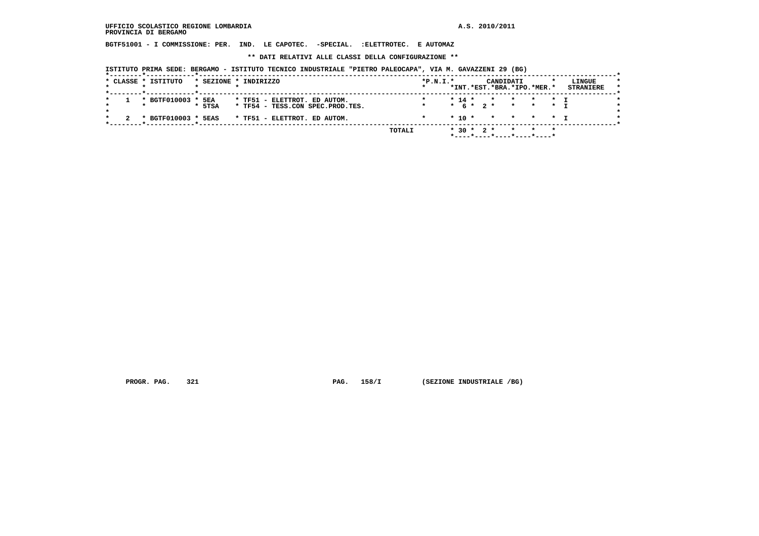UFFICIO SCOLASTICO REGIONE LOMBARDIA
PROVINCIA DI BERGAMO

A.S. 2010/2011

BGTF51001 - I COMMISSIONE: PER. IND. LE CAPOTEC. -SPECIAL. :ELETTROTEC. E AUTOMAZ

** DATI RELATIVI ALLE CLASSI DELLA CONFIGURAZIONE **

ISTITUTO PRIMA SEDE: BERGAMO - ISTITUTO TECNICO INDUSTRIALE "PIETRO PALEOCAPA", VIA M. GAVAZZENI 29 (BG)

| CLASSE | ISTITUTO | SEZIONE | INDIRIZZO | P.N.I. | CANDIDATI INT. | CANDIDATI EST. | CANDIDATI BRA. | CANDIDATI IPO. | CANDIDATI MER. | LINGUE STRANIERE |
|---|---|---|---|---|---|---|---|---|---|---|
| 1 | BGTF010003 | 5EA | TF51 - ELETTROT. ED AUTOM. | | 14 | | | | | I |
| | | 5TSA | TF54 - TESS.CON SPEC.PROD.TES. | | 6 | 2 | | | | I |
| 2 | BGTF010003 | 5EAS | TF51 - ELETTROT. ED AUTOM. | | 10 | | | | | I |
| | | | | TOTALI | 30 | 2 | | | | |

PROGR. PAG. 321 PAG. 158/I (SEZIONE INDUSTRIALE /BG)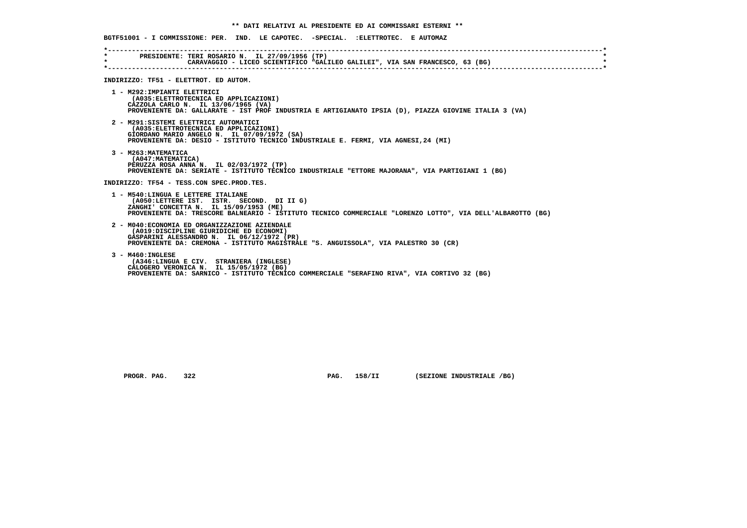**\*\* DATI RELATIVI AL PRESIDENTE ED AI COMMISSARI ESTERNI \*\***

**BGTF51001 - I COMMISSIONE: PER. IND. LE CAPOTEC. -SPECIAL. :ELETTROTEC. E AUTOMAZ**

PRESIDENTE: TERI ROSARIO N. IL 27/09/1956 (TP)
CARAVAGGIO - LICEO SCIENTIFICO "GALILEO GALILEI", VIA SAN FRANCESCO, 63 (BG)

**INDIRIZZO: TF51 - ELETTROT. ED AUTOM.**

1 - M292:IMPIANTI ELETTRICI
(A035:ELETTROTECNICA ED APPLICAZIONI)
CAZZOLA CARLO N. IL 13/06/1965 (VA)
PROVENIENTE DA: GALLARATE - IST PROF INDUSTRIA E ARTIGIANATO IPSIA (D), PIAZZA GIOVINE ITALIA 3 (VA)

2 - M291:SISTEMI ELETTRICI AUTOMATICI
(A035:ELETTROTECNICA ED APPLICAZIONI)
GIORDANO MARIO ANGELO N. IL 07/09/1972 (SA)
PROVENIENTE DA: DESIO - ISTITUTO TECNICO INDUSTRIALE E. FERMI, VIA AGNESI,24 (MI)

3 - M263:MATEMATICA
(A047:MATEMATICA)
PERUZZA ROSA ANNA N. IL 02/03/1972 (TP)
PROVENIENTE DA: SERIATE - ISTITUTO TECNICO INDUSTRIALE "ETTORE MAJORANA", VIA PARTIGIANI 1 (BG)

**INDIRIZZO: TF54 - TESS.CON SPEC.PROD.TES.**

1 - M540:LINGUA E LETTERE ITALIANE
(A050:LETTERE IST. ISTR. SECOND. DI II G)
ZANGHI' CONCETTA N. IL 15/09/1953 (ME)
PROVENIENTE DA: TRESCORE BALNEARIO - ISTITUTO TECNICO COMMERCIALE "LORENZO LOTTO", VIA DELL'ALBAROTTO (BG)

2 - M040:ECONOMIA ED ORGANIZZAZIONE AZIENDALE
(A019:DISCIPLINE GIURIDICHE ED ECONOMI)
GASPARINI ALESSANDRO N. IL 06/12/1972 (PR)
PROVENIENTE DA: CREMONA - ISTITUTO MAGISTRALE "S. ANGUISSOLA", VIA PALESTRO 30 (CR)

3 - M460:INGLESE
(A346:LINGUA E CIV. STRANIERA (INGLESE)
CALOGERO VERONICA N. IL 15/05/1972 (BG)
PROVENIENTE DA: SARNICO - ISTITUTO TECNICO COMMERCIALE "SERAFINO RIVA", VIA CORTIVO 32 (BG)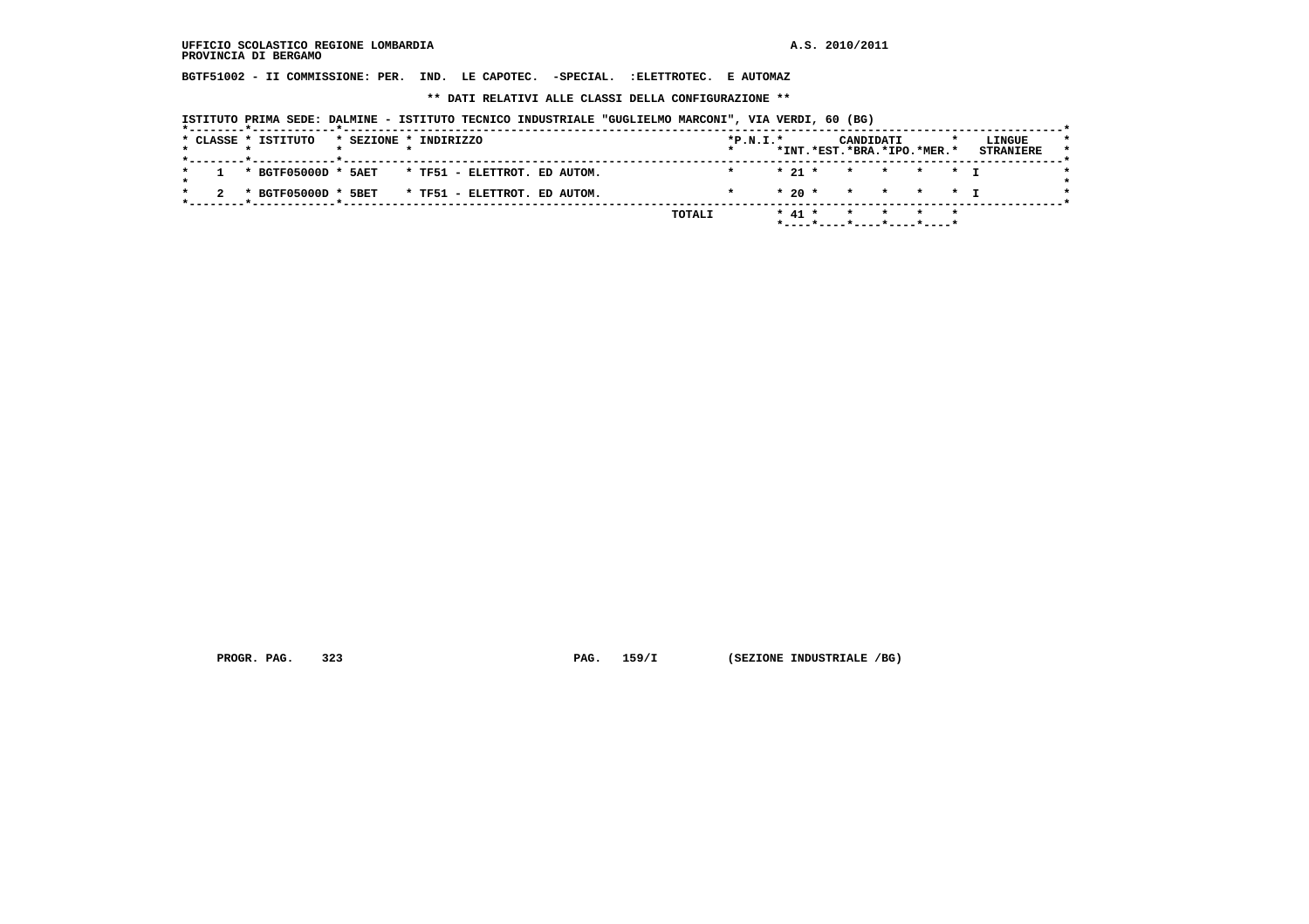UFFICIO SCOLASTICO REGIONE LOMBARDIA
PROVINCIA DI BERGAMO

A.S. 2010/2011

BGTF51002 - II COMMISSIONE: PER. IND. LE CAPOTEC. -SPECIAL. :ELETTROTEC. E AUTOMAZ

** DATI RELATIVI ALLE CLASSI DELLA CONFIGURAZIONE **

ISTITUTO PRIMA SEDE: DALMINE - ISTITUTO TECNICO INDUSTRIALE "GUGLIELMO MARCONI", VIA VERDI, 60 (BG)

| CLASSE | ISTITUTO | SEZIONE | INDIRIZZO | P.N.I. | CANDIDATI INT. | CANDIDATI EST. | CANDIDATI BRA. | CANDIDATI IPO. | CANDIDATI MER. | LINGUE STRANIERE |
|---|---|---|---|---|---|---|---|---|---|---|
| 1 | BGTF05000D | 5AET | TF51 - ELETTROT. ED AUTOM. | | 21 | | | | | I |
| 2 | BGTF05000D | 5BET | TF51 - ELETTROT. ED AUTOM. | | 20 | | | | | I |
| | | | TOTALI | | 41 | | | | | |

PROGR. PAG. 323 PAG. 159/I (SEZIONE INDUSTRIALE /BG)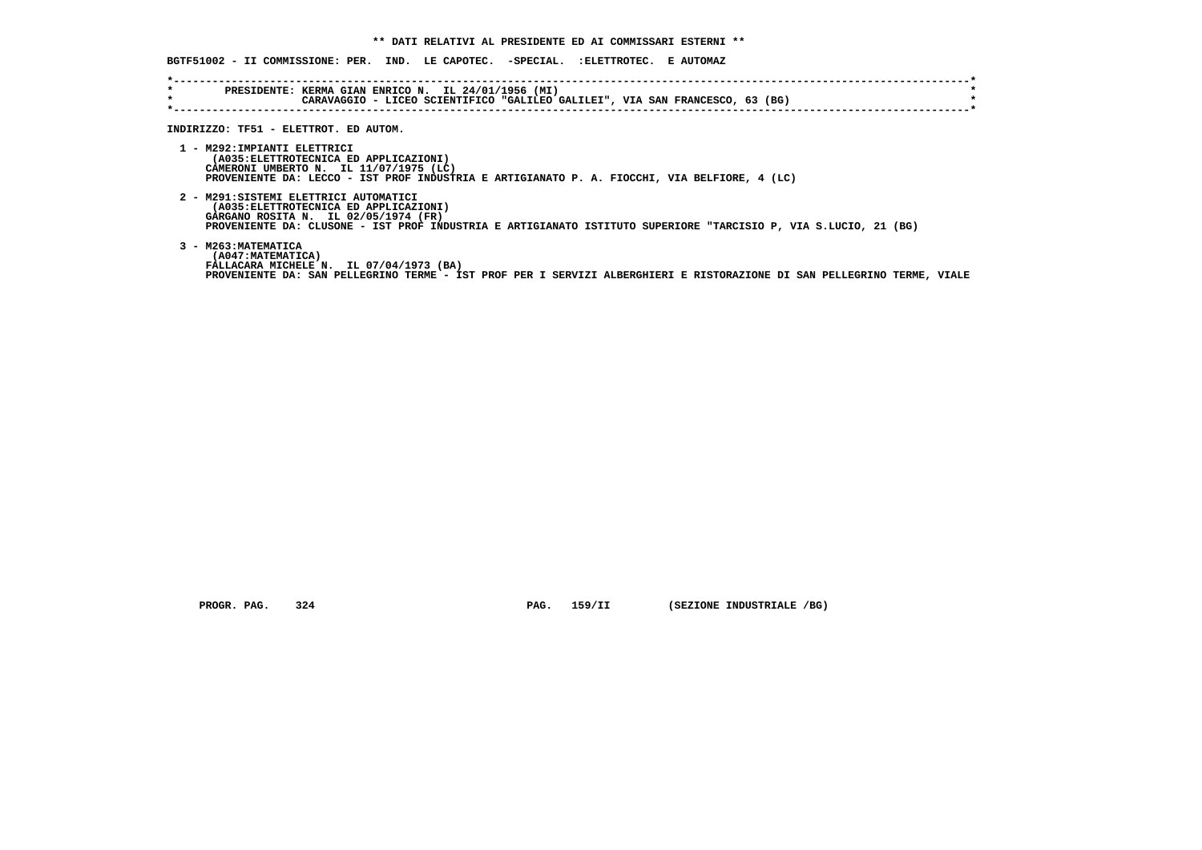** DATI RELATIVI AL PRESIDENTE ED AI COMMISSARI ESTERNI **

BGTF51002 - II COMMISSIONE: PER. IND. LE CAPOTEC. -SPECIAL. :ELETTROTEC. E AUTOMAZ

PRESIDENTE: KERMA GIAN ENRICO N. IL 24/01/1956 (MI)
CARAVAGGIO - LICEO SCIENTIFICO "GALILEO GALILEI", VIA SAN FRANCESCO, 63 (BG)

INDIRIZZO: TF51 - ELETTROT. ED AUTOM.

1 - M292:IMPIANTI ELETTRICI
(A035:ELETTROTECNICA ED APPLICAZIONI)
CAMERONI UMBERTO N. IL 11/07/1975 (LC)
PROVENIENTE DA: LECCO - IST PROF INDUSTRIA E ARTIGIANATO P. A. FIOCCHI, VIA BELFIORE, 4 (LC)

2 - M291:SISTEMI ELETTRICI AUTOMATICI
(A035:ELETTROTECNICA ED APPLICAZIONI)
GARGANO ROSITA N. IL 02/05/1974 (FR)
PROVENIENTE DA: CLUSONE - IST PROF INDUSTRIA E ARTIGIANATO ISTITUTO SUPERIORE "TARCISIO P, VIA S.LUCIO, 21 (BG)

3 - M263:MATEMATICA
(A047:MATEMATICA)
FALLACARA MICHELE N. IL 07/04/1973 (BA)
PROVENIENTE DA: SAN PELLEGRINO TERME - IST PROF PER I SERVIZI ALBERGHIERI E RISTORAZIONE DI SAN PELLEGRINO TERME, VIALE

PROGR. PAG. 324 PAG. 159/II (SEZIONE INDUSTRIALE /BG)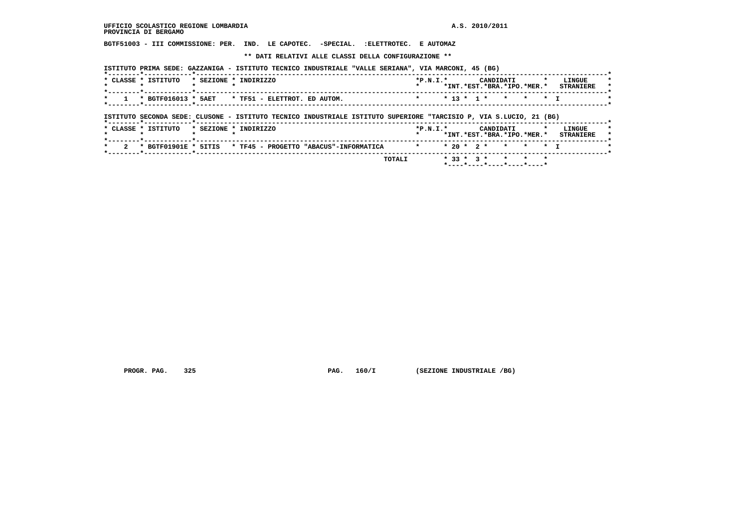UFFICIO SCOLASTICO REGIONE LOMBARDIA

PROVINCIA DI BERGAMO

A.S. 2010/2011

**BGTF51003 - III COMMISSIONE: PER. IND. LE CAPOTEC. -SPECIAL. :ELETTROTEC. E AUTOMAZ**

**\*\* DATI RELATIVI ALLE CLASSI DELLA CONFIGURAZIONE \*\***

ISTITUTO PRIMA SEDE: GAZZANIGA - ISTITUTO TECNICO INDUSTRIALE "VALLE SERIANA", VIA MARCONI, 45 (BG)

| CLASSE | ISTITUTO | SEZIONE | INDIRIZZO | P.N.I. | CANDIDATI INT. | CANDIDATI EST. | CANDIDATI BRA. | CANDIDATI IPO. | CANDIDATI MER. | LINGUE STRANIERE |
|---|---|---|---|---|---|---|---|---|---|---|
| 1 | BGTF016013 | 5AET | TF51 - ELETTROT. ED AUTOM. | | 13 | 1 | | | | I |

ISTITUTO SECONDA SEDE: CLUSONE - ISTITUTO TECNICO INDUSTRIALE ISTITUTO SUPERIORE "TARCISIO P, VIA S.LUCIO, 21 (BG)

| CLASSE | ISTITUTO | SEZIONE | INDIRIZZO | P.N.I. | CANDIDATI INT. | CANDIDATI EST. | CANDIDATI BRA. | CANDIDATI IPO. | CANDIDATI MER. | LINGUE STRANIERE |
|---|---|---|---|---|---|---|---|---|---|---|
| 2 | BGTF01901E | 5ITIS | TF45 - PROGETTO "ABACUS"-INFORMATICA | | 20 | 2 | | | | I |
| | | | TOTALI | | 33 | 3 | | | | |

PROGR. PAG. 325 PAG. 160/I (SEZIONE INDUSTRIALE /BG)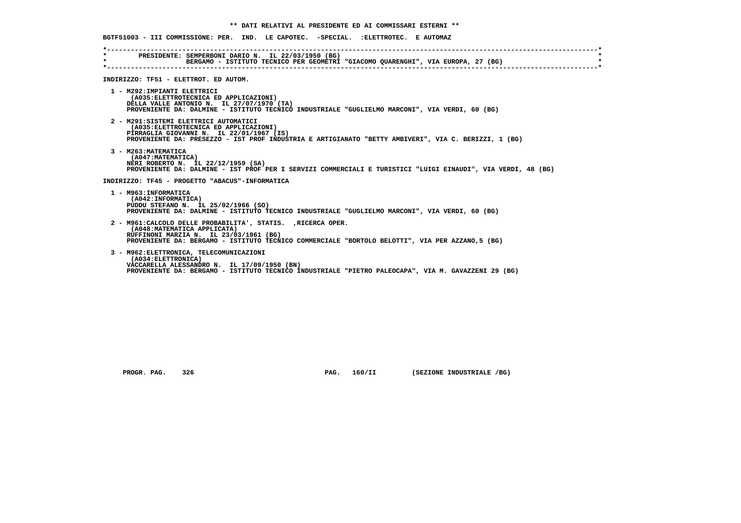** DATI RELATIVI AL PRESIDENTE ED AI COMMISSARI ESTERNI **

BGTF51003 - III COMMISSIONE: PER. IND. LE CAPOTEC. -SPECIAL. :ELETTROTEC. E AUTOMAZ

PRESIDENTE: SEMPERBONI DARIO N. IL 22/03/1950 (BG)
BERGAMO - ISTITUTO TECNICO PER GEOMETRI "GIACOMO QUARENGHI", VIA EUROPA, 27 (BG)

INDIRIZZO: TF51 - ELETTROT. ED AUTOM.

1 - M292:IMPIANTI ELETTRICI
(A035:ELETTROTECNICA ED APPLICAZIONI)
DELLA VALLE ANTONIO N. IL 27/07/1970 (TA)
PROVENIENTE DA: DALMINE - ISTITUTO TECNICO INDUSTRIALE "GUGLIELMO MARCONI", VIA VERDI, 60 (BG)

2 - M291:SISTEMI ELETTRICI AUTOMATICI
(A035:ELETTROTECNICA ED APPLICAZIONI)
PIRRAGLIA GIOVANNI N. IL 22/01/1967 (IS)
PROVENIENTE DA: PRESEZZO - IST PROF INDUSTRIA E ARTIGIANATO "BETTY AMBIVERI", VIA C. BERIZZI, 1 (BG)

3 - M263:MATEMATICA
(A047:MATEMATICA)
NERI ROBERTO N. IL 22/12/1959 (SA)
PROVENIENTE DA: DALMINE - IST PROF PER I SERVIZI COMMERCIALI E TURISTICI "LUIGI EINAUDI", VIA VERDI, 48 (BG)

INDIRIZZO: TF45 - PROGETTO "ABACUS"-INFORMATICA

1 - M963:INFORMATICA
(A042:INFORMATICA)
PUDDU STEFANO N. IL 25/02/1966 (SO)
PROVENIENTE DA: DALMINE - ISTITUTO TECNICO INDUSTRIALE "GUGLIELMO MARCONI", VIA VERDI, 60 (BG)

2 - M961:CALCOLO DELLE PROBABILITA', STATIS. ,RICERCA OPER.
(A048:MATEMATICA APPLICATA)
RUFFINONI MARZIA N. IL 23/03/1961 (BG)
PROVENIENTE DA: BERGAMO - ISTITUTO TECNICO COMMERCIALE "BORTOLO BELOTTI", VIA PER AZZANO,5 (BG)

3 - M962:ELETTRONICA, TELECOMUNICAZIONI
(A034:ELETTRONICA)
VACCARELLA ALESSANDRO N. IL 17/09/1950 (BN)
PROVENIENTE DA: BERGAMO - ISTITUTO TECNICO INDUSTRIALE "PIETRO PALEOCAPA", VIA M. GAVAZZENI 29 (BG)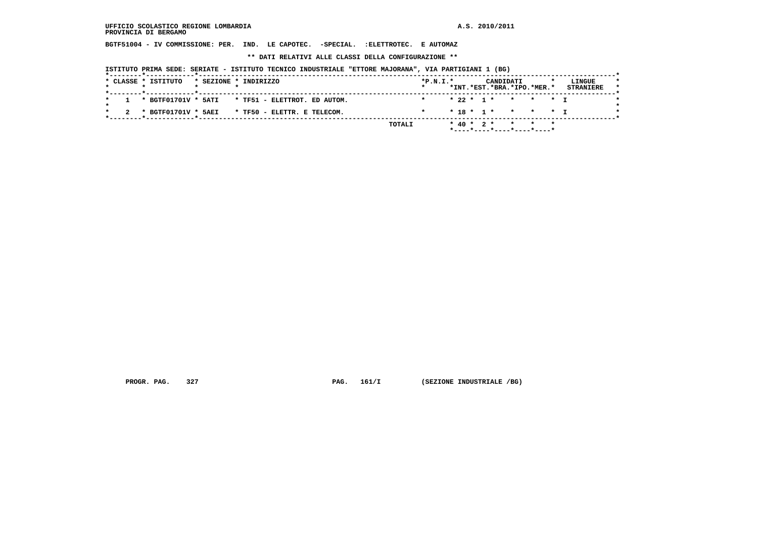UFFICIO SCOLASTICO REGIONE LOMBARDIA

PROVINCIA DI BERGAMO

A.S. 2010/2011

BGTF51004 - IV COMMISSIONE: PER. IND. LE CAPOTEC. -SPECIAL. :ELETTROTEC. E AUTOMAZ

**\*\* DATI RELATIVI ALLE CLASSI DELLA CONFIGURAZIONE \*\***

ISTITUTO PRIMA SEDE: SERIATE - ISTITUTO TECNICO INDUSTRIALE "ETTORE MAJORANA", VIA PARTIGIANI 1 (BG)

| CLASSE | ISTITUTO | SEZIONE | INDIRIZZO | P.N.I. | CANDIDATI INT. | CANDIDATI EST. | CANDIDATI BRA. | CANDIDATI IPO. | CANDIDATI MER. | LINGUE STRANIERE |
|---|---|---|---|---|---|---|---|---|---|---|
| 1 | BGTF01701V | 5ATI | TF51 - ELETTROT. ED AUTOM. | | 22 | 1 | | | | I |
| 2 | BGTF01701V | 5AEI | TF50 - ELETTR. E TELECOM. | | 18 | 1 | | | | I |
| | | | TOTALI | | 40 | 2 | | | | |

PROGR. PAG. 327 PAG. 161/I (SEZIONE INDUSTRIALE /BG)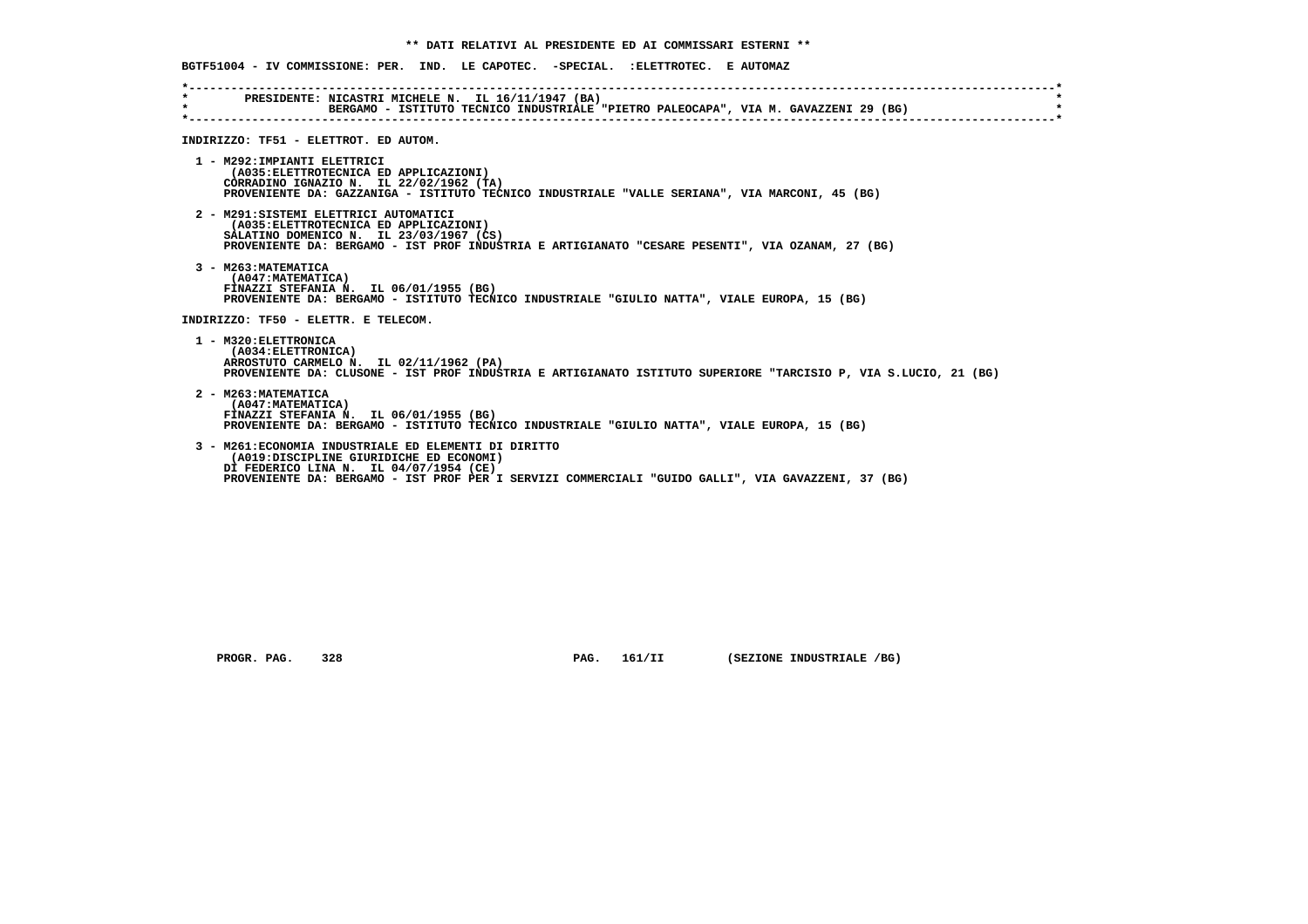**\*\* DATI RELATIVI AL PRESIDENTE ED AI COMMISSARI ESTERNI \*\***

**BGTF51004 - IV COMMISSIONE: PER. IND. LE CAPOTEC. -SPECIAL. :ELETTROTEC. E AUTOMAZ**

PRESIDENTE: NICASTRI MICHELE N. IL 16/11/1947 (BA)
BERGAMO - ISTITUTO TECNICO INDUSTRIALE "PIETRO PALEOCAPA", VIA M. GAVAZZENI 29 (BG)

**INDIRIZZO: TF51 - ELETTROT. ED AUTOM.**

1 - M292:IMPIANTI ELETTRICI
(A035:ELETTROTECNICA ED APPLICAZIONI)
CORRADINO IGNAZIO N. IL 22/02/1962 (TA)
PROVENIENTE DA: GAZZANIGA - ISTITUTO TECNICO INDUSTRIALE "VALLE SERIANA", VIA MARCONI, 45 (BG)

2 - M291:SISTEMI ELETTRICI AUTOMATICI
(A035:ELETTROTECNICA ED APPLICAZIONI)
SALATINO DOMENICO N. IL 23/03/1967 (CS)
PROVENIENTE DA: BERGAMO - IST PROF INDUSTRIA E ARTIGIANATO "CESARE PESENTI", VIA OZANAM, 27 (BG)

3 - M263:MATEMATICA
(A047:MATEMATICA)
FINAZZI STEFANIA N. IL 06/01/1955 (BG)
PROVENIENTE DA: BERGAMO - ISTITUTO TECNICO INDUSTRIALE "GIULIO NATTA", VIALE EUROPA, 15 (BG)

**INDIRIZZO: TF50 - ELETTR. E TELECOM.**

1 - M320:ELETTRONICA
(A034:ELETTRONICA)
ARROSTUTO CARMELO N. IL 02/11/1962 (PA)
PROVENIENTE DA: CLUSONE - IST PROF INDUSTRIA E ARTIGIANATO ISTITUTO SUPERIORE "TARCISIO P, VIA S.LUCIO, 21 (BG)

2 - M263:MATEMATICA
(A047:MATEMATICA)
FINAZZI STEFANIA N. IL 06/01/1955 (BG)
PROVENIENTE DA: BERGAMO - ISTITUTO TECNICO INDUSTRIALE "GIULIO NATTA", VIALE EUROPA, 15 (BG)

3 - M261:ECONOMIA INDUSTRIALE ED ELEMENTI DI DIRITTO
(A019:DISCIPLINE GIURIDICHE ED ECONOMI)
DI FEDERICO LINA N. IL 04/07/1954 (CE)
PROVENIENTE DA: BERGAMO - IST PROF PER I SERVIZI COMMERCIALI "GUIDO GALLI", VIA GAVAZZENI, 37 (BG)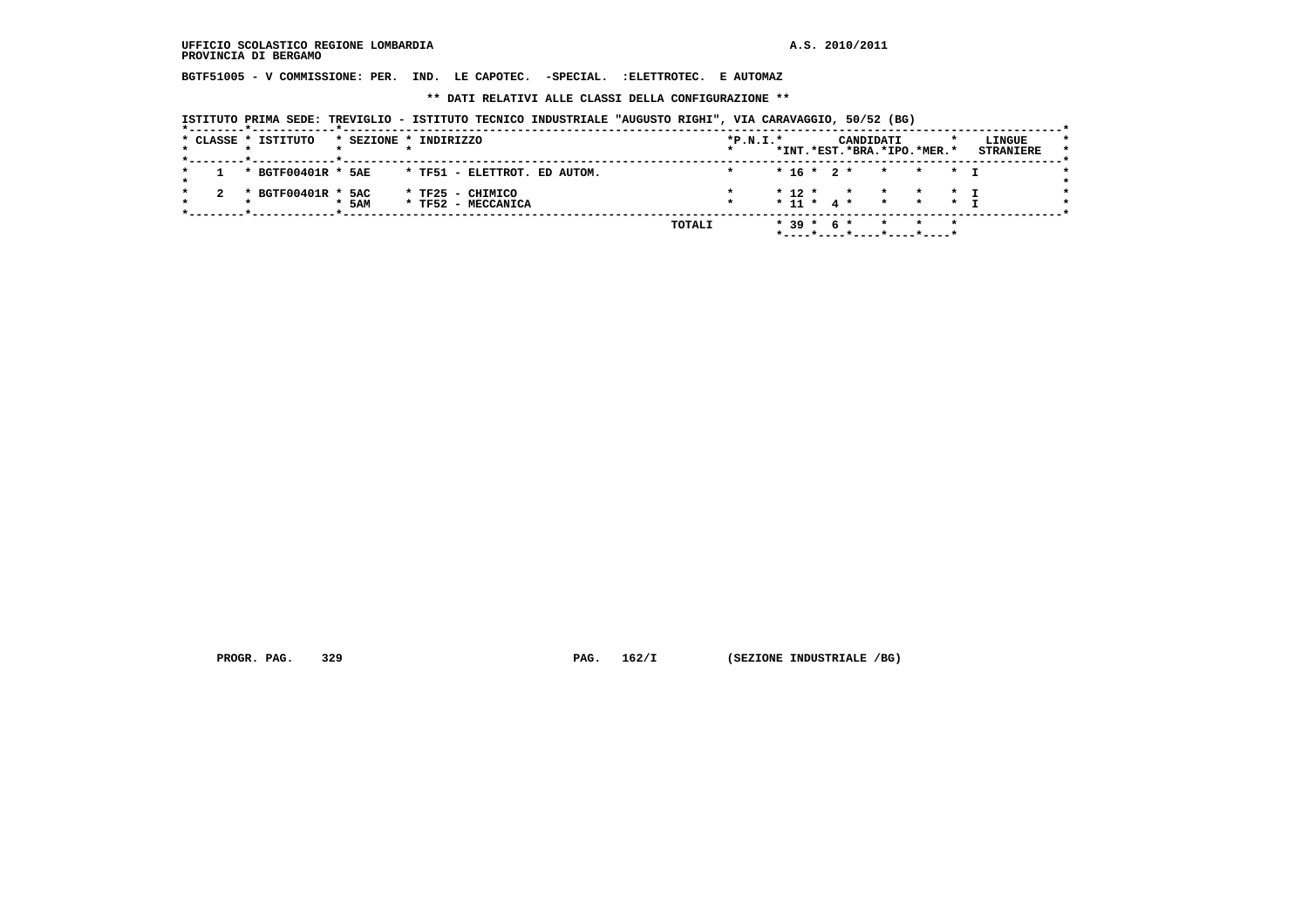UFFICIO SCOLASTICO REGIONE LOMBARDIA
PROVINCIA DI BERGAMO

A.S. 2010/2011

BGTF51005 - V COMMISSIONE: PER. IND. LE CAPOTEC. -SPECIAL. :ELETTROTEC. E AUTOMAZ

** DATI RELATIVI ALLE CLASSI DELLA CONFIGURAZIONE **

ISTITUTO PRIMA SEDE: TREVIGLIO - ISTITUTO TECNICO INDUSTRIALE "AUGUSTO RIGHI", VIA CARAVAGGIO, 50/52 (BG)

| CLASSE | ISTITUTO | SEZIONE | INDIRIZZO | P.N.I. | CANDIDATI INT. | EST. | BRA. | IPO. | MER. | LINGUE STRANIERE |
|---|---|---|---|---|---|---|---|---|---|---|
| 1 | BGTF00401R | 5AE | TF51 - ELETTROT. ED AUTOM. | | 16 | 2 | | | | I |
| 2 | BGTF00401R | 5AC | TF25 - CHIMICO | | 12 | | | | | I |
| | | 5AM | TF52 - MECCANICA | | 11 | 4 | | | | I |
| | | | TOTALI | | 39 | 6 | | | | |

PROGR. PAG. 329 PAG. 162/I (SEZIONE INDUSTRIALE /BG)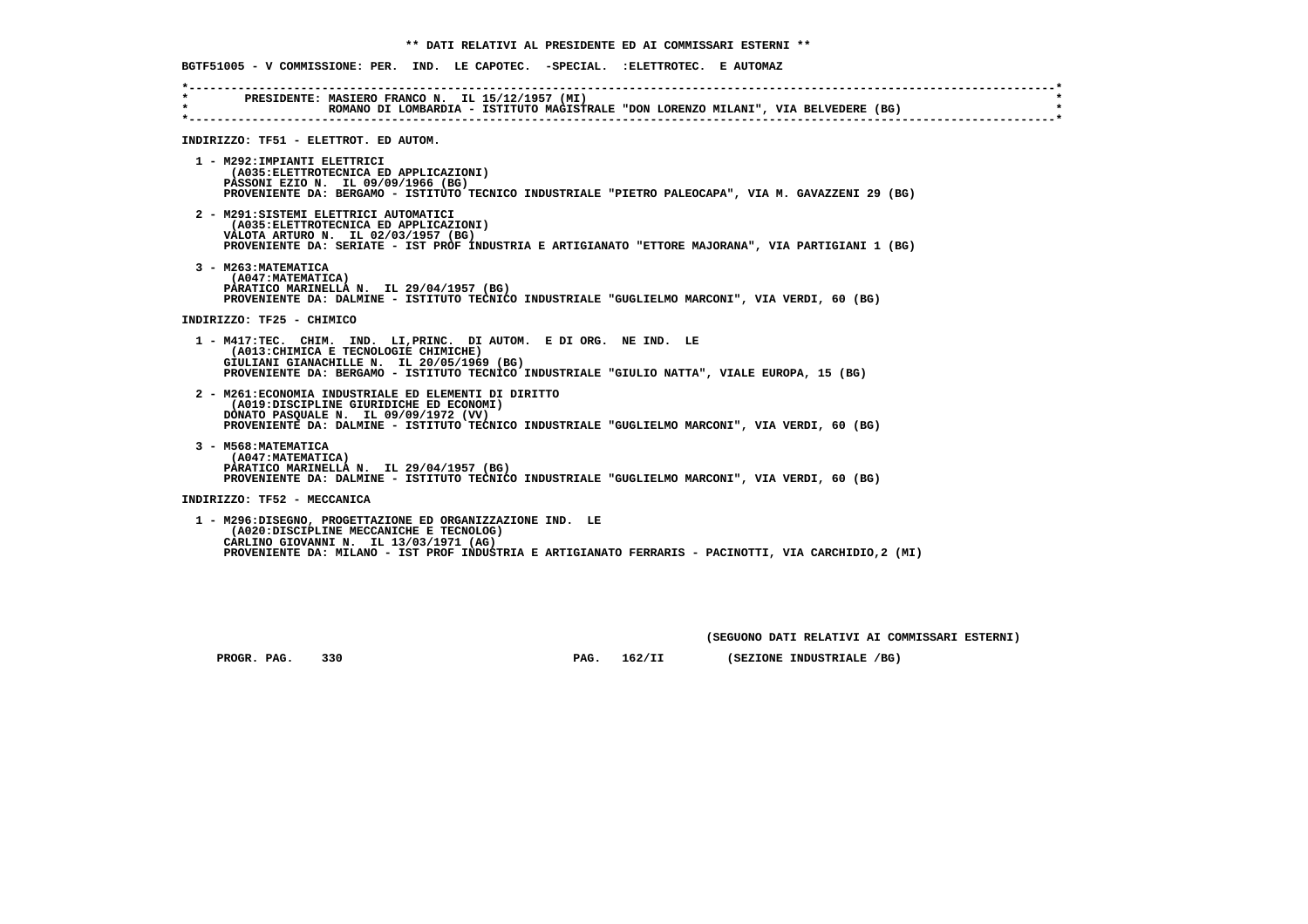**\*\* DATI RELATIVI AL PRESIDENTE ED AI COMMISSARI ESTERNI \*\***

**BGTF51005 - V COMMISSIONE: PER. IND. LE CAPOTEC. -SPECIAL. :ELETTROTEC. E AUTOMAZ**

**PRESIDENTE: MASIERO FRANCO N. IL 15/12/1957 (MI)**
**ROMANO DI LOMBARDIA - ISTITUTO MAGISTRALE "DON LORENZO MILANI", VIA BELVEDERE (BG)**

**INDIRIZZO: TF51 - ELETTROT. ED AUTOM.**

1 - M292:IMPIANTI ELETTRICI
   (A035:ELETTROTECNICA ED APPLICAZIONI)
   PASSONI EZIO N. IL 09/09/1966 (BG)
   PROVENIENTE DA: BERGAMO - ISTITUTO TECNICO INDUSTRIALE "PIETRO PALEOCAPA", VIA M. GAVAZZENI 29 (BG)

2 - M291:SISTEMI ELETTRICI AUTOMATICI
   (A035:ELETTROTECNICA ED APPLICAZIONI)
   VALOTA ARTURO N. IL 02/03/1957 (BG)
   PROVENIENTE DA: SERIATE - IST PROF INDUSTRIA E ARTIGIANATO "ETTORE MAJORANA", VIA PARTIGIANI 1 (BG)

3 - M263:MATEMATICA
   (A047:MATEMATICA)
   PARATICO MARINELLA N. IL 29/04/1957 (BG)
   PROVENIENTE DA: DALMINE - ISTITUTO TECNICO INDUSTRIALE "GUGLIELMO MARCONI", VIA VERDI, 60 (BG)

**INDIRIZZO: TF25 - CHIMICO**

1 - M417:TEC. CHIM. IND. LI,PRINC. DI AUTOM. E DI ORG. NE IND. LE
   (A013:CHIMICA E TECNOLOGIE CHIMICHE)
   GIULIANI GIANACHILLE N. IL 20/05/1969 (BG)
   PROVENIENTE DA: BERGAMO - ISTITUTO TECNICO INDUSTRIALE "GIULIO NATTA", VIALE EUROPA, 15 (BG)

2 - M261:ECONOMIA INDUSTRIALE ED ELEMENTI DI DIRITTO
   (A019:DISCIPLINE GIURIDICHE ED ECONOMI)
   DONATO PASQUALE N. IL 09/09/1972 (VV)
   PROVENIENTE DA: DALMINE - ISTITUTO TECNICO INDUSTRIALE "GUGLIELMO MARCONI", VIA VERDI, 60 (BG)

3 - M568:MATEMATICA
   (A047:MATEMATICA)
   PARATICO MARINELLA N. IL 29/04/1957 (BG)
   PROVENIENTE DA: DALMINE - ISTITUTO TECNICO INDUSTRIALE "GUGLIELMO MARCONI", VIA VERDI, 60 (BG)

**INDIRIZZO: TF52 - MECCANICA**

1 - M296:DISEGNO, PROGETTAZIONE ED ORGANIZZAZIONE IND. LE
   (A020:DISCIPLINE MECCANICHE E TECNOLOG)
   CARLINO GIOVANNI N. IL 13/03/1971 (AG)
   PROVENIENTE DA: MILANO - IST PROF INDUSTRIA E ARTIGIANATO FERRARIS - PACINOTTI, VIA CARCHIDIO,2 (MI)

(SEGUONO DATI RELATIVI AI COMMISSARI ESTERNI)

PROGR. PAG. 330 PAG. 162/II (SEZIONE INDUSTRIALE /BG)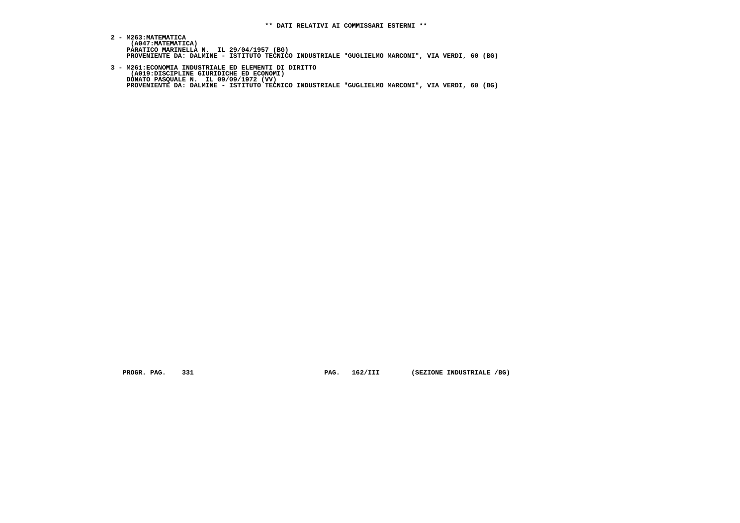**\*\* DATI RELATIVI AI COMMISSARI ESTERNI \*\***

**2 - M263:MATEMATICA**
**(A047:MATEMATICA)**
**PARATICO MARINELLA N. IL 29/04/1957 (BG)**
**PROVENIENTE DA: DALMINE - ISTITUTO TECNICO INDUSTRIALE "GUGLIELMO MARCONI", VIA VERDI, 60 (BG)**

**3 - M261:ECONOMIA INDUSTRIALE ED ELEMENTI DI DIRITTO**
**(A019:DISCIPLINE GIURIDICHE ED ECONOMI)**
**DONATO PASQUALE N. IL 09/09/1972 (VV)**
**PROVENIENTE DA: DALMINE - ISTITUTO TECNICO INDUSTRIALE "GUGLIELMO MARCONI", VIA VERDI, 60 (BG)**

**PROGR. PAG. 331 PAG. 162/III (SEZIONE INDUSTRIALE /BG)**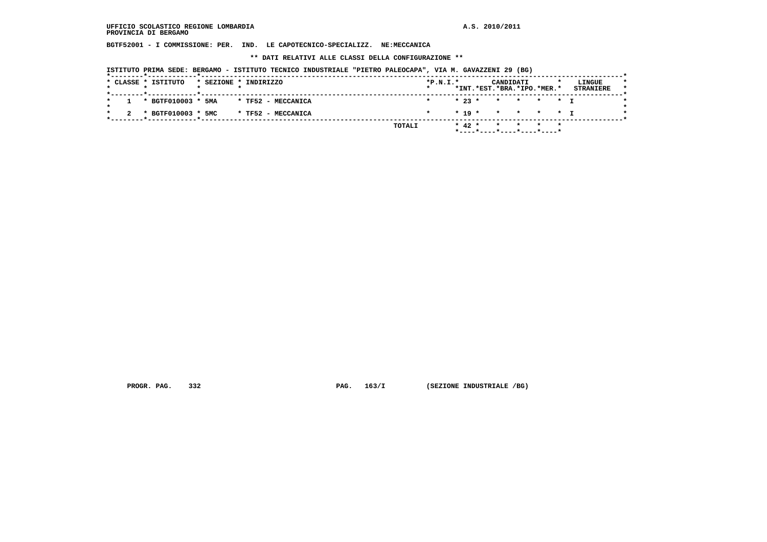BGTF52001 - I COMMISSIONE: PER. IND. LE CAPOTECNICO-SPECIALIZZ. NE:MECCANICA

** DATI RELATIVI ALLE CLASSI DELLA CONFIGURAZIONE **

ISTITUTO PRIMA SEDE: BERGAMO - ISTITUTO TECNICO INDUSTRIALE "PIETRO PALEOCAPA", VIA M. GAVAZZENI 29 (BG)

| CLASSE | ISTITUTO | SEZIONE | INDIRIZZO | P.N.I. | CANDIDATI INT. | CANDIDATI EST. | CANDIDATI BRA. | CANDIDATI IPO. | CANDIDATI MER. | LINGUE STRANIERE |
|---|---|---|---|---|---|---|---|---|---|---|
| 1 | BGTF010003 | 5MA | TF52 - MECCANICA | | 23 | | | | | I |
| 2 | BGTF010003 | 5MC | TF52 - MECCANICA | | 19 | | | | | I |
| | | | TOTALI | | 42 | | | | | |

PROGR. PAG. 332 PAG. 163/I (SEZIONE INDUSTRIALE /BG)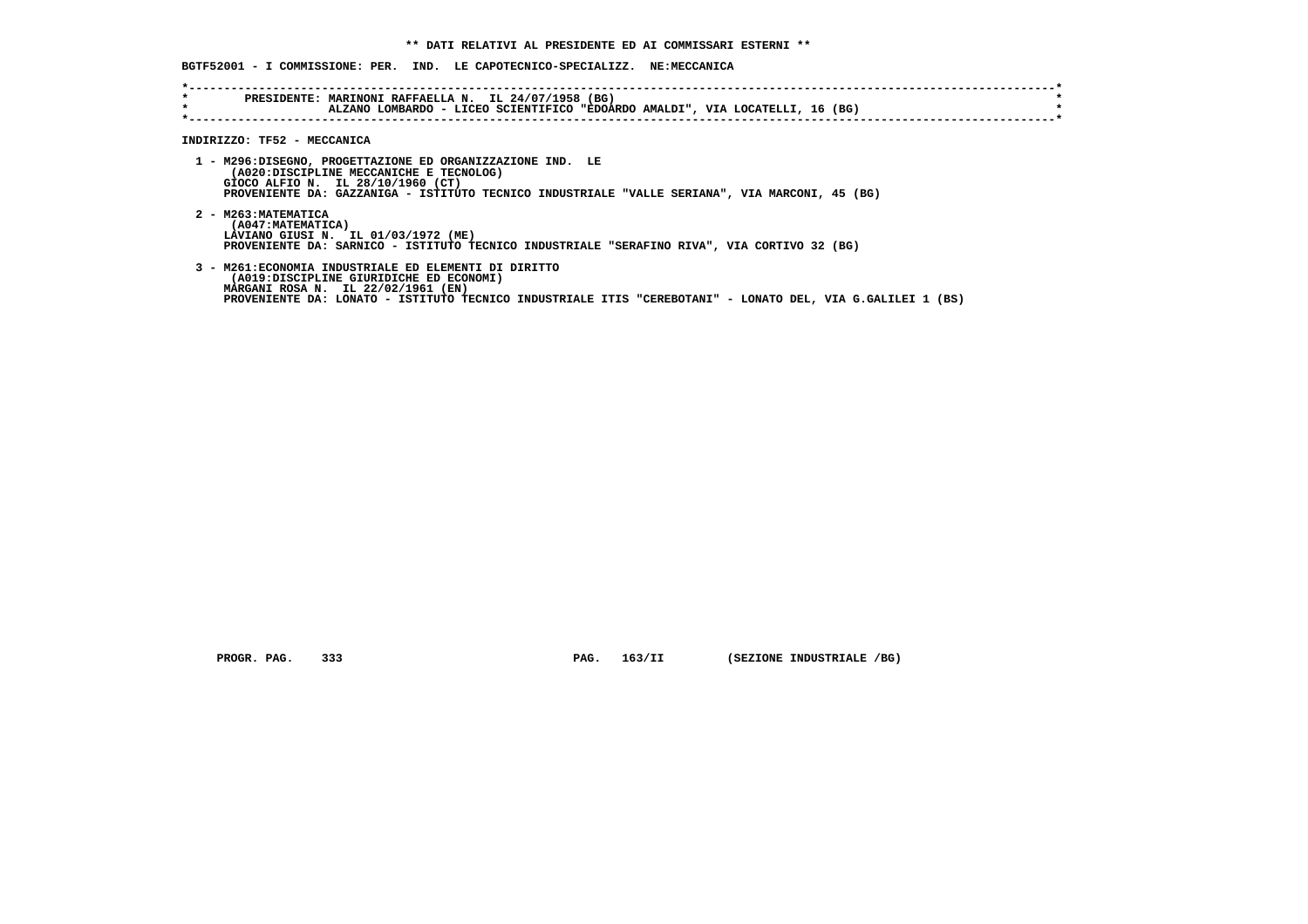** DATI RELATIVI AL PRESIDENTE ED AI COMMISSARI ESTERNI **

BGTF52001 - I COMMISSIONE: PER. IND. LE CAPOTECNICO-SPECIALIZZ. NE:MECCANICA

*----------------------------------------------------------------------------------------------------------------------------*
* PRESIDENTE: MARINONI RAFFAELLA N. IL 24/07/1958 (BG) *
* ALZANO LOMBARDO - LICEO SCIENTIFICO "EDOARDO AMALDI", VIA LOCATELLI, 16 (BG) *
*----------------------------------------------------------------------------------------------------------------------------*

INDIRIZZO: TF52 - MECCANICA

1 - M296:DISEGNO, PROGETTAZIONE ED ORGANIZZAZIONE IND. LE
(A020:DISCIPLINE MECCANICHE E TECNOLOG)
GIOCO ALFIO N. IL 28/10/1960 (CT)
PROVENIENTE DA: GAZZANIGA - ISTITUTO TECNICO INDUSTRIALE "VALLE SERIANA", VIA MARCONI, 45 (BG)

2 - M263:MATEMATICA
(A047:MATEMATICA)
LAVIANO GIUSI N. IL 01/03/1972 (ME)
PROVENIENTE DA: SARNICO - ISTITUTO TECNICO INDUSTRIALE "SERAFINO RIVA", VIA CORTIVO 32 (BG)

3 - M261:ECONOMIA INDUSTRIALE ED ELEMENTI DI DIRITTO
(A019:DISCIPLINE GIURIDICHE ED ECONOMI)
MARGANI ROSA N. IL 22/02/1961 (EN)
PROVENIENTE DA: LONATO - ISTITUTO TECNICO INDUSTRIALE ITIS "CEREBOTANI" - LONATO DEL, VIA G.GALILEI 1 (BS)

PROGR. PAG. 333 PAG. 163/II (SEZIONE INDUSTRIALE /BG)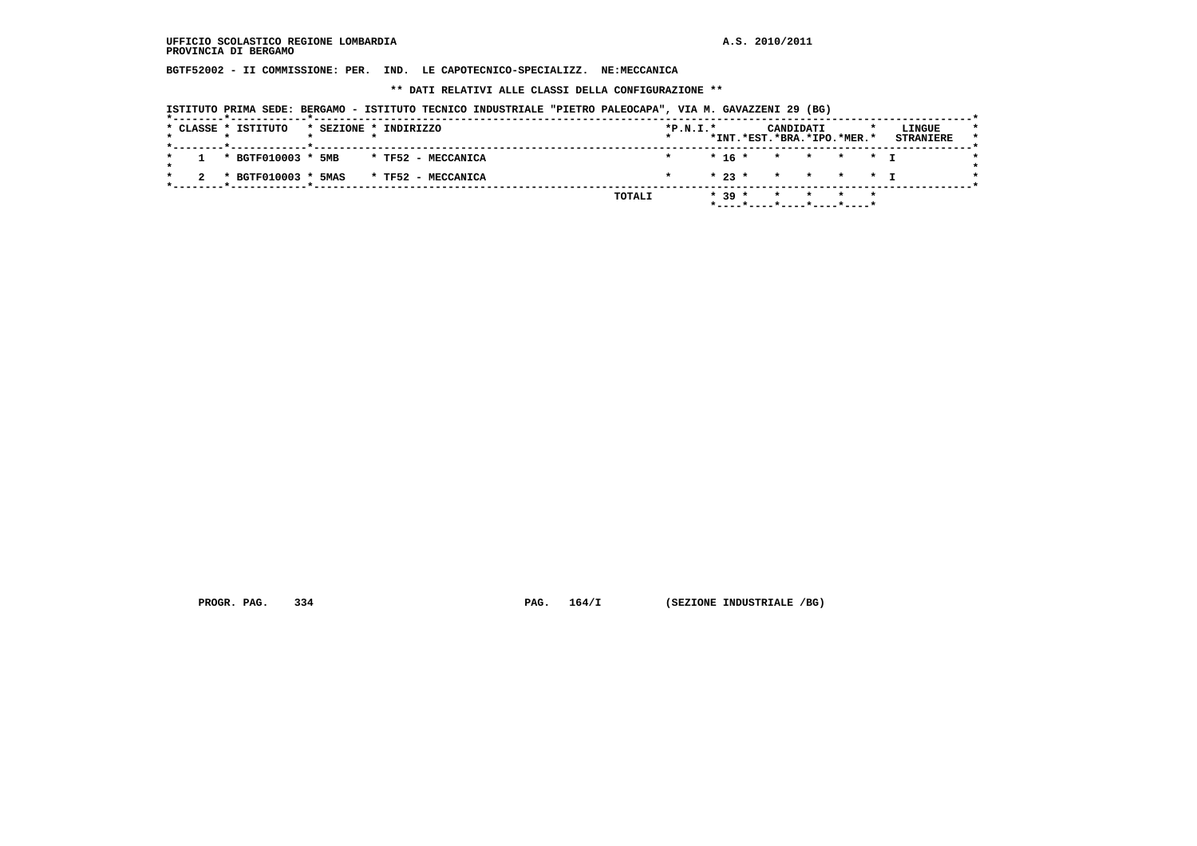BGTF52002 - II COMMISSIONE: PER. IND. LE CAPOTECNICO-SPECIALIZZ. NE:MECCANICA

** DATI RELATIVI ALLE CLASSI DELLA CONFIGURAZIONE **

ISTITUTO PRIMA SEDE: BERGAMO - ISTITUTO TECNICO INDUSTRIALE "PIETRO PALEOCAPA", VIA M. GAVAZZENI 29 (BG)

| CLASSE | ISTITUTO | SEZIONE | INDIRIZZO | P.N.I. | CANDIDATI INT. | CANDIDATI EST. | CANDIDATI BRA. | CANDIDATI IPO. | CANDIDATI MER. | LINGUE STRANIERE |
|---|---|---|---|---|---|---|---|---|---|---|
| 1 | BGTF010003 | 5MB | TF52 - MECCANICA | | 16 | | | | | I |
| 2 | BGTF010003 | 5MAS | TF52 - MECCANICA | | 23 | | | | | I |
| | | | TOTALI | | 39 | | | | | |

PROGR. PAG. 334 PAG. 164/I (SEZIONE INDUSTRIALE /BG)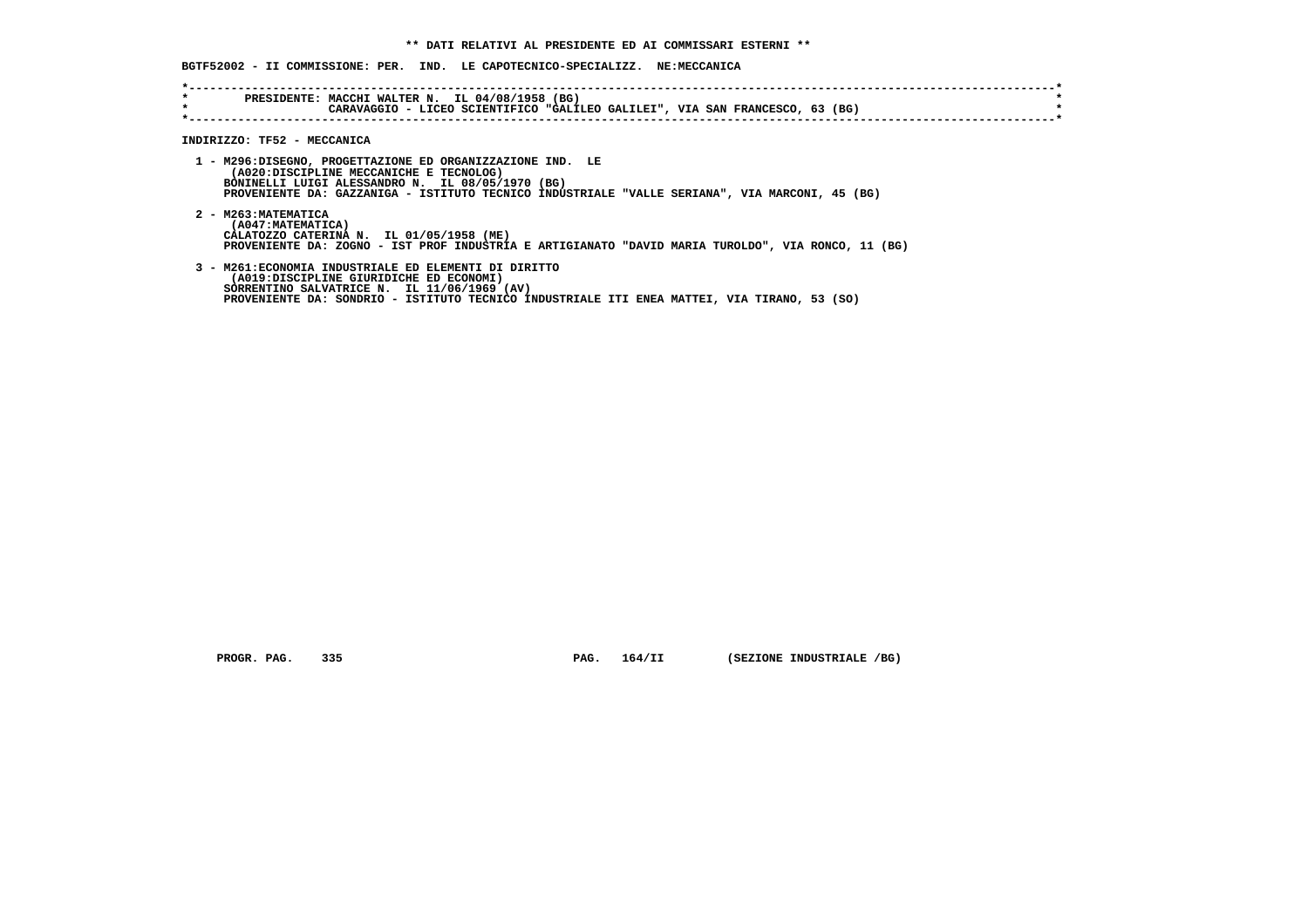**\*\* DATI RELATIVI AL PRESIDENTE ED AI COMMISSARI ESTERNI \*\***

**BGTF52002 - II COMMISSIONE: PER. IND. LE CAPOTECNICO-SPECIALIZZ. NE:MECCANICA**

```
*----------------------------------------------------------------------------------------------------------------------------*
*        PRESIDENTE: MACCHI WALTER N.  IL 04/08/1958 (BG)                                                                    *
*                    CARAVAGGIO - LICEO SCIENTIFICO "GALILEO GALILEI", VIA SAN FRANCESCO, 63 (BG)                            *
*----------------------------------------------------------------------------------------------------------------------------*
```

**INDIRIZZO: TF52 - MECCANICA**

1 - M296:DISEGNO, PROGETTAZIONE ED ORGANIZZAZIONE IND. LE
(A020:DISCIPLINE MECCANICHE E TECNOLOG)
BONINELLI LUIGI ALESSANDRO N. IL 08/05/1970 (BG)
PROVENIENTE DA: GAZZANIGA - ISTITUTO TECNICO INDUSTRIALE "VALLE SERIANA", VIA MARCONI, 45 (BG)

2 - M263:MATEMATICA
(A047:MATEMATICA)
CALATOZZO CATERINA N. IL 01/05/1958 (ME)
PROVENIENTE DA: ZOGNO - IST PROF INDUSTRIA E ARTIGIANATO "DAVID MARIA TUROLDO", VIA RONCO, 11 (BG)

3 - M261:ECONOMIA INDUSTRIALE ED ELEMENTI DI DIRITTO
(A019:DISCIPLINE GIURIDICHE ED ECONOMI)
SORRENTINO SALVATRICE N. IL 11/06/1969 (AV)
PROVENIENTE DA: SONDRIO - ISTITUTO TECNICO INDUSTRIALE ITI ENEA MATTEI, VIA TIRANO, 53 (SO)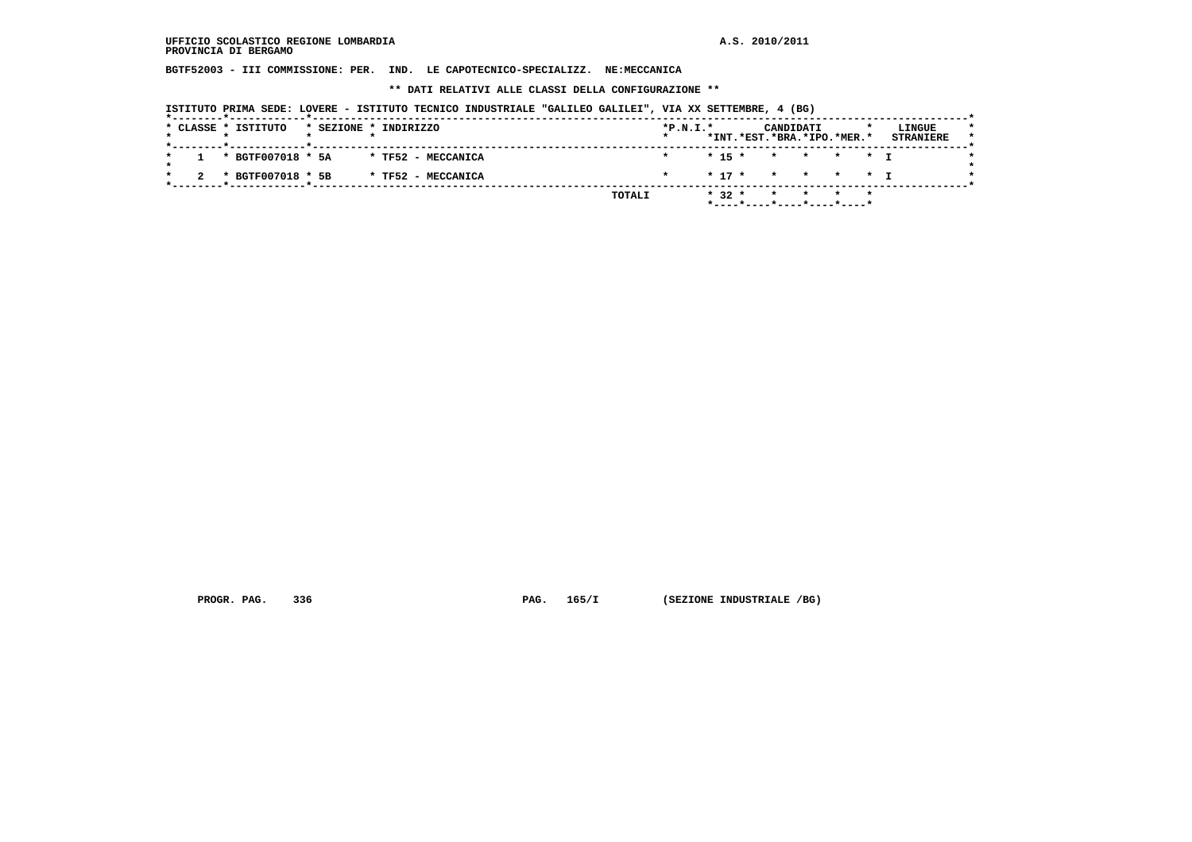UFFICIO SCOLASTICO REGIONE LOMBARDIA  A.S. 2010/2011
PROVINCIA DI BERGAMO

BGTF52003 - III COMMISSIONE: PER. IND. LE CAPOTECNICO-SPECIALIZZ. NE:MECCANICA

** DATI RELATIVI ALLE CLASSI DELLA CONFIGURAZIONE **

ISTITUTO PRIMA SEDE: LOVERE - ISTITUTO TECNICO INDUSTRIALE "GALILEO GALILEI", VIA XX SETTEMBRE, 4 (BG)

| CLASSE | ISTITUTO | SEZIONE | INDIRIZZO | P.N.I. | CANDIDATI INT. | EST. | BRA. | IPO. | MER. | LINGUE STRANIERE |
|---|---|---|---|---|---|---|---|---|---|---|
| 1 | BGTF007018 | 5A | TF52 - MECCANICA | | 15 | | | | | I |
| 2 | BGTF007018 | 5B | TF52 - MECCANICA | | 17 | | | | | I |
| | | | TOTALI | | 32 | | | | | |

PROGR. PAG. 336  PAG. 165/I  (SEZIONE INDUSTRIALE /BG)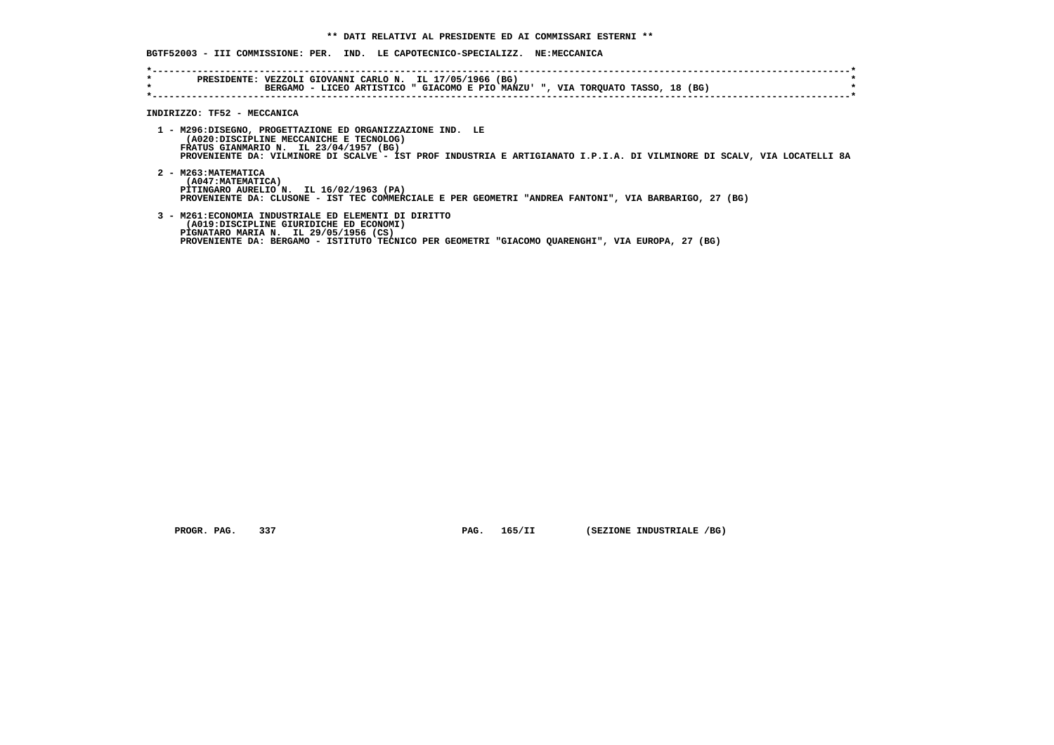**\*\* DATI RELATIVI AL PRESIDENTE ED AI COMMISSARI ESTERNI \*\***

**BGTF52003 - III COMMISSIONE: PER. IND. LE CAPOTECNICO-SPECIALIZZ. NE:MECCANICA**

```
*----------------------------------------------------------------------------------------------------------------------*
*        PRESIDENTE: VEZZOLI GIOVANNI CARLO N.  IL 17/05/1966 (BG)                                                     *
*                    BERGAMO - LICEO ARTISTICO " GIACOMO E PIO MANZU' ", VIA TORQUATO TASSO, 18 (BG)                   *
*----------------------------------------------------------------------------------------------------------------------*
```

**INDIRIZZO: TF52 - MECCANICA**

1 - M296:DISEGNO, PROGETTAZIONE ED ORGANIZZAZIONE IND. LE
    (A020:DISCIPLINE MECCANICHE E TECNOLOG)
    FRATUS GIANMARIO N. IL 23/04/1957 (BG)
    PROVENIENTE DA: VILMINORE DI SCALVE - IST PROF INDUSTRIA E ARTIGIANATO I.P.I.A. DI VILMINORE DI SCALV, VIA LOCATELLI 8A

2 - M263:MATEMATICA
    (A047:MATEMATICA)
    PITINGARO AURELIO N. IL 16/02/1963 (PA)
    PROVENIENTE DA: CLUSONE - IST TEC COMMERCIALE E PER GEOMETRI "ANDREA FANTONI", VIA BARBARIGO, 27 (BG)

3 - M261:ECONOMIA INDUSTRIALE ED ELEMENTI DI DIRITTO
    (A019:DISCIPLINE GIURIDICHE ED ECONOMI)
    PIGNATARO MARIA N. IL 29/05/1956 (CS)
    PROVENIENTE DA: BERGAMO - ISTITUTO TECNICO PER GEOMETRI "GIACOMO QUARENGHI", VIA EUROPA, 27 (BG)

PROGR. PAG. 337 PAG. 165/II (SEZIONE INDUSTRIALE /BG)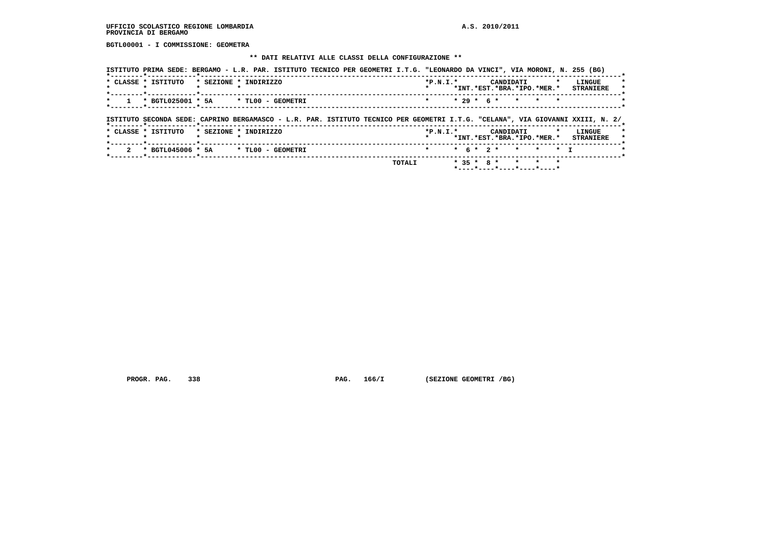UFFICIO SCOLASTICO REGIONE LOMBARDIA

PROVINCIA DI BERGAMO

A.S. 2010/2011

**BGTL00001 - I COMMISSIONE: GEOMETRA**

**\*\* DATI RELATIVI ALLE CLASSI DELLA CONFIGURAZIONE \*\***

ISTITUTO PRIMA SEDE: BERGAMO - L.R. PAR. ISTITUTO TECNICO PER GEOMETRI I.T.G. "LEONARDO DA VINCI", VIA MORONI, N. 255 (BG)

| CLASSE | ISTITUTO | SEZIONE | INDIRIZZO | P.N.I. | CANDIDATI INT. | CANDIDATI EST. | CANDIDATI BRA. | CANDIDATI IPO. | CANDIDATI MER. | LINGUE STRANIERE |
|---|---|---|---|---|---|---|---|---|---|---|
| 1 | BGTL025001 | 5A | TL00 - GEOMETRI | | 29 | 6 | | | | |

ISTITUTO SECONDA SEDE: CAPRINO BERGAMASCO - L.R. PAR. ISTITUTO TECNICO PER GEOMETRI I.T.G. "CELANA", VIA GIOVANNI XXIII, N. 2/

| CLASSE | ISTITUTO | SEZIONE | INDIRIZZO | P.N.I. | CANDIDATI INT. | CANDIDATI EST. | CANDIDATI BRA. | CANDIDATI IPO. | CANDIDATI MER. | LINGUE STRANIERE |
|---|---|---|---|---|---|---|---|---|---|---|
| 2 | BGTL045006 | 5A | TL00 - GEOMETRI | | 6 | 2 | | | | I |
| | | | TOTALI | | 35 | 8 | | | | |

PROGR. PAG. 338 PAG. 166/I (SEZIONE GEOMETRI /BG)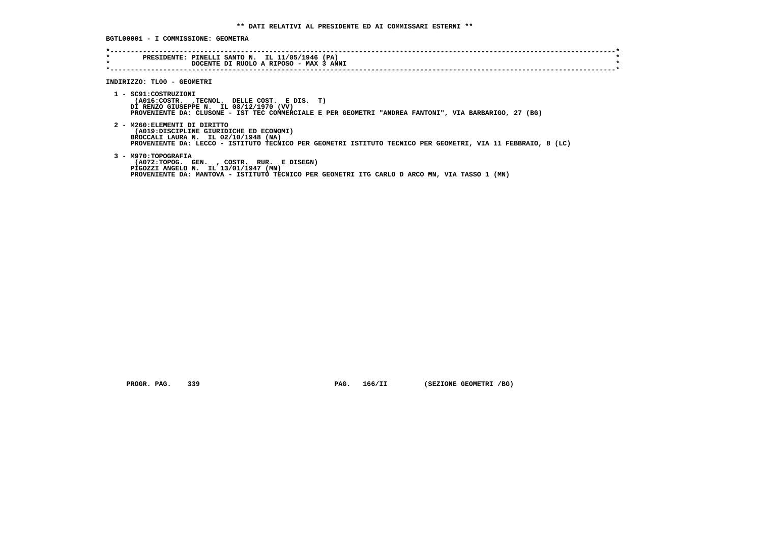**\*\* DATI RELATIVI AL PRESIDENTE ED AI COMMISSARI ESTERNI \*\***

**BGTL00001 - I COMMISSIONE: GEOMETRA**

```
*----------------------------------------------------------------------------------------------------------------------*
*        PRESIDENTE: PINELLI SANTO N.  IL 11/05/1946 (PA)                                                              *
*                    DOCENTE DI RUOLO A RIPOSO - MAX 3 ANNI                                                            *
*----------------------------------------------------------------------------------------------------------------------*
```

**INDIRIZZO: TL00 - GEOMETRI**

1 - SC91:COSTRUZIONI
(A016:COSTR.  ,TECNOL.  DELLE COST.  E DIS.  T)
DI RENZO GIUSEPPE N.  IL 08/12/1970 (VV)
PROVENIENTE DA: CLUSONE - IST TEC COMMERCIALE E PER GEOMETRI "ANDREA FANTONI", VIA BARBARIGO, 27 (BG)

2 - M260:ELEMENTI DI DIRITTO
(A019:DISCIPLINE GIURIDICHE ED ECONOMI)
BROCCALI LAURA N.  IL 02/10/1948 (NA)
PROVENIENTE DA: LECCO - ISTITUTO TECNICO PER GEOMETRI ISTITUTO TECNICO PER GEOMETRI, VIA 11 FEBBRAIO, 8 (LC)

3 - M970:TOPOGRAFIA
(A072:TOPOG.  GEN.  , COSTR.  RUR.  E DISEGN)
PIGOZZI ANGELO N.  IL 13/01/1947 (MN)
PROVENIENTE DA: MANTOVA - ISTITUTO TECNICO PER GEOMETRI ITG CARLO D ARCO MN, VIA TASSO 1 (MN)

PROGR. PAG.  339  PAG.  166/II  (SEZIONE GEOMETRI /BG)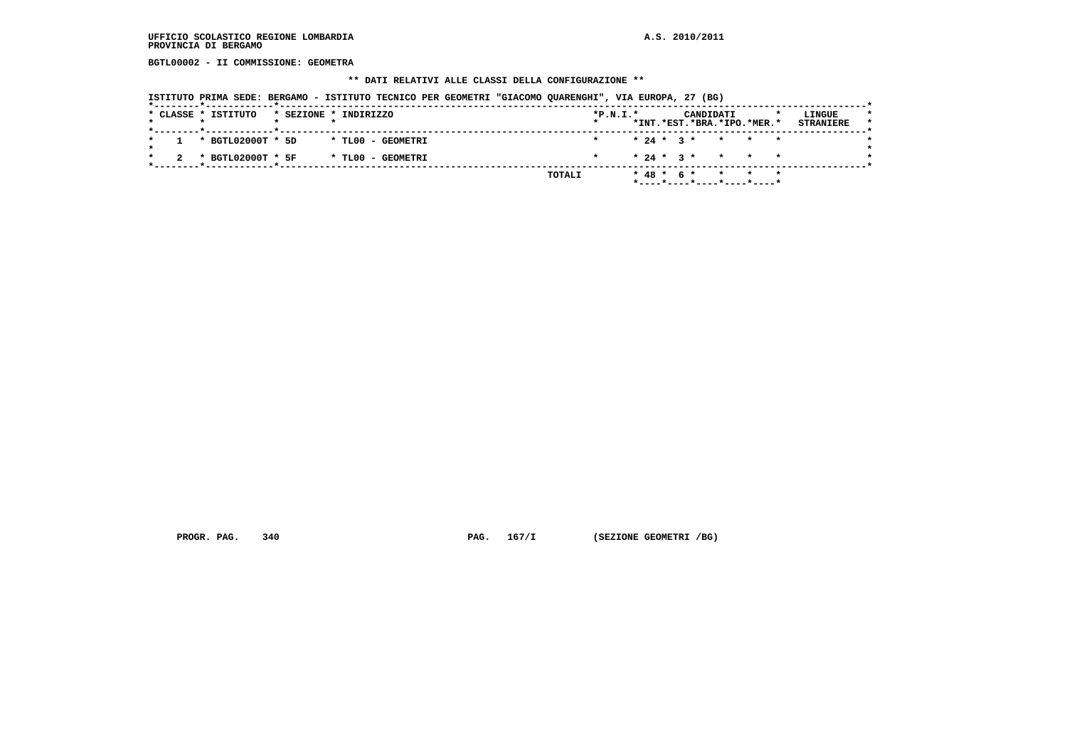**UFFICIO SCOLASTICO REGIONE LOMBARDIA** **A.S. 2010/2011**
**PROVINCIA DI BERGAMO**

**BGTL00002 - II COMMISSIONE: GEOMETRA**

**\*\* DATI RELATIVI ALLE CLASSI DELLA CONFIGURAZIONE \*\***

**ISTITUTO PRIMA SEDE: BERGAMO - ISTITUTO TECNICO PER GEOMETRI "GIACOMO QUARENGHI", VIA EUROPA, 27 (BG)**

| CLASSE | ISTITUTO | SEZIONE | INDIRIZZO | P.N.I. | CANDIDATI INT. | CANDIDATI EST. | CANDIDATI BRA. | CANDIDATI IPO. | CANDIDATI MER. | LINGUE STRANIERE |
|---|---|---|---|---|---|---|---|---|---|---|
| 1 | BGTL02000T | 5D | TL00 - GEOMETRI | | 24 | 3 | | | | |
| 2 | BGTL02000T | 5F | TL00 - GEOMETRI | | 24 | 3 | | | | |
| | | | TOTALI | | 48 | 6 | | | | |

**PROGR. PAG. 340** **PAG. 167/I** **(SEZIONE GEOMETRI /BG)**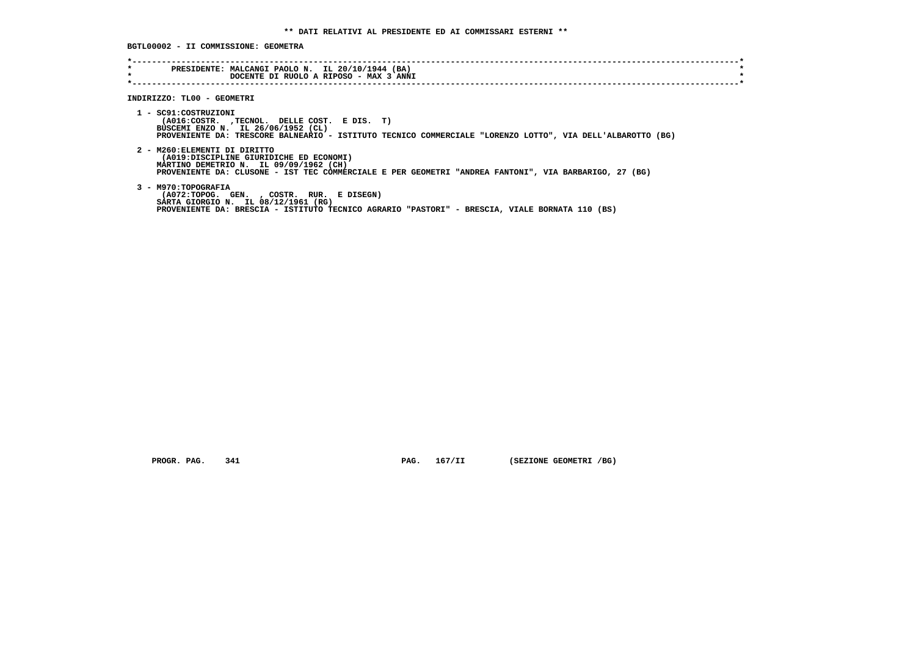** DATI RELATIVI AL PRESIDENTE ED AI COMMISSARI ESTERNI **

BGTL00002 - II COMMISSIONE: GEOMETRA

PRESIDENTE: MALCANGI PAOLO N. IL 20/10/1944 (BA)
DOCENTE DI RUOLO A RIPOSO - MAX 3 ANNI

INDIRIZZO: TL00 - GEOMETRI

1 - SC91:COSTRUZIONI
(A016:COSTR. ,TECNOL. DELLE COST. E DIS. T)
BUSCEMI ENZO N. IL 26/06/1952 (CL)
PROVENIENTE DA: TRESCORE BALNEARIO - ISTITUTO TECNICO COMMERCIALE "LORENZO LOTTO", VIA DELL'ALBAROTTO (BG)

2 - M260:ELEMENTI DI DIRITTO
(A019:DISCIPLINE GIURIDICHE ED ECONOMI)
MARTINO DEMETRIO N. IL 09/09/1962 (CH)
PROVENIENTE DA: CLUSONE - IST TEC COMMERCIALE E PER GEOMETRI "ANDREA FANTONI", VIA BARBARIGO, 27 (BG)

3 - M970:TOPOGRAFIA
(A072:TOPOG. GEN. , COSTR. RUR. E DISEGN)
SARTA GIORGIO N. IL 08/12/1961 (RG)
PROVENIENTE DA: BRESCIA - ISTITUTO TECNICO AGRARIO "PASTORI" - BRESCIA, VIALE BORNATA 110 (BS)

PROGR. PAG. 341 PAG. 167/II (SEZIONE GEOMETRI /BG)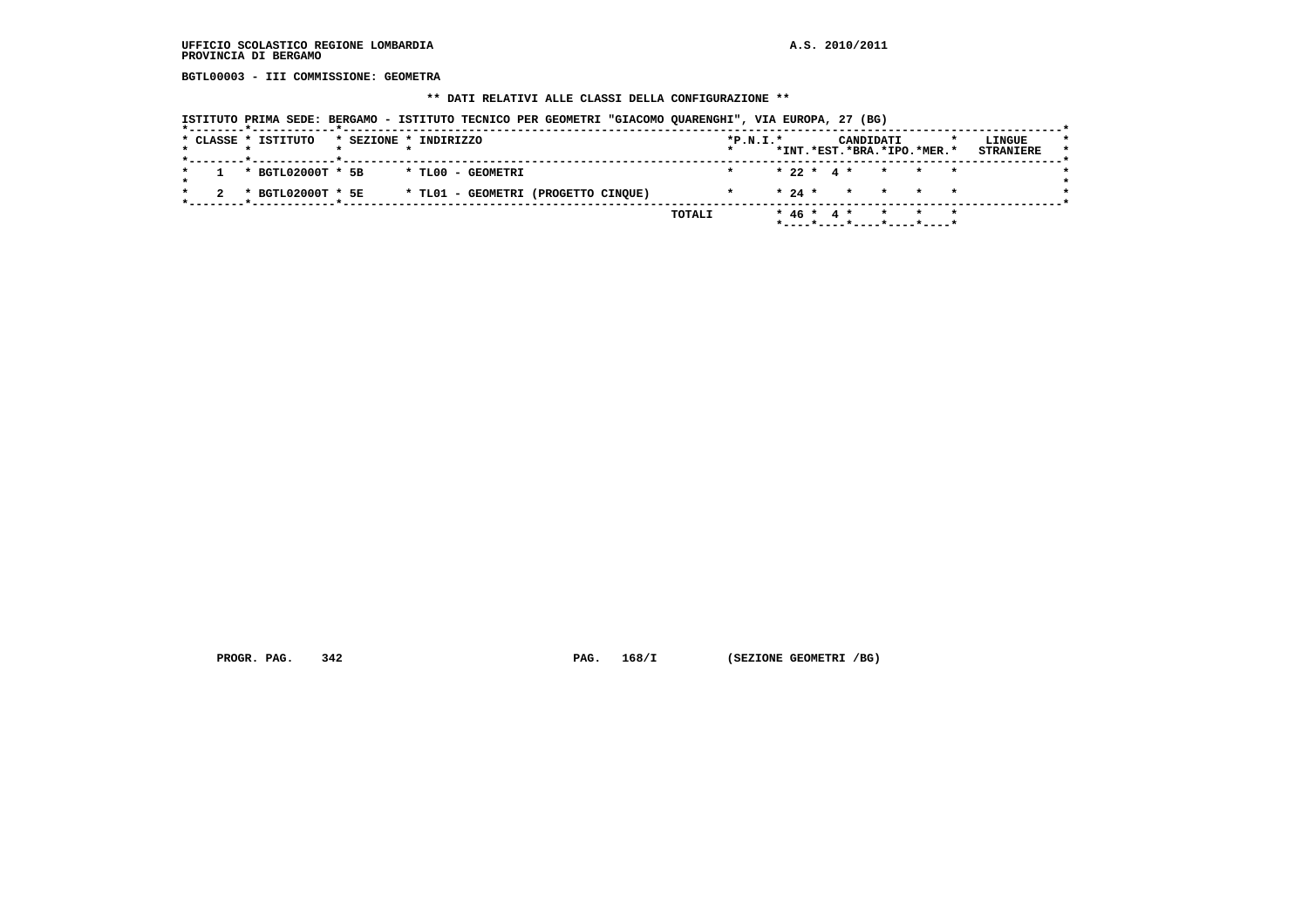BGTL00003 - III COMMISSIONE: GEOMETRA

** DATI RELATIVI ALLE CLASSI DELLA CONFIGURAZIONE **

ISTITUTO PRIMA SEDE: BERGAMO - ISTITUTO TECNICO PER GEOMETRI "GIACOMO QUARENGHI", VIA EUROPA, 27 (BG)

| CLASSE | ISTITUTO | SEZIONE | INDIRIZZO | P.N.I. | CANDIDATI INT. | CANDIDATI EST. | CANDIDATI BRA. | CANDIDATI IPO. | CANDIDATI MER. | LINGUE STRANIERE |
|---|---|---|---|---|---|---|---|---|---|---|
| 1 | BGTL02000T | 5B | TL00 - GEOMETRI | | 22 | 4 | | | | |
| 2 | BGTL02000T | 5E | TL01 - GEOMETRI (PROGETTO CINQUE) | | 24 | | | | | |
| | | | TOTALI | | 46 | 4 | | | | |

PROGR. PAG. 342 PAG. 168/I (SEZIONE GEOMETRI /BG)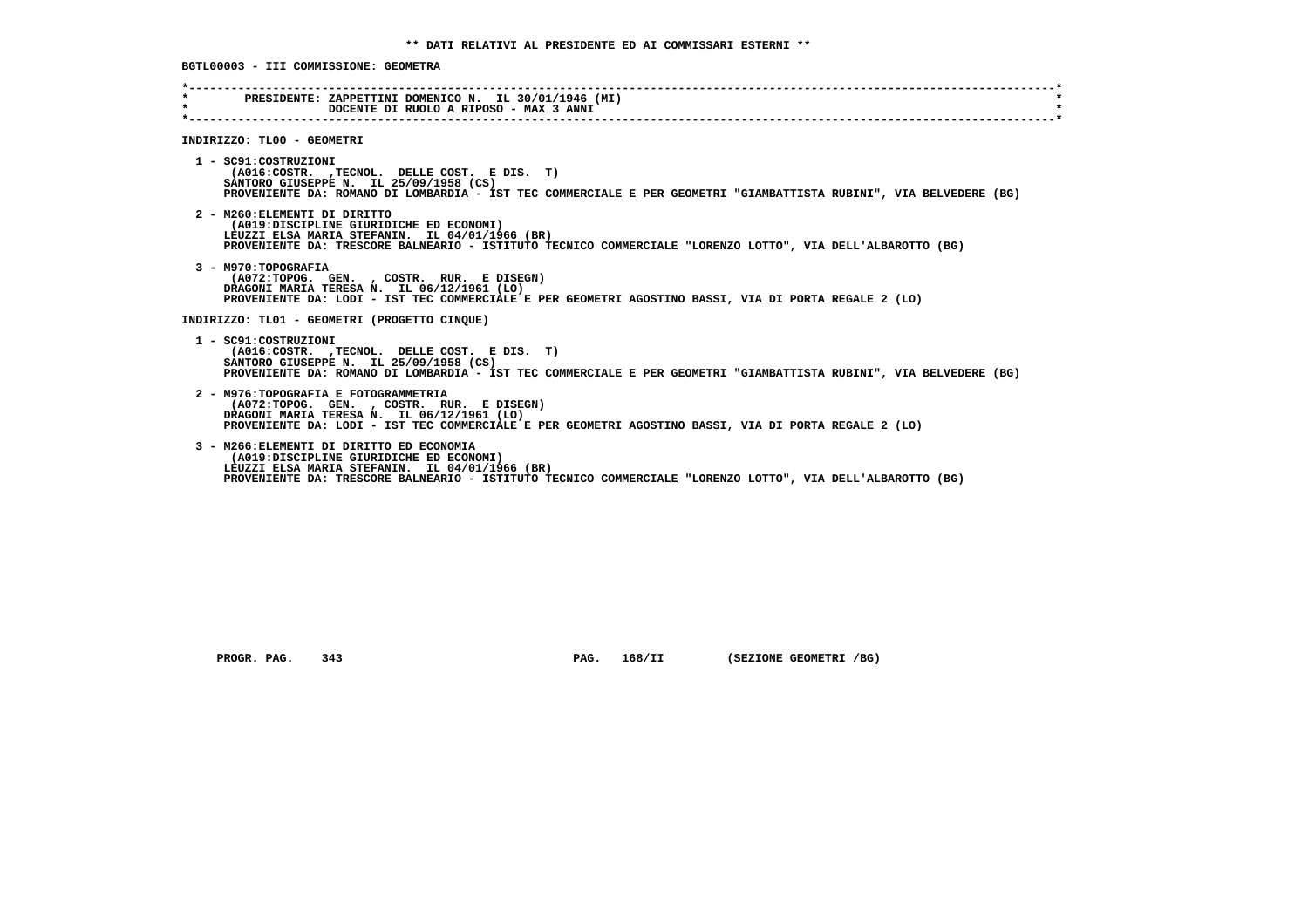## ** DATI RELATIVI AL PRESIDENTE ED AI COMMISSARI ESTERNI **

**BGTL00003 - III COMMISSIONE: GEOMETRA**

```
*----------------------------------------------------------------------------------------------------------------------------*
*        PRESIDENTE: ZAPPETTINI DOMENICO N.  IL 30/01/1946 (MI)                                                              *
*                    DOCENTE DI RUOLO A RIPOSO - MAX 3 ANNI                                                                  *
*----------------------------------------------------------------------------------------------------------------------------*
```

**INDIRIZZO: TL00 - GEOMETRI**

1 - SC91:COSTRUZIONI
(A016:COSTR. ,TECNOL. DELLE COST. E DIS. T)
SANTORO GIUSEPPE N. IL 25/09/1958 (CS)
PROVENIENTE DA: ROMANO DI LOMBARDIA - IST TEC COMMERCIALE E PER GEOMETRI "GIAMBATTISTA RUBINI", VIA BELVEDERE (BG)

2 - M260:ELEMENTI DI DIRITTO
(A019:DISCIPLINE GIURIDICHE ED ECONOMI)
LEUZZI ELSA MARIA STEFANIN. IL 04/01/1966 (BR)
PROVENIENTE DA: TRESCORE BALNEARIO - ISTITUTO TECNICO COMMERCIALE "LORENZO LOTTO", VIA DELL'ALBAROTTO (BG)

3 - M970:TOPOGRAFIA
(A072:TOPOG. GEN. , COSTR. RUR. E DISEGN)
DRAGONI MARIA TERESA N. IL 06/12/1961 (LO)
PROVENIENTE DA: LODI - IST TEC COMMERCIALE E PER GEOMETRI AGOSTINO BASSI, VIA DI PORTA REGALE 2 (LO)

**INDIRIZZO: TL01 - GEOMETRI (PROGETTO CINQUE)**

1 - SC91:COSTRUZIONI
(A016:COSTR. ,TECNOL. DELLE COST. E DIS. T)
SANTORO GIUSEPPE N. IL 25/09/1958 (CS)
PROVENIENTE DA: ROMANO DI LOMBARDIA - IST TEC COMMERCIALE E PER GEOMETRI "GIAMBATTISTA RUBINI", VIA BELVEDERE (BG)

2 - M976:TOPOGRAFIA E FOTOGRAMMETRIA
(A072:TOPOG. GEN. , COSTR. RUR. E DISEGN)
DRAGONI MARIA TERESA N. IL 06/12/1961 (LO)
PROVENIENTE DA: LODI - IST TEC COMMERCIALE E PER GEOMETRI AGOSTINO BASSI, VIA DI PORTA REGALE 2 (LO)

3 - M266:ELEMENTI DI DIRITTO ED ECONOMIA
(A019:DISCIPLINE GIURIDICHE ED ECONOMI)
LEUZZI ELSA MARIA STEFANIN. IL 04/01/1966 (BR)
PROVENIENTE DA: TRESCORE BALNEARIO - ISTITUTO TECNICO COMMERCIALE "LORENZO LOTTO", VIA DELL'ALBAROTTO (BG)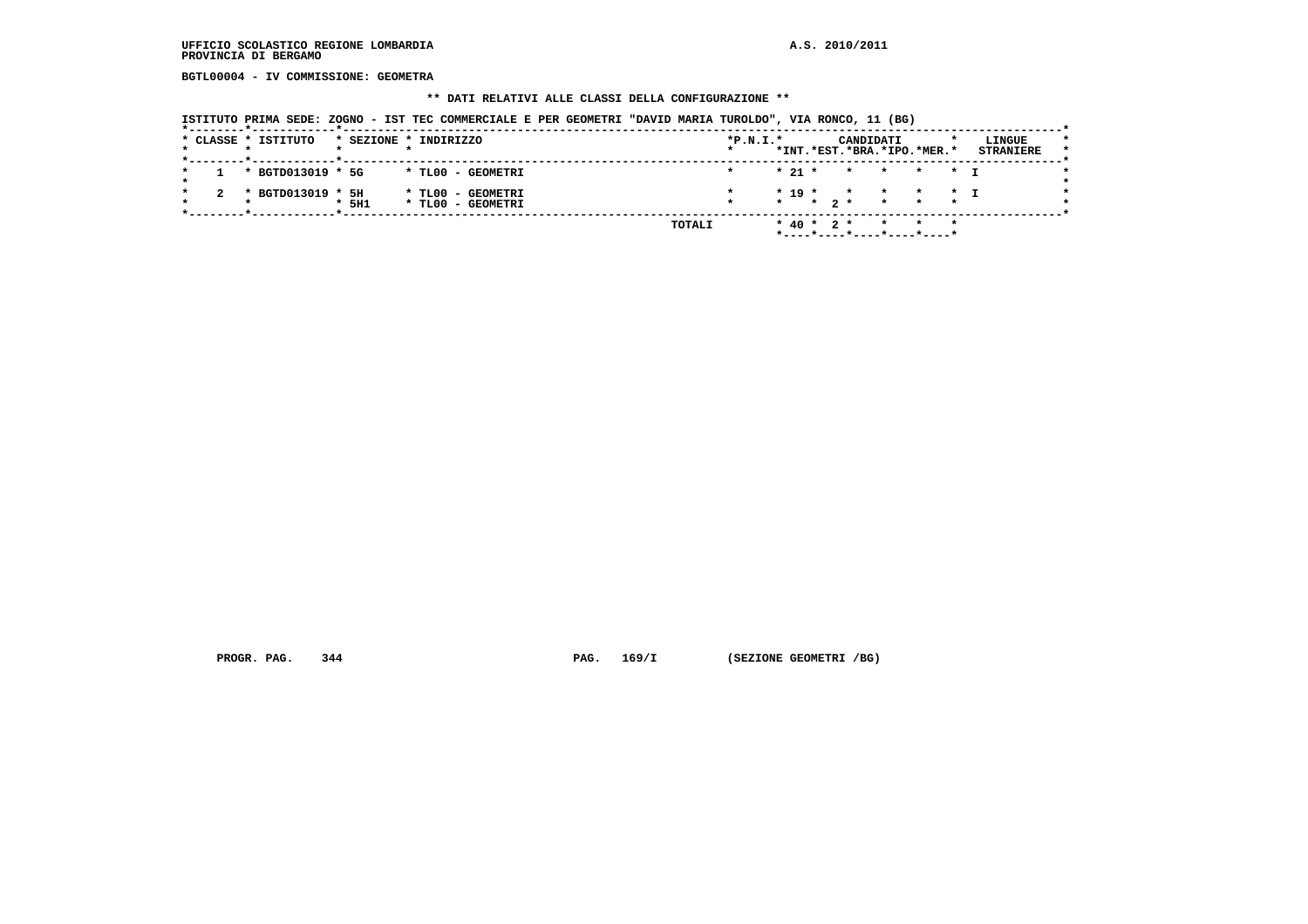**UFFICIO SCOLASTICO REGIONE LOMBARDIA** **A.S. 2010/2011**
**PROVINCIA DI BERGAMO**

**BGTL00004 - IV COMMISSIONE: GEOMETRA**

**\*\* DATI RELATIVI ALLE CLASSI DELLA CONFIGURAZIONE \*\***

**ISTITUTO PRIMA SEDE: ZOGNO - IST TEC COMMERCIALE E PER GEOMETRI "DAVID MARIA TUROLDO", VIA RONCO, 11 (BG)**

| CLASSE | ISTITUTO | SEZIONE | INDIRIZZO | P.N.I. | CANDIDATI INT. | CANDIDATI EST. | CANDIDATI BRA. | CANDIDATI IPO. | CANDIDATI MER. | LINGUE STRANIERE |
|---|---|---|---|---|---|---|---|---|---|---|
| 1 | BGTD013019 | 5G | TL00 - GEOMETRI | | 21 | | | | | I |
| 2 | BGTD013019 | 5H | TL00 - GEOMETRI | | 19 | | | | | I |
| | | 5H1 | TL00 - GEOMETRI | | | 2 | | | | |
| | | | TOTALI | | 40 | 2 | | | | |

**PROGR. PAG. 344** **PAG. 169/I** **(SEZIONE GEOMETRI /BG)**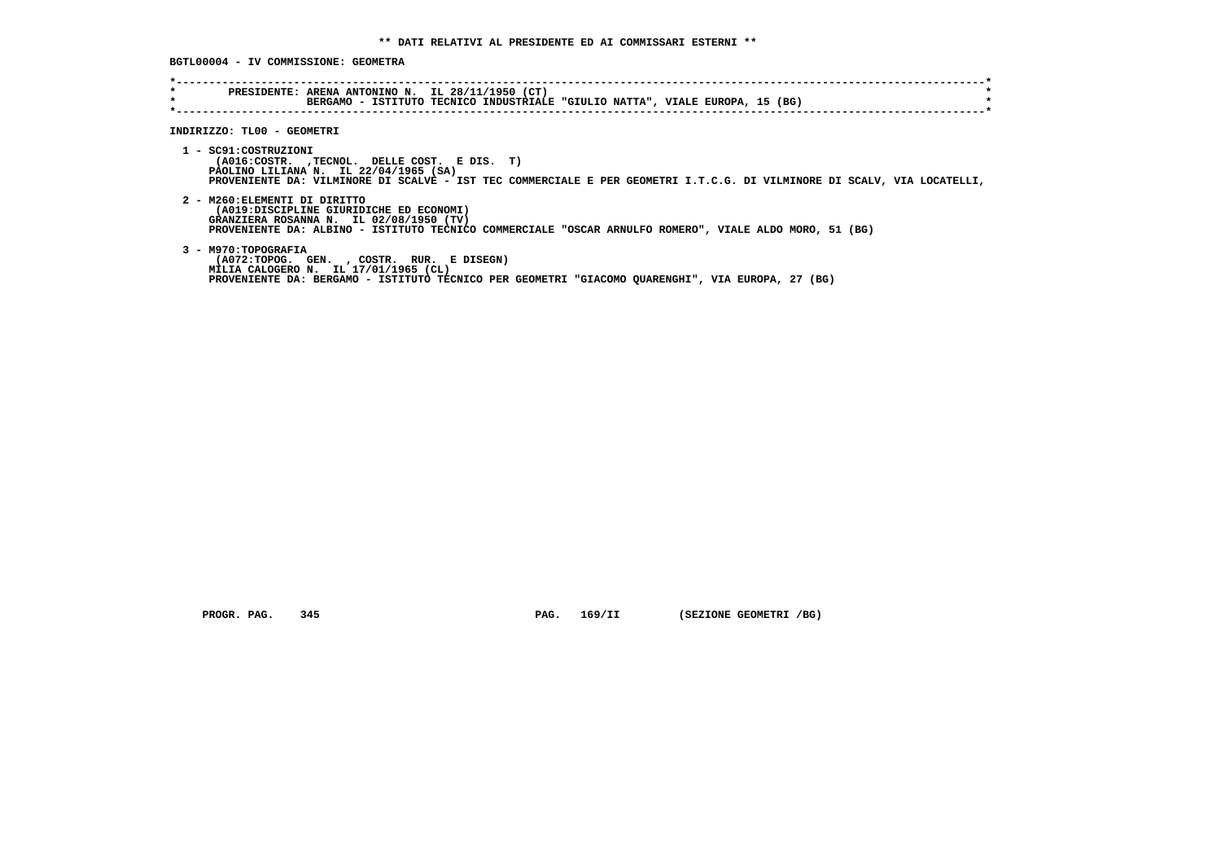**\*\* DATI RELATIVI AL PRESIDENTE ED AI COMMISSARI ESTERNI \*\***

**BGTL00004 - IV COMMISSIONE: GEOMETRA**

```
*------------------------------------------------------------------------------------------------------------------------*
*        PRESIDENTE: ARENA ANTONINO N.  IL 28/11/1950 (CT)                                                               *
*                    BERGAMO - ISTITUTO TECNICO INDUSTRIALE "GIULIO NATTA", VIALE EUROPA, 15 (BG)                        *
*------------------------------------------------------------------------------------------------------------------------*
```

**INDIRIZZO: TL00 - GEOMETRI**

1 - SC91:COSTRUZIONI
(A016:COSTR.  ,TECNOL.  DELLE COST.  E DIS.  T)
PAOLINO LILIANA N.  IL 22/04/1965 (SA)
PROVENIENTE DA: VILMINORE DI SCALVE - IST TEC COMMERCIALE E PER GEOMETRI I.T.C.G. DI VILMINORE DI SCALV, VIA LOCATELLI,

2 - M260:ELEMENTI DI DIRITTO
(A019:DISCIPLINE GIURIDICHE ED ECONOMI)
GRANZIERA ROSANNA N.  IL 02/08/1950 (TV)
PROVENIENTE DA: ALBINO - ISTITUTO TECNICO COMMERCIALE "OSCAR ARNULFO ROMERO", VIALE ALDO MORO, 51 (BG)

3 - M970:TOPOGRAFIA
(A072:TOPOG.  GEN.  , COSTR.  RUR.  E DISEGN)
MILIA CALOGERO N.  IL 17/01/1965 (CL)
PROVENIENTE DA: BERGAMO - ISTITUTO TECNICO PER GEOMETRI "GIACOMO QUARENGHI", VIA EUROPA, 27 (BG)

PROGR. PAG.    345                    PAG.   169/II        (SEZIONE GEOMETRI /BG)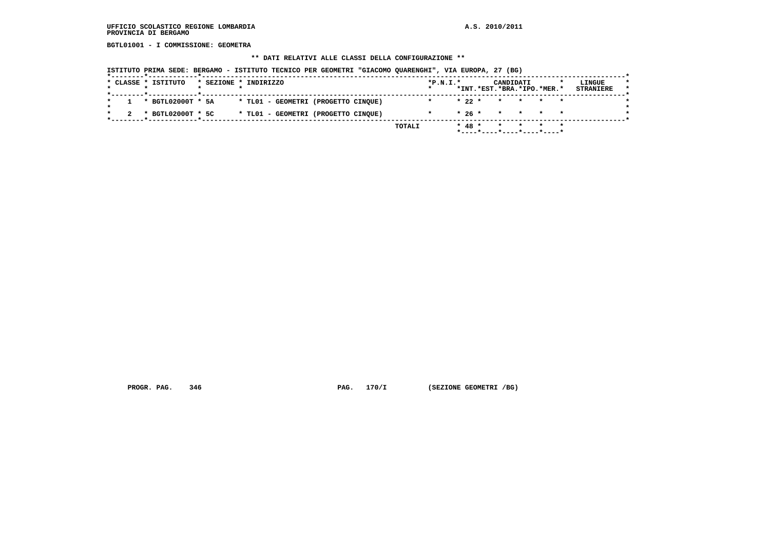UFFICIO SCOLASTICO REGIONE LOMBARDIA
PROVINCIA DI BERGAMO

A.S. 2010/2011

**BGTL01001 - I COMMISSIONE: GEOMETRA**

**\*\* DATI RELATIVI ALLE CLASSI DELLA CONFIGURAZIONE \*\***

ISTITUTO PRIMA SEDE: BERGAMO - ISTITUTO TECNICO PER GEOMETRI "GIACOMO QUARENGHI", VIA EUROPA, 27 (BG)

| CLASSE | ISTITUTO | SEZIONE | INDIRIZZO | P.N.I. | CANDIDATI INT. | EST. | BRA. | IPO. | MER. | LINGUE STRANIERE |
|---|---|---|---|---|---|---|---|---|---|---|
| 1 | BGTL02000T | 5A | TL01 - GEOMETRI (PROGETTO CINQUE) | | 22 | | | | | |
| 2 | BGTL02000T | 5C | TL01 - GEOMETRI (PROGETTO CINQUE) | | 26 | | | | | |
| | | | TOTALI | | 48 | | | | | |

PROGR. PAG. 346 PAG. 170/I (SEZIONE GEOMETRI /BG)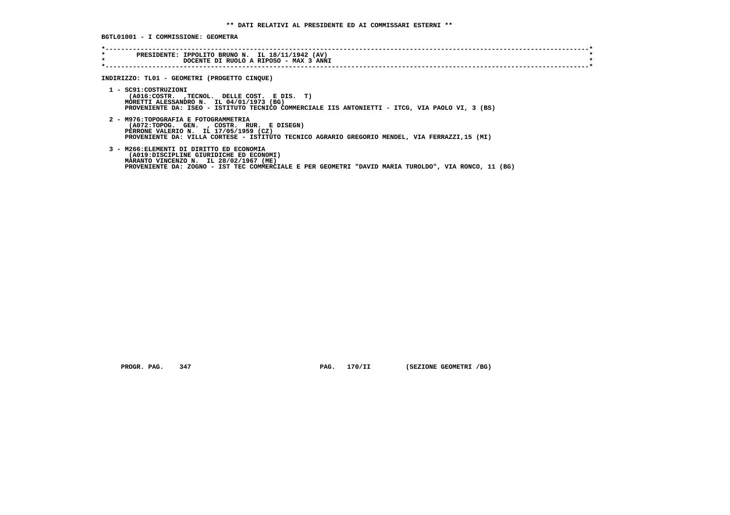**\*\* DATI RELATIVI AL PRESIDENTE ED AI COMMISSARI ESTERNI \*\***

**BGTL01001 - I COMMISSIONE: GEOMETRA**

```
*----------------------------------------------------------------------------------------------------------------------------*
*        PRESIDENTE: IPPOLITO BRUNO N.  IL 18/11/1942 (AV)                                                                  *
*                    DOCENTE DI RUOLO A RIPOSO - MAX 3 ANNI                                                                  *
*----------------------------------------------------------------------------------------------------------------------------*
```

**INDIRIZZO: TL01 - GEOMETRI (PROGETTO CINQUE)**

1 - SC91:COSTRUZIONI
 (A016:COSTR.  ,TECNOL.  DELLE COST.  E DIS.  T)
 MORETTI ALESSANDRO N.  IL 04/01/1973 (BG)
 PROVENIENTE DA: ISEO - ISTITUTO TECNICO COMMERCIALE IIS ANTONIETTI - ITCG, VIA PAOLO VI, 3 (BS)

2 - M976:TOPOGRAFIA E FOTOGRAMMETRIA
 (A072:TOPOG.  GEN.  , COSTR.  RUR.  E DISEGN)
 PERRONE VALERIO N.  IL 17/05/1959 (CZ)
 PROVENIENTE DA: VILLA CORTESE - ISTITUTO TECNICO AGRARIO GREGORIO MENDEL, VIA FERRAZZI,15 (MI)

3 - M266:ELEMENTI DI DIRITTO ED ECONOMIA
 (A019:DISCIPLINE GIURIDICHE ED ECONOMI)
 MARANTO VINCENZO N.  IL 28/02/1967 (ME)
 PROVENIENTE DA: ZOGNO - IST TEC COMMERCIALE E PER GEOMETRI "DAVID MARIA TUROLDO", VIA RONCO, 11 (BG)

PROGR. PAG. 347 PAG. 170/II (SEZIONE GEOMETRI /BG)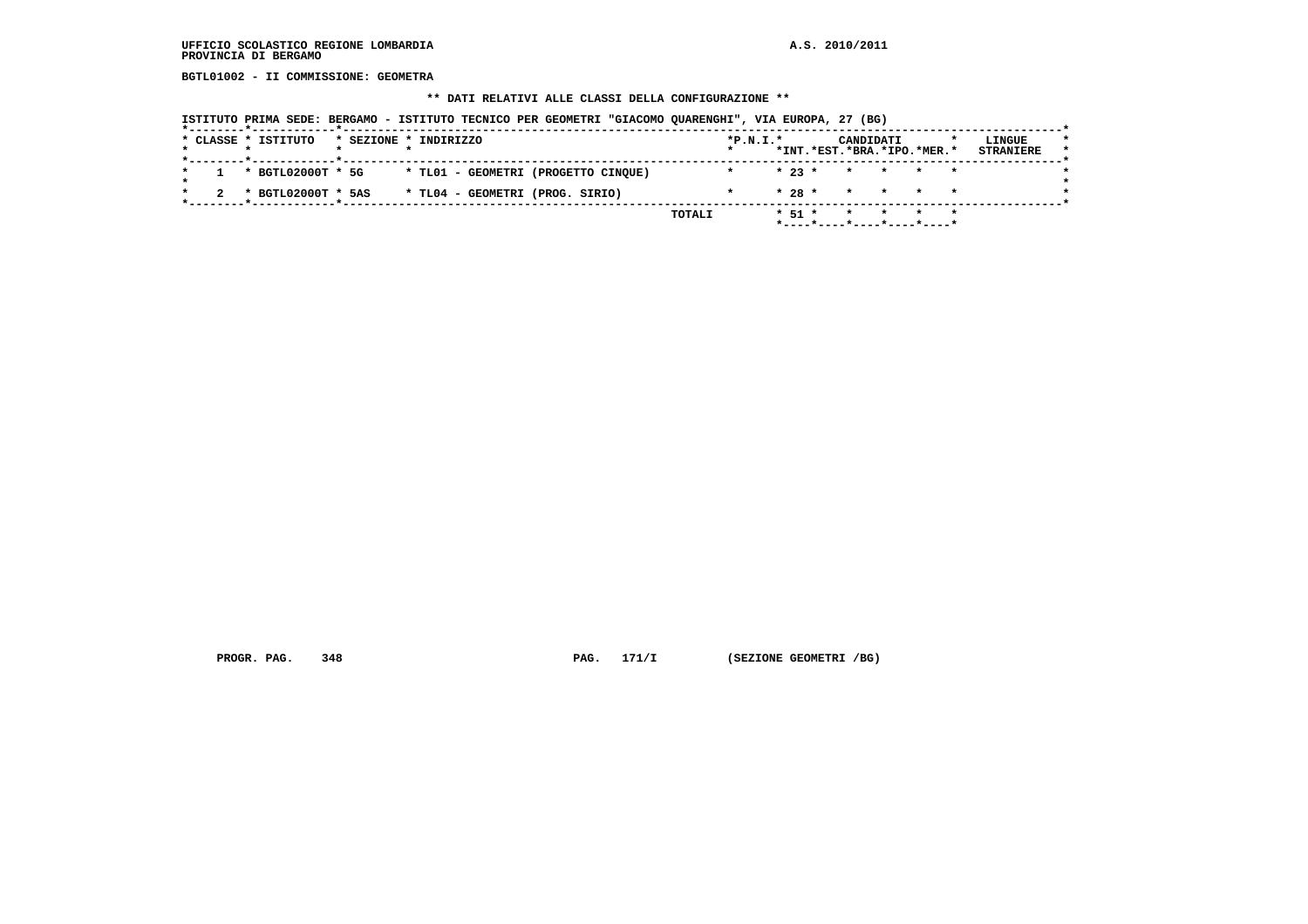UFFICIO SCOLASTICO REGIONE LOMBARDIA
PROVINCIA DI BERGAMO

A.S. 2010/2011

**BGTL01002 - II COMMISSIONE: GEOMETRA**

**\*\* DATI RELATIVI ALLE CLASSI DELLA CONFIGURAZIONE \*\***

ISTITUTO PRIMA SEDE: BERGAMO - ISTITUTO TECNICO PER GEOMETRI "GIACOMO QUARENGHI", VIA EUROPA, 27 (BG)

| CLASSE | ISTITUTO | SEZIONE | INDIRIZZO | P.N.I. | CANDIDATI INT. | CANDIDATI EST. | CANDIDATI BRA. | CANDIDATI IPO. | CANDIDATI MER. | LINGUE STRANIERE |
|---|---|---|---|---|---|---|---|---|---|---|
| 1 | BGTL02000T | 5G | TL01 - GEOMETRI (PROGETTO CINQUE) | | 23 | | | | | |
| 2 | BGTL02000T | 5AS | TL04 - GEOMETRI (PROG. SIRIO) | | 28 | | | | | |
| | | | TOTALI | | 51 | | | | | |

PROGR. PAG. 348 PAG. 171/I (SEZIONE GEOMETRI /BG)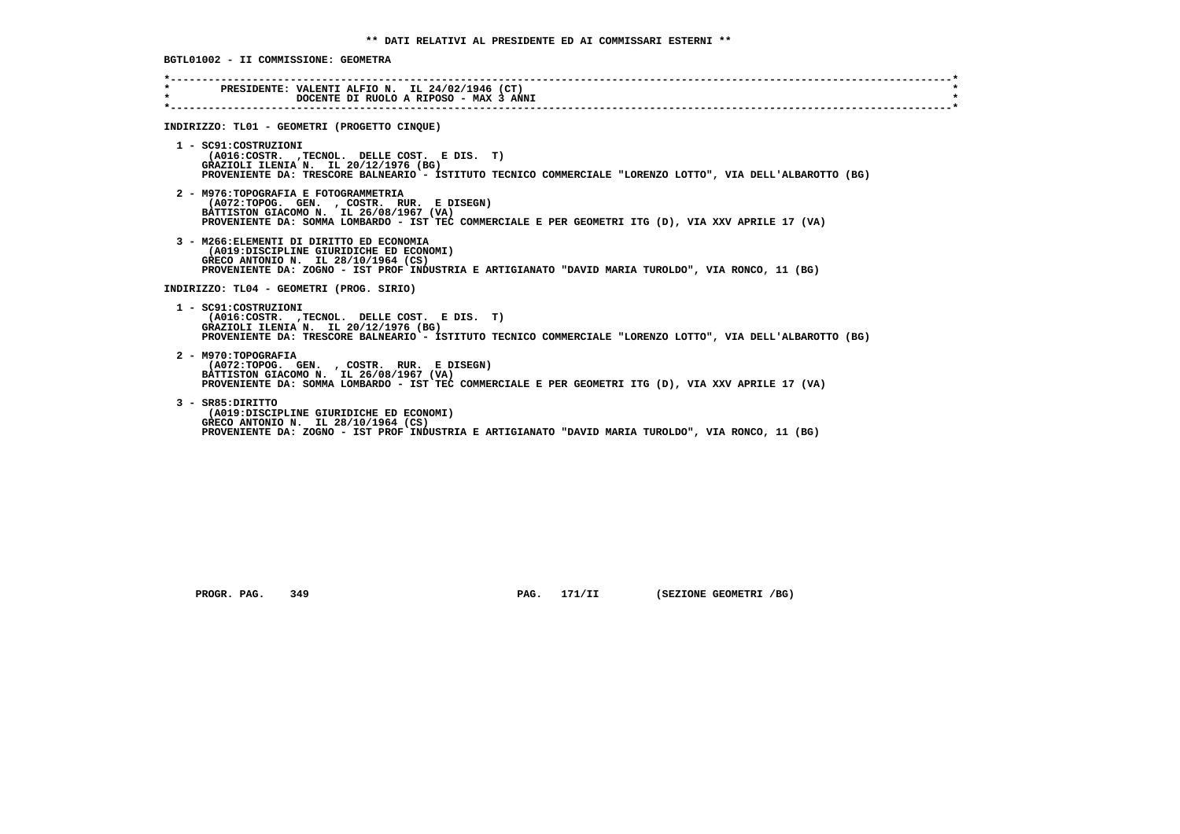**\*\* DATI RELATIVI AL PRESIDENTE ED AI COMMISSARI ESTERNI \*\***

**BGTL01002 - II COMMISSIONE: GEOMETRA**

```
*----------------------------------------------------------------------------------------------------------------------*
*       PRESIDENTE: VALENTI ALFIO N.  IL 24/02/1946 (CT)                                                               *
*                   DOCENTE DI RUOLO A RIPOSO - MAX 3 ANNI                                                             *
*----------------------------------------------------------------------------------------------------------------------*
```

**INDIRIZZO: TL01 - GEOMETRI (PROGETTO CINQUE)**

1 - SC91:COSTRUZIONI
(A016:COSTR. ,TECNOL. DELLE COST. E DIS. T)
GRAZIOLI ILENIA N. IL 20/12/1976 (BG)
PROVENIENTE DA: TRESCORE BALNEARIO - ISTITUTO TECNICO COMMERCIALE "LORENZO LOTTO", VIA DELL'ALBAROTTO (BG)

2 - M976:TOPOGRAFIA E FOTOGRAMMETRIA
(A072:TOPOG. GEN. , COSTR. RUR. E DISEGN)
BATTISTON GIACOMO N. IL 26/08/1967 (VA)
PROVENIENTE DA: SOMMA LOMBARDO - IST TEC COMMERCIALE E PER GEOMETRI ITG (D), VIA XXV APRILE 17 (VA)

3 - M266:ELEMENTI DI DIRITTO ED ECONOMIA
(A019:DISCIPLINE GIURIDICHE ED ECONOMI)
GRECO ANTONIO N. IL 28/10/1964 (CS)
PROVENIENTE DA: ZOGNO - IST PROF INDUSTRIA E ARTIGIANATO "DAVID MARIA TUROLDO", VIA RONCO, 11 (BG)

**INDIRIZZO: TL04 - GEOMETRI (PROG. SIRIO)**

1 - SC91:COSTRUZIONI
(A016:COSTR. ,TECNOL. DELLE COST. E DIS. T)
GRAZIOLI ILENIA N. IL 20/12/1976 (BG)
PROVENIENTE DA: TRESCORE BALNEARIO - ISTITUTO TECNICO COMMERCIALE "LORENZO LOTTO", VIA DELL'ALBAROTTO (BG)

2 - M970:TOPOGRAFIA
(A072:TOPOG. GEN. , COSTR. RUR. E DISEGN)
BATTISTON GIACOMO N. IL 26/08/1967 (VA)
PROVENIENTE DA: SOMMA LOMBARDO - IST TEC COMMERCIALE E PER GEOMETRI ITG (D), VIA XXV APRILE 17 (VA)

3 - SR85:DIRITTO
(A019:DISCIPLINE GIURIDICHE ED ECONOMI)
GRECO ANTONIO N. IL 28/10/1964 (CS)
PROVENIENTE DA: ZOGNO - IST PROF INDUSTRIA E ARTIGIANATO "DAVID MARIA TUROLDO", VIA RONCO, 11 (BG)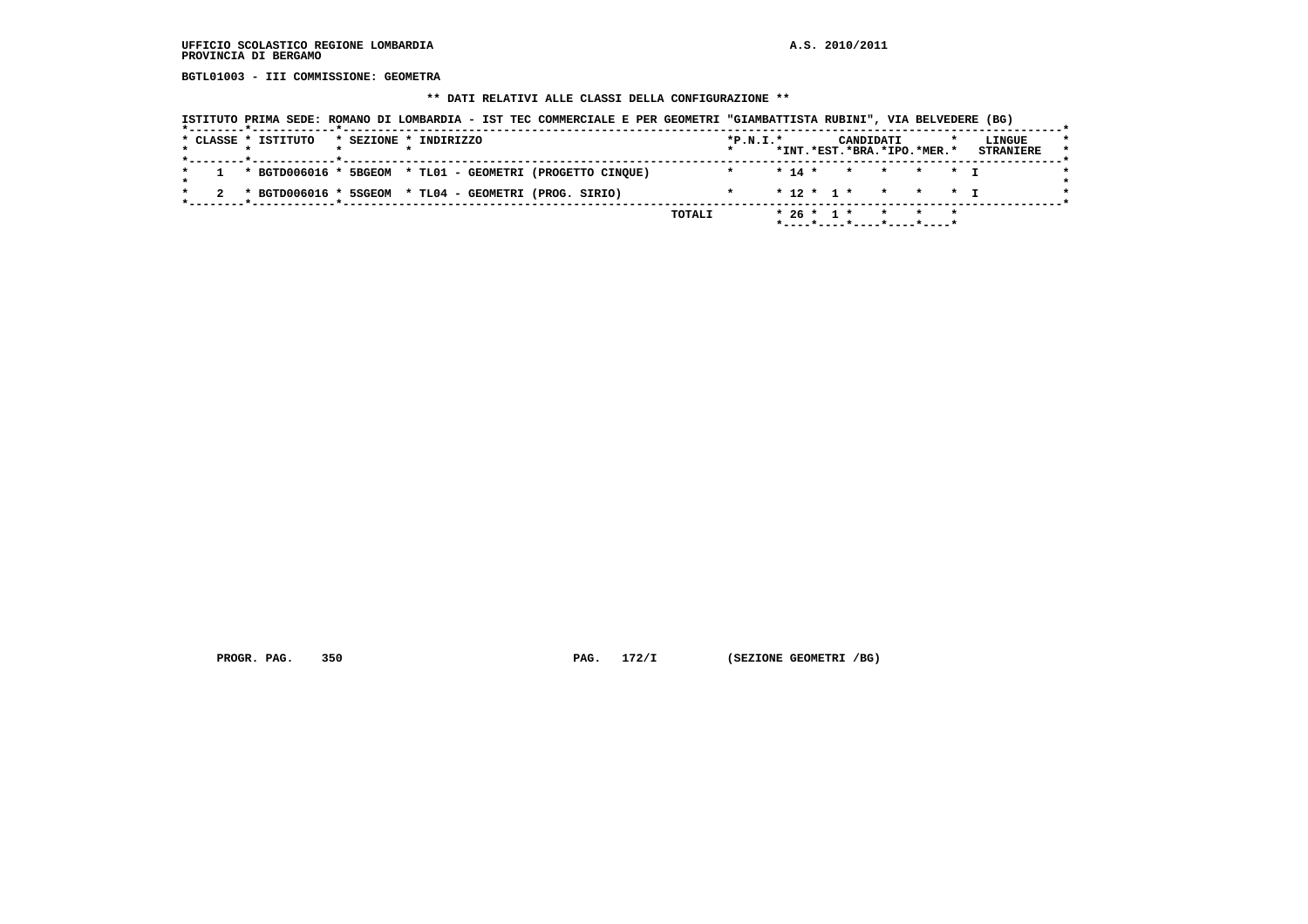UFFICIO SCOLASTICO REGIONE LOMBARDIA
PROVINCIA DI BERGAMO

A.S. 2010/2011

**BGTL01003 - III COMMISSIONE: GEOMETRA**

**\*\* DATI RELATIVI ALLE CLASSI DELLA CONFIGURAZIONE \*\***

ISTITUTO PRIMA SEDE: ROMANO DI LOMBARDIA - IST TEC COMMERCIALE E PER GEOMETRI "GIAMBATTISTA RUBINI", VIA BELVEDERE (BG)

| CLASSE | ISTITUTO | SEZIONE | INDIRIZZO | P.N.I. | CANDIDATI INT. | CANDIDATI EST. | CANDIDATI BRA. | CANDIDATI IPO. | CANDIDATI MER. | LINGUE STRANIERE |
|---|---|---|---|---|---|---|---|---|---|---|
| 1 | BGTD006016 | 5BGEOM | TL01 - GEOMETRI (PROGETTO CINQUE) | | 14 | | | | | I |
| 2 | BGTD006016 | 5SGEOM | TL04 - GEOMETRI (PROG. SIRIO) | | 12 | 1 | | | | I |
| | | | TOTALI | | 26 | 1 | | | | |

PROGR. PAG. 350 PAG. 172/I (SEZIONE GEOMETRI /BG)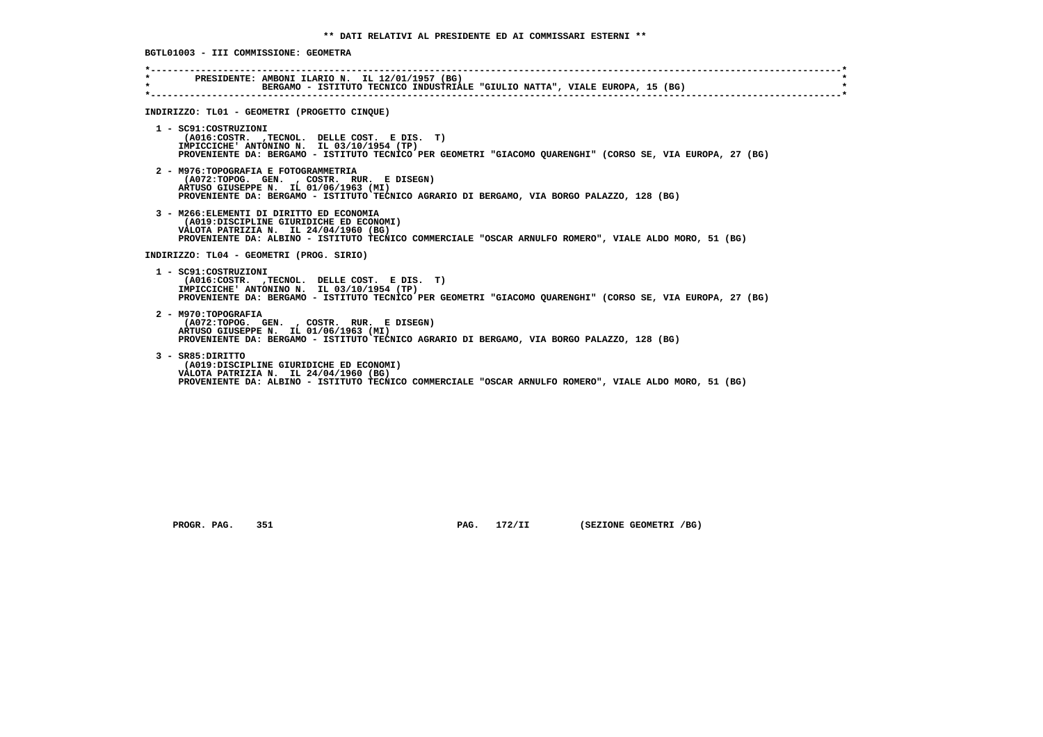**\*\* DATI RELATIVI AL PRESIDENTE ED AI COMMISSARI ESTERNI \*\***

**BGTL01003 - III COMMISSIONE: GEOMETRA**

**PRESIDENTE: AMBONI ILARIO N. IL 12/01/1957 (BG)**
**BERGAMO - ISTITUTO TECNICO INDUSTRIALE "GIULIO NATTA", VIALE EUROPA, 15 (BG)**

**INDIRIZZO: TL01 - GEOMETRI (PROGETTO CINQUE)**

**1 - SC91:COSTRUZIONI**
(A016:COSTR. ,TECNOL. DELLE COST. E DIS. T)
IMPICCICHE' ANTONINO N. IL 03/10/1954 (TP)
PROVENIENTE DA: BERGAMO - ISTITUTO TECNICO PER GEOMETRI "GIACOMO QUARENGHI" (CORSO SE, VIA EUROPA, 27 (BG)

**2 - M976:TOPOGRAFIA E FOTOGRAMMETRIA**
(A072:TOPOG. GEN. , COSTR. RUR. E DISEGN)
ARTUSO GIUSEPPE N. IL 01/06/1963 (MI)
PROVENIENTE DA: BERGAMO - ISTITUTO TECNICO AGRARIO DI BERGAMO, VIA BORGO PALAZZO, 128 (BG)

**3 - M266:ELEMENTI DI DIRITTO ED ECONOMIA**
(A019:DISCIPLINE GIURIDICHE ED ECONOMI)
VALOTA PATRIZIA N. IL 24/04/1960 (BG)
PROVENIENTE DA: ALBINO - ISTITUTO TECNICO COMMERCIALE "OSCAR ARNULFO ROMERO", VIALE ALDO MORO, 51 (BG)

**INDIRIZZO: TL04 - GEOMETRI (PROG. SIRIO)**

**1 - SC91:COSTRUZIONI**
(A016:COSTR. ,TECNOL. DELLE COST. E DIS. T)
IMPICCICHE' ANTONINO N. IL 03/10/1954 (TP)
PROVENIENTE DA: BERGAMO - ISTITUTO TECNICO PER GEOMETRI "GIACOMO QUARENGHI" (CORSO SE, VIA EUROPA, 27 (BG)

**2 - M970:TOPOGRAFIA**
(A072:TOPOG. GEN. , COSTR. RUR. E DISEGN)
ARTUSO GIUSEPPE N. IL 01/06/1963 (MI)
PROVENIENTE DA: BERGAMO - ISTITUTO TECNICO AGRARIO DI BERGAMO, VIA BORGO PALAZZO, 128 (BG)

**3 - SR85:DIRITTO**
(A019:DISCIPLINE GIURIDICHE ED ECONOMI)
VALOTA PATRIZIA N. IL 24/04/1960 (BG)
PROVENIENTE DA: ALBINO - ISTITUTO TECNICO COMMERCIALE "OSCAR ARNULFO ROMERO", VIALE ALDO MORO, 51 (BG)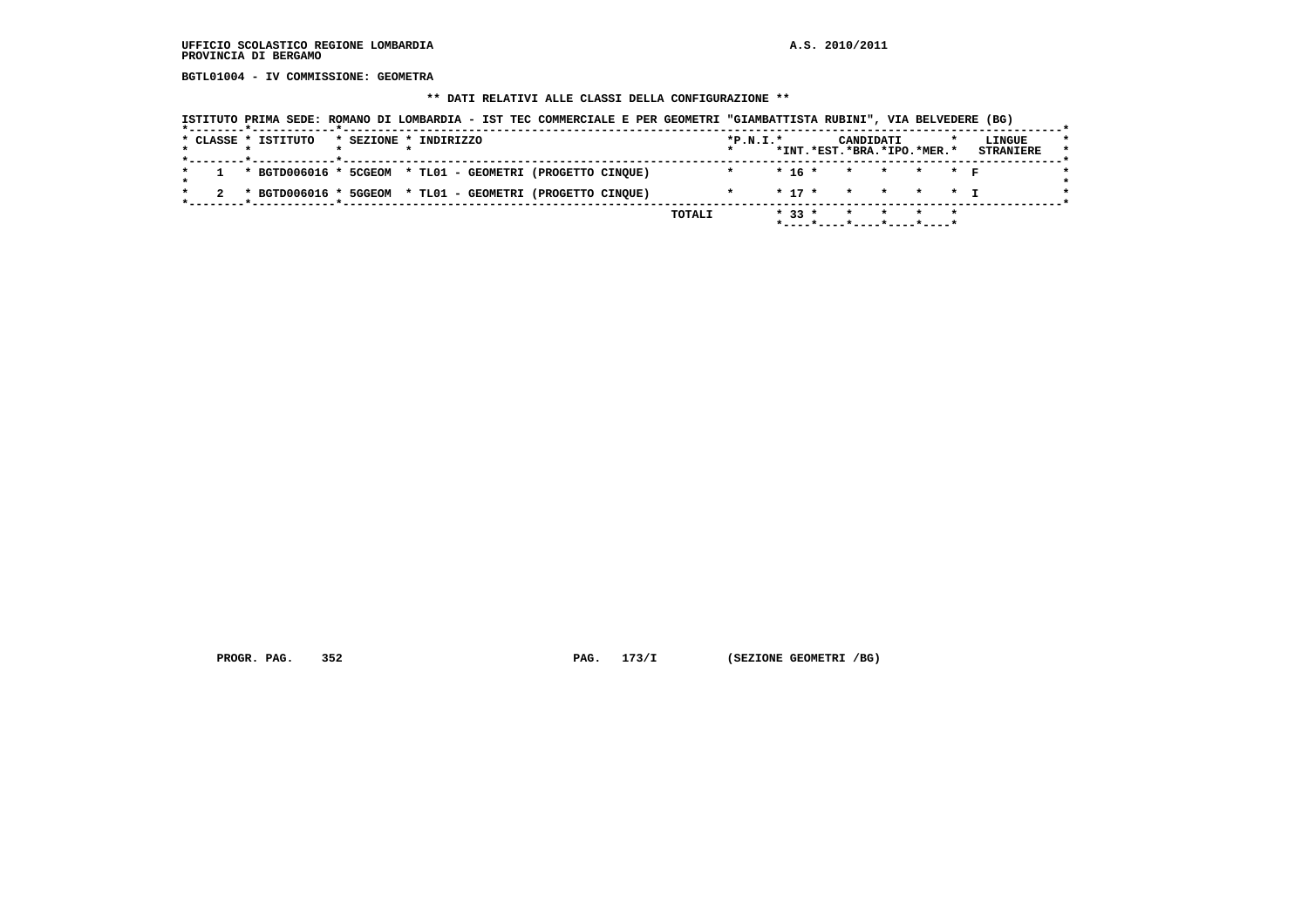UFFICIO SCOLASTICO REGIONE LOMBARDIA
PROVINCIA DI BERGAMO

A.S. 2010/2011

BGTL01004 - IV COMMISSIONE: GEOMETRA

** DATI RELATIVI ALLE CLASSI DELLA CONFIGURAZIONE **

ISTITUTO PRIMA SEDE: ROMANO DI LOMBARDIA - IST TEC COMMERCIALE E PER GEOMETRI "GIAMBATTISTA RUBINI", VIA BELVEDERE (BG)

| CLASSE | ISTITUTO | SEZIONE | INDIRIZZO | P.N.I. | CANDIDATI INT. | CANDIDATI EST. | CANDIDATI BRA. | CANDIDATI IPO. | CANDIDATI MER. | LINGUE STRANIERE |
|---|---|---|---|---|---|---|---|---|---|---|
| 1 | BGTD006016 | 5CGEOM | TL01 - GEOMETRI (PROGETTO CINQUE) | | 16 | | | | | F |
| 2 | BGTD006016 | 5GGEOM | TL01 - GEOMETRI (PROGETTO CINQUE) | | 17 | | | | | I |
| | | | TOTALI | | 33 | | | | | |

PROGR. PAG. 352 PAG. 173/I (SEZIONE GEOMETRI /BG)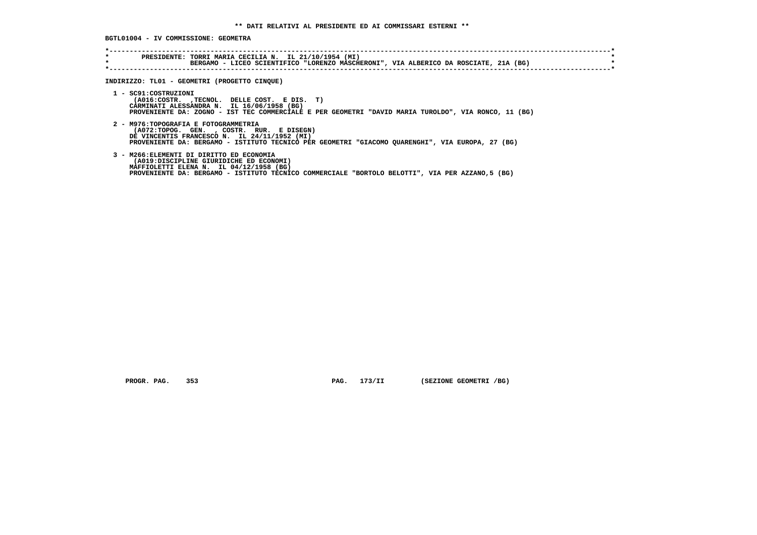** DATI RELATIVI AL PRESIDENTE ED AI COMMISSARI ESTERNI **

BGTL01004 - IV COMMISSIONE: GEOMETRA

```
*----------------------------------------------------------------------------------------------------------------------------*
*       PRESIDENTE: TORRI MARIA CECILIA N.  IL 21/10/1954 (MI)                                                               *
*                   BERGAMO - LICEO SCIENTIFICO "LORENZO MASCHERONI", VIA ALBERICO DA ROSCIATE, 21A (BG)                     *
*----------------------------------------------------------------------------------------------------------------------------*
```

INDIRIZZO: TL01 - GEOMETRI (PROGETTO CINQUE)

1 - SC91:COSTRUZIONI
(A016:COSTR.  ,TECNOL.  DELLE COST.  E DIS.  T)
CARMINATI ALESSANDRA N.  IL 16/06/1958 (BG)
PROVENIENTE DA: ZOGNO - IST TEC COMMERCIALE E PER GEOMETRI "DAVID MARIA TUROLDO", VIA RONCO, 11 (BG)

2 - M976:TOPOGRAFIA E FOTOGRAMMETRIA
(A072:TOPOG.  GEN.  , COSTR.  RUR.  E DISEGN)
DE VINCENTIS FRANCESCO N.  IL 24/11/1952 (MI)
PROVENIENTE DA: BERGAMO - ISTITUTO TECNICO PER GEOMETRI "GIACOMO QUARENGHI", VIA EUROPA, 27 (BG)

3 - M266:ELEMENTI DI DIRITTO ED ECONOMIA
(A019:DISCIPLINE GIURIDICHE ED ECONOMI)
MAFFIOLETTI ELENA N.  IL 04/12/1958 (BG)
PROVENIENTE DA: BERGAMO - ISTITUTO TECNICO COMMERCIALE "BORTOLO BELOTTI", VIA PER AZZANO,5 (BG)

PROGR. PAG.    353                    PAG.   173/II        (SEZIONE GEOMETRI /BG)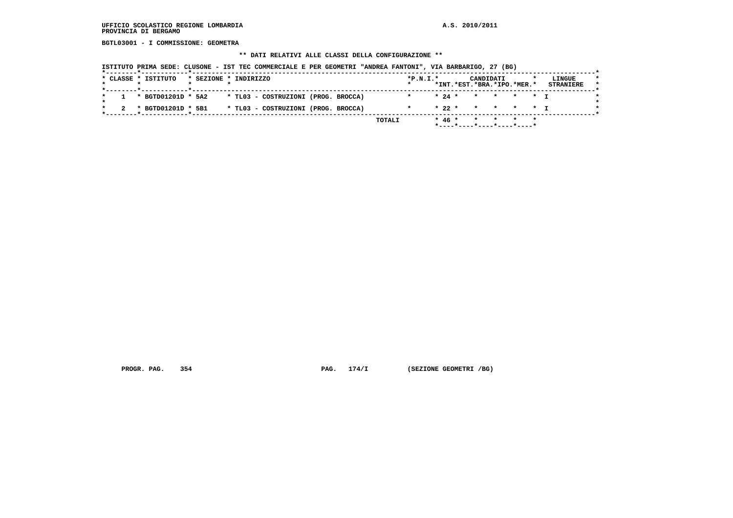**BGTL03001 - I COMMISSIONE: GEOMETRA**

**\*\* DATI RELATIVI ALLE CLASSI DELLA CONFIGURAZIONE \*\***

**ISTITUTO PRIMA SEDE: CLUSONE - IST TEC COMMERCIALE E PER GEOMETRI "ANDREA FANTONI", VIA BARBARIGO, 27 (BG)**

| CLASSE | ISTITUTO | SEZIONE | INDIRIZZO | P.N.I. | CANDIDATI INT. | EST. | BRA. | IPO. | MER. | LINGUE STRANIERE |
|---|---|---|---|---|---|---|---|---|---|---|
| 1 | BGTD01201D | 5A2 | TL03 - COSTRUZIONI (PROG. BROCCA) | | 24 | | | | | I |
| 2 | BGTD01201D | 5B1 | TL03 - COSTRUZIONI (PROG. BROCCA) | | 22 | | | | | I |
| | | | TOTALI | | 46 | | | | | |

PROGR. PAG. 354 PAG. 174/I (SEZIONE GEOMETRI /BG)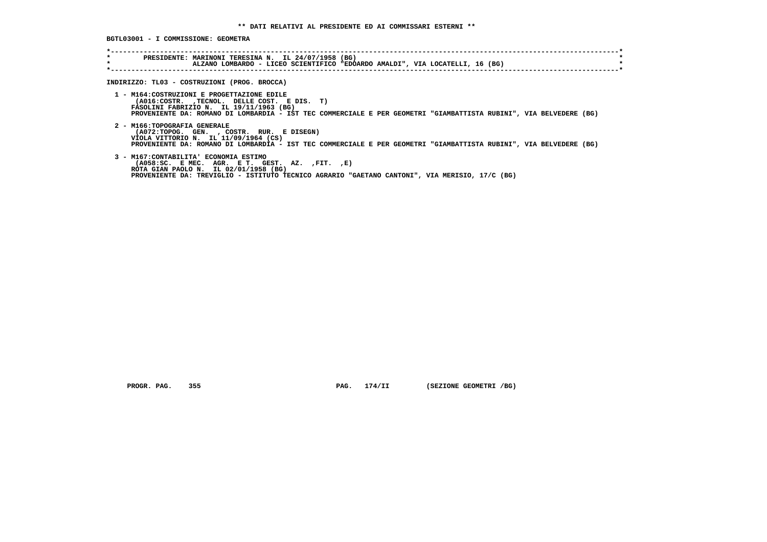**\*\* DATI RELATIVI AL PRESIDENTE ED AI COMMISSARI ESTERNI \*\***

**BGTL03001 - I COMMISSIONE: GEOMETRA**

```
*----------------------------------------------------------------------------------------------------------------------------*
*         PRESIDENTE: MARINONI TERESINA N.  IL 24/07/1958 (BG)                                                               *
*                     ALZANO LOMBARDO - LICEO SCIENTIFICO "EDOARDO AMALDI", VIA LOCATELLI, 16 (BG)                           *
*----------------------------------------------------------------------------------------------------------------------------*
```

**INDIRIZZO: TL03 - COSTRUZIONI (PROG. BROCCA)**

1 - M164:COSTRUZIONI E PROGETTAZIONE EDILE
(A016:COSTR. ,TECNOL. DELLE COST. E DIS. T)
FASOLINI FABRIZIO N. IL 19/11/1963 (BG)
PROVENIENTE DA: ROMANO DI LOMBARDIA - IST TEC COMMERCIALE E PER GEOMETRI "GIAMBATTISTA RUBINI", VIA BELVEDERE (BG)

2 - M166:TOPOGRAFIA GENERALE
(A072:TOPOG. GEN. , COSTR. RUR. E DISEGN)
VIOLA VITTORIO N. IL 11/09/1964 (CS)
PROVENIENTE DA: ROMANO DI LOMBARDIA - IST TEC COMMERCIALE E PER GEOMETRI "GIAMBATTISTA RUBINI", VIA BELVEDERE (BG)

3 - M167:CONTABILITA' ECONOMIA ESTIMO
(A058:SC. E MEC. AGR. E T. GEST. AZ. ,FIT. ,E)
ROTA GIAN PAOLO N. IL 02/01/1958 (BG)
PROVENIENTE DA: TREVIGLIO - ISTITUTO TECNICO AGRARIO "GAETANO CANTONI", VIA MERISIO, 17/C (BG)

PROGR. PAG. 355 PAG. 174/II (SEZIONE GEOMETRI /BG)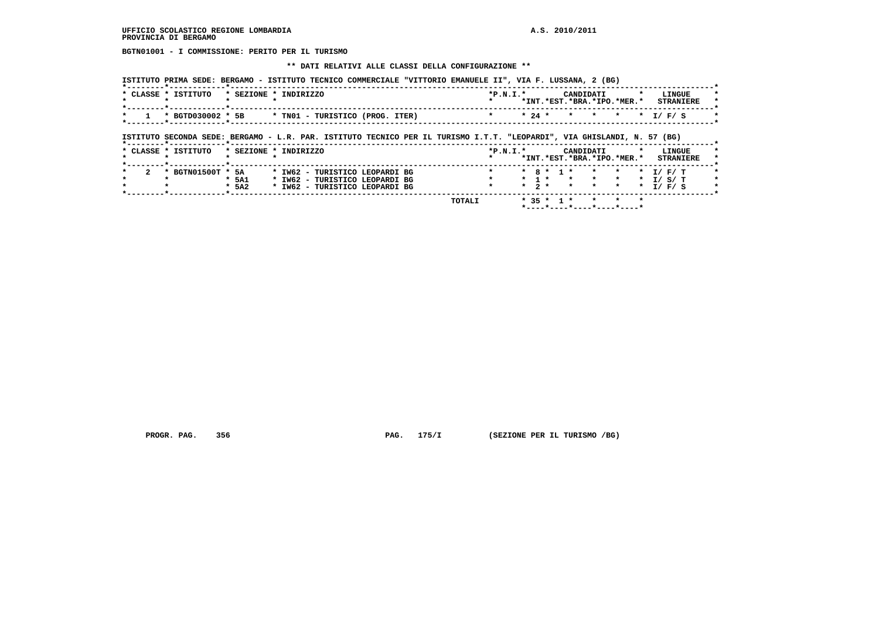UFFICIO SCOLASTICO REGIONE LOMBARDIA

PROVINCIA DI BERGAMO

A.S. 2010/2011

**BGTN01001 - I COMMISSIONE: PERITO PER IL TURISMO**

**\*\* DATI RELATIVI ALLE CLASSI DELLA CONFIGURAZIONE \*\***

ISTITUTO PRIMA SEDE: BERGAMO - ISTITUTO TECNICO COMMERCIALE "VITTORIO EMANUELE II", VIA F. LUSSANA, 2 (BG)

| CLASSE | ISTITUTO | SEZIONE | INDIRIZZO | P.N.I. | INT. | EST. | BRA. | IPO. | MER. | LINGUE STRANIERE |
|---|---|---|---|---|---|---|---|---|---|---|
| 1 | BGTD030002 | 5B | TN01 - TURISTICO (PROG. ITER) | | 24 | | | | | I/ F/ S |

ISTITUTO SECONDA SEDE: BERGAMO - L.R. PAR. ISTITUTO TECNICO PER IL TURISMO I.T.T. "LEOPARDI", VIA GHISLANDI, N. 57 (BG)

| CLASSE | ISTITUTO | SEZIONE | INDIRIZZO | P.N.I. | INT. | EST. | BRA. | IPO. | MER. | LINGUE STRANIERE |
|---|---|---|---|---|---|---|---|---|---|---|
| 2 | BGTN01500T | 5A | IW62 - TURISTICO LEOPARDI BG | | 8 | 1 | | | | I/ F/ T |
| | | 5A1 | IW62 - TURISTICO LEOPARDI BG | | 1 | | | | | I/ S/ T |
| | | 5A2 | IW62 - TURISTICO LEOPARDI BG | | 2 | | | | | I/ F/ S |
| | | | | TOTALI | 35 | 1 | | | | |

PROGR. PAG. 356 PAG. 175/I (SEZIONE PER IL TURISMO /BG)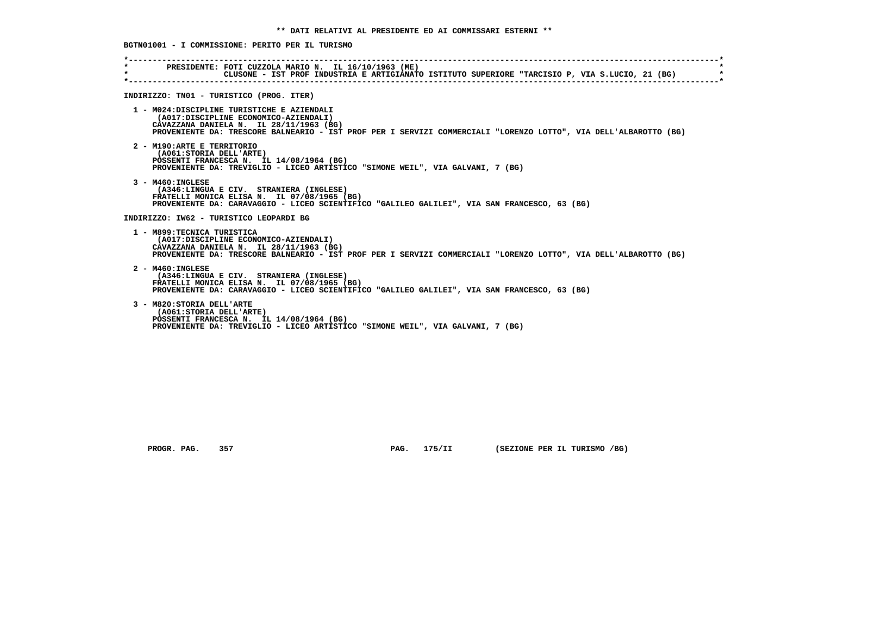**\*\* DATI RELATIVI AL PRESIDENTE ED AI COMMISSARI ESTERNI \*\***

**BGTN01001 - I COMMISSIONE: PERITO PER IL TURISMO**

```
*----------------------------------------------------------------------------------------------------------------------*
*        PRESIDENTE: FOTI CUZZOLA MARIO N.  IL 16/10/1963 (ME)                                                          *
*                    CLUSONE - IST PROF INDUSTRIA E ARTIGIANATO ISTITUTO SUPERIORE "TARCISIO P, VIA S.LUCIO, 21 (BG)    *
*----------------------------------------------------------------------------------------------------------------------*
```

**INDIRIZZO: TN01 - TURISTICO (PROG. ITER)**

1 - M024:DISCIPLINE TURISTICHE E AZIENDALI
(A017:DISCIPLINE ECONOMICO-AZIENDALI)
CAVAZZANA DANIELA N. IL 28/11/1963 (BG)
PROVENIENTE DA: TRESCORE BALNEARIO - IST PROF PER I SERVIZI COMMERCIALI "LORENZO LOTTO", VIA DELL'ALBAROTTO (BG)

2 - M190:ARTE E TERRITORIO
(A061:STORIA DELL'ARTE)
POSSENTI FRANCESCA N. IL 14/08/1964 (BG)
PROVENIENTE DA: TREVIGLIO - LICEO ARTISTICO "SIMONE WEIL", VIA GALVANI, 7 (BG)

3 - M460:INGLESE
(A346:LINGUA E CIV. STRANIERA (INGLESE)
FRATELLI MONICA ELISA N. IL 07/08/1965 (BG)
PROVENIENTE DA: CARAVAGGIO - LICEO SCIENTIFICO "GALILEO GALILEI", VIA SAN FRANCESCO, 63 (BG)

**INDIRIZZO: IW62 - TURISTICO LEOPARDI BG**

1 - M899:TECNICA TURISTICA
(A017:DISCIPLINE ECONOMICO-AZIENDALI)
CAVAZZANA DANIELA N. IL 28/11/1963 (BG)
PROVENIENTE DA: TRESCORE BALNEARIO - IST PROF PER I SERVIZI COMMERCIALI "LORENZO LOTTO", VIA DELL'ALBAROTTO (BG)

2 - M460:INGLESE
(A346:LINGUA E CIV. STRANIERA (INGLESE)
FRATELLI MONICA ELISA N. IL 07/08/1965 (BG)
PROVENIENTE DA: CARAVAGGIO - LICEO SCIENTIFICO "GALILEO GALILEI", VIA SAN FRANCESCO, 63 (BG)

3 - M820:STORIA DELL'ARTE
(A061:STORIA DELL'ARTE)
POSSENTI FRANCESCA N. IL 14/08/1964 (BG)
PROVENIENTE DA: TREVIGLIO - LICEO ARTISTICO "SIMONE WEIL", VIA GALVANI, 7 (BG)

PROGR. PAG. 357 PAG. 175/II (SEZIONE PER IL TURISMO /BG)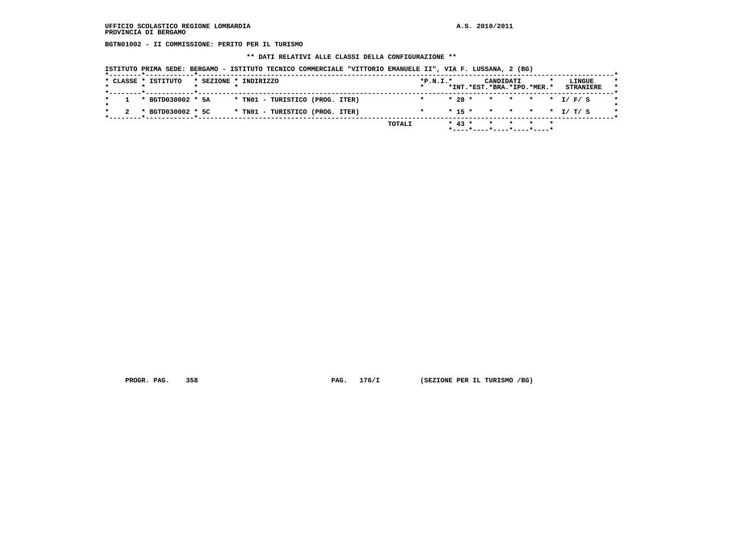UFFICIO SCOLASTICO REGIONE LOMBARDIA
PROVINCIA DI BERGAMO

A.S. 2010/2011

**BGTN01002 - II COMMISSIONE: PERITO PER IL TURISMO**

**\*\* DATI RELATIVI ALLE CLASSI DELLA CONFIGURAZIONE \*\***

ISTITUTO PRIMA SEDE: BERGAMO - ISTITUTO TECNICO COMMERCIALE "VITTORIO EMANUELE II", VIA F. LUSSANA, 2 (BG)

| CLASSE | ISTITUTO | SEZIONE | INDIRIZZO | P.N.I. | CANDIDATI INT. | CANDIDATI EST. | CANDIDATI BRA. | CANDIDATI IPO. | CANDIDATI MER. | LINGUE STRANIERE |
|---|---|---|---|---|---|---|---|---|---|---|
| 1 | BGTD030002 | 5A | TN01 - TURISTICO (PROG. ITER) | | 28 | | | | | I/ F/ S |
| 2 | BGTD030002 | 5C | TN01 - TURISTICO (PROG. ITER) | | 15 | | | | | I/ T/ S |
| | | | TOTALI | | 43 | | | | | |

PROGR. PAG. 358 PAG. 176/I (SEZIONE PER IL TURISMO /BG)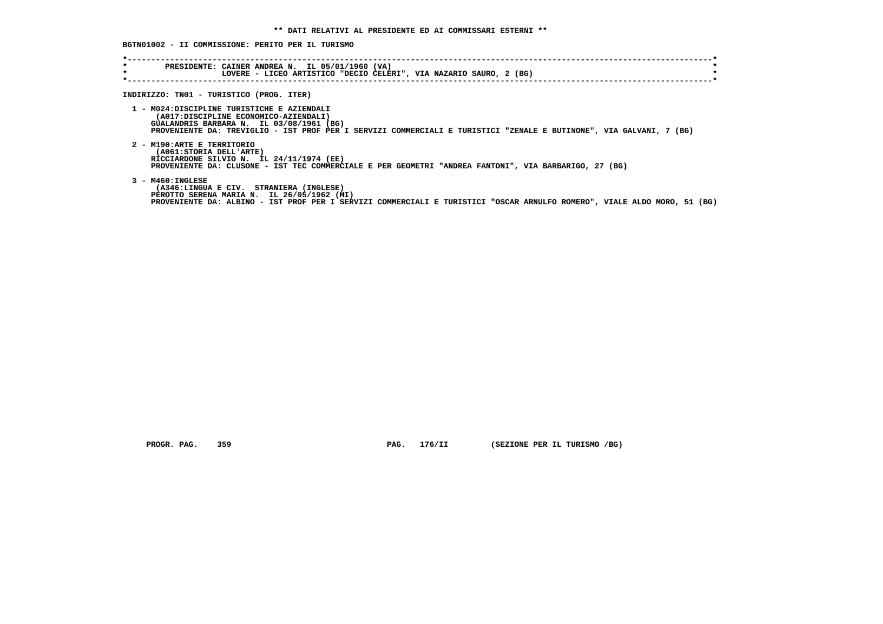** DATI RELATIVI AL PRESIDENTE ED AI COMMISSARI ESTERNI **

BGTN01002 - II COMMISSIONE: PERITO PER IL TURISMO

PRESIDENTE: CAINER ANDREA N. IL 05/01/1960 (VA)
LOVERE - LICEO ARTISTICO "DECIO CELERI", VIA NAZARIO SAURO, 2 (BG)

INDIRIZZO: TN01 - TURISTICO (PROG. ITER)

1 - M024:DISCIPLINE TURISTICHE E AZIENDALI
(A017:DISCIPLINE ECONOMICO-AZIENDALI)
GUALANDRIS BARBARA N. IL 03/08/1961 (BG)
PROVENIENTE DA: TREVIGLIO - IST PROF PER I SERVIZI COMMERCIALI E TURISTICI "ZENALE E BUTINONE", VIA GALVANI, 7 (BG)

2 - M190:ARTE E TERRITORIO
(A061:STORIA DELL'ARTE)
RICCIARDONE SILVIO N. IL 24/11/1974 (EE)
PROVENIENTE DA: CLUSONE - IST TEC COMMERCIALE E PER GEOMETRI "ANDREA FANTONI", VIA BARBARIGO, 27 (BG)

3 - M460:INGLESE
(A346:LINGUA E CIV. STRANIERA (INGLESE)
PEROTTO SERENA MARIA N. IL 26/05/1962 (MI)
PROVENIENTE DA: ALBINO - IST PROF PER I SERVIZI COMMERCIALI E TURISTICI "OSCAR ARNULFO ROMERO", VIALE ALDO MORO, 51 (BG)

PROGR. PAG. 359 PAG. 176/II (SEZIONE PER IL TURISMO /BG)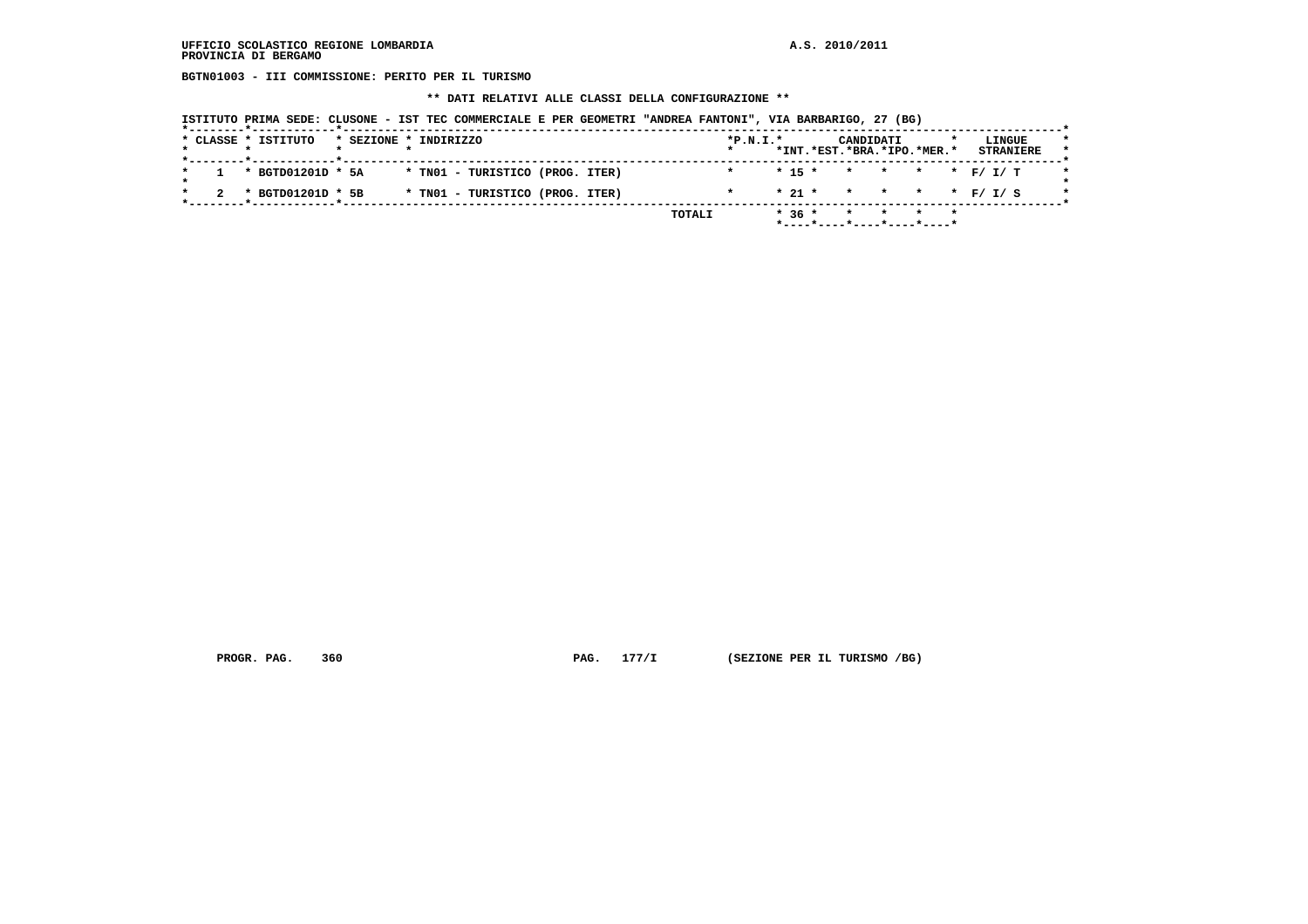UFFICIO SCOLASTICO REGIONE LOMBARDIA
PROVINCIA DI BERGAMO

A.S. 2010/2011

**BGTN01003 - III COMMISSIONE: PERITO PER IL TURISMO**

**** DATI RELATIVI ALLE CLASSI DELLA CONFIGURAZIONE ****

ISTITUTO PRIMA SEDE: CLUSONE - IST TEC COMMERCIALE E PER GEOMETRI "ANDREA FANTONI", VIA BARBARIGO, 27 (BG)

| CLASSE | ISTITUTO | SEZIONE | INDIRIZZO | P.N.I. | CANDIDATI INT. | EST. | BRA. | IPO. | MER. | LINGUE STRANIERE |
|---|---|---|---|---|---|---|---|---|---|---|
| 1 | BGTD01201D | 5A | TN01 - TURISTICO (PROG. ITER) | | 15 | | | | | F/ I/ T |
| 2 | BGTD01201D | 5B | TN01 - TURISTICO (PROG. ITER) | | 21 | | | | | F/ I/ S |
| | | | TOTALI | | 36 | | | | | |

PROGR. PAG. 360 PAG. 177/I (SEZIONE PER IL TURISMO /BG)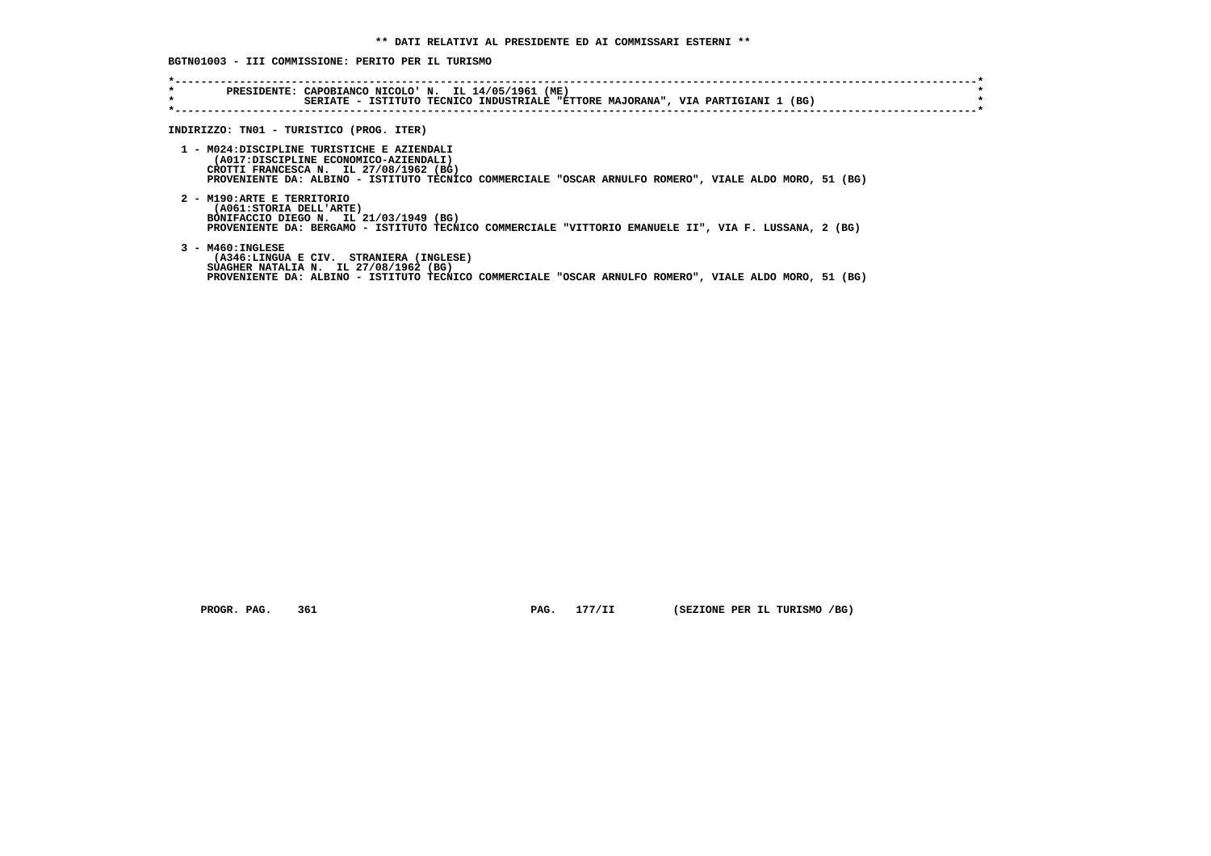**\*\* DATI RELATIVI AL PRESIDENTE ED AI COMMISSARI ESTERNI \*\***

**BGTN01003 - III COMMISSIONE: PERITO PER IL TURISMO**

```
*----------------------------------------------------------------------------------------------------------------------*
*        PRESIDENTE: CAPOBIANCO NICOLO' N.  IL 14/05/1961 (ME)                                                         *
*                    SERIATE - ISTITUTO TECNICO INDUSTRIALE "ETTORE MAJORANA", VIA PARTIGIANI 1 (BG)                   *
*----------------------------------------------------------------------------------------------------------------------*
```

**INDIRIZZO: TN01 - TURISTICO (PROG. ITER)**

1 - M024:DISCIPLINE TURISTICHE E AZIENDALI
(A017:DISCIPLINE ECONOMICO-AZIENDALI)
CROTTI FRANCESCA N. IL 27/08/1962 (BG)
PROVENIENTE DA: ALBINO - ISTITUTO TECNICO COMMERCIALE "OSCAR ARNULFO ROMERO", VIALE ALDO MORO, 51 (BG)

2 - M190:ARTE E TERRITORIO
(A061:STORIA DELL'ARTE)
BONIFACCIO DIEGO N. IL 21/03/1949 (BG)
PROVENIENTE DA: BERGAMO - ISTITUTO TECNICO COMMERCIALE "VITTORIO EMANUELE II", VIA F. LUSSANA, 2 (BG)

3 - M460:INGLESE
(A346:LINGUA E CIV. STRANIERA (INGLESE)
SUAGHER NATALIA N. IL 27/08/1962 (BG)
PROVENIENTE DA: ALBINO - ISTITUTO TECNICO COMMERCIALE "OSCAR ARNULFO ROMERO", VIALE ALDO MORO, 51 (BG)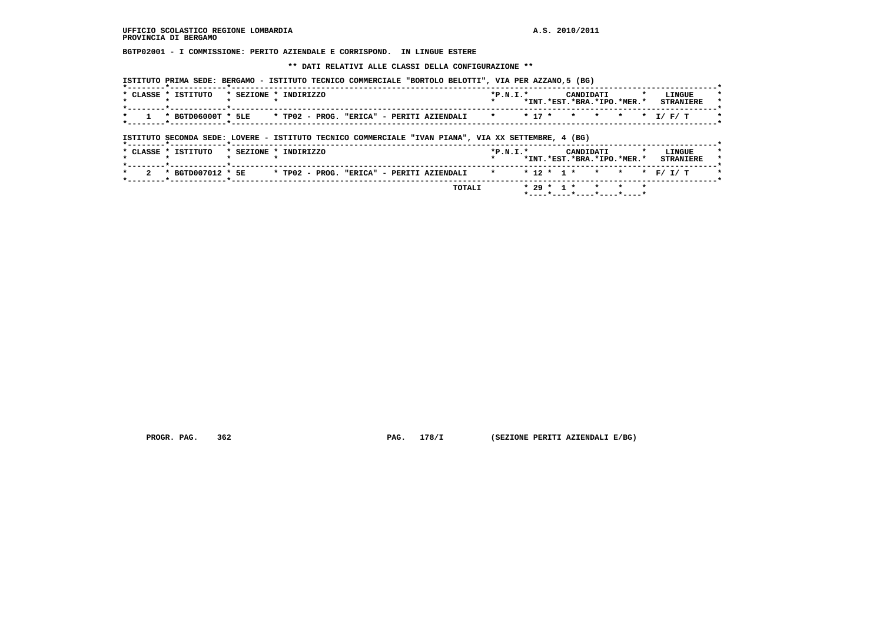UFFICIO SCOLASTICO REGIONE LOMBARDIA — A.S. 2010/2011
PROVINCIA DI BERGAMO

**BGTP02001 - I COMMISSIONE: PERITO AZIENDALE E CORRISPOND. IN LINGUE ESTERE**

**\*\* DATI RELATIVI ALLE CLASSI DELLA CONFIGURAZIONE \*\***

ISTITUTO PRIMA SEDE: BERGAMO - ISTITUTO TECNICO COMMERCIALE "BORTOLO BELOTTI", VIA PER AZZANO,5 (BG)

| CLASSE | ISTITUTO | SEZIONE | INDIRIZZO | P.N.I. | CANDIDATI INT. | EST. | BRA. | IPO. | MER. | LINGUE STRANIERE |
|---|---|---|---|---|---|---|---|---|---|---|
| 1 | BGTD06000T | 5LE | TP02 - PROG. "ERICA" - PERITI AZIENDALI | | 17 | | | | | I/ F/ T |

ISTITUTO SECONDA SEDE: LOVERE - ISTITUTO TECNICO COMMERCIALE "IVAN PIANA", VIA XX SETTEMBRE, 4 (BG)

| CLASSE | ISTITUTO | SEZIONE | INDIRIZZO | P.N.I. | CANDIDATI INT. | EST. | BRA. | IPO. | MER. | LINGUE STRANIERE |
|---|---|---|---|---|---|---|---|---|---|---|
| 2 | BGTD007012 | 5E | TP02 - PROG. "ERICA" - PERITI AZIENDALI | | 12 | 1 | | | | F/ I/ T |
| | | | TOTALI | | 29 | 1 | | | | |

PROGR. PAG. 362 &nbsp;&nbsp;&nbsp; PAG. 178/I &nbsp;&nbsp;&nbsp; (SEZIONE PERITI AZIENDALI E/BG)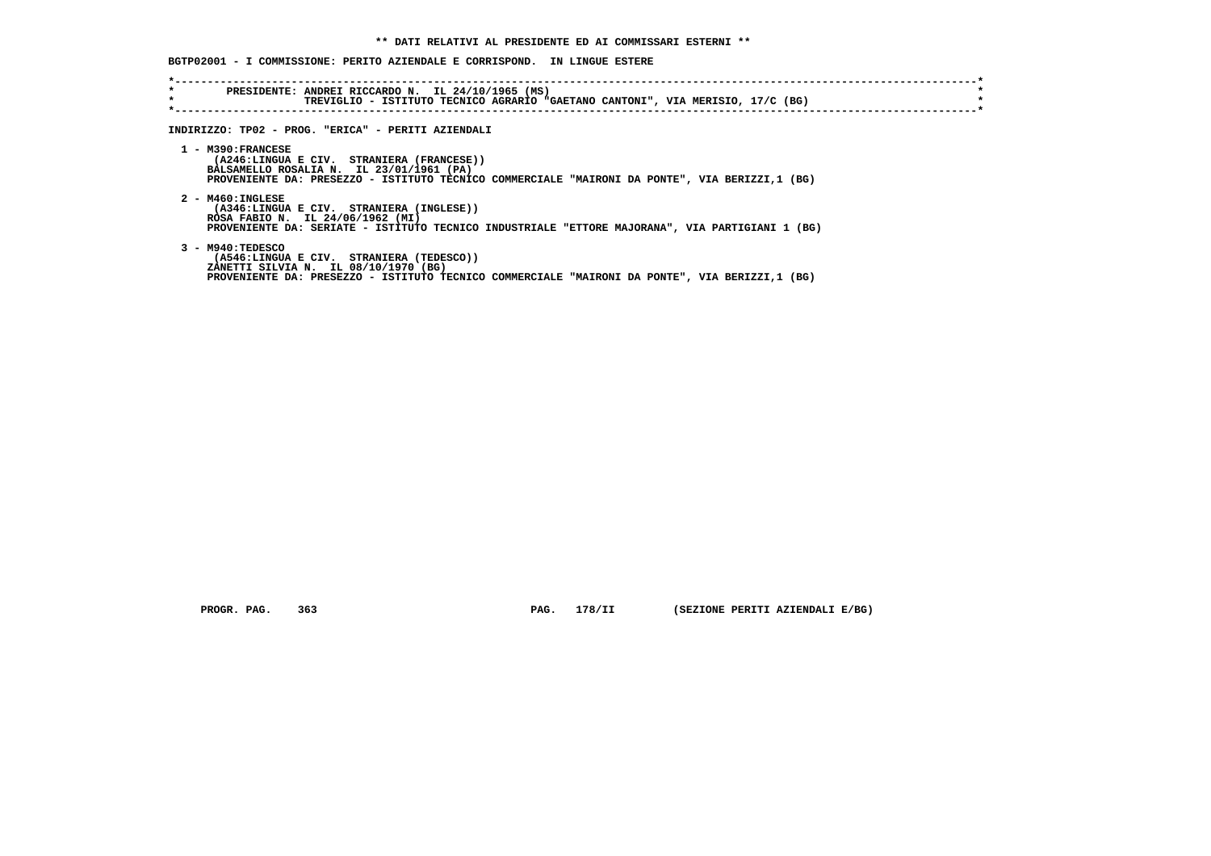** DATI RELATIVI AL PRESIDENTE ED AI COMMISSARI ESTERNI **

**BGTP02001 - I COMMISSIONE: PERITO AZIENDALE E CORRISPOND. IN LINGUE ESTERE**

```
*----------------------------------------------------------------------------------------------------------------------*
*        PRESIDENTE: ANDREI RICCARDO N.  IL 24/10/1965 (MS)                                                            *
*                    TREVIGLIO - ISTITUTO TECNICO AGRARIO "GAETANO CANTONI", VIA MERISIO, 17/C (BG)                     *
*----------------------------------------------------------------------------------------------------------------------*
```

INDIRIZZO: TP02 - PROG. "ERICA" - PERITI AZIENDALI

1 - M390:FRANCESE
(A246:LINGUA E CIV.  STRANIERA (FRANCESE))
BALSAMELLO ROSALIA N.  IL 23/01/1961 (PA)
PROVENIENTE DA: PRESEZZO - ISTITUTO TECNICO COMMERCIALE "MAIRONI DA PONTE", VIA BERIZZI,1 (BG)

2 - M460:INGLESE
(A346:LINGUA E CIV.  STRANIERA (INGLESE))
ROSA FABIO N.  IL 24/06/1962 (MI)
PROVENIENTE DA: SERIATE - ISTITUTO TECNICO INDUSTRIALE "ETTORE MAJORANA", VIA PARTIGIANI 1 (BG)

3 - M940:TEDESCO
(A546:LINGUA E CIV.  STRANIERA (TEDESCO))
ZANETTI SILVIA N.  IL 08/10/1970 (BG)
PROVENIENTE DA: PRESEZZO - ISTITUTO TECNICO COMMERCIALE "MAIRONI DA PONTE", VIA BERIZZI,1 (BG)

PROGR. PAG. 363 PAG. 178/II (SEZIONE PERITI AZIENDALI E/BG)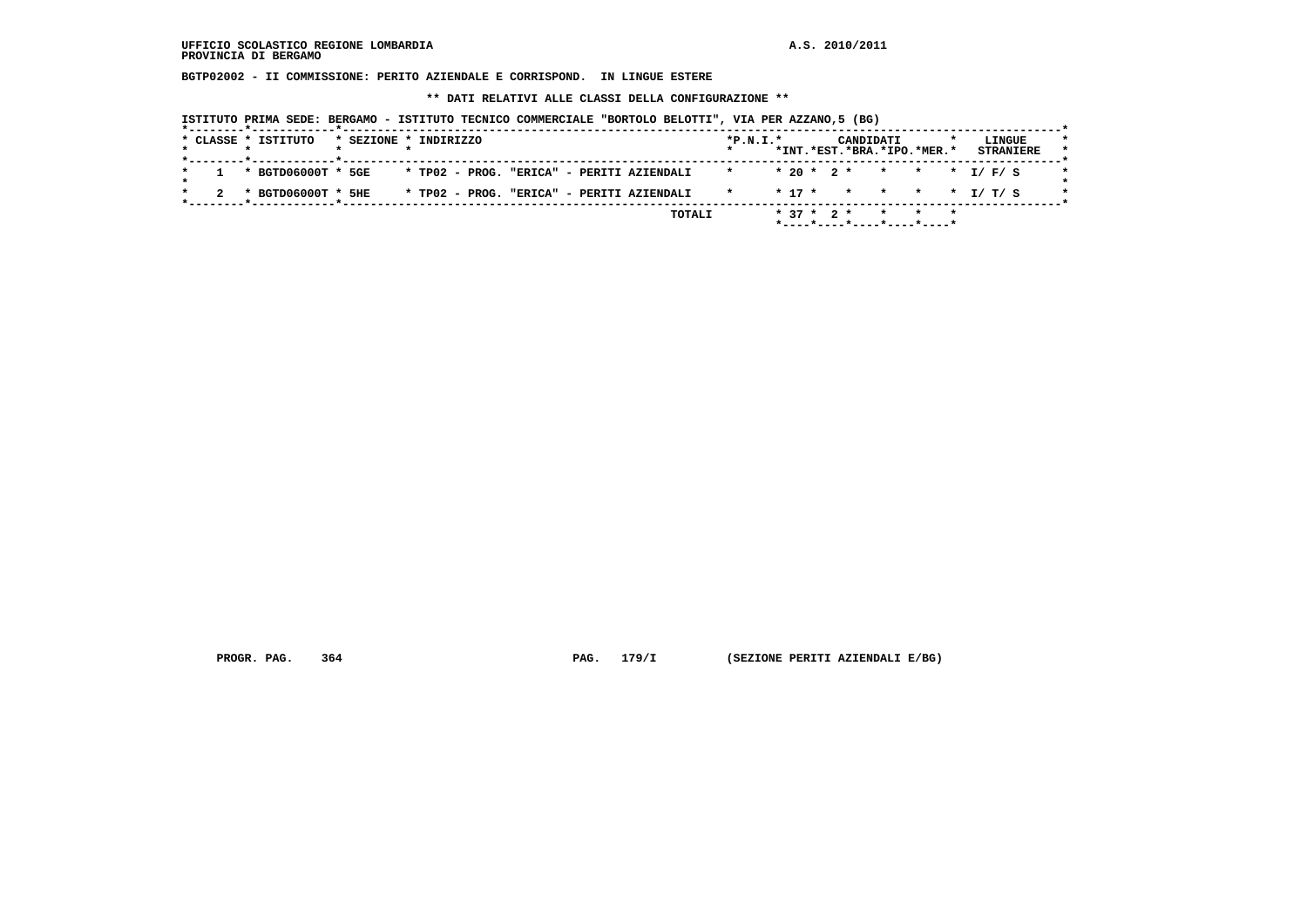UFFICIO SCOLASTICO REGIONE LOMBARDIA — A.S. 2010/2011
PROVINCIA DI BERGAMO

**BGTP02002 - II COMMISSIONE: PERITO AZIENDALE E CORRISPOND. IN LINGUE ESTERE**

**\*\* DATI RELATIVI ALLE CLASSI DELLA CONFIGURAZIONE \*\***

ISTITUTO PRIMA SEDE: BERGAMO - ISTITUTO TECNICO COMMERCIALE "BORTOLO BELOTTI", VIA PER AZZANO,5 (BG)

| CLASSE | ISTITUTO | SEZIONE | INDIRIZZO | P.N.I. | CANDIDATI INT. | CANDIDATI EST. | CANDIDATI BRA. | CANDIDATI IPO. | CANDIDATI MER. | LINGUE STRANIERE |
|---|---|---|---|---|---|---|---|---|---|---|
| 1 | BGTD06000T | 5GE | TP02 - PROG. "ERICA" - PERITI AZIENDALI | | 20 | 2 | | | | I/ F/ S |
| 2 | BGTD06000T | 5HE | TP02 - PROG. "ERICA" - PERITI AZIENDALI | | 17 | | | | | I/ T/ S |
| | | | TOTALI | | 37 | 2 | | | | |

PROGR. PAG. 364 — PAG. 179/I — (SEZIONE PERITI AZIENDALI E/BG)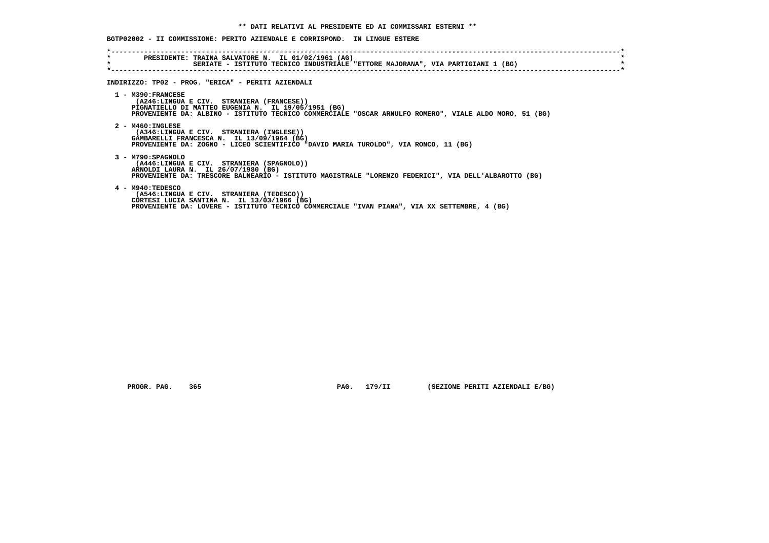** DATI RELATIVI AL PRESIDENTE ED AI COMMISSARI ESTERNI **

BGTP02002 - II COMMISSIONE: PERITO AZIENDALE E CORRISPOND. IN LINGUE ESTERE

PRESIDENTE: TRAINA SALVATORE N. IL 01/02/1961 (AG)
SERIATE - ISTITUTO TECNICO INDUSTRIALE "ETTORE MAJORANA", VIA PARTIGIANI 1 (BG)

INDIRIZZO: TP02 - PROG. "ERICA" - PERITI AZIENDALI

1 - M390:FRANCESE
(A246:LINGUA E CIV. STRANIERA (FRANCESE))
PIGNATIELLO DI MATTEO EUGENIA N. IL 19/05/1951 (BG)
PROVENIENTE DA: ALBINO - ISTITUTO TECNICO COMMERCIALE "OSCAR ARNULFO ROMERO", VIALE ALDO MORO, 51 (BG)

2 - M460:INGLESE
(A346:LINGUA E CIV. STRANIERA (INGLESE))
GAMBARELLI FRANCESCA N. IL 13/09/1964 (BG)
PROVENIENTE DA: ZOGNO - LICEO SCIENTIFICO "DAVID MARIA TUROLDO", VIA RONCO, 11 (BG)

3 - M790:SPAGNOLO
(A446:LINGUA E CIV. STRANIERA (SPAGNOLO))
ARNOLDI LAURA N. IL 26/07/1980 (BG)
PROVENIENTE DA: TRESCORE BALNEARIO - ISTITUTO MAGISTRALE "LORENZO FEDERICI", VIA DELL'ALBAROTTO (BG)

4 - M940:TEDESCO
(A546:LINGUA E CIV. STRANIERA (TEDESCO))
CORTESI LUCIA SANTINA N. IL 13/03/1966 (BG)
PROVENIENTE DA: LOVERE - ISTITUTO TECNICO COMMERCIALE "IVAN PIANA", VIA XX SETTEMBRE, 4 (BG)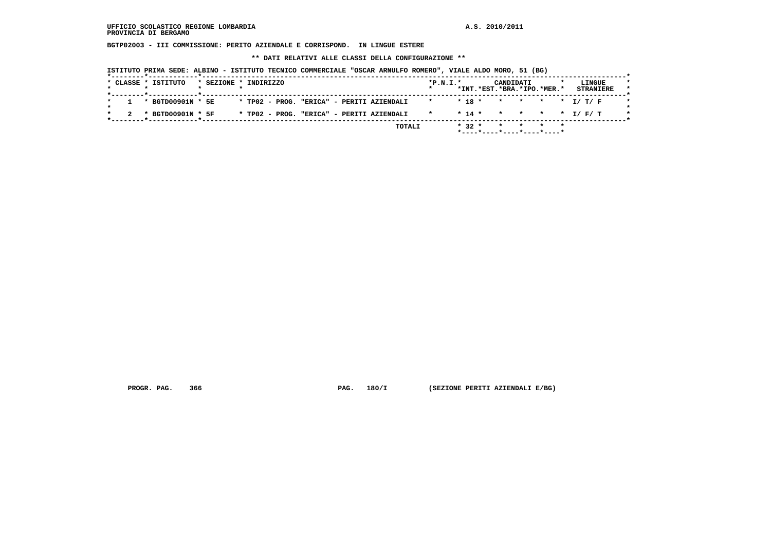BGTP02003 - III COMMISSIONE: PERITO AZIENDALE E CORRISPOND. IN LINGUE ESTERE

** DATI RELATIVI ALLE CLASSI DELLA CONFIGURAZIONE **

ISTITUTO PRIMA SEDE: ALBINO - ISTITUTO TECNICO COMMERCIALE "OSCAR ARNULFO ROMERO", VIALE ALDO MORO, 51 (BG)

| CLASSE | ISTITUTO | SEZIONE | INDIRIZZO | P.N.I. | CANDIDATI INT. | EST. | BRA. | IPO. | MER. | LINGUE STRANIERE |
|---|---|---|---|---|---|---|---|---|---|---|
| 1 | BGTD00901N | 5E | TP02 - PROG. "ERICA" - PERITI AZIENDALI | | 18 | | | | | I/ T/ F |
| 2 | BGTD00901N | 5F | TP02 - PROG. "ERICA" - PERITI AZIENDALI | | 14 | | | | | I/ F/ T |
| | | | TOTALI | | 32 | | | | | |

PROGR. PAG. 366 PAG. 180/I (SEZIONE PERITI AZIENDALI E/BG)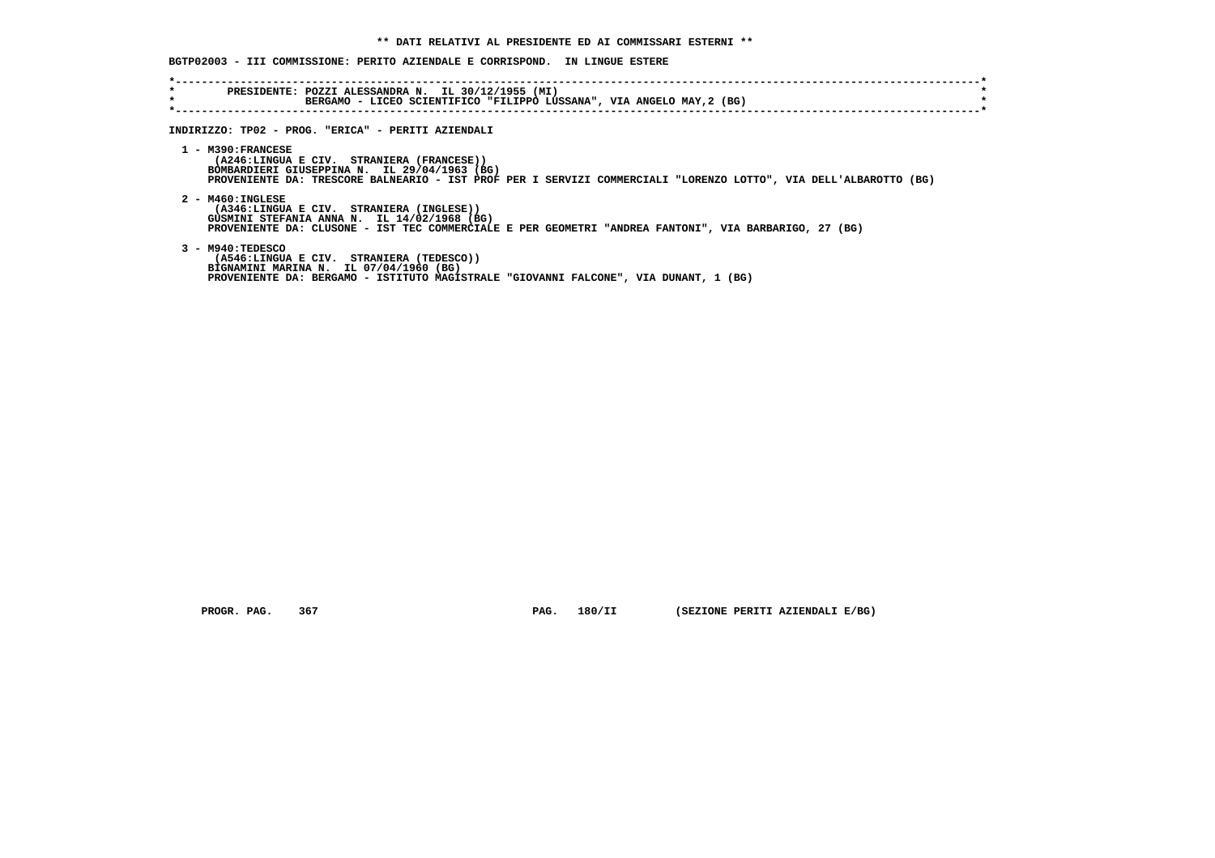**\*\* DATI RELATIVI AL PRESIDENTE ED AI COMMISSARI ESTERNI \*\***

**BGTP02003 - III COMMISSIONE: PERITO AZIENDALE E CORRISPOND. IN LINGUE ESTERE**

```
*----------------------------------------------------------------------------------------------------------------------------*
*        PRESIDENTE: POZZI ALESSANDRA N.  IL 30/12/1955 (MI)                                                                 *
*                    BERGAMO - LICEO SCIENTIFICO "FILIPPO LUSSANA", VIA ANGELO MAY,2 (BG)                                    *
*----------------------------------------------------------------------------------------------------------------------------*
```

**INDIRIZZO: TP02 - PROG. "ERICA" - PERITI AZIENDALI**

1 - M390:FRANCESE
(A246:LINGUA E CIV. STRANIERA (FRANCESE))
BOMBARDIERI GIUSEPPINA N. IL 29/04/1963 (BG)
PROVENIENTE DA: TRESCORE BALNEARIO - IST PROF PER I SERVIZI COMMERCIALI "LORENZO LOTTO", VIA DELL'ALBAROTTO (BG)

2 - M460:INGLESE
(A346:LINGUA E CIV. STRANIERA (INGLESE))
GUSMINI STEFANIA ANNA N. IL 14/02/1968 (BG)
PROVENIENTE DA: CLUSONE - IST TEC COMMERCIALE E PER GEOMETRI "ANDREA FANTONI", VIA BARBARIGO, 27 (BG)

3 - M940:TEDESCO
(A546:LINGUA E CIV. STRANIERA (TEDESCO))
BIGNAMINI MARINA N. IL 07/04/1960 (BG)
PROVENIENTE DA: BERGAMO - ISTITUTO MAGISTRALE "GIOVANNI FALCONE", VIA DUNANT, 1 (BG)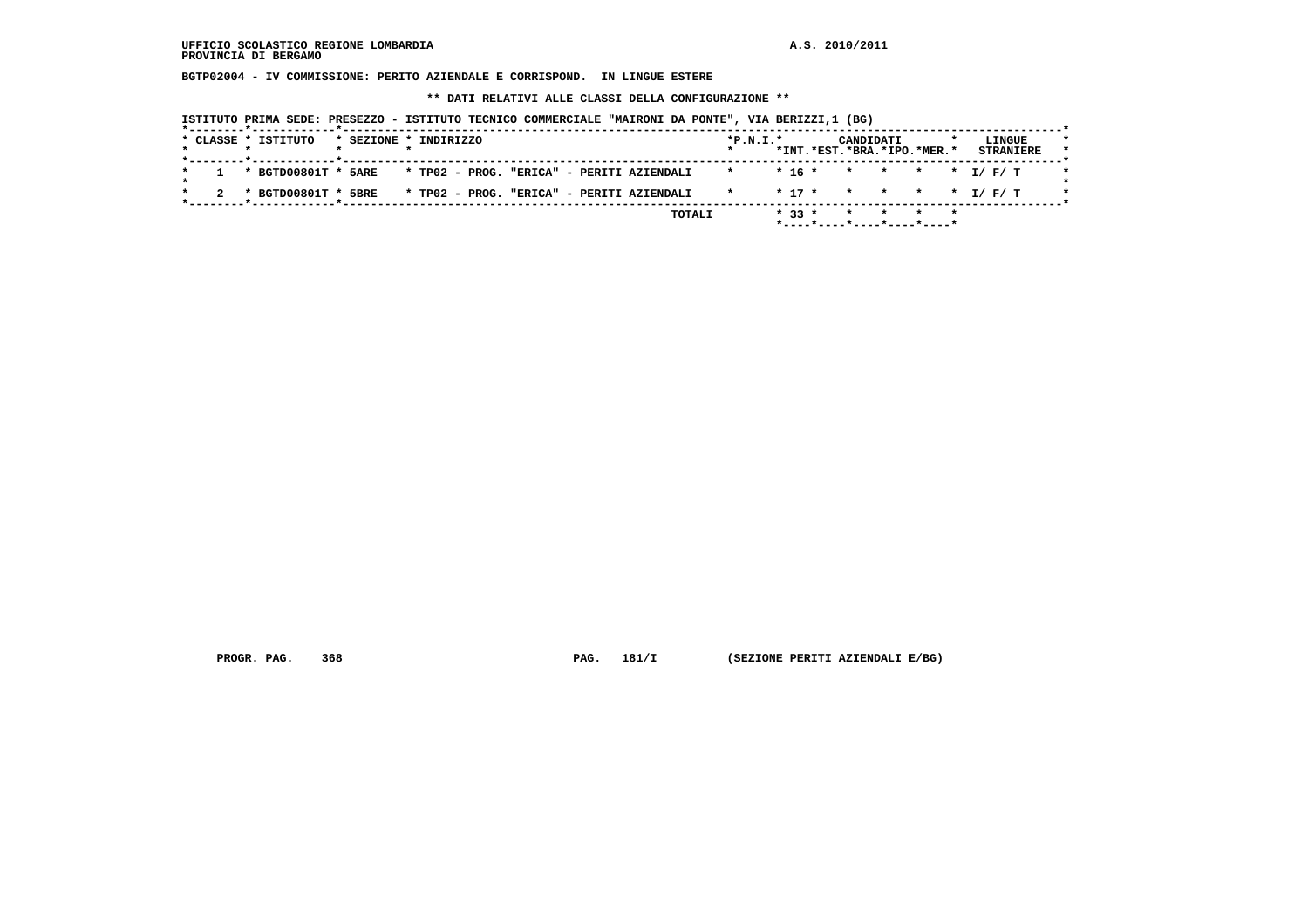UFFICIO SCOLASTICO REGIONE LOMBARDIA
PROVINCIA DI BERGAMO

A.S. 2010/2011

**BGTP02004 - IV COMMISSIONE: PERITO AZIENDALE E CORRISPOND. IN LINGUE ESTERE**

**\*\* DATI RELATIVI ALLE CLASSI DELLA CONFIGURAZIONE \*\***

ISTITUTO PRIMA SEDE: PRESEZZO - ISTITUTO TECNICO COMMERCIALE "MAIRONI DA PONTE", VIA BERIZZI,1 (BG)

| CLASSE | ISTITUTO | SEZIONE | INDIRIZZO | P.N.I. | CANDIDATI INT. | EST. | BRA. | IPO. | MER. | LINGUE STRANIERE |
|---|---|---|---|---|---|---|---|---|---|---|
| 1 | BGTD00801T | 5ARE | TP02 - PROG. "ERICA" - PERITI AZIENDALI | | 16 | | | | | I/ F/ T |
| 2 | BGTD00801T | 5BRE | TP02 - PROG. "ERICA" - PERITI AZIENDALI | | 17 | | | | | I/ F/ T |
| | | | TOTALI | | 33 | | | | | |

PROGR. PAG. 368 PAG. 181/I (SEZIONE PERITI AZIENDALI E/BG)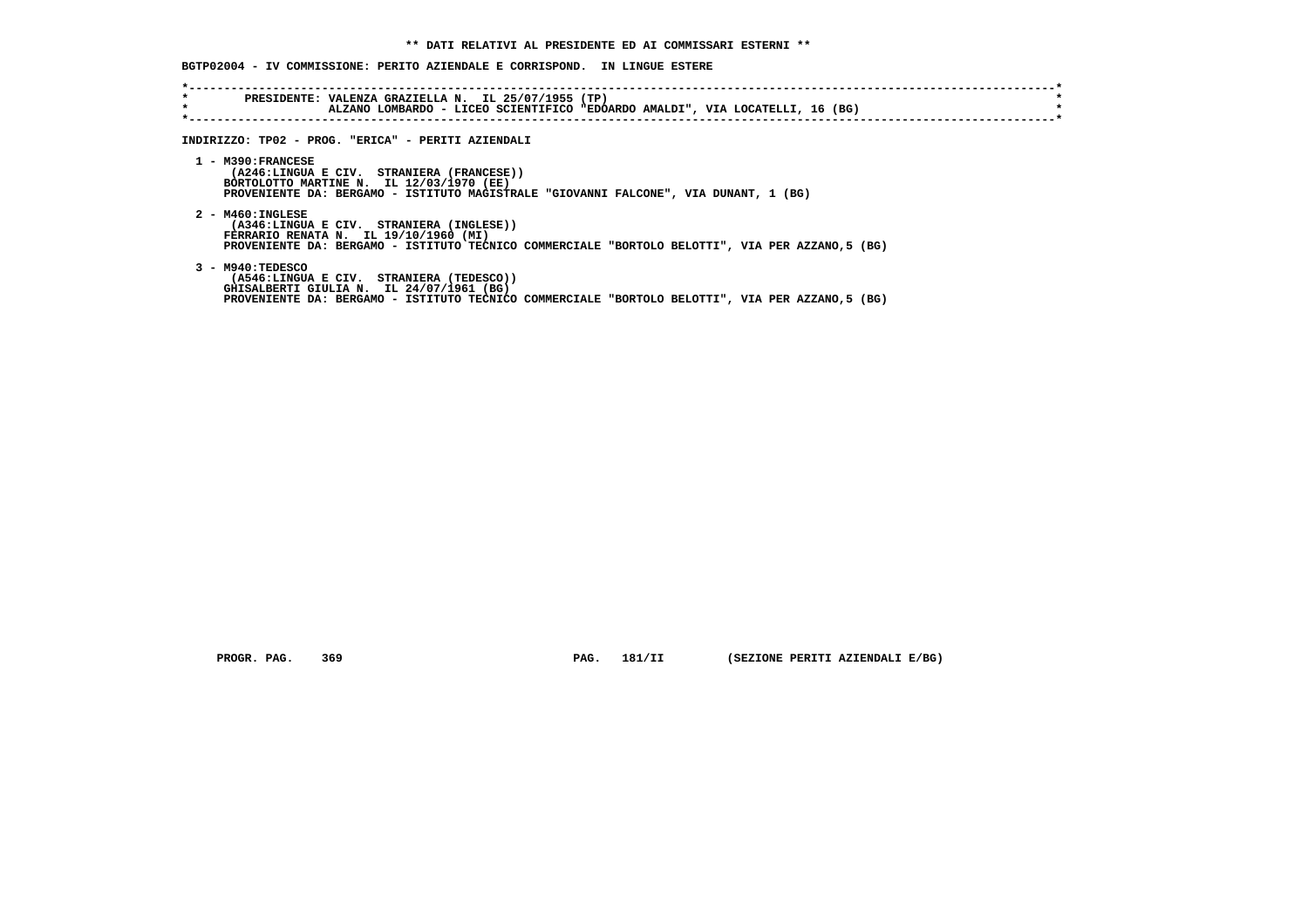**\*\* DATI RELATIVI AL PRESIDENTE ED AI COMMISSARI ESTERNI \*\***

**BGTP02004 - IV COMMISSIONE: PERITO AZIENDALE E CORRISPOND. IN LINGUE ESTERE**

PRESIDENTE: VALENZA GRAZIELLA N. IL 25/07/1955 (TP)
ALZANO LOMBARDO - LICEO SCIENTIFICO "EDOARDO AMALDI", VIA LOCATELLI, 16 (BG)

**INDIRIZZO: TP02 - PROG. "ERICA" - PERITI AZIENDALI**

1 - M390:FRANCESE
(A246:LINGUA E CIV. STRANIERA (FRANCESE))
BORTOLOTTO MARTINE N. IL 12/03/1970 (EE)
PROVENIENTE DA: BERGAMO - ISTITUTO MAGISTRALE "GIOVANNI FALCONE", VIA DUNANT, 1 (BG)

2 - M460:INGLESE
(A346:LINGUA E CIV. STRANIERA (INGLESE))
FERRARIO RENATA N. IL 19/10/1960 (MI)
PROVENIENTE DA: BERGAMO - ISTITUTO TECNICO COMMERCIALE "BORTOLO BELOTTI", VIA PER AZZANO,5 (BG)

3 - M940:TEDESCO
(A546:LINGUA E CIV. STRANIERA (TEDESCO))
GHISALBERTI GIULIA N. IL 24/07/1961 (BG)
PROVENIENTE DA: BERGAMO - ISTITUTO TECNICO COMMERCIALE "BORTOLO BELOTTI", VIA PER AZZANO,5 (BG)

PROGR. PAG. 369 PAG. 181/II (SEZIONE PERITI AZIENDALI E/BG)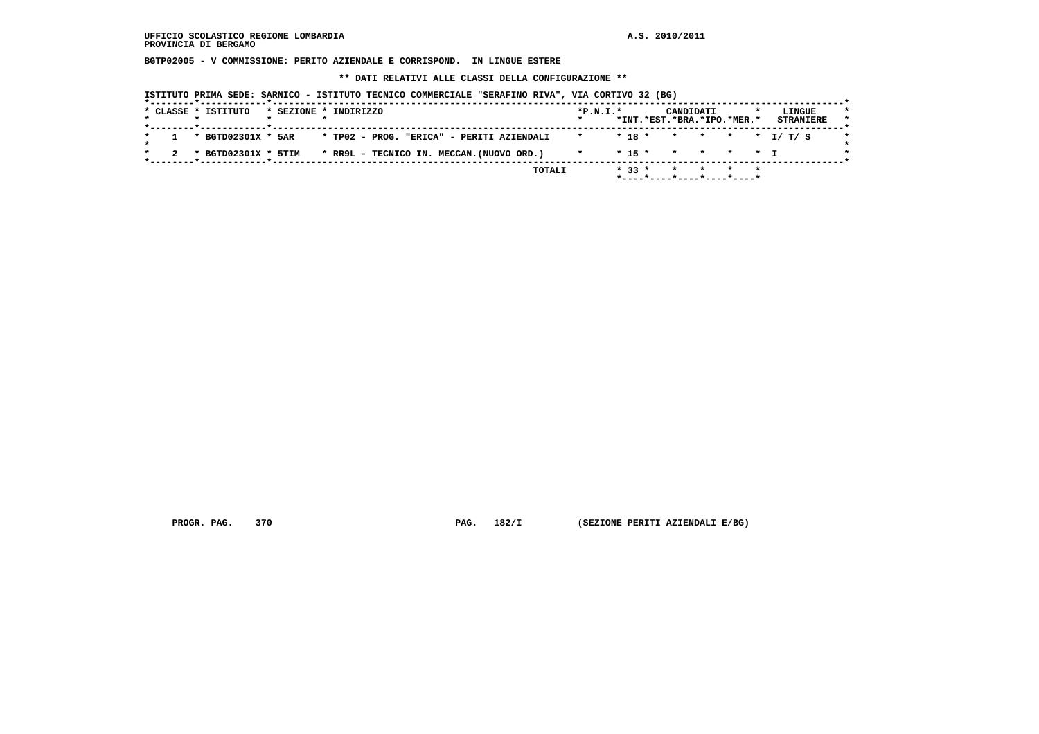UFFICIO SCOLASTICO REGIONE LOMBARDIA A.S. 2010/2011
PROVINCIA DI BERGAMO

**BGTP02005 - V COMMISSIONE: PERITO AZIENDALE E CORRISPOND. IN LINGUE ESTERE**

**\*\* DATI RELATIVI ALLE CLASSI DELLA CONFIGURAZIONE \*\***

ISTITUTO PRIMA SEDE: SARNICO - ISTITUTO TECNICO COMMERCIALE "SERAFINO RIVA", VIA CORTIVO 32 (BG)

| CLASSE | ISTITUTO | SEZIONE | INDIRIZZO | P.N.I. | CANDIDATI INT. | EST. | BRA. | IPO. | MER. | LINGUE STRANIERE |
|---|---|---|---|---|---|---|---|---|---|---|
| 1 | BGTD02301X | 5AR | TP02 - PROG. "ERICA" - PERITI AZIENDALI | | 18 | | | | | I/ T/ S |
| 2 | BGTD02301X | 5TIM | RR9L - TECNICO IN. MECCAN.(NUOVO ORD.) | | 15 | | | | | I |
| | | | TOTALI | | 33 | | | | | |

PROGR. PAG. 370 PAG. 182/I (SEZIONE PERITI AZIENDALI E/BG)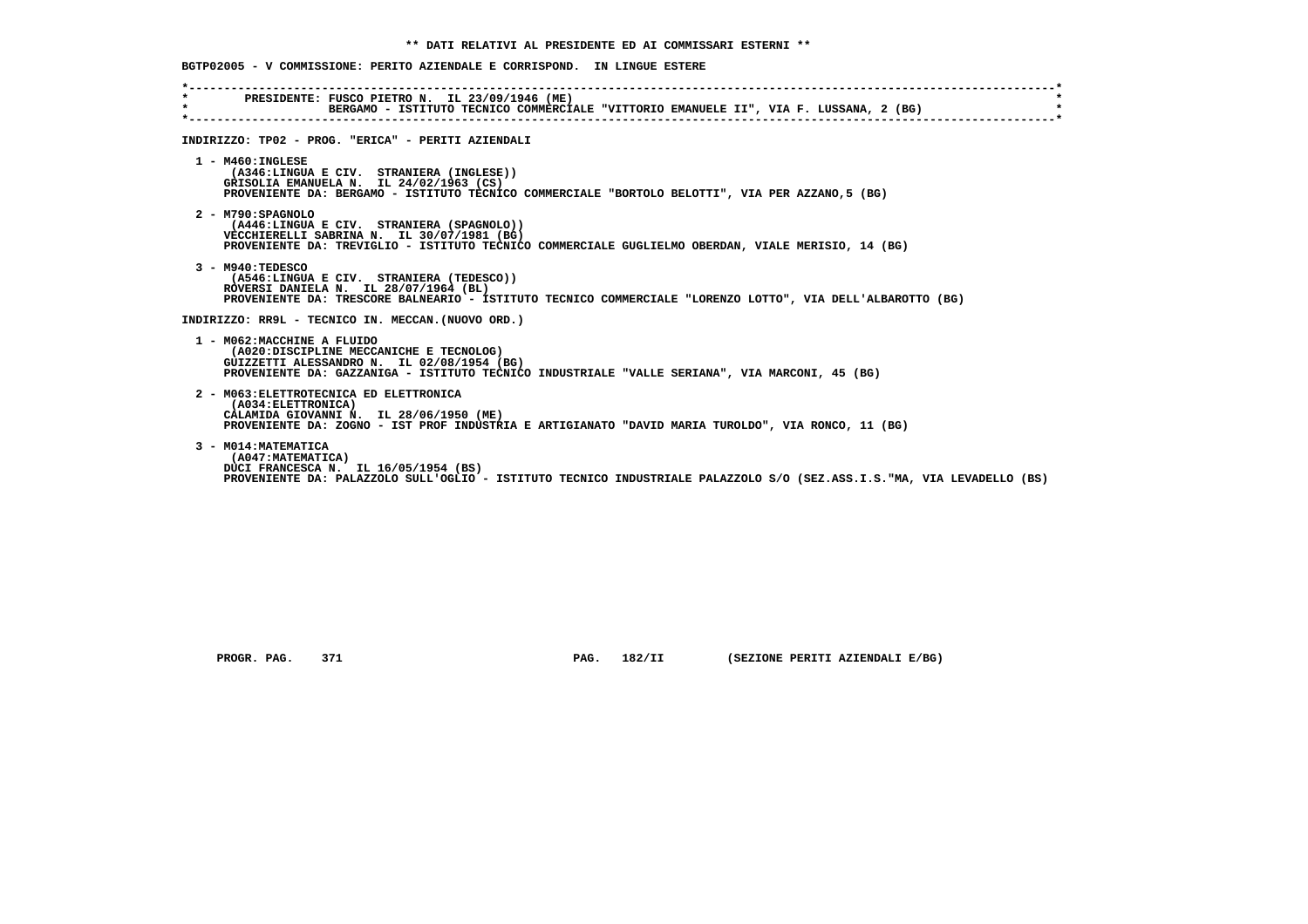**\*\* DATI RELATIVI AL PRESIDENTE ED AI COMMISSARI ESTERNI \*\***

**BGTP02005 - V COMMISSIONE: PERITO AZIENDALE E CORRISPOND. IN LINGUE ESTERE**

**PRESIDENTE: FUSCO PIETRO N. IL 23/09/1946 (ME)**
**BERGAMO - ISTITUTO TECNICO COMMERCIALE "VITTORIO EMANUELE II", VIA F. LUSSANA, 2 (BG)**

**INDIRIZZO: TP02 - PROG. "ERICA" - PERITI AZIENDALI**

1 - M460:INGLESE
(A346:LINGUA E CIV. STRANIERA (INGLESE))
GRISOLIA EMANUELA N. IL 24/02/1963 (CS)
PROVENIENTE DA: BERGAMO - ISTITUTO TECNICO COMMERCIALE "BORTOLO BELOTTI", VIA PER AZZANO,5 (BG)

2 - M790:SPAGNOLO
(A446:LINGUA E CIV. STRANIERA (SPAGNOLO))
VECCHIERELLI SABRINA N. IL 30/07/1981 (BG)
PROVENIENTE DA: TREVIGLIO - ISTITUTO TECNICO COMMERCIALE GUGLIELMO OBERDAN, VIALE MERISIO, 14 (BG)

3 - M940:TEDESCO
(A546:LINGUA E CIV. STRANIERA (TEDESCO))
ROVERSI DANIELA N. IL 28/07/1964 (BL)
PROVENIENTE DA: TRESCORE BALNEARIO - ISTITUTO TECNICO COMMERCIALE "LORENZO LOTTO", VIA DELL'ALBAROTTO (BG)

**INDIRIZZO: RR9L - TECNICO IN. MECCAN.(NUOVO ORD.)**

1 - M062:MACCHINE A FLUIDO
(A020:DISCIPLINE MECCANICHE E TECNOLOG)
GUIZZETTI ALESSANDRO N. IL 02/08/1954 (BG)
PROVENIENTE DA: GAZZANIGA - ISTITUTO TECNICO INDUSTRIALE "VALLE SERIANA", VIA MARCONI, 45 (BG)

2 - M063:ELETTROTECNICA ED ELETTRONICA
(A034:ELETTRONICA)
CALAMIDA GIOVANNI N. IL 28/06/1950 (ME)
PROVENIENTE DA: ZOGNO - IST PROF INDUSTRIA E ARTIGIANATO "DAVID MARIA TUROLDO", VIA RONCO, 11 (BG)

3 - M014:MATEMATICA
(A047:MATEMATICA)
DUCI FRANCESCA N. IL 16/05/1954 (BS)
PROVENIENTE DA: PALAZZOLO SULL'OGLIO - ISTITUTO TECNICO INDUSTRIALE PALAZZOLO S/O (SEZ.ASS.I.S."MA, VIA LEVADELLO (BS)

PROGR. PAG. 371 PAG. 182/II (SEZIONE PERITI AZIENDALI E/BG)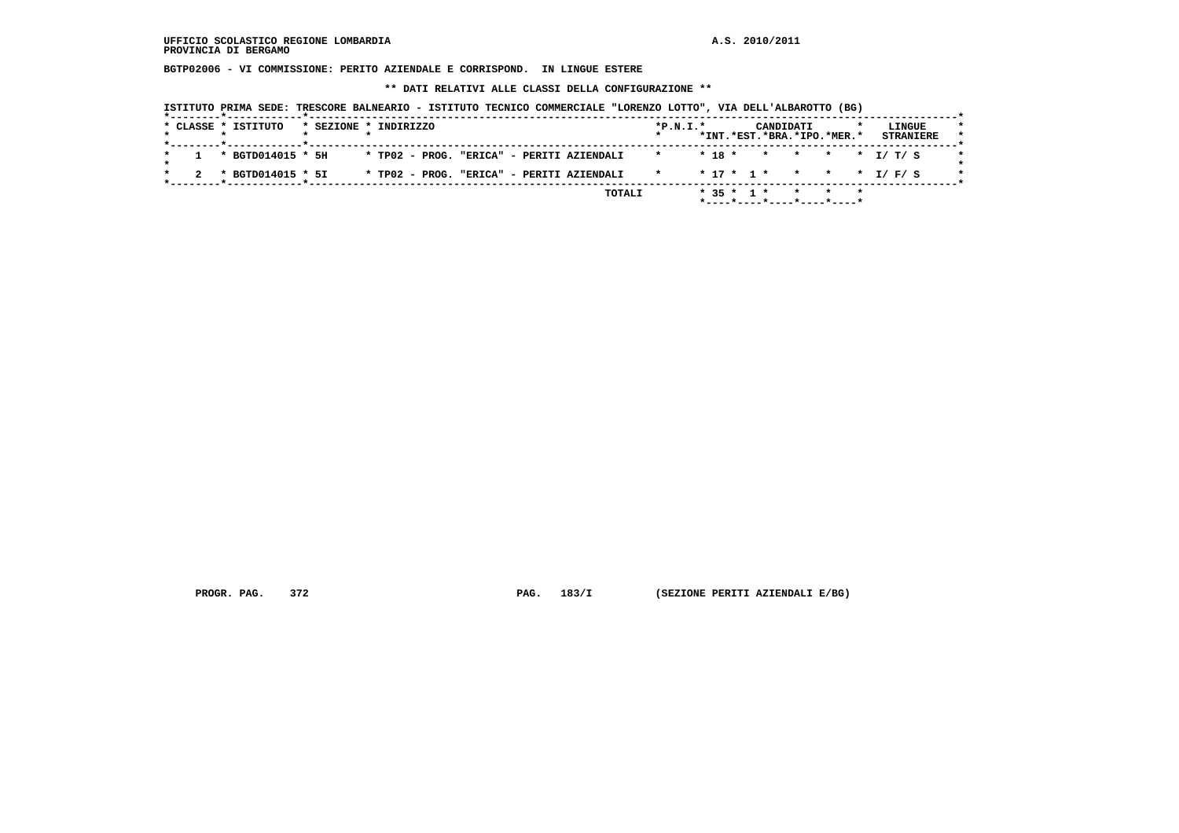**UFFICIO SCOLASTICO REGIONE LOMBARDIA** **A.S. 2010/2011**
**PROVINCIA DI BERGAMO**

**BGTP02006 - VI COMMISSIONE: PERITO AZIENDALE E CORRISPOND. IN LINGUE ESTERE**

**\*\* DATI RELATIVI ALLE CLASSI DELLA CONFIGURAZIONE \*\***

**ISTITUTO PRIMA SEDE: TRESCORE BALNEARIO - ISTITUTO TECNICO COMMERCIALE "LORENZO LOTTO", VIA DELL'ALBAROTTO (BG)**

| CLASSE | ISTITUTO | SEZIONE | INDIRIZZO | P.N.I. | CANDIDATI INT. | CANDIDATI EST. | CANDIDATI BRA. | CANDIDATI IPO. | CANDIDATI MER. | LINGUE STRANIERE |
|---|---|---|---|---|---|---|---|---|---|---|
| 1 | BGTD014015 | 5H | TP02 - PROG. "ERICA" - PERITI AZIENDALI | | 18 | | | | | I/ T/ S |
| 2 | BGTD014015 | 5I | TP02 - PROG. "ERICA" - PERITI AZIENDALI | | 17 | 1 | | | | I/ F/ S |
| | | | TOTALI | | 35 | 1 | | | | |

**PROGR. PAG. 372** **PAG. 183/I** **(SEZIONE PERITI AZIENDALI E/BG)**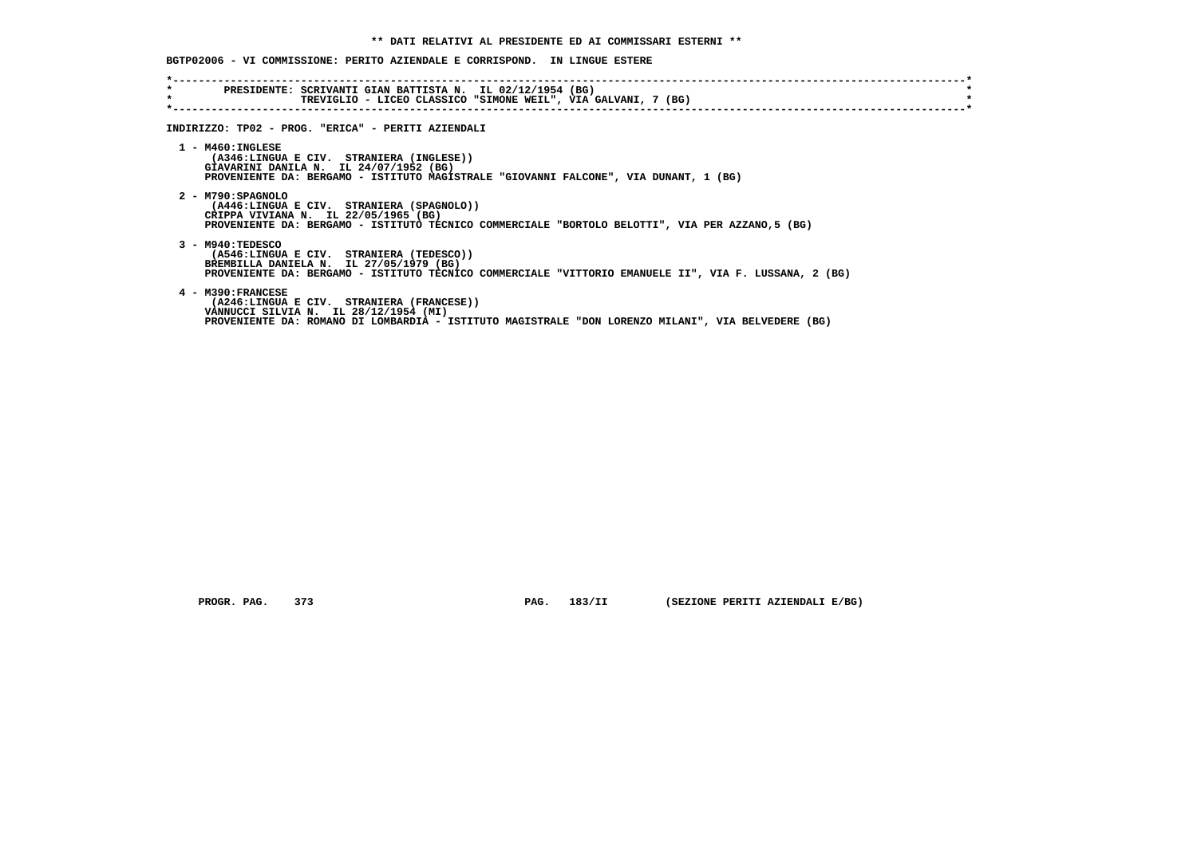**\*\* DATI RELATIVI AL PRESIDENTE ED AI COMMISSARI ESTERNI \*\***

**BGTP02006 - VI COMMISSIONE: PERITO AZIENDALE E CORRISPOND. IN LINGUE ESTERE**

```
*----------------------------------------------------------------------------------------------------------------------*
*       PRESIDENTE: SCRIVANTI GIAN BATTISTA N.  IL 02/12/1954 (BG)                                                     *
*                   TREVIGLIO - LICEO CLASSICO "SIMONE WEIL", VIA GALVANI, 7 (BG)                                      *
*----------------------------------------------------------------------------------------------------------------------*
```

**INDIRIZZO: TP02 - PROG. "ERICA" - PERITI AZIENDALI**

1 - M460:INGLESE
(A346:LINGUA E CIV. STRANIERA (INGLESE))
GIAVARINI DANILA N. IL 24/07/1952 (BG)
PROVENIENTE DA: BERGAMO - ISTITUTO MAGISTRALE "GIOVANNI FALCONE", VIA DUNANT, 1 (BG)

2 - M790:SPAGNOLO
(A446:LINGUA E CIV. STRANIERA (SPAGNOLO))
CRIPPA VIVIANA N. IL 22/05/1965 (BG)
PROVENIENTE DA: BERGAMO - ISTITUTO TECNICO COMMERCIALE "BORTOLO BELOTTI", VIA PER AZZANO,5 (BG)

3 - M940:TEDESCO
(A546:LINGUA E CIV. STRANIERA (TEDESCO))
BREMBILLA DANIELA N. IL 27/05/1979 (BG)
PROVENIENTE DA: BERGAMO - ISTITUTO TECNICO COMMERCIALE "VITTORIO EMANUELE II", VIA F. LUSSANA, 2 (BG)

4 - M390:FRANCESE
(A246:LINGUA E CIV. STRANIERA (FRANCESE))
VANNUCCI SILVIA N. IL 28/12/1954 (MI)
PROVENIENTE DA: ROMANO DI LOMBARDIA - ISTITUTO MAGISTRALE "DON LORENZO MILANI", VIA BELVEDERE (BG)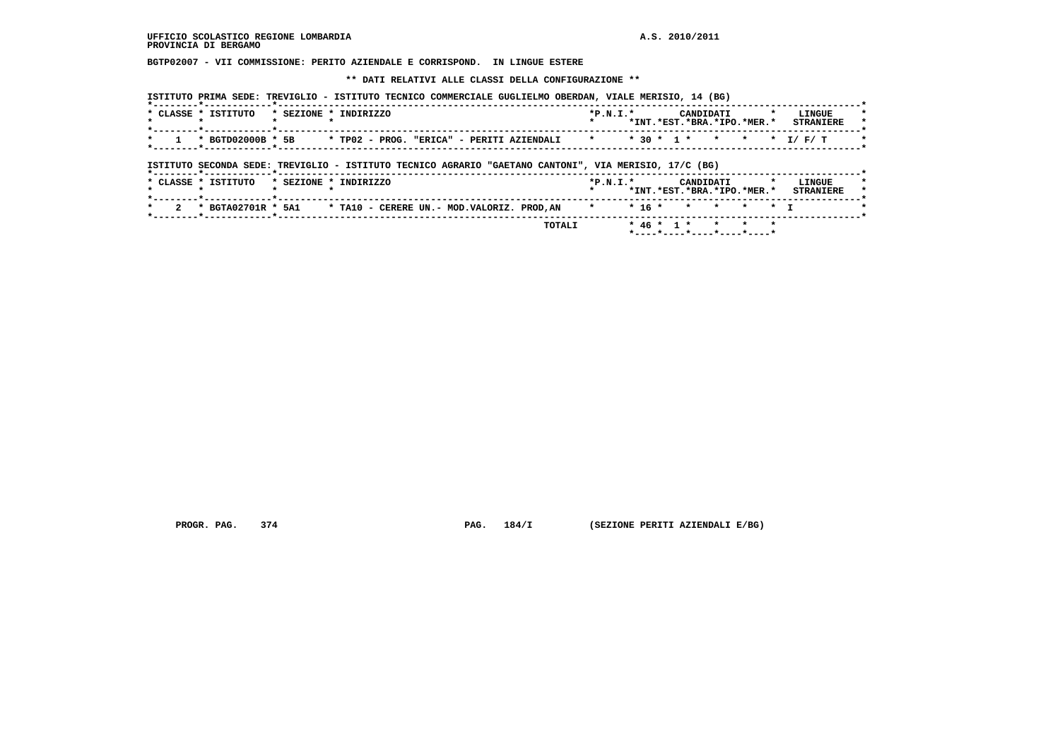UFFICIO SCOLASTICO REGIONE LOMBARDIA
PROVINCIA DI BERGAMO

A.S. 2010/2011

**BGTP02007 - VII COMMISSIONE: PERITO AZIENDALE E CORRISPOND. IN LINGUE ESTERE**

**\*\* DATI RELATIVI ALLE CLASSI DELLA CONFIGURAZIONE \*\***

ISTITUTO PRIMA SEDE: TREVIGLIO - ISTITUTO TECNICO COMMERCIALE GUGLIELMO OBERDAN, VIALE MERISIO, 14 (BG)

| CLASSE | ISTITUTO | SEZIONE | INDIRIZZO | P.N.I. | CANDIDATI INT. | CANDIDATI EST. | CANDIDATI BRA. | CANDIDATI IPO. | CANDIDATI MER. | LINGUE STRANIERE |
|---|---|---|---|---|---|---|---|---|---|---|
| 1 | BGTD02000B | 5B | TP02 - PROG. "ERICA" - PERITI AZIENDALI | | 30 | 1 | | | | I/ F/ T |

ISTITUTO SECONDA SEDE: TREVIGLIO - ISTITUTO TECNICO AGRARIO "GAETANO CANTONI", VIA MERISIO, 17/C (BG)

| CLASSE | ISTITUTO | SEZIONE | INDIRIZZO | P.N.I. | CANDIDATI INT. | CANDIDATI EST. | CANDIDATI BRA. | CANDIDATI IPO. | CANDIDATI MER. | LINGUE STRANIERE |
|---|---|---|---|---|---|---|---|---|---|---|
| 2 | BGTA02701R | 5A1 | TA10 - CERERE UN.- MOD.VALORIZ. PROD,AN | | 16 | | | | | I |
| | | | TOTALI | | 46 | 1 | | | | |

PROGR. PAG. 374 PAG. 184/I (SEZIONE PERITI AZIENDALI E/BG)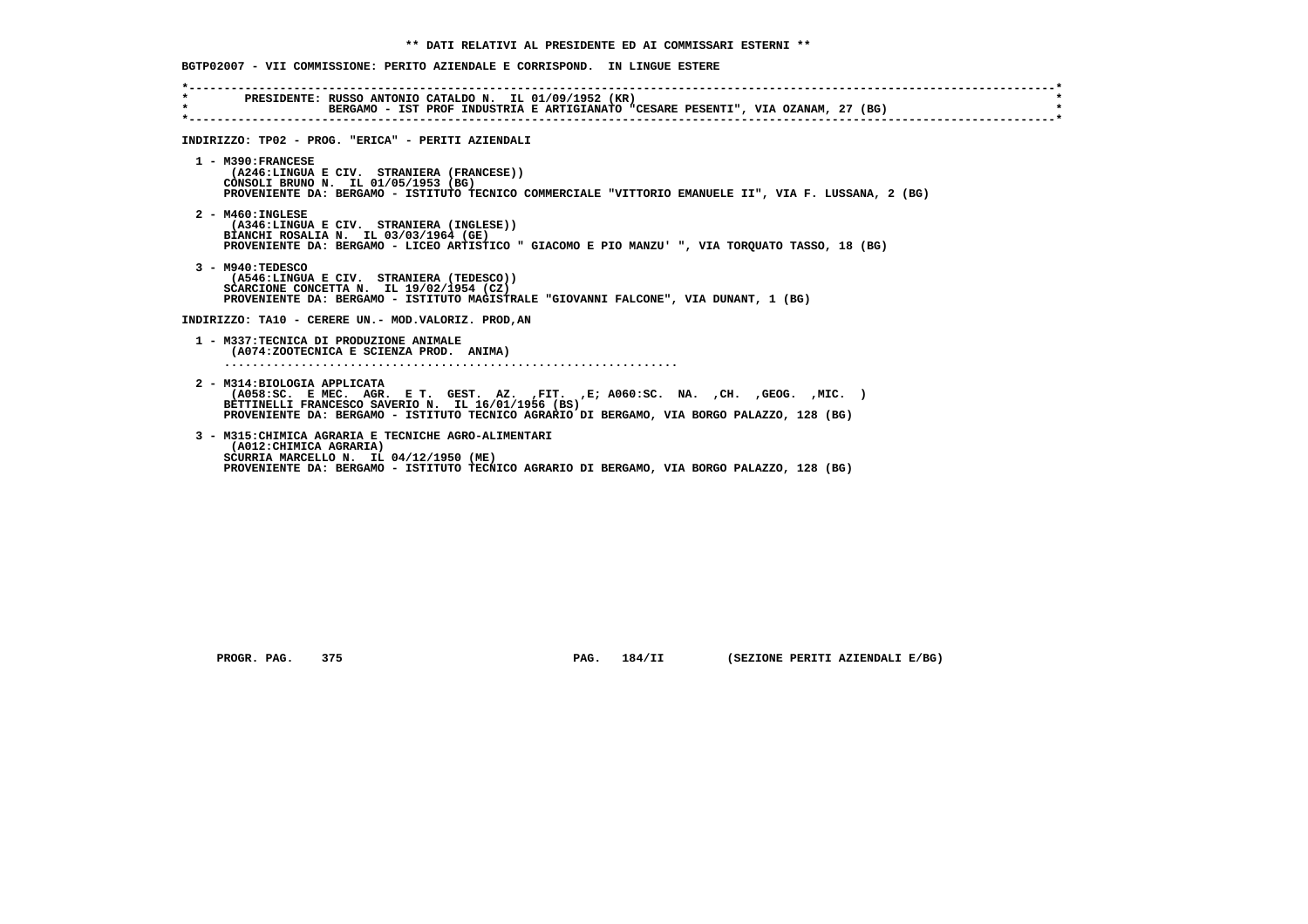** DATI RELATIVI AL PRESIDENTE ED AI COMMISSARI ESTERNI **

BGTP02007 - VII COMMISSIONE: PERITO AZIENDALE E CORRISPOND. IN LINGUE ESTERE

PRESIDENTE: RUSSO ANTONIO CATALDO N. IL 01/09/1952 (KR)
BERGAMO - IST PROF INDUSTRIA E ARTIGIANATO "CESARE PESENTI", VIA OZANAM, 27 (BG)

INDIRIZZO: TP02 - PROG. "ERICA" - PERITI AZIENDALI

1 - M390:FRANCESE
(A246:LINGUA E CIV. STRANIERA (FRANCESE))
CONSOLI BRUNO N. IL 01/05/1953 (BG)
PROVENIENTE DA: BERGAMO - ISTITUTO TECNICO COMMERCIALE "VITTORIO EMANUELE II", VIA F. LUSSANA, 2 (BG)

2 - M460:INGLESE
(A346:LINGUA E CIV. STRANIERA (INGLESE))
BIANCHI ROSALIA N. IL 03/03/1964 (GE)
PROVENIENTE DA: BERGAMO - LICEO ARTISTICO " GIACOMO E PIO MANZU' ", VIA TORQUATO TASSO, 18 (BG)

3 - M940:TEDESCO
(A546:LINGUA E CIV. STRANIERA (TEDESCO))
SCARCIONE CONCETTA N. IL 19/02/1954 (CZ)
PROVENIENTE DA: BERGAMO - ISTITUTO MAGISTRALE "GIOVANNI FALCONE", VIA DUNANT, 1 (BG)

INDIRIZZO: TA10 - CERERE UN.- MOD.VALORIZ. PROD,AN

1 - M337:TECNICA DI PRODUZIONE ANIMALE
(A074:ZOOTECNICA E SCIENZA PROD. ANIMA)
..................................................................

2 - M314:BIOLOGIA APPLICATA
(A058:SC. E MEC. AGR. E T. GEST. AZ. ,FIT. ,E; A060:SC. NA. ,CH. ,GEOG. ,MIC. )
BETTINELLI FRANCESCO SAVERIO N. IL 16/01/1956 (BS)
PROVENIENTE DA: BERGAMO - ISTITUTO TECNICO AGRARIO DI BERGAMO, VIA BORGO PALAZZO, 128 (BG)

3 - M315:CHIMICA AGRARIA E TECNICHE AGRO-ALIMENTARI
(A012:CHIMICA AGRARIA)
SCURRIA MARCELLO N. IL 04/12/1950 (ME)
PROVENIENTE DA: BERGAMO - ISTITUTO TECNICO AGRARIO DI BERGAMO, VIA BORGO PALAZZO, 128 (BG)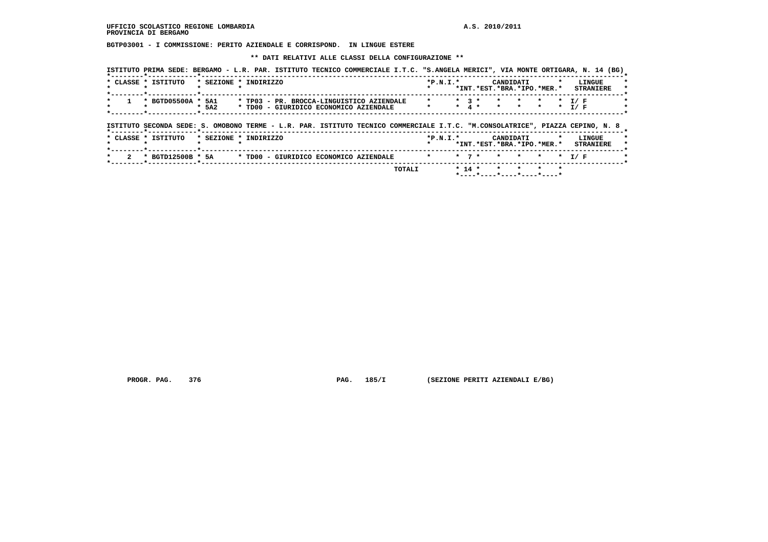BGTP03001 - I COMMISSIONE: PERITO AZIENDALE E CORRISPOND. IN LINGUE ESTERE

** DATI RELATIVI ALLE CLASSI DELLA CONFIGURAZIONE **

ISTITUTO PRIMA SEDE: BERGAMO - L.R. PAR. ISTITUTO TECNICO COMMERCIALE I.T.C. "S.ANGELA MERICI", VIA MONTE ORTIGARA, N. 14 (BG)

| CLASSE | ISTITUTO | SEZIONE | INDIRIZZO | P.N.I. | CANDIDATI INT. | EST. | BRA. | IPO. | MER. | LINGUE STRANIERE |
|---|---|---|---|---|---|---|---|---|---|---|
| 1 | BGTD05500A | 5A1 | TP03 - PR. BROCCA-LINGUISTICO AZIENDALE | | 3 | | | | | I/ F |
| | | 5A2 | TD00 - GIURIDICO ECONOMICO AZIENDALE | | 4 | | | | | I/ F |

ISTITUTO SECONDA SEDE: S. OMOBONO TERME - L.R. PAR. ISTITUTO TECNICO COMMERCIALE I.T.C. "M.CONSOLATRICE", PIAZZA CEPINO, N. 8

| CLASSE | ISTITUTO | SEZIONE | INDIRIZZO | P.N.I. | CANDIDATI INT. | EST. | BRA. | IPO. | MER. | LINGUE STRANIERE |
|---|---|---|---|---|---|---|---|---|---|---|
| 2 | BGTD12500B | 5A | TD00 - GIURIDICO ECONOMICO AZIENDALE | | 7 | | | | | I/ F |
| | | | TOTALI | | 14 | | | | | |

PROGR. PAG. 376 PAG. 185/I (SEZIONE PERITI AZIENDALI E/BG)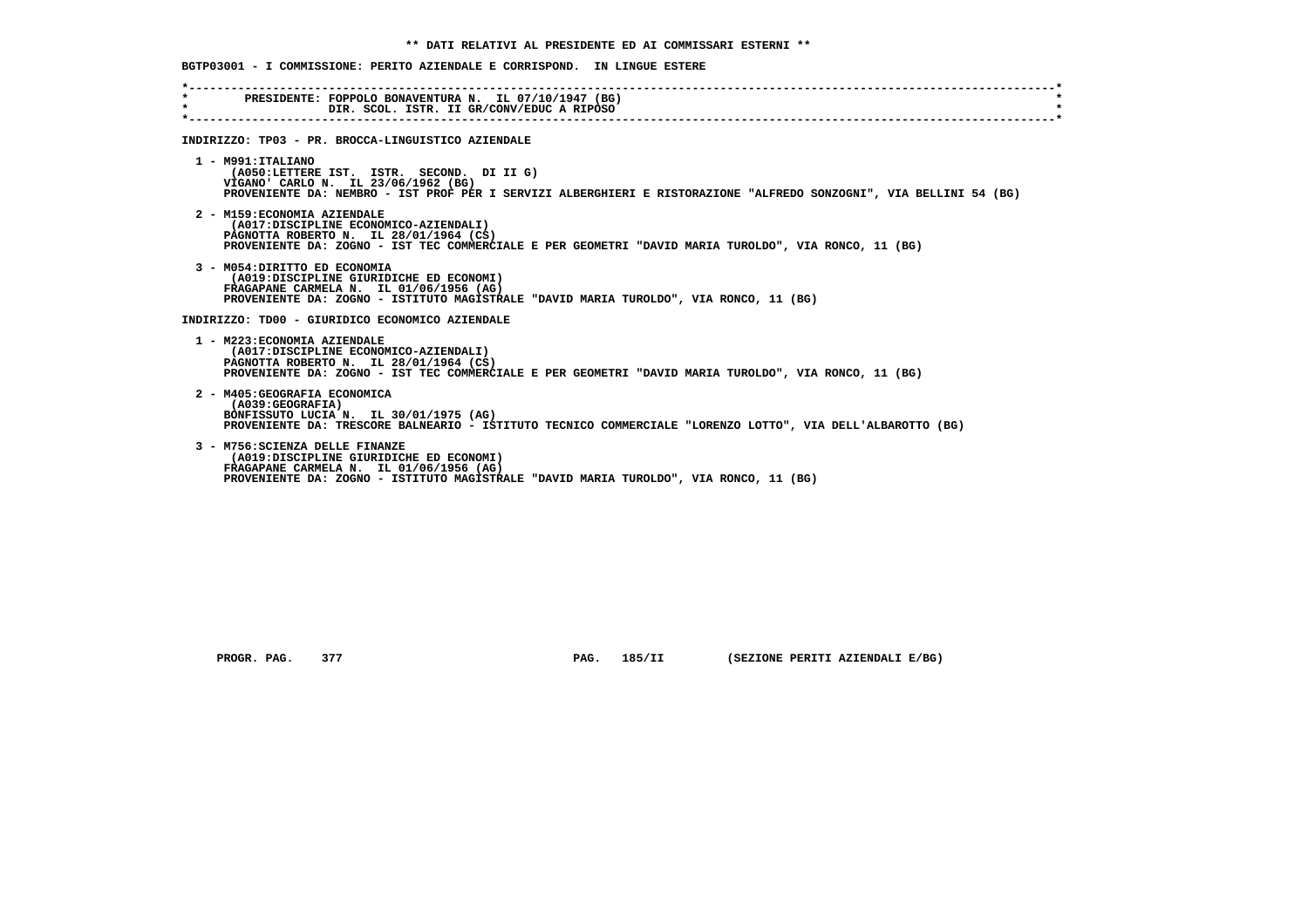**\*\* DATI RELATIVI AL PRESIDENTE ED AI COMMISSARI ESTERNI \*\***

**BGTP03001 - I COMMISSIONE: PERITO AZIENDALE E CORRISPOND. IN LINGUE ESTERE**

```
*----------------------------------------------------------------------------------------------------------------------------*
*        PRESIDENTE: FOPPOLO BONAVENTURA N.  IL 07/10/1947 (BG)                                                              *
*                    DIR. SCOL. ISTR. II GR/CONV/EDUC A RIPOSO                                                               *
*----------------------------------------------------------------------------------------------------------------------------*
```

**INDIRIZZO: TP03 - PR. BROCCA-LINGUISTICO AZIENDALE**

1 - M991:ITALIANO
(A050:LETTERE IST. ISTR. SECOND. DI II G)
VIGANO' CARLO N. IL 23/06/1962 (BG)
PROVENIENTE DA: NEMBRO - IST PROF PER I SERVIZI ALBERGHIERI E RISTORAZIONE "ALFREDO SONZOGNI", VIA BELLINI 54 (BG)

2 - M159:ECONOMIA AZIENDALE
(A017:DISCIPLINE ECONOMICO-AZIENDALI)
PAGNOTTA ROBERTO N. IL 28/01/1964 (CS)
PROVENIENTE DA: ZOGNO - IST TEC COMMERCIALE E PER GEOMETRI "DAVID MARIA TUROLDO", VIA RONCO, 11 (BG)

3 - M054:DIRITTO ED ECONOMIA
(A019:DISCIPLINE GIURIDICHE ED ECONOMI)
FRAGAPANE CARMELA N. IL 01/06/1956 (AG)
PROVENIENTE DA: ZOGNO - ISTITUTO MAGISTRALE "DAVID MARIA TUROLDO", VIA RONCO, 11 (BG)

**INDIRIZZO: TD00 - GIURIDICO ECONOMICO AZIENDALE**

1 - M223:ECONOMIA AZIENDALE
(A017:DISCIPLINE ECONOMICO-AZIENDALI)
PAGNOTTA ROBERTO N. IL 28/01/1964 (CS)
PROVENIENTE DA: ZOGNO - IST TEC COMMERCIALE E PER GEOMETRI "DAVID MARIA TUROLDO", VIA RONCO, 11 (BG)

2 - M405:GEOGRAFIA ECONOMICA
(A039:GEOGRAFIA)
BONFISSUTO LUCIA N. IL 30/01/1975 (AG)
PROVENIENTE DA: TRESCORE BALNEARIO - ISTITUTO TECNICO COMMERCIALE "LORENZO LOTTO", VIA DELL'ALBAROTTO (BG)

3 - M756:SCIENZA DELLE FINANZE
(A019:DISCIPLINE GIURIDICHE ED ECONOMI)
FRAGAPANE CARMELA N. IL 01/06/1956 (AG)
PROVENIENTE DA: ZOGNO - ISTITUTO MAGISTRALE "DAVID MARIA TUROLDO", VIA RONCO, 11 (BG)